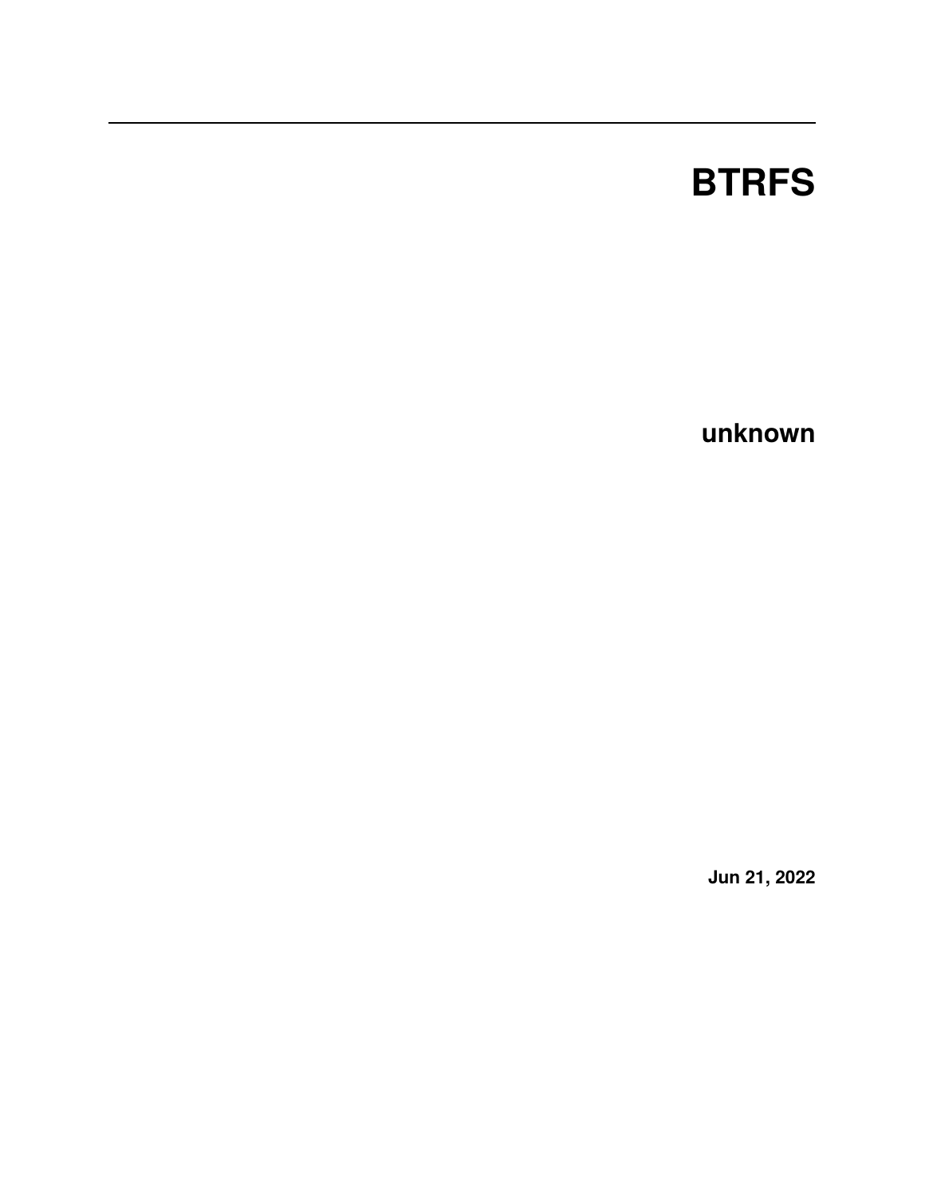# BTRFS

**unknown**

**Jun 21, 2022**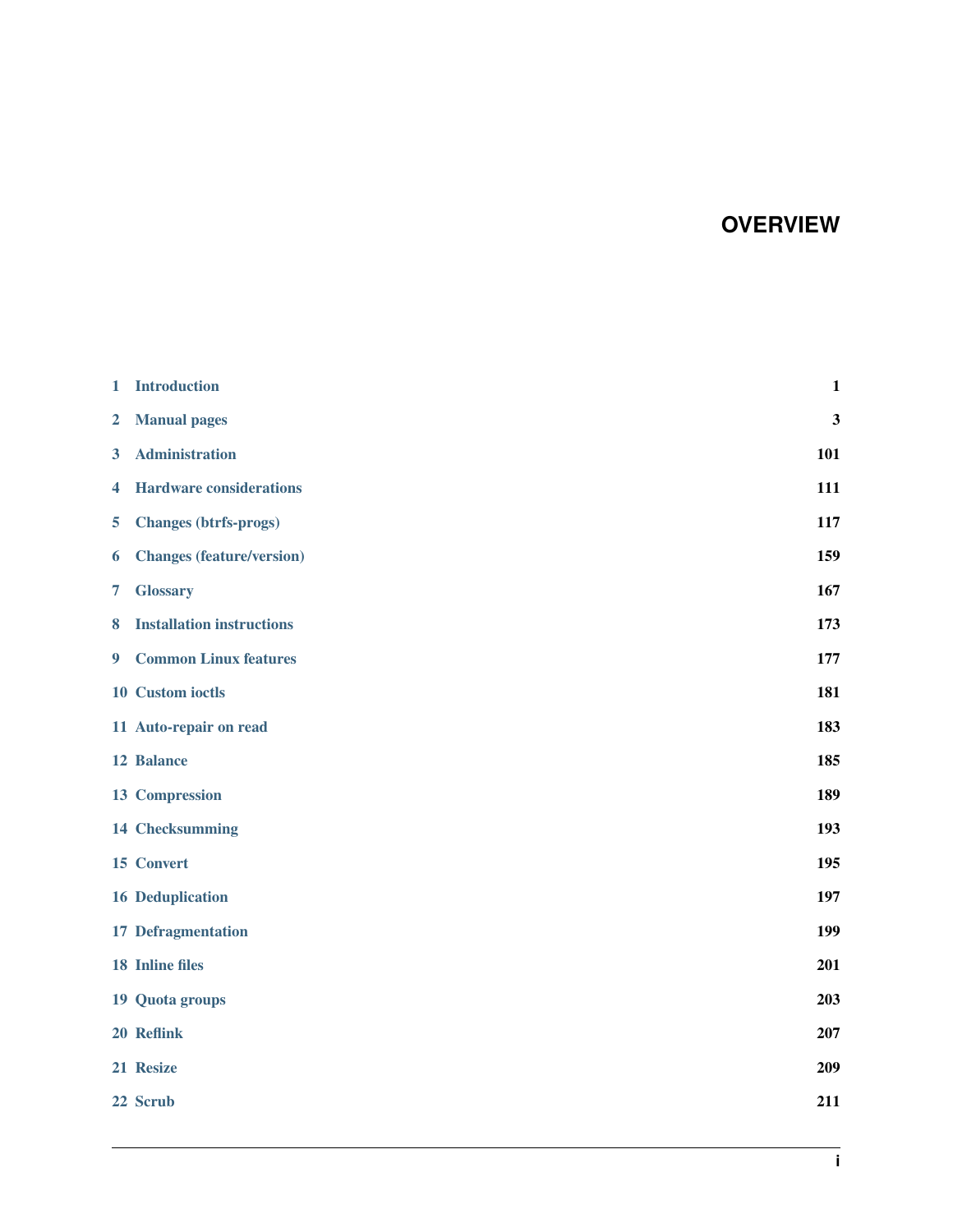# OVERVIEW

| | | |
|---|---|---|
| 1 | Introduction | 1 |
| 2 | Manual pages | 3 |
| 3 | Administration | 101 |
| 4 | Hardware considerations | 111 |
| 5 | Changes (btrfs-progs) | 117 |
| 6 | Changes (feature/version) | 159 |
| 7 | Glossary | 167 |
| 8 | Installation instructions | 173 |
| 9 | Common Linux features | 177 |
| 10 | Custom ioctls | 181 |
| 11 | Auto-repair on read | 183 |
| 12 | Balance | 185 |
| 13 | Compression | 189 |
| 14 | Checksumming | 193 |
| 15 | Convert | 195 |
| 16 | Deduplication | 197 |
| 17 | Defragmentation | 199 |
| 18 | Inline files | 201 |
| 19 | Quota groups | 203 |
| 20 | Reflink | 207 |
| 21 | Resize | 209 |
| 22 | Scrub | 211 |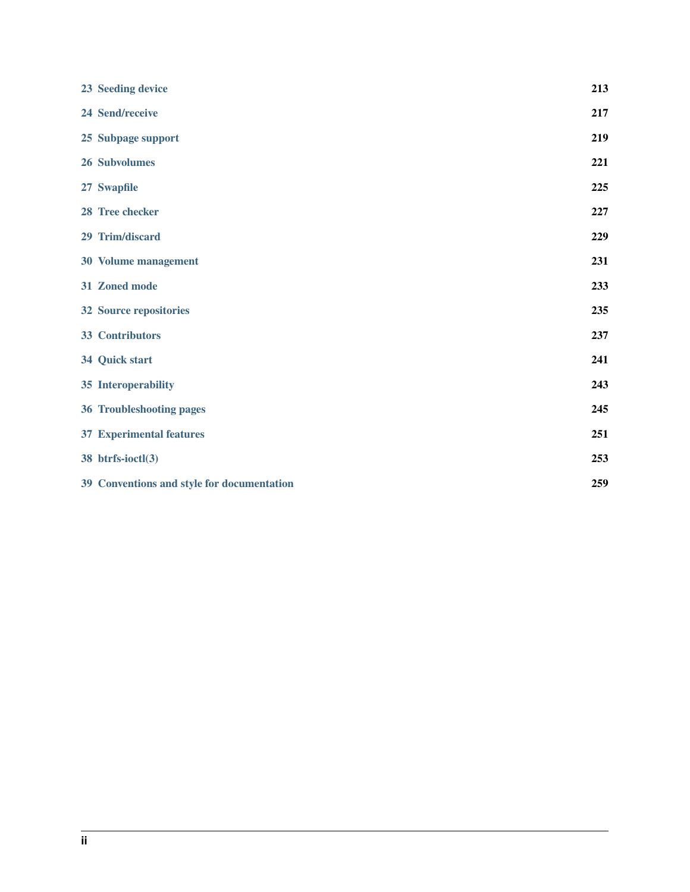| | |
|---|---|
| 23 Seeding device | 213 |
| 24 Send/receive | 217 |
| 25 Subpage support | 219 |
| 26 Subvolumes | 221 |
| 27 Swapfile | 225 |
| 28 Tree checker | 227 |
| 29 Trim/discard | 229 |
| 30 Volume management | 231 |
| 31 Zoned mode | 233 |
| 32 Source repositories | 235 |
| 33 Contributors | 237 |
| 34 Quick start | 241 |
| 35 Interoperability | 243 |
| 36 Troubleshooting pages | 245 |
| 37 Experimental features | 251 |
| 38 btrfs-ioctl(3) | 253 |
| 39 Conventions and style for documentation | 259 |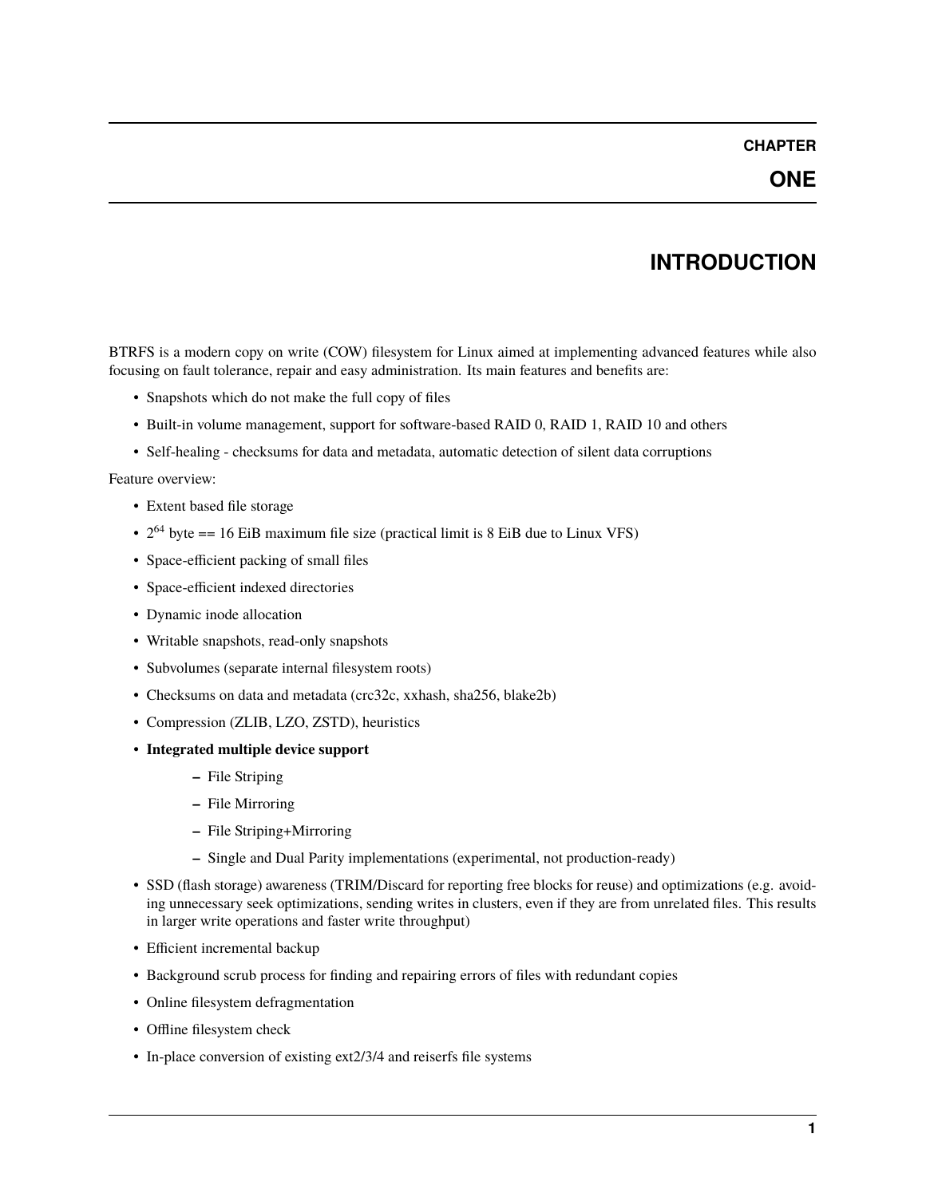# CHAPTER ONE

# INTRODUCTION

BTRFS is a modern copy on write (COW) filesystem for Linux aimed at implementing advanced features while also focusing on fault tolerance, repair and easy administration. Its main features and benefits are:

- Snapshots which do not make the full copy of files
- Built-in volume management, support for software-based RAID 0, RAID 1, RAID 10 and others
- Self-healing - checksums for data and metadata, automatic detection of silent data corruptions

Feature overview:

- Extent based file storage
- $2^{64}$ byte == 16 EiB maximum file size (practical limit is 8 EiB due to Linux VFS)
- Space-efficient packing of small files
- Space-efficient indexed directories
- Dynamic inode allocation
- Writable snapshots, read-only snapshots
- Subvolumes (separate internal filesystem roots)
- Checksums on data and metadata (crc32c, xxhash, sha256, blake2b)
- Compression (ZLIB, LZO, ZSTD), heuristics
- **Integrated multiple device support**
  - File Striping
  - File Mirroring
  - File Striping+Mirroring
  - Single and Dual Parity implementations (experimental, not production-ready)
- SSD (flash storage) awareness (TRIM/Discard for reporting free blocks for reuse) and optimizations (e.g. avoiding unnecessary seek optimizations, sending writes in clusters, even if they are from unrelated files. This results in larger write operations and faster write throughput)
- Efficient incremental backup
- Background scrub process for finding and repairing errors of files with redundant copies
- Online filesystem defragmentation
- Offline filesystem check
- In-place conversion of existing ext2/3/4 and reiserfs file systems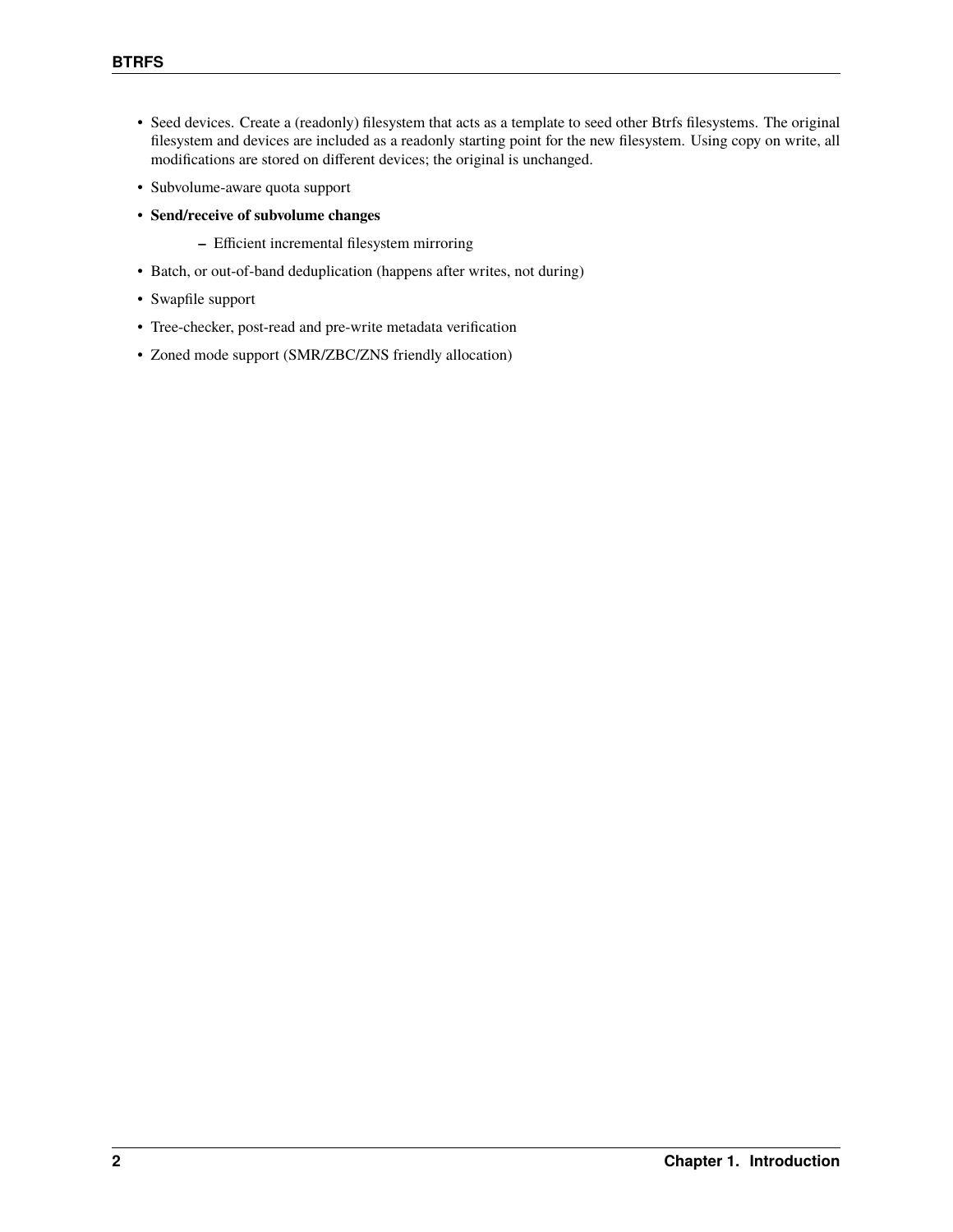- Seed devices. Create a (readonly) filesystem that acts as a template to seed other Btrfs filesystems. The original filesystem and devices are included as a readonly starting point for the new filesystem. Using copy on write, all modifications are stored on different devices; the original is unchanged.
- Subvolume-aware quota support
- **Send/receive of subvolume changes**
  - Efficient incremental filesystem mirroring
- Batch, or out-of-band deduplication (happens after writes, not during)
- Swapfile support
- Tree-checker, post-read and pre-write metadata verification
- Zoned mode support (SMR/ZBC/ZNS friendly allocation)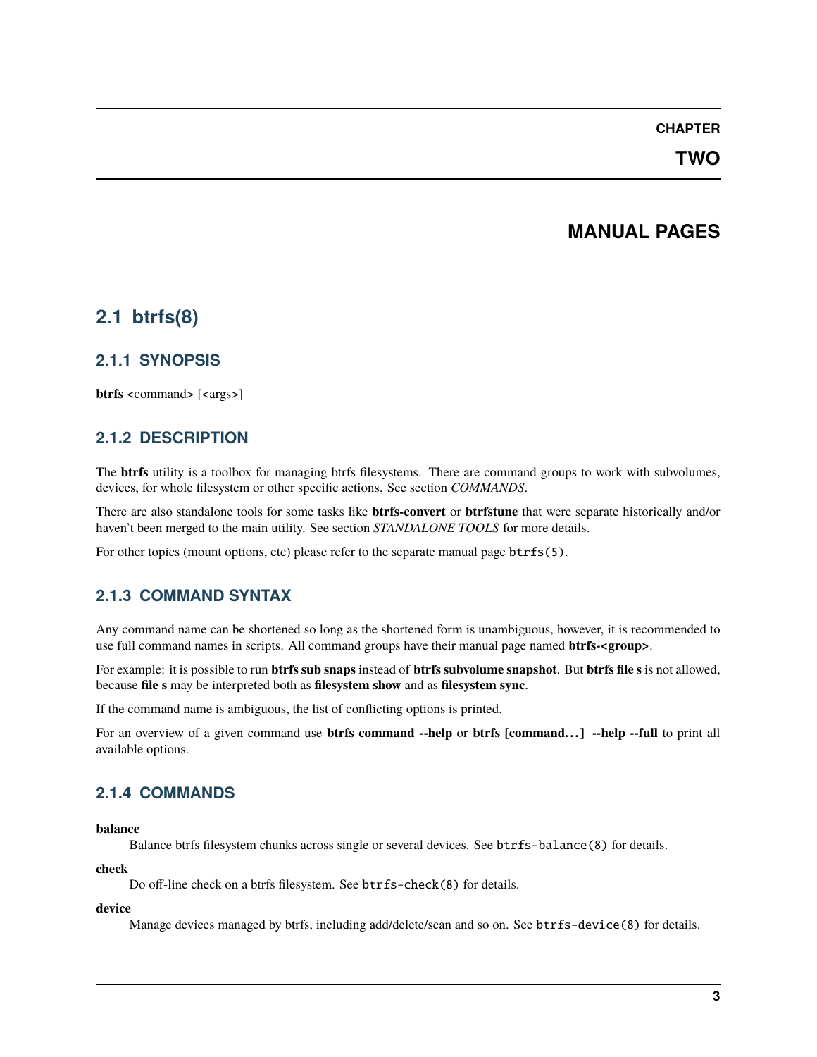# CHAPTER TWO

# MANUAL PAGES

## 2.1 btrfs(8)

### 2.1.1 SYNOPSIS

**btrfs** <command> [<args>]

### 2.1.2 DESCRIPTION

The **btrfs** utility is a toolbox for managing btrfs filesystems. There are command groups to work with subvolumes, devices, for whole filesystem or other specific actions. See section *COMMANDS*.

There are also standalone tools for some tasks like **btrfs-convert** or **btrfstune** that were separate historically and/or haven't been merged to the main utility. See section *STANDALONE TOOLS* for more details.

For other topics (mount options, etc) please refer to the separate manual page `btrfs(5)`.

### 2.1.3 COMMAND SYNTAX

Any command name can be shortened so long as the shortened form is unambiguous, however, it is recommended to use full command names in scripts. All command groups have their manual page named **btrfs-<group>**.

For example: it is possible to run **btrfs sub snaps** instead of **btrfs subvolume snapshot**. But **btrfs file s** is not allowed, because **file s** may be interpreted both as **filesystem show** and as **filesystem sync**.

If the command name is ambiguous, the list of conflicting options is printed.

For an overview of a given command use **btrfs command --help** or **btrfs [command...] --help --full** to print all available options.

### 2.1.4 COMMANDS

**balance**
: Balance btrfs filesystem chunks across single or several devices. See `btrfs-balance(8)` for details.

**check**
: Do off-line check on a btrfs filesystem. See `btrfs-check(8)` for details.

**device**
: Manage devices managed by btrfs, including add/delete/scan and so on. See `btrfs-device(8)` for details.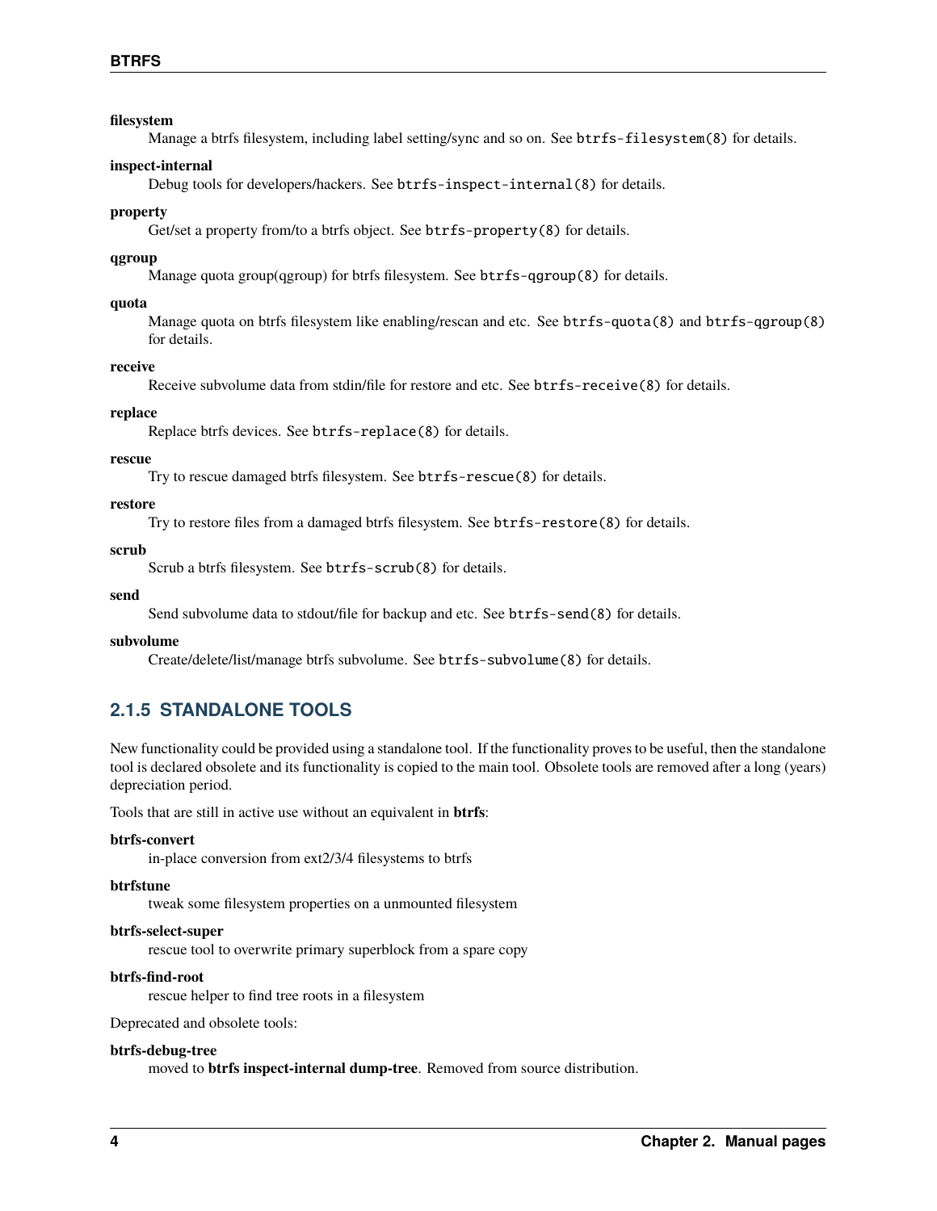**filesystem**
: Manage a btrfs filesystem, including label setting/sync and so on. See `btrfs-filesystem(8)` for details.

**inspect-internal**
: Debug tools for developers/hackers. See `btrfs-inspect-internal(8)` for details.

**property**
: Get/set a property from/to a btrfs object. See `btrfs-property(8)` for details.

**qgroup**
: Manage quota group(qgroup) for btrfs filesystem. See `btrfs-qgroup(8)` for details.

**quota**
: Manage quota on btrfs filesystem like enabling/rescan and etc. See `btrfs-quota(8)` and `btrfs-qgroup(8)` for details.

**receive**
: Receive subvolume data from stdin/file for restore and etc. See `btrfs-receive(8)` for details.

**replace**
: Replace btrfs devices. See `btrfs-replace(8)` for details.

**rescue**
: Try to rescue damaged btrfs filesystem. See `btrfs-rescue(8)` for details.

**restore**
: Try to restore files from a damaged btrfs filesystem. See `btrfs-restore(8)` for details.

**scrub**
: Scrub a btrfs filesystem. See `btrfs-scrub(8)` for details.

**send**
: Send subvolume data to stdout/file for backup and etc. See `btrfs-send(8)` for details.

**subvolume**
: Create/delete/list/manage btrfs subvolume. See `btrfs-subvolume(8)` for details.

### 2.1.5 STANDALONE TOOLS

New functionality could be provided using a standalone tool. If the functionality proves to be useful, then the standalone tool is declared obsolete and its functionality is copied to the main tool. Obsolete tools are removed after a long (years) depreciation period.

Tools that are still in active use without an equivalent in **btrfs**:

**btrfs-convert**
: in-place conversion from ext2/3/4 filesystems to btrfs

**btrfstune**
: tweak some filesystem properties on a unmounted filesystem

**btrfs-select-super**
: rescue tool to overwrite primary superblock from a spare copy

**btrfs-find-root**
: rescue helper to find tree roots in a filesystem

Deprecated and obsolete tools:

**btrfs-debug-tree**
: moved to **btrfs inspect-internal dump-tree**. Removed from source distribution.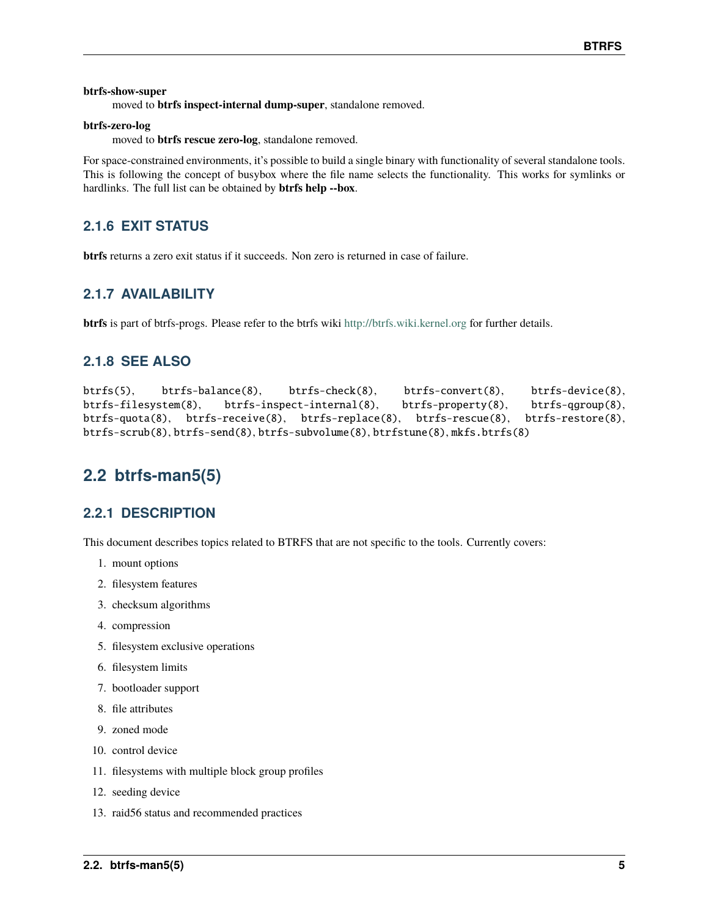**btrfs-show-super**
moved to **btrfs inspect-internal dump-super**, standalone removed.

**btrfs-zero-log**
moved to **btrfs rescue zero-log**, standalone removed.

For space-constrained environments, it's possible to build a single binary with functionality of several standalone tools. This is following the concept of busybox where the file name selects the functionality. This works for symlinks or hardlinks. The full list can be obtained by **btrfs help --box**.

### 2.1.6 EXIT STATUS

**btrfs** returns a zero exit status if it succeeds. Non zero is returned in case of failure.

### 2.1.7 AVAILABILITY

**btrfs** is part of btrfs-progs. Please refer to the btrfs wiki http://btrfs.wiki.kernel.org for further details.

### 2.1.8 SEE ALSO

`btrfs(5)`, `btrfs-balance(8)`, `btrfs-check(8)`, `btrfs-convert(8)`, `btrfs-device(8)`, `btrfs-filesystem(8)`, `btrfs-inspect-internal(8)`, `btrfs-property(8)`, `btrfs-qgroup(8)`, `btrfs-quota(8)`, `btrfs-receive(8)`, `btrfs-replace(8)`, `btrfs-rescue(8)`, `btrfs-restore(8)`, `btrfs-scrub(8)`, `btrfs-send(8)`, `btrfs-subvolume(8)`, `btrfstune(8)`, `mkfs.btrfs(8)`

## 2.2 btrfs-man5(5)

### 2.2.1 DESCRIPTION

This document describes topics related to BTRFS that are not specific to the tools. Currently covers:

1. mount options
2. filesystem features
3. checksum algorithms
4. compression
5. filesystem exclusive operations
6. filesystem limits
7. bootloader support
8. file attributes
9. zoned mode
10. control device
11. filesystems with multiple block group profiles
12. seeding device
13. raid56 status and recommended practices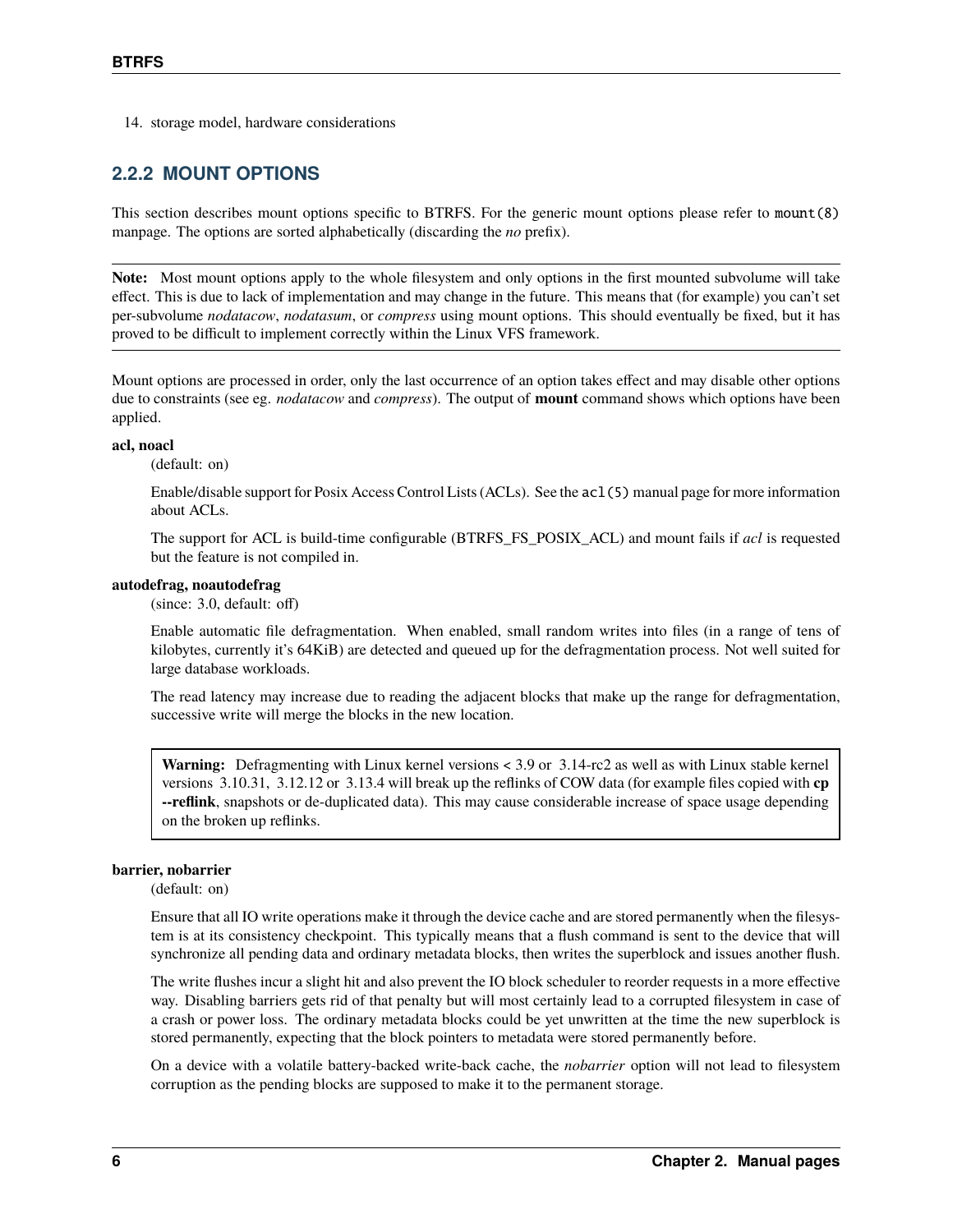14. storage model, hardware considerations

### 2.2.2 MOUNT OPTIONS

This section describes mount options specific to BTRFS. For the generic mount options please refer to `mount(8)` manpage. The options are sorted alphabetically (discarding the *no* prefix).

**Note:** Most mount options apply to the whole filesystem and only options in the first mounted subvolume will take effect. This is due to lack of implementation and may change in the future. This means that (for example) you can't set per-subvolume *nodatacow*, *nodatasum*, or *compress* using mount options. This should eventually be fixed, but it has proved to be difficult to implement correctly within the Linux VFS framework.

Mount options are processed in order, only the last occurrence of an option takes effect and may disable other options due to constraints (see eg. *nodatacow* and *compress*). The output of **mount** command shows which options have been applied.

**acl, noacl**

(default: on)

Enable/disable support for Posix Access Control Lists (ACLs). See the `acl(5)` manual page for more information about ACLs.

The support for ACL is build-time configurable (BTRFS_FS_POSIX_ACL) and mount fails if *acl* is requested but the feature is not compiled in.

**autodefrag, noautodefrag**

(since: 3.0, default: off)

Enable automatic file defragmentation. When enabled, small random writes into files (in a range of tens of kilobytes, currently it's 64KiB) are detected and queued up for the defragmentation process. Not well suited for large database workloads.

The read latency may increase due to reading the adjacent blocks that make up the range for defragmentation, successive write will merge the blocks in the new location.

**Warning:** Defragmenting with Linux kernel versions < 3.9 or 3.14-rc2 as well as with Linux stable kernel versions 3.10.31, 3.12.12 or 3.13.4 will break up the reflinks of COW data (for example files copied with **cp --reflink**, snapshots or de-duplicated data). This may cause considerable increase of space usage depending on the broken up reflinks.

**barrier, nobarrier**

(default: on)

Ensure that all IO write operations make it through the device cache and are stored permanently when the filesystem is at its consistency checkpoint. This typically means that a flush command is sent to the device that will synchronize all pending data and ordinary metadata blocks, then writes the superblock and issues another flush.

The write flushes incur a slight hit and also prevent the IO block scheduler to reorder requests in a more effective way. Disabling barriers gets rid of that penalty but will most certainly lead to a corrupted filesystem in case of a crash or power loss. The ordinary metadata blocks could be yet unwritten at the time the new superblock is stored permanently, expecting that the block pointers to metadata were stored permanently before.

On a device with a volatile battery-backed write-back cache, the *nobarrier* option will not lead to filesystem corruption as the pending blocks are supposed to make it to the permanent storage.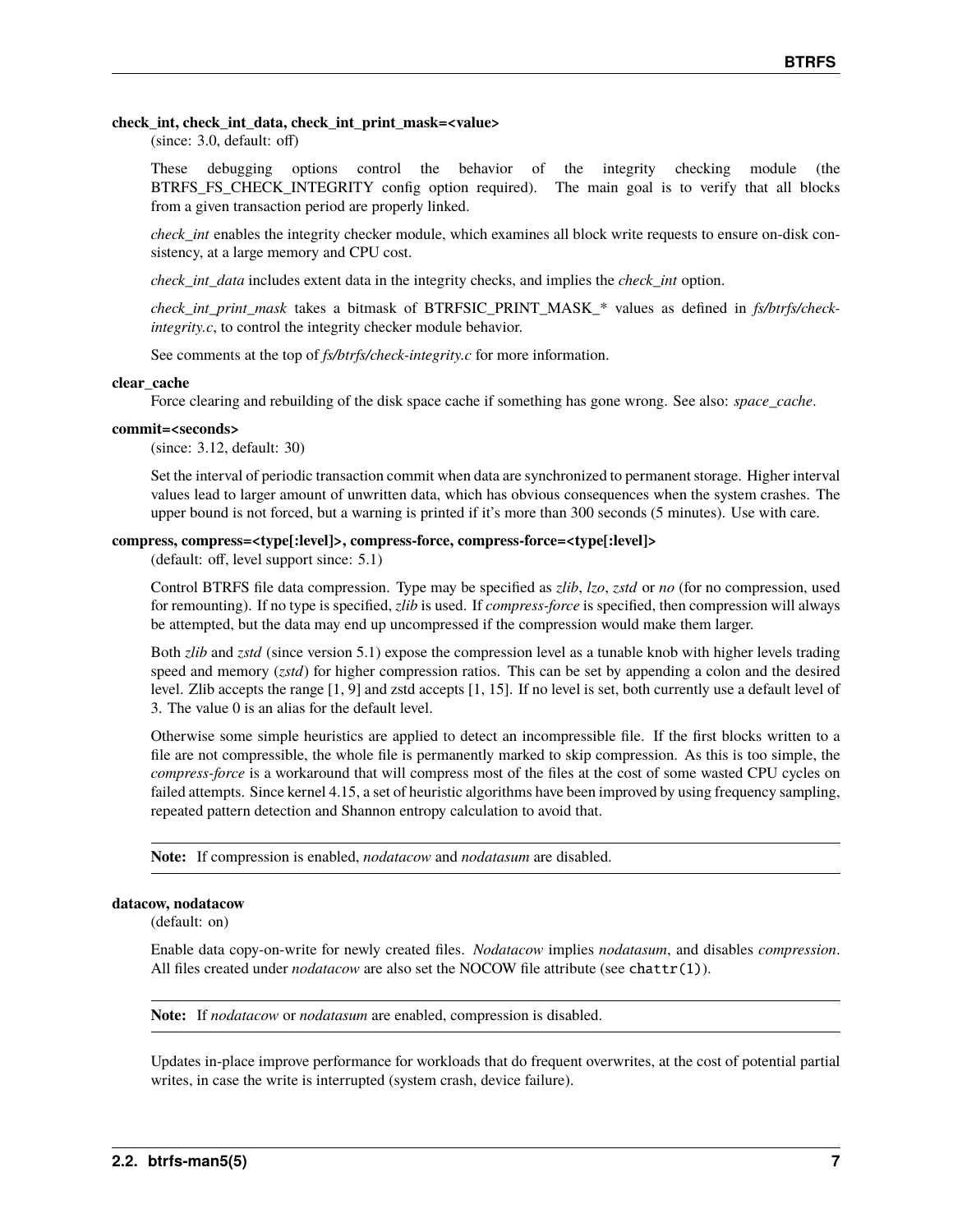**check_int, check_int_data, check_int_print_mask=<value>**

(since: 3.0, default: off)

These debugging options control the behavior of the integrity checking module (the BTRFS_FS_CHECK_INTEGRITY config option required). The main goal is to verify that all blocks from a given transaction period are properly linked.

*check_int* enables the integrity checker module, which examines all block write requests to ensure on-disk consistency, at a large memory and CPU cost.

*check_int_data* includes extent data in the integrity checks, and implies the *check_int* option.

*check_int_print_mask* takes a bitmask of BTRFSIC_PRINT_MASK_* values as defined in *fs/btrfs/check-integrity.c*, to control the integrity checker module behavior.

See comments at the top of *fs/btrfs/check-integrity.c* for more information.

**clear_cache**

Force clearing and rebuilding of the disk space cache if something has gone wrong. See also: *space_cache*.

**commit=<seconds>**

(since: 3.12, default: 30)

Set the interval of periodic transaction commit when data are synchronized to permanent storage. Higher interval values lead to larger amount of unwritten data, which has obvious consequences when the system crashes. The upper bound is not forced, but a warning is printed if it's more than 300 seconds (5 minutes). Use with care.

**compress, compress=<type[:level]>, compress-force, compress-force=<type[:level]>**

(default: off, level support since: 5.1)

Control BTRFS file data compression. Type may be specified as *zlib*, *lzo*, *zstd* or *no* (for no compression, used for remounting). If no type is specified, *zlib* is used. If *compress-force* is specified, then compression will always be attempted, but the data may end up uncompressed if the compression would make them larger.

Both *zlib* and *zstd* (since version 5.1) expose the compression level as a tunable knob with higher levels trading speed and memory (*zstd*) for higher compression ratios. This can be set by appending a colon and the desired level. Zlib accepts the range [1, 9] and zstd accepts [1, 15]. If no level is set, both currently use a default level of 3. The value 0 is an alias for the default level.

Otherwise some simple heuristics are applied to detect an incompressible file. If the first blocks written to a file are not compressible, the whole file is permanently marked to skip compression. As this is too simple, the *compress-force* is a workaround that will compress most of the files at the cost of some wasted CPU cycles on failed attempts. Since kernel 4.15, a set of heuristic algorithms have been improved by using frequency sampling, repeated pattern detection and Shannon entropy calculation to avoid that.

> **Note:** If compression is enabled, *nodatacow* and *nodatasum* are disabled.

**datacow, nodatacow**

(default: on)

Enable data copy-on-write for newly created files. *Nodatacow* implies *nodatasum*, and disables *compression*. All files created under *nodatacow* are also set the NOCOW file attribute (see `chattr(1)`).

> **Note:** If *nodatacow* or *nodatasum* are enabled, compression is disabled.

Updates in-place improve performance for workloads that do frequent overwrites, at the cost of potential partial writes, in case the write is interrupted (system crash, device failure).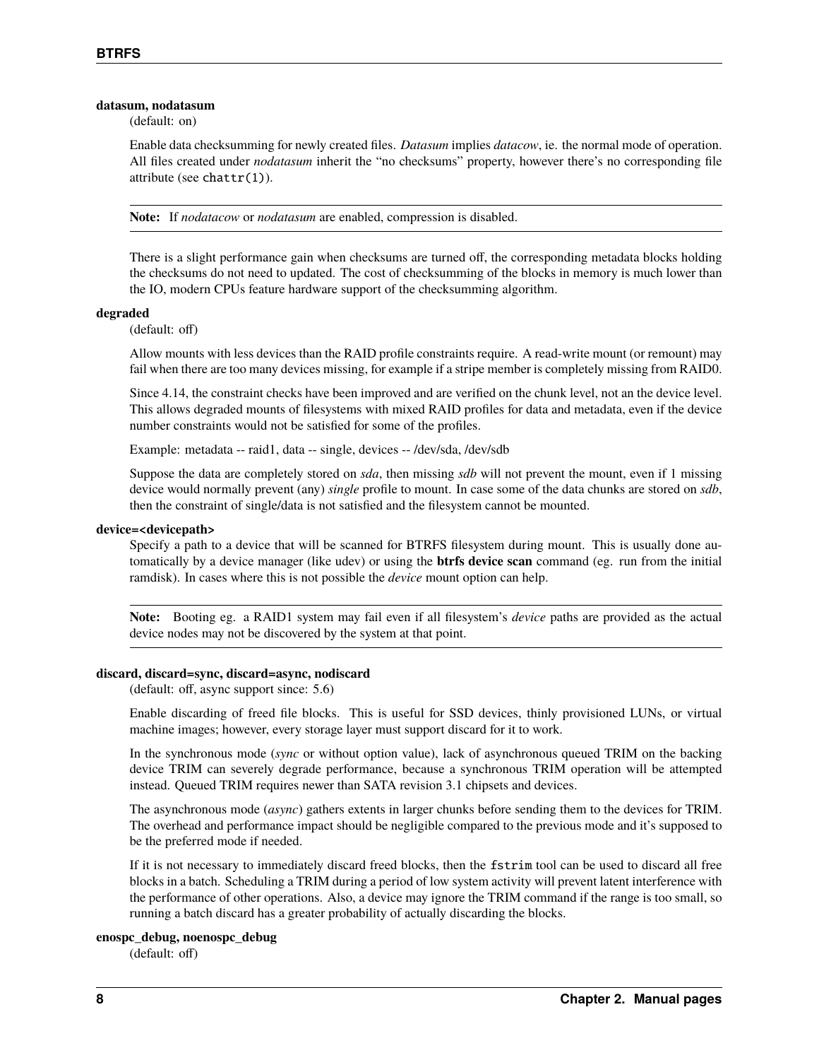**datasum, nodatasum**

(default: on)

Enable data checksumming for newly created files. *Datasum* implies *datacow*, ie. the normal mode of operation. All files created under *nodatasum* inherit the "no checksums" property, however there's no corresponding file attribute (see `chattr(1)`).

> **Note:** If *nodatacow* or *nodatasum* are enabled, compression is disabled.

There is a slight performance gain when checksums are turned off, the corresponding metadata blocks holding the checksums do not need to updated. The cost of checksumming of the blocks in memory is much lower than the IO, modern CPUs feature hardware support of the checksumming algorithm.

**degraded**

(default: off)

Allow mounts with less devices than the RAID profile constraints require. A read-write mount (or remount) may fail when there are too many devices missing, for example if a stripe member is completely missing from RAID0.

Since 4.14, the constraint checks have been improved and are verified on the chunk level, not an the device level. This allows degraded mounts of filesystems with mixed RAID profiles for data and metadata, even if the device number constraints would not be satisfied for some of the profiles.

Example: metadata -- raid1, data -- single, devices -- /dev/sda, /dev/sdb

Suppose the data are completely stored on *sda*, then missing *sdb* will not prevent the mount, even if 1 missing device would normally prevent (any) *single* profile to mount. In case some of the data chunks are stored on *sdb*, then the constraint of single/data is not satisfied and the filesystem cannot be mounted.

**device=<devicepath>**

Specify a path to a device that will be scanned for BTRFS filesystem during mount. This is usually done automatically by a device manager (like udev) or using the **btrfs device scan** command (eg. run from the initial ramdisk). In cases where this is not possible the *device* mount option can help.

> **Note:** Booting eg. a RAID1 system may fail even if all filesystem's *device* paths are provided as the actual device nodes may not be discovered by the system at that point.

**discard, discard=sync, discard=async, nodiscard**

(default: off, async support since: 5.6)

Enable discarding of freed file blocks. This is useful for SSD devices, thinly provisioned LUNs, or virtual machine images; however, every storage layer must support discard for it to work.

In the synchronous mode (*sync* or without option value), lack of asynchronous queued TRIM on the backing device TRIM can severely degrade performance, because a synchronous TRIM operation will be attempted instead. Queued TRIM requires newer than SATA revision 3.1 chipsets and devices.

The asynchronous mode (*async*) gathers extents in larger chunks before sending them to the devices for TRIM. The overhead and performance impact should be negligible compared to the previous mode and it's supposed to be the preferred mode if needed.

If it is not necessary to immediately discard freed blocks, then the `fstrim` tool can be used to discard all free blocks in a batch. Scheduling a TRIM during a period of low system activity will prevent latent interference with the performance of other operations. Also, a device may ignore the TRIM command if the range is too small, so running a batch discard has a greater probability of actually discarding the blocks.

**enospc_debug, noenospc_debug**

(default: off)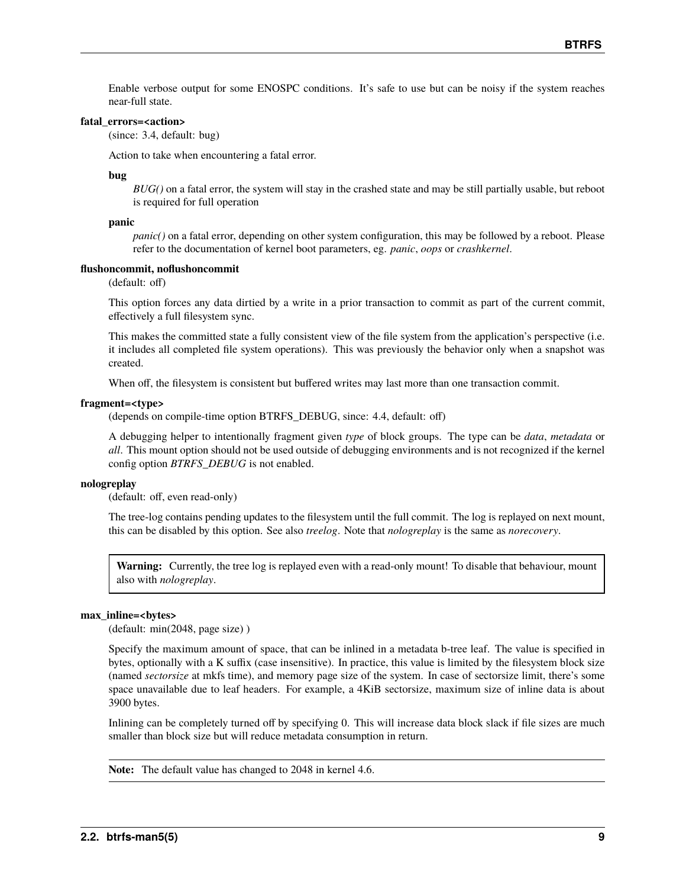Enable verbose output for some ENOSPC conditions. It's safe to use but can be noisy if the system reaches near-full state.

**fatal_errors=<action>**

(since: 3.4, default: bug)

Action to take when encountering a fatal error.

**bug**

*BUG()* on a fatal error, the system will stay in the crashed state and may be still partially usable, but reboot is required for full operation

**panic**

*panic()* on a fatal error, depending on other system configuration, this may be followed by a reboot. Please refer to the documentation of kernel boot parameters, eg. *panic*, *oops* or *crashkernel*.

**flushoncommit, noflushoncommit**

(default: off)

This option forces any data dirtied by a write in a prior transaction to commit as part of the current commit, effectively a full filesystem sync.

This makes the committed state a fully consistent view of the file system from the application's perspective (i.e. it includes all completed file system operations). This was previously the behavior only when a snapshot was created.

When off, the filesystem is consistent but buffered writes may last more than one transaction commit.

**fragment=<type>**

(depends on compile-time option BTRFS_DEBUG, since: 4.4, default: off)

A debugging helper to intentionally fragment given *type* of block groups. The type can be *data*, *metadata* or *all*. This mount option should not be used outside of debugging environments and is not recognized if the kernel config option *BTRFS_DEBUG* is not enabled.

**nologreplay**

(default: off, even read-only)

The tree-log contains pending updates to the filesystem until the full commit. The log is replayed on next mount, this can be disabled by this option. See also *treelog*. Note that *nologreplay* is the same as *norecovery*.

> **Warning:** Currently, the tree log is replayed even with a read-only mount! To disable that behaviour, mount also with *nologreplay*.

**max_inline=<bytes>**

(default: min(2048, page size) )

Specify the maximum amount of space, that can be inlined in a metadata b-tree leaf. The value is specified in bytes, optionally with a K suffix (case insensitive). In practice, this value is limited by the filesystem block size (named *sectorsize* at mkfs time), and memory page size of the system. In case of sectorsize limit, there's some space unavailable due to leaf headers. For example, a 4KiB sectorsize, maximum size of inline data is about 3900 bytes.

Inlining can be completely turned off by specifying 0. This will increase data block slack if file sizes are much smaller than block size but will reduce metadata consumption in return.

> **Note:** The default value has changed to 2048 in kernel 4.6.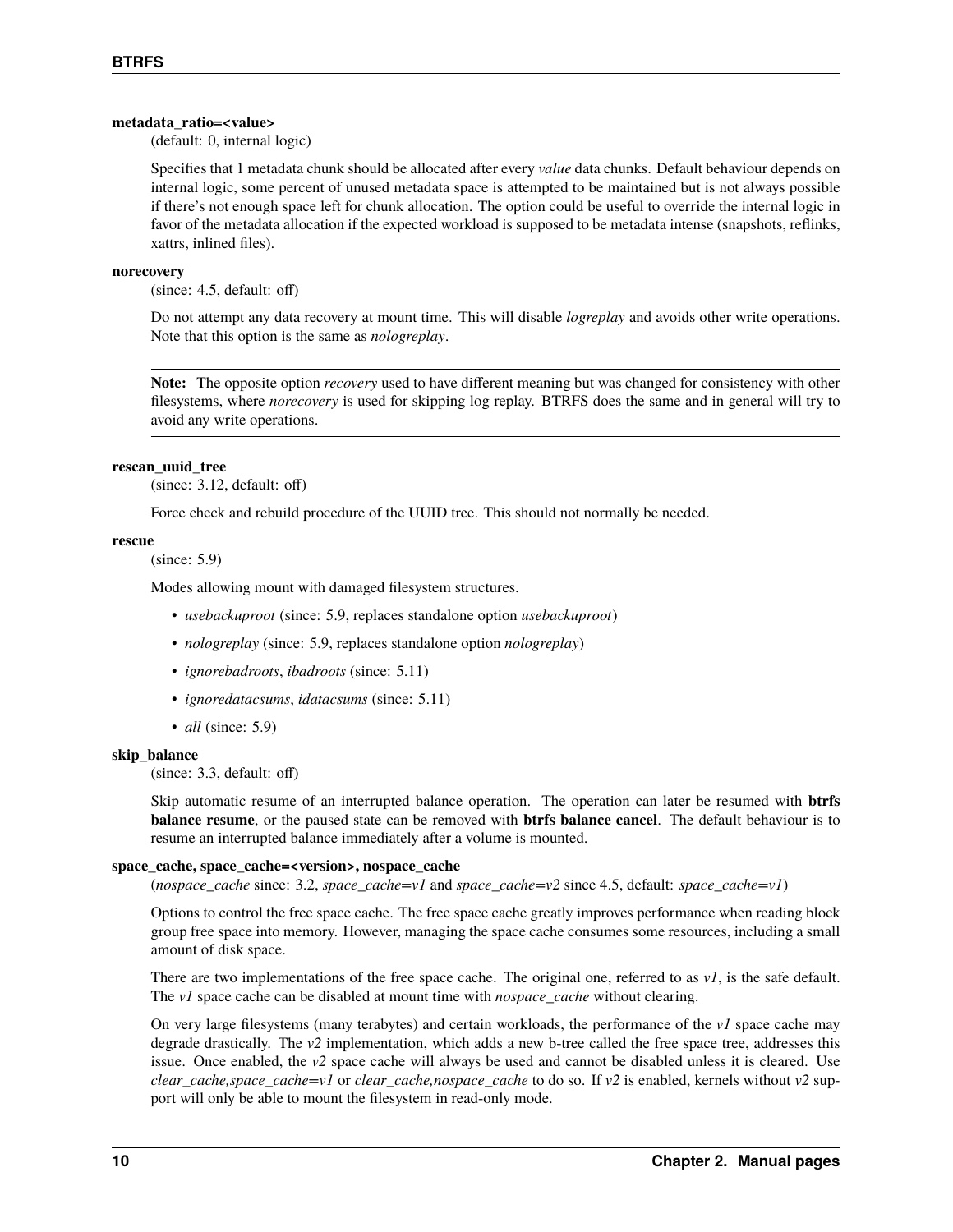**metadata_ratio=<value>**
(default: 0, internal logic)

Specifies that 1 metadata chunk should be allocated after every *value* data chunks. Default behaviour depends on internal logic, some percent of unused metadata space is attempted to be maintained but is not always possible if there's not enough space left for chunk allocation. The option could be useful to override the internal logic in favor of the metadata allocation if the expected workload is supposed to be metadata intense (snapshots, reflinks, xattrs, inlined files).

**norecovery**
(since: 4.5, default: off)

Do not attempt any data recovery at mount time. This will disable *logreplay* and avoids other write operations. Note that this option is the same as *nologreplay*.

---

**Note:** The opposite option *recovery* used to have different meaning but was changed for consistency with other filesystems, where *norecovery* is used for skipping log replay. BTRFS does the same and in general will try to avoid any write operations.

---

**rescan_uuid_tree**
(since: 3.12, default: off)

Force check and rebuild procedure of the UUID tree. This should not normally be needed.

**rescue**
(since: 5.9)

Modes allowing mount with damaged filesystem structures.

- *usebackuproot* (since: 5.9, replaces standalone option *usebackuproot*)
- *nologreplay* (since: 5.9, replaces standalone option *nologreplay*)
- *ignorebadroots*, *ibadroots* (since: 5.11)
- *ignoredatacsums*, *idatacsums* (since: 5.11)
- *all* (since: 5.9)

**skip_balance**
(since: 3.3, default: off)

Skip automatic resume of an interrupted balance operation. The operation can later be resumed with **btrfs balance resume**, or the paused state can be removed with **btrfs balance cancel**. The default behaviour is to resume an interrupted balance immediately after a volume is mounted.

**space_cache, space_cache=<version>, nospace_cache**
(*nospace_cache* since: 3.2, *space_cache=v1* and *space_cache=v2* since 4.5, default: *space_cache=v1*)

Options to control the free space cache. The free space cache greatly improves performance when reading block group free space into memory. However, managing the space cache consumes some resources, including a small amount of disk space.

There are two implementations of the free space cache. The original one, referred to as *v1*, is the safe default. The *v1* space cache can be disabled at mount time with *nospace_cache* without clearing.

On very large filesystems (many terabytes) and certain workloads, the performance of the *v1* space cache may degrade drastically. The *v2* implementation, which adds a new b-tree called the free space tree, addresses this issue. Once enabled, the *v2* space cache will always be used and cannot be disabled unless it is cleared. Use *clear_cache,space_cache=v1* or *clear_cache,nospace_cache* to do so. If *v2* is enabled, kernels without *v2* support will only be able to mount the filesystem in read-only mode.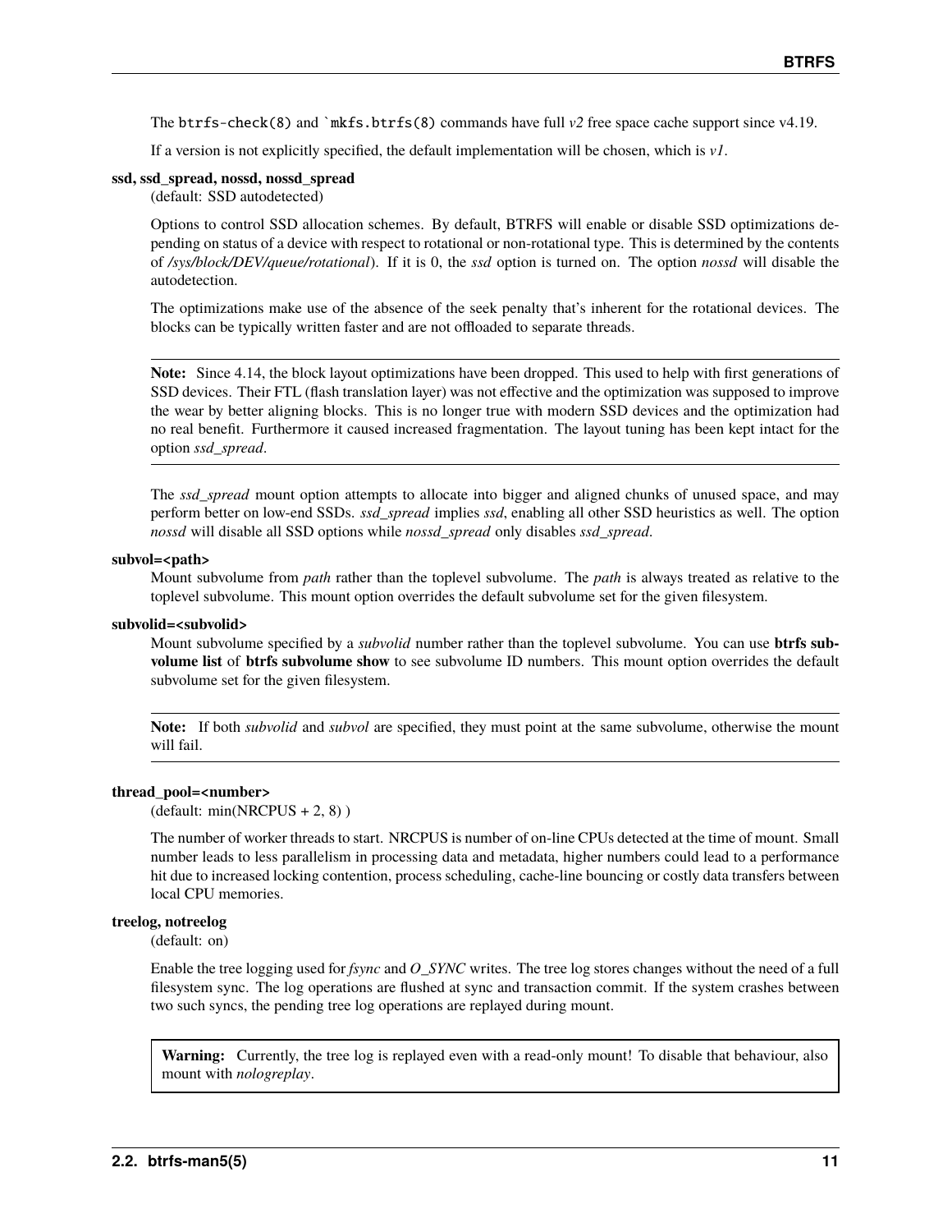The `btrfs-check(8)` and ``mkfs.btrfs(8)` commands have full *v2* free space cache support since v4.19.

If a version is not explicitly specified, the default implementation will be chosen, which is *v1*.

**ssd, ssd_spread, nossd, nossd_spread**
(default: SSD autodetected)

Options to control SSD allocation schemes. By default, BTRFS will enable or disable SSD optimizations depending on status of a device with respect to rotational or non-rotational type. This is determined by the contents of */sys/block/DEV/queue/rotational*). If it is 0, the *ssd* option is turned on. The option *nossd* will disable the autodetection.

The optimizations make use of the absence of the seek penalty that's inherent for the rotational devices. The blocks can be typically written faster and are not offloaded to separate threads.

> **Note:** Since 4.14, the block layout optimizations have been dropped. This used to help with first generations of SSD devices. Their FTL (flash translation layer) was not effective and the optimization was supposed to improve the wear by better aligning blocks. This is no longer true with modern SSD devices and the optimization had no real benefit. Furthermore it caused increased fragmentation. The layout tuning has been kept intact for the option *ssd_spread*.

The *ssd_spread* mount option attempts to allocate into bigger and aligned chunks of unused space, and may perform better on low-end SSDs. *ssd_spread* implies *ssd*, enabling all other SSD heuristics as well. The option *nossd* will disable all SSD options while *nossd_spread* only disables *ssd_spread*.

**subvol=<path>**
Mount subvolume from *path* rather than the toplevel subvolume. The *path* is always treated as relative to the toplevel subvolume. This mount option overrides the default subvolume set for the given filesystem.

**subvolid=<subvolid>**
Mount subvolume specified by a *subvolid* number rather than the toplevel subvolume. You can use **btrfs subvolume list** of **btrfs subvolume show** to see subvolume ID numbers. This mount option overrides the default subvolume set for the given filesystem.

> **Note:** If both *subvolid* and *subvol* are specified, they must point at the same subvolume, otherwise the mount will fail.

**thread_pool=<number>**
(default: min(NRCPUS + 2, 8) )

The number of worker threads to start. NRCPUS is number of on-line CPUs detected at the time of mount. Small number leads to less parallelism in processing data and metadata, higher numbers could lead to a performance hit due to increased locking contention, process scheduling, cache-line bouncing or costly data transfers between local CPU memories.

**treelog, notreelog**
(default: on)

Enable the tree logging used for *fsync* and *O_SYNC* writes. The tree log stores changes without the need of a full filesystem sync. The log operations are flushed at sync and transaction commit. If the system crashes between two such syncs, the pending tree log operations are replayed during mount.

> **Warning:** Currently, the tree log is replayed even with a read-only mount! To disable that behaviour, also mount with *nologreplay*.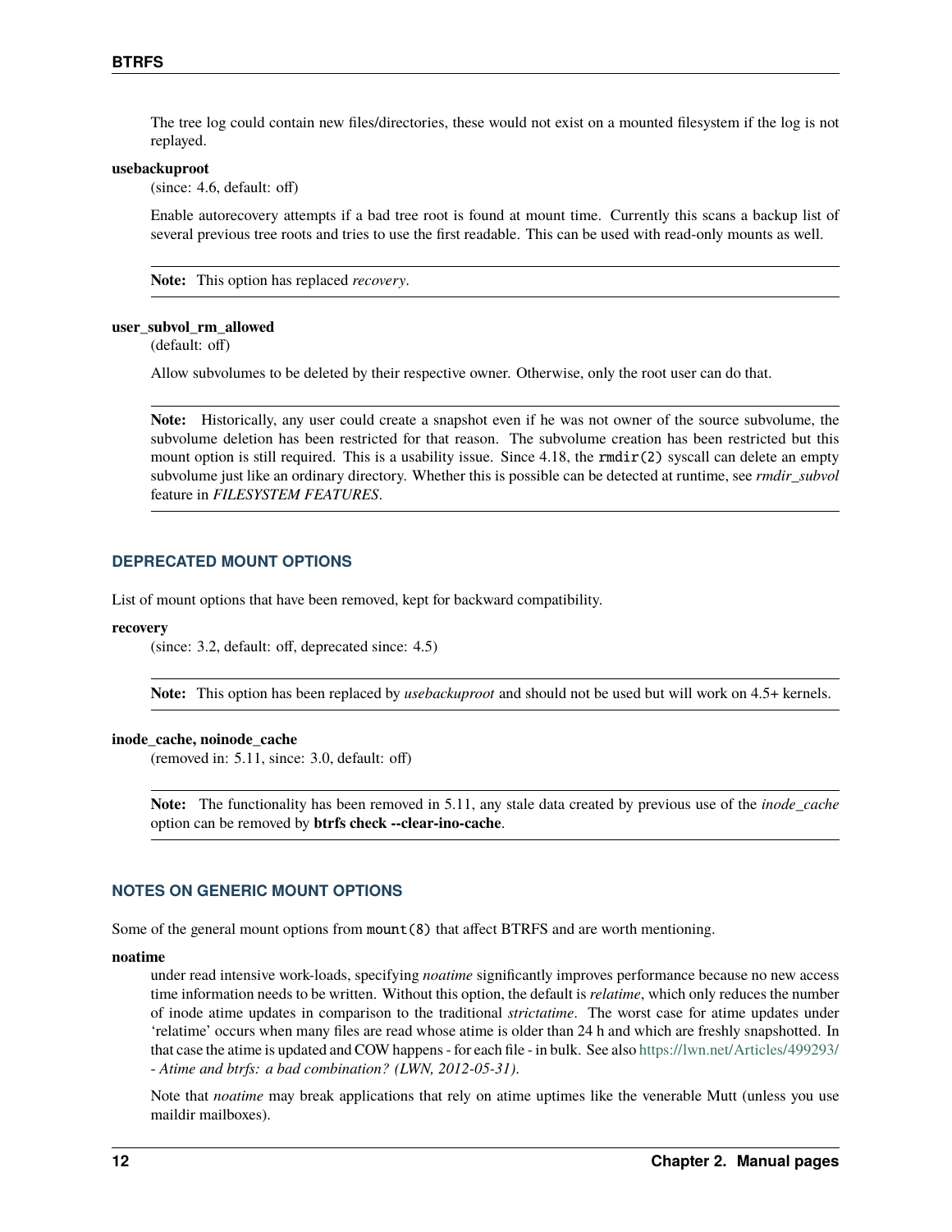The tree log could contain new files/directories, these would not exist on a mounted filesystem if the log is not replayed.

**usebackuproot**

(since: 4.6, default: off)

Enable autorecovery attempts if a bad tree root is found at mount time. Currently this scans a backup list of several previous tree roots and tries to use the first readable. This can be used with read-only mounts as well.

> **Note:** This option has replaced *recovery*.

**user_subvol_rm_allowed**

(default: off)

Allow subvolumes to be deleted by their respective owner. Otherwise, only the root user can do that.

> **Note:** Historically, any user could create a snapshot even if he was not owner of the source subvolume, the subvolume deletion has been restricted for that reason. The subvolume creation has been restricted but this mount option is still required. This is a usability issue. Since 4.18, the `rmdir(2)` syscall can delete an empty subvolume just like an ordinary directory. Whether this is possible can be detected at runtime, see *rmdir_subvol* feature in *FILESYSTEM FEATURES*.

## DEPRECATED MOUNT OPTIONS

List of mount options that have been removed, kept for backward compatibility.

**recovery**

(since: 3.2, default: off, deprecated since: 4.5)

> **Note:** This option has been replaced by *usebackuproot* and should not be used but will work on 4.5+ kernels.

**inode_cache, noinode_cache**

(removed in: 5.11, since: 3.0, default: off)

> **Note:** The functionality has been removed in 5.11, any stale data created by previous use of the *inode_cache* option can be removed by **btrfs check --clear-ino-cache**.

## NOTES ON GENERIC MOUNT OPTIONS

Some of the general mount options from `mount(8)` that affect BTRFS and are worth mentioning.

**noatime**

under read intensive work-loads, specifying *noatime* significantly improves performance because no new access time information needs to be written. Without this option, the default is *relatime*, which only reduces the number of inode atime updates in comparison to the traditional *strictatime*. The worst case for atime updates under 'relatime' occurs when many files are read whose atime is older than 24 h and which are freshly snapshotted. In that case the atime is updated and COW happens - for each file - in bulk. See also https://lwn.net/Articles/499293/ - *Atime and btrfs: a bad combination? (LWN, 2012-05-31)*.

Note that *noatime* may break applications that rely on atime uptimes like the venerable Mutt (unless you use maildir mailboxes).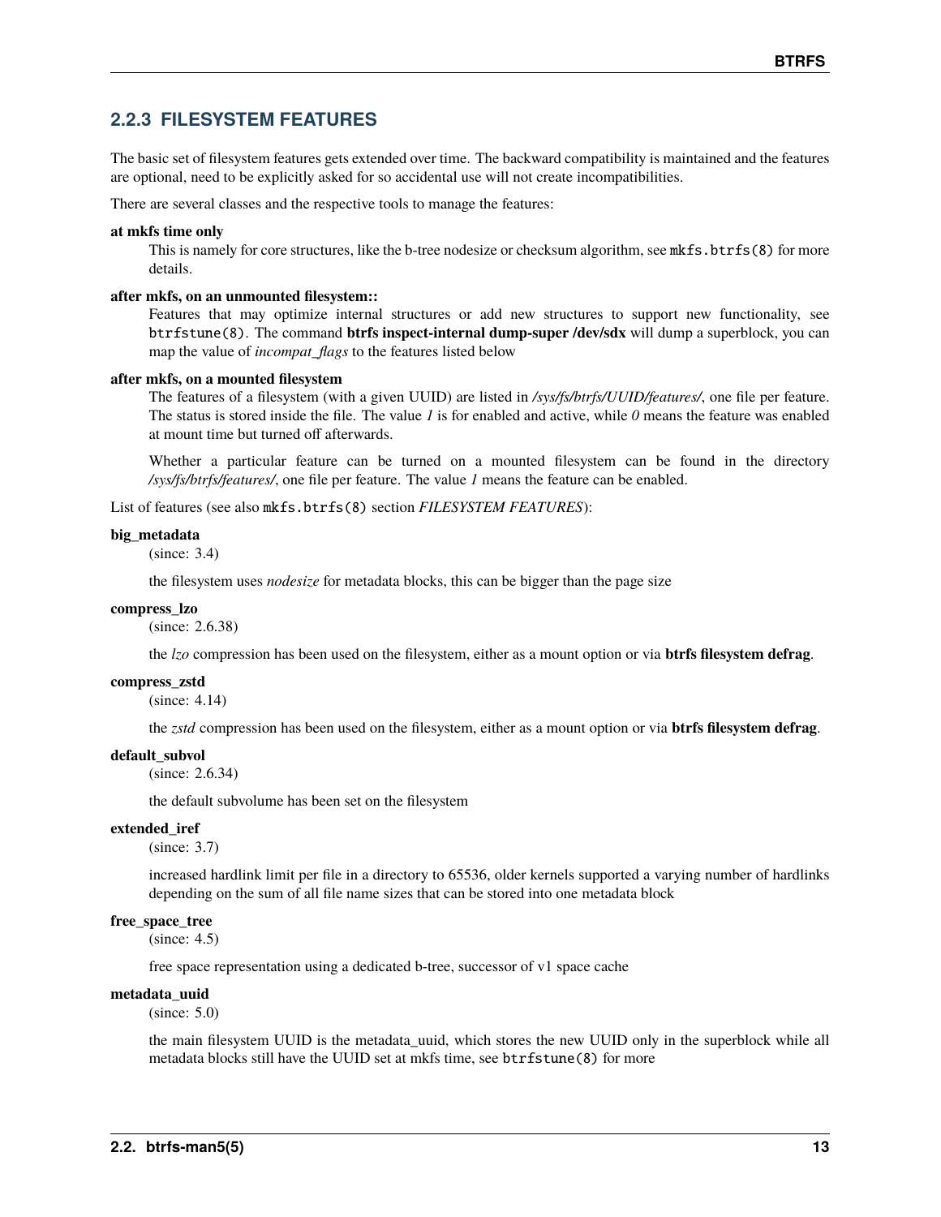### 2.2.3 FILESYSTEM FEATURES

The basic set of filesystem features gets extended over time. The backward compatibility is maintained and the features are optional, need to be explicitly asked for so accidental use will not create incompatibilities.

There are several classes and the respective tools to manage the features:

**at mkfs time only**

This is namely for core structures, like the b-tree nodesize or checksum algorithm, see `mkfs.btrfs(8)` for more details.

**after mkfs, on an unmounted filesystem::**

Features that may optimize internal structures or add new structures to support new functionality, see `btrfstune(8)`. The command **btrfs inspect-internal dump-super /dev/sdx** will dump a superblock, you can map the value of *incompat_flags* to the features listed below

**after mkfs, on a mounted filesystem**

The features of a filesystem (with a given UUID) are listed in */sys/fs/btrfs/UUID/features/*, one file per feature. The status is stored inside the file. The value *1* is for enabled and active, while *0* means the feature was enabled at mount time but turned off afterwards.

Whether a particular feature can be turned on a mounted filesystem can be found in the directory */sys/fs/btrfs/features/*, one file per feature. The value *1* means the feature can be enabled.

List of features (see also `mkfs.btrfs(8)` section *FILESYSTEM FEATURES*):

**big_metadata**

(since: 3.4)

the filesystem uses *nodesize* for metadata blocks, this can be bigger than the page size

**compress_lzo**

(since: 2.6.38)

the *lzo* compression has been used on the filesystem, either as a mount option or via **btrfs filesystem defrag**.

**compress_zstd**

(since: 4.14)

the *zstd* compression has been used on the filesystem, either as a mount option or via **btrfs filesystem defrag**.

**default_subvol**

(since: 2.6.34)

the default subvolume has been set on the filesystem

**extended_iref**

(since: 3.7)

increased hardlink limit per file in a directory to 65536, older kernels supported a varying number of hardlinks depending on the sum of all file name sizes that can be stored into one metadata block

**free_space_tree**

(since: 4.5)

free space representation using a dedicated b-tree, successor of v1 space cache

**metadata_uuid**

(since: 5.0)

the main filesystem UUID is the metadata_uuid, which stores the new UUID only in the superblock while all metadata blocks still have the UUID set at mkfs time, see `btrfstune(8)` for more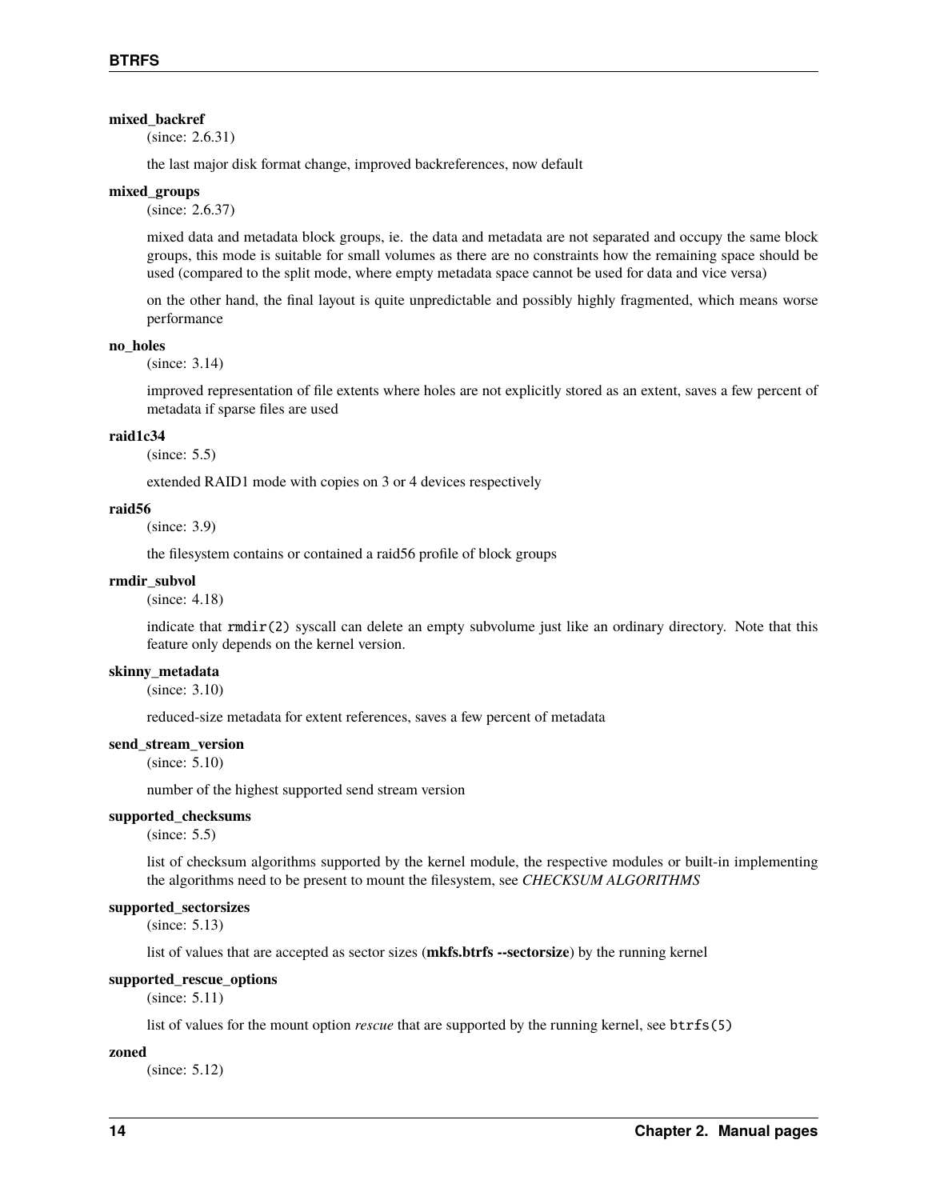**mixed_backref**
(since: 2.6.31)

the last major disk format change, improved backreferences, now default

**mixed_groups**
(since: 2.6.37)

mixed data and metadata block groups, ie. the data and metadata are not separated and occupy the same block groups, this mode is suitable for small volumes as there are no constraints how the remaining space should be used (compared to the split mode, where empty metadata space cannot be used for data and vice versa)

on the other hand, the final layout is quite unpredictable and possibly highly fragmented, which means worse performance

**no_holes**
(since: 3.14)

improved representation of file extents where holes are not explicitly stored as an extent, saves a few percent of metadata if sparse files are used

**raid1c34**
(since: 5.5)

extended RAID1 mode with copies on 3 or 4 devices respectively

**raid56**
(since: 3.9)

the filesystem contains or contained a raid56 profile of block groups

**rmdir_subvol**
(since: 4.18)

indicate that `rmdir(2)` syscall can delete an empty subvolume just like an ordinary directory. Note that this feature only depends on the kernel version.

**skinny_metadata**
(since: 3.10)

reduced-size metadata for extent references, saves a few percent of metadata

**send_stream_version**
(since: 5.10)

number of the highest supported send stream version

**supported_checksums**
(since: 5.5)

list of checksum algorithms supported by the kernel module, the respective modules or built-in implementing the algorithms need to be present to mount the filesystem, see *CHECKSUM ALGORITHMS*

**supported_sectorsizes**
(since: 5.13)

list of values that are accepted as sector sizes (**mkfs.btrfs --sectorsize**) by the running kernel

**supported_rescue_options**
(since: 5.11)

list of values for the mount option *rescue* that are supported by the running kernel, see `btrfs(5)`

**zoned**
(since: 5.12)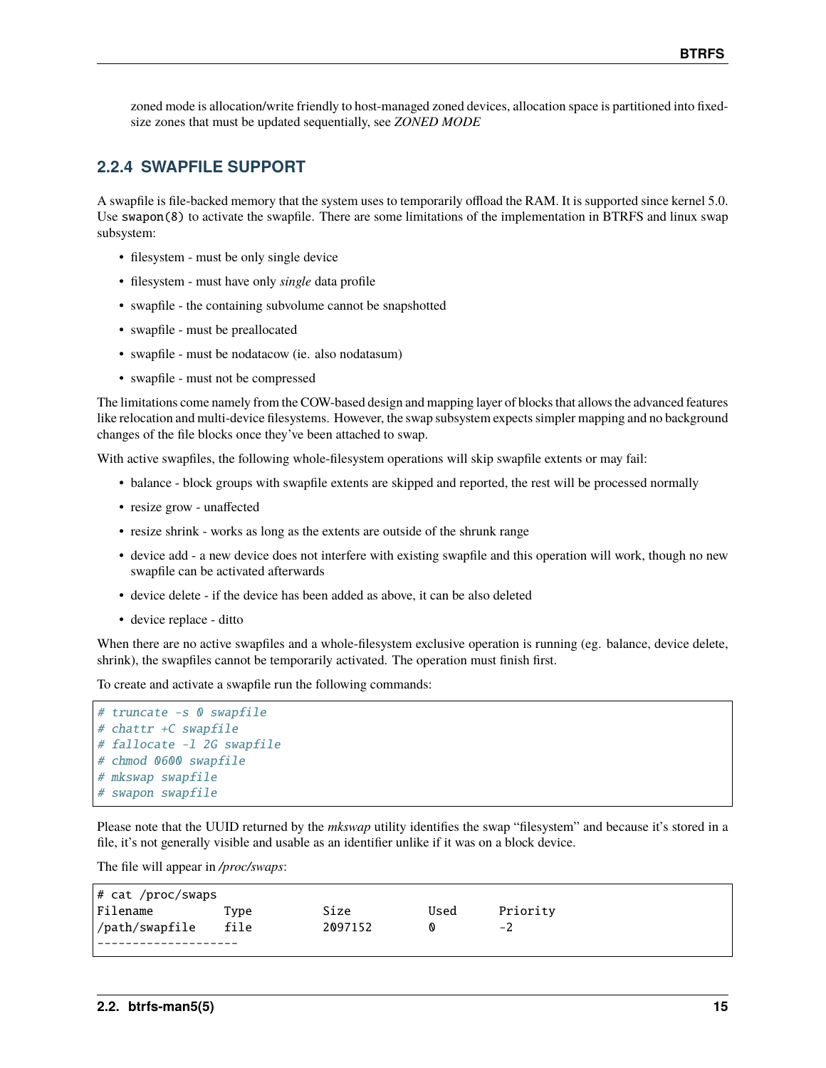zoned mode is allocation/write friendly to host-managed zoned devices, allocation space is partitioned into fixed-size zones that must be updated sequentially, see *ZONED MODE*

### 2.2.4 SWAPFILE SUPPORT

A swapfile is file-backed memory that the system uses to temporarily offload the RAM. It is supported since kernel 5.0. Use `swapon(8)` to activate the swapfile. There are some limitations of the implementation in BTRFS and linux swap subsystem:

- filesystem - must be only single device
- filesystem - must have only *single* data profile
- swapfile - the containing subvolume cannot be snapshotted
- swapfile - must be preallocated
- swapfile - must be nodatacow (ie. also nodatasum)
- swapfile - must not be compressed

The limitations come namely from the COW-based design and mapping layer of blocks that allows the advanced features like relocation and multi-device filesystems. However, the swap subsystem expects simpler mapping and no background changes of the file blocks once they've been attached to swap.

With active swapfiles, the following whole-filesystem operations will skip swapfile extents or may fail:

- balance - block groups with swapfile extents are skipped and reported, the rest will be processed normally
- resize grow - unaffected
- resize shrink - works as long as the extents are outside of the shrunk range
- device add - a new device does not interfere with existing swapfile and this operation will work, though no new swapfile can be activated afterwards
- device delete - if the device has been added as above, it can be also deleted
- device replace - ditto

When there are no active swapfiles and a whole-filesystem exclusive operation is running (eg. balance, device delete, shrink), the swapfiles cannot be temporarily activated. The operation must finish first.

To create and activate a swapfile run the following commands:

```
# truncate -s 0 swapfile
# chattr +C swapfile
# fallocate -l 2G swapfile
# chmod 0600 swapfile
# mkswap swapfile
# swapon swapfile
```

Please note that the UUID returned by the *mkswap* utility identifies the swap "filesystem" and because it's stored in a file, it's not generally visible and usable as an identifier unlike if it was on a block device.

The file will appear in */proc/swaps*:

```
# cat /proc/swaps
Filename          Type        Size        Used    Priority
/path/swapfile    file        2097152     0       -2
--------------------
```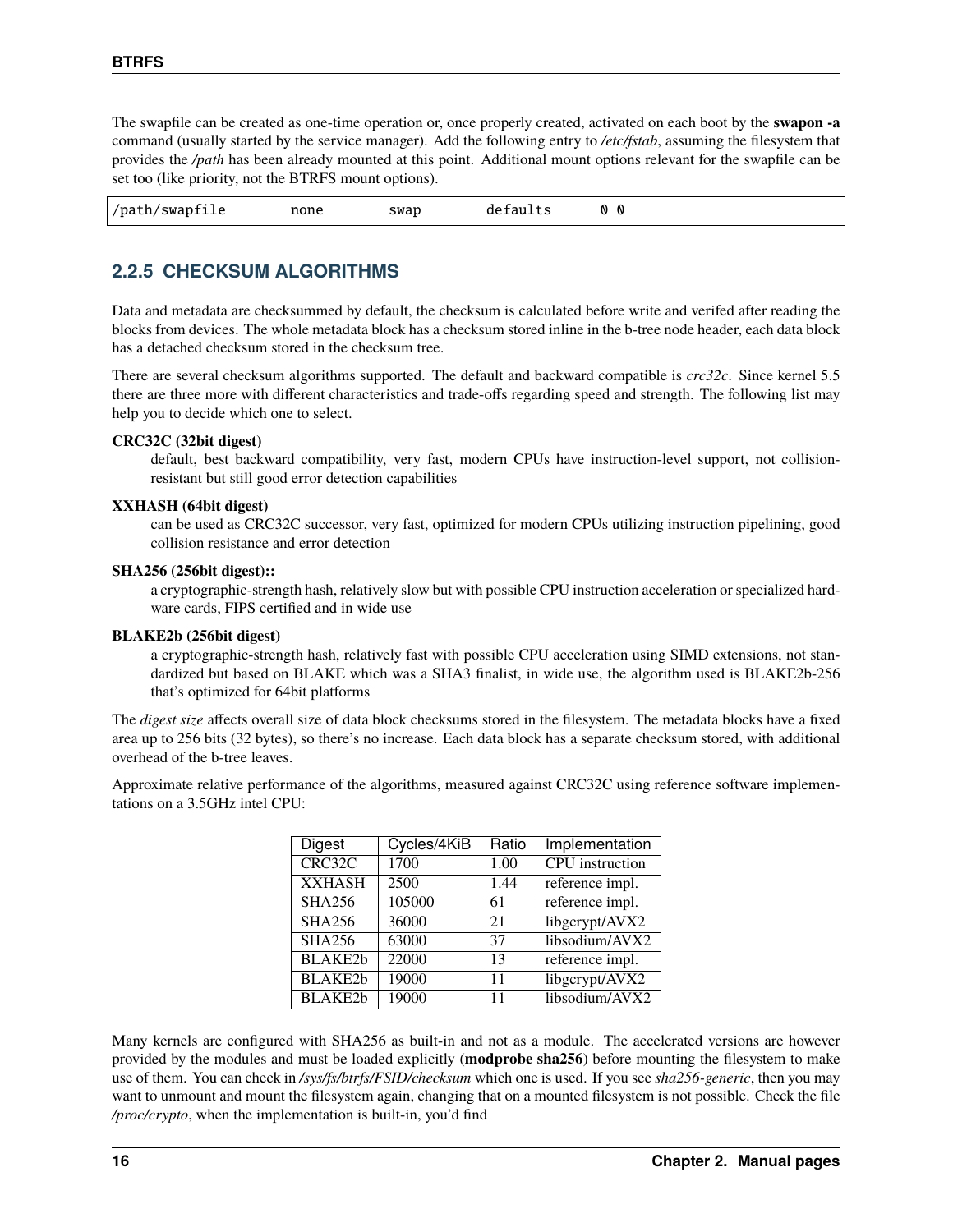The swapfile can be created as one-time operation or, once properly created, activated on each boot by the **swapon -a** command (usually started by the service manager). Add the following entry to */etc/fstab*, assuming the filesystem that provides the */path* has been already mounted at this point. Additional mount options relevant for the swapfile can be set too (like priority, not the BTRFS mount options).

```
/path/swapfile        none        swap        defaults        0 0
```

### 2.2.5 CHECKSUM ALGORITHMS

Data and metadata are checksummed by default, the checksum is calculated before write and verifed after reading the blocks from devices. The whole metadata block has a checksum stored inline in the b-tree node header, each data block has a detached checksum stored in the checksum tree.

There are several checksum algorithms supported. The default and backward compatible is *crc32c*. Since kernel 5.5 there are three more with different characteristics and trade-offs regarding speed and strength. The following list may help you to decide which one to select.

**CRC32C (32bit digest)**
: default, best backward compatibility, very fast, modern CPUs have instruction-level support, not collision-resistant but still good error detection capabilities

**XXHASH (64bit digest)**
: can be used as CRC32C successor, very fast, optimized for modern CPUs utilizing instruction pipelining, good collision resistance and error detection

**SHA256 (256bit digest)::**
: a cryptographic-strength hash, relatively slow but with possible CPU instruction acceleration or specialized hardware cards, FIPS certified and in wide use

**BLAKE2b (256bit digest)**
: a cryptographic-strength hash, relatively fast with possible CPU acceleration using SIMD extensions, not standardized but based on BLAKE which was a SHA3 finalist, in wide use, the algorithm used is BLAKE2b-256 that's optimized for 64bit platforms

The *digest size* affects overall size of data block checksums stored in the filesystem. The metadata blocks have a fixed area up to 256 bits (32 bytes), so there's no increase. Each data block has a separate checksum stored, with additional overhead of the b-tree leaves.

Approximate relative performance of the algorithms, measured against CRC32C using reference software implementations on a 3.5GHz intel CPU:

| Digest | Cycles/4KiB | Ratio | Implementation |
|---|---|---|---|
| CRC32C | 1700 | 1.00 | CPU instruction |
| XXHASH | 2500 | 1.44 | reference impl. |
| SHA256 | 105000 | 61 | reference impl. |
| SHA256 | 36000 | 21 | libgcrypt/AVX2 |
| SHA256 | 63000 | 37 | libsodium/AVX2 |
| BLAKE2b | 22000 | 13 | reference impl. |
| BLAKE2b | 19000 | 11 | libgcrypt/AVX2 |
| BLAKE2b | 19000 | 11 | libsodium/AVX2 |

Many kernels are configured with SHA256 as built-in and not as a module. The accelerated versions are however provided by the modules and must be loaded explicitly (**modprobe sha256**) before mounting the filesystem to make use of them. You can check in */sys/fs/btrfs/FSID/checksum* which one is used. If you see *sha256-generic*, then you may want to unmount and mount the filesystem again, changing that on a mounted filesystem is not possible. Check the file */proc/crypto*, when the implementation is built-in, you'd find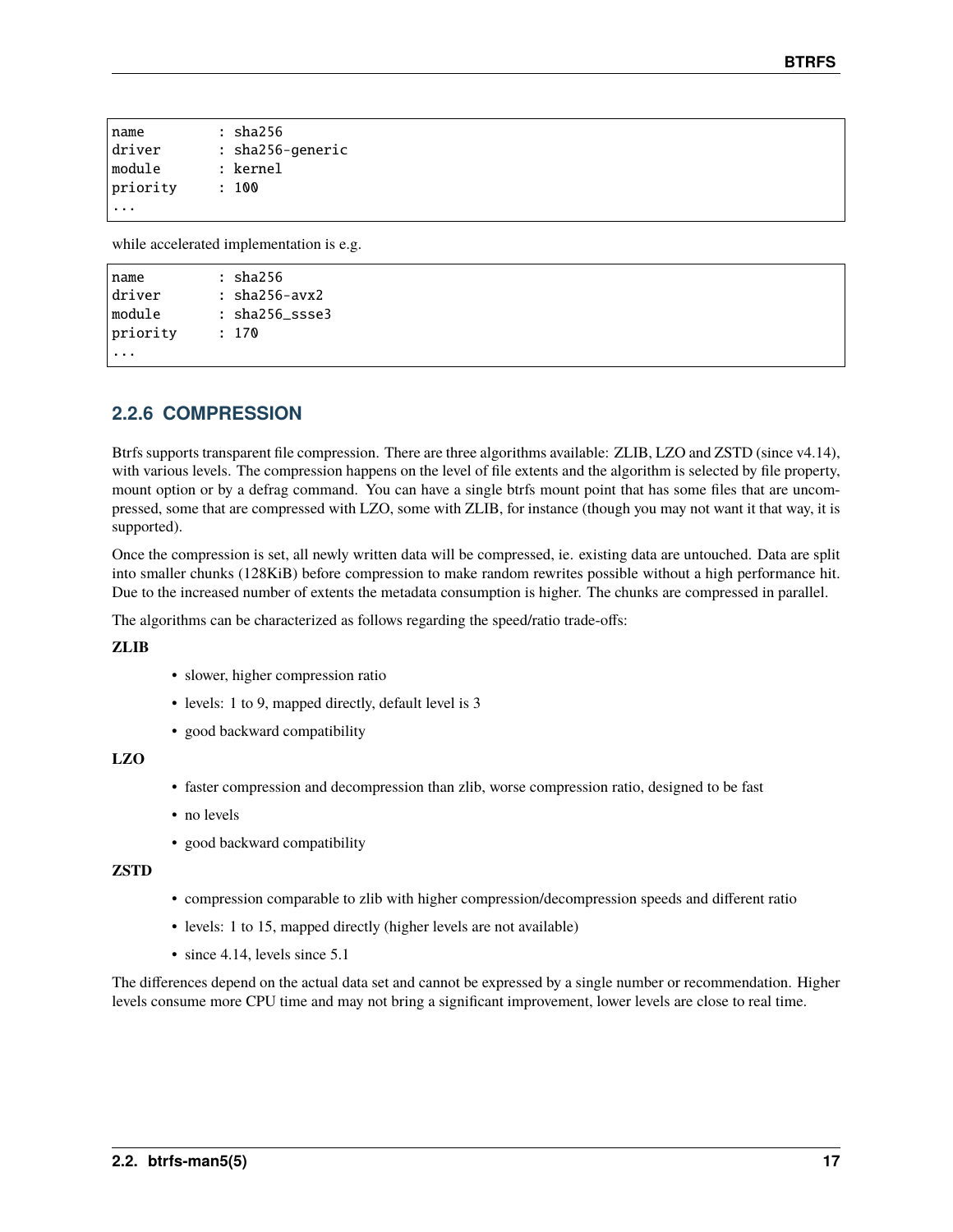```
name         : sha256
driver       : sha256-generic
module       : kernel
priority     : 100
...
```

while accelerated implementation is e.g.

```
name         : sha256
driver       : sha256-avx2
module       : sha256_ssse3
priority     : 170
...
```

### 2.2.6 COMPRESSION

Btrfs supports transparent file compression. There are three algorithms available: ZLIB, LZO and ZSTD (since v4.14), with various levels. The compression happens on the level of file extents and the algorithm is selected by file property, mount option or by a defrag command. You can have a single btrfs mount point that has some files that are uncompressed, some that are compressed with LZO, some with ZLIB, for instance (though you may not want it that way, it is supported).

Once the compression is set, all newly written data will be compressed, ie. existing data are untouched. Data are split into smaller chunks (128KiB) before compression to make random rewrites possible without a high performance hit. Due to the increased number of extents the metadata consumption is higher. The chunks are compressed in parallel.

The algorithms can be characterized as follows regarding the speed/ratio trade-offs:

**ZLIB**

- slower, higher compression ratio
- levels: 1 to 9, mapped directly, default level is 3
- good backward compatibility

**LZO**

- faster compression and decompression than zlib, worse compression ratio, designed to be fast
- no levels
- good backward compatibility

**ZSTD**

- compression comparable to zlib with higher compression/decompression speeds and different ratio
- levels: 1 to 15, mapped directly (higher levels are not available)
- since 4.14, levels since 5.1

The differences depend on the actual data set and cannot be expressed by a single number or recommendation. Higher levels consume more CPU time and may not bring a significant improvement, lower levels are close to real time.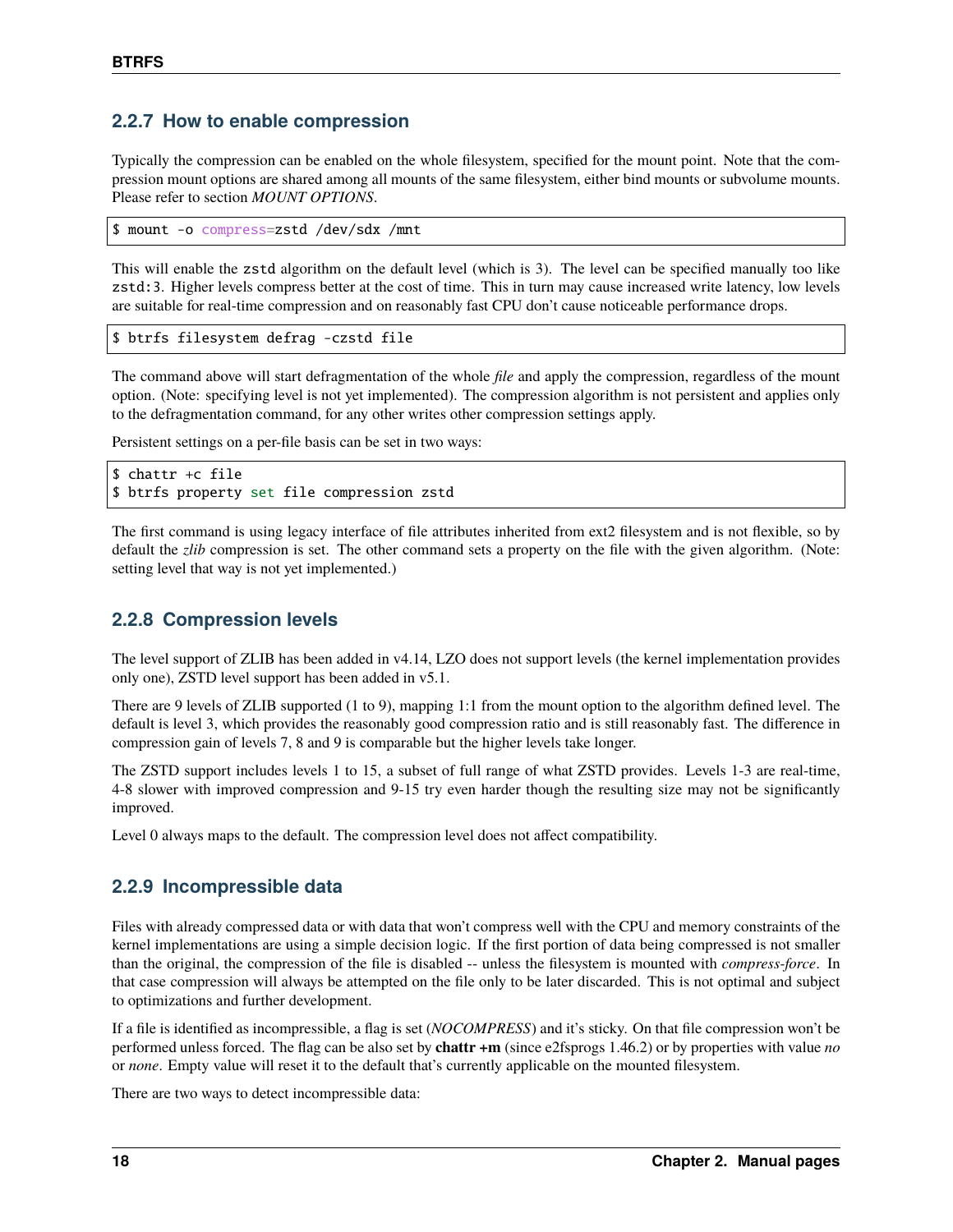### 2.2.7 How to enable compression

Typically the compression can be enabled on the whole filesystem, specified for the mount point. Note that the compression mount options are shared among all mounts of the same filesystem, either bind mounts or subvolume mounts. Please refer to section *MOUNT OPTIONS*.

```
$ mount -o compress=zstd /dev/sdx /mnt
```

This will enable the `zstd` algorithm on the default level (which is 3). The level can be specified manually too like `zstd:3`. Higher levels compress better at the cost of time. This in turn may cause increased write latency, low levels are suitable for real-time compression and on reasonably fast CPU don't cause noticeable performance drops.

```
$ btrfs filesystem defrag -czstd file
```

The command above will start defragmentation of the whole *file* and apply the compression, regardless of the mount option. (Note: specifying level is not yet implemented). The compression algorithm is not persistent and applies only to the defragmentation command, for any other writes other compression settings apply.

Persistent settings on a per-file basis can be set in two ways:

```
$ chattr +c file
$ btrfs property set file compression zstd
```

The first command is using legacy interface of file attributes inherited from ext2 filesystem and is not flexible, so by default the *zlib* compression is set. The other command sets a property on the file with the given algorithm. (Note: setting level that way is not yet implemented.)

### 2.2.8 Compression levels

The level support of ZLIB has been added in v4.14, LZO does not support levels (the kernel implementation provides only one), ZSTD level support has been added in v5.1.

There are 9 levels of ZLIB supported (1 to 9), mapping 1:1 from the mount option to the algorithm defined level. The default is level 3, which provides the reasonably good compression ratio and is still reasonably fast. The difference in compression gain of levels 7, 8 and 9 is comparable but the higher levels take longer.

The ZSTD support includes levels 1 to 15, a subset of full range of what ZSTD provides. Levels 1-3 are real-time, 4-8 slower with improved compression and 9-15 try even harder though the resulting size may not be significantly improved.

Level 0 always maps to the default. The compression level does not affect compatibility.

### 2.2.9 Incompressible data

Files with already compressed data or with data that won't compress well with the CPU and memory constraints of the kernel implementations are using a simple decision logic. If the first portion of data being compressed is not smaller than the original, the compression of the file is disabled -- unless the filesystem is mounted with *compress-force*. In that case compression will always be attempted on the file only to be later discarded. This is not optimal and subject to optimizations and further development.

If a file is identified as incompressible, a flag is set (*NOCOMPRESS*) and it's sticky. On that file compression won't be performed unless forced. The flag can be also set by **chattr +m** (since e2fsprogs 1.46.2) or by properties with value *no* or *none*. Empty value will reset it to the default that's currently applicable on the mounted filesystem.

There are two ways to detect incompressible data: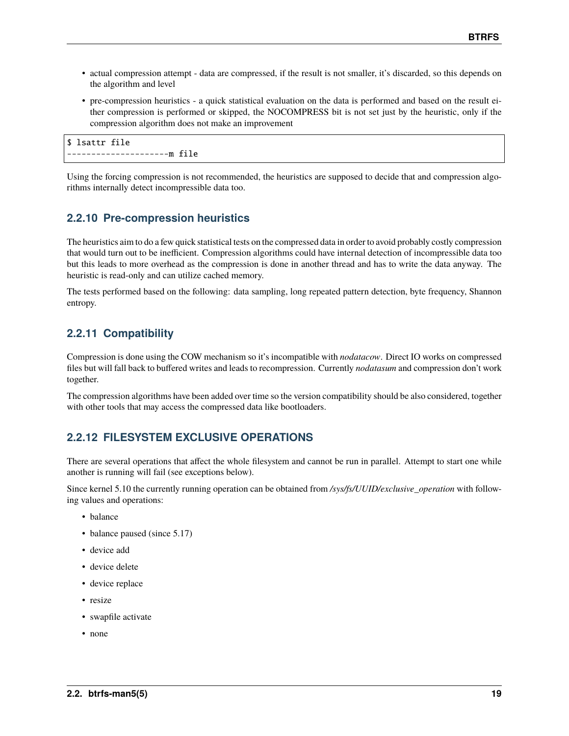- actual compression attempt - data are compressed, if the result is not smaller, it's discarded, so this depends on the algorithm and level
- pre-compression heuristics - a quick statistical evaluation on the data is performed and based on the result either compression is performed or skipped, the NOCOMPRESS bit is not set just by the heuristic, only if the compression algorithm does not make an improvement

```
$ lsattr file
---------------------m file
```

Using the forcing compression is not recommended, the heuristics are supposed to decide that and compression algorithms internally detect incompressible data too.

### 2.2.10 Pre-compression heuristics

The heuristics aim to do a few quick statistical tests on the compressed data in order to avoid probably costly compression that would turn out to be inefficient. Compression algorithms could have internal detection of incompressible data too but this leads to more overhead as the compression is done in another thread and has to write the data anyway. The heuristic is read-only and can utilize cached memory.

The tests performed based on the following: data sampling, long repeated pattern detection, byte frequency, Shannon entropy.

### 2.2.11 Compatibility

Compression is done using the COW mechanism so it's incompatible with *nodatacow*. Direct IO works on compressed files but will fall back to buffered writes and leads to recompression. Currently *nodatasum* and compression don't work together.

The compression algorithms have been added over time so the version compatibility should be also considered, together with other tools that may access the compressed data like bootloaders.

### 2.2.12 FILESYSTEM EXCLUSIVE OPERATIONS

There are several operations that affect the whole filesystem and cannot be run in parallel. Attempt to start one while another is running will fail (see exceptions below).

Since kernel 5.10 the currently running operation can be obtained from */sys/fs/UUID/exclusive_operation* with following values and operations:

- balance
- balance paused (since 5.17)
- device add
- device delete
- device replace
- resize
- swapfile activate
- none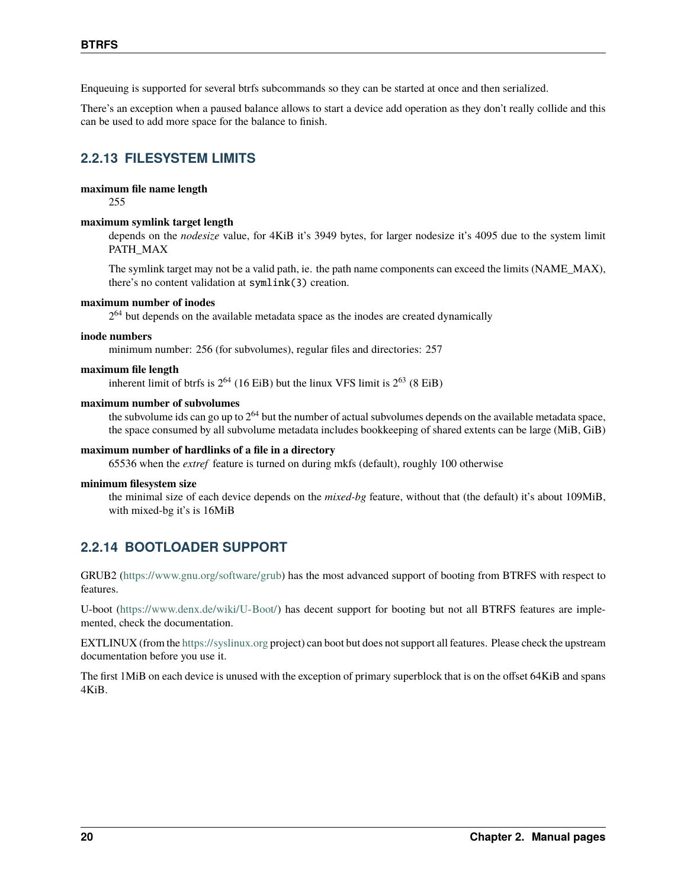Enqueuing is supported for several btrfs subcommands so they can be started at once and then serialized.

There's an exception when a paused balance allows to start a device add operation as they don't really collide and this can be used to add more space for the balance to finish.

### 2.2.13 FILESYSTEM LIMITS

**maximum file name length**
255

**maximum symlink target length**
depends on the *nodesize* value, for 4KiB it's 3949 bytes, for larger nodesize it's 4095 due to the system limit PATH_MAX

The symlink target may not be a valid path, ie. the path name components can exceed the limits (NAME_MAX), there's no content validation at `symlink(3)` creation.

**maximum number of inodes**
$2^{64}$ but depends on the available metadata space as the inodes are created dynamically

**inode numbers**
minimum number: 256 (for subvolumes), regular files and directories: 257

**maximum file length**
inherent limit of btrfs is $2^{64}$ (16 EiB) but the linux VFS limit is $2^{63}$ (8 EiB)

**maximum number of subvolumes**
the subvolume ids can go up to $2^{64}$ but the number of actual subvolumes depends on the available metadata space, the space consumed by all subvolume metadata includes bookkeeping of shared extents can be large (MiB, GiB)

**maximum number of hardlinks of a file in a directory**
65536 when the *extref* feature is turned on during mkfs (default), roughly 100 otherwise

**minimum filesystem size**
the minimal size of each device depends on the *mixed-bg* feature, without that (the default) it's about 109MiB, with mixed-bg it's is 16MiB

### 2.2.14 BOOTLOADER SUPPORT

GRUB2 (https://www.gnu.org/software/grub) has the most advanced support of booting from BTRFS with respect to features.

U-boot (https://www.denx.de/wiki/U-Boot/) has decent support for booting but not all BTRFS features are implemented, check the documentation.

EXTLINUX (from the https://syslinux.org project) can boot but does not support all features. Please check the upstream documentation before you use it.

The first 1MiB on each device is unused with the exception of primary superblock that is on the offset 64KiB and spans 4KiB.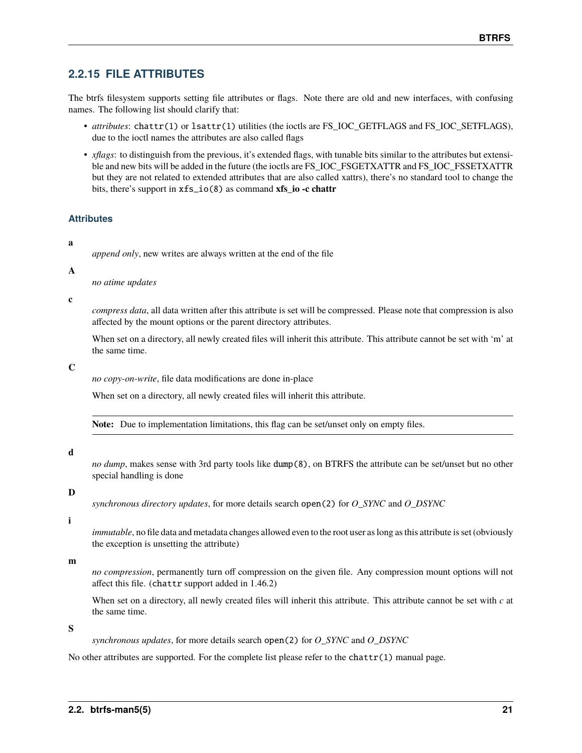## 2.2.15 FILE ATTRIBUTES

The btrfs filesystem supports setting file attributes or flags. Note there are old and new interfaces, with confusing names. The following list should clarify that:

- *attributes*: `chattr(1)` or `lsattr(1)` utilities (the ioctls are FS_IOC_GETFLAGS and FS_IOC_SETFLAGS), due to the ioctl names the attributes are also called flags
- *xflags*: to distinguish from the previous, it's extended flags, with tunable bits similar to the attributes but extensible and new bits will be added in the future (the ioctls are FS_IOC_FSGETXATTR and FS_IOC_FSSETXATTR but they are not related to extended attributes that are also called xattrs), there's no standard tool to change the bits, there's support in `xfs_io(8)` as command **xfs_io -c chattr**

### Attributes

**a**

*append only*, new writes are always written at the end of the file

**A**

*no atime updates*

**c**

*compress data*, all data written after this attribute is set will be compressed. Please note that compression is also affected by the mount options or the parent directory attributes.

When set on a directory, all newly created files will inherit this attribute. This attribute cannot be set with 'm' at the same time.

**C**

*no copy-on-write*, file data modifications are done in-place

When set on a directory, all newly created files will inherit this attribute.

> **Note:** Due to implementation limitations, this flag can be set/unset only on empty files.

**d**

*no dump*, makes sense with 3rd party tools like `dump(8)`, on BTRFS the attribute can be set/unset but no other special handling is done

**D**

*synchronous directory updates*, for more details search `open(2)` for *O_SYNC* and *O_DSYNC*

**i**

*immutable*, no file data and metadata changes allowed even to the root user as long as this attribute is set (obviously the exception is unsetting the attribute)

**m**

*no compression*, permanently turn off compression on the given file. Any compression mount options will not affect this file. (`chattr` support added in 1.46.2)

When set on a directory, all newly created files will inherit this attribute. This attribute cannot be set with *c* at the same time.

**S**

*synchronous updates*, for more details search `open(2)` for *O_SYNC* and *O_DSYNC*

No other attributes are supported. For the complete list please refer to the `chattr(1)` manual page.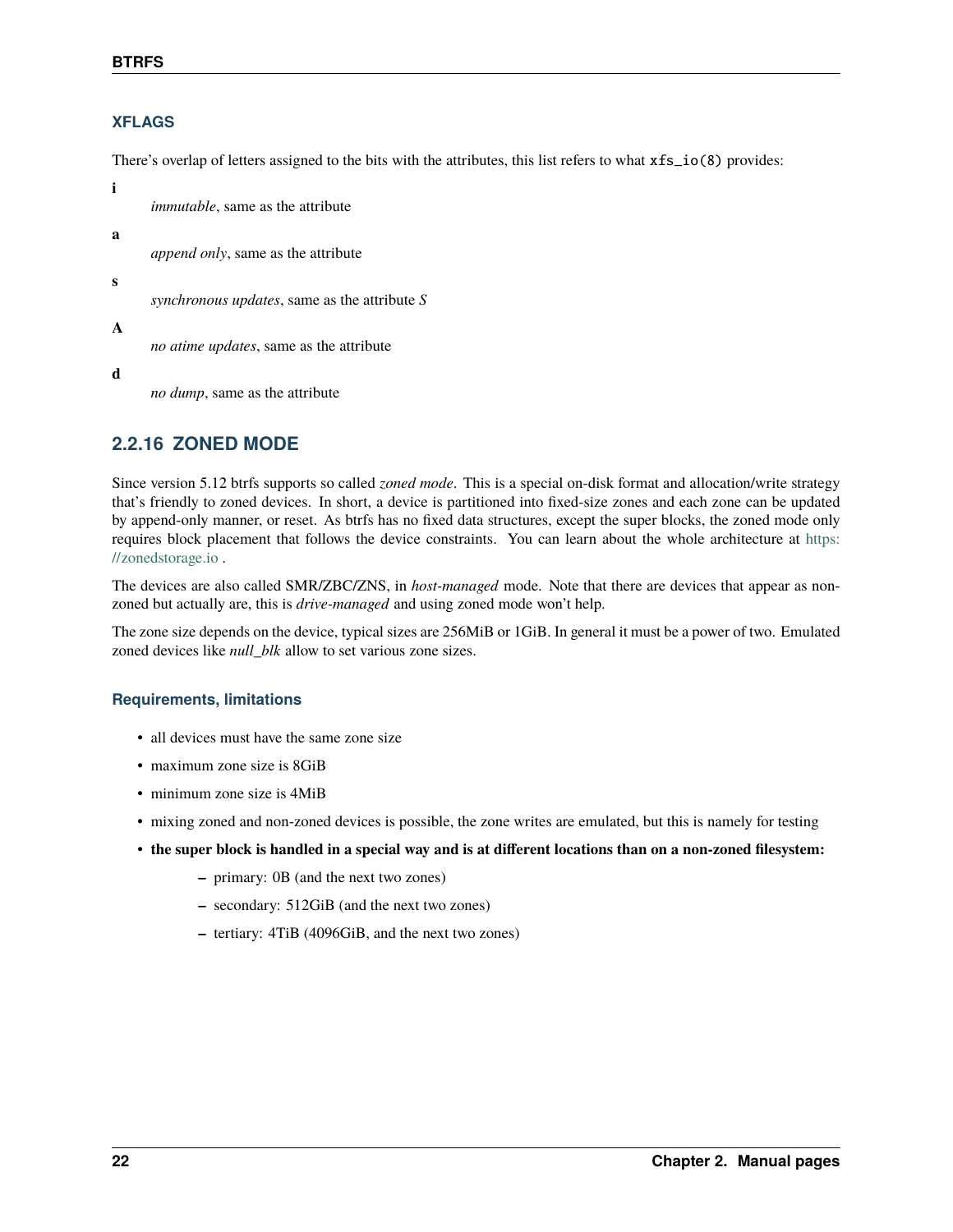### XFLAGS

There's overlap of letters assigned to the bits with the attributes, this list refers to what `xfs_io(8)` provides:

**i**
: *immutable*, same as the attribute

**a**
: *append only*, same as the attribute

**s**
: *synchronous updates*, same as the attribute *S*

**A**
: *no atime updates*, same as the attribute

**d**
: *no dump*, same as the attribute

## 2.2.16 ZONED MODE

Since version 5.12 btrfs supports so called *zoned mode*. This is a special on-disk format and allocation/write strategy that's friendly to zoned devices. In short, a device is partitioned into fixed-size zones and each zone can be updated by append-only manner, or reset. As btrfs has no fixed data structures, except the super blocks, the zoned mode only requires block placement that follows the device constraints. You can learn about the whole architecture at https://zonedstorage.io .

The devices are also called SMR/ZBC/ZNS, in *host-managed* mode. Note that there are devices that appear as non-zoned but actually are, this is *drive-managed* and using zoned mode won't help.

The zone size depends on the device, typical sizes are 256MiB or 1GiB. In general it must be a power of two. Emulated zoned devices like *null_blk* allow to set various zone sizes.

### Requirements, limitations

- all devices must have the same zone size
- maximum zone size is 8GiB
- minimum zone size is 4MiB
- mixing zoned and non-zoned devices is possible, the zone writes are emulated, but this is namely for testing
- **the super block is handled in a special way and is at different locations than on a non-zoned filesystem:**
  - primary: 0B (and the next two zones)
  - secondary: 512GiB (and the next two zones)
  - tertiary: 4TiB (4096GiB, and the next two zones)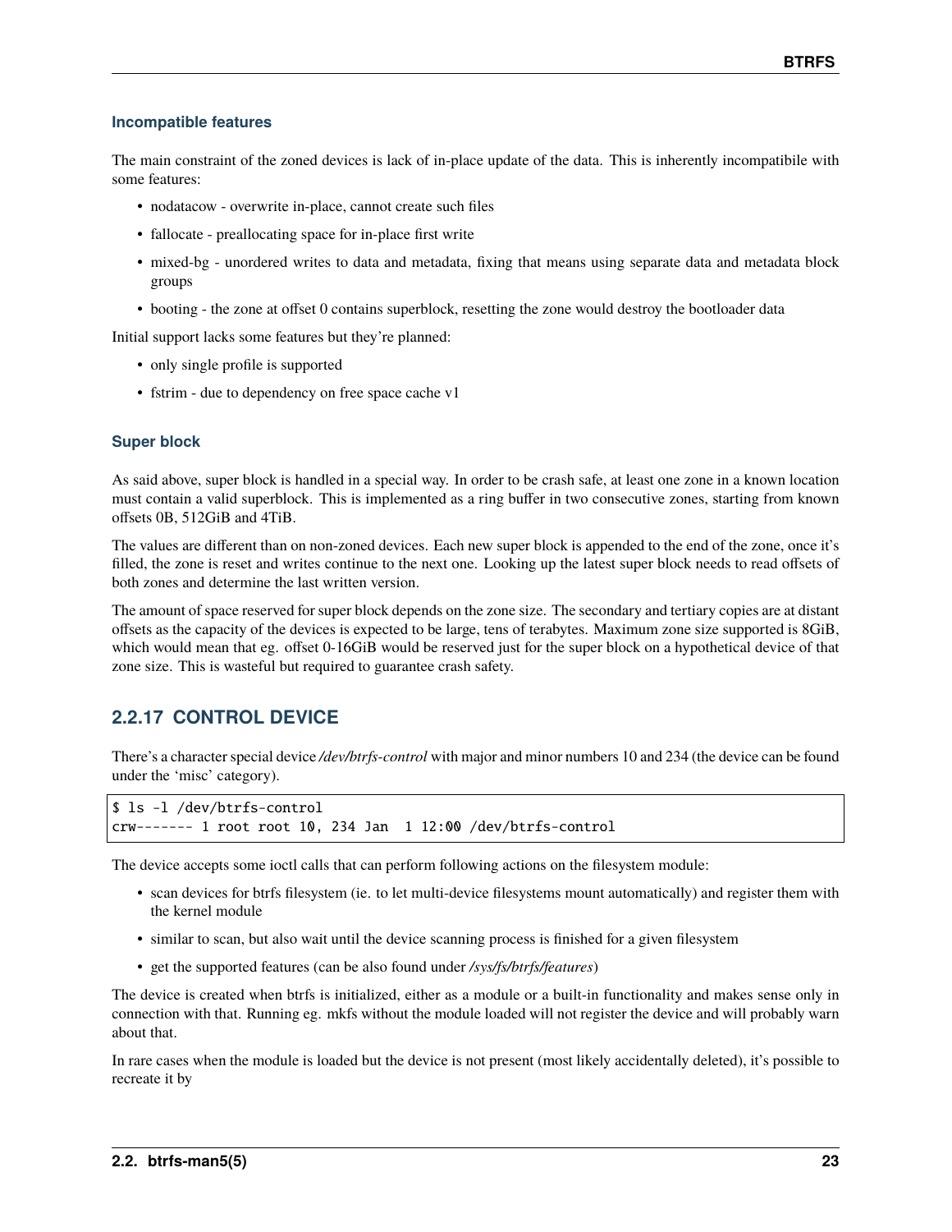### Incompatible features

The main constraint of the zoned devices is lack of in-place update of the data. This is inherently incompatibile with some features:

- nodatacow - overwrite in-place, cannot create such files
- fallocate - preallocating space for in-place first write
- mixed-bg - unordered writes to data and metadata, fixing that means using separate data and metadata block groups
- booting - the zone at offset 0 contains superblock, resetting the zone would destroy the bootloader data

Initial support lacks some features but they're planned:

- only single profile is supported
- fstrim - due to dependency on free space cache v1

### Super block

As said above, super block is handled in a special way. In order to be crash safe, at least one zone in a known location must contain a valid superblock. This is implemented as a ring buffer in two consecutive zones, starting from known offsets 0B, 512GiB and 4TiB.

The values are different than on non-zoned devices. Each new super block is appended to the end of the zone, once it's filled, the zone is reset and writes continue to the next one. Looking up the latest super block needs to read offsets of both zones and determine the last written version.

The amount of space reserved for super block depends on the zone size. The secondary and tertiary copies are at distant offsets as the capacity of the devices is expected to be large, tens of terabytes. Maximum zone size supported is 8GiB, which would mean that eg. offset 0-16GiB would be reserved just for the super block on a hypothetical device of that zone size. This is wasteful but required to guarantee crash safety.

## 2.2.17 CONTROL DEVICE

There's a character special device */dev/btrfs-control* with major and minor numbers 10 and 234 (the device can be found under the 'misc' category).

```
$ ls -l /dev/btrfs-control
crw------- 1 root root 10, 234 Jan  1 12:00 /dev/btrfs-control
```

The device accepts some ioctl calls that can perform following actions on the filesystem module:

- scan devices for btrfs filesystem (ie. to let multi-device filesystems mount automatically) and register them with the kernel module
- similar to scan, but also wait until the device scanning process is finished for a given filesystem
- get the supported features (can be also found under */sys/fs/btrfs/features*)

The device is created when btrfs is initialized, either as a module or a built-in functionality and makes sense only in connection with that. Running eg. mkfs without the module loaded will not register the device and will probably warn about that.

In rare cases when the module is loaded but the device is not present (most likely accidentally deleted), it's possible to recreate it by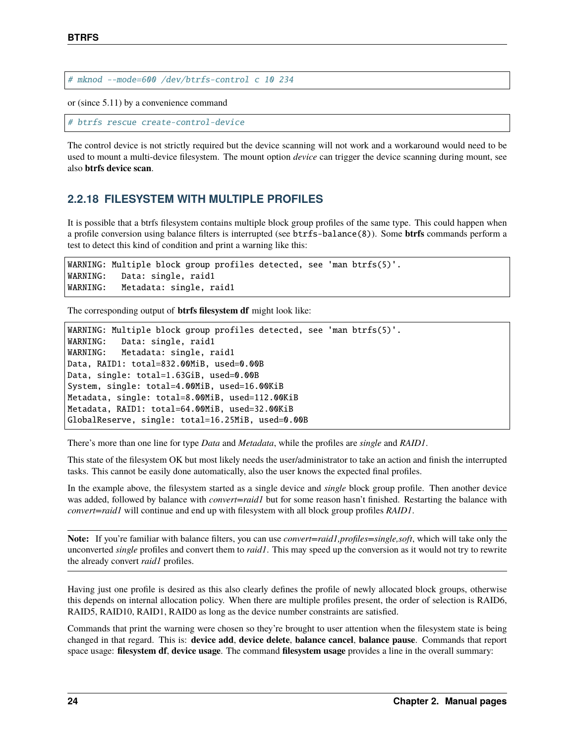```
# mknod --mode=600 /dev/btrfs-control c 10 234
```

or (since 5.11) by a convenience command

```
# btrfs rescue create-control-device
```

The control device is not strictly required but the device scanning will not work and a workaround would need to be used to mount a multi-device filesystem. The mount option *device* can trigger the device scanning during mount, see also **btrfs device scan**.

### 2.2.18 FILESYSTEM WITH MULTIPLE PROFILES

It is possible that a btrfs filesystem contains multiple block group profiles of the same type. This could happen when a profile conversion using balance filters is interrupted (see `btrfs-balance(8)`). Some **btrfs** commands perform a test to detect this kind of condition and print a warning like this:

```
WARNING: Multiple block group profiles detected, see 'man btrfs(5)'.
WARNING:   Data: single, raid1
WARNING:   Metadata: single, raid1
```

The corresponding output of **btrfs filesystem df** might look like:

```
WARNING: Multiple block group profiles detected, see 'man btrfs(5)'.
WARNING:   Data: single, raid1
WARNING:   Metadata: single, raid1
Data, RAID1: total=832.00MiB, used=0.00B
Data, single: total=1.63GiB, used=0.00B
System, single: total=4.00MiB, used=16.00KiB
Metadata, single: total=8.00MiB, used=112.00KiB
Metadata, RAID1: total=64.00MiB, used=32.00KiB
GlobalReserve, single: total=16.25MiB, used=0.00B
```

There's more than one line for type *Data* and *Metadata*, while the profiles are *single* and *RAID1*.

This state of the filesystem OK but most likely needs the user/administrator to take an action and finish the interrupted tasks. This cannot be easily done automatically, also the user knows the expected final profiles.

In the example above, the filesystem started as a single device and *single* block group profile. Then another device was added, followed by balance with *convert=raid1* but for some reason hasn't finished. Restarting the balance with *convert=raid1* will continue and end up with filesystem with all block group profiles *RAID1*.

**Note:** If you're familiar with balance filters, you can use *convert=raid1,profiles=single,soft*, which will take only the unconverted *single* profiles and convert them to *raid1*. This may speed up the conversion as it would not try to rewrite the already convert *raid1* profiles.

Having just one profile is desired as this also clearly defines the profile of newly allocated block groups, otherwise this depends on internal allocation policy. When there are multiple profiles present, the order of selection is RAID6, RAID5, RAID10, RAID1, RAID0 as long as the device number constraints are satisfied.

Commands that print the warning were chosen so they're brought to user attention when the filesystem state is being changed in that regard. This is: **device add**, **device delete**, **balance cancel**, **balance pause**. Commands that report space usage: **filesystem df**, **device usage**. The command **filesystem usage** provides a line in the overall summary: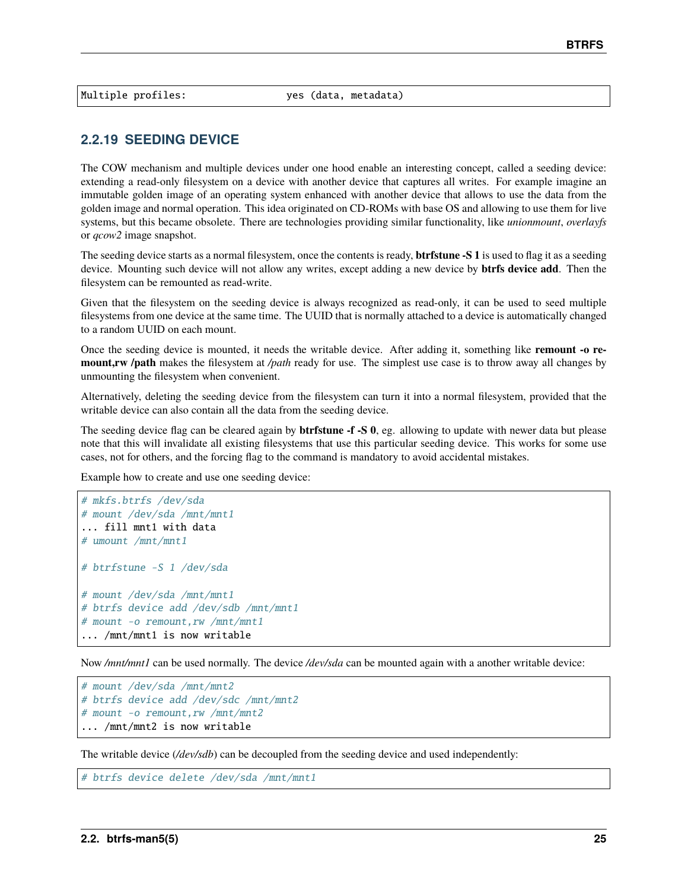```
Multiple profiles:                  yes (data, metadata)
```

### 2.2.19 SEEDING DEVICE

The COW mechanism and multiple devices under one hood enable an interesting concept, called a seeding device: extending a read-only filesystem on a device with another device that captures all writes. For example imagine an immutable golden image of an operating system enhanced with another device that allows to use the data from the golden image and normal operation. This idea originated on CD-ROMs with base OS and allowing to use them for live systems, but this became obsolete. There are technologies providing similar functionality, like *unionmount*, *overlayfs* or *qcow2* image snapshot.

The seeding device starts as a normal filesystem, once the contents is ready, **btrfstune -S 1** is used to flag it as a seeding device. Mounting such device will not allow any writes, except adding a new device by **btrfs device add**. Then the filesystem can be remounted as read-write.

Given that the filesystem on the seeding device is always recognized as read-only, it can be used to seed multiple filesystems from one device at the same time. The UUID that is normally attached to a device is automatically changed to a random UUID on each mount.

Once the seeding device is mounted, it needs the writable device. After adding it, something like **remount -o remount,rw /path** makes the filesystem at */path* ready for use. The simplest use case is to throw away all changes by unmounting the filesystem when convenient.

Alternatively, deleting the seeding device from the filesystem can turn it into a normal filesystem, provided that the writable device can also contain all the data from the seeding device.

The seeding device flag can be cleared again by **btrfstune -f -S 0**, eg. allowing to update with newer data but please note that this will invalidate all existing filesystems that use this particular seeding device. This works for some use cases, not for others, and the forcing flag to the command is mandatory to avoid accidental mistakes.

Example how to create and use one seeding device:

```
# mkfs.btrfs /dev/sda
# mount /dev/sda /mnt/mnt1
... fill mnt1 with data
# umount /mnt/mnt1

# btrfstune -S 1 /dev/sda

# mount /dev/sda /mnt/mnt1
# btrfs device add /dev/sdb /mnt/mnt1
# mount -o remount,rw /mnt/mnt1
... /mnt/mnt1 is now writable
```

Now */mnt/mnt1* can be used normally. The device */dev/sda* can be mounted again with a another writable device:

```
# mount /dev/sda /mnt/mnt2
# btrfs device add /dev/sdc /mnt/mnt2
# mount -o remount,rw /mnt/mnt2
... /mnt/mnt2 is now writable
```

The writable device (*/dev/sdb*) can be decoupled from the seeding device and used independently:

```
# btrfs device delete /dev/sda /mnt/mnt1
```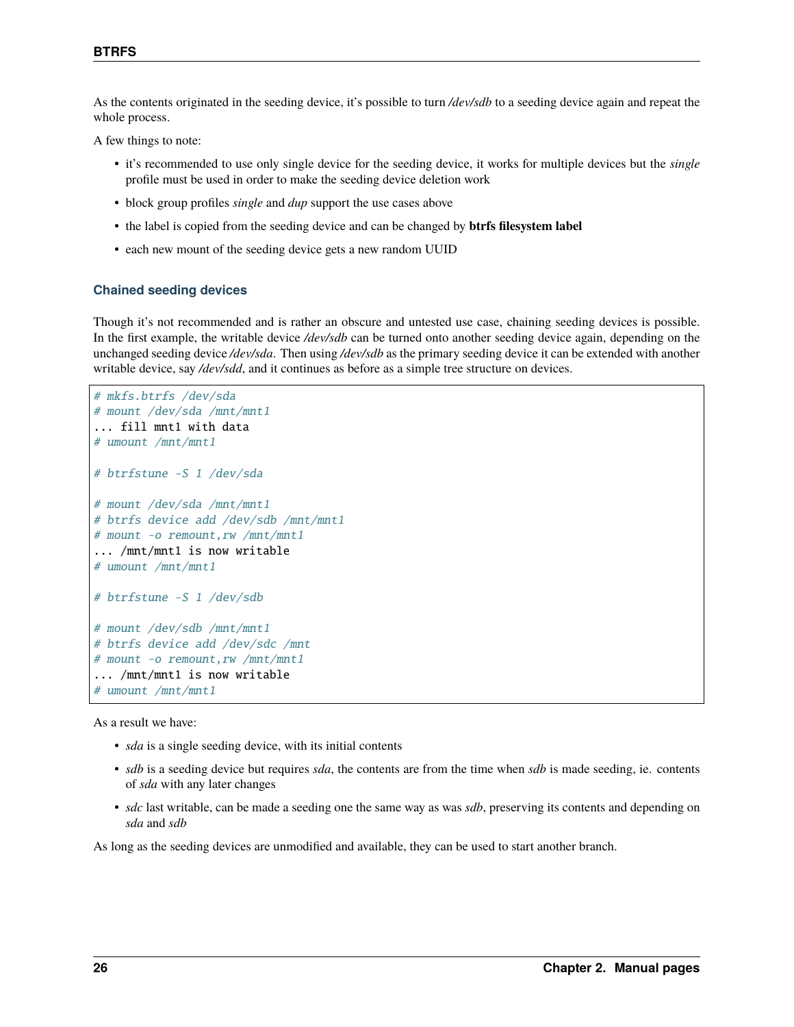As the contents originated in the seeding device, it's possible to turn */dev/sdb* to a seeding device again and repeat the whole process.

A few things to note:

- it's recommended to use only single device for the seeding device, it works for multiple devices but the *single* profile must be used in order to make the seeding device deletion work
- block group profiles *single* and *dup* support the use cases above
- the label is copied from the seeding device and can be changed by **btrfs filesystem label**
- each new mount of the seeding device gets a new random UUID

### Chained seeding devices

Though it's not recommended and is rather an obscure and untested use case, chaining seeding devices is possible. In the first example, the writable device */dev/sdb* can be turned onto another seeding device again, depending on the unchanged seeding device */dev/sda*. Then using */dev/sdb* as the primary seeding device it can be extended with another writable device, say */dev/sdd*, and it continues as before as a simple tree structure on devices.

```
# mkfs.btrfs /dev/sda
# mount /dev/sda /mnt/mnt1
... fill mnt1 with data
# umount /mnt/mnt1

# btrfstune -S 1 /dev/sda

# mount /dev/sda /mnt/mnt1
# btrfs device add /dev/sdb /mnt/mnt1
# mount -o remount,rw /mnt/mnt1
... /mnt/mnt1 is now writable
# umount /mnt/mnt1

# btrfstune -S 1 /dev/sdb

# mount /dev/sdb /mnt/mnt1
# btrfs device add /dev/sdc /mnt
# mount -o remount,rw /mnt/mnt1
... /mnt/mnt1 is now writable
# umount /mnt/mnt1
```

As a result we have:

- *sda* is a single seeding device, with its initial contents
- *sdb* is a seeding device but requires *sda*, the contents are from the time when *sdb* is made seeding, ie. contents of *sda* with any later changes
- *sdc* last writable, can be made a seeding one the same way as was *sdb*, preserving its contents and depending on *sda* and *sdb*

As long as the seeding devices are unmodified and available, they can be used to start another branch.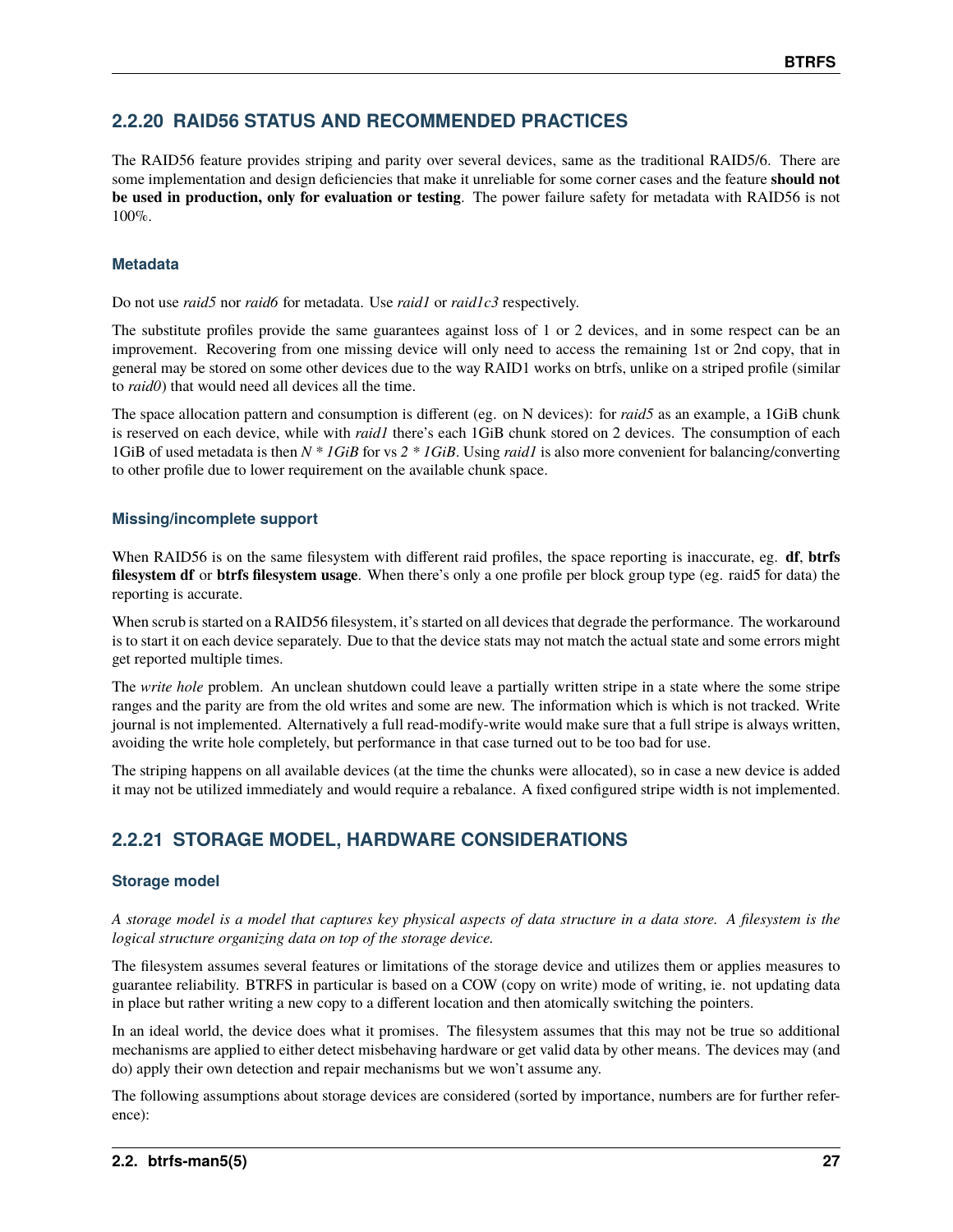## 2.2.20 RAID56 STATUS AND RECOMMENDED PRACTICES

The RAID56 feature provides striping and parity over several devices, same as the traditional RAID5/6. There are some implementation and design deficiencies that make it unreliable for some corner cases and the feature **should not be used in production, only for evaluation or testing**. The power failure safety for metadata with RAID56 is not 100%.

### Metadata

Do not use *raid5* nor *raid6* for metadata. Use *raid1* or *raid1c3* respectively.

The substitute profiles provide the same guarantees against loss of 1 or 2 devices, and in some respect can be an improvement. Recovering from one missing device will only need to access the remaining 1st or 2nd copy, that in general may be stored on some other devices due to the way RAID1 works on btrfs, unlike on a striped profile (similar to *raid0*) that would need all devices all the time.

The space allocation pattern and consumption is different (eg. on N devices): for *raid5* as an example, a 1GiB chunk is reserved on each device, while with *raid1* there's each 1GiB chunk stored on 2 devices. The consumption of each 1GiB of used metadata is then *N * 1GiB* for vs *2 * 1GiB*. Using *raid1* is also more convenient for balancing/converting to other profile due to lower requirement on the available chunk space.

### Missing/incomplete support

When RAID56 is on the same filesystem with different raid profiles, the space reporting is inaccurate, eg. **df**, **btrfs filesystem df** or **btrfs filesystem usage**. When there's only a one profile per block group type (eg. raid5 for data) the reporting is accurate.

When scrub is started on a RAID56 filesystem, it's started on all devices that degrade the performance. The workaround is to start it on each device separately. Due to that the device stats may not match the actual state and some errors might get reported multiple times.

The *write hole* problem. An unclean shutdown could leave a partially written stripe in a state where the some stripe ranges and the parity are from the old writes and some are new. The information which is which is not tracked. Write journal is not implemented. Alternatively a full read-modify-write would make sure that a full stripe is always written, avoiding the write hole completely, but performance in that case turned out to be too bad for use.

The striping happens on all available devices (at the time the chunks were allocated), so in case a new device is added it may not be utilized immediately and would require a rebalance. A fixed configured stripe width is not implemented.

## 2.2.21 STORAGE MODEL, HARDWARE CONSIDERATIONS

### Storage model

*A storage model is a model that captures key physical aspects of data structure in a data store. A filesystem is the logical structure organizing data on top of the storage device.*

The filesystem assumes several features or limitations of the storage device and utilizes them or applies measures to guarantee reliability. BTRFS in particular is based on a COW (copy on write) mode of writing, ie. not updating data in place but rather writing a new copy to a different location and then atomically switching the pointers.

In an ideal world, the device does what it promises. The filesystem assumes that this may not be true so additional mechanisms are applied to either detect misbehaving hardware or get valid data by other means. The devices may (and do) apply their own detection and repair mechanisms but we won't assume any.

The following assumptions about storage devices are considered (sorted by importance, numbers are for further reference):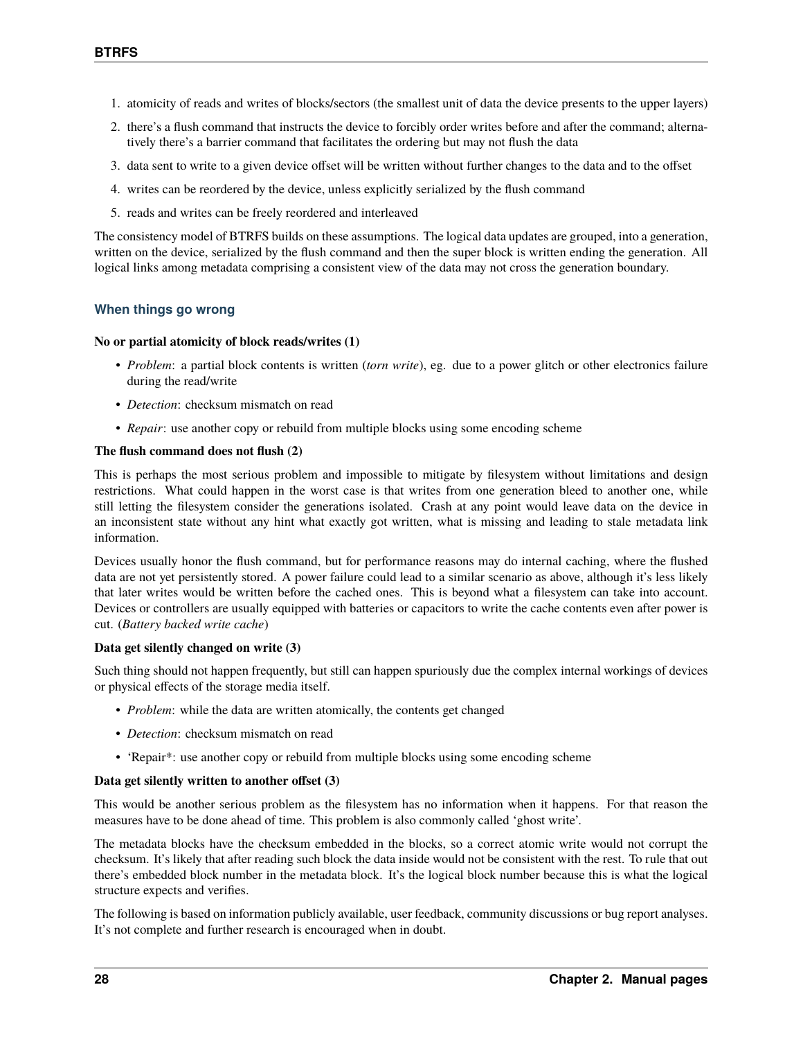1. atomicity of reads and writes of blocks/sectors (the smallest unit of data the device presents to the upper layers)
2. there's a flush command that instructs the device to forcibly order writes before and after the command; alternatively there's a barrier command that facilitates the ordering but may not flush the data
3. data sent to write to a given device offset will be written without further changes to the data and to the offset
4. writes can be reordered by the device, unless explicitly serialized by the flush command
5. reads and writes can be freely reordered and interleaved

The consistency model of BTRFS builds on these assumptions. The logical data updates are grouped, into a generation, written on the device, serialized by the flush command and then the super block is written ending the generation. All logical links among metadata comprising a consistent view of the data may not cross the generation boundary.

### When things go wrong

**No or partial atomicity of block reads/writes (1)**

- *Problem*: a partial block contents is written (*torn write*), eg. due to a power glitch or other electronics failure during the read/write
- *Detection*: checksum mismatch on read
- *Repair*: use another copy or rebuild from multiple blocks using some encoding scheme

**The flush command does not flush (2)**

This is perhaps the most serious problem and impossible to mitigate by filesystem without limitations and design restrictions. What could happen in the worst case is that writes from one generation bleed to another one, while still letting the filesystem consider the generations isolated. Crash at any point would leave data on the device in an inconsistent state without any hint what exactly got written, what is missing and leading to stale metadata link information.

Devices usually honor the flush command, but for performance reasons may do internal caching, where the flushed data are not yet persistently stored. A power failure could lead to a similar scenario as above, although it's less likely that later writes would be written before the cached ones. This is beyond what a filesystem can take into account. Devices or controllers are usually equipped with batteries or capacitors to write the cache contents even after power is cut. (*Battery backed write cache*)

**Data get silently changed on write (3)**

Such thing should not happen frequently, but still can happen spuriously due the complex internal workings of devices or physical effects of the storage media itself.

- *Problem*: while the data are written atomically, the contents get changed
- *Detection*: checksum mismatch on read
- 'Repair*: use another copy or rebuild from multiple blocks using some encoding scheme

**Data get silently written to another offset (3)**

This would be another serious problem as the filesystem has no information when it happens. For that reason the measures have to be done ahead of time. This problem is also commonly called 'ghost write'.

The metadata blocks have the checksum embedded in the blocks, so a correct atomic write would not corrupt the checksum. It's likely that after reading such block the data inside would not be consistent with the rest. To rule that out there's embedded block number in the metadata block. It's the logical block number because this is what the logical structure expects and verifies.

The following is based on information publicly available, user feedback, community discussions or bug report analyses. It's not complete and further research is encouraged when in doubt.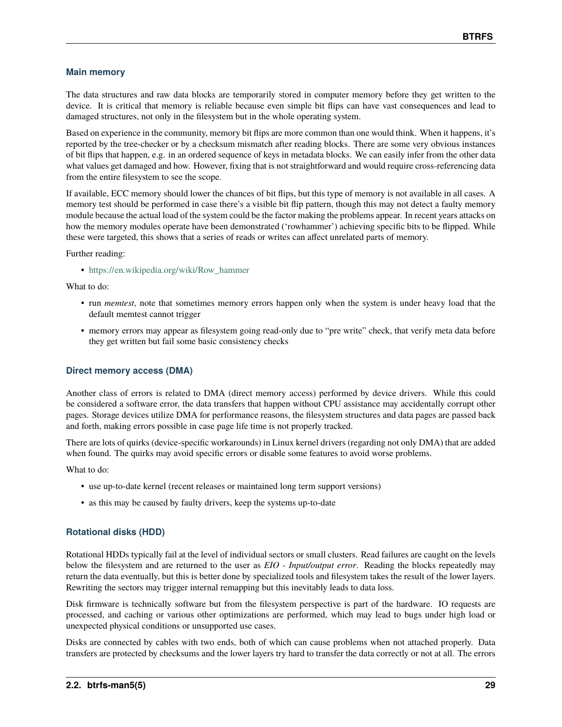### Main memory

The data structures and raw data blocks are temporarily stored in computer memory before they get written to the device. It is critical that memory is reliable because even simple bit flips can have vast consequences and lead to damaged structures, not only in the filesystem but in the whole operating system.

Based on experience in the community, memory bit flips are more common than one would think. When it happens, it's reported by the tree-checker or by a checksum mismatch after reading blocks. There are some very obvious instances of bit flips that happen, e.g. in an ordered sequence of keys in metadata blocks. We can easily infer from the other data what values get damaged and how. However, fixing that is not straightforward and would require cross-referencing data from the entire filesystem to see the scope.

If available, ECC memory should lower the chances of bit flips, but this type of memory is not available in all cases. A memory test should be performed in case there's a visible bit flip pattern, though this may not detect a faulty memory module because the actual load of the system could be the factor making the problems appear. In recent years attacks on how the memory modules operate have been demonstrated ('rowhammer') achieving specific bits to be flipped. While these were targeted, this shows that a series of reads or writes can affect unrelated parts of memory.

Further reading:

- https://en.wikipedia.org/wiki/Row_hammer

What to do:

- run *memtest*, note that sometimes memory errors happen only when the system is under heavy load that the default memtest cannot trigger
- memory errors may appear as filesystem going read-only due to "pre write" check, that verify meta data before they get written but fail some basic consistency checks

### Direct memory access (DMA)

Another class of errors is related to DMA (direct memory access) performed by device drivers. While this could be considered a software error, the data transfers that happen without CPU assistance may accidentally corrupt other pages. Storage devices utilize DMA for performance reasons, the filesystem structures and data pages are passed back and forth, making errors possible in case page life time is not properly tracked.

There are lots of quirks (device-specific workarounds) in Linux kernel drivers (regarding not only DMA) that are added when found. The quirks may avoid specific errors or disable some features to avoid worse problems.

What to do:

- use up-to-date kernel (recent releases or maintained long term support versions)
- as this may be caused by faulty drivers, keep the systems up-to-date

### Rotational disks (HDD)

Rotational HDDs typically fail at the level of individual sectors or small clusters. Read failures are caught on the levels below the filesystem and are returned to the user as *EIO - Input/output error*. Reading the blocks repeatedly may return the data eventually, but this is better done by specialized tools and filesystem takes the result of the lower layers. Rewriting the sectors may trigger internal remapping but this inevitably leads to data loss.

Disk firmware is technically software but from the filesystem perspective is part of the hardware. IO requests are processed, and caching or various other optimizations are performed, which may lead to bugs under high load or unexpected physical conditions or unsupported use cases.

Disks are connected by cables with two ends, both of which can cause problems when not attached properly. Data transfers are protected by checksums and the lower layers try hard to transfer the data correctly or not at all. The errors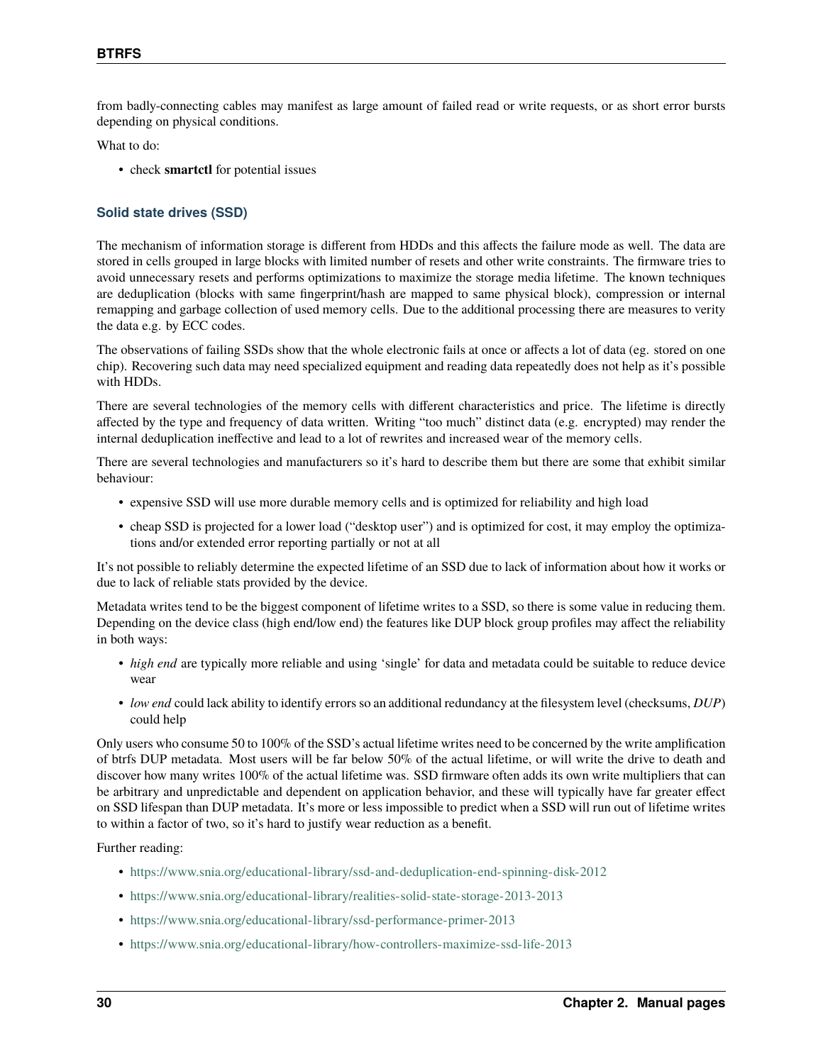from badly-connecting cables may manifest as large amount of failed read or write requests, or as short error bursts depending on physical conditions.

What to do:

- check **smartctl** for potential issues

### Solid state drives (SSD)

The mechanism of information storage is different from HDDs and this affects the failure mode as well. The data are stored in cells grouped in large blocks with limited number of resets and other write constraints. The firmware tries to avoid unnecessary resets and performs optimizations to maximize the storage media lifetime. The known techniques are deduplication (blocks with same fingerprint/hash are mapped to same physical block), compression or internal remapping and garbage collection of used memory cells. Due to the additional processing there are measures to verity the data e.g. by ECC codes.

The observations of failing SSDs show that the whole electronic fails at once or affects a lot of data (eg. stored on one chip). Recovering such data may need specialized equipment and reading data repeatedly does not help as it's possible with HDDs.

There are several technologies of the memory cells with different characteristics and price. The lifetime is directly affected by the type and frequency of data written. Writing "too much" distinct data (e.g. encrypted) may render the internal deduplication ineffective and lead to a lot of rewrites and increased wear of the memory cells.

There are several technologies and manufacturers so it's hard to describe them but there are some that exhibit similar behaviour:

- expensive SSD will use more durable memory cells and is optimized for reliability and high load
- cheap SSD is projected for a lower load ("desktop user") and is optimized for cost, it may employ the optimizations and/or extended error reporting partially or not at all

It's not possible to reliably determine the expected lifetime of an SSD due to lack of information about how it works or due to lack of reliable stats provided by the device.

Metadata writes tend to be the biggest component of lifetime writes to a SSD, so there is some value in reducing them. Depending on the device class (high end/low end) the features like DUP block group profiles may affect the reliability in both ways:

- *high end* are typically more reliable and using 'single' for data and metadata could be suitable to reduce device wear
- *low end* could lack ability to identify errors so an additional redundancy at the filesystem level (checksums, *DUP*) could help

Only users who consume 50 to 100% of the SSD's actual lifetime writes need to be concerned by the write amplification of btrfs DUP metadata. Most users will be far below 50% of the actual lifetime, or will write the drive to death and discover how many writes 100% of the actual lifetime was. SSD firmware often adds its own write multipliers that can be arbitrary and unpredictable and dependent on application behavior, and these will typically have far greater effect on SSD lifespan than DUP metadata. It's more or less impossible to predict when a SSD will run out of lifetime writes to within a factor of two, so it's hard to justify wear reduction as a benefit.

Further reading:

- https://www.snia.org/educational-library/ssd-and-deduplication-end-spinning-disk-2012
- https://www.snia.org/educational-library/realities-solid-state-storage-2013-2013
- https://www.snia.org/educational-library/ssd-performance-primer-2013
- https://www.snia.org/educational-library/how-controllers-maximize-ssd-life-2013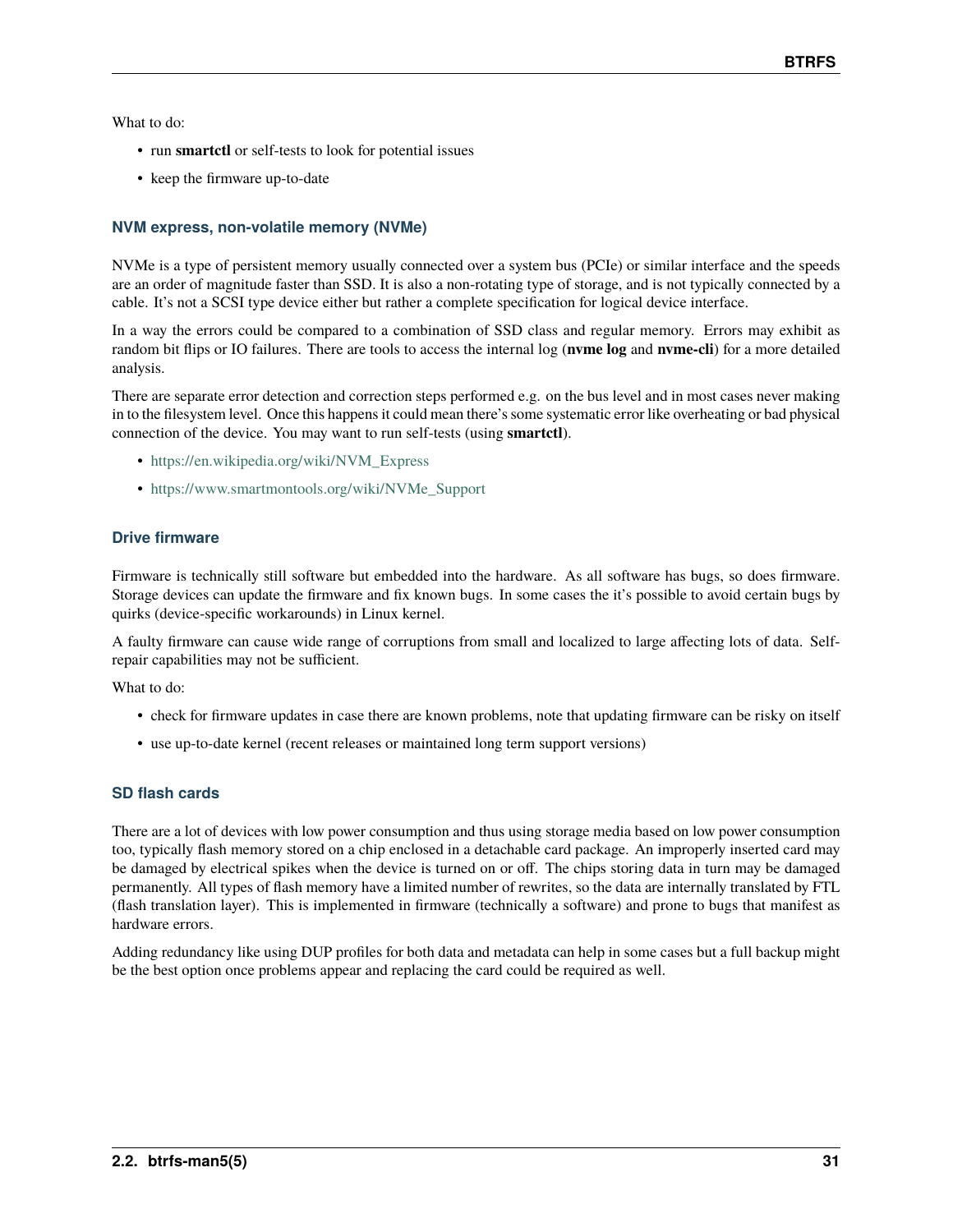What to do:

- run **smartctl** or self-tests to look for potential issues
- keep the firmware up-to-date

### NVM express, non-volatile memory (NVMe)

NVMe is a type of persistent memory usually connected over a system bus (PCIe) or similar interface and the speeds are an order of magnitude faster than SSD. It is also a non-rotating type of storage, and is not typically connected by a cable. It's not a SCSI type device either but rather a complete specification for logical device interface.

In a way the errors could be compared to a combination of SSD class and regular memory. Errors may exhibit as random bit flips or IO failures. There are tools to access the internal log (**nvme log** and **nvme-cli**) for a more detailed analysis.

There are separate error detection and correction steps performed e.g. on the bus level and in most cases never making in to the filesystem level. Once this happens it could mean there's some systematic error like overheating or bad physical connection of the device. You may want to run self-tests (using **smartctl**).

- https://en.wikipedia.org/wiki/NVM_Express
- https://www.smartmontools.org/wiki/NVMe_Support

### Drive firmware

Firmware is technically still software but embedded into the hardware. As all software has bugs, so does firmware. Storage devices can update the firmware and fix known bugs. In some cases the it's possible to avoid certain bugs by quirks (device-specific workarounds) in Linux kernel.

A faulty firmware can cause wide range of corruptions from small and localized to large affecting lots of data. Self-repair capabilities may not be sufficient.

What to do:

- check for firmware updates in case there are known problems, note that updating firmware can be risky on itself
- use up-to-date kernel (recent releases or maintained long term support versions)

### SD flash cards

There are a lot of devices with low power consumption and thus using storage media based on low power consumption too, typically flash memory stored on a chip enclosed in a detachable card package. An improperly inserted card may be damaged by electrical spikes when the device is turned on or off. The chips storing data in turn may be damaged permanently. All types of flash memory have a limited number of rewrites, so the data are internally translated by FTL (flash translation layer). This is implemented in firmware (technically a software) and prone to bugs that manifest as hardware errors.

Adding redundancy like using DUP profiles for both data and metadata can help in some cases but a full backup might be the best option once problems appear and replacing the card could be required as well.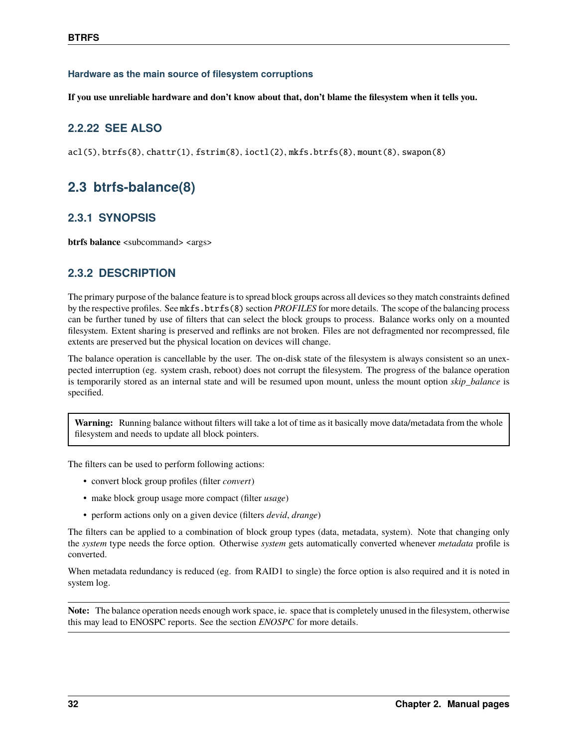#### Hardware as the main source of filesystem corruptions

**If you use unreliable hardware and don't know about that, don't blame the filesystem when it tells you.**

### 2.2.22 SEE ALSO

`acl(5)`, `btrfs(8)`, `chattr(1)`, `fstrim(8)`, `ioctl(2)`, `mkfs.btrfs(8)`, `mount(8)`, `swapon(8)`

## 2.3 btrfs-balance(8)

### 2.3.1 SYNOPSIS

**btrfs balance** <subcommand> <args>

### 2.3.2 DESCRIPTION

The primary purpose of the balance feature is to spread block groups across all devices so they match constraints defined by the respective profiles. See `mkfs.btrfs(8)` section *PROFILES* for more details. The scope of the balancing process can be further tuned by use of filters that can select the block groups to process. Balance works only on a mounted filesystem. Extent sharing is preserved and reflinks are not broken. Files are not defragmented nor recompressed, file extents are preserved but the physical location on devices will change.

The balance operation is cancellable by the user. The on-disk state of the filesystem is always consistent so an unexpected interruption (eg. system crash, reboot) does not corrupt the filesystem. The progress of the balance operation is temporarily stored as an internal state and will be resumed upon mount, unless the mount option *skip_balance* is specified.

> **Warning:** Running balance without filters will take a lot of time as it basically move data/metadata from the whole filesystem and needs to update all block pointers.

The filters can be used to perform following actions:

- convert block group profiles (filter *convert*)
- make block group usage more compact (filter *usage*)
- perform actions only on a given device (filters *devid*, *drange*)

The filters can be applied to a combination of block group types (data, metadata, system). Note that changing only the *system* type needs the force option. Otherwise *system* gets automatically converted whenever *metadata* profile is converted.

When metadata redundancy is reduced (eg. from RAID1 to single) the force option is also required and it is noted in system log.

> **Note:** The balance operation needs enough work space, ie. space that is completely unused in the filesystem, otherwise this may lead to ENOSPC reports. See the section *ENOSPC* for more details.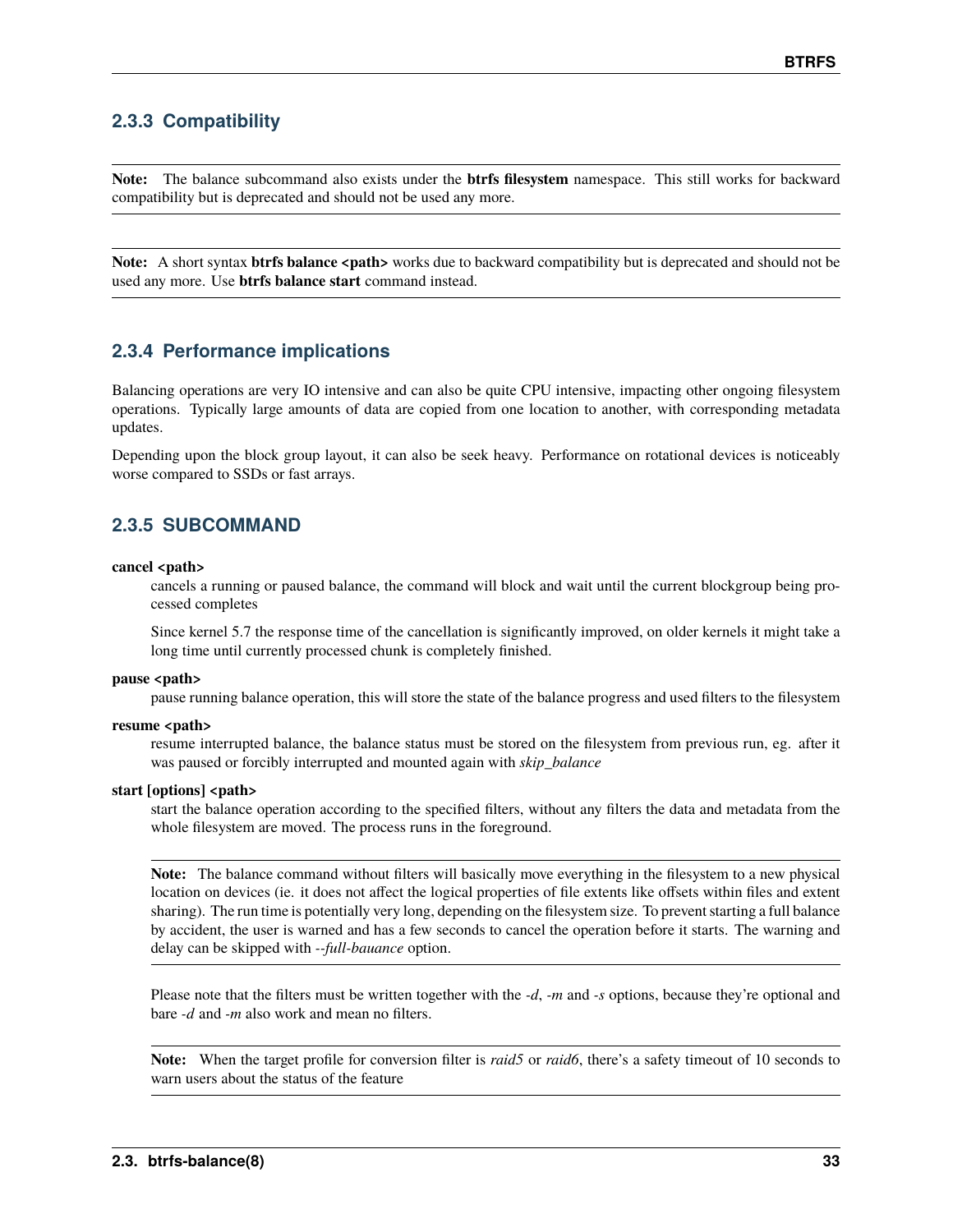### 2.3.3 Compatibility

**Note:** The balance subcommand also exists under the **btrfs filesystem** namespace. This still works for backward compatibility but is deprecated and should not be used any more.

**Note:** A short syntax **btrfs balance <path>** works due to backward compatibility but is deprecated and should not be used any more. Use **btrfs balance start** command instead.

### 2.3.4 Performance implications

Balancing operations are very IO intensive and can also be quite CPU intensive, impacting other ongoing filesystem operations. Typically large amounts of data are copied from one location to another, with corresponding metadata updates.

Depending upon the block group layout, it can also be seek heavy. Performance on rotational devices is noticeably worse compared to SSDs or fast arrays.

### 2.3.5 SUBCOMMAND

**cancel <path>**

cancels a running or paused balance, the command will block and wait until the current blockgroup being processed completes

Since kernel 5.7 the response time of the cancellation is significantly improved, on older kernels it might take a long time until currently processed chunk is completely finished.

**pause <path>**

pause running balance operation, this will store the state of the balance progress and used filters to the filesystem

**resume <path>**

resume interrupted balance, the balance status must be stored on the filesystem from previous run, eg. after it was paused or forcibly interrupted and mounted again with *skip_balance*

**start [options] <path>**

start the balance operation according to the specified filters, without any filters the data and metadata from the whole filesystem are moved. The process runs in the foreground.

**Note:** The balance command without filters will basically move everything in the filesystem to a new physical location on devices (ie. it does not affect the logical properties of file extents like offsets within files and extent sharing). The run time is potentially very long, depending on the filesystem size. To prevent starting a full balance by accident, the user is warned and has a few seconds to cancel the operation before it starts. The warning and delay can be skipped with *--full-bauance* option.

Please note that the filters must be written together with the *-d*, *-m* and *-s* options, because they're optional and bare *-d* and *-m* also work and mean no filters.

**Note:** When the target profile for conversion filter is *raid5* or *raid6*, there's a safety timeout of 10 seconds to warn users about the status of the feature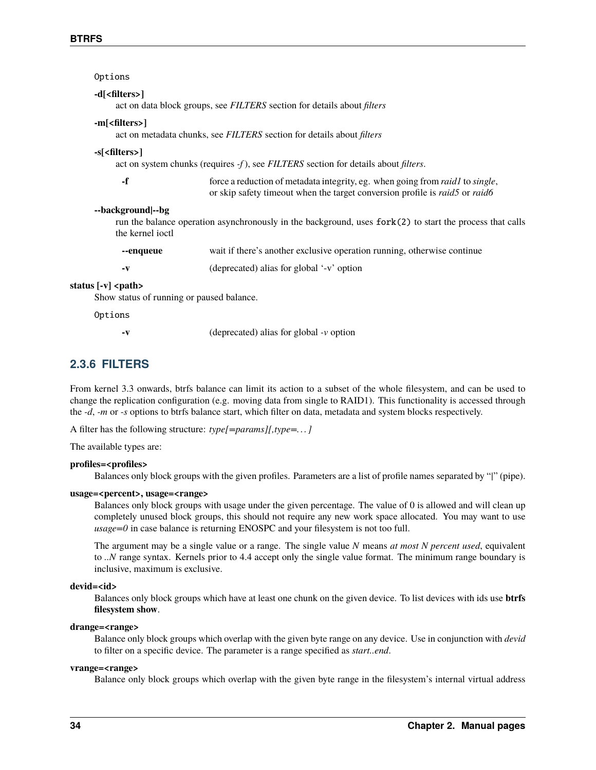Options

**-d[<filters>]**
: act on data block groups, see *FILTERS* section for details about *filters*

**-m[<filters>]**
: act on metadata chunks, see *FILTERS* section for details about *filters*

**-s[<filters>]**
: act on system chunks (requires *-f* ), see *FILTERS* section for details about *filters*.

| | |
|---|---|
| **-f** | force a reduction of metadata integrity, eg. when going from *raid1* to *single*, or skip safety timeout when the target conversion profile is *raid5* or *raid6* |

**--background|--bg**
: run the balance operation asynchronously in the background, uses `fork(2)` to start the process that calls the kernel ioctl

| | |
|---|---|
| **--enqueue** | wait if there's another exclusive operation running, otherwise continue |
| **-v** | (deprecated) alias for global '-v' option |

**status [-v] <path>**
: Show status of running or paused balance.

Options

| | |
|---|---|
| **-v** | (deprecated) alias for global *-v* option |

## 2.3.6 FILTERS

From kernel 3.3 onwards, btrfs balance can limit its action to a subset of the whole filesystem, and can be used to change the replication configuration (e.g. moving data from single to RAID1). This functionality is accessed through the *-d*, *-m* or *-s* options to btrfs balance start, which filter on data, metadata and system blocks respectively.

A filter has the following structure: *type[=params][,type=...]*

The available types are:

**profiles=<profiles>**
: Balances only block groups with the given profiles. Parameters are a list of profile names separated by "|" (pipe).

**usage=<percent>, usage=<range>**
: Balances only block groups with usage under the given percentage. The value of 0 is allowed and will clean up completely unused block groups, this should not require any new work space allocated. You may want to use *usage=0* in case balance is returning ENOSPC and your filesystem is not too full.

: The argument may be a single value or a range. The single value *N* means *at most N percent used*, equivalent to *..N* range syntax. Kernels prior to 4.4 accept only the single value format. The minimum range boundary is inclusive, maximum is exclusive.

**devid=<id>**
: Balances only block groups which have at least one chunk on the given device. To list devices with ids use **btrfs filesystem show**.

**drange=<range>**
: Balance only block groups which overlap with the given byte range on any device. Use in conjunction with *devid* to filter on a specific device. The parameter is a range specified as *start..end*.

**vrange=<range>**
: Balance only block groups which overlap with the given byte range in the filesystem's internal virtual address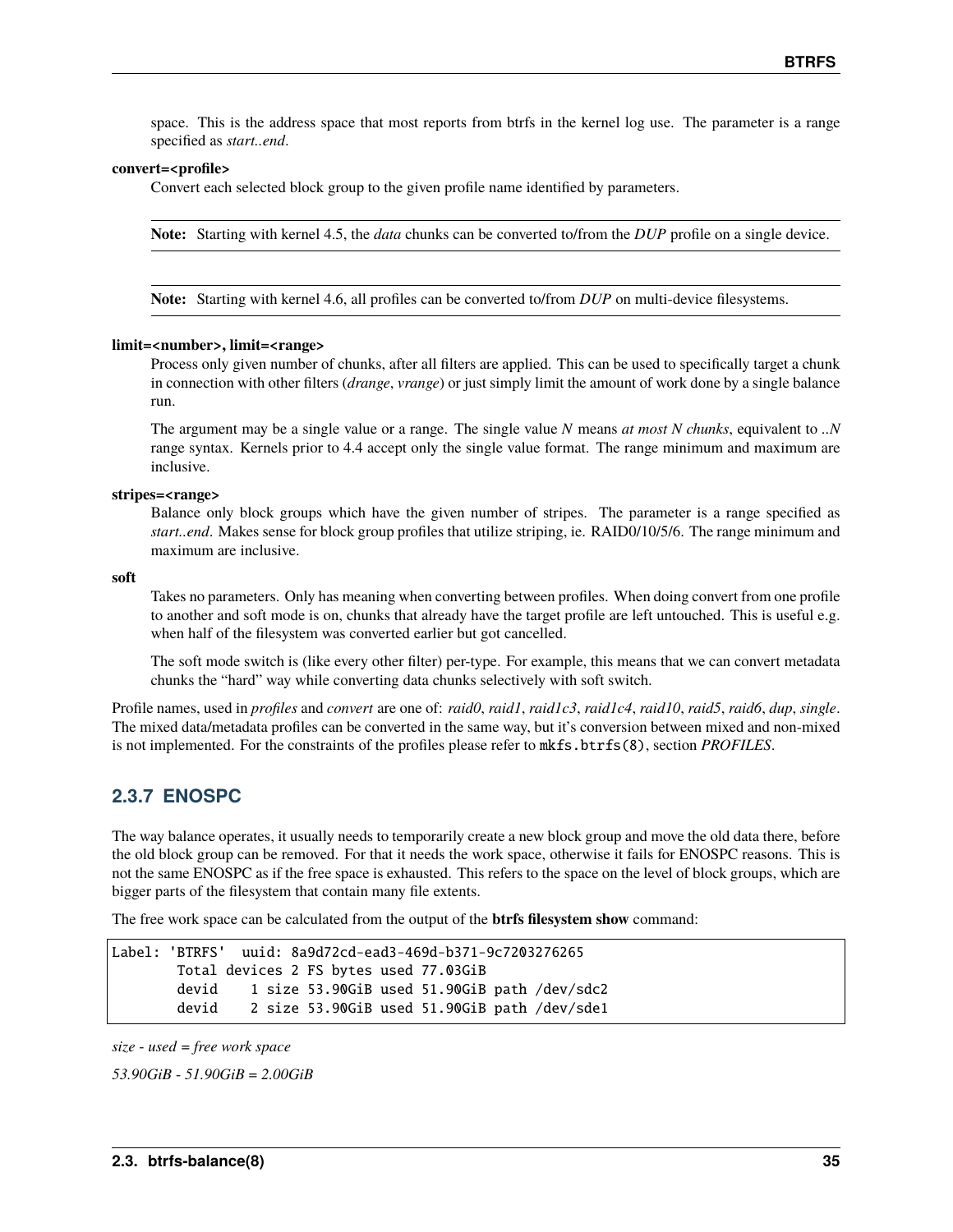space. This is the address space that most reports from btrfs in the kernel log use. The parameter is a range specified as *start..end*.

**convert=<profile>**

Convert each selected block group to the given profile name identified by parameters.

**Note:** Starting with kernel 4.5, the *data* chunks can be converted to/from the *DUP* profile on a single device.

**Note:** Starting with kernel 4.6, all profiles can be converted to/from *DUP* on multi-device filesystems.

**limit=<number>, limit=<range>**

Process only given number of chunks, after all filters are applied. This can be used to specifically target a chunk in connection with other filters (*drange*, *vrange*) or just simply limit the amount of work done by a single balance run.

The argument may be a single value or a range. The single value *N* means *at most N chunks*, equivalent to *..N* range syntax. Kernels prior to 4.4 accept only the single value format. The range minimum and maximum are inclusive.

**stripes=<range>**

Balance only block groups which have the given number of stripes. The parameter is a range specified as *start..end*. Makes sense for block group profiles that utilize striping, ie. RAID0/10/5/6. The range minimum and maximum are inclusive.

**soft**

Takes no parameters. Only has meaning when converting between profiles. When doing convert from one profile to another and soft mode is on, chunks that already have the target profile are left untouched. This is useful e.g. when half of the filesystem was converted earlier but got cancelled.

The soft mode switch is (like every other filter) per-type. For example, this means that we can convert metadata chunks the "hard" way while converting data chunks selectively with soft switch.

Profile names, used in *profiles* and *convert* are one of: *raid0*, *raid1*, *raid1c3*, *raid1c4*, *raid10*, *raid5*, *raid6*, *dup*, *single*. The mixed data/metadata profiles can be converted in the same way, but it's conversion between mixed and non-mixed is not implemented. For the constraints of the profiles please refer to `mkfs.btrfs(8)`, section *PROFILES*.

### 2.3.7 ENOSPC

The way balance operates, it usually needs to temporarily create a new block group and move the old data there, before the old block group can be removed. For that it needs the work space, otherwise it fails for ENOSPC reasons. This is not the same ENOSPC as if the free space is exhausted. This refers to the space on the level of block groups, which are bigger parts of the filesystem that contain many file extents.

The free work space can be calculated from the output of the **btrfs filesystem show** command:

```
Label: 'BTRFS'  uuid: 8a9d72cd-ead3-469d-b371-9c7203276265
        Total devices 2 FS bytes used 77.03GiB
        devid    1 size 53.90GiB used 51.90GiB path /dev/sdc2
        devid    2 size 53.90GiB used 51.90GiB path /dev/sde1
```

*size - used = free work space*

*53.90GiB - 51.90GiB = 2.00GiB*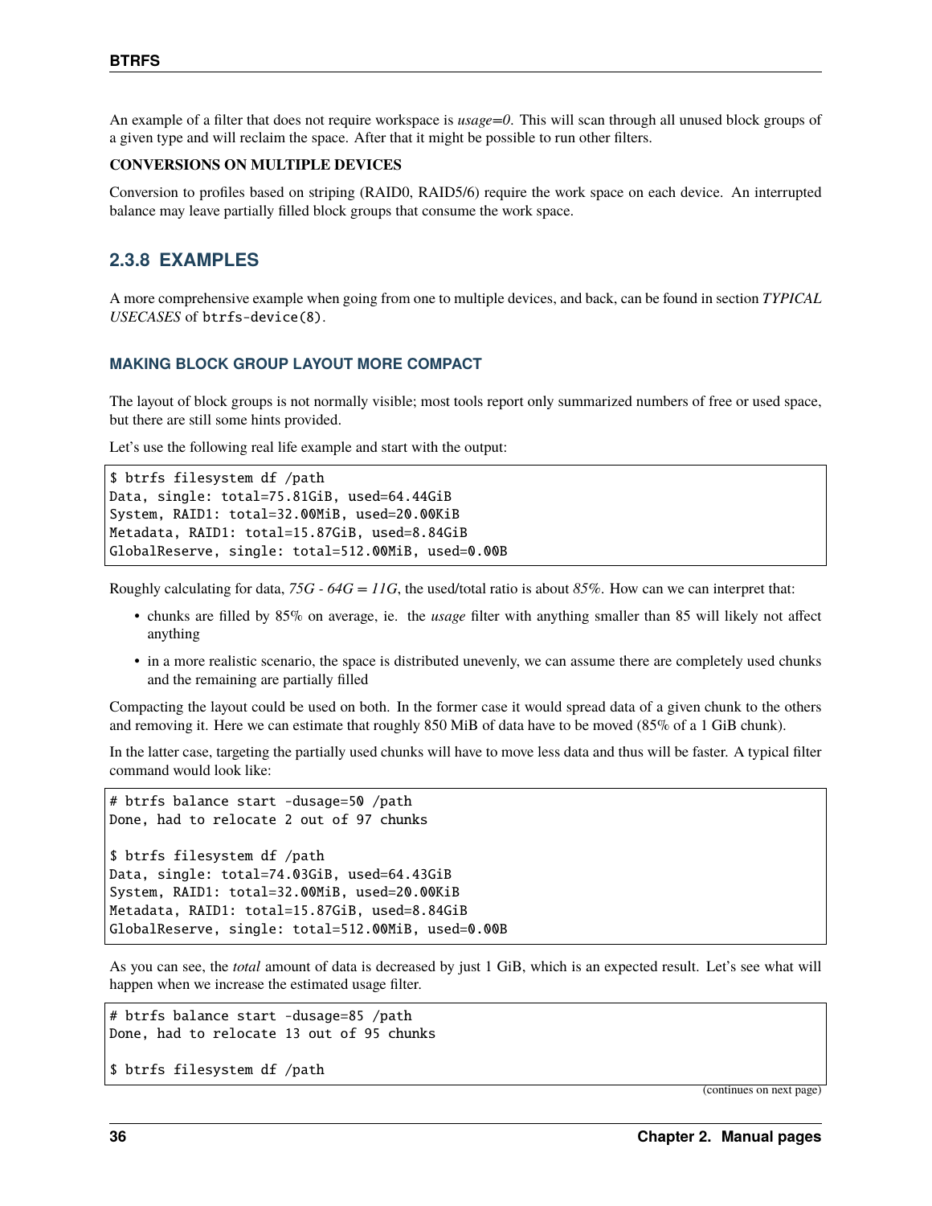An example of a filter that does not require workspace is *usage=0*. This will scan through all unused block groups of a given type and will reclaim the space. After that it might be possible to run other filters.

**CONVERSIONS ON MULTIPLE DEVICES**

Conversion to profiles based on striping (RAID0, RAID5/6) require the work space on each device. An interrupted balance may leave partially filled block groups that consume the work space.

### 2.3.8 EXAMPLES

A more comprehensive example when going from one to multiple devices, and back, can be found in section *TYPICAL USECASES* of `btrfs-device(8)`.

#### MAKING BLOCK GROUP LAYOUT MORE COMPACT

The layout of block groups is not normally visible; most tools report only summarized numbers of free or used space, but there are still some hints provided.

Let's use the following real life example and start with the output:

```
$ btrfs filesystem df /path
Data, single: total=75.81GiB, used=64.44GiB
System, RAID1: total=32.00MiB, used=20.00KiB
Metadata, RAID1: total=15.87GiB, used=8.84GiB
GlobalReserve, single: total=512.00MiB, used=0.00B
```

Roughly calculating for data, *75G - 64G = 11G*, the used/total ratio is about *85%*. How can we can interpret that:

- chunks are filled by 85% on average, ie. the *usage* filter with anything smaller than 85 will likely not affect anything
- in a more realistic scenario, the space is distributed unevenly, we can assume there are completely used chunks and the remaining are partially filled

Compacting the layout could be used on both. In the former case it would spread data of a given chunk to the others and removing it. Here we can estimate that roughly 850 MiB of data have to be moved (85% of a 1 GiB chunk).

In the latter case, targeting the partially used chunks will have to move less data and thus will be faster. A typical filter command would look like:

```
# btrfs balance start -dusage=50 /path
Done, had to relocate 2 out of 97 chunks

$ btrfs filesystem df /path
Data, single: total=74.03GiB, used=64.43GiB
System, RAID1: total=32.00MiB, used=20.00KiB
Metadata, RAID1: total=15.87GiB, used=8.84GiB
GlobalReserve, single: total=512.00MiB, used=0.00B
```

As you can see, the *total* amount of data is decreased by just 1 GiB, which is an expected result. Let's see what will happen when we increase the estimated usage filter.

```
# btrfs balance start -dusage=85 /path
Done, had to relocate 13 out of 95 chunks

$ btrfs filesystem df /path
```

(continues on next page)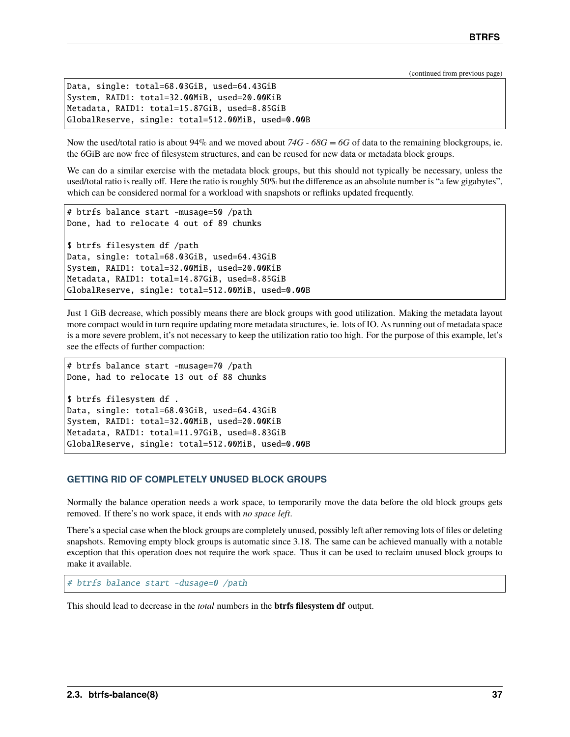(continued from previous page)

```
Data, single: total=68.03GiB, used=64.43GiB
System, RAID1: total=32.00MiB, used=20.00KiB
Metadata, RAID1: total=15.87GiB, used=8.85GiB
GlobalReserve, single: total=512.00MiB, used=0.00B
```

Now the used/total ratio is about 94% and we moved about *74G - 68G = 6G* of data to the remaining blockgroups, ie. the 6GiB are now free of filesystem structures, and can be reused for new data or metadata block groups.

We can do a similar exercise with the metadata block groups, but this should not typically be necessary, unless the used/total ratio is really off. Here the ratio is roughly 50% but the difference as an absolute number is "a few gigabytes", which can be considered normal for a workload with snapshots or reflinks updated frequently.

```
# btrfs balance start -musage=50 /path
Done, had to relocate 4 out of 89 chunks

$ btrfs filesystem df /path
Data, single: total=68.03GiB, used=64.43GiB
System, RAID1: total=32.00MiB, used=20.00KiB
Metadata, RAID1: total=14.87GiB, used=8.85GiB
GlobalReserve, single: total=512.00MiB, used=0.00B
```

Just 1 GiB decrease, which possibly means there are block groups with good utilization. Making the metadata layout more compact would in turn require updating more metadata structures, ie. lots of IO. As running out of metadata space is a more severe problem, it's not necessary to keep the utilization ratio too high. For the purpose of this example, let's see the effects of further compaction:

```
# btrfs balance start -musage=70 /path
Done, had to relocate 13 out of 88 chunks

$ btrfs filesystem df .
Data, single: total=68.03GiB, used=64.43GiB
System, RAID1: total=32.00MiB, used=20.00KiB
Metadata, RAID1: total=11.97GiB, used=8.83GiB
GlobalReserve, single: total=512.00MiB, used=0.00B
```

## GETTING RID OF COMPLETELY UNUSED BLOCK GROUPS

Normally the balance operation needs a work space, to temporarily move the data before the old block groups gets removed. If there's no work space, it ends with *no space left*.

There's a special case when the block groups are completely unused, possibly left after removing lots of files or deleting snapshots. Removing empty block groups is automatic since 3.18. The same can be achieved manually with a notable exception that this operation does not require the work space. Thus it can be used to reclaim unused block groups to make it available.

```
# btrfs balance start -dusage=0 /path
```

This should lead to decrease in the *total* numbers in the **btrfs filesystem df** output.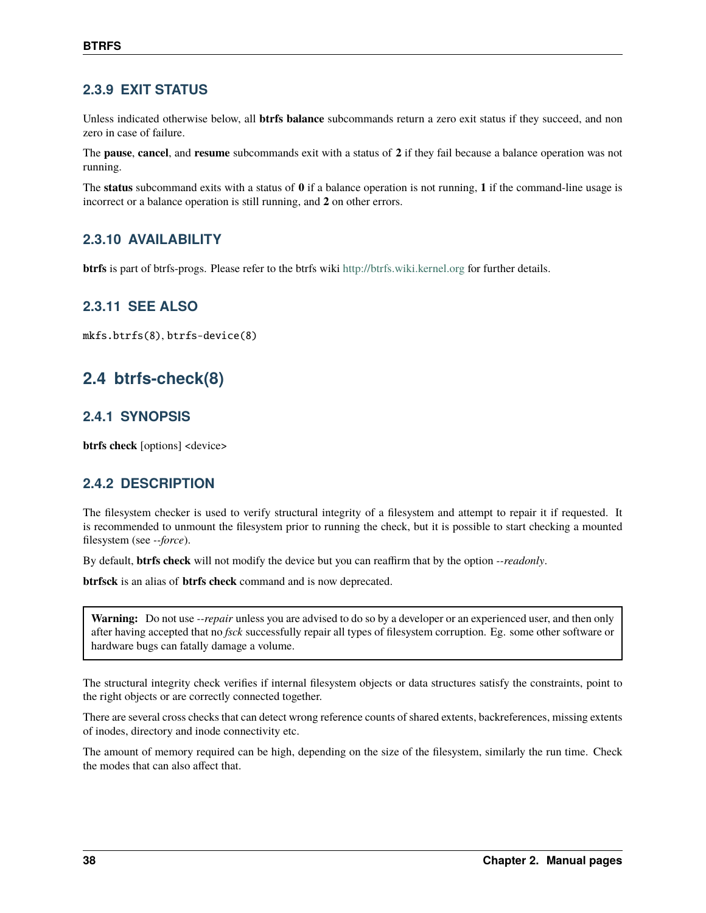### 2.3.9 EXIT STATUS

Unless indicated otherwise below, all **btrfs balance** subcommands return a zero exit status if they succeed, and non zero in case of failure.

The **pause**, **cancel**, and **resume** subcommands exit with a status of **2** if they fail because a balance operation was not running.

The **status** subcommand exits with a status of **0** if a balance operation is not running, **1** if the command-line usage is incorrect or a balance operation is still running, and **2** on other errors.

### 2.3.10 AVAILABILITY

**btrfs** is part of btrfs-progs. Please refer to the btrfs wiki http://btrfs.wiki.kernel.org for further details.

### 2.3.11 SEE ALSO

`mkfs.btrfs(8)`, `btrfs-device(8)`

## 2.4 btrfs-check(8)

### 2.4.1 SYNOPSIS

**btrfs check** [options] <device>

### 2.4.2 DESCRIPTION

The filesystem checker is used to verify structural integrity of a filesystem and attempt to repair it if requested. It is recommended to unmount the filesystem prior to running the check, but it is possible to start checking a mounted filesystem (see *--force*).

By default, **btrfs check** will not modify the device but you can reaffirm that by the option *--readonly*.

**btrfsck** is an alias of **btrfs check** command and is now deprecated.

> **Warning:** Do not use *--repair* unless you are advised to do so by a developer or an experienced user, and then only after having accepted that no *fsck* successfully repair all types of filesystem corruption. Eg. some other software or hardware bugs can fatally damage a volume.

The structural integrity check verifies if internal filesystem objects or data structures satisfy the constraints, point to the right objects or are correctly connected together.

There are several cross checks that can detect wrong reference counts of shared extents, backreferences, missing extents of inodes, directory and inode connectivity etc.

The amount of memory required can be high, depending on the size of the filesystem, similarly the run time. Check the modes that can also affect that.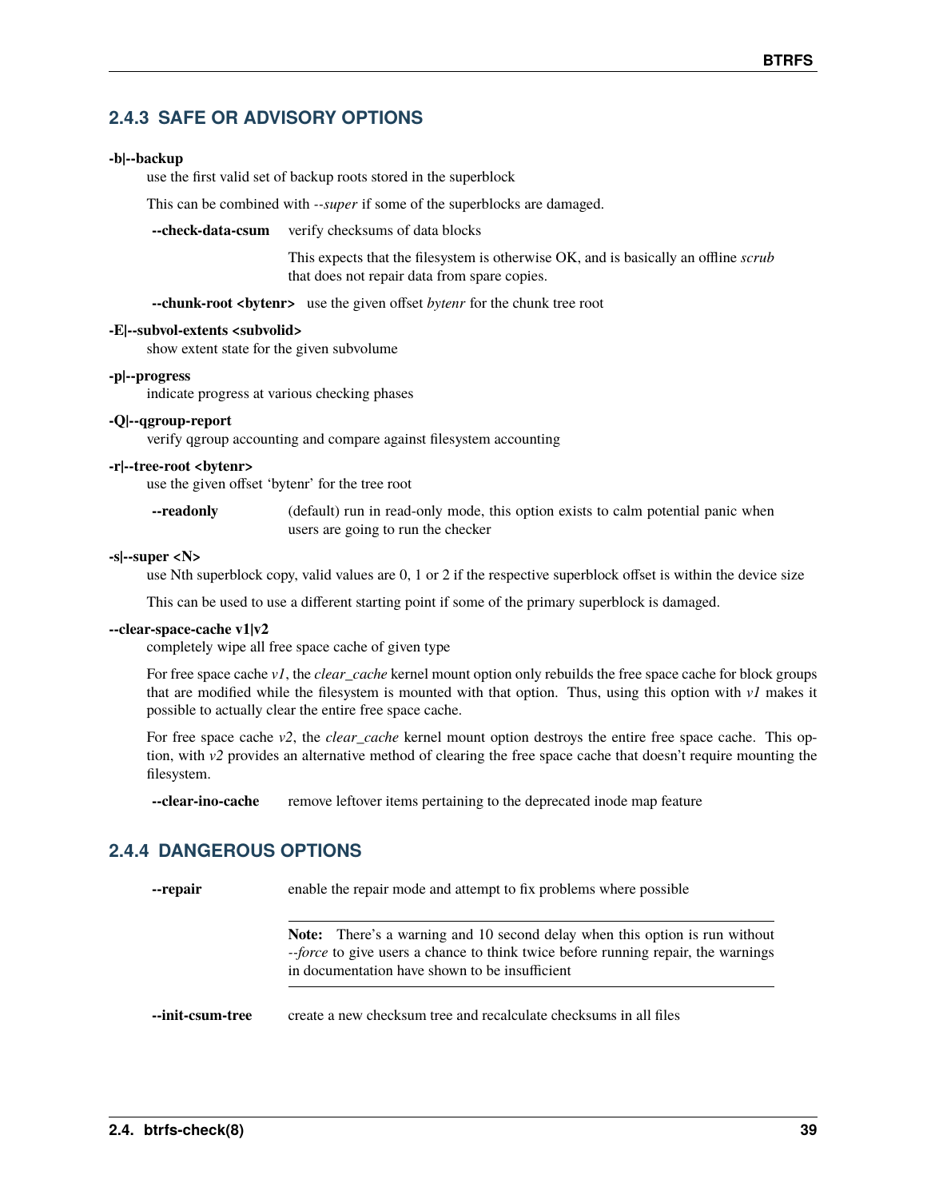### 2.4.3 SAFE OR ADVISORY OPTIONS

**-b|--backup**
use the first valid set of backup roots stored in the superblock

This can be combined with *--super* if some of the superblocks are damaged.

**--check-data-csum**
verify checksums of data blocks

This expects that the filesystem is otherwise OK, and is basically an offline *scrub* that does not repair data from spare copies.

**--chunk-root <bytenr>**
use the given offset *bytenr* for the chunk tree root

**-E|--subvol-extents <subvolid>**
show extent state for the given subvolume

**-p|--progress**
indicate progress at various checking phases

**-Q|--qgroup-report**
verify qgroup accounting and compare against filesystem accounting

**-r|--tree-root <bytenr>**
use the given offset 'bytenr' for the tree root

**--readonly**
(default) run in read-only mode, this option exists to calm potential panic when users are going to run the checker

**-s|--super <N>**
use Nth superblock copy, valid values are 0, 1 or 2 if the respective superblock offset is within the device size

This can be used to use a different starting point if some of the primary superblock is damaged.

**--clear-space-cache v1|v2**
completely wipe all free space cache of given type

For free space cache *v1*, the *clear_cache* kernel mount option only rebuilds the free space cache for block groups that are modified while the filesystem is mounted with that option. Thus, using this option with *v1* makes it possible to actually clear the entire free space cache.

For free space cache *v2*, the *clear_cache* kernel mount option destroys the entire free space cache. This option, with *v2* provides an alternative method of clearing the free space cache that doesn't require mounting the filesystem.

**--clear-ino-cache**
remove leftover items pertaining to the deprecated inode map feature

### 2.4.4 DANGEROUS OPTIONS

**--repair**
enable the repair mode and attempt to fix problems where possible

> **Note:** There's a warning and 10 second delay when this option is run without *--force* to give users a chance to think twice before running repair, the warnings in documentation have shown to be insufficient

**--init-csum-tree**
create a new checksum tree and recalculate checksums in all files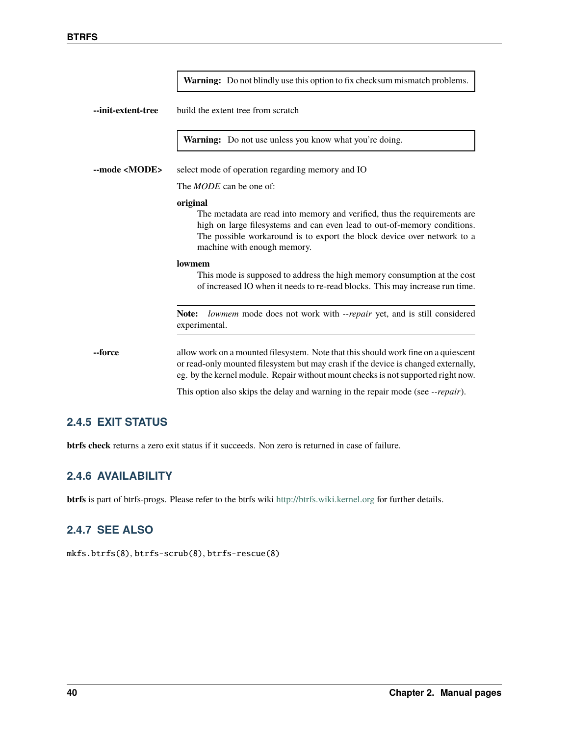**Warning:** Do not blindly use this option to fix checksum mismatch problems.

**--init-extent-tree**
build the extent tree from scratch

**Warning:** Do not use unless you know what you're doing.

**--mode <MODE>**
select mode of operation regarding memory and IO

The *MODE* can be one of:

**original**
The metadata are read into memory and verified, thus the requirements are high on large filesystems and can even lead to out-of-memory conditions. The possible workaround is to export the block device over network to a machine with enough memory.

**lowmem**
This mode is supposed to address the high memory consumption at the cost of increased IO when it needs to re-read blocks. This may increase run time.

**Note:** *lowmem* mode does not work with *--repair* yet, and is still considered experimental.

**--force**
allow work on a mounted filesystem. Note that this should work fine on a quiescent or read-only mounted filesystem but may crash if the device is changed externally, eg. by the kernel module. Repair without mount checks is not supported right now.

This option also skips the delay and warning in the repair mode (see *--repair*).

### 2.4.5 EXIT STATUS

**btrfs check** returns a zero exit status if it succeeds. Non zero is returned in case of failure.

### 2.4.6 AVAILABILITY

**btrfs** is part of btrfs-progs. Please refer to the btrfs wiki http://btrfs.wiki.kernel.org for further details.

### 2.4.7 SEE ALSO

`mkfs.btrfs(8)`, `btrfs-scrub(8)`, `btrfs-rescue(8)`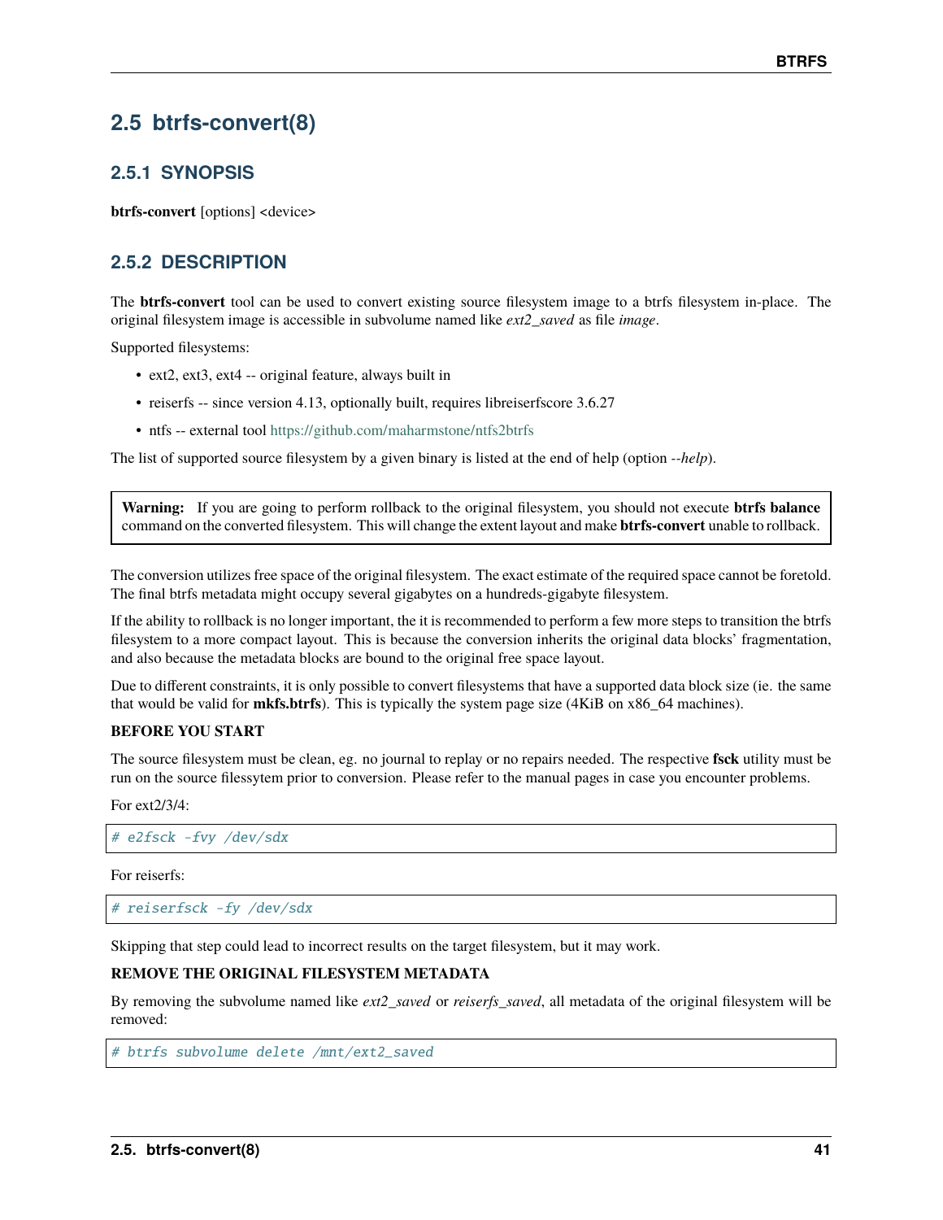## 2.5 btrfs-convert(8)

### 2.5.1 SYNOPSIS

**btrfs-convert** [options] <device>

### 2.5.2 DESCRIPTION

The **btrfs-convert** tool can be used to convert existing source filesystem image to a btrfs filesystem in-place. The original filesystem image is accessible in subvolume named like *ext2_saved* as file *image*.

Supported filesystems:

- ext2, ext3, ext4 -- original feature, always built in
- reiserfs -- since version 4.13, optionally built, requires libreiserfscore 3.6.27
- ntfs -- external tool https://github.com/maharmstone/ntfs2btrfs

The list of supported source filesystem by a given binary is listed at the end of help (option *--help*).

> **Warning:** If you are going to perform rollback to the original filesystem, you should not execute **btrfs balance** command on the converted filesystem. This will change the extent layout and make **btrfs-convert** unable to rollback.

The conversion utilizes free space of the original filesystem. The exact estimate of the required space cannot be foretold. The final btrfs metadata might occupy several gigabytes on a hundreds-gigabyte filesystem.

If the ability to rollback is no longer important, the it is recommended to perform a few more steps to transition the btrfs filesystem to a more compact layout. This is because the conversion inherits the original data blocks' fragmentation, and also because the metadata blocks are bound to the original free space layout.

Due to different constraints, it is only possible to convert filesystems that have a supported data block size (ie. the same that would be valid for **mkfs.btrfs**). This is typically the system page size (4KiB on x86_64 machines).

**BEFORE YOU START**

The source filesystem must be clean, eg. no journal to replay or no repairs needed. The respective **fsck** utility must be run on the source filessytem prior to conversion. Please refer to the manual pages in case you encounter problems.

For ext2/3/4:

```
# e2fsck -fvy /dev/sdx
```

For reiserfs:

```
# reiserfsck -fy /dev/sdx
```

Skipping that step could lead to incorrect results on the target filesystem, but it may work.

**REMOVE THE ORIGINAL FILESYSTEM METADATA**

By removing the subvolume named like *ext2_saved* or *reiserfs_saved*, all metadata of the original filesystem will be removed:

```
# btrfs subvolume delete /mnt/ext2_saved
```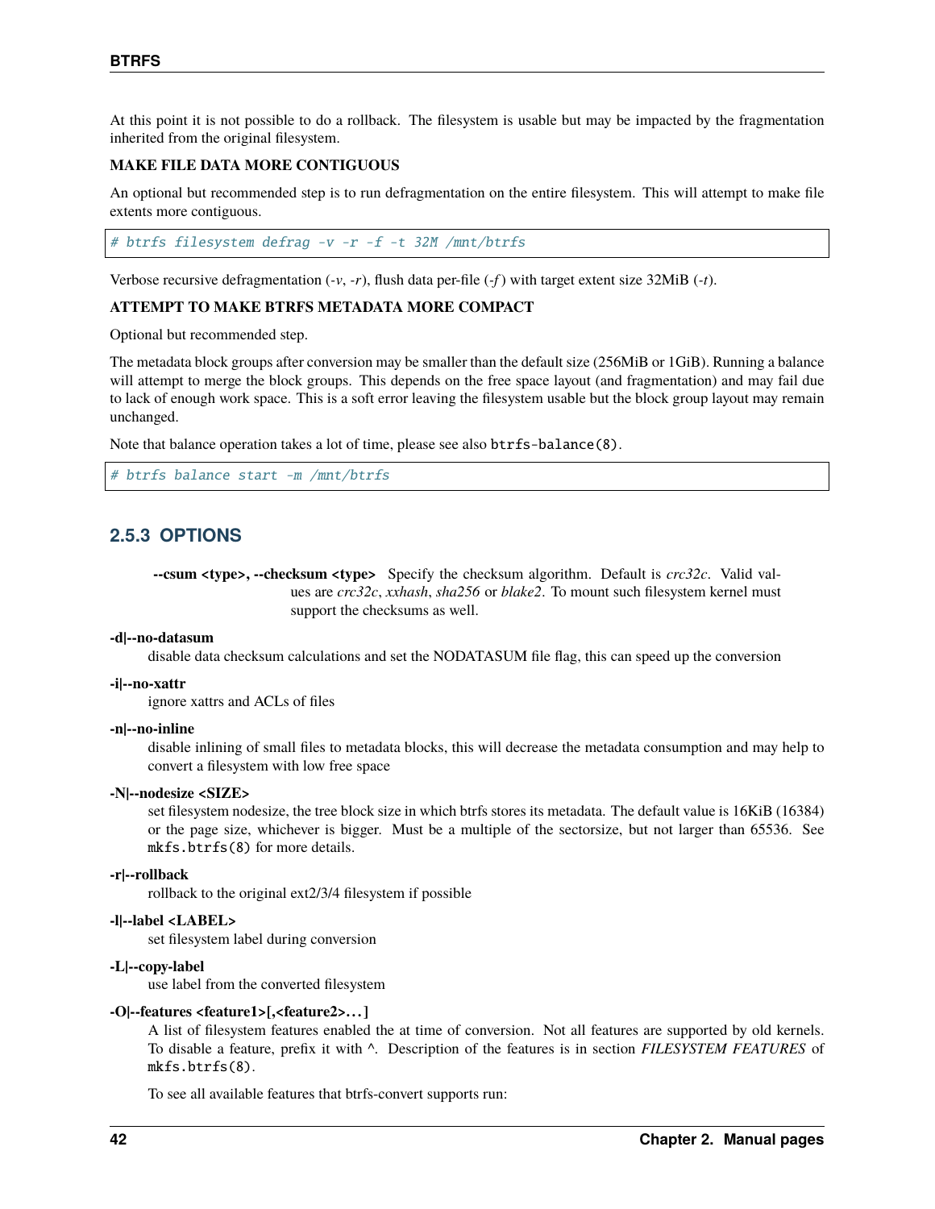At this point it is not possible to do a rollback. The filesystem is usable but may be impacted by the fragmentation inherited from the original filesystem.

**MAKE FILE DATA MORE CONTIGUOUS**

An optional but recommended step is to run defragmentation on the entire filesystem. This will attempt to make file extents more contiguous.

```
# btrfs filesystem defrag -v -r -f -t 32M /mnt/btrfs
```

Verbose recursive defragmentation (*-v*, *-r*), flush data per-file (*-f*) with target extent size 32MiB (*-t*).

**ATTEMPT TO MAKE BTRFS METADATA MORE COMPACT**

Optional but recommended step.

The metadata block groups after conversion may be smaller than the default size (256MiB or 1GiB). Running a balance will attempt to merge the block groups. This depends on the free space layout (and fragmentation) and may fail due to lack of enough work space. This is a soft error leaving the filesystem usable but the block group layout may remain unchanged.

Note that balance operation takes a lot of time, please see also `btrfs-balance(8)`.

```
# btrfs balance start -m /mnt/btrfs
```

### 2.5.3 OPTIONS

**--csum <type>, --checksum <type>**
Specify the checksum algorithm. Default is *crc32c*. Valid values are *crc32c*, *xxhash*, *sha256* or *blake2*. To mount such filesystem kernel must support the checksums as well.

**-d|--no-datasum**
disable data checksum calculations and set the NODATASUM file flag, this can speed up the conversion

**-i|--no-xattr**
ignore xattrs and ACLs of files

**-n|--no-inline**
disable inlining of small files to metadata blocks, this will decrease the metadata consumption and may help to convert a filesystem with low free space

**-N|--nodesize <SIZE>**
set filesystem nodesize, the tree block size in which btrfs stores its metadata. The default value is 16KiB (16384) or the page size, whichever is bigger. Must be a multiple of the sectorsize, but not larger than 65536. See `mkfs.btrfs(8)` for more details.

**-r|--rollback**
rollback to the original ext2/3/4 filesystem if possible

**-l|--label <LABEL>**
set filesystem label during conversion

**-L|--copy-label**
use label from the converted filesystem

**-O|--features <feature1>[,<feature2>…]**
A list of filesystem features enabled the at time of conversion. Not all features are supported by old kernels. To disable a feature, prefix it with ^. Description of the features is in section *FILESYSTEM FEATURES* of `mkfs.btrfs(8)`.

To see all available features that btrfs-convert supports run: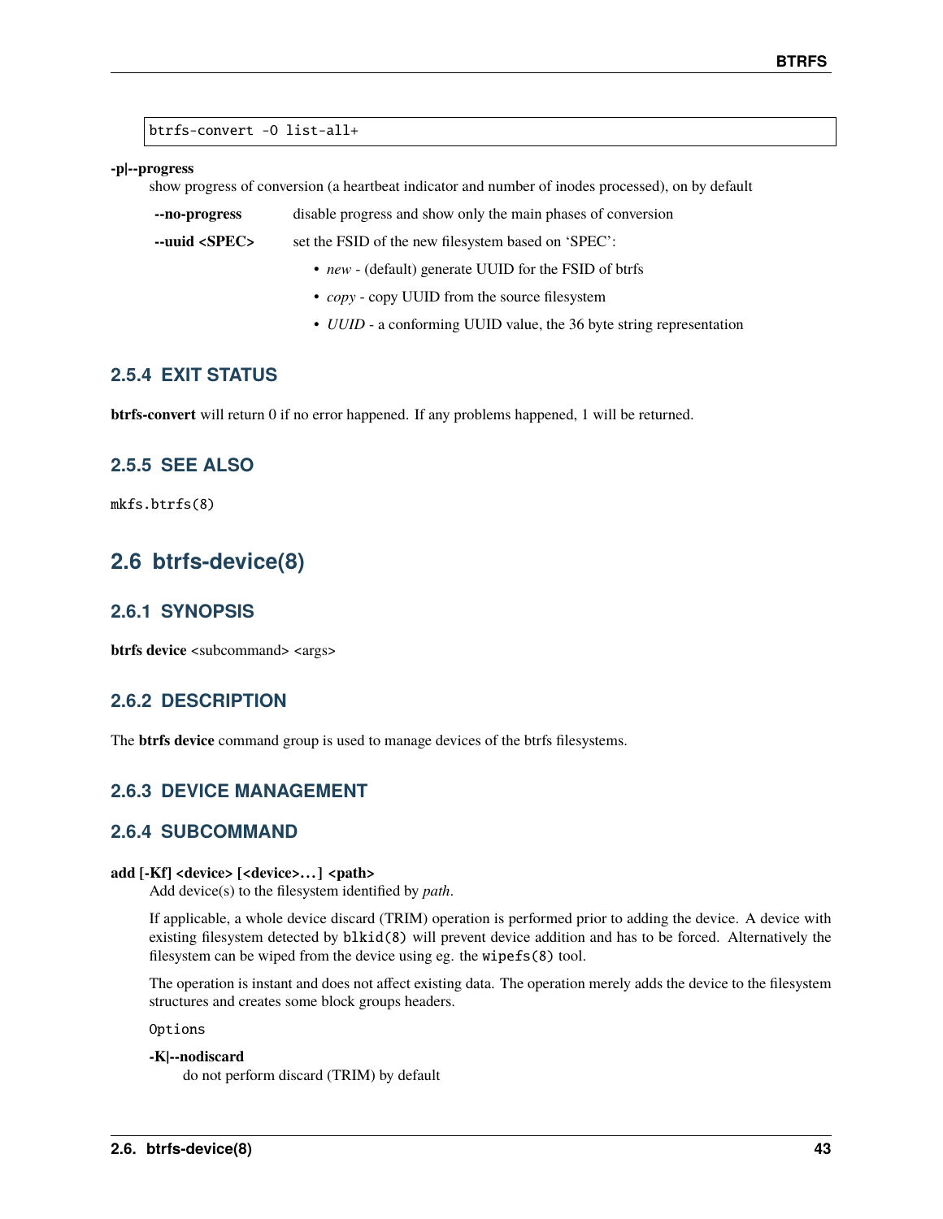```
btrfs-convert -O list-all+
```

**-p|--progress**
show progress of conversion (a heartbeat indicator and number of inodes processed), on by default

**--no-progress**
disable progress and show only the main phases of conversion

**--uuid <SPEC>**
set the FSID of the new filesystem based on 'SPEC':

- *new* - (default) generate UUID for the FSID of btrfs
- *copy* - copy UUID from the source filesystem
- *UUID* - a conforming UUID value, the 36 byte string representation

### 2.5.4 EXIT STATUS

**btrfs-convert** will return 0 if no error happened. If any problems happened, 1 will be returned.

### 2.5.5 SEE ALSO

`mkfs.btrfs(8)`

## 2.6 btrfs-device(8)

### 2.6.1 SYNOPSIS

**btrfs device** <subcommand> <args>

### 2.6.2 DESCRIPTION

The **btrfs device** command group is used to manage devices of the btrfs filesystems.

### 2.6.3 DEVICE MANAGEMENT

### 2.6.4 SUBCOMMAND

**add [-Kf] <device> [<device>…] <path>**
Add device(s) to the filesystem identified by *path*.

If applicable, a whole device discard (TRIM) operation is performed prior to adding the device. A device with existing filesystem detected by `blkid(8)` will prevent device addition and has to be forced. Alternatively the filesystem can be wiped from the device using eg. the `wipefs(8)` tool.

The operation is instant and does not affect existing data. The operation merely adds the device to the filesystem structures and creates some block groups headers.

`Options`

**-K|--nodiscard**
do not perform discard (TRIM) by default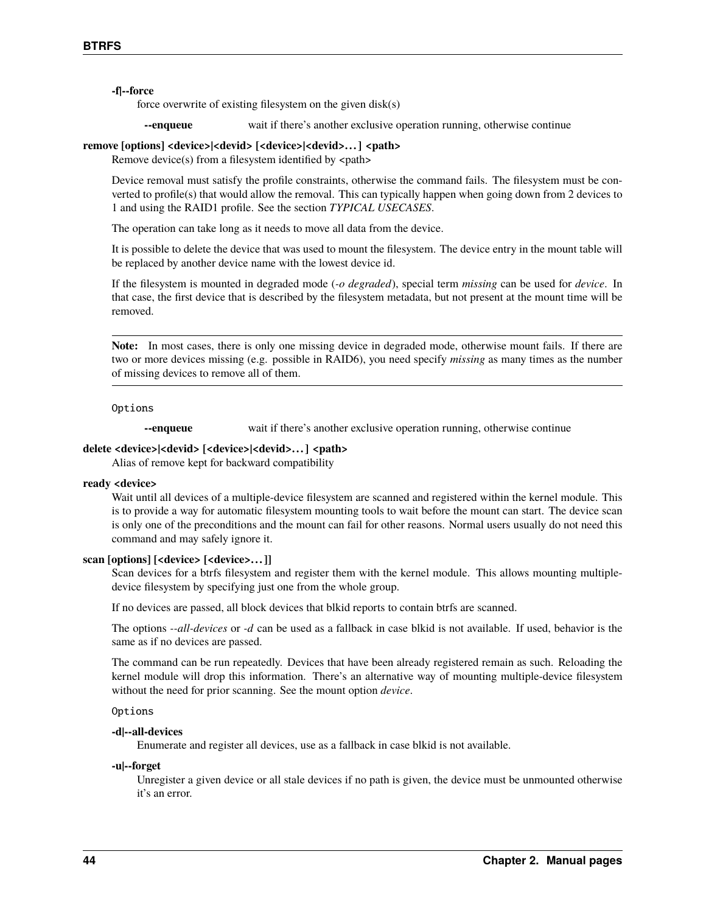**-f|--force**
force overwrite of existing filesystem on the given disk(s)

**--enqueue** wait if there's another exclusive operation running, otherwise continue

**remove [options] <device>|<devid> [<device>|<devid>…] <path>**
Remove device(s) from a filesystem identified by <path>

Device removal must satisfy the profile constraints, otherwise the command fails. The filesystem must be converted to profile(s) that would allow the removal. This can typically happen when going down from 2 devices to 1 and using the RAID1 profile. See the section *TYPICAL USECASES*.

The operation can take long as it needs to move all data from the device.

It is possible to delete the device that was used to mount the filesystem. The device entry in the mount table will be replaced by another device name with the lowest device id.

If the filesystem is mounted in degraded mode (*-o degraded*), special term *missing* can be used for *device*. In that case, the first device that is described by the filesystem metadata, but not present at the mount time will be removed.

**Note:** In most cases, there is only one missing device in degraded mode, otherwise mount fails. If there are two or more devices missing (e.g. possible in RAID6), you need specify *missing* as many times as the number of missing devices to remove all of them.

Options

**--enqueue** wait if there's another exclusive operation running, otherwise continue

**delete <device>|<devid> [<device>|<devid>…] <path>**
Alias of remove kept for backward compatibility

**ready <device>**
Wait until all devices of a multiple-device filesystem are scanned and registered within the kernel module. This is to provide a way for automatic filesystem mounting tools to wait before the mount can start. The device scan is only one of the preconditions and the mount can fail for other reasons. Normal users usually do not need this command and may safely ignore it.

**scan [options] [<device> [<device>…]]**
Scan devices for a btrfs filesystem and register them with the kernel module. This allows mounting multiple-device filesystem by specifying just one from the whole group.

If no devices are passed, all block devices that blkid reports to contain btrfs are scanned.

The options *--all-devices* or *-d* can be used as a fallback in case blkid is not available. If used, behavior is the same as if no devices are passed.

The command can be run repeatedly. Devices that have been already registered remain as such. Reloading the kernel module will drop this information. There's an alternative way of mounting multiple-device filesystem without the need for prior scanning. See the mount option *device*.

Options

**-d|--all-devices**
Enumerate and register all devices, use as a fallback in case blkid is not available.

**-u|--forget**
Unregister a given device or all stale devices if no path is given, the device must be unmounted otherwise it's an error.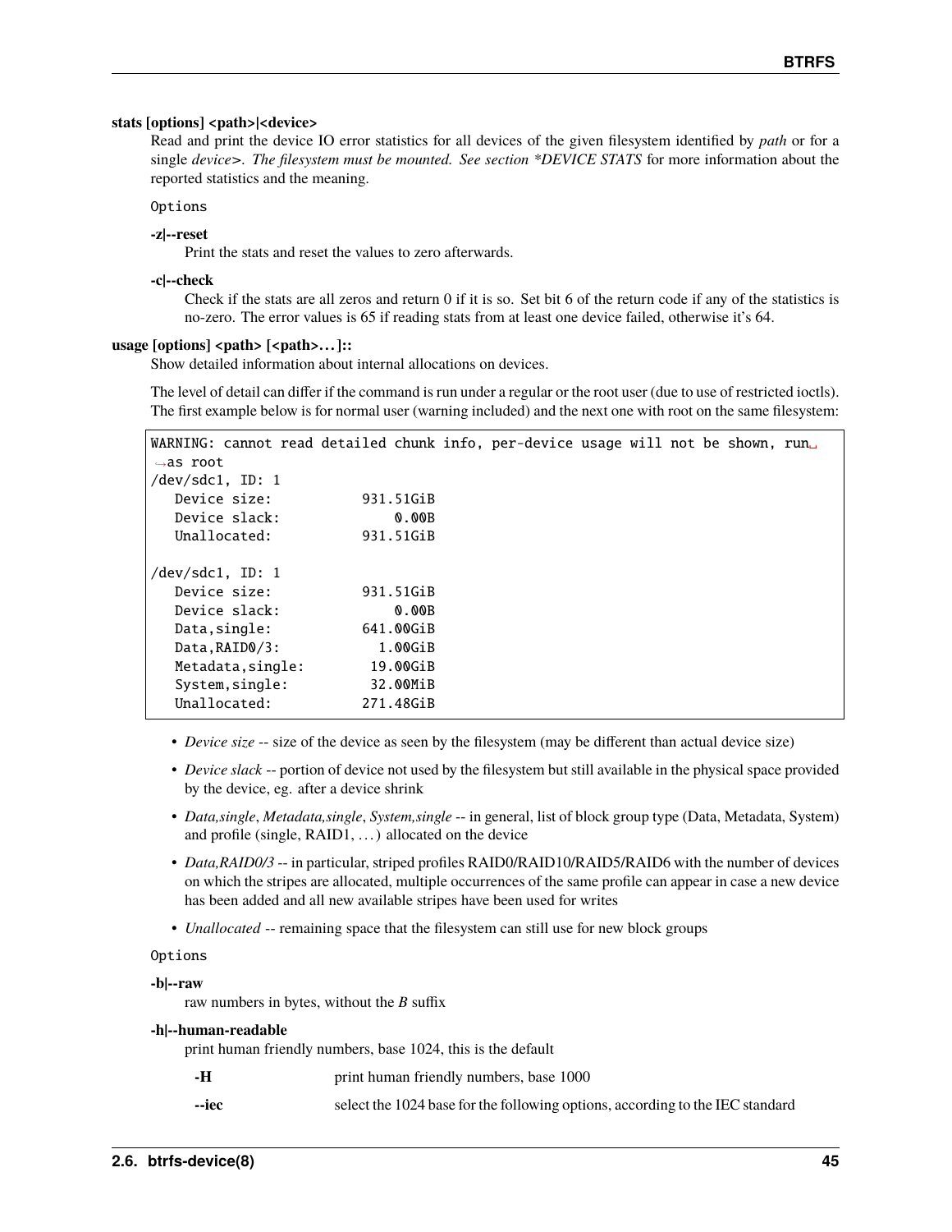**stats [options] <path>|<device>**

Read and print the device IO error statistics for all devices of the given filesystem identified by *path* or for a single *device>. The filesystem must be mounted. See section \*DEVICE STATS* for more information about the reported statistics and the meaning.

Options

**-z|--reset**

Print the stats and reset the values to zero afterwards.

**-c|--check**

Check if the stats are all zeros and return 0 if it is so. Set bit 6 of the return code if any of the statistics is no-zero. The error values is 65 if reading stats from at least one device failed, otherwise it's 64.

**usage [options] <path> [<path>...]::**

Show detailed information about internal allocations on devices.

The level of detail can differ if the command is run under a regular or the root user (due to use of restricted ioctls). The first example below is for normal user (warning included) and the next one with root on the same filesystem:

```
WARNING: cannot read detailed chunk info, per-device usage will not be shown, run
as root
/dev/sdc1, ID: 1
   Device size:           931.51GiB
   Device slack:              0.00B
   Unallocated:           931.51GiB

/dev/sdc1, ID: 1
   Device size:           931.51GiB
   Device slack:              0.00B
   Data,single:           641.00GiB
   Data,RAID0/3:            1.00GiB
   Metadata,single:        19.00GiB
   System,single:          32.00MiB
   Unallocated:           271.48GiB
```

- *Device size* -- size of the device as seen by the filesystem (may be different than actual device size)
- *Device slack* -- portion of device not used by the filesystem but still available in the physical space provided by the device, eg. after a device shrink
- *Data,single*, *Metadata,single*, *System,single* -- in general, list of block group type (Data, Metadata, System) and profile (single, RAID1, ...) allocated on the device
- *Data,RAID0/3* -- in particular, striped profiles RAID0/RAID10/RAID5/RAID6 with the number of devices on which the stripes are allocated, multiple occurrences of the same profile can appear in case a new device has been added and all new available stripes have been used for writes
- *Unallocated* -- remaining space that the filesystem can still use for new block groups

Options

**-b|--raw**

raw numbers in bytes, without the *B* suffix

**-h|--human-readable**

print human friendly numbers, base 1024, this is the default

**-H** print human friendly numbers, base 1000

**--iec** select the 1024 base for the following options, according to the IEC standard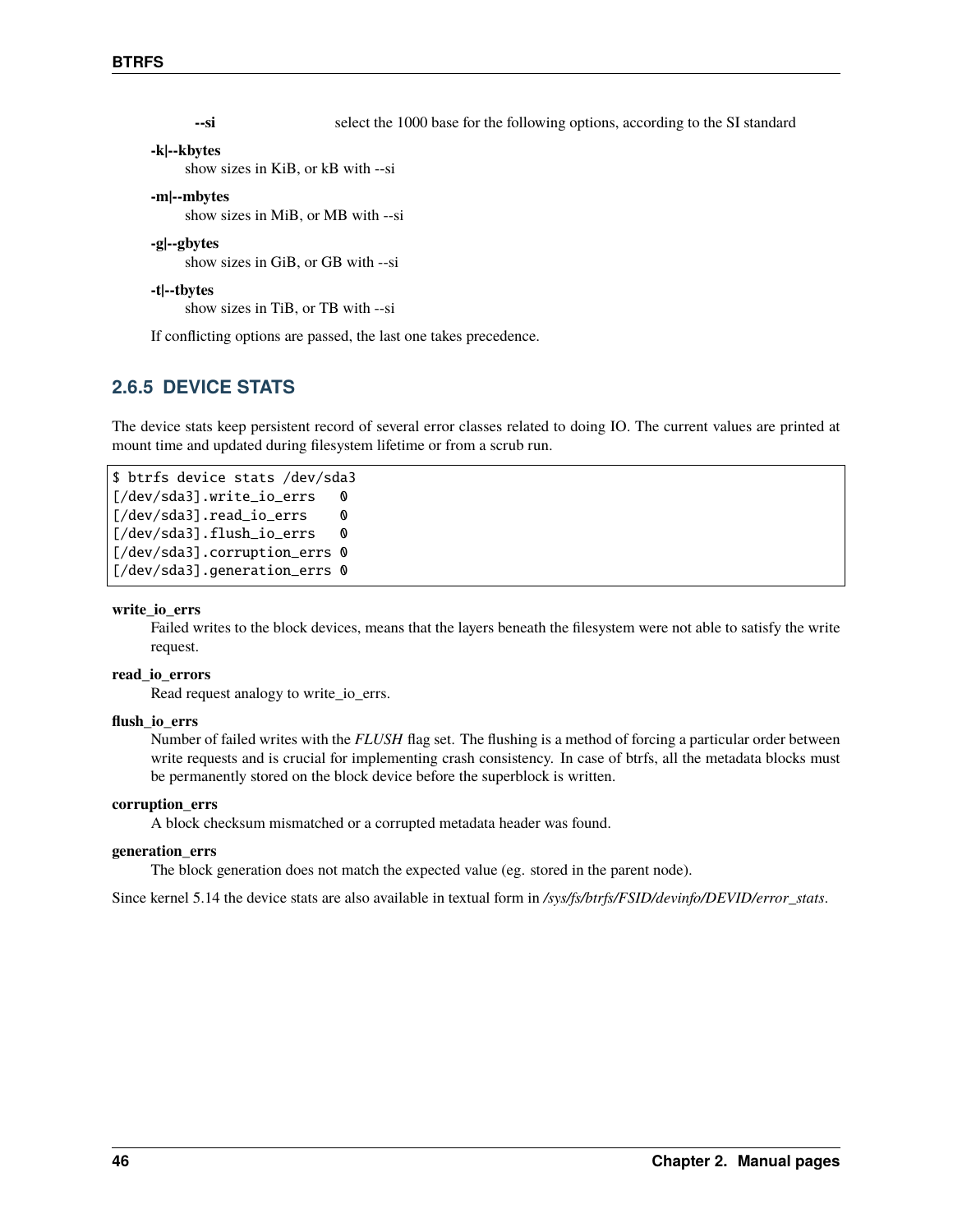**--si**
select the 1000 base for the following options, according to the SI standard

**-k|--kbytes**
show sizes in KiB, or kB with --si

**-m|--mbytes**
show sizes in MiB, or MB with --si

**-g|--gbytes**
show sizes in GiB, or GB with --si

**-t|--tbytes**
show sizes in TiB, or TB with --si

If conflicting options are passed, the last one takes precedence.

### 2.6.5 DEVICE STATS

The device stats keep persistent record of several error classes related to doing IO. The current values are printed at mount time and updated during filesystem lifetime or from a scrub run.

```
$ btrfs device stats /dev/sda3
[/dev/sda3].write_io_errs   0
[/dev/sda3].read_io_errs    0
[/dev/sda3].flush_io_errs   0
[/dev/sda3].corruption_errs 0
[/dev/sda3].generation_errs 0
```

**write_io_errs**
Failed writes to the block devices, means that the layers beneath the filesystem were not able to satisfy the write request.

**read_io_errors**
Read request analogy to write_io_errs.

**flush_io_errs**
Number of failed writes with the *FLUSH* flag set. The flushing is a method of forcing a particular order between write requests and is crucial for implementing crash consistency. In case of btrfs, all the metadata blocks must be permanently stored on the block device before the superblock is written.

**corruption_errs**
A block checksum mismatched or a corrupted metadata header was found.

**generation_errs**
The block generation does not match the expected value (eg. stored in the parent node).

Since kernel 5.14 the device stats are also available in textual form in */sys/fs/btrfs/FSID/devinfo/DEVID/error_stats*.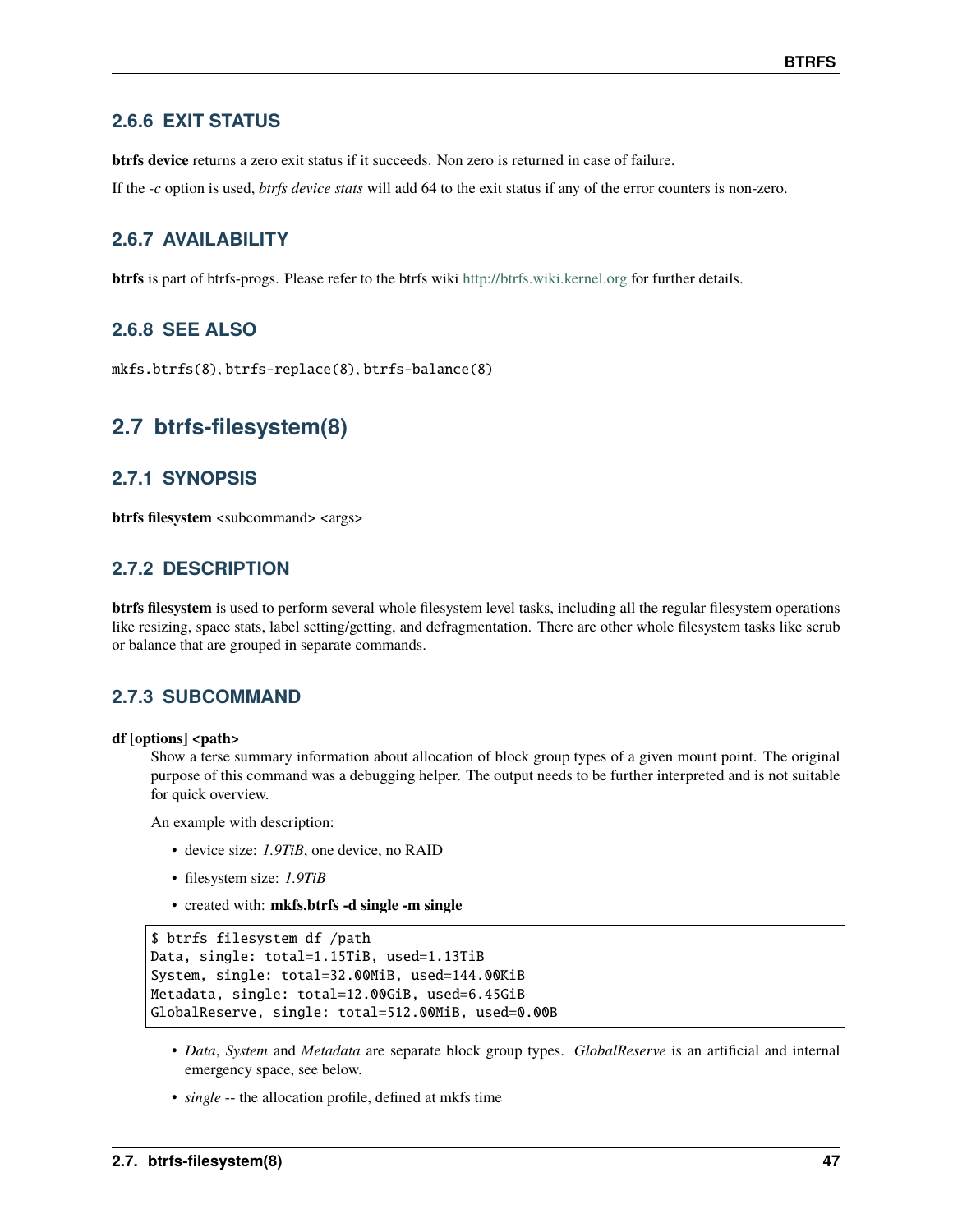### 2.6.6 EXIT STATUS

**btrfs device** returns a zero exit status if it succeeds. Non zero is returned in case of failure.

If the *-c* option is used, *btrfs device stats* will add 64 to the exit status if any of the error counters is non-zero.

### 2.6.7 AVAILABILITY

**btrfs** is part of btrfs-progs. Please refer to the btrfs wiki http://btrfs.wiki.kernel.org for further details.

### 2.6.8 SEE ALSO

`mkfs.btrfs(8)`, `btrfs-replace(8)`, `btrfs-balance(8)`

## 2.7 btrfs-filesystem(8)

### 2.7.1 SYNOPSIS

**btrfs filesystem** <subcommand> <args>

### 2.7.2 DESCRIPTION

**btrfs filesystem** is used to perform several whole filesystem level tasks, including all the regular filesystem operations like resizing, space stats, label setting/getting, and defragmentation. There are other whole filesystem tasks like scrub or balance that are grouped in separate commands.

### 2.7.3 SUBCOMMAND

**df [options] <path>**

Show a terse summary information about allocation of block group types of a given mount point. The original purpose of this command was a debugging helper. The output needs to be further interpreted and is not suitable for quick overview.

An example with description:

- device size: *1.9TiB*, one device, no RAID
- filesystem size: *1.9TiB*
- created with: **mkfs.btrfs -d single -m single**

```
$ btrfs filesystem df /path
Data, single: total=1.15TiB, used=1.13TiB
System, single: total=32.00MiB, used=144.00KiB
Metadata, single: total=12.00GiB, used=6.45GiB
GlobalReserve, single: total=512.00MiB, used=0.00B
```

- *Data*, *System* and *Metadata* are separate block group types. *GlobalReserve* is an artificial and internal emergency space, see below.
- *single* -- the allocation profile, defined at mkfs time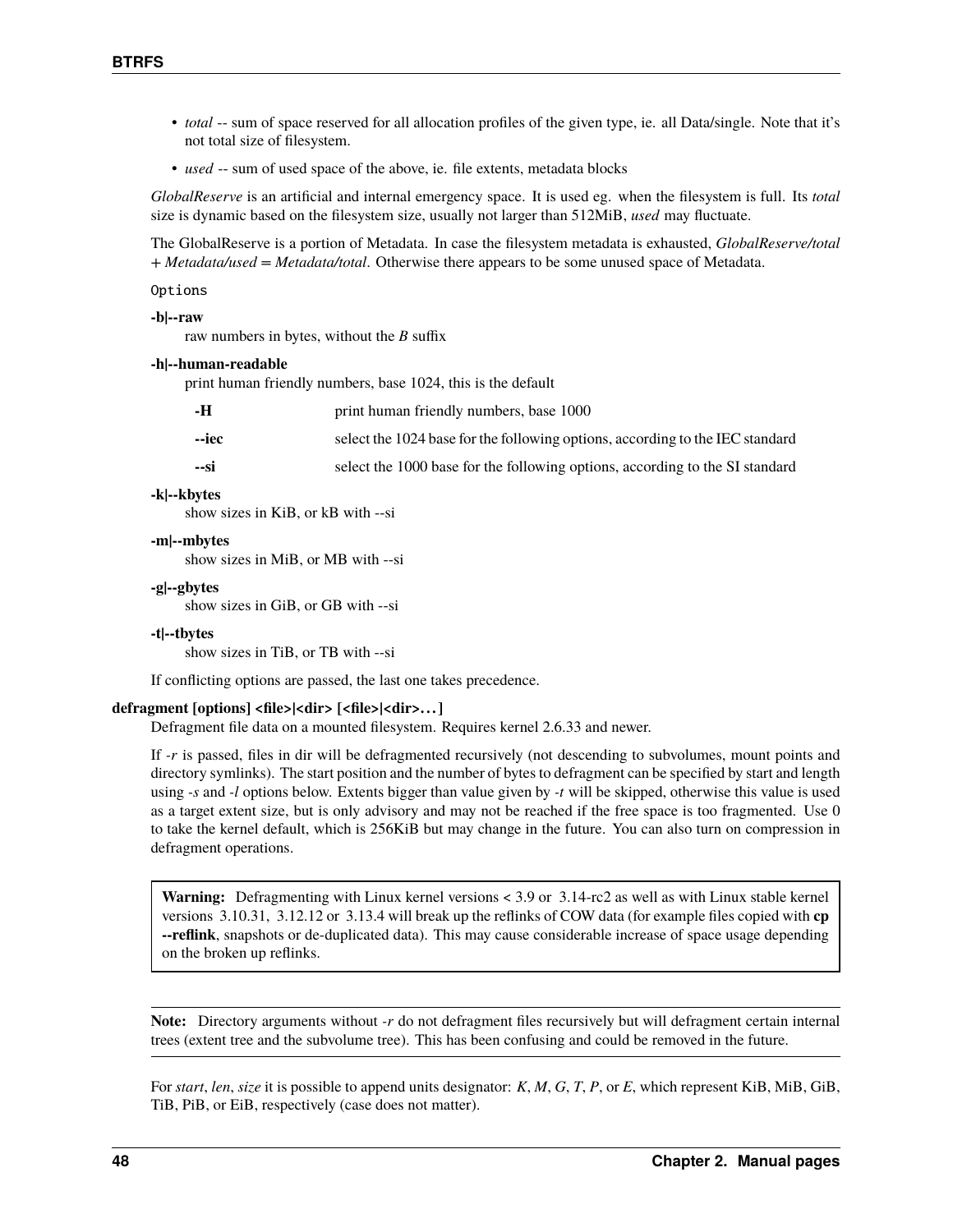- *total* -- sum of space reserved for all allocation profiles of the given type, ie. all Data/single. Note that it's not total size of filesystem.
- *used* -- sum of used space of the above, ie. file extents, metadata blocks

*GlobalReserve* is an artificial and internal emergency space. It is used eg. when the filesystem is full. Its *total* size is dynamic based on the filesystem size, usually not larger than 512MiB, *used* may fluctuate.

The GlobalReserve is a portion of Metadata. In case the filesystem metadata is exhausted, *GlobalReserve/total + Metadata/used = Metadata/total*. Otherwise there appears to be some unused space of Metadata.

`Options`

**-b|--raw**
: raw numbers in bytes, without the *B* suffix

**-h|--human-readable**
: print human friendly numbers, base 1024, this is the default

| | |
|---|---|
| **-H** | print human friendly numbers, base 1000 |
| **--iec** | select the 1024 base for the following options, according to the IEC standard |
| **--si** | select the 1000 base for the following options, according to the SI standard |

**-k|--kbytes**
: show sizes in KiB, or kB with --si

**-m|--mbytes**
: show sizes in MiB, or MB with --si

**-g|--gbytes**
: show sizes in GiB, or GB with --si

**-t|--tbytes**
: show sizes in TiB, or TB with --si

If conflicting options are passed, the last one takes precedence.

**defragment [options] <file>|<dir> [<file>|<dir>…]**

Defragment file data on a mounted filesystem. Requires kernel 2.6.33 and newer.

If *-r* is passed, files in dir will be defragmented recursively (not descending to subvolumes, mount points and directory symlinks). The start position and the number of bytes to defragment can be specified by start and length using *-s* and *-l* options below. Extents bigger than value given by *-t* will be skipped, otherwise this value is used as a target extent size, but is only advisory and may not be reached if the free space is too fragmented. Use 0 to take the kernel default, which is 256KiB but may change in the future. You can also turn on compression in defragment operations.

> **Warning:** Defragmenting with Linux kernel versions < 3.9 or 3.14-rc2 as well as with Linux stable kernel versions 3.10.31, 3.12.12 or 3.13.4 will break up the reflinks of COW data (for example files copied with **cp --reflink**, snapshots or de-duplicated data). This may cause considerable increase of space usage depending on the broken up reflinks.

> **Note:** Directory arguments without *-r* do not defragment files recursively but will defragment certain internal trees (extent tree and the subvolume tree). This has been confusing and could be removed in the future.

For *start*, *len*, *size* it is possible to append units designator: *K*, *M*, *G*, *T*, *P*, or *E*, which represent KiB, MiB, GiB, TiB, PiB, or EiB, respectively (case does not matter).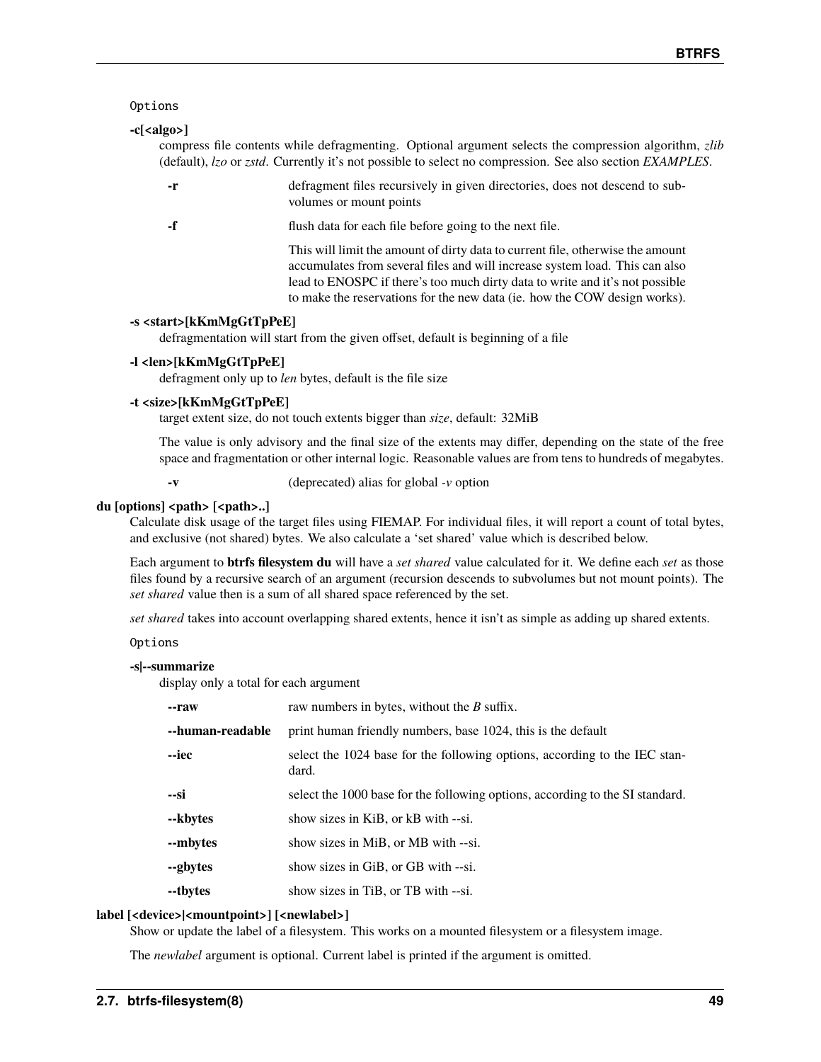Options

**-c[<algo>]**
: compress file contents while defragmenting. Optional argument selects the compression algorithm, *zlib* (default), *lzo* or *zstd*. Currently it's not possible to select no compression. See also section *EXAMPLES*.

**-r**
: defragment files recursively in given directories, does not descend to subvolumes or mount points

**-f**
: flush data for each file before going to the next file.

  This will limit the amount of dirty data to current file, otherwise the amount accumulates from several files and will increase system load. This can also lead to ENOSPC if there's too much dirty data to write and it's not possible to make the reservations for the new data (ie. how the COW design works).

**-s <start>[kKmMgGtTpPeE]**
: defragmentation will start from the given offset, default is beginning of a file

**-l <len>[kKmMgGtTpPeE]**
: defragment only up to *len* bytes, default is the file size

**-t <size>[kKmMgGtTpPeE]**
: target extent size, do not touch extents bigger than *size*, default: 32MiB

  The value is only advisory and the final size of the extents may differ, depending on the state of the free space and fragmentation or other internal logic. Reasonable values are from tens to hundreds of megabytes.

**-v**
: (deprecated) alias for global *-v* option

**du [options] <path> [<path>..]**

Calculate disk usage of the target files using FIEMAP. For individual files, it will report a count of total bytes, and exclusive (not shared) bytes. We also calculate a 'set shared' value which is described below.

Each argument to **btrfs filesystem du** will have a *set shared* value calculated for it. We define each *set* as those files found by a recursive search of an argument (recursion descends to subvolumes but not mount points). The *set shared* value then is a sum of all shared space referenced by the set.

*set shared* takes into account overlapping shared extents, hence it isn't as simple as adding up shared extents.

Options

**-s|--summarize**
: display only a total for each argument

**--raw**
: raw numbers in bytes, without the *B* suffix.

**--human-readable**
: print human friendly numbers, base 1024, this is the default

**--iec**
: select the 1024 base for the following options, according to the IEC standard.

**--si**
: select the 1000 base for the following options, according to the SI standard.

**--kbytes**
: show sizes in KiB, or kB with --si.

**--mbytes**
: show sizes in MiB, or MB with --si.

**--gbytes**
: show sizes in GiB, or GB with --si.

**--tbytes**
: show sizes in TiB, or TB with --si.

**label [<device>|<mountpoint>] [<newlabel>]**

Show or update the label of a filesystem. This works on a mounted filesystem or a filesystem image.

The *newlabel* argument is optional. Current label is printed if the argument is omitted.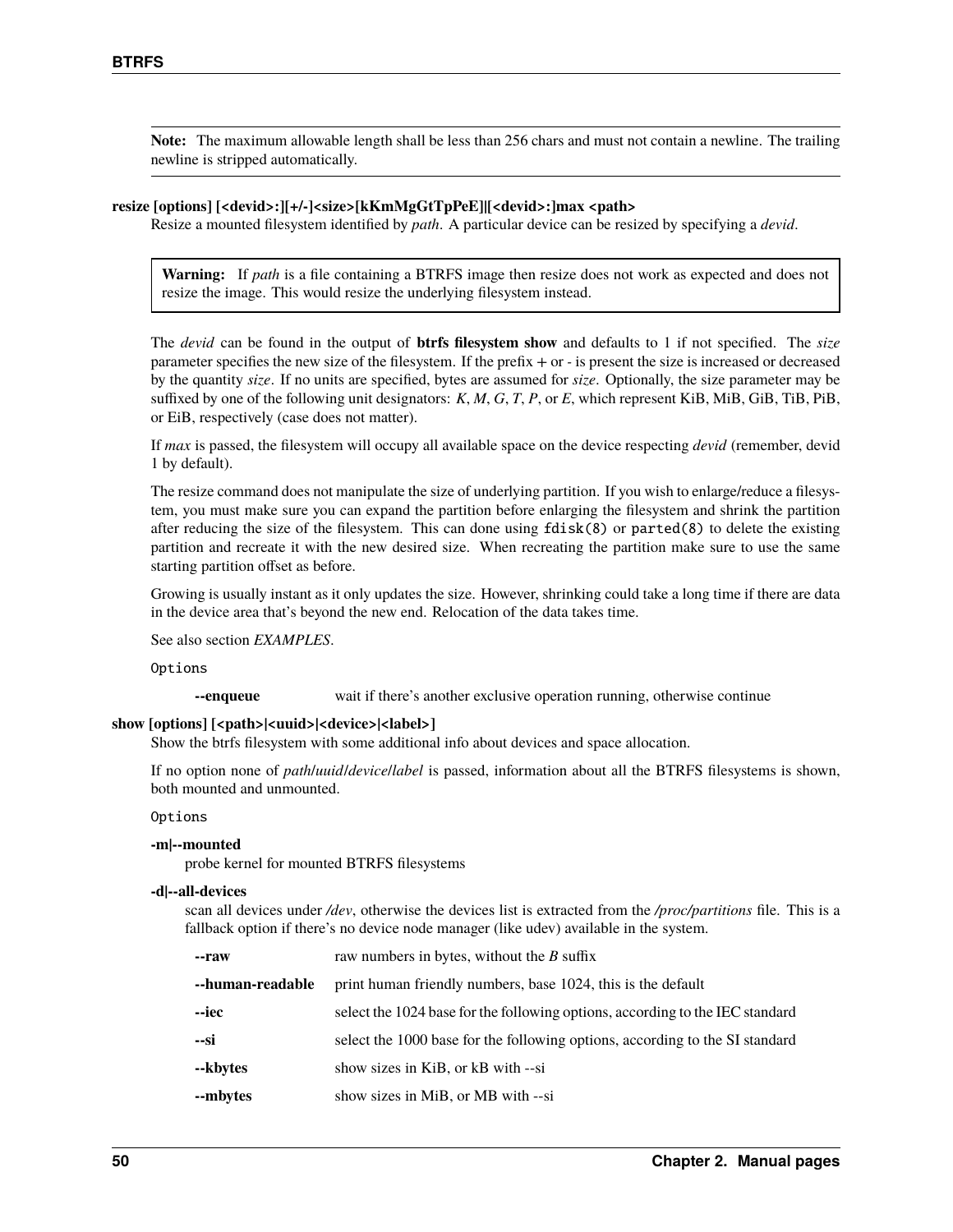**Note:** The maximum allowable length shall be less than 256 chars and must not contain a newline. The trailing newline is stripped automatically.

**resize [options] [<devid>:][+/-]<size>[kKmMgGtTpPeE]|[<devid>:]max <path>**

Resize a mounted filesystem identified by *path*. A particular device can be resized by specifying a *devid*.

> **Warning:** If *path* is a file containing a BTRFS image then resize does not work as expected and does not resize the image. This would resize the underlying filesystem instead.

The *devid* can be found in the output of **btrfs filesystem show** and defaults to 1 if not specified. The *size* parameter specifies the new size of the filesystem. If the prefix + or - is present the size is increased or decreased by the quantity *size*. If no units are specified, bytes are assumed for *size*. Optionally, the size parameter may be suffixed by one of the following unit designators: *K*, *M*, *G*, *T*, *P*, or *E*, which represent KiB, MiB, GiB, TiB, PiB, or EiB, respectively (case does not matter).

If *max* is passed, the filesystem will occupy all available space on the device respecting *devid* (remember, devid 1 by default).

The resize command does not manipulate the size of underlying partition. If you wish to enlarge/reduce a filesystem, you must make sure you can expand the partition before enlarging the filesystem and shrink the partition after reducing the size of the filesystem. This can done using `fdisk(8)` or `parted(8)` to delete the existing partition and recreate it with the new desired size. When recreating the partition make sure to use the same starting partition offset as before.

Growing is usually instant as it only updates the size. However, shrinking could take a long time if there are data in the device area that's beyond the new end. Relocation of the data takes time.

See also section *EXAMPLES*.

Options

| | |
|---|---|
| **--enqueue** | wait if there's another exclusive operation running, otherwise continue |

**show [options] [<path>|<uuid>|<device>|<label>]**

Show the btrfs filesystem with some additional info about devices and space allocation.

If no option none of *path*/*uuid*/*device*/*label* is passed, information about all the BTRFS filesystems is shown, both mounted and unmounted.

Options

**-m|--mounted**

probe kernel for mounted BTRFS filesystems

**-d|--all-devices**

scan all devices under */dev*, otherwise the devices list is extracted from the */proc/partitions* file. This is a fallback option if there's no device node manager (like udev) available in the system.

| | |
|---|---|
| **--raw** | raw numbers in bytes, without the *B* suffix |
| **--human-readable** | print human friendly numbers, base 1024, this is the default |
| **--iec** | select the 1024 base for the following options, according to the IEC standard |
| **--si** | select the 1000 base for the following options, according to the SI standard |
| **--kbytes** | show sizes in KiB, or kB with --si |
| **--mbytes** | show sizes in MiB, or MB with --si |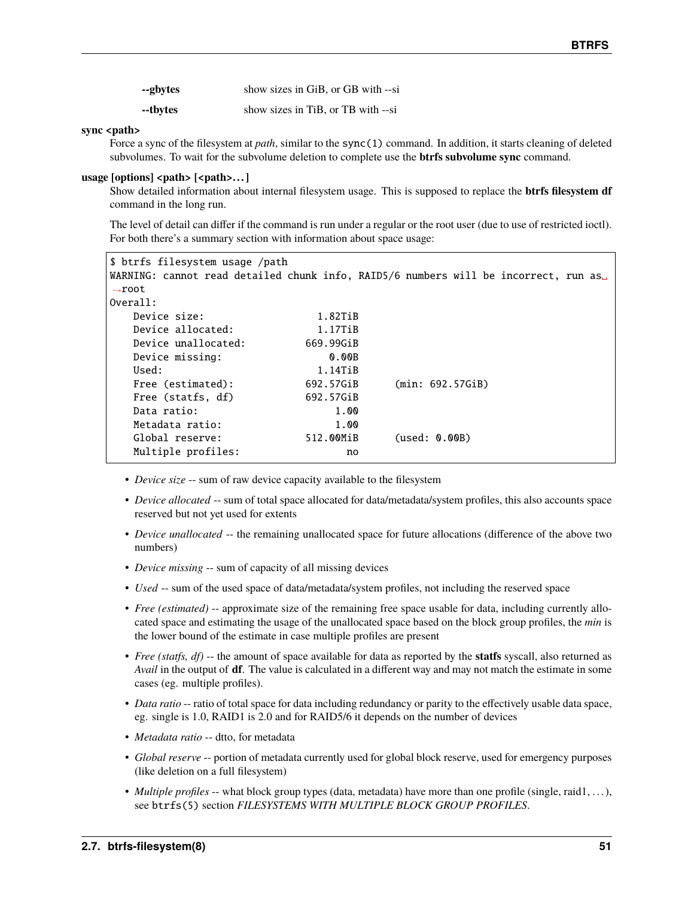| | |
|---|---|
| **--gbytes** | show sizes in GiB, or GB with --si |
| **--tbytes** | show sizes in TiB, or TB with --si |

**sync <path>**

Force a sync of the filesystem at *path*, similar to the `sync(1)` command. In addition, it starts cleaning of deleted subvolumes. To wait for the subvolume deletion to complete use the **btrfs subvolume sync** command.

**usage [options] <path> [<path>…]**

Show detailed information about internal filesystem usage. This is supposed to replace the **btrfs filesystem df** command in the long run.

The level of detail can differ if the command is run under a regular or the root user (due to use of restricted ioctl). For both there's a summary section with information about space usage:

```
$ btrfs filesystem usage /path
WARNING: cannot read detailed chunk info, RAID5/6 numbers will be incorrect, run as root
Overall:
    Device size:                   1.82TiB
    Device allocated:              1.17TiB
    Device unallocated:          669.99GiB
    Device missing:                  0.00B
    Used:                          1.14TiB
    Free (estimated):            692.57GiB      (min: 692.57GiB)
    Free (statfs, df)            692.57GiB
    Data ratio:                       1.00
    Metadata ratio:                   1.00
    Global reserve:              512.00MiB      (used: 0.00B)
    Multiple profiles:                  no
```

- *Device size* -- sum of raw device capacity available to the filesystem
- *Device allocated* -- sum of total space allocated for data/metadata/system profiles, this also accounts space reserved but not yet used for extents
- *Device unallocated* -- the remaining unallocated space for future allocations (difference of the above two numbers)
- *Device missing* -- sum of capacity of all missing devices
- *Used* -- sum of the used space of data/metadata/system profiles, not including the reserved space
- *Free (estimated)* -- approximate size of the remaining free space usable for data, including currently allocated space and estimating the usage of the unallocated space based on the block group profiles, the *min* is the lower bound of the estimate in case multiple profiles are present
- *Free (statfs, df)* -- the amount of space available for data as reported by the **statfs** syscall, also returned as *Avail* in the output of **df**. The value is calculated in a different way and may not match the estimate in some cases (eg. multiple profiles).
- *Data ratio* -- ratio of total space for data including redundancy or parity to the effectively usable data space, eg. single is 1.0, RAID1 is 2.0 and for RAID5/6 it depends on the number of devices
- *Metadata ratio* -- dtto, for metadata
- *Global reserve* -- portion of metadata currently used for global block reserve, used for emergency purposes (like deletion on a full filesystem)
- *Multiple profiles* -- what block group types (data, metadata) have more than one profile (single, raid1, …), see `btrfs(5)` section *FILESYSTEMS WITH MULTIPLE BLOCK GROUP PROFILES*.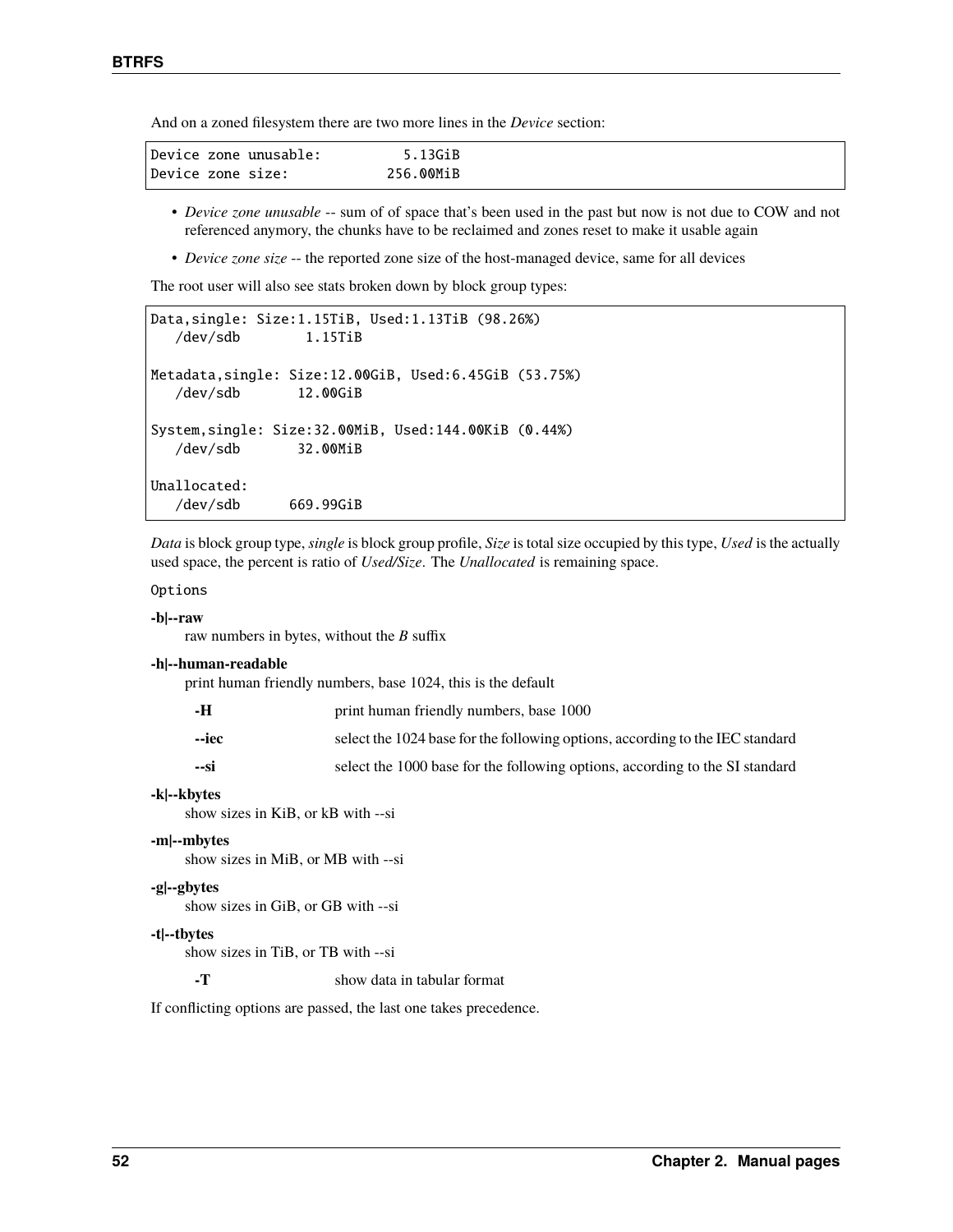And on a zoned filesystem there are two more lines in the *Device* section:

```
Device zone unusable:          5.13GiB
Device zone size:            256.00MiB
```

- *Device zone unusable* -- sum of of space that's been used in the past but now is not due to COW and not referenced anymory, the chunks have to be reclaimed and zones reset to make it usable again
- *Device zone size* -- the reported zone size of the host-managed device, same for all devices

The root user will also see stats broken down by block group types:

```
Data,single: Size:1.15TiB, Used:1.13TiB (98.26%)
   /dev/sdb        1.15TiB

Metadata,single: Size:12.00GiB, Used:6.45GiB (53.75%)
   /dev/sdb       12.00GiB

System,single: Size:32.00MiB, Used:144.00KiB (0.44%)
   /dev/sdb       32.00MiB

Unallocated:
   /dev/sdb      669.99GiB
```

*Data* is block group type, *single* is block group profile, *Size* is total size occupied by this type, *Used* is the actually used space, the percent is ratio of *Used/Size*. The *Unallocated* is remaining space.

Options

**-b|--raw**
raw numbers in bytes, without the *B* suffix

**-h|--human-readable**
print human friendly numbers, base 1024, this is the default

**-H**
print human friendly numbers, base 1000

**--iec**
select the 1024 base for the following options, according to the IEC standard

**--si**
select the 1000 base for the following options, according to the SI standard

**-k|--kbytes**
show sizes in KiB, or kB with --si

**-m|--mbytes**
show sizes in MiB, or MB with --si

**-g|--gbytes**
show sizes in GiB, or GB with --si

**-t|--tbytes**
show sizes in TiB, or TB with --si

**-T**
show data in tabular format

If conflicting options are passed, the last one takes precedence.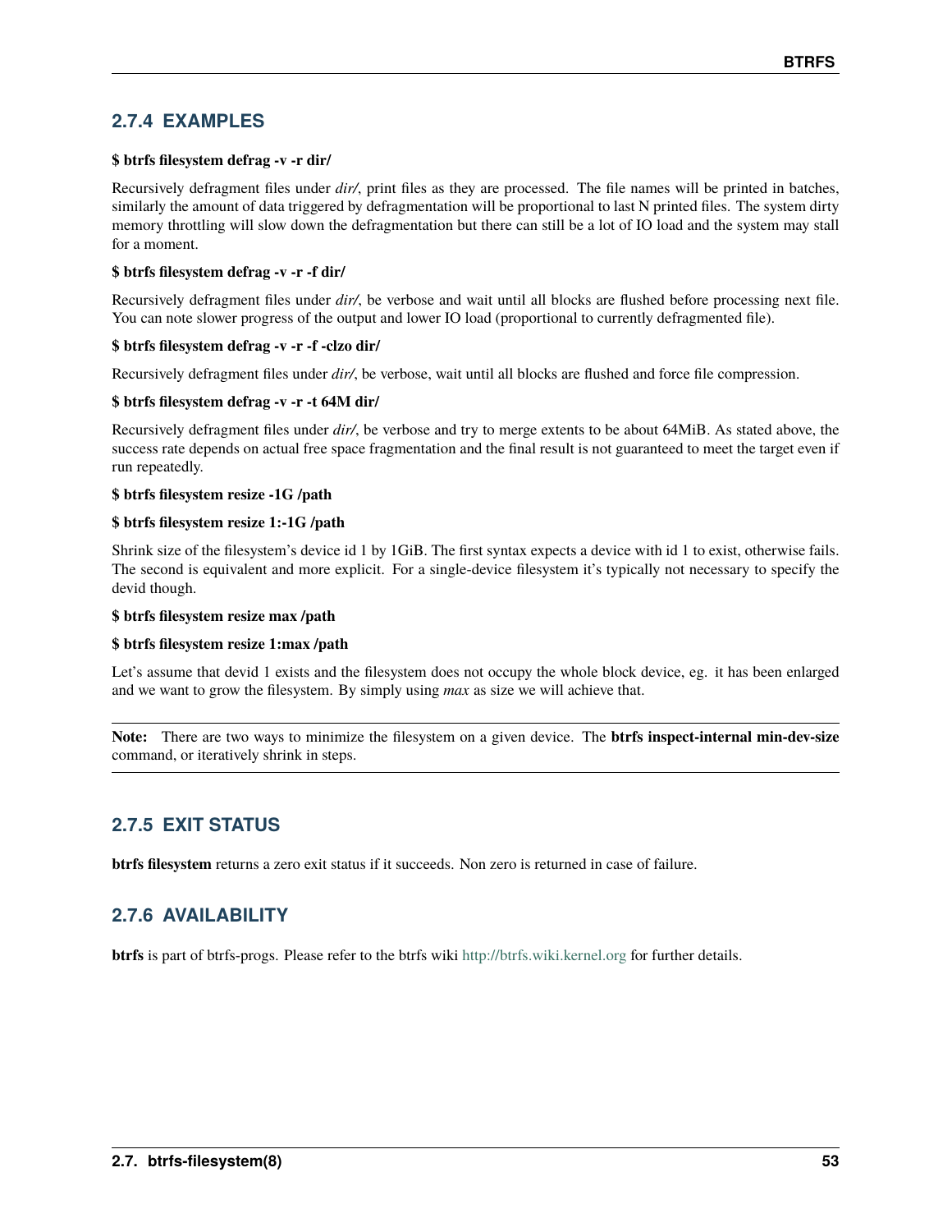### 2.7.4 EXAMPLES

**$ btrfs filesystem defrag -v -r dir/**

Recursively defragment files under *dir/*, print files as they are processed. The file names will be printed in batches, similarly the amount of data triggered by defragmentation will be proportional to last N printed files. The system dirty memory throttling will slow down the defragmentation but there can still be a lot of IO load and the system may stall for a moment.

**$ btrfs filesystem defrag -v -r -f dir/**

Recursively defragment files under *dir/*, be verbose and wait until all blocks are flushed before processing next file. You can note slower progress of the output and lower IO load (proportional to currently defragmented file).

**$ btrfs filesystem defrag -v -r -f -clzo dir/**

Recursively defragment files under *dir/*, be verbose, wait until all blocks are flushed and force file compression.

**$ btrfs filesystem defrag -v -r -t 64M dir/**

Recursively defragment files under *dir/*, be verbose and try to merge extents to be about 64MiB. As stated above, the success rate depends on actual free space fragmentation and the final result is not guaranteed to meet the target even if run repeatedly.

**$ btrfs filesystem resize -1G /path**

**$ btrfs filesystem resize 1:-1G /path**

Shrink size of the filesystem's device id 1 by 1GiB. The first syntax expects a device with id 1 to exist, otherwise fails. The second is equivalent and more explicit. For a single-device filesystem it's typically not necessary to specify the devid though.

**$ btrfs filesystem resize max /path**

**$ btrfs filesystem resize 1:max /path**

Let's assume that devid 1 exists and the filesystem does not occupy the whole block device, eg. it has been enlarged and we want to grow the filesystem. By simply using *max* as size we will achieve that.

---

**Note:** There are two ways to minimize the filesystem on a given device. The **btrfs inspect-internal min-dev-size** command, or iteratively shrink in steps.

---

### 2.7.5 EXIT STATUS

**btrfs filesystem** returns a zero exit status if it succeeds. Non zero is returned in case of failure.

### 2.7.6 AVAILABILITY

**btrfs** is part of btrfs-progs. Please refer to the btrfs wiki http://btrfs.wiki.kernel.org for further details.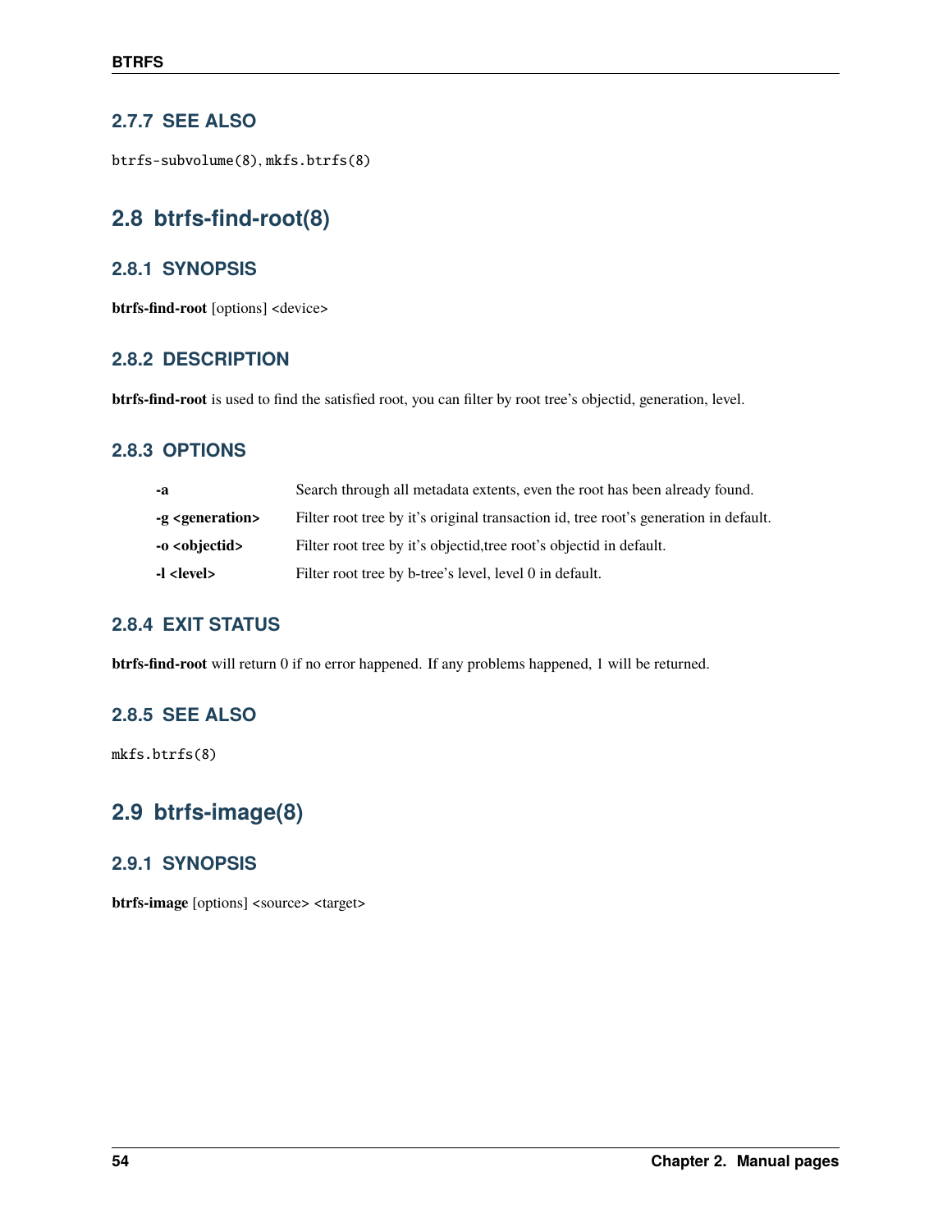### 2.7.7 SEE ALSO

`btrfs-subvolume(8)`, `mkfs.btrfs(8)`

## 2.8 btrfs-find-root(8)

### 2.8.1 SYNOPSIS

**btrfs-find-root** [options] <device>

### 2.8.2 DESCRIPTION

**btrfs-find-root** is used to find the satisfied root, you can filter by root tree's objectid, generation, level.

### 2.8.3 OPTIONS

**-a**
Search through all metadata extents, even the root has been already found.

**-g <generation>**
Filter root tree by it's original transaction id, tree root's generation in default.

**-o <objectid>**
Filter root tree by it's objectid,tree root's objectid in default.

**-l <level>**
Filter root tree by b-tree's level, level 0 in default.

### 2.8.4 EXIT STATUS

**btrfs-find-root** will return 0 if no error happened. If any problems happened, 1 will be returned.

### 2.8.5 SEE ALSO

`mkfs.btrfs(8)`

## 2.9 btrfs-image(8)

### 2.9.1 SYNOPSIS

**btrfs-image** [options] <source> <target>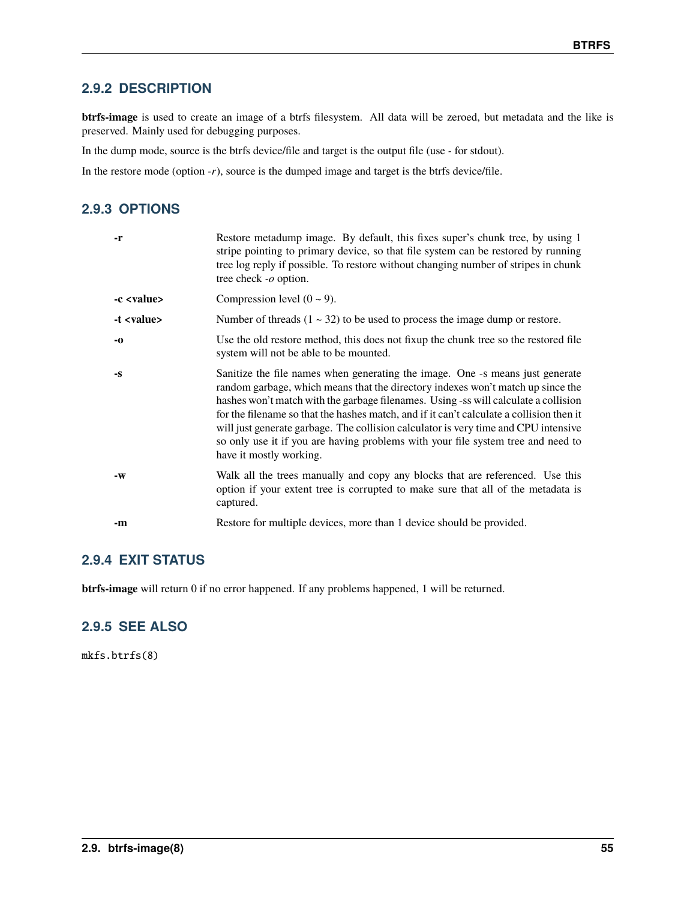### 2.9.2 DESCRIPTION

**btrfs-image** is used to create an image of a btrfs filesystem. All data will be zeroed, but metadata and the like is preserved. Mainly used for debugging purposes.

In the dump mode, source is the btrfs device/file and target is the output file (use - for stdout).

In the restore mode (option *-r*), source is the dumped image and target is the btrfs device/file.

### 2.9.3 OPTIONS

**-r**
Restore metadump image. By default, this fixes super's chunk tree, by using 1 stripe pointing to primary device, so that file system can be restored by running tree log reply if possible. To restore without changing number of stripes in chunk tree check *-o* option.

**-c <value>**
Compression level (0 ~ 9).

**-t <value>**
Number of threads (1 ~ 32) to be used to process the image dump or restore.

**-o**
Use the old restore method, this does not fixup the chunk tree so the restored file system will not be able to be mounted.

**-s**
Sanitize the file names when generating the image. One -s means just generate random garbage, which means that the directory indexes won't match up since the hashes won't match with the garbage filenames. Using -ss will calculate a collision for the filename so that the hashes match, and if it can't calculate a collision then it will just generate garbage. The collision calculator is very time and CPU intensive so only use it if you are having problems with your file system tree and need to have it mostly working.

**-w**
Walk all the trees manually and copy any blocks that are referenced. Use this option if your extent tree is corrupted to make sure that all of the metadata is captured.

**-m**
Restore for multiple devices, more than 1 device should be provided.

### 2.9.4 EXIT STATUS

**btrfs-image** will return 0 if no error happened. If any problems happened, 1 will be returned.

### 2.9.5 SEE ALSO

`mkfs.btrfs(8)`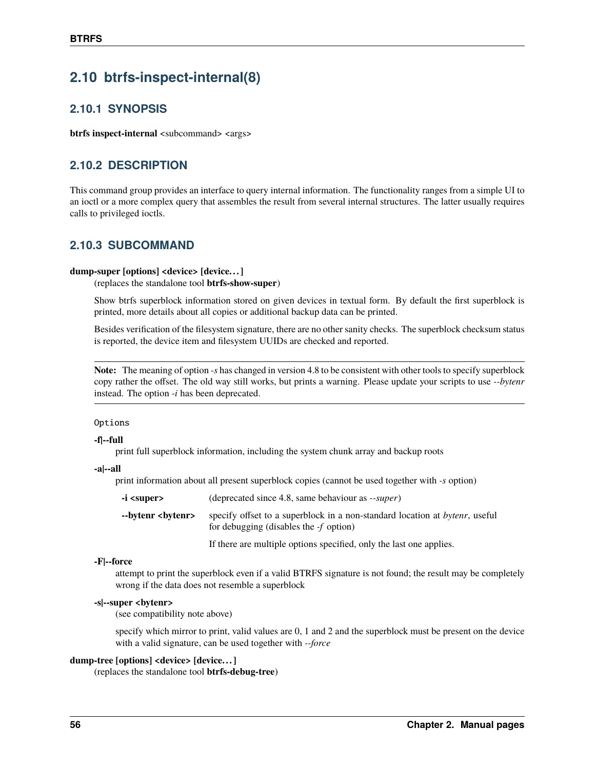## 2.10 btrfs-inspect-internal(8)

### 2.10.1 SYNOPSIS

**btrfs inspect-internal** <subcommand> <args>

### 2.10.2 DESCRIPTION

This command group provides an interface to query internal information. The functionality ranges from a simple UI to an ioctl or a more complex query that assembles the result from several internal structures. The latter usually requires calls to privileged ioctls.

### 2.10.3 SUBCOMMAND

**dump-super [options] <device> [device…]**

(replaces the standalone tool **btrfs-show-super**)

Show btrfs superblock information stored on given devices in textual form. By default the first superblock is printed, more details about all copies or additional backup data can be printed.

Besides verification of the filesystem signature, there are no other sanity checks. The superblock checksum status is reported, the device item and filesystem UUIDs are checked and reported.

> **Note:** The meaning of option *-s* has changed in version 4.8 to be consistent with other tools to specify superblock copy rather the offset. The old way still works, but prints a warning. Please update your scripts to use *--bytenr* instead. The option *-i* has been deprecated.

Options

**-f|--full**

print full superblock information, including the system chunk array and backup roots

**-a|--all**

print information about all present superblock copies (cannot be used together with *-s* option)

| | |
|---|---|
| **-i <super>** | (deprecated since 4.8, same behaviour as *--super*) |
| **--bytenr <bytenr>** | specify offset to a superblock in a non-standard location at *bytenr*, useful for debugging (disables the *-f* option)<br><br>If there are multiple options specified, only the last one applies. |

**-F|--force**

attempt to print the superblock even if a valid BTRFS signature is not found; the result may be completely wrong if the data does not resemble a superblock

**-s|--super <bytenr>**

(see compatibility note above)

specify which mirror to print, valid values are 0, 1 and 2 and the superblock must be present on the device with a valid signature, can be used together with *--force*

**dump-tree [options] <device> [device…]**

(replaces the standalone tool **btrfs-debug-tree**)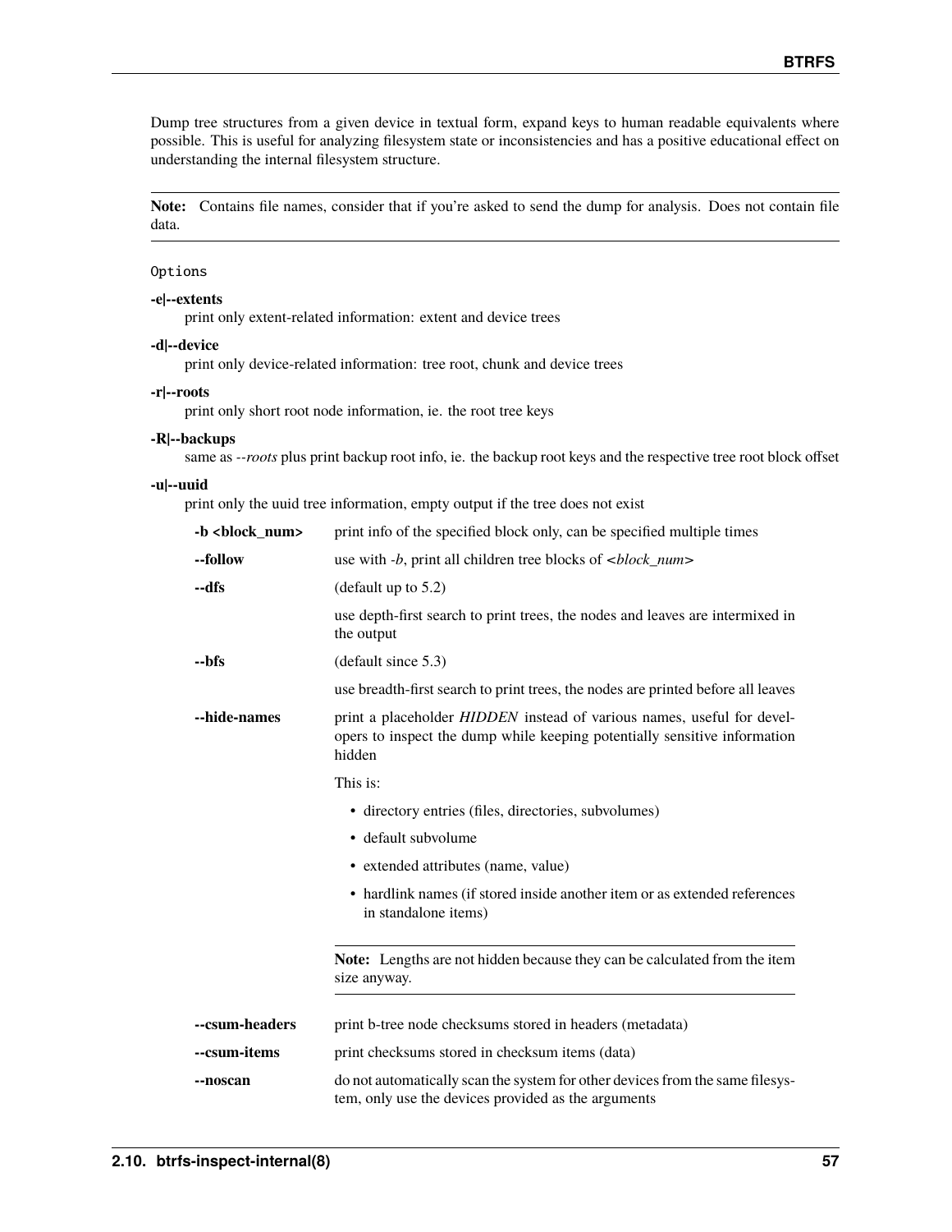Dump tree structures from a given device in textual form, expand keys to human readable equivalents where possible. This is useful for analyzing filesystem state or inconsistencies and has a positive educational effect on understanding the internal filesystem structure.

---

**Note:** Contains file names, consider that if you're asked to send the dump for analysis. Does not contain file data.

---

Options

**-e|--extents**
print only extent-related information: extent and device trees

**-d|--device**
print only device-related information: tree root, chunk and device trees

**-r|--roots**
print only short root node information, ie. the root tree keys

**-R|--backups**
same as *--roots* plus print backup root info, ie. the backup root keys and the respective tree root block offset

**-u|--uuid**
print only the uuid tree information, empty output if the tree does not exist

**-b <block_num>**
print info of the specified block only, can be specified multiple times

**--follow**
use with *-b*, print all children tree blocks of *<block_num>*

**--dfs**
(default up to 5.2)

use depth-first search to print trees, the nodes and leaves are intermixed in the output

**--bfs**
(default since 5.3)

use breadth-first search to print trees, the nodes are printed before all leaves

**--hide-names**
print a placeholder *HIDDEN* instead of various names, useful for developers to inspect the dump while keeping potentially sensitive information hidden

This is:

- directory entries (files, directories, subvolumes)
- default subvolume
- extended attributes (name, value)
- hardlink names (if stored inside another item or as extended references in standalone items)

---

**Note:** Lengths are not hidden because they can be calculated from the item size anyway.

---

**--csum-headers**
print b-tree node checksums stored in headers (metadata)

**--csum-items**
print checksums stored in checksum items (data)

**--noscan**
do not automatically scan the system for other devices from the same filesystem, only use the devices provided as the arguments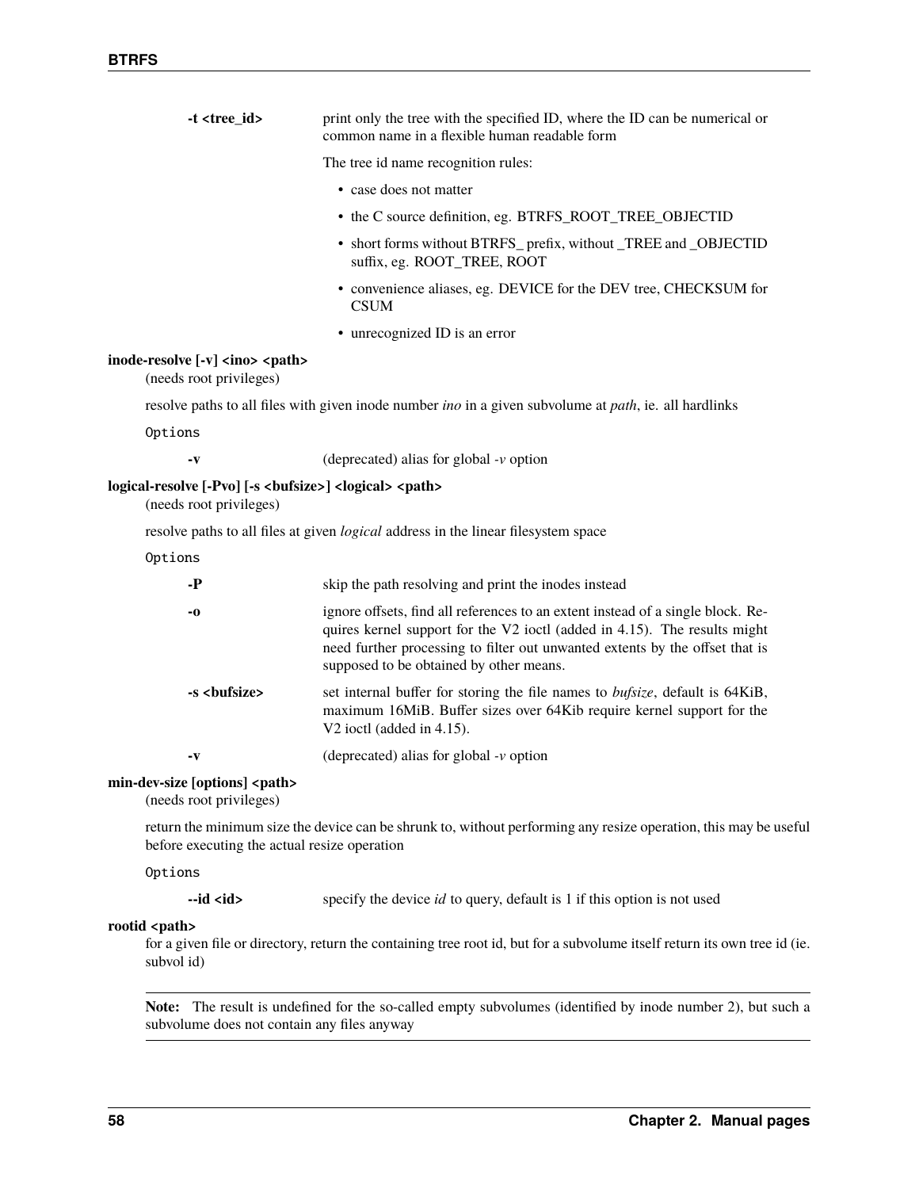**-t <tree_id>**
: print only the tree with the specified ID, where the ID can be numerical or common name in a flexible human readable form

  The tree id name recognition rules:

  - case does not matter
  - the C source definition, eg. BTRFS_ROOT_TREE_OBJECTID
  - short forms without BTRFS_ prefix, without _TREE and _OBJECTID suffix, eg. ROOT_TREE, ROOT
  - convenience aliases, eg. DEVICE for the DEV tree, CHECKSUM for CSUM
  - unrecognized ID is an error

**inode-resolve [-v] <ino> <path>**
(needs root privileges)

resolve paths to all files with given inode number *ino* in a given subvolume at *path*, ie. all hardlinks

`Options`

**-v**
: (deprecated) alias for global *-v* option

**logical-resolve [-Pvo] [-s <bufsize>] <logical> <path>**
(needs root privileges)

resolve paths to all files at given *logical* address in the linear filesystem space

`Options`

**-P**
: skip the path resolving and print the inodes instead

**-o**
: ignore offsets, find all references to an extent instead of a single block. Requires kernel support for the V2 ioctl (added in 4.15). The results might need further processing to filter out unwanted extents by the offset that is supposed to be obtained by other means.

**-s <bufsize>**
: set internal buffer for storing the file names to *bufsize*, default is 64KiB, maximum 16MiB. Buffer sizes over 64Kib require kernel support for the V2 ioctl (added in 4.15).

**-v**
: (deprecated) alias for global *-v* option

**min-dev-size [options] <path>**
(needs root privileges)

return the minimum size the device can be shrunk to, without performing any resize operation, this may be useful before executing the actual resize operation

`Options`

**--id <id>**
: specify the device *id* to query, default is 1 if this option is not used

**rootid <path>**
for a given file or directory, return the containing tree root id, but for a subvolume itself return its own tree id (ie. subvol id)

> **Note:** The result is undefined for the so-called empty subvolumes (identified by inode number 2), but such a subvolume does not contain any files anyway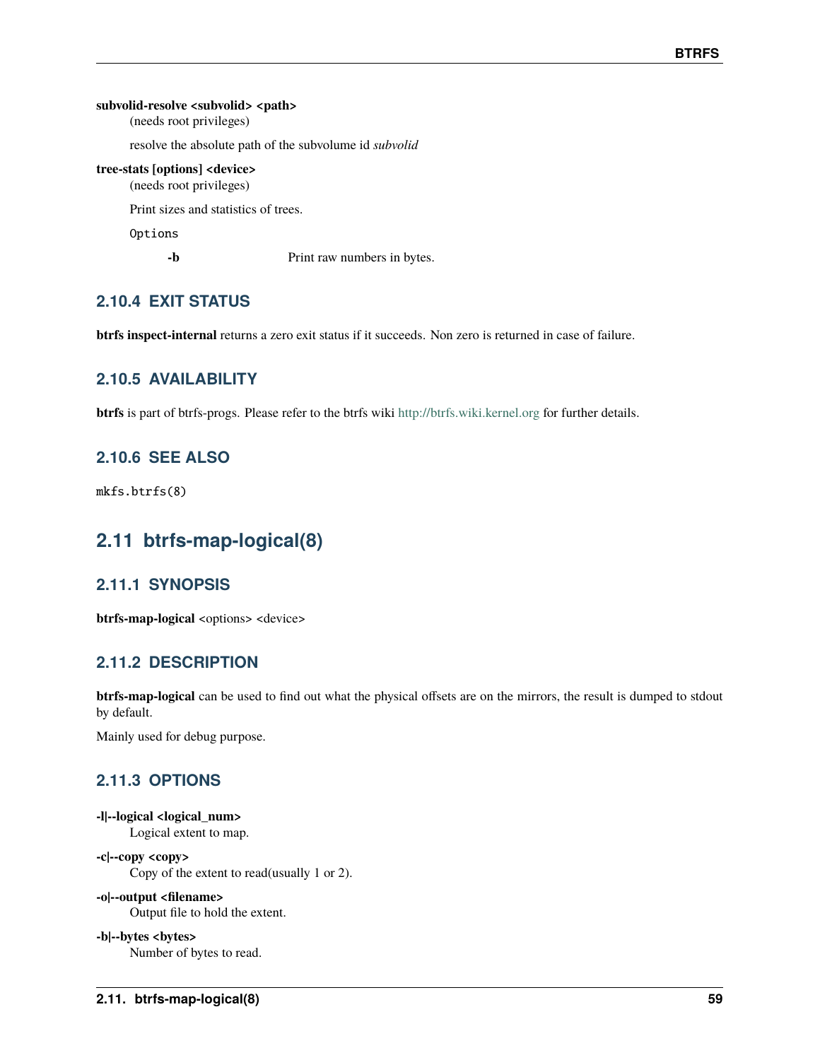**subvolid-resolve <subvolid> <path>**
(needs root privileges)

resolve the absolute path of the subvolume id *subvolid*

**tree-stats [options] <device>**
(needs root privileges)

Print sizes and statistics of trees.

`Options`

**-b** Print raw numbers in bytes.

### 2.10.4 EXIT STATUS

**btrfs inspect-internal** returns a zero exit status if it succeeds. Non zero is returned in case of failure.

### 2.10.5 AVAILABILITY

**btrfs** is part of btrfs-progs. Please refer to the btrfs wiki http://btrfs.wiki.kernel.org for further details.

### 2.10.6 SEE ALSO

`mkfs.btrfs(8)`

## 2.11 btrfs-map-logical(8)

### 2.11.1 SYNOPSIS

**btrfs-map-logical** <options> <device>

### 2.11.2 DESCRIPTION

**btrfs-map-logical** can be used to find out what the physical offsets are on the mirrors, the result is dumped to stdout by default.

Mainly used for debug purpose.

### 2.11.3 OPTIONS

**-l|--logical <logical_num>**
Logical extent to map.

**-c|--copy <copy>**
Copy of the extent to read(usually 1 or 2).

**-o|--output <filename>**
Output file to hold the extent.

**-b|--bytes <bytes>**
Number of bytes to read.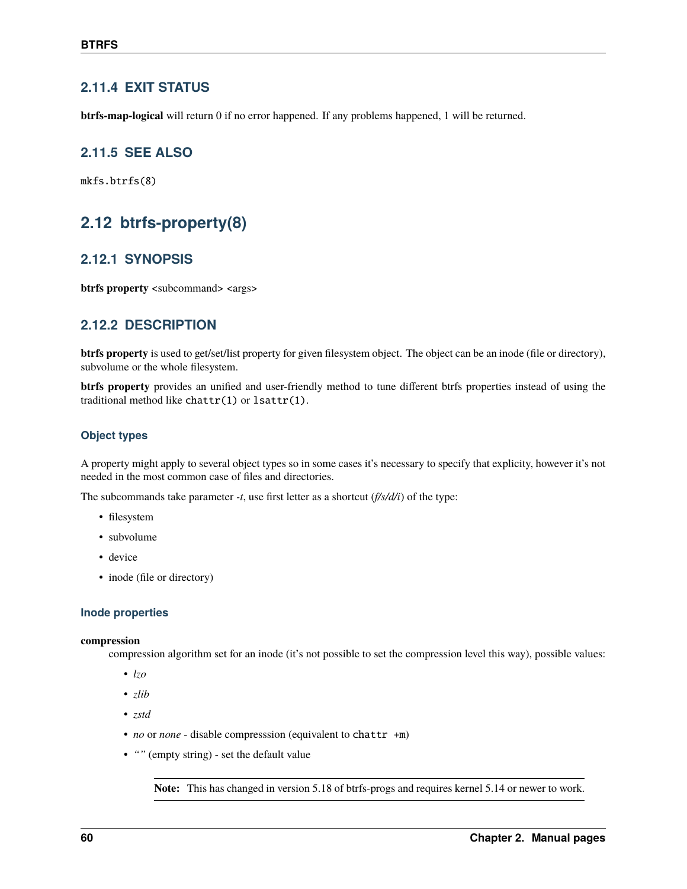### 2.11.4 EXIT STATUS

**btrfs-map-logical** will return 0 if no error happened. If any problems happened, 1 will be returned.

### 2.11.5 SEE ALSO

`mkfs.btrfs(8)`

## 2.12 btrfs-property(8)

### 2.12.1 SYNOPSIS

**btrfs property** <subcommand> <args>

### 2.12.2 DESCRIPTION

**btrfs property** is used to get/set/list property for given filesystem object. The object can be an inode (file or directory), subvolume or the whole filesystem.

**btrfs property** provides an unified and user-friendly method to tune different btrfs properties instead of using the traditional method like `chattr(1)` or `lsattr(1)`.

#### Object types

A property might apply to several object types so in some cases it's necessary to specify that explicity, however it's not needed in the most common case of files and directories.

The subcommands take parameter *-t*, use first letter as a shortcut (*f/s/d/i*) of the type:

- filesystem
- subvolume
- device
- inode (file or directory)

#### Inode properties

**compression**
: compression algorithm set for an inode (it's not possible to set the compression level this way), possible values:

  - *lzo*
  - *zlib*
  - *zstd*
  - *no* or *none* - disable compresssion (equivalent to `chattr +m`)
  - *""* (empty string) - set the default value

  **Note:** This has changed in version 5.18 of btrfs-progs and requires kernel 5.14 or newer to work.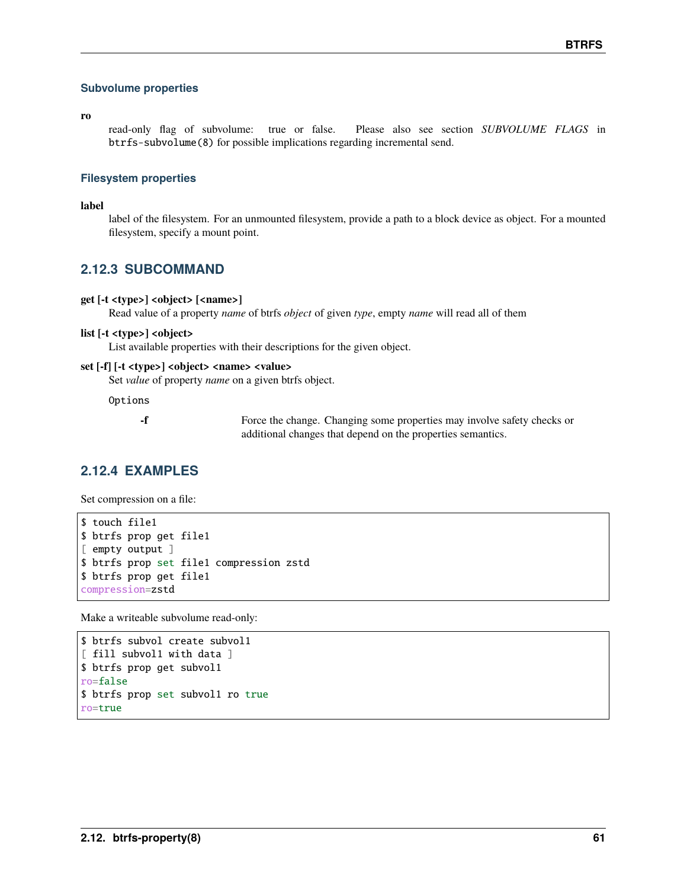### Subvolume properties

**ro**

read-only flag of subvolume: true or false. Please also see section *SUBVOLUME FLAGS* in `btrfs-subvolume(8)` for possible implications regarding incremental send.

### Filesystem properties

**label**

label of the filesystem. For an unmounted filesystem, provide a path to a block device as object. For a mounted filesystem, specify a mount point.

## 2.12.3 SUBCOMMAND

**get [-t <type>] <object> [<name>]**

Read value of a property *name* of btrfs *object* of given *type*, empty *name* will read all of them

**list [-t <type>] <object>**

List available properties with their descriptions for the given object.

**set [-f] [-t <type>] <object> <name> <value>**

Set *value* of property *name* on a given btrfs object.

Options

**-f**
Force the change. Changing some properties may involve safety checks or additional changes that depend on the properties semantics.

## 2.12.4 EXAMPLES

Set compression on a file:

```
$ touch file1
$ btrfs prop get file1
[ empty output ]
$ btrfs prop set file1 compression zstd
$ btrfs prop get file1
compression=zstd
```

Make a writeable subvolume read-only:

```
$ btrfs subvol create subvol1
[ fill subvol1 with data ]
$ btrfs prop get subvol1
ro=false
$ btrfs prop set subvol1 ro true
ro=true
```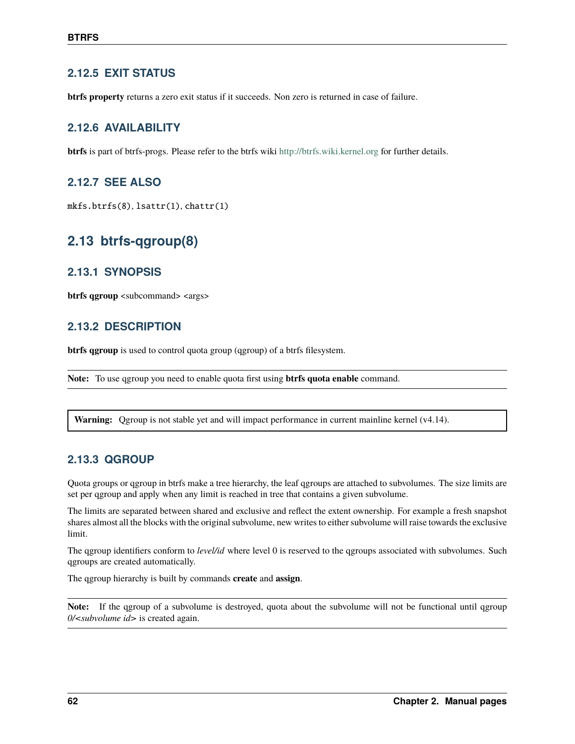### 2.12.5 EXIT STATUS

**btrfs property** returns a zero exit status if it succeeds. Non zero is returned in case of failure.

### 2.12.6 AVAILABILITY

**btrfs** is part of btrfs-progs. Please refer to the btrfs wiki http://btrfs.wiki.kernel.org for further details.

### 2.12.7 SEE ALSO

`mkfs.btrfs(8)`, `lsattr(1)`, `chattr(1)`

## 2.13 btrfs-qgroup(8)

### 2.13.1 SYNOPSIS

**btrfs qgroup** <subcommand> <args>

### 2.13.2 DESCRIPTION

**btrfs qgroup** is used to control quota group (qgroup) of a btrfs filesystem.

**Note:** To use qgroup you need to enable quota first using **btrfs quota enable** command.

**Warning:** Qgroup is not stable yet and will impact performance in current mainline kernel (v4.14).

### 2.13.3 QGROUP

Quota groups or qgroup in btrfs make a tree hierarchy, the leaf qgroups are attached to subvolumes. The size limits are set per qgroup and apply when any limit is reached in tree that contains a given subvolume.

The limits are separated between shared and exclusive and reflect the extent ownership. For example a fresh snapshot shares almost all the blocks with the original subvolume, new writes to either subvolume will raise towards the exclusive limit.

The qgroup identifiers conform to *level/id* where level 0 is reserved to the qgroups associated with subvolumes. Such qgroups are created automatically.

The qgroup hierarchy is built by commands **create** and **assign**.

**Note:** If the qgroup of a subvolume is destroyed, quota about the subvolume will not be functional until qgroup *0/<subvolume id>* is created again.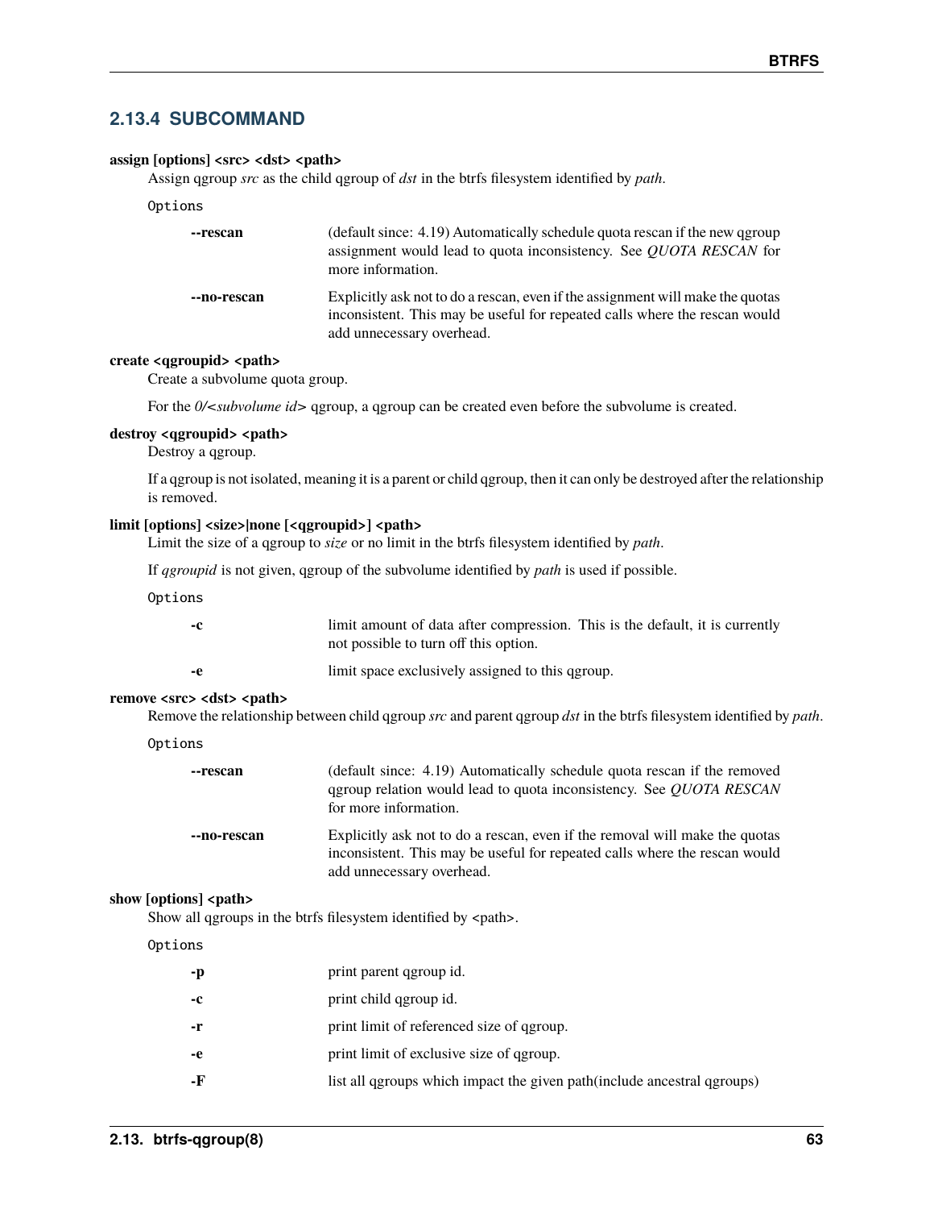### 2.13.4 SUBCOMMAND

**assign [options] <src> <dst> <path>**

Assign qgroup *src* as the child qgroup of *dst* in the btrfs filesystem identified by *path*.

Options

**--rescan**
: (default since: 4.19) Automatically schedule quota rescan if the new qgroup assignment would lead to quota inconsistency. See *QUOTA RESCAN* for more information.

**--no-rescan**
: Explicitly ask not to do a rescan, even if the assignment will make the quotas inconsistent. This may be useful for repeated calls where the rescan would add unnecessary overhead.

**create <qgroupid> <path>**

Create a subvolume quota group.

For the *0/<subvolume id>* qgroup, a qgroup can be created even before the subvolume is created.

**destroy <qgroupid> <path>**

Destroy a qgroup.

If a qgroup is not isolated, meaning it is a parent or child qgroup, then it can only be destroyed after the relationship is removed.

**limit [options] <size>|none [<qgroupid>] <path>**

Limit the size of a qgroup to *size* or no limit in the btrfs filesystem identified by *path*.

If *qgroupid* is not given, qgroup of the subvolume identified by *path* is used if possible.

Options

**-c**
: limit amount of data after compression. This is the default, it is currently not possible to turn off this option.

**-e**
: limit space exclusively assigned to this qgroup.

**remove <src> <dst> <path>**

Remove the relationship between child qgroup *src* and parent qgroup *dst* in the btrfs filesystem identified by *path*.

Options

**--rescan**
: (default since: 4.19) Automatically schedule quota rescan if the removed qgroup relation would lead to quota inconsistency. See *QUOTA RESCAN* for more information.

**--no-rescan**
: Explicitly ask not to do a rescan, even if the removal will make the quotas inconsistent. This may be useful for repeated calls where the rescan would add unnecessary overhead.

**show [options] <path>**

Show all qgroups in the btrfs filesystem identified by <path>.

Options

**-p**
: print parent qgroup id.

**-c**
: print child qgroup id.

**-r**
: print limit of referenced size of qgroup.

**-e**
: print limit of exclusive size of qgroup.

**-F**
: list all qgroups which impact the given path(include ancestral qgroups)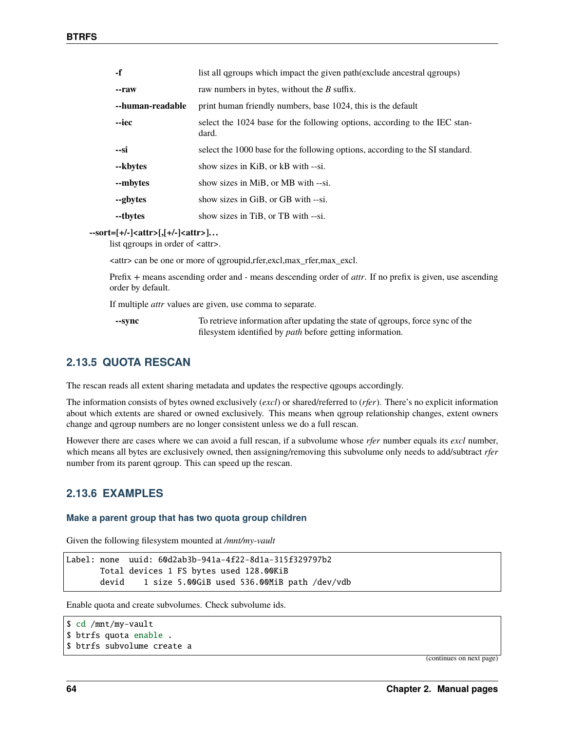| | |
|---|---|
| **-f** | list all qgroups which impact the given path(exclude ancestral qgroups) |
| **--raw** | raw numbers in bytes, without the *B* suffix. |
| **--human-readable** | print human friendly numbers, base 1024, this is the default |
| **--iec** | select the 1024 base for the following options, according to the IEC standard. |
| **--si** | select the 1000 base for the following options, according to the SI standard. |
| **--kbytes** | show sizes in KiB, or kB with --si. |
| **--mbytes** | show sizes in MiB, or MB with --si. |
| **--gbytes** | show sizes in GiB, or GB with --si. |
| **--tbytes** | show sizes in TiB, or TB with --si. |

**--sort=[+/-]<attr>[,[+/-]<attr>]...**
list qgroups in order of <attr>.

<attr> can be one or more of qgroupid,rfer,excl,max_rfer,max_excl.

Prefix + means ascending order and - means descending order of *attr*. If no prefix is given, use ascending order by default.

If multiple *attr* values are given, use comma to separate.

| | |
|---|---|
| **--sync** | To retrieve information after updating the state of qgroups, force sync of the filesystem identified by *path* before getting information. |

## 2.13.5 QUOTA RESCAN

The rescan reads all extent sharing metadata and updates the respective qgoups accordingly.

The information consists of bytes owned exclusively (*excl*) or shared/referred to (*rfer*). There's no explicit information about which extents are shared or owned exclusively. This means when qgroup relationship changes, extent owners change and qgroup numbers are no longer consistent unless we do a full rescan.

However there are cases where we can avoid a full rescan, if a subvolume whose *rfer* number equals its *excl* number, which means all bytes are exclusively owned, then assigning/removing this subvolume only needs to add/subtract *rfer* number from its parent qgroup. This can speed up the rescan.

## 2.13.6 EXAMPLES

### Make a parent group that has two quota group children

Given the following filesystem mounted at */mnt/my-vault*

```
Label: none  uuid: 60d2ab3b-941a-4f22-8d1a-315f329797b2
       Total devices 1 FS bytes used 128.00KiB
       devid    1 size 5.00GiB used 536.00MiB path /dev/vdb
```

Enable quota and create subvolumes. Check subvolume ids.

```
$ cd /mnt/my-vault
$ btrfs quota enable .
$ btrfs subvolume create a
```

(continues on next page)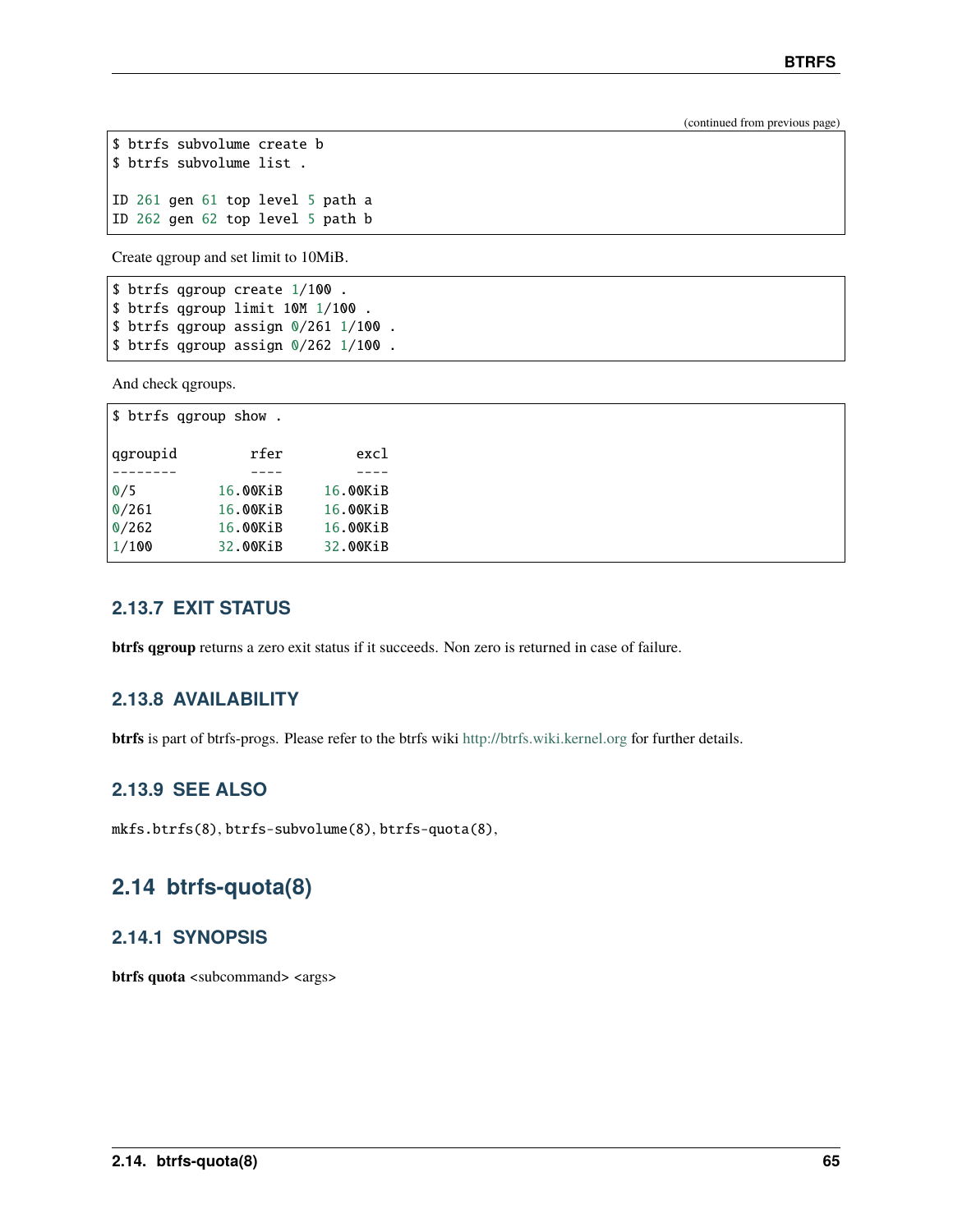(continued from previous page)

```
$ btrfs subvolume create b
$ btrfs subvolume list .

ID 261 gen 61 top level 5 path a
ID 262 gen 62 top level 5 path b
```

Create qgroup and set limit to 10MiB.

```
$ btrfs qgroup create 1/100 .
$ btrfs qgroup limit 10M 1/100 .
$ btrfs qgroup assign 0/261 1/100 .
$ btrfs qgroup assign 0/262 1/100 .
```

And check qgroups.

```
$ btrfs qgroup show .

qgroupid         rfer         excl
--------         ----         ----
0/5          16.00KiB     16.00KiB
0/261        16.00KiB     16.00KiB
0/262        16.00KiB     16.00KiB
1/100        32.00KiB     32.00KiB
```

### 2.13.7 EXIT STATUS

**btrfs qgroup** returns a zero exit status if it succeeds. Non zero is returned in case of failure.

### 2.13.8 AVAILABILITY

**btrfs** is part of btrfs-progs. Please refer to the btrfs wiki http://btrfs.wiki.kernel.org for further details.

### 2.13.9 SEE ALSO

`mkfs.btrfs(8)`, `btrfs-subvolume(8)`, `btrfs-quota(8)`,

## 2.14 btrfs-quota(8)

### 2.14.1 SYNOPSIS

**btrfs quota** <subcommand> <args>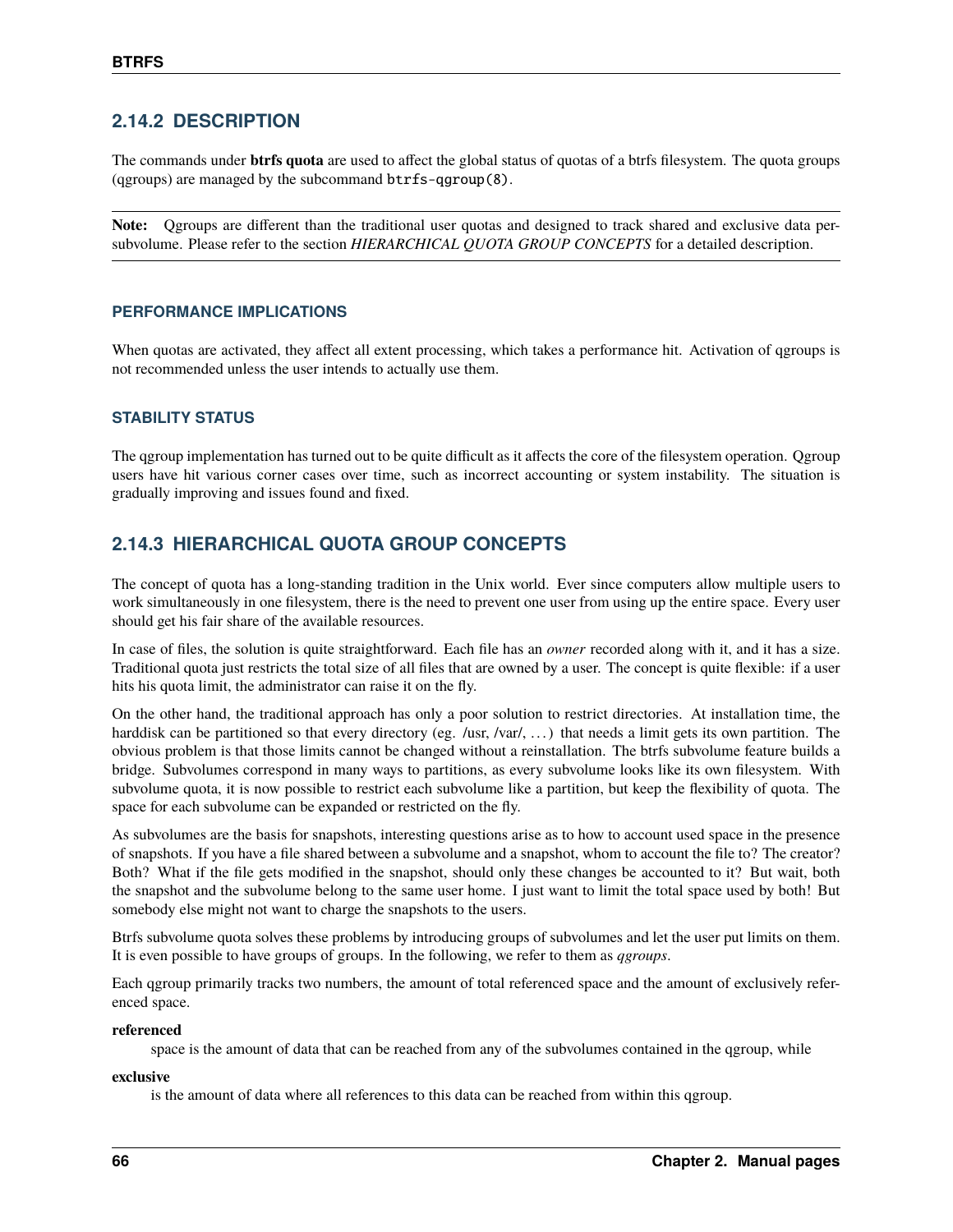### 2.14.2 DESCRIPTION

The commands under **btrfs quota** are used to affect the global status of quotas of a btrfs filesystem. The quota groups (qgroups) are managed by the subcommand `btrfs-qgroup(8)`.

---

**Note:** Qgroups are different than the traditional user quotas and designed to track shared and exclusive data per-subvolume. Please refer to the section *HIERARCHICAL QUOTA GROUP CONCEPTS* for a detailed description.

---

#### PERFORMANCE IMPLICATIONS

When quotas are activated, they affect all extent processing, which takes a performance hit. Activation of qgroups is not recommended unless the user intends to actually use them.

#### STABILITY STATUS

The qgroup implementation has turned out to be quite difficult as it affects the core of the filesystem operation. Qgroup users have hit various corner cases over time, such as incorrect accounting or system instability. The situation is gradually improving and issues found and fixed.

### 2.14.3 HIERARCHICAL QUOTA GROUP CONCEPTS

The concept of quota has a long-standing tradition in the Unix world. Ever since computers allow multiple users to work simultaneously in one filesystem, there is the need to prevent one user from using up the entire space. Every user should get his fair share of the available resources.

In case of files, the solution is quite straightforward. Each file has an *owner* recorded along with it, and it has a size. Traditional quota just restricts the total size of all files that are owned by a user. The concept is quite flexible: if a user hits his quota limit, the administrator can raise it on the fly.

On the other hand, the traditional approach has only a poor solution to restrict directories. At installation time, the harddisk can be partitioned so that every directory (eg. /usr, /var/, …) that needs a limit gets its own partition. The obvious problem is that those limits cannot be changed without a reinstallation. The btrfs subvolume feature builds a bridge. Subvolumes correspond in many ways to partitions, as every subvolume looks like its own filesystem. With subvolume quota, it is now possible to restrict each subvolume like a partition, but keep the flexibility of quota. The space for each subvolume can be expanded or restricted on the fly.

As subvolumes are the basis for snapshots, interesting questions arise as to how to account used space in the presence of snapshots. If you have a file shared between a subvolume and a snapshot, whom to account the file to? The creator? Both? What if the file gets modified in the snapshot, should only these changes be accounted to it? But wait, both the snapshot and the subvolume belong to the same user home. I just want to limit the total space used by both! But somebody else might not want to charge the snapshots to the users.

Btrfs subvolume quota solves these problems by introducing groups of subvolumes and let the user put limits on them. It is even possible to have groups of groups. In the following, we refer to them as *qgroups*.

Each qgroup primarily tracks two numbers, the amount of total referenced space and the amount of exclusively referenced space.

**referenced**
: space is the amount of data that can be reached from any of the subvolumes contained in the qgroup, while

**exclusive**
: is the amount of data where all references to this data can be reached from within this qgroup.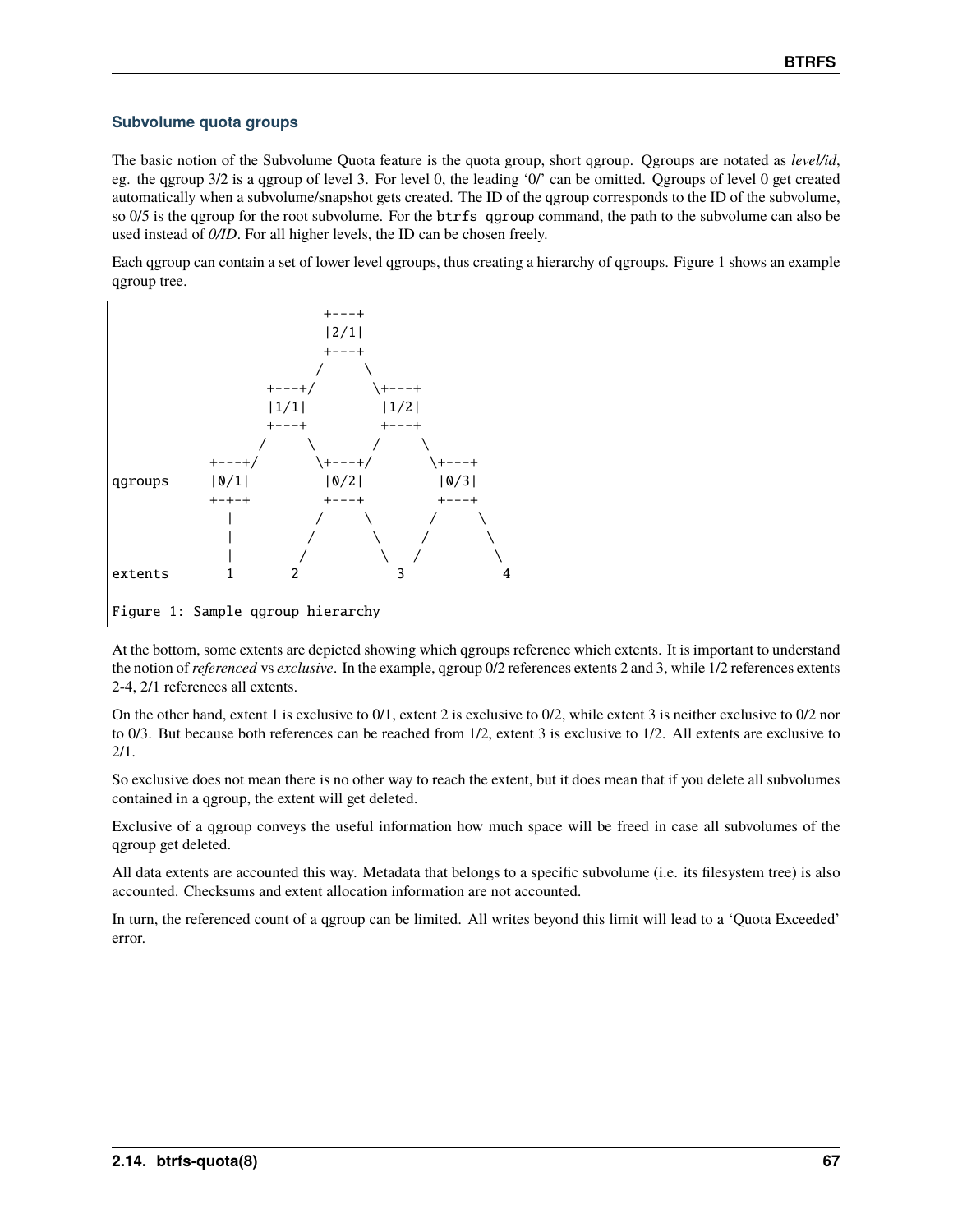### Subvolume quota groups

The basic notion of the Subvolume Quota feature is the quota group, short qgroup. Qgroups are notated as *level/id*, eg. the qgroup 3/2 is a qgroup of level 3. For level 0, the leading '0/' can be omitted. Qgroups of level 0 get created automatically when a subvolume/snapshot gets created. The ID of the qgroup corresponds to the ID of the subvolume, so 0/5 is the qgroup for the root subvolume. For the `btrfs qgroup` command, the path to the subvolume can also be used instead of *0/ID*. For all higher levels, the ID can be chosen freely.

Each qgroup can contain a set of lower level qgroups, thus creating a hierarchy of qgroups. Figure 1 shows an example qgroup tree.

```
                          +---+
                          |2/1|
                          +---+
                         /     \
                   +---+/       \+---+
                   |1/1|         |1/2|
                   +---+         +---+
                  /     \       /     \
            +---+/       \+---+/       \+---+
qgroups     |0/1|         |0/2|         |0/3|
            +-+-+         +---+         +---+
              |          /     \       /     \
              |         /       \     /       \
              |        /         \   /         \
extents       1       2            3            4

Figure 1: Sample qgroup hierarchy
```

At the bottom, some extents are depicted showing which qgroups reference which extents. It is important to understand the notion of *referenced* vs *exclusive*. In the example, qgroup 0/2 references extents 2 and 3, while 1/2 references extents 2-4, 2/1 references all extents.

On the other hand, extent 1 is exclusive to 0/1, extent 2 is exclusive to 0/2, while extent 3 is neither exclusive to 0/2 nor to 0/3. But because both references can be reached from 1/2, extent 3 is exclusive to 1/2. All extents are exclusive to 2/1.

So exclusive does not mean there is no other way to reach the extent, but it does mean that if you delete all subvolumes contained in a qgroup, the extent will get deleted.

Exclusive of a qgroup conveys the useful information how much space will be freed in case all subvolumes of the qgroup get deleted.

All data extents are accounted this way. Metadata that belongs to a specific subvolume (i.e. its filesystem tree) is also accounted. Checksums and extent allocation information are not accounted.

In turn, the referenced count of a qgroup can be limited. All writes beyond this limit will lead to a 'Quota Exceeded' error.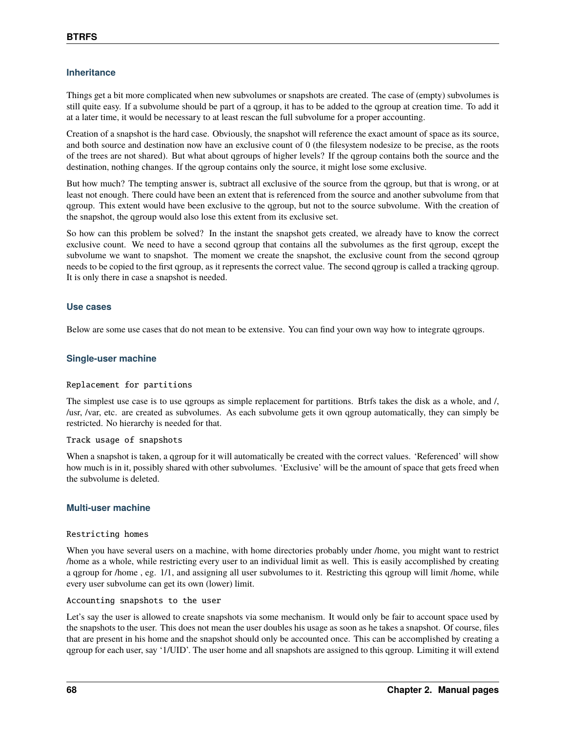### Inheritance

Things get a bit more complicated when new subvolumes or snapshots are created. The case of (empty) subvolumes is still quite easy. If a subvolume should be part of a qgroup, it has to be added to the qgroup at creation time. To add it at a later time, it would be necessary to at least rescan the full subvolume for a proper accounting.

Creation of a snapshot is the hard case. Obviously, the snapshot will reference the exact amount of space as its source, and both source and destination now have an exclusive count of 0 (the filesystem nodesize to be precise, as the roots of the trees are not shared). But what about qgroups of higher levels? If the qgroup contains both the source and the destination, nothing changes. If the qgroup contains only the source, it might lose some exclusive.

But how much? The tempting answer is, subtract all exclusive of the source from the qgroup, but that is wrong, or at least not enough. There could have been an extent that is referenced from the source and another subvolume from that qgroup. This extent would have been exclusive to the qgroup, but not to the source subvolume. With the creation of the snapshot, the qgroup would also lose this extent from its exclusive set.

So how can this problem be solved? In the instant the snapshot gets created, we already have to know the correct exclusive count. We need to have a second qgroup that contains all the subvolumes as the first qgroup, except the subvolume we want to snapshot. The moment we create the snapshot, the exclusive count from the second qgroup needs to be copied to the first qgroup, as it represents the correct value. The second qgroup is called a tracking qgroup. It is only there in case a snapshot is needed.

### Use cases

Below are some use cases that do not mean to be extensive. You can find your own way how to integrate qgroups.

### Single-user machine

`Replacement for partitions`

The simplest use case is to use qgroups as simple replacement for partitions. Btrfs takes the disk as a whole, and /, /usr, /var, etc. are created as subvolumes. As each subvolume gets it own qgroup automatically, they can simply be restricted. No hierarchy is needed for that.

`Track usage of snapshots`

When a snapshot is taken, a qgroup for it will automatically be created with the correct values. 'Referenced' will show how much is in it, possibly shared with other subvolumes. 'Exclusive' will be the amount of space that gets freed when the subvolume is deleted.

### Multi-user machine

`Restricting homes`

When you have several users on a machine, with home directories probably under /home, you might want to restrict /home as a whole, while restricting every user to an individual limit as well. This is easily accomplished by creating a qgroup for /home , eg. 1/1, and assigning all user subvolumes to it. Restricting this qgroup will limit /home, while every user subvolume can get its own (lower) limit.

`Accounting snapshots to the user`

Let's say the user is allowed to create snapshots via some mechanism. It would only be fair to account space used by the snapshots to the user. This does not mean the user doubles his usage as soon as he takes a snapshot. Of course, files that are present in his home and the snapshot should only be accounted once. This can be accomplished by creating a qgroup for each user, say '1/UID'. The user home and all snapshots are assigned to this qgroup. Limiting it will extend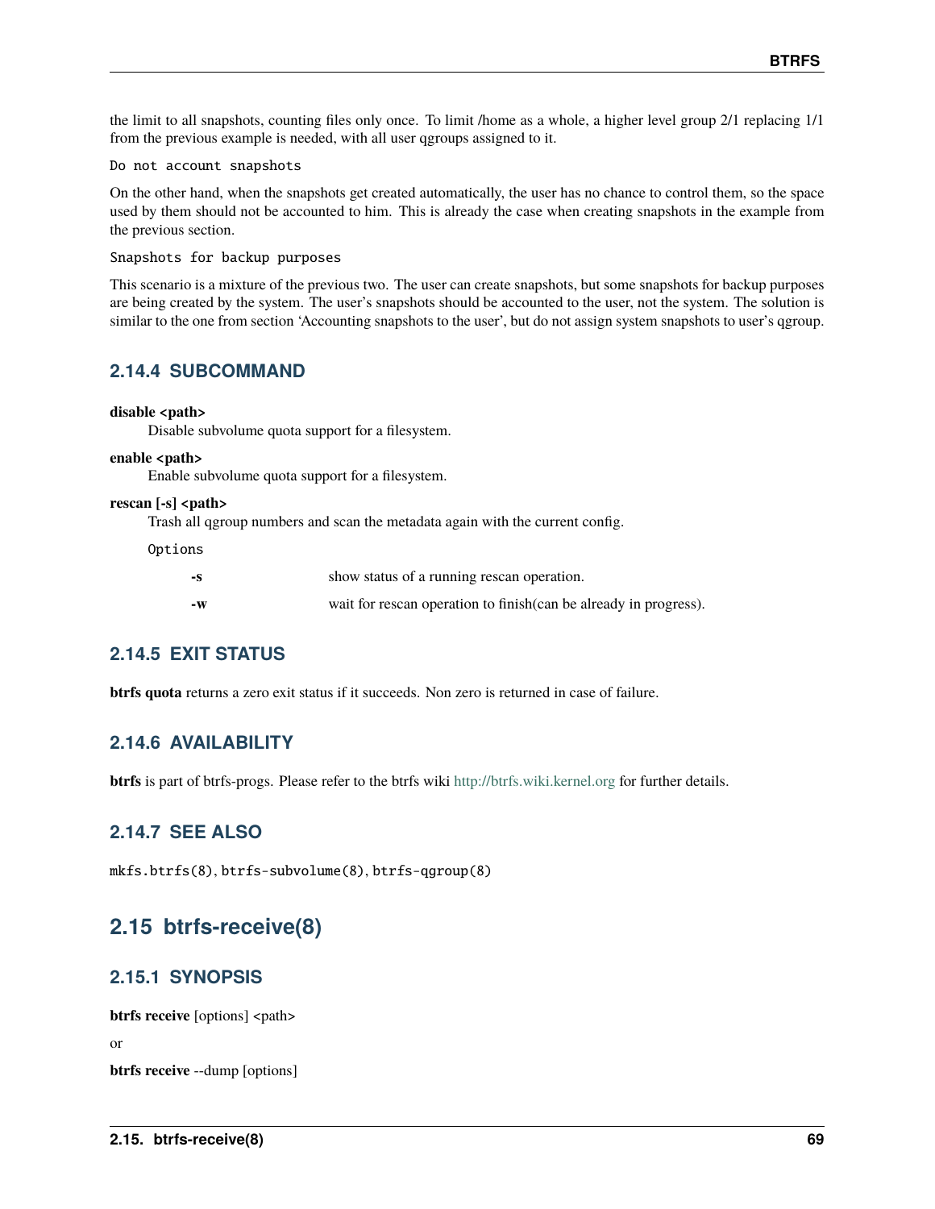the limit to all snapshots, counting files only once. To limit /home as a whole, a higher level group 2/1 replacing 1/1 from the previous example is needed, with all user qgroups assigned to it.

`Do not account snapshots`

On the other hand, when the snapshots get created automatically, the user has no chance to control them, so the space used by them should not be accounted to him. This is already the case when creating snapshots in the example from the previous section.

`Snapshots for backup purposes`

This scenario is a mixture of the previous two. The user can create snapshots, but some snapshots for backup purposes are being created by the system. The user's snapshots should be accounted to the user, not the system. The solution is similar to the one from section 'Accounting snapshots to the user', but do not assign system snapshots to user's qgroup.

### 2.14.4 SUBCOMMAND

**disable <path>**
Disable subvolume quota support for a filesystem.

**enable <path>**
Enable subvolume quota support for a filesystem.

**rescan [-s] <path>**
Trash all qgroup numbers and scan the metadata again with the current config.

`Options`

| | |
|---|---|
| **-s** | show status of a running rescan operation. |
| **-w** | wait for rescan operation to finish(can be already in progress). |

### 2.14.5 EXIT STATUS

**btrfs quota** returns a zero exit status if it succeeds. Non zero is returned in case of failure.

### 2.14.6 AVAILABILITY

**btrfs** is part of btrfs-progs. Please refer to the btrfs wiki http://btrfs.wiki.kernel.org for further details.

### 2.14.7 SEE ALSO

`mkfs.btrfs(8)`, `btrfs-subvolume(8)`, `btrfs-qgroup(8)`

## 2.15 btrfs-receive(8)

### 2.15.1 SYNOPSIS

**btrfs receive** [options] <path>

or

**btrfs receive** --dump [options]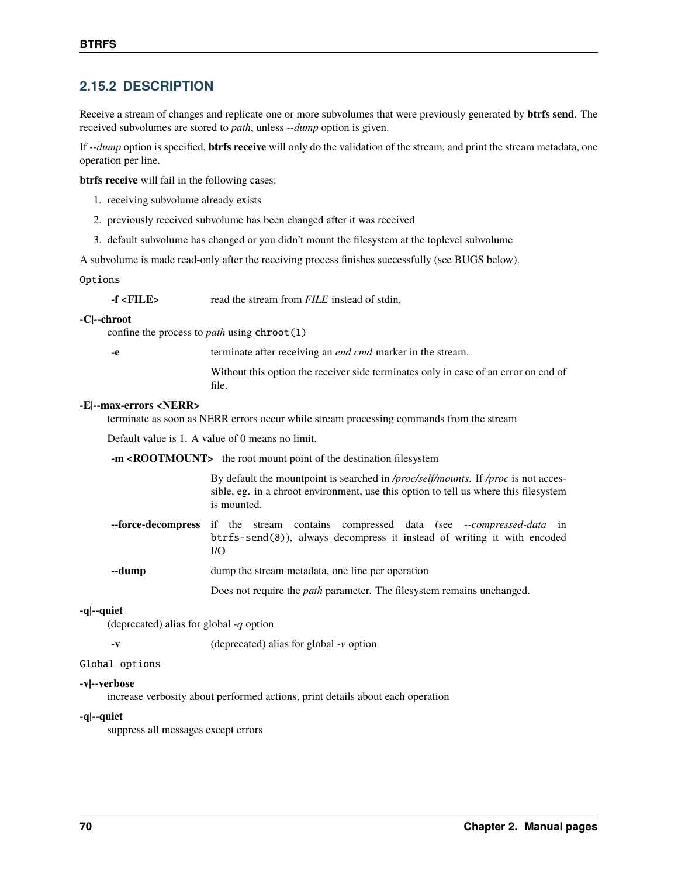### 2.15.2 DESCRIPTION

Receive a stream of changes and replicate one or more subvolumes that were previously generated by **btrfs send**. The received subvolumes are stored to *path*, unless *--dump* option is given.

If *--dump* option is specified, **btrfs receive** will only do the validation of the stream, and print the stream metadata, one operation per line.

**btrfs receive** will fail in the following cases:

1. receiving subvolume already exists
2. previously received subvolume has been changed after it was received
3. default subvolume has changed or you didn't mount the filesystem at the toplevel subvolume

A subvolume is made read-only after the receiving process finishes successfully (see BUGS below).

Options

**-f <FILE>**
read the stream from *FILE* instead of stdin,

**-C|--chroot**
confine the process to *path* using `chroot(1)`

**-e**
terminate after receiving an *end cmd* marker in the stream.

Without this option the receiver side terminates only in case of an error on end of file.

**-E|--max-errors <NERR>**
terminate as soon as NERR errors occur while stream processing commands from the stream

Default value is 1. A value of 0 means no limit.

**-m <ROOTMOUNT>**
the root mount point of the destination filesystem

By default the mountpoint is searched in */proc/self/mounts*. If */proc* is not accessible, eg. in a chroot environment, use this option to tell us where this filesystem is mounted.

**--force-decompress**
if the stream contains compressed data (see *--compressed-data* in `btrfs-send(8)`), always decompress it instead of writing it with encoded I/O

**--dump**
dump the stream metadata, one line per operation

Does not require the *path* parameter. The filesystem remains unchanged.

**-q|--quiet**
(deprecated) alias for global *-q* option

**-v**
(deprecated) alias for global *-v* option

Global options

**-v|--verbose**
increase verbosity about performed actions, print details about each operation

**-q|--quiet**
suppress all messages except errors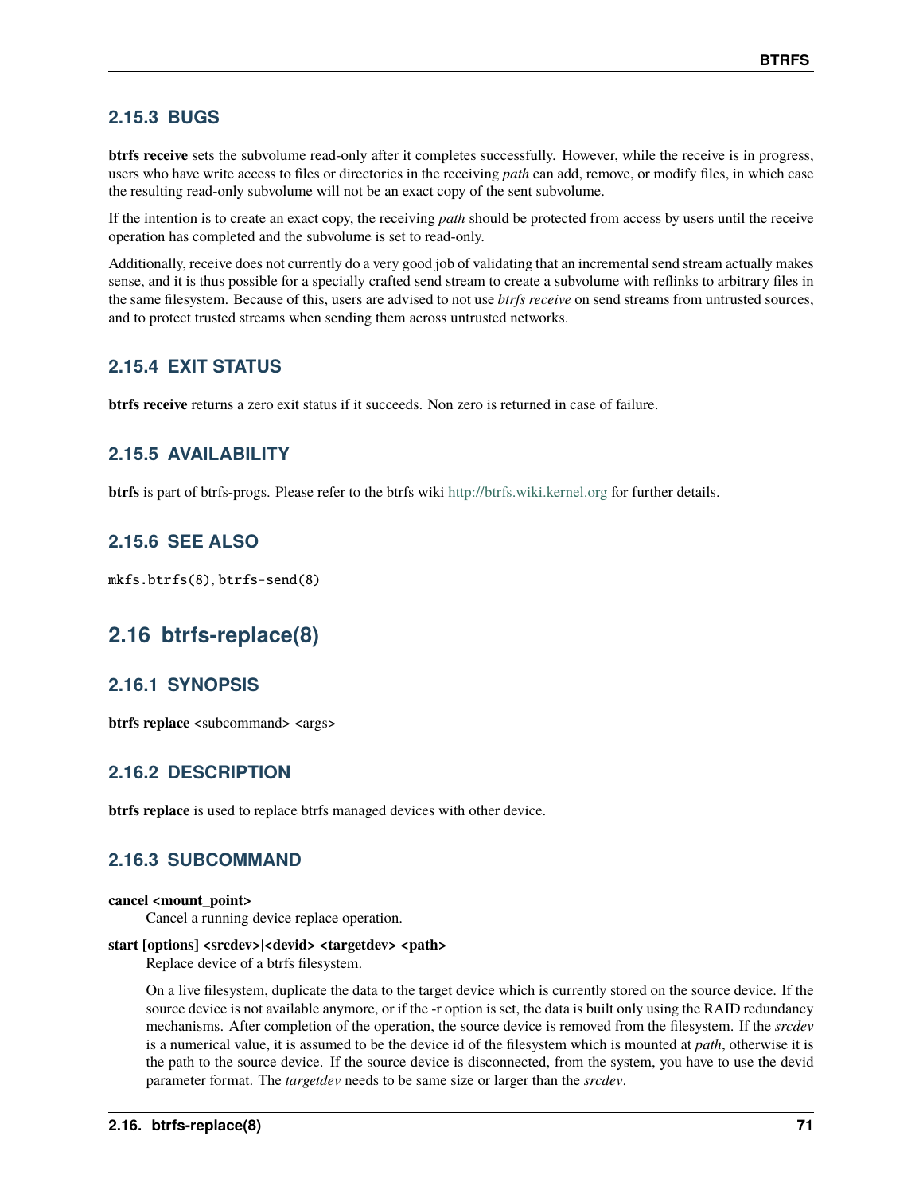### 2.15.3 BUGS

**btrfs receive** sets the subvolume read-only after it completes successfully. However, while the receive is in progress, users who have write access to files or directories in the receiving *path* can add, remove, or modify files, in which case the resulting read-only subvolume will not be an exact copy of the sent subvolume.

If the intention is to create an exact copy, the receiving *path* should be protected from access by users until the receive operation has completed and the subvolume is set to read-only.

Additionally, receive does not currently do a very good job of validating that an incremental send stream actually makes sense, and it is thus possible for a specially crafted send stream to create a subvolume with reflinks to arbitrary files in the same filesystem. Because of this, users are advised to not use *btrfs receive* on send streams from untrusted sources, and to protect trusted streams when sending them across untrusted networks.

### 2.15.4 EXIT STATUS

**btrfs receive** returns a zero exit status if it succeeds. Non zero is returned in case of failure.

### 2.15.5 AVAILABILITY

**btrfs** is part of btrfs-progs. Please refer to the btrfs wiki http://btrfs.wiki.kernel.org for further details.

### 2.15.6 SEE ALSO

`mkfs.btrfs(8)`, `btrfs-send(8)`

## 2.16 btrfs-replace(8)

### 2.16.1 SYNOPSIS

**btrfs replace** <subcommand> <args>

### 2.16.2 DESCRIPTION

**btrfs replace** is used to replace btrfs managed devices with other device.

### 2.16.3 SUBCOMMAND

**cancel <mount_point>**
Cancel a running device replace operation.

**start [options] <srcdev>|<devid> <targetdev> <path>**
Replace device of a btrfs filesystem.

On a live filesystem, duplicate the data to the target device which is currently stored on the source device. If the source device is not available anymore, or if the -r option is set, the data is built only using the RAID redundancy mechanisms. After completion of the operation, the source device is removed from the filesystem. If the *srcdev* is a numerical value, it is assumed to be the device id of the filesystem which is mounted at *path*, otherwise it is the path to the source device. If the source device is disconnected, from the system, you have to use the devid parameter format. The *targetdev* needs to be same size or larger than the *srcdev*.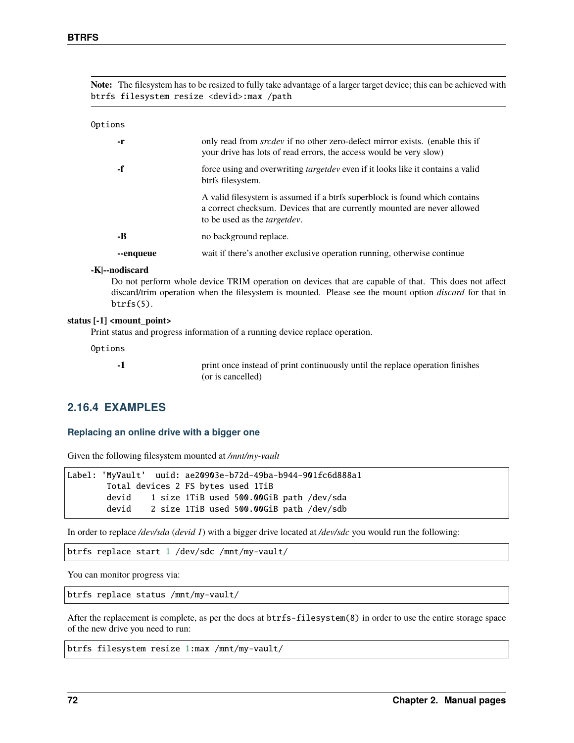**Note:** The filesystem has to be resized to fully take advantage of a larger target device; this can be achieved with `btrfs filesystem resize <devid>:max /path`

Options

**-r**
only read from *srcdev* if no other zero-defect mirror exists. (enable this if your drive has lots of read errors, the access would be very slow)

**-f**
force using and overwriting *targetdev* even if it looks like it contains a valid btrfs filesystem.

A valid filesystem is assumed if a btrfs superblock is found which contains a correct checksum. Devices that are currently mounted are never allowed to be used as the *targetdev*.

**-B**
no background replace.

**--enqueue**
wait if there's another exclusive operation running, otherwise continue

**-K|--nodiscard**
Do not perform whole device TRIM operation on devices that are capable of that. This does not affect discard/trim operation when the filesystem is mounted. Please see the mount option *discard* for that in `btrfs(5)`.

**status [-1] <mount_point>**
Print status and progress information of a running device replace operation.

Options

**-1**
print once instead of print continuously until the replace operation finishes (or is cancelled)

## 2.16.4 EXAMPLES

### Replacing an online drive with a bigger one

Given the following filesystem mounted at */mnt/my-vault*

```
Label: 'MyVault'  uuid: ae20903e-b72d-49ba-b944-901fc6d888a1
        Total devices 2 FS bytes used 1TiB
        devid    1 size 1TiB used 500.00GiB path /dev/sda
        devid    2 size 1TiB used 500.00GiB path /dev/sdb
```

In order to replace */dev/sda* (*devid 1*) with a bigger drive located at */dev/sdc* you would run the following:

```
btrfs replace start 1 /dev/sdc /mnt/my-vault/
```

You can monitor progress via:

```
btrfs replace status /mnt/my-vault/
```

After the replacement is complete, as per the docs at `btrfs-filesystem(8)` in order to use the entire storage space of the new drive you need to run:

```
btrfs filesystem resize 1:max /mnt/my-vault/
```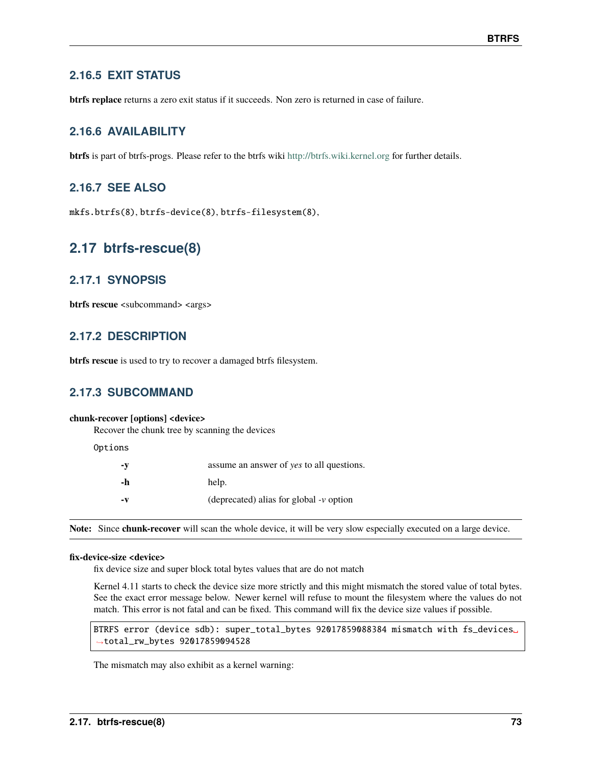### 2.16.5 EXIT STATUS

**btrfs replace** returns a zero exit status if it succeeds. Non zero is returned in case of failure.

### 2.16.6 AVAILABILITY

**btrfs** is part of btrfs-progs. Please refer to the btrfs wiki http://btrfs.wiki.kernel.org for further details.

### 2.16.7 SEE ALSO

`mkfs.btrfs(8)`, `btrfs-device(8)`, `btrfs-filesystem(8)`,

## 2.17 btrfs-rescue(8)

### 2.17.1 SYNOPSIS

**btrfs rescue** <subcommand> <args>

### 2.17.2 DESCRIPTION

**btrfs rescue** is used to try to recover a damaged btrfs filesystem.

### 2.17.3 SUBCOMMAND

**chunk-recover [options] <device>**

Recover the chunk tree by scanning the devices

`Options`

| | |
|---|---|
| **-y** | assume an answer of *yes* to all questions. |
| **-h** | help. |
| **-v** | (deprecated) alias for global *-v* option |

**Note:** Since **chunk-recover** will scan the whole device, it will be very slow especially executed on a large device.

**fix-device-size <device>**

fix device size and super block total bytes values that are do not match

Kernel 4.11 starts to check the device size more strictly and this might mismatch the stored value of total bytes. See the exact error message below. Newer kernel will refuse to mount the filesystem where the values do not match. This error is not fatal and can be fixed. This command will fix the device size values if possible.

```
BTRFS error (device sdb): super_total_bytes 92017859088384 mismatch with fs_devices total_rw_bytes 92017859094528
```

The mismatch may also exhibit as a kernel warning: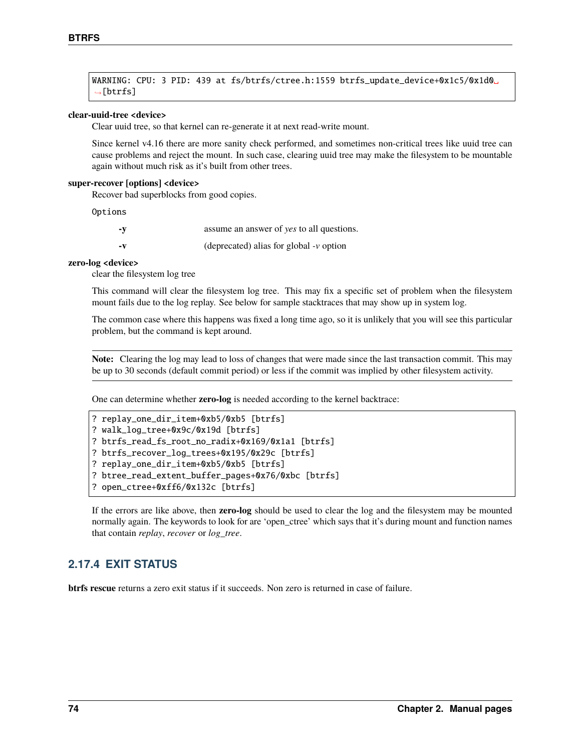```
WARNING: CPU: 3 PID: 439 at fs/btrfs/ctree.h:1559 btrfs_update_device+0x1c5/0x1d0 [btrfs]
```

**clear-uuid-tree <device>**

Clear uuid tree, so that kernel can re-generate it at next read-write mount.

Since kernel v4.16 there are more sanity check performed, and sometimes non-critical trees like uuid tree can cause problems and reject the mount. In such case, clearing uuid tree may make the filesystem to be mountable again without much risk as it's built from other trees.

**super-recover [options] <device>**

Recover bad superblocks from good copies.

Options

| | |
|---|---|
| **-y** | assume an answer of *yes* to all questions. |
| **-v** | (deprecated) alias for global *-v* option |

**zero-log <device>**

clear the filesystem log tree

This command will clear the filesystem log tree. This may fix a specific set of problem when the filesystem mount fails due to the log replay. See below for sample stacktraces that may show up in system log.

The common case where this happens was fixed a long time ago, so it is unlikely that you will see this particular problem, but the command is kept around.

**Note:** Clearing the log may lead to loss of changes that were made since the last transaction commit. This may be up to 30 seconds (default commit period) or less if the commit was implied by other filesystem activity.

One can determine whether **zero-log** is needed according to the kernel backtrace:

```
? replay_one_dir_item+0xb5/0xb5 [btrfs]
? walk_log_tree+0x9c/0x19d [btrfs]
? btrfs_read_fs_root_no_radix+0x169/0x1a1 [btrfs]
? btrfs_recover_log_trees+0x195/0x29c [btrfs]
? replay_one_dir_item+0xb5/0xb5 [btrfs]
? btree_read_extent_buffer_pages+0x76/0xbc [btrfs]
? open_ctree+0xff6/0x132c [btrfs]
```

If the errors are like above, then **zero-log** should be used to clear the log and the filesystem may be mounted normally again. The keywords to look for are 'open_ctree' which says that it's during mount and function names that contain *replay*, *recover* or *log_tree*.

### 2.17.4 EXIT STATUS

**btrfs rescue** returns a zero exit status if it succeeds. Non zero is returned in case of failure.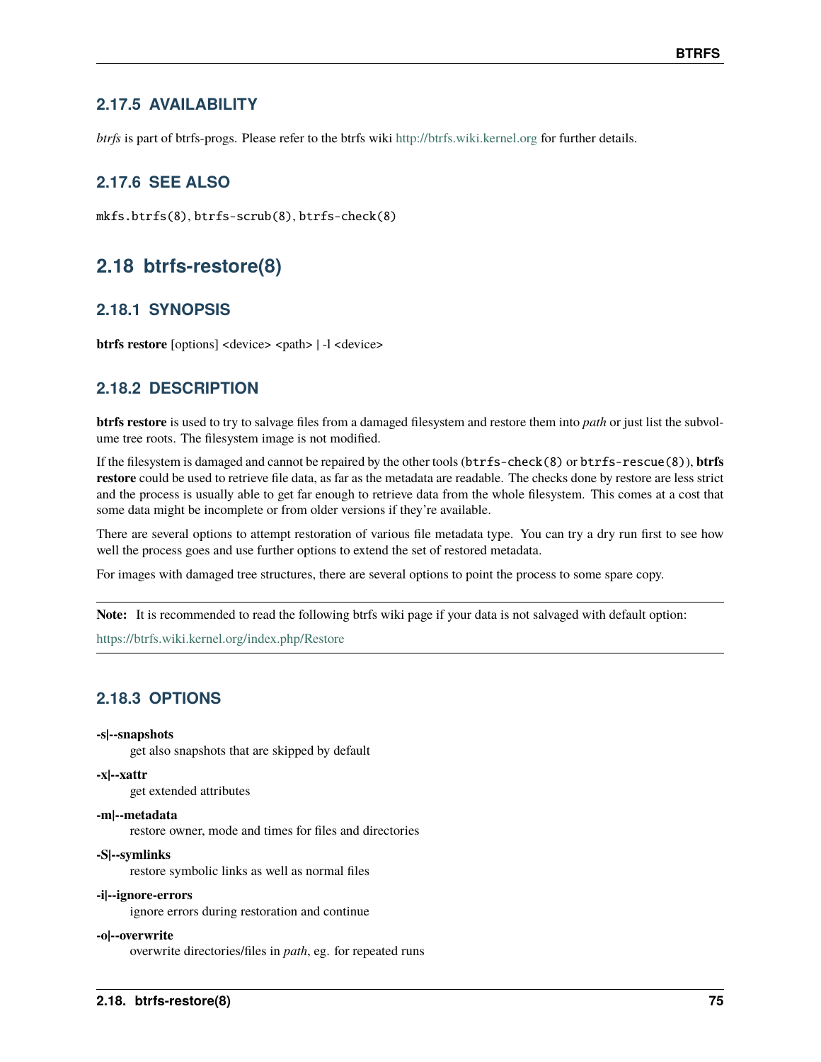### 2.17.5 AVAILABILITY

*btrfs* is part of btrfs-progs. Please refer to the btrfs wiki http://btrfs.wiki.kernel.org for further details.

### 2.17.6 SEE ALSO

`mkfs.btrfs(8)`, `btrfs-scrub(8)`, `btrfs-check(8)`

## 2.18 btrfs-restore(8)

### 2.18.1 SYNOPSIS

**btrfs restore** [options] <device> <path> | -l <device>

### 2.18.2 DESCRIPTION

**btrfs restore** is used to try to salvage files from a damaged filesystem and restore them into *path* or just list the subvolume tree roots. The filesystem image is not modified.

If the filesystem is damaged and cannot be repaired by the other tools (`btrfs-check(8)` or `btrfs-rescue(8)`), **btrfs restore** could be used to retrieve file data, as far as the metadata are readable. The checks done by restore are less strict and the process is usually able to get far enough to retrieve data from the whole filesystem. This comes at a cost that some data might be incomplete or from older versions if they're available.

There are several options to attempt restoration of various file metadata type. You can try a dry run first to see how well the process goes and use further options to extend the set of restored metadata.

For images with damaged tree structures, there are several options to point the process to some spare copy.

---

**Note:** It is recommended to read the following btrfs wiki page if your data is not salvaged with default option:

https://btrfs.wiki.kernel.org/index.php/Restore

---

### 2.18.3 OPTIONS

**-s|--snapshots**
get also snapshots that are skipped by default

**-x|--xattr**
get extended attributes

**-m|--metadata**
restore owner, mode and times for files and directories

**-S|--symlinks**
restore symbolic links as well as normal files

**-i|--ignore-errors**
ignore errors during restoration and continue

**-o|--overwrite**
overwrite directories/files in *path*, eg. for repeated runs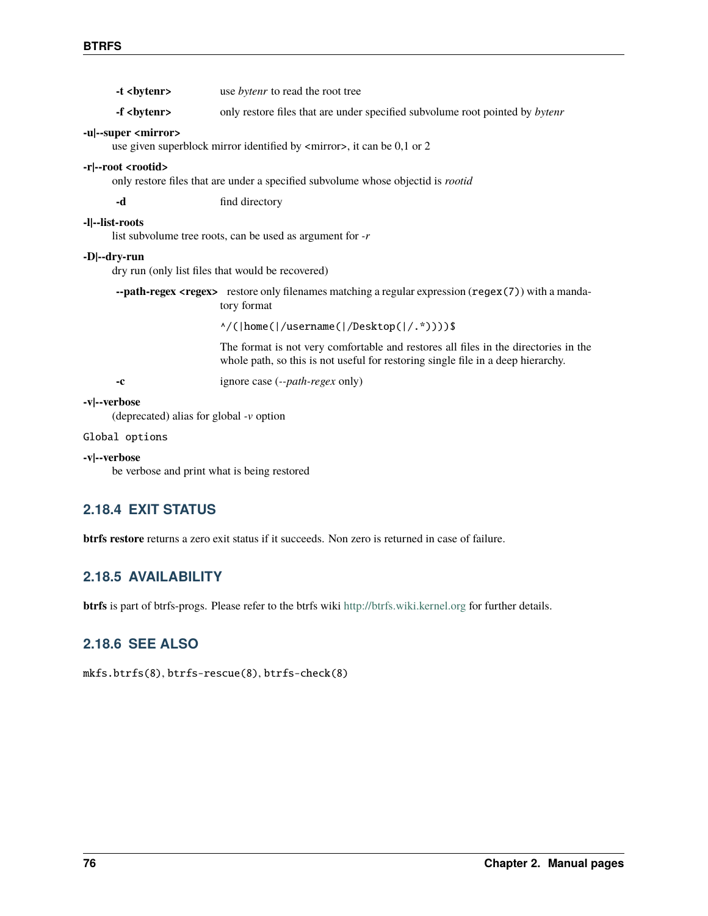**-t <bytenr>**
use *bytenr* to read the root tree

**-f <bytenr>**
only restore files that are under specified subvolume root pointed by *bytenr*

**-u|--super <mirror>**
use given superblock mirror identified by <mirror>, it can be 0,1 or 2

**-r|--root <rootid>**
only restore files that are under a specified subvolume whose objectid is *rootid*

**-d**
find directory

**-l|--list-roots**
list subvolume tree roots, can be used as argument for *-r*

**-D|--dry-run**
dry run (only list files that would be recovered)

**--path-regex <regex>**
restore only filenames matching a regular expression (`regex(7)`) with a mandatory format

`^/(|home(|/username(|/Desktop(|/.*))))$`

The format is not very comfortable and restores all files in the directories in the whole path, so this is not useful for restoring single file in a deep hierarchy.

**-c**
ignore case (*--path-regex* only)

**-v|--verbose**
(deprecated) alias for global *-v* option

`Global options`

**-v|--verbose**
be verbose and print what is being restored

### 2.18.4 EXIT STATUS

**btrfs restore** returns a zero exit status if it succeeds. Non zero is returned in case of failure.

### 2.18.5 AVAILABILITY

**btrfs** is part of btrfs-progs. Please refer to the btrfs wiki http://btrfs.wiki.kernel.org for further details.

### 2.18.6 SEE ALSO

`mkfs.btrfs(8)`, `btrfs-rescue(8)`, `btrfs-check(8)`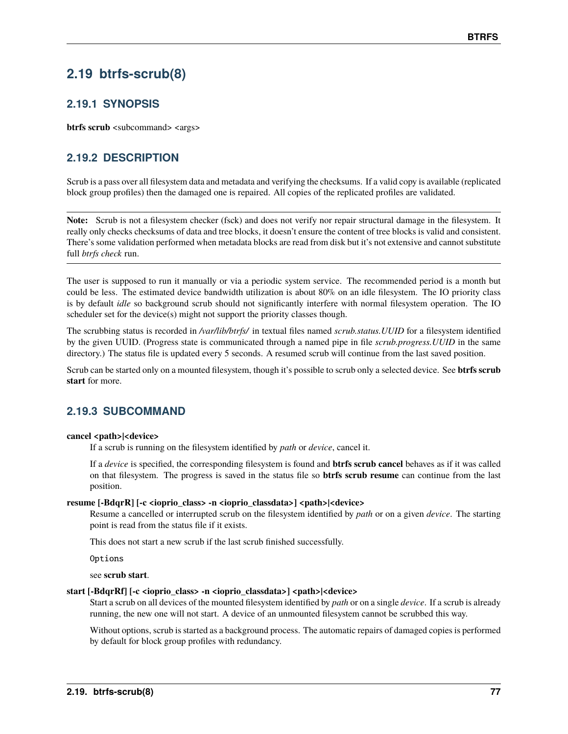## 2.19 btrfs-scrub(8)

### 2.19.1 SYNOPSIS

**btrfs scrub** <subcommand> <args>

### 2.19.2 DESCRIPTION

Scrub is a pass over all filesystem data and metadata and verifying the checksums. If a valid copy is available (replicated block group profiles) then the damaged one is repaired. All copies of the replicated profiles are validated.

---

**Note:** Scrub is not a filesystem checker (fsck) and does not verify nor repair structural damage in the filesystem. It really only checks checksums of data and tree blocks, it doesn't ensure the content of tree blocks is valid and consistent. There's some validation performed when metadata blocks are read from disk but it's not extensive and cannot substitute full *btrfs check* run.

---

The user is supposed to run it manually or via a periodic system service. The recommended period is a month but could be less. The estimated device bandwidth utilization is about 80% on an idle filesystem. The IO priority class is by default *idle* so background scrub should not significantly interfere with normal filesystem operation. The IO scheduler set for the device(s) might not support the priority classes though.

The scrubbing status is recorded in */var/lib/btrfs/* in textual files named *scrub.status.UUID* for a filesystem identified by the given UUID. (Progress state is communicated through a named pipe in file *scrub.progress.UUID* in the same directory.) The status file is updated every 5 seconds. A resumed scrub will continue from the last saved position.

Scrub can be started only on a mounted filesystem, though it's possible to scrub only a selected device. See **btrfs scrub start** for more.

### 2.19.3 SUBCOMMAND

**cancel <path>|<device>**

If a scrub is running on the filesystem identified by *path* or *device*, cancel it.

If a *device* is specified, the corresponding filesystem is found and **btrfs scrub cancel** behaves as if it was called on that filesystem. The progress is saved in the status file so **btrfs scrub resume** can continue from the last position.

**resume [-BdqrR] [-c <ioprio_class> -n <ioprio_classdata>] <path>|<device>**

Resume a cancelled or interrupted scrub on the filesystem identified by *path* or on a given *device*. The starting point is read from the status file if it exists.

This does not start a new scrub if the last scrub finished successfully.

Options

see **scrub start**.

**start [-BdqrRf] [-c <ioprio_class> -n <ioprio_classdata>] <path>|<device>**

Start a scrub on all devices of the mounted filesystem identified by *path* or on a single *device*. If a scrub is already running, the new one will not start. A device of an unmounted filesystem cannot be scrubbed this way.

Without options, scrub is started as a background process. The automatic repairs of damaged copies is performed by default for block group profiles with redundancy.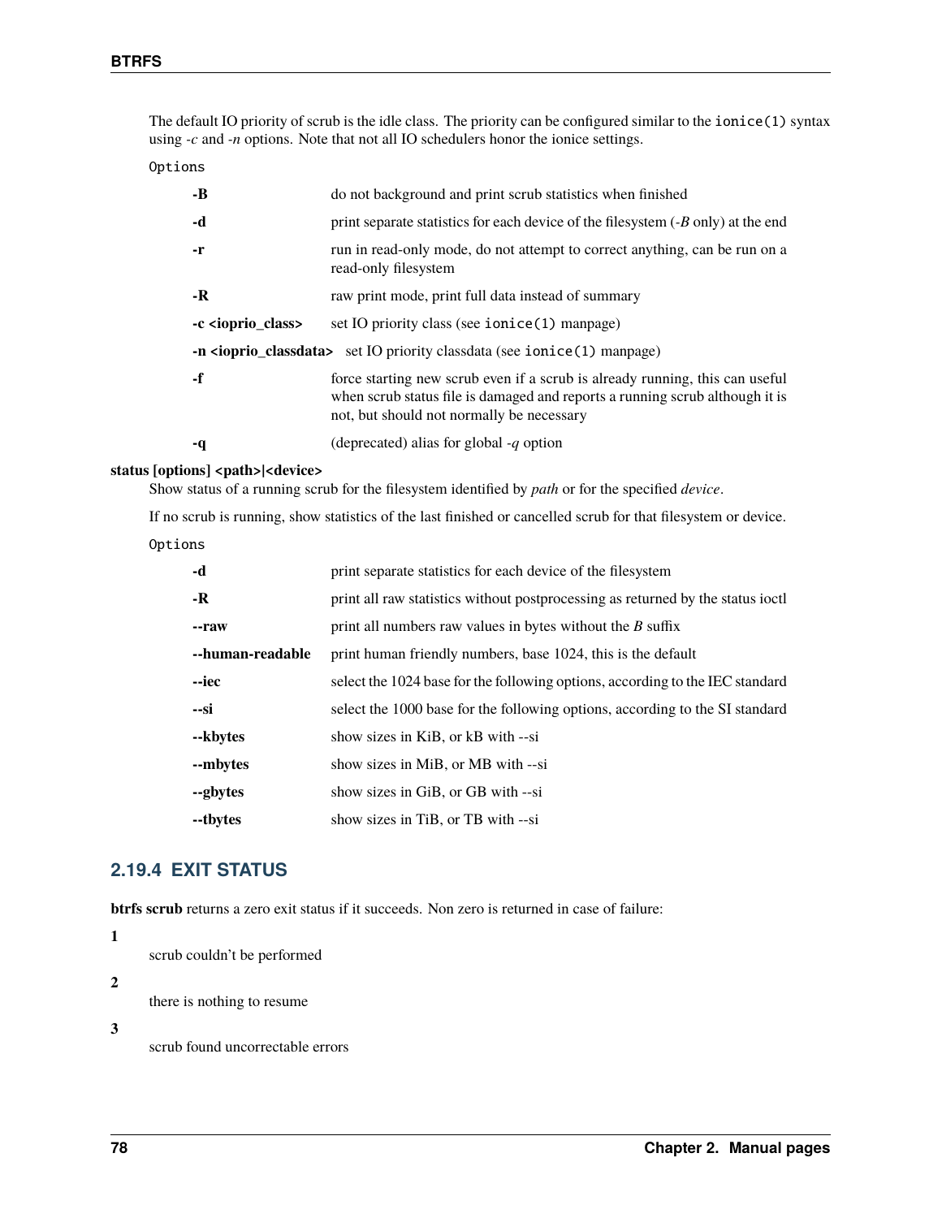The default IO priority of scrub is the idle class. The priority can be configured similar to the `ionice(1)` syntax using *-c* and *-n* options. Note that not all IO schedulers honor the ionice settings.

Options

**-B**
do not background and print scrub statistics when finished

**-d**
print separate statistics for each device of the filesystem (*-B* only) at the end

**-r**
run in read-only mode, do not attempt to correct anything, can be run on a read-only filesystem

**-R**
raw print mode, print full data instead of summary

**-c <ioprio_class>**
set IO priority class (see `ionice(1)` manpage)

**-n <ioprio_classdata>**
set IO priority classdata (see `ionice(1)` manpage)

**-f**
force starting new scrub even if a scrub is already running, this can useful when scrub status file is damaged and reports a running scrub although it is not, but should not normally be necessary

**-q**
(deprecated) alias for global *-q* option

**status [options] <path>|<device>**

Show status of a running scrub for the filesystem identified by *path* or for the specified *device*.

If no scrub is running, show statistics of the last finished or cancelled scrub for that filesystem or device.

Options

**-d**
print separate statistics for each device of the filesystem

**-R**
print all raw statistics without postprocessing as returned by the status ioctl

**--raw**
print all numbers raw values in bytes without the *B* suffix

**--human-readable**
print human friendly numbers, base 1024, this is the default

**--iec**
select the 1024 base for the following options, according to the IEC standard

**--si**
select the 1000 base for the following options, according to the SI standard

**--kbytes**
show sizes in KiB, or kB with --si

**--mbytes**
show sizes in MiB, or MB with --si

**--gbytes**
show sizes in GiB, or GB with --si

**--tbytes**
show sizes in TiB, or TB with --si

### 2.19.4 EXIT STATUS

**btrfs scrub** returns a zero exit status if it succeeds. Non zero is returned in case of failure:

**1**
scrub couldn't be performed

**2**
there is nothing to resume

**3**
scrub found uncorrectable errors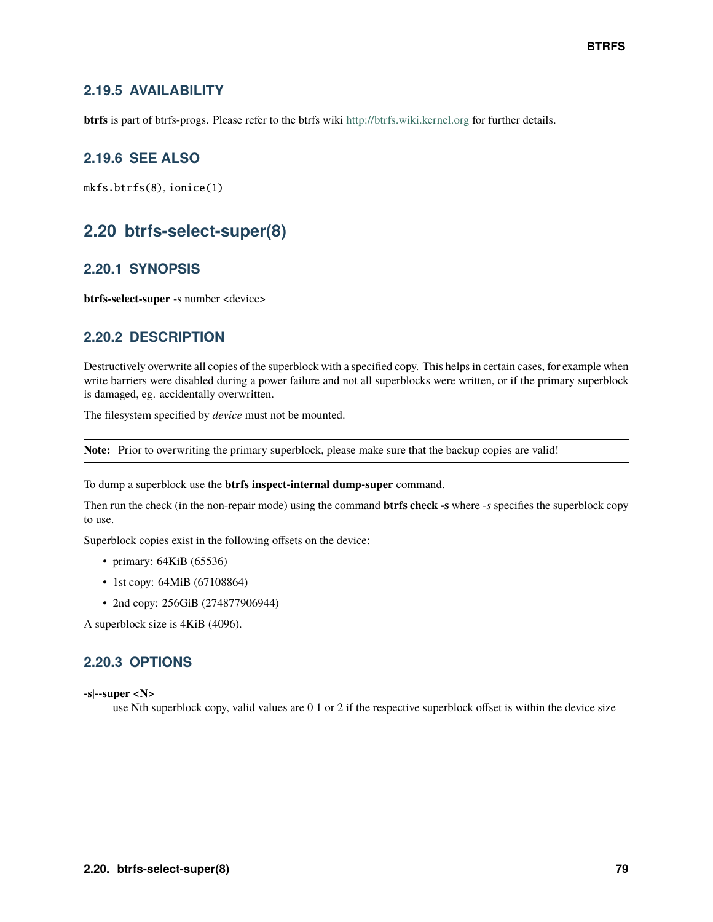### 2.19.5 AVAILABILITY

**btrfs** is part of btrfs-progs. Please refer to the btrfs wiki http://btrfs.wiki.kernel.org for further details.

### 2.19.6 SEE ALSO

`mkfs.btrfs(8)`, `ionice(1)`

## 2.20 btrfs-select-super(8)

### 2.20.1 SYNOPSIS

**btrfs-select-super** -s number <device>

### 2.20.2 DESCRIPTION

Destructively overwrite all copies of the superblock with a specified copy. This helps in certain cases, for example when write barriers were disabled during a power failure and not all superblocks were written, or if the primary superblock is damaged, eg. accidentally overwritten.

The filesystem specified by *device* must not be mounted.

**Note:** Prior to overwriting the primary superblock, please make sure that the backup copies are valid!

To dump a superblock use the **btrfs inspect-internal dump-super** command.

Then run the check (in the non-repair mode) using the command **btrfs check -s** where *-s* specifies the superblock copy to use.

Superblock copies exist in the following offsets on the device:

- primary: 64KiB (65536)
- 1st copy: 64MiB (67108864)
- 2nd copy: 256GiB (274877906944)

A superblock size is 4KiB (4096).

### 2.20.3 OPTIONS

**-s|--super <N>**
use Nth superblock copy, valid values are 0 1 or 2 if the respective superblock offset is within the device size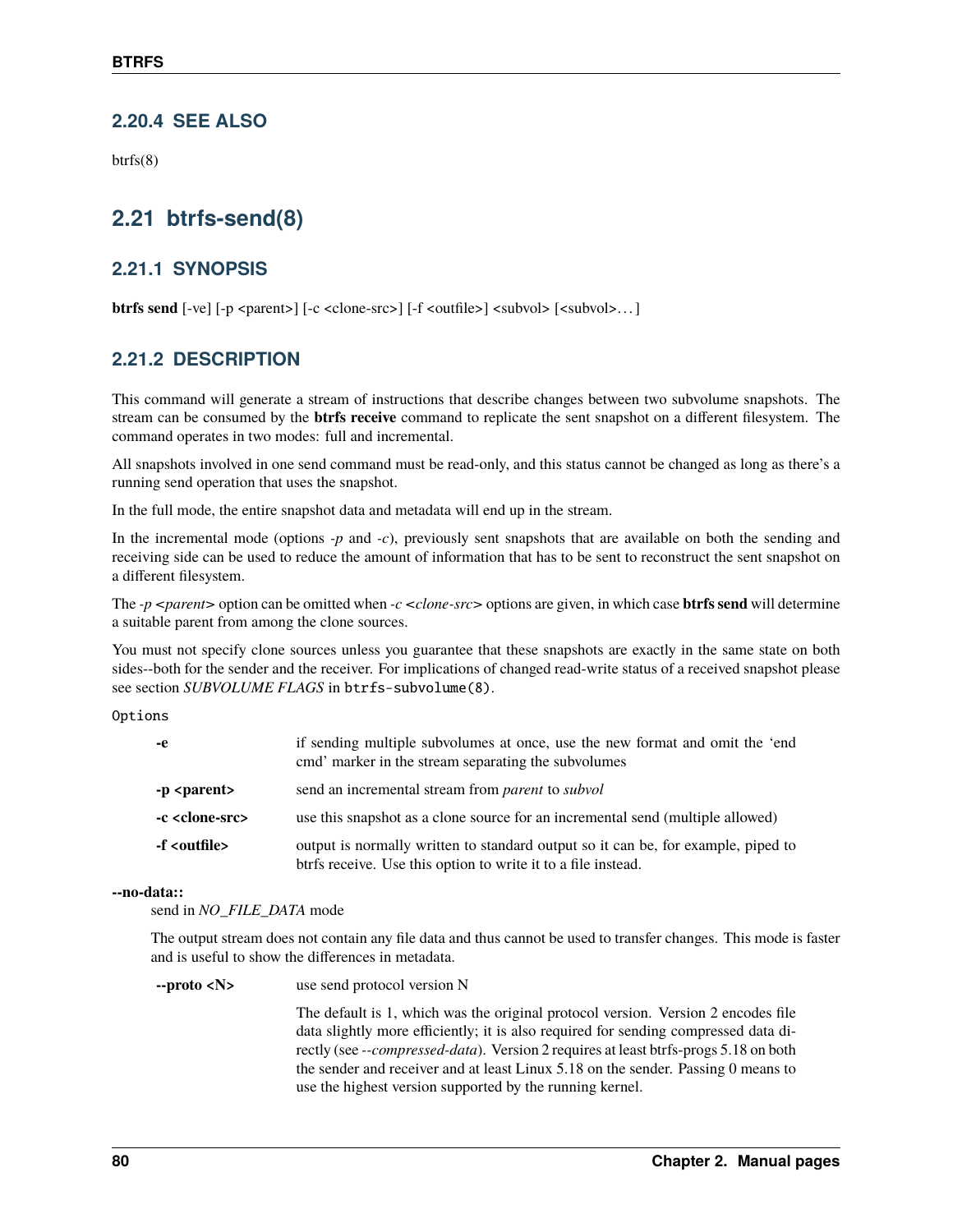### 2.20.4 SEE ALSO

btrfs(8)

## 2.21 btrfs-send(8)

### 2.21.1 SYNOPSIS

**btrfs send** [-ve] [-p <parent>] [-c <clone-src>] [-f <outfile>] <subvol> [<subvol>…]

### 2.21.2 DESCRIPTION

This command will generate a stream of instructions that describe changes between two subvolume snapshots. The stream can be consumed by the **btrfs receive** command to replicate the sent snapshot on a different filesystem. The command operates in two modes: full and incremental.

All snapshots involved in one send command must be read-only, and this status cannot be changed as long as there's a running send operation that uses the snapshot.

In the full mode, the entire snapshot data and metadata will end up in the stream.

In the incremental mode (options *-p* and *-c*), previously sent snapshots that are available on both the sending and receiving side can be used to reduce the amount of information that has to be sent to reconstruct the sent snapshot on a different filesystem.

The *-p <parent>* option can be omitted when *-c <clone-src>* options are given, in which case **btrfs send** will determine a suitable parent from among the clone sources.

You must not specify clone sources unless you guarantee that these snapshots are exactly in the same state on both sides--both for the sender and the receiver. For implications of changed read-write status of a received snapshot please see section *SUBVOLUME FLAGS* in `btrfs-subvolume(8)`.

`Options`

**-e**
: if sending multiple subvolumes at once, use the new format and omit the 'end cmd' marker in the stream separating the subvolumes

**-p <parent>**
: send an incremental stream from *parent* to *subvol*

**-c <clone-src>**
: use this snapshot as a clone source for an incremental send (multiple allowed)

**-f <outfile>**
: output is normally written to standard output so it can be, for example, piped to btrfs receive. Use this option to write it to a file instead.

**--no-data::**
: send in *NO_FILE_DATA* mode

  The output stream does not contain any file data and thus cannot be used to transfer changes. This mode is faster and is useful to show the differences in metadata.

**--proto <N>**
: use send protocol version N

  The default is 1, which was the original protocol version. Version 2 encodes file data slightly more efficiently; it is also required for sending compressed data directly (see *--compressed-data*). Version 2 requires at least btrfs-progs 5.18 on both the sender and receiver and at least Linux 5.18 on the sender. Passing 0 means to use the highest version supported by the running kernel.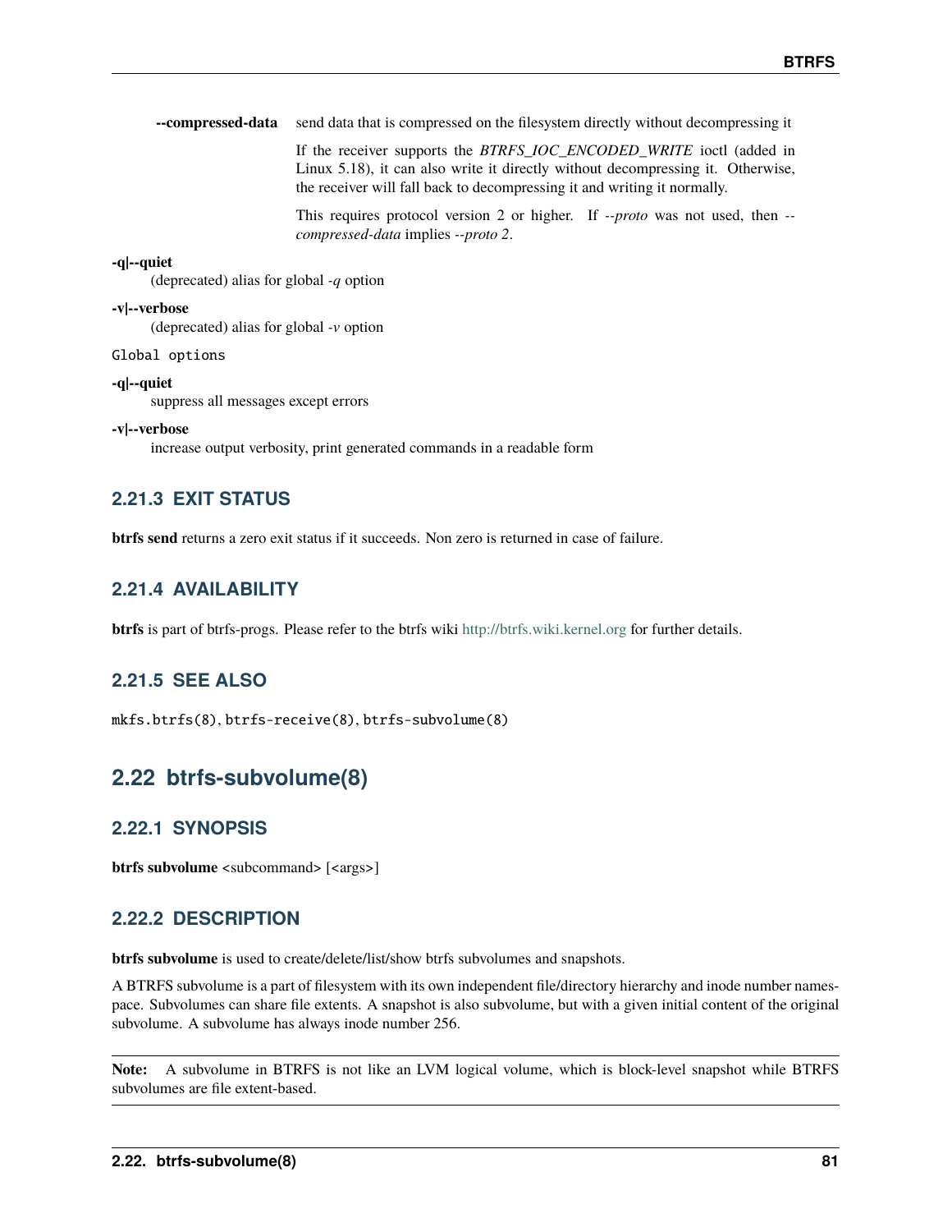**--compressed-data** send data that is compressed on the filesystem directly without decompressing it

If the receiver supports the *BTRFS_IOC_ENCODED_WRITE* ioctl (added in Linux 5.18), it can also write it directly without decompressing it. Otherwise, the receiver will fall back to decompressing it and writing it normally.

This requires protocol version 2 or higher. If *--proto* was not used, then *--compressed-data* implies *--proto 2*.

**-q|--quiet**
(deprecated) alias for global *-q* option

**-v|--verbose**
(deprecated) alias for global *-v* option

`Global options`

**-q|--quiet**
suppress all messages except errors

**-v|--verbose**
increase output verbosity, print generated commands in a readable form

### 2.21.3 EXIT STATUS

**btrfs send** returns a zero exit status if it succeeds. Non zero is returned in case of failure.

### 2.21.4 AVAILABILITY

**btrfs** is part of btrfs-progs. Please refer to the btrfs wiki http://btrfs.wiki.kernel.org for further details.

### 2.21.5 SEE ALSO

`mkfs.btrfs(8)`, `btrfs-receive(8)`, `btrfs-subvolume(8)`

## 2.22 btrfs-subvolume(8)

### 2.22.1 SYNOPSIS

**btrfs subvolume** <subcommand> [<args>]

### 2.22.2 DESCRIPTION

**btrfs subvolume** is used to create/delete/list/show btrfs subvolumes and snapshots.

A BTRFS subvolume is a part of filesystem with its own independent file/directory hierarchy and inode number namespace. Subvolumes can share file extents. A snapshot is also subvolume, but with a given initial content of the original subvolume. A subvolume has always inode number 256.

**Note:** A subvolume in BTRFS is not like an LVM logical volume, which is block-level snapshot while BTRFS subvolumes are file extent-based.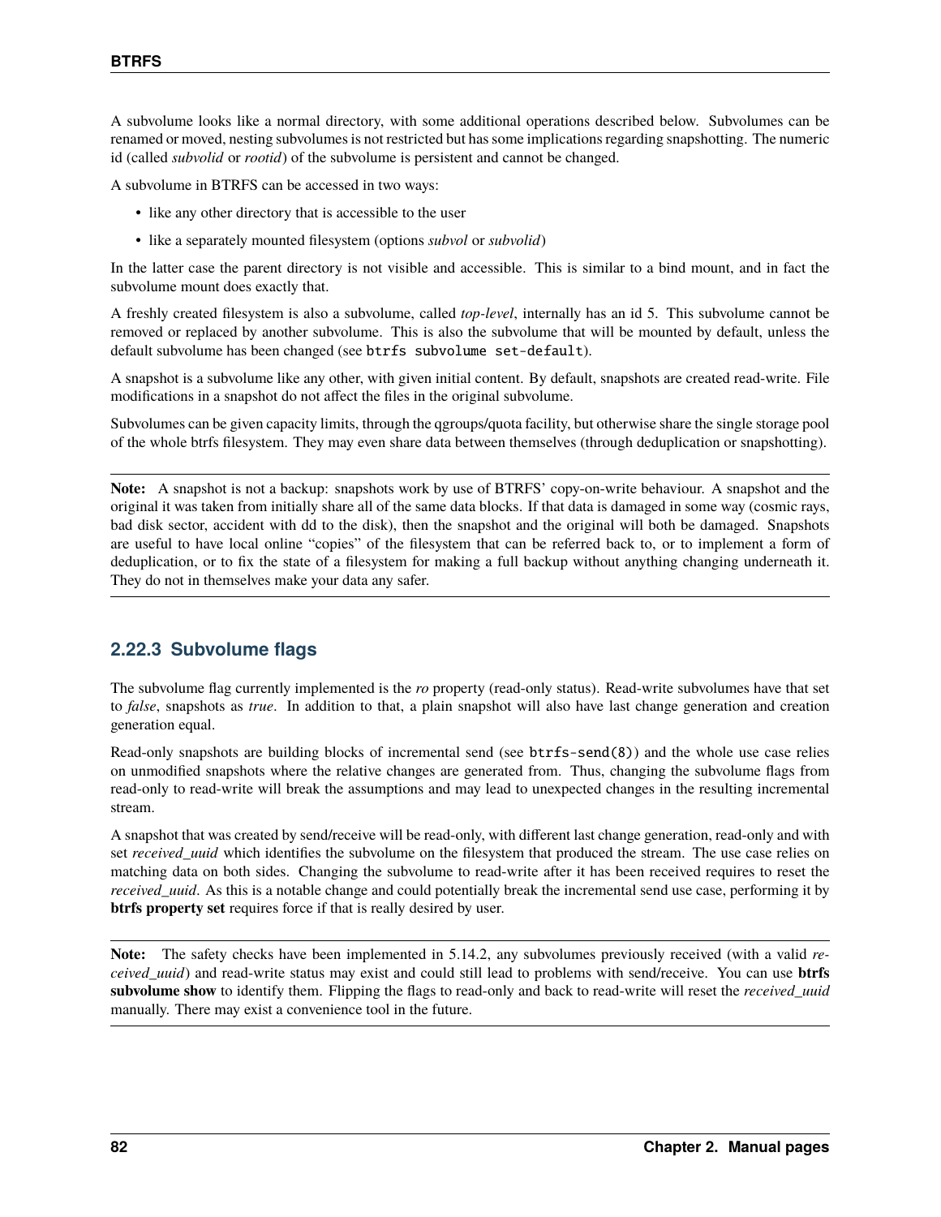A subvolume looks like a normal directory, with some additional operations described below. Subvolumes can be renamed or moved, nesting subvolumes is not restricted but has some implications regarding snapshotting. The numeric id (called *subvolid* or *rootid*) of the subvolume is persistent and cannot be changed.

A subvolume in BTRFS can be accessed in two ways:

- like any other directory that is accessible to the user
- like a separately mounted filesystem (options *subvol* or *subvolid*)

In the latter case the parent directory is not visible and accessible. This is similar to a bind mount, and in fact the subvolume mount does exactly that.

A freshly created filesystem is also a subvolume, called *top-level*, internally has an id 5. This subvolume cannot be removed or replaced by another subvolume. This is also the subvolume that will be mounted by default, unless the default subvolume has been changed (see `btrfs subvolume set-default`).

A snapshot is a subvolume like any other, with given initial content. By default, snapshots are created read-write. File modifications in a snapshot do not affect the files in the original subvolume.

Subvolumes can be given capacity limits, through the qgroups/quota facility, but otherwise share the single storage pool of the whole btrfs filesystem. They may even share data between themselves (through deduplication or snapshotting).

---

**Note:** A snapshot is not a backup: snapshots work by use of BTRFS' copy-on-write behaviour. A snapshot and the original it was taken from initially share all of the same data blocks. If that data is damaged in some way (cosmic rays, bad disk sector, accident with dd to the disk), then the snapshot and the original will both be damaged. Snapshots are useful to have local online "copies" of the filesystem that can be referred back to, or to implement a form of deduplication, or to fix the state of a filesystem for making a full backup without anything changing underneath it. They do not in themselves make your data any safer.

---

### 2.22.3 Subvolume flags

The subvolume flag currently implemented is the *ro* property (read-only status). Read-write subvolumes have that set to *false*, snapshots as *true*. In addition to that, a plain snapshot will also have last change generation and creation generation equal.

Read-only snapshots are building blocks of incremental send (see `btrfs-send(8)`) and the whole use case relies on unmodified snapshots where the relative changes are generated from. Thus, changing the subvolume flags from read-only to read-write will break the assumptions and may lead to unexpected changes in the resulting incremental stream.

A snapshot that was created by send/receive will be read-only, with different last change generation, read-only and with set *received_uuid* which identifies the subvolume on the filesystem that produced the stream. The use case relies on matching data on both sides. Changing the subvolume to read-write after it has been received requires to reset the *received_uuid*. As this is a notable change and could potentially break the incremental send use case, performing it by **btrfs property set** requires force if that is really desired by user.

---

**Note:** The safety checks have been implemented in 5.14.2, any subvolumes previously received (with a valid *received_uuid*) and read-write status may exist and could still lead to problems with send/receive. You can use **btrfs subvolume show** to identify them. Flipping the flags to read-only and back to read-write will reset the *received_uuid* manually. There may exist a convenience tool in the future.

---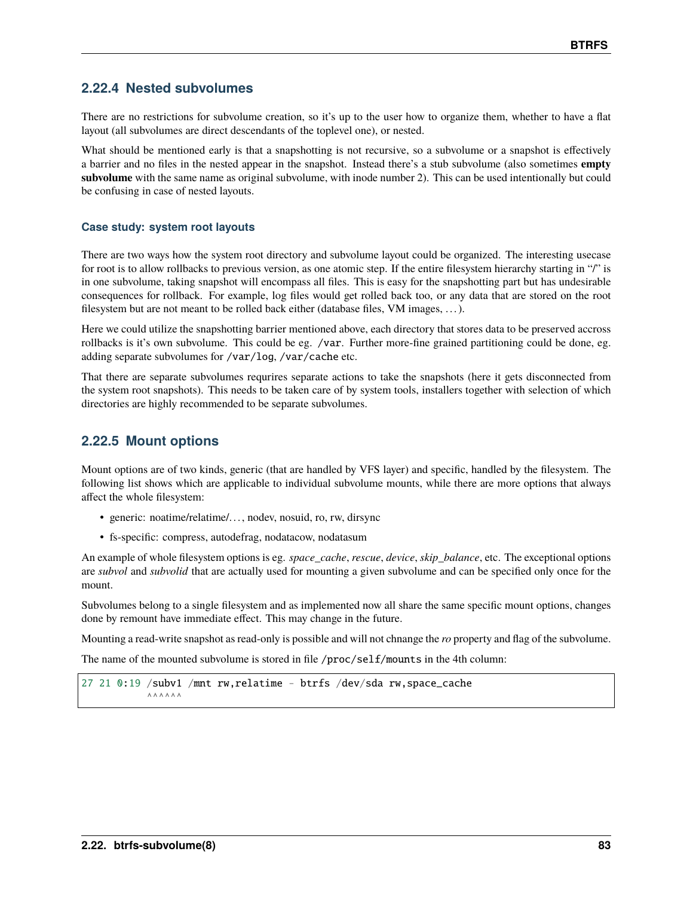### 2.22.4 Nested subvolumes

There are no restrictions for subvolume creation, so it's up to the user how to organize them, whether to have a flat layout (all subvolumes are direct descendants of the toplevel one), or nested.

What should be mentioned early is that a snapshotting is not recursive, so a subvolume or a snapshot is effectively a barrier and no files in the nested appear in the snapshot. Instead there's a stub subvolume (also sometimes **empty subvolume** with the same name as original subvolume, with inode number 2). This can be used intentionally but could be confusing in case of nested layouts.

#### Case study: system root layouts

There are two ways how the system root directory and subvolume layout could be organized. The interesting usecase for root is to allow rollbacks to previous version, as one atomic step. If the entire filesystem hierarchy starting in "/" is in one subvolume, taking snapshot will encompass all files. This is easy for the snapshotting part but has undesirable consequences for rollback. For example, log files would get rolled back too, or any data that are stored on the root filesystem but are not meant to be rolled back either (database files, VM images, …).

Here we could utilize the snapshotting barrier mentioned above, each directory that stores data to be preserved accross rollbacks is it's own subvolume. This could be eg. `/var`. Further more-fine grained partitioning could be done, eg. adding separate subvolumes for `/var/log`, `/var/cache` etc.

That there are separate subvolumes requrires separate actions to take the snapshots (here it gets disconnected from the system root snapshots). This needs to be taken care of by system tools, installers together with selection of which directories are highly recommended to be separate subvolumes.

### 2.22.5 Mount options

Mount options are of two kinds, generic (that are handled by VFS layer) and specific, handled by the filesystem. The following list shows which are applicable to individual subvolume mounts, while there are more options that always affect the whole filesystem:

- generic: noatime/relatime/…, nodev, nosuid, ro, rw, dirsync
- fs-specific: compress, autodefrag, nodatacow, nodatasum

An example of whole filesystem options is eg. *space_cache*, *rescue*, *device*, *skip_balance*, etc. The exceptional options are *subvol* and *subvolid* that are actually used for mounting a given subvolume and can be specified only once for the mount.

Subvolumes belong to a single filesystem and as implemented now all share the same specific mount options, changes done by remount have immediate effect. This may change in the future.

Mounting a read-write snapshot as read-only is possible and will not chnange the *ro* property and flag of the subvolume.

The name of the mounted subvolume is stored in file `/proc/self/mounts` in the 4th column:

```
27 21 0:19 /subv1 /mnt rw,relatime - btrfs /dev/sda rw,space_cache
           ^^^^^^
```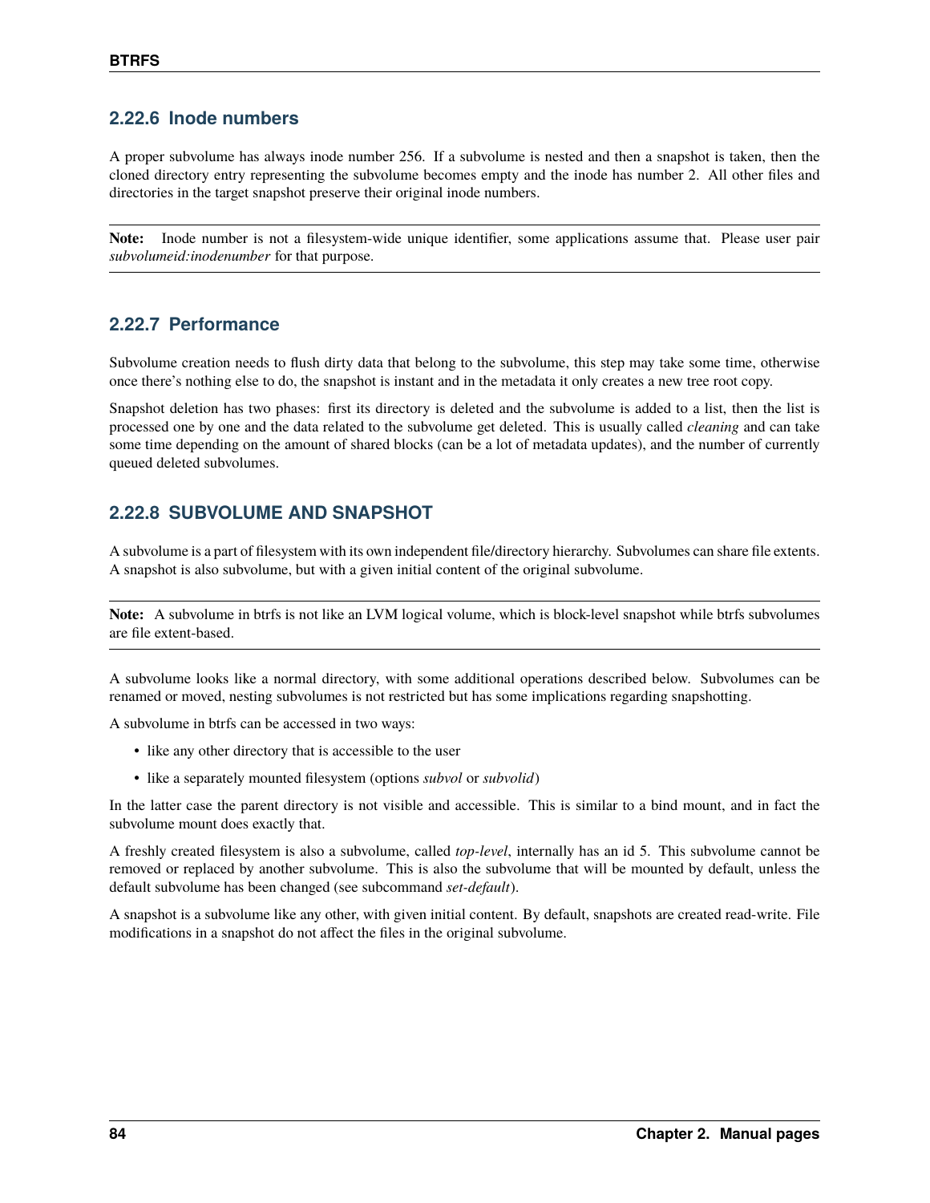### 2.22.6 Inode numbers

A proper subvolume has always inode number 256. If a subvolume is nested and then a snapshot is taken, then the cloned directory entry representing the subvolume becomes empty and the inode has number 2. All other files and directories in the target snapshot preserve their original inode numbers.

**Note:** Inode number is not a filesystem-wide unique identifier, some applications assume that. Please user pair *subvolumeid:inodenumber* for that purpose.

### 2.22.7 Performance

Subvolume creation needs to flush dirty data that belong to the subvolume, this step may take some time, otherwise once there's nothing else to do, the snapshot is instant and in the metadata it only creates a new tree root copy.

Snapshot deletion has two phases: first its directory is deleted and the subvolume is added to a list, then the list is processed one by one and the data related to the subvolume get deleted. This is usually called *cleaning* and can take some time depending on the amount of shared blocks (can be a lot of metadata updates), and the number of currently queued deleted subvolumes.

### 2.22.8 SUBVOLUME AND SNAPSHOT

A subvolume is a part of filesystem with its own independent file/directory hierarchy. Subvolumes can share file extents. A snapshot is also subvolume, but with a given initial content of the original subvolume.

**Note:** A subvolume in btrfs is not like an LVM logical volume, which is block-level snapshot while btrfs subvolumes are file extent-based.

A subvolume looks like a normal directory, with some additional operations described below. Subvolumes can be renamed or moved, nesting subvolumes is not restricted but has some implications regarding snapshotting.

A subvolume in btrfs can be accessed in two ways:

- like any other directory that is accessible to the user
- like a separately mounted filesystem (options *subvol* or *subvolid*)

In the latter case the parent directory is not visible and accessible. This is similar to a bind mount, and in fact the subvolume mount does exactly that.

A freshly created filesystem is also a subvolume, called *top-level*, internally has an id 5. This subvolume cannot be removed or replaced by another subvolume. This is also the subvolume that will be mounted by default, unless the default subvolume has been changed (see subcommand *set-default*).

A snapshot is a subvolume like any other, with given initial content. By default, snapshots are created read-write. File modifications in a snapshot do not affect the files in the original subvolume.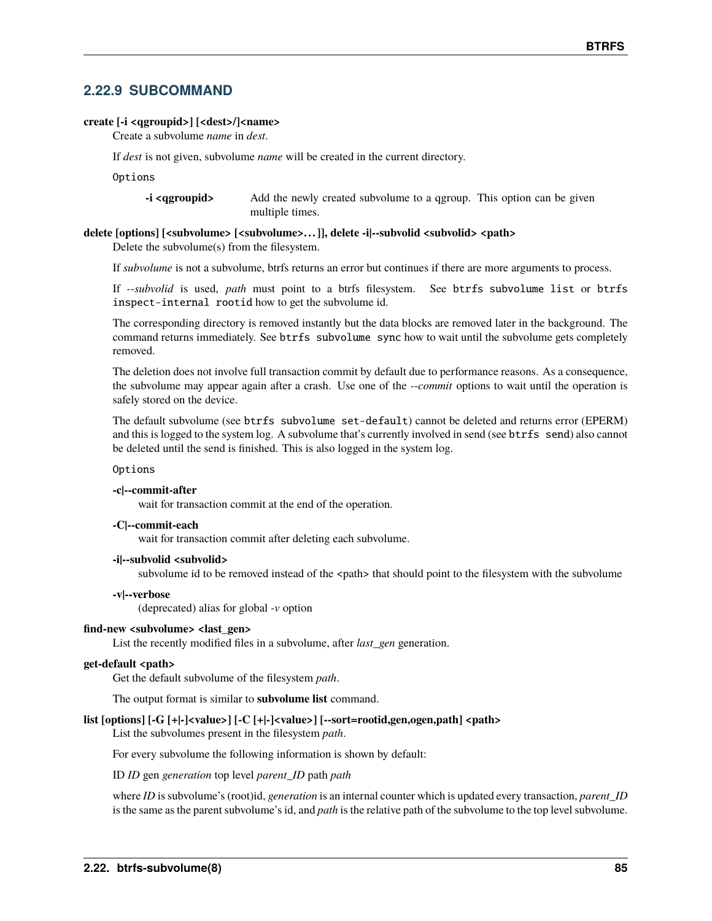### 2.22.9 SUBCOMMAND

**create [-i <qgroupid>] [<dest>/]<name>**

Create a subvolume *name* in *dest*.

If *dest* is not given, subvolume *name* will be created in the current directory.

Options

**-i <qgroupid>**
Add the newly created subvolume to a qgroup. This option can be given multiple times.

**delete [options] [<subvolume> [<subvolume>...]], delete -i|--subvolid <subvolid> <path>**

Delete the subvolume(s) from the filesystem.

If *subvolume* is not a subvolume, btrfs returns an error but continues if there are more arguments to process.

If *--subvolid* is used, *path* must point to a btrfs filesystem. See `btrfs subvolume list` or `btrfs inspect-internal rootid` how to get the subvolume id.

The corresponding directory is removed instantly but the data blocks are removed later in the background. The command returns immediately. See `btrfs subvolume sync` how to wait until the subvolume gets completely removed.

The deletion does not involve full transaction commit by default due to performance reasons. As a consequence, the subvolume may appear again after a crash. Use one of the *--commit* options to wait until the operation is safely stored on the device.

The default subvolume (see `btrfs subvolume set-default`) cannot be deleted and returns error (EPERM) and this is logged to the system log. A subvolume that's currently involved in send (see `btrfs send`) also cannot be deleted until the send is finished. This is also logged in the system log.

Options

**-c|--commit-after**
wait for transaction commit at the end of the operation.

**-C|--commit-each**
wait for transaction commit after deleting each subvolume.

**-i|--subvolid <subvolid>**
subvolume id to be removed instead of the <path> that should point to the filesystem with the subvolume

**-v|--verbose**
(deprecated) alias for global *-v* option

**find-new <subvolume> <last_gen>**

List the recently modified files in a subvolume, after *last_gen* generation.

**get-default <path>**

Get the default subvolume of the filesystem *path*.

The output format is similar to **subvolume list** command.

**list [options] [-G [+|-]<value>] [-C [+|-]<value>] [--sort=rootid,gen,ogen,path] <path>**

List the subvolumes present in the filesystem *path*.

For every subvolume the following information is shown by default:

ID *ID* gen *generation* top level *parent_ID* path *path*

where *ID* is subvolume's (root)id, *generation* is an internal counter which is updated every transaction, *parent_ID* is the same as the parent subvolume's id, and *path* is the relative path of the subvolume to the top level subvolume.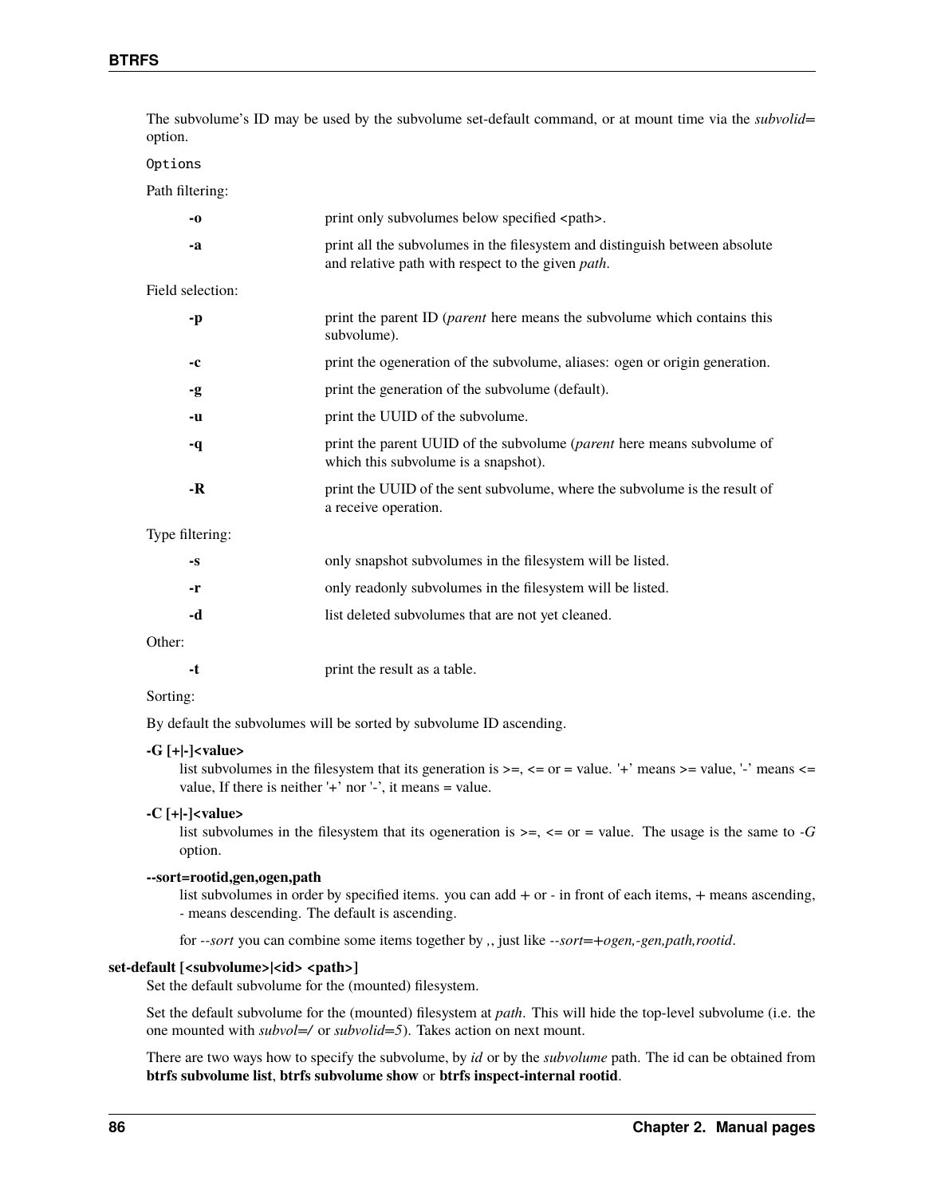The subvolume's ID may be used by the subvolume set-default command, or at mount time via the *subvolid=* option.

Options

Path filtering:

**-o**
print only subvolumes below specified <path>.

**-a**
print all the subvolumes in the filesystem and distinguish between absolute and relative path with respect to the given *path*.

Field selection:

**-p**
print the parent ID (*parent* here means the subvolume which contains this subvolume).

**-c**
print the ogeneration of the subvolume, aliases: ogen or origin generation.

**-g**
print the generation of the subvolume (default).

**-u**
print the UUID of the subvolume.

**-q**
print the parent UUID of the subvolume (*parent* here means subvolume of which this subvolume is a snapshot).

**-R**
print the UUID of the sent subvolume, where the subvolume is the result of a receive operation.

Type filtering:

**-s**
only snapshot subvolumes in the filesystem will be listed.

**-r**
only readonly subvolumes in the filesystem will be listed.

**-d**
list deleted subvolumes that are not yet cleaned.

Other:

**-t**
print the result as a table.

Sorting:

By default the subvolumes will be sorted by subvolume ID ascending.

**-G [+|-]<value>**
list subvolumes in the filesystem that its generation is >=, <= or = value. '+' means >= value, '-' means <= value, If there is neither '+' nor '-', it means = value.

**-C [+|-]<value>**
list subvolumes in the filesystem that its ogeneration is >=, <= or = value. The usage is the same to *-G* option.

**--sort=rootid,gen,ogen,path**
list subvolumes in order by specified items. you can add + or - in front of each items, + means ascending, - means descending. The default is ascending.

for *--sort* you can combine some items together by *,*, just like *--sort=+ogen,-gen,path,rootid*.

**set-default [<subvolume>|<id> <path>]**
Set the default subvolume for the (mounted) filesystem.

Set the default subvolume for the (mounted) filesystem at *path*. This will hide the top-level subvolume (i.e. the one mounted with *subvol=/* or *subvolid=5*). Takes action on next mount.

There are two ways how to specify the subvolume, by *id* or by the *subvolume* path. The id can be obtained from **btrfs subvolume list**, **btrfs subvolume show** or **btrfs inspect-internal rootid**.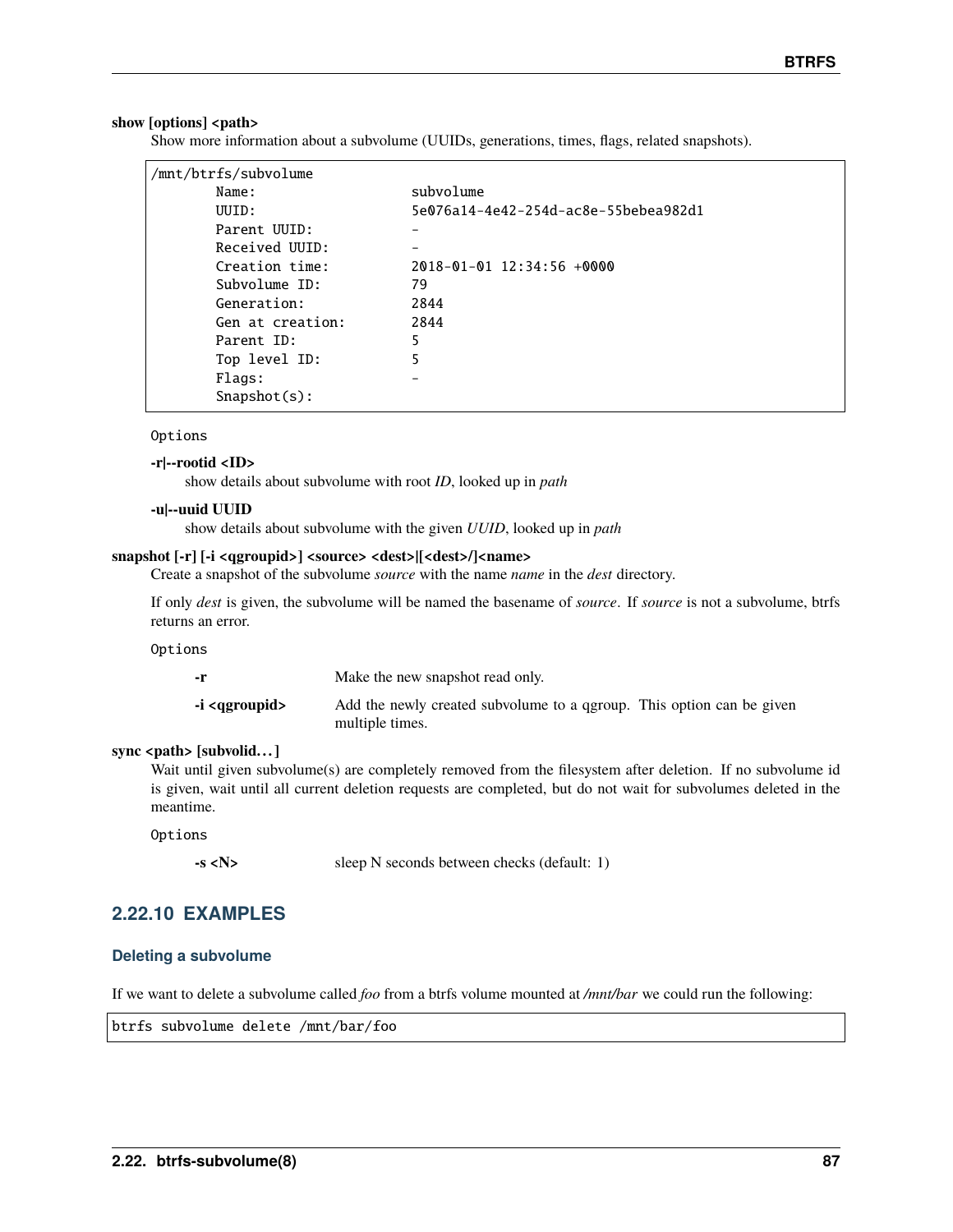**show [options] <path>**

Show more information about a subvolume (UUIDs, generations, times, flags, related snapshots).

```
/mnt/btrfs/subvolume
        Name:                   subvolume
        UUID:                   5e076a14-4e42-254d-ac8e-55bebea982d1
        Parent UUID:            -
        Received UUID:          -
        Creation time:          2018-01-01 12:34:56 +0000
        Subvolume ID:           79
        Generation:             2844
        Gen at creation:        2844
        Parent ID:              5
        Top level ID:           5
        Flags:                  -
        Snapshot(s):
```

Options

**-r|--rootid <ID>**
show details about subvolume with root *ID*, looked up in *path*

**-u|--uuid UUID**
show details about subvolume with the given *UUID*, looked up in *path*

**snapshot [-r] [-i <qgroupid>] <source> <dest>|[<dest>/]<name>**

Create a snapshot of the subvolume *source* with the name *name* in the *dest* directory.

If only *dest* is given, the subvolume will be named the basename of *source*. If *source* is not a subvolume, btrfs returns an error.

Options

| | |
|---|---|
| **-r** | Make the new snapshot read only. |
| **-i <qgroupid>** | Add the newly created subvolume to a qgroup. This option can be given multiple times. |

**sync <path> [subvolid…]**

Wait until given subvolume(s) are completely removed from the filesystem after deletion. If no subvolume id is given, wait until all current deletion requests are completed, but do not wait for subvolumes deleted in the meantime.

Options

| | |
|---|---|
| **-s <N>** | sleep N seconds between checks (default: 1) |

## 2.22.10 EXAMPLES

### Deleting a subvolume

If we want to delete a subvolume called *foo* from a btrfs volume mounted at */mnt/bar* we could run the following:

```
btrfs subvolume delete /mnt/bar/foo
```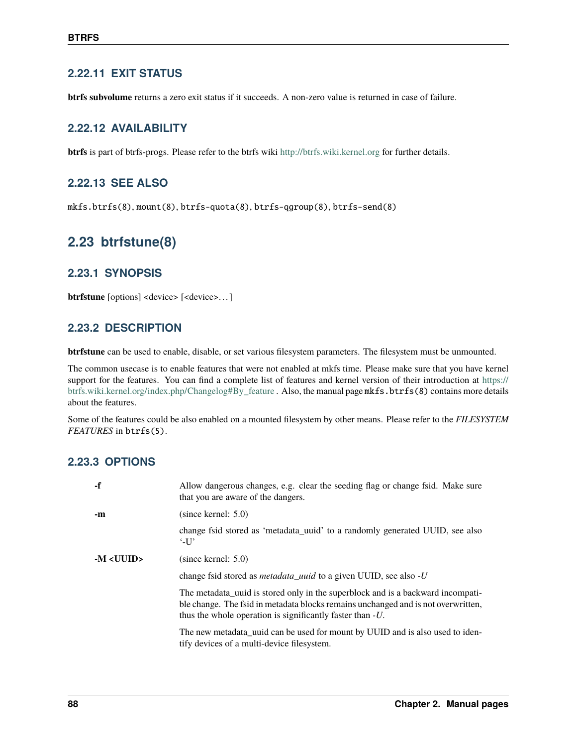### 2.22.11 EXIT STATUS

**btrfs subvolume** returns a zero exit status if it succeeds. A non-zero value is returned in case of failure.

### 2.22.12 AVAILABILITY

**btrfs** is part of btrfs-progs. Please refer to the btrfs wiki http://btrfs.wiki.kernel.org for further details.

### 2.22.13 SEE ALSO

`mkfs.btrfs(8)`, `mount(8)`, `btrfs-quota(8)`, `btrfs-qgroup(8)`, `btrfs-send(8)`

## 2.23 btrfstune(8)

### 2.23.1 SYNOPSIS

**btrfstune** [options] <device> [<device>…]

### 2.23.2 DESCRIPTION

**btrfstune** can be used to enable, disable, or set various filesystem parameters. The filesystem must be unmounted.

The common usecase is to enable features that were not enabled at mkfs time. Please make sure that you have kernel support for the features. You can find a complete list of features and kernel version of their introduction at https://btrfs.wiki.kernel.org/index.php/Changelog#By_feature . Also, the manual page `mkfs.btrfs(8)` contains more details about the features.

Some of the features could be also enabled on a mounted filesystem by other means. Please refer to the *FILESYSTEM FEATURES* in `btrfs(5)`.

### 2.23.3 OPTIONS

**-f**
: Allow dangerous changes, e.g. clear the seeding flag or change fsid. Make sure that you are aware of the dangers.

**-m**
: (since kernel: 5.0)

  change fsid stored as 'metadata_uuid' to a randomly generated UUID, see also '-U'

**-M <UUID>**
: (since kernel: 5.0)

  change fsid stored as *metadata_uuid* to a given UUID, see also *-U*

  The metadata_uuid is stored only in the superblock and is a backward incompatible change. The fsid in metadata blocks remains unchanged and is not overwritten, thus the whole operation is significantly faster than *-U*.

  The new metadata_uuid can be used for mount by UUID and is also used to identify devices of a multi-device filesystem.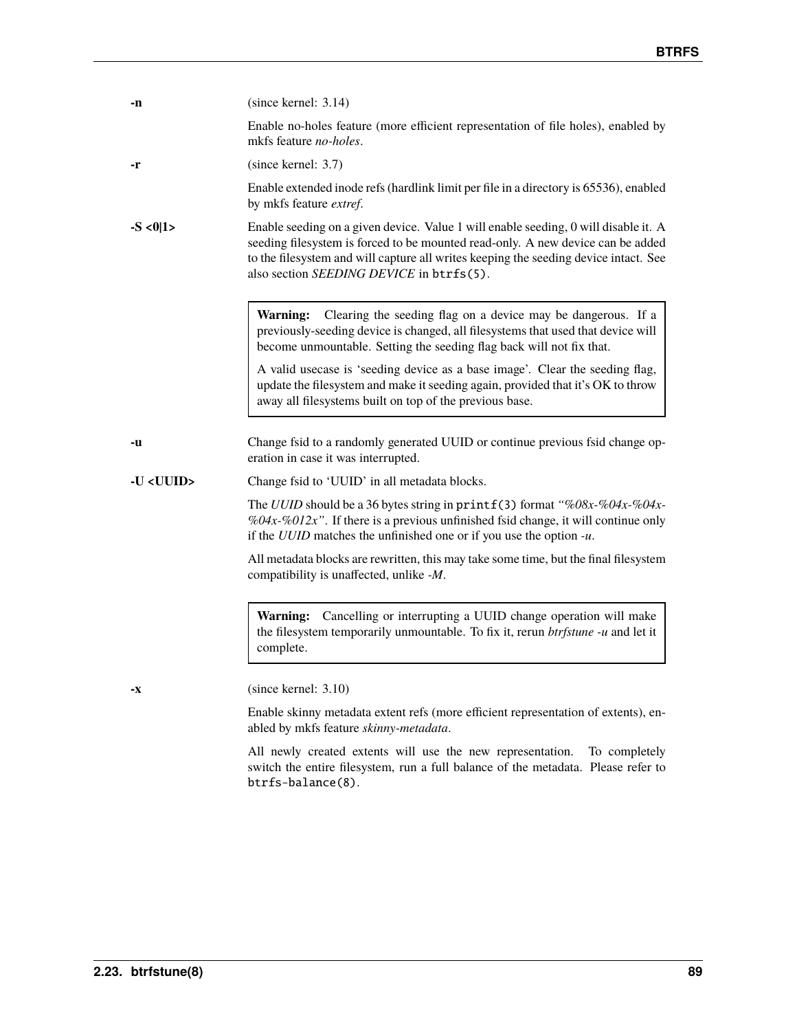**-n**
: (since kernel: 3.14)

  Enable no-holes feature (more efficient representation of file holes), enabled by mkfs feature *no-holes*.

**-r**
: (since kernel: 3.7)

  Enable extended inode refs (hardlink limit per file in a directory is 65536), enabled by mkfs feature *extref*.

**-S <0|1>**
: Enable seeding on a given device. Value 1 will enable seeding, 0 will disable it. A seeding filesystem is forced to be mounted read-only. A new device can be added to the filesystem and will capture all writes keeping the seeding device intact. See also section *SEEDING DEVICE* in `btrfs(5)`.

  > **Warning:** Clearing the seeding flag on a device may be dangerous. If a previously-seeding device is changed, all filesystems that used that device will become unmountable. Setting the seeding flag back will not fix that.
  >
  > A valid usecase is 'seeding device as a base image'. Clear the seeding flag, update the filesystem and make it seeding again, provided that it's OK to throw away all filesystems built on top of the previous base.

**-u**
: Change fsid to a randomly generated UUID or continue previous fsid change operation in case it was interrupted.

**-U <UUID>**
: Change fsid to 'UUID' in all metadata blocks.

  The *UUID* should be a 36 bytes string in `printf(3)` format *"%08x-%04x-%04x-%04x-%012x"*. If there is a previous unfinished fsid change, it will continue only if the *UUID* matches the unfinished one or if you use the option *-u*.

  All metadata blocks are rewritten, this may take some time, but the final filesystem compatibility is unaffected, unlike *-M*.

  > **Warning:** Cancelling or interrupting a UUID change operation will make the filesystem temporarily unmountable. To fix it, rerun *btrfstune -u* and let it complete.

**-x**
: (since kernel: 3.10)

  Enable skinny metadata extent refs (more efficient representation of extents), enabled by mkfs feature *skinny-metadata*.

  All newly created extents will use the new representation. To completely switch the entire filesystem, run a full balance of the metadata. Please refer to `btrfs-balance(8)`.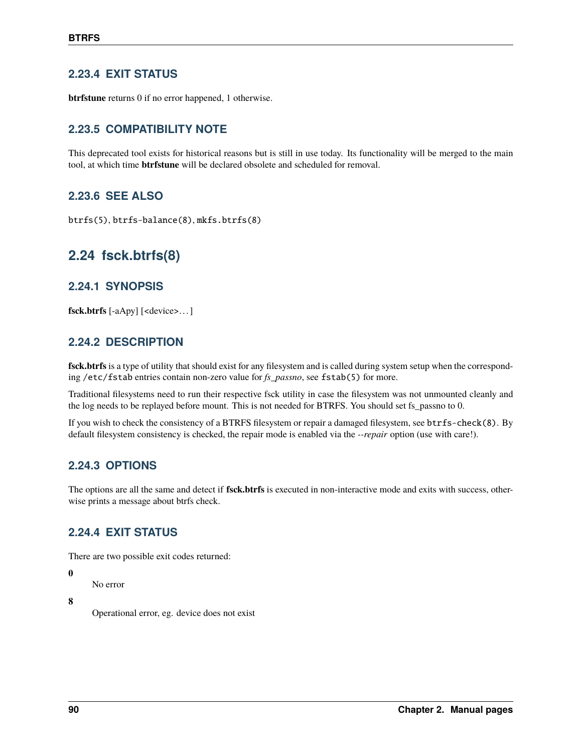### 2.23.4 EXIT STATUS

**btrfstune** returns 0 if no error happened, 1 otherwise.

### 2.23.5 COMPATIBILITY NOTE

This deprecated tool exists for historical reasons but is still in use today. Its functionality will be merged to the main tool, at which time **btrfstune** will be declared obsolete and scheduled for removal.

### 2.23.6 SEE ALSO

`btrfs(5)`, `btrfs-balance(8)`, `mkfs.btrfs(8)`

## 2.24 fsck.btrfs(8)

### 2.24.1 SYNOPSIS

**fsck.btrfs** [-aApy] [<device>. . . ]

### 2.24.2 DESCRIPTION

**fsck.btrfs** is a type of utility that should exist for any filesystem and is called during system setup when the corresponding `/etc/fstab` entries contain non-zero value for *fs_passno*, see `fstab(5)` for more.

Traditional filesystems need to run their respective fsck utility in case the filesystem was not unmounted cleanly and the log needs to be replayed before mount. This is not needed for BTRFS. You should set fs_passno to 0.

If you wish to check the consistency of a BTRFS filesystem or repair a damaged filesystem, see `btrfs-check(8)`. By default filesystem consistency is checked, the repair mode is enabled via the *--repair* option (use with care!).

### 2.24.3 OPTIONS

The options are all the same and detect if **fsck.btrfs** is executed in non-interactive mode and exits with success, otherwise prints a message about btrfs check.

### 2.24.4 EXIT STATUS

There are two possible exit codes returned:

**0**

No error

**8**

Operational error, eg. device does not exist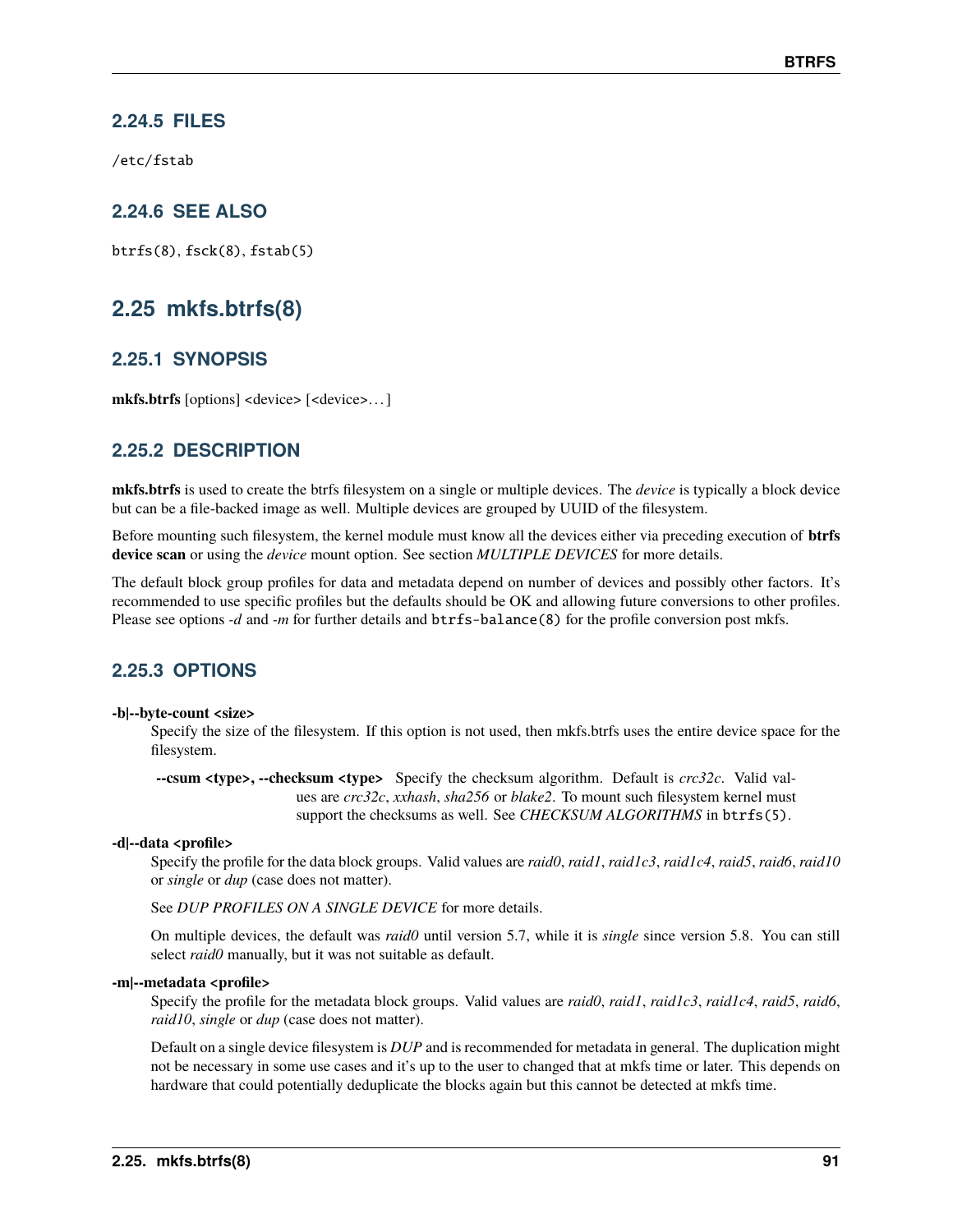### 2.24.5 FILES

`/etc/fstab`

### 2.24.6 SEE ALSO

`btrfs(8)`, `fsck(8)`, `fstab(5)`

## 2.25 mkfs.btrfs(8)

### 2.25.1 SYNOPSIS

**mkfs.btrfs** [options] <device> [<device>. . . ]

### 2.25.2 DESCRIPTION

**mkfs.btrfs** is used to create the btrfs filesystem on a single or multiple devices. The *device* is typically a block device but can be a file-backed image as well. Multiple devices are grouped by UUID of the filesystem.

Before mounting such filesystem, the kernel module must know all the devices either via preceding execution of **btrfs device scan** or using the *device* mount option. See section *MULTIPLE DEVICES* for more details.

The default block group profiles for data and metadata depend on number of devices and possibly other factors. It's recommended to use specific profiles but the defaults should be OK and allowing future conversions to other profiles. Please see options *-d* and *-m* for further details and `btrfs-balance(8)` for the profile conversion post mkfs.

### 2.25.3 OPTIONS

**-b|--byte-count <size>**
Specify the size of the filesystem. If this option is not used, then mkfs.btrfs uses the entire device space for the filesystem.

**--csum <type>, --checksum <type>** Specify the checksum algorithm. Default is *crc32c*. Valid values are *crc32c*, *xxhash*, *sha256* or *blake2*. To mount such filesystem kernel must support the checksums as well. See *CHECKSUM ALGORITHMS* in `btrfs(5)`.

**-d|--data <profile>**
Specify the profile for the data block groups. Valid values are *raid0*, *raid1*, *raid1c3*, *raid1c4*, *raid5*, *raid6*, *raid10* or *single* or *dup* (case does not matter).

See *DUP PROFILES ON A SINGLE DEVICE* for more details.

On multiple devices, the default was *raid0* until version 5.7, while it is *single* since version 5.8. You can still select *raid0* manually, but it was not suitable as default.

**-m|--metadata <profile>**
Specify the profile for the metadata block groups. Valid values are *raid0*, *raid1*, *raid1c3*, *raid1c4*, *raid5*, *raid6*, *raid10*, *single* or *dup* (case does not matter).

Default on a single device filesystem is *DUP* and is recommended for metadata in general. The duplication might not be necessary in some use cases and it's up to the user to changed that at mkfs time or later. This depends on hardware that could potentially deduplicate the blocks again but this cannot be detected at mkfs time.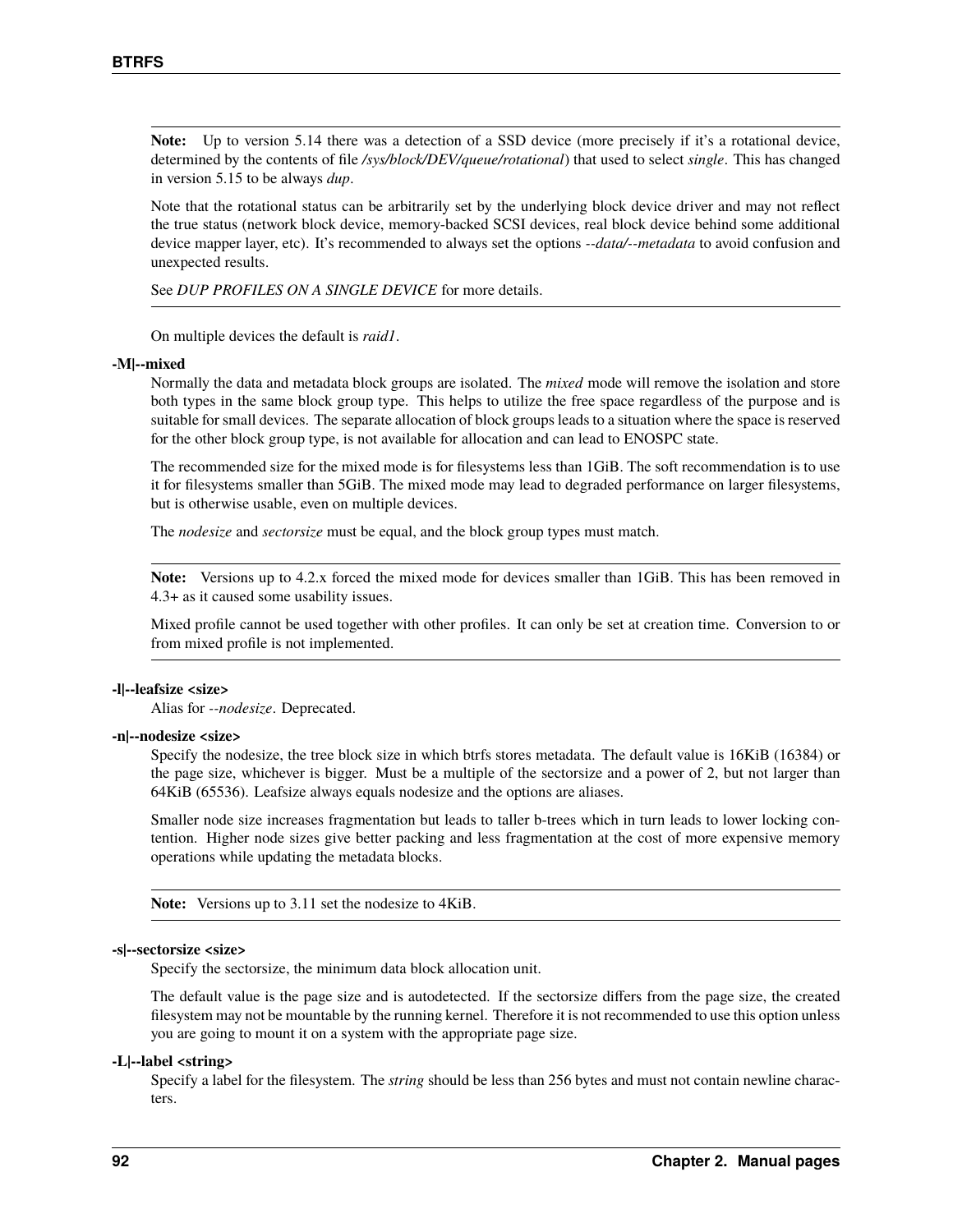**Note:** Up to version 5.14 there was a detection of a SSD device (more precisely if it's a rotational device, determined by the contents of file */sys/block/DEV/queue/rotational*) that used to select *single*. This has changed in version 5.15 to be always *dup*.

Note that the rotational status can be arbitrarily set by the underlying block device driver and may not reflect the true status (network block device, memory-backed SCSI devices, real block device behind some additional device mapper layer, etc). It's recommended to always set the options *--data/--metadata* to avoid confusion and unexpected results.

See *DUP PROFILES ON A SINGLE DEVICE* for more details.

On multiple devices the default is *raid1*.

**-M|--mixed**

Normally the data and metadata block groups are isolated. The *mixed* mode will remove the isolation and store both types in the same block group type. This helps to utilize the free space regardless of the purpose and is suitable for small devices. The separate allocation of block groups leads to a situation where the space is reserved for the other block group type, is not available for allocation and can lead to ENOSPC state.

The recommended size for the mixed mode is for filesystems less than 1GiB. The soft recommendation is to use it for filesystems smaller than 5GiB. The mixed mode may lead to degraded performance on larger filesystems, but is otherwise usable, even on multiple devices.

The *nodesize* and *sectorsize* must be equal, and the block group types must match.

**Note:** Versions up to 4.2.x forced the mixed mode for devices smaller than 1GiB. This has been removed in 4.3+ as it caused some usability issues.

Mixed profile cannot be used together with other profiles. It can only be set at creation time. Conversion to or from mixed profile is not implemented.

**-l|--leafsize <size>**

Alias for *--nodesize*. Deprecated.

**-n|--nodesize <size>**

Specify the nodesize, the tree block size in which btrfs stores metadata. The default value is 16KiB (16384) or the page size, whichever is bigger. Must be a multiple of the sectorsize and a power of 2, but not larger than 64KiB (65536). Leafsize always equals nodesize and the options are aliases.

Smaller node size increases fragmentation but leads to taller b-trees which in turn leads to lower locking contention. Higher node sizes give better packing and less fragmentation at the cost of more expensive memory operations while updating the metadata blocks.

**Note:** Versions up to 3.11 set the nodesize to 4KiB.

**-s|--sectorsize <size>**

Specify the sectorsize, the minimum data block allocation unit.

The default value is the page size and is autodetected. If the sectorsize differs from the page size, the created filesystem may not be mountable by the running kernel. Therefore it is not recommended to use this option unless you are going to mount it on a system with the appropriate page size.

**-L|--label <string>**

Specify a label for the filesystem. The *string* should be less than 256 bytes and must not contain newline characters.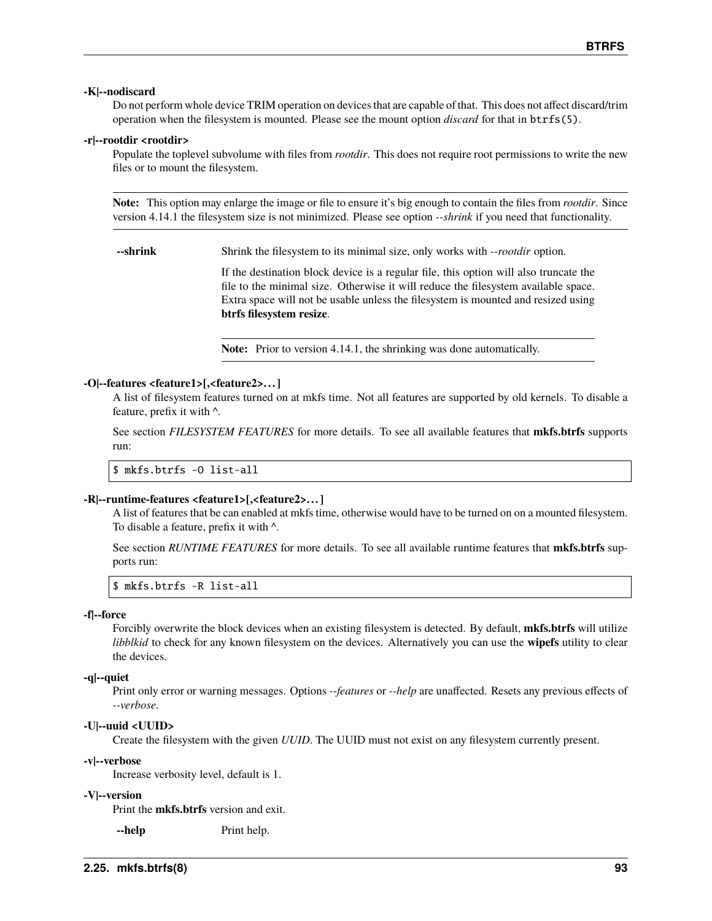**-K|--nodiscard**

Do not perform whole device TRIM operation on devices that are capable of that. This does not affect discard/trim operation when the filesystem is mounted. Please see the mount option *discard* for that in `btrfs(5)`.

**-r|--rootdir <rootdir>**

Populate the toplevel subvolume with files from *rootdir*. This does not require root permissions to write the new files or to mount the filesystem.

> **Note:** This option may enlarge the image or file to ensure it's big enough to contain the files from *rootdir*. Since version 4.14.1 the filesystem size is not minimized. Please see option *--shrink* if you need that functionality.

**--shrink**

Shrink the filesystem to its minimal size, only works with *--rootdir* option.

If the destination block device is a regular file, this option will also truncate the file to the minimal size. Otherwise it will reduce the filesystem available space. Extra space will not be usable unless the filesystem is mounted and resized using **btrfs filesystem resize**.

> **Note:** Prior to version 4.14.1, the shrinking was done automatically.

**-O|--features <feature1>[,<feature2>...]**

A list of filesystem features turned on at mkfs time. Not all features are supported by old kernels. To disable a feature, prefix it with ^.

See section *FILESYSTEM FEATURES* for more details. To see all available features that **mkfs.btrfs** supports run:

```
$ mkfs.btrfs -O list-all
```

**-R|--runtime-features <feature1>[,<feature2>...]**

A list of features that be can enabled at mkfs time, otherwise would have to be turned on on a mounted filesystem. To disable a feature, prefix it with ^.

See section *RUNTIME FEATURES* for more details. To see all available runtime features that **mkfs.btrfs** supports run:

```
$ mkfs.btrfs -R list-all
```

**-f|--force**

Forcibly overwrite the block devices when an existing filesystem is detected. By default, **mkfs.btrfs** will utilize *libblkid* to check for any known filesystem on the devices. Alternatively you can use the **wipefs** utility to clear the devices.

**-q|--quiet**

Print only error or warning messages. Options *--features* or *--help* are unaffected. Resets any previous effects of *--verbose*.

**-U|--uuid <UUID>**

Create the filesystem with the given *UUID*. The UUID must not exist on any filesystem currently present.

**-v|--verbose**

Increase verbosity level, default is 1.

**-V|--version**

Print the **mkfs.btrfs** version and exit.

**--help**

Print help.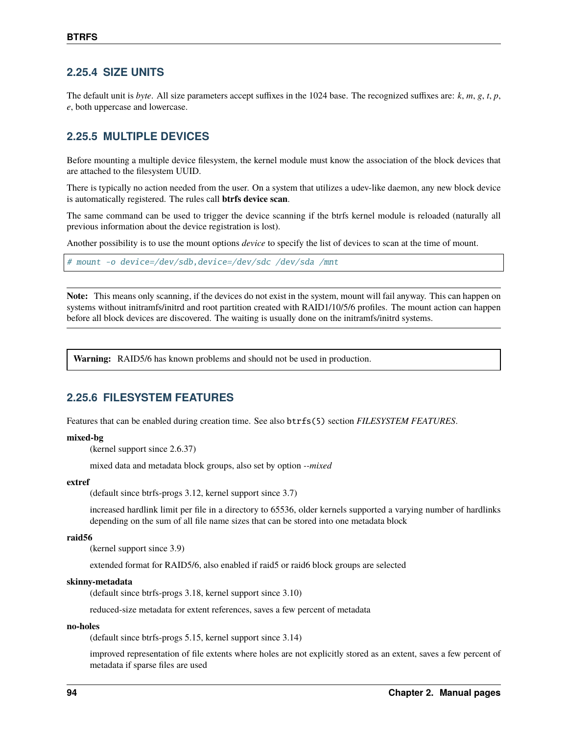### 2.25.4 SIZE UNITS

The default unit is *byte*. All size parameters accept suffixes in the 1024 base. The recognized suffixes are: *k*, *m*, *g*, *t*, *p*, *e*, both uppercase and lowercase.

### 2.25.5 MULTIPLE DEVICES

Before mounting a multiple device filesystem, the kernel module must know the association of the block devices that are attached to the filesystem UUID.

There is typically no action needed from the user. On a system that utilizes a udev-like daemon, any new block device is automatically registered. The rules call **btrfs device scan**.

The same command can be used to trigger the device scanning if the btrfs kernel module is reloaded (naturally all previous information about the device registration is lost).

Another possibility is to use the mount options *device* to specify the list of devices to scan at the time of mount.

```
# mount -o device=/dev/sdb,device=/dev/sdc /dev/sda /mnt
```

**Note:** This means only scanning, if the devices do not exist in the system, mount will fail anyway. This can happen on systems without initramfs/initrd and root partition created with RAID1/10/5/6 profiles. The mount action can happen before all block devices are discovered. The waiting is usually done on the initramfs/initrd systems.

**Warning:** RAID5/6 has known problems and should not be used in production.

### 2.25.6 FILESYSTEM FEATURES

Features that can be enabled during creation time. See also `btrfs(5)` section *FILESYSTEM FEATURES*.

**mixed-bg**
: (kernel support since 2.6.37)

  mixed data and metadata block groups, also set by option *--mixed*

**extref**
: (default since btrfs-progs 3.12, kernel support since 3.7)

  increased hardlink limit per file in a directory to 65536, older kernels supported a varying number of hardlinks depending on the sum of all file name sizes that can be stored into one metadata block

**raid56**
: (kernel support since 3.9)

  extended format for RAID5/6, also enabled if raid5 or raid6 block groups are selected

**skinny-metadata**
: (default since btrfs-progs 3.18, kernel support since 3.10)

  reduced-size metadata for extent references, saves a few percent of metadata

**no-holes**
: (default since btrfs-progs 5.15, kernel support since 3.14)

  improved representation of file extents where holes are not explicitly stored as an extent, saves a few percent of metadata if sparse files are used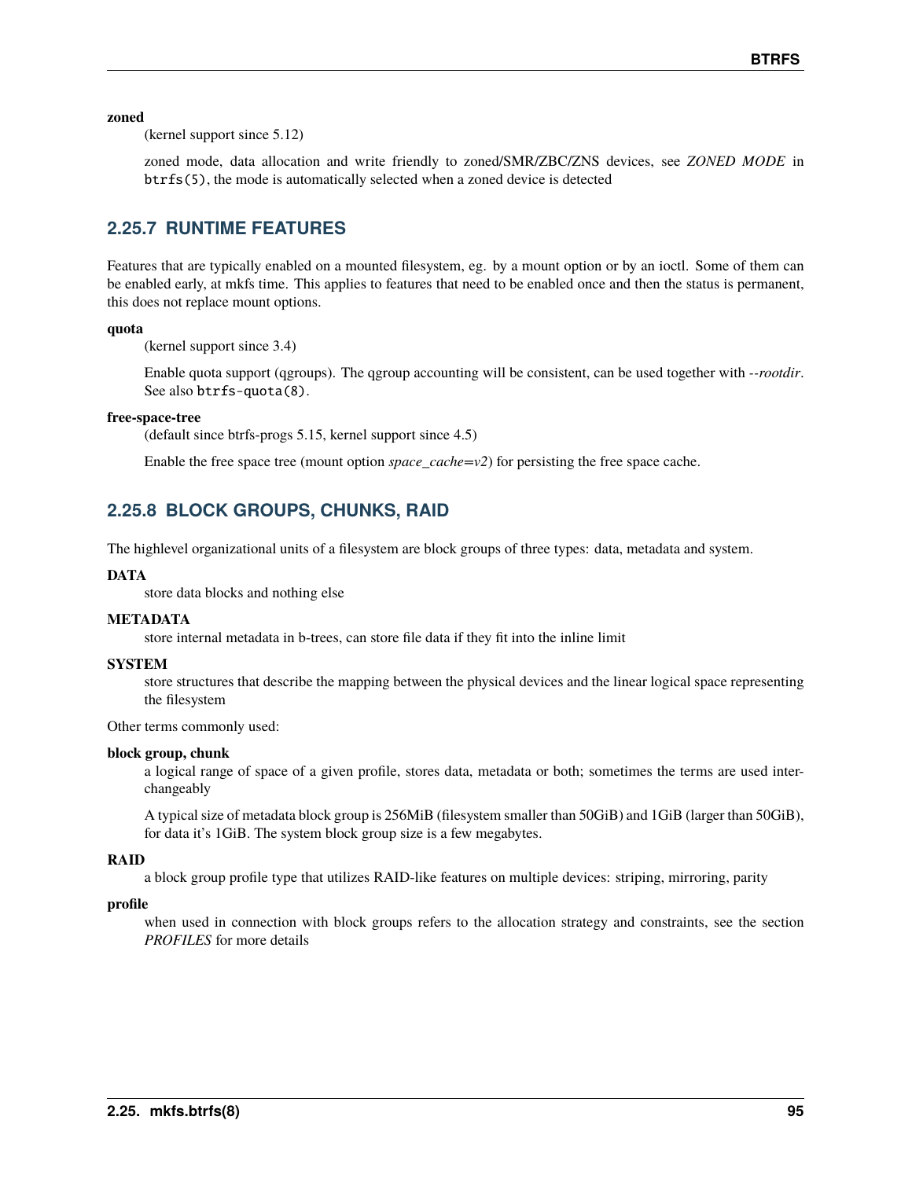**zoned**

(kernel support since 5.12)

zoned mode, data allocation and write friendly to zoned/SMR/ZBC/ZNS devices, see *ZONED MODE* in `btrfs(5)`, the mode is automatically selected when a zoned device is detected

### 2.25.7 RUNTIME FEATURES

Features that are typically enabled on a mounted filesystem, eg. by a mount option or by an ioctl. Some of them can be enabled early, at mkfs time. This applies to features that need to be enabled once and then the status is permanent, this does not replace mount options.

**quota**

(kernel support since 3.4)

Enable quota support (qgroups). The qgroup accounting will be consistent, can be used together with *--rootdir*. See also `btrfs-quota(8)`.

**free-space-tree**

(default since btrfs-progs 5.15, kernel support since 4.5)

Enable the free space tree (mount option *space_cache=v2*) for persisting the free space cache.

### 2.25.8 BLOCK GROUPS, CHUNKS, RAID

The highlevel organizational units of a filesystem are block groups of three types: data, metadata and system.

**DATA**

store data blocks and nothing else

**METADATA**

store internal metadata in b-trees, can store file data if they fit into the inline limit

**SYSTEM**

store structures that describe the mapping between the physical devices and the linear logical space representing the filesystem

Other terms commonly used:

**block group, chunk**

a logical range of space of a given profile, stores data, metadata or both; sometimes the terms are used interchangeably

A typical size of metadata block group is 256MiB (filesystem smaller than 50GiB) and 1GiB (larger than 50GiB), for data it's 1GiB. The system block group size is a few megabytes.

**RAID**

a block group profile type that utilizes RAID-like features on multiple devices: striping, mirroring, parity

**profile**

when used in connection with block groups refers to the allocation strategy and constraints, see the section *PROFILES* for more details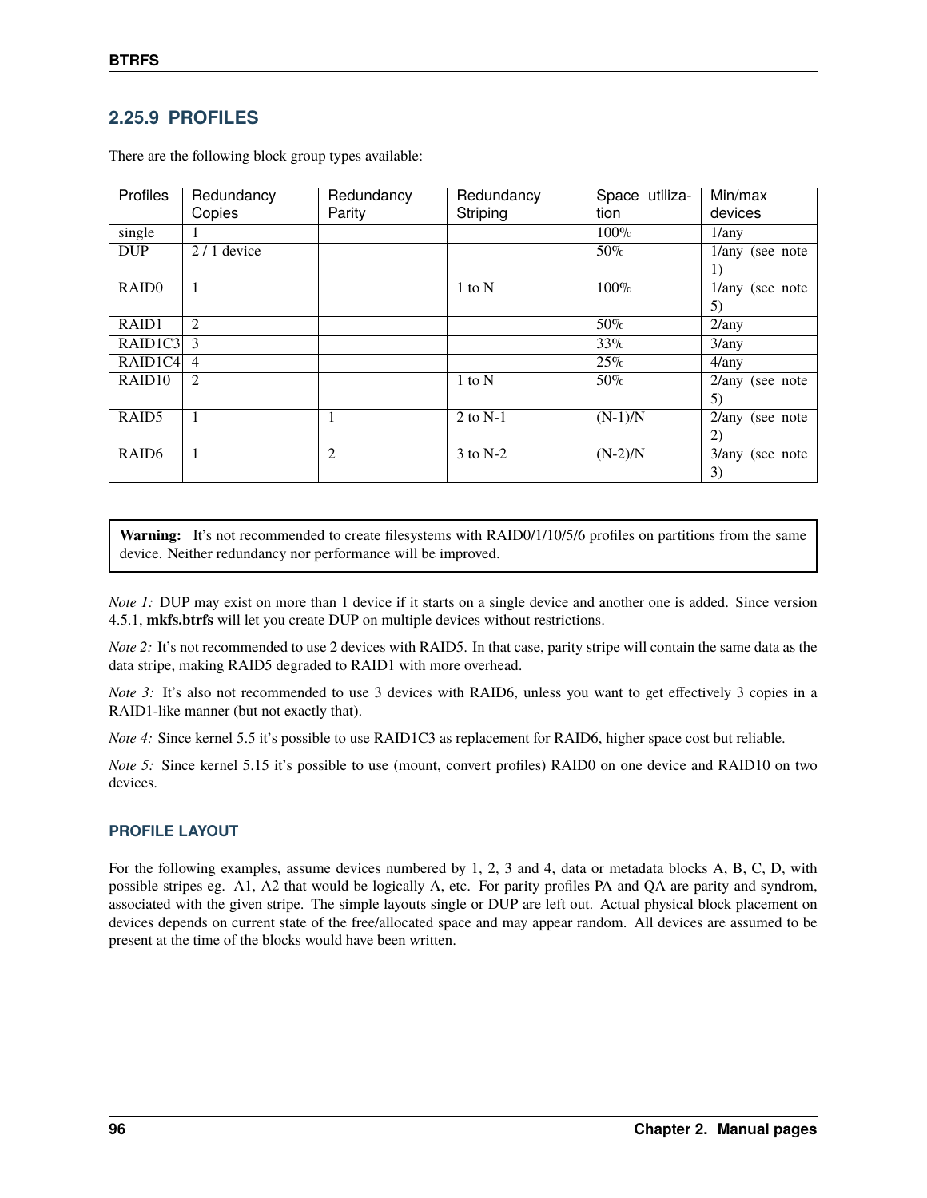### 2.25.9 PROFILES

There are the following block group types available:

| Profiles | Redundancy Copies | Redundancy Parity | Redundancy Striping | Space utilization | Min/max devices |
|---|---|---|---|---|---|
| single | 1 | | | 100% | 1/any |
| DUP | 2 / 1 device | | | 50% | 1/any (see note 1) |
| RAID0 | 1 | | 1 to N | 100% | 1/any (see note 5) |
| RAID1 | 2 | | | 50% | 2/any |
| RAID1C3 | 3 | | | 33% | 3/any |
| RAID1C4 | 4 | | | 25% | 4/any |
| RAID10 | 2 | | 1 to N | 50% | 2/any (see note 5) |
| RAID5 | 1 | 1 | 2 to N-1 | (N-1)/N | 2/any (see note 2) |
| RAID6 | 1 | 2 | 3 to N-2 | (N-2)/N | 3/any (see note 3) |

> **Warning:** It's not recommended to create filesystems with RAID0/1/10/5/6 profiles on partitions from the same device. Neither redundancy nor performance will be improved.

*Note 1:* DUP may exist on more than 1 device if it starts on a single device and another one is added. Since version 4.5.1, **mkfs.btrfs** will let you create DUP on multiple devices without restrictions.

*Note 2:* It's not recommended to use 2 devices with RAID5. In that case, parity stripe will contain the same data as the data stripe, making RAID5 degraded to RAID1 with more overhead.

*Note 3:* It's also not recommended to use 3 devices with RAID6, unless you want to get effectively 3 copies in a RAID1-like manner (but not exactly that).

*Note 4:* Since kernel 5.5 it's possible to use RAID1C3 as replacement for RAID6, higher space cost but reliable.

*Note 5:* Since kernel 5.15 it's possible to use (mount, convert profiles) RAID0 on one device and RAID10 on two devices.

#### PROFILE LAYOUT

For the following examples, assume devices numbered by 1, 2, 3 and 4, data or metadata blocks A, B, C, D, with possible stripes eg. A1, A2 that would be logically A, etc. For parity profiles PA and QA are parity and syndrom, associated with the given stripe. The simple layouts single or DUP are left out. Actual physical block placement on devices depends on current state of the free/allocated space and may appear random. All devices are assumed to be present at the time of the blocks would have been written.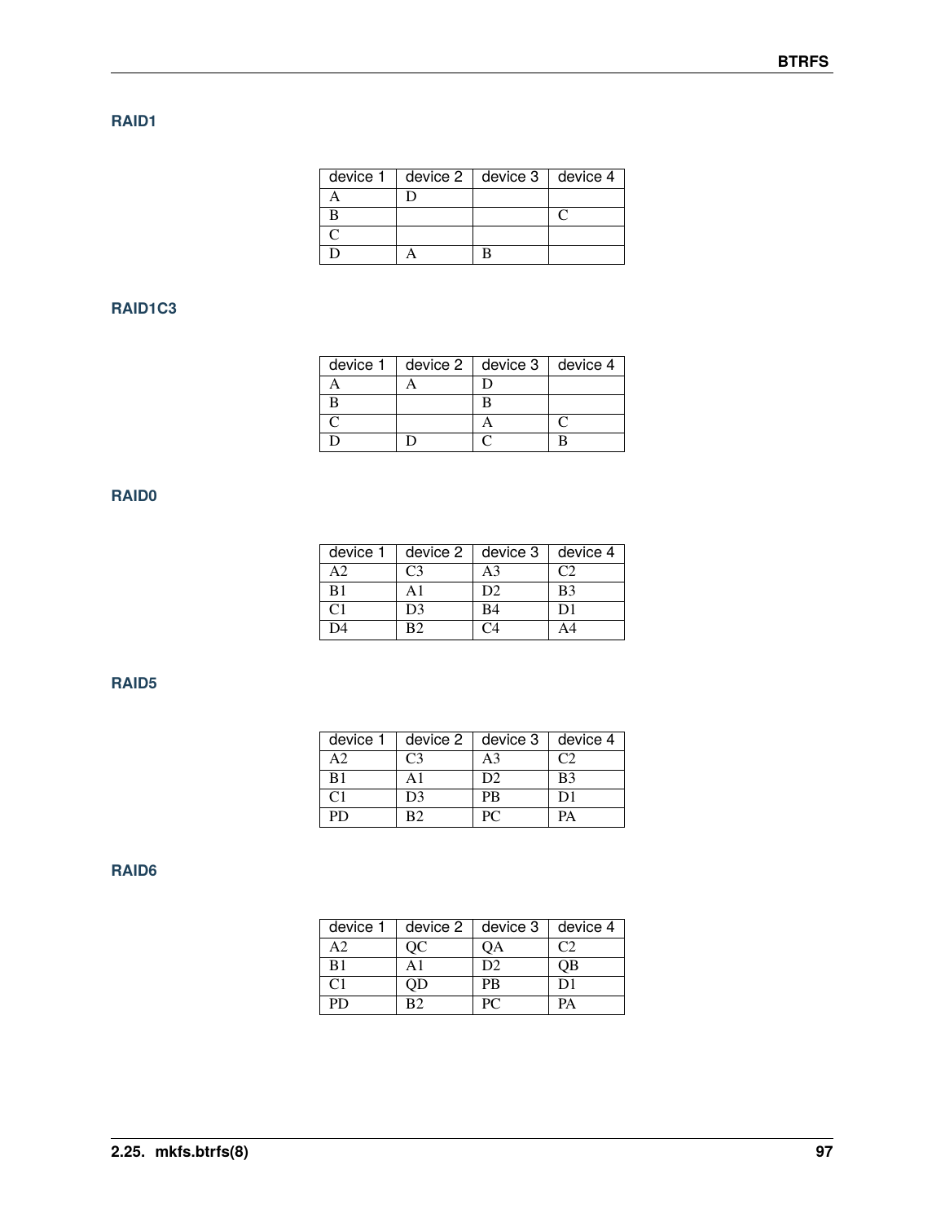#### RAID1

| device 1 | device 2 | device 3 | device 4 |
|---|---|---|---|
| A | D | | |
| B | | | C |
| C | | | |
| D | A | B | |

#### RAID1C3

| device 1 | device 2 | device 3 | device 4 |
|---|---|---|---|
| A | A | D | |
| B | | B | |
| C | | A | C |
| D | D | C | B |

#### RAID0

| device 1 | device 2 | device 3 | device 4 |
|---|---|---|---|
| A2 | C3 | A3 | C2 |
| B1 | A1 | D2 | B3 |
| C1 | D3 | B4 | D1 |
| D4 | B2 | C4 | A4 |

#### RAID5

| device 1 | device 2 | device 3 | device 4 |
|---|---|---|---|
| A2 | C3 | A3 | C2 |
| B1 | A1 | D2 | B3 |
| C1 | D3 | PB | D1 |
| PD | B2 | PC | PA |

#### RAID6

| device 1 | device 2 | device 3 | device 4 |
|---|---|---|---|
| A2 | QC | QA | C2 |
| B1 | A1 | D2 | QB |
| C1 | QD | PB | D1 |
| PD | B2 | PC | PA |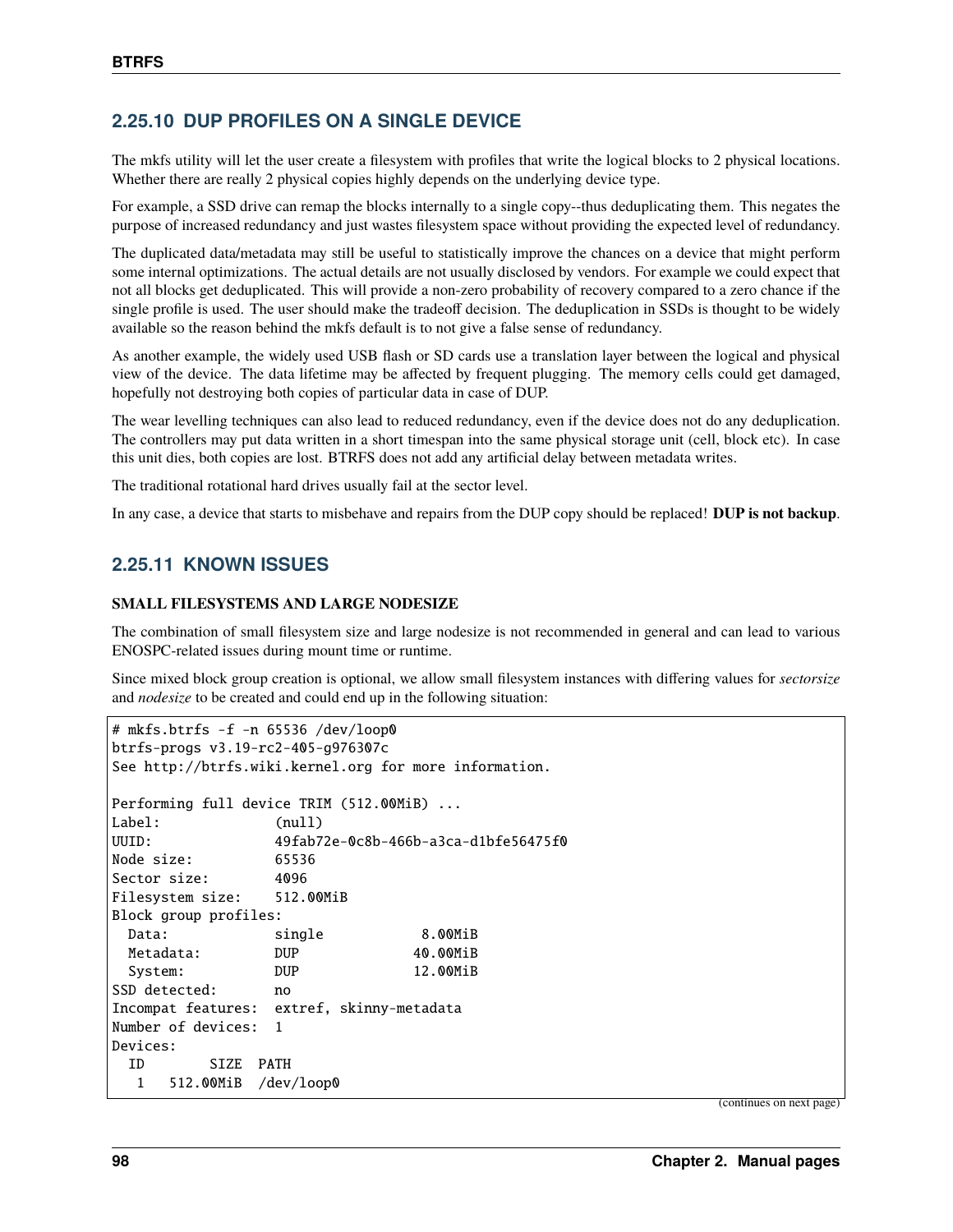## 2.25.10 DUP PROFILES ON A SINGLE DEVICE

The mkfs utility will let the user create a filesystem with profiles that write the logical blocks to 2 physical locations. Whether there are really 2 physical copies highly depends on the underlying device type.

For example, a SSD drive can remap the blocks internally to a single copy--thus deduplicating them. This negates the purpose of increased redundancy and just wastes filesystem space without providing the expected level of redundancy.

The duplicated data/metadata may still be useful to statistically improve the chances on a device that might perform some internal optimizations. The actual details are not usually disclosed by vendors. For example we could expect that not all blocks get deduplicated. This will provide a non-zero probability of recovery compared to a zero chance if the single profile is used. The user should make the tradeoff decision. The deduplication in SSDs is thought to be widely available so the reason behind the mkfs default is to not give a false sense of redundancy.

As another example, the widely used USB flash or SD cards use a translation layer between the logical and physical view of the device. The data lifetime may be affected by frequent plugging. The memory cells could get damaged, hopefully not destroying both copies of particular data in case of DUP.

The wear levelling techniques can also lead to reduced redundancy, even if the device does not do any deduplication. The controllers may put data written in a short timespan into the same physical storage unit (cell, block etc). In case this unit dies, both copies are lost. BTRFS does not add any artificial delay between metadata writes.

The traditional rotational hard drives usually fail at the sector level.

In any case, a device that starts to misbehave and repairs from the DUP copy should be replaced! **DUP is not backup**.

## 2.25.11 KNOWN ISSUES

**SMALL FILESYSTEMS AND LARGE NODESIZE**

The combination of small filesystem size and large nodesize is not recommended in general and can lead to various ENOSPC-related issues during mount time or runtime.

Since mixed block group creation is optional, we allow small filesystem instances with differing values for *sectorsize* and *nodesize* to be created and could end up in the following situation:

```
# mkfs.btrfs -f -n 65536 /dev/loop0
btrfs-progs v3.19-rc2-405-g976307c
See http://btrfs.wiki.kernel.org for more information.

Performing full device TRIM (512.00MiB) ...
Label:              (null)
UUID:               49fab72e-0c8b-466b-a3ca-d1bfe56475f0
Node size:          65536
Sector size:        4096
Filesystem size:    512.00MiB
Block group profiles:
  Data:             single            8.00MiB
  Metadata:         DUP              40.00MiB
  System:           DUP              12.00MiB
SSD detected:       no
Incompat features:  extref, skinny-metadata
Number of devices:  1
Devices:
  ID        SIZE  PATH
   1   512.00MiB  /dev/loop0
```

(continues on next page)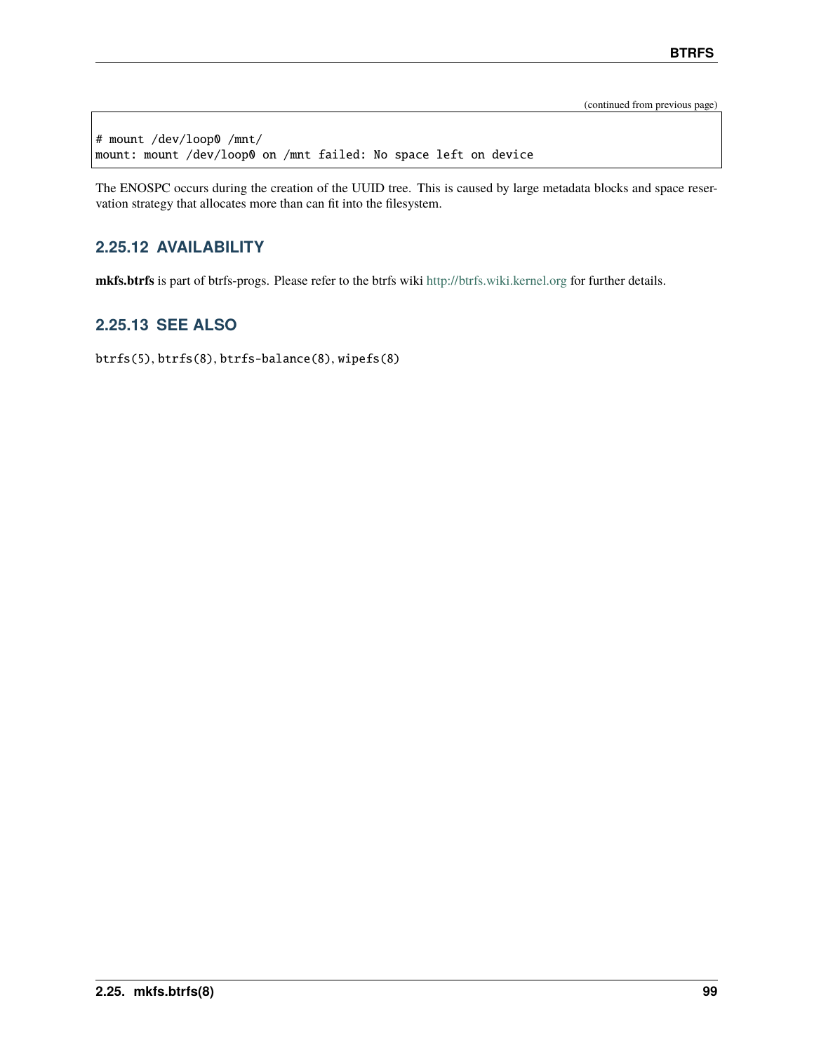(continued from previous page)

```
# mount /dev/loop0 /mnt/
mount: mount /dev/loop0 on /mnt failed: No space left on device
```

The ENOSPC occurs during the creation of the UUID tree. This is caused by large metadata blocks and space reservation strategy that allocates more than can fit into the filesystem.

### 2.25.12 AVAILABILITY

**mkfs.btrfs** is part of btrfs-progs. Please refer to the btrfs wiki http://btrfs.wiki.kernel.org for further details.

### 2.25.13 SEE ALSO

`btrfs(5)`, `btrfs(8)`, `btrfs-balance(8)`, `wipefs(8)`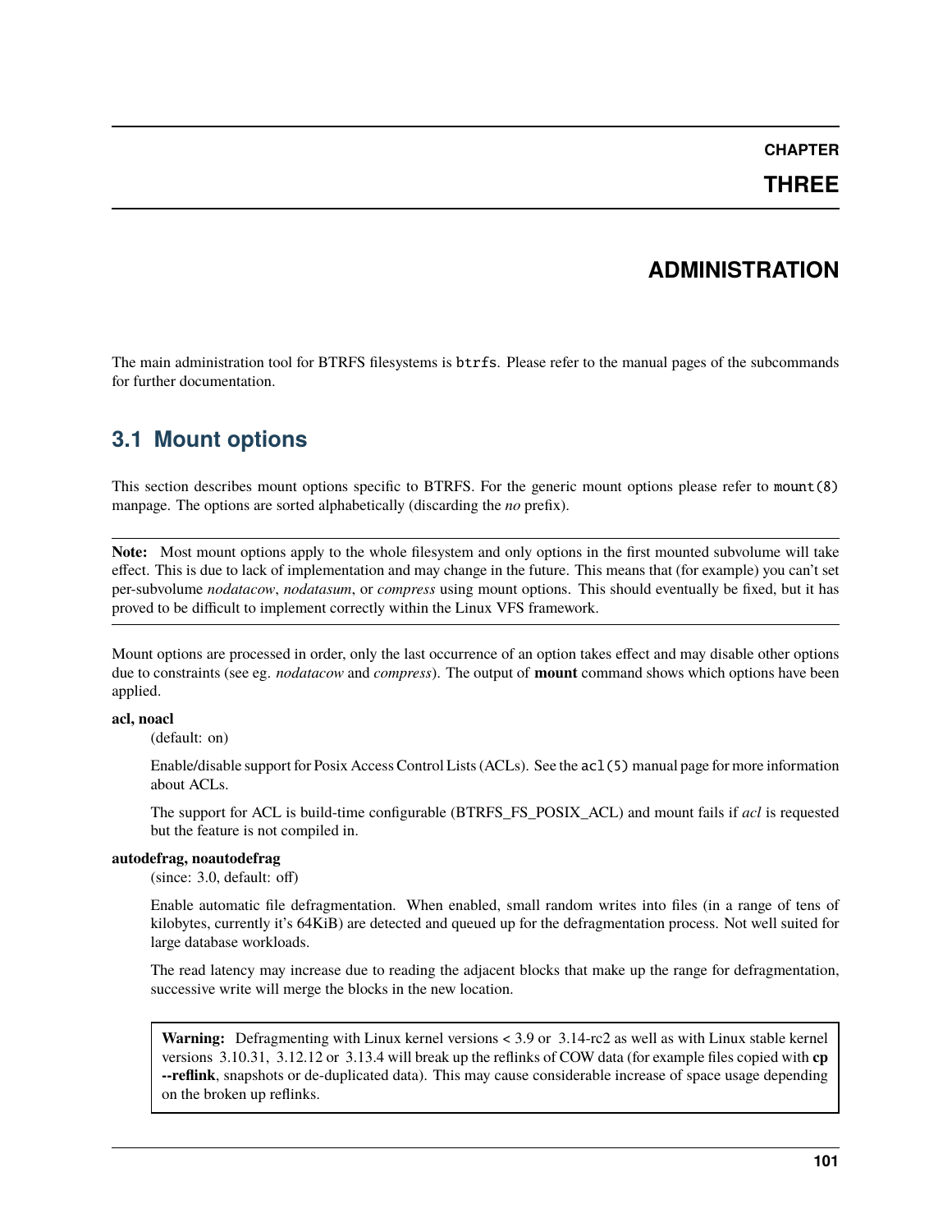# CHAPTER THREE

# ADMINISTRATION

The main administration tool for BTRFS filesystems is `btrfs`. Please refer to the manual pages of the subcommands for further documentation.

## 3.1 Mount options

This section describes mount options specific to BTRFS. For the generic mount options please refer to `mount(8)` manpage. The options are sorted alphabetically (discarding the *no* prefix).

---

**Note:** Most mount options apply to the whole filesystem and only options in the first mounted subvolume will take effect. This is due to lack of implementation and may change in the future. This means that (for example) you can't set per-subvolume *nodatacow*, *nodatasum*, or *compress* using mount options. This should eventually be fixed, but it has proved to be difficult to implement correctly within the Linux VFS framework.

---

Mount options are processed in order, only the last occurrence of an option takes effect and may disable other options due to constraints (see eg. *nodatacow* and *compress*). The output of **mount** command shows which options have been applied.

**acl, noacl**

(default: on)

Enable/disable support for Posix Access Control Lists (ACLs). See the `acl(5)` manual page for more information about ACLs.

The support for ACL is build-time configurable (BTRFS_FS_POSIX_ACL) and mount fails if *acl* is requested but the feature is not compiled in.

**autodefrag, noautodefrag**

(since: 3.0, default: off)

Enable automatic file defragmentation. When enabled, small random writes into files (in a range of tens of kilobytes, currently it's 64KiB) are detected and queued up for the defragmentation process. Not well suited for large database workloads.

The read latency may increase due to reading the adjacent blocks that make up the range for defragmentation, successive write will merge the blocks in the new location.

> **Warning:** Defragmenting with Linux kernel versions < 3.9 or 3.14-rc2 as well as with Linux stable kernel versions 3.10.31, 3.12.12 or 3.13.4 will break up the reflinks of COW data (for example files copied with **cp --reflink**, snapshots or de-duplicated data). This may cause considerable increase of space usage depending on the broken up reflinks.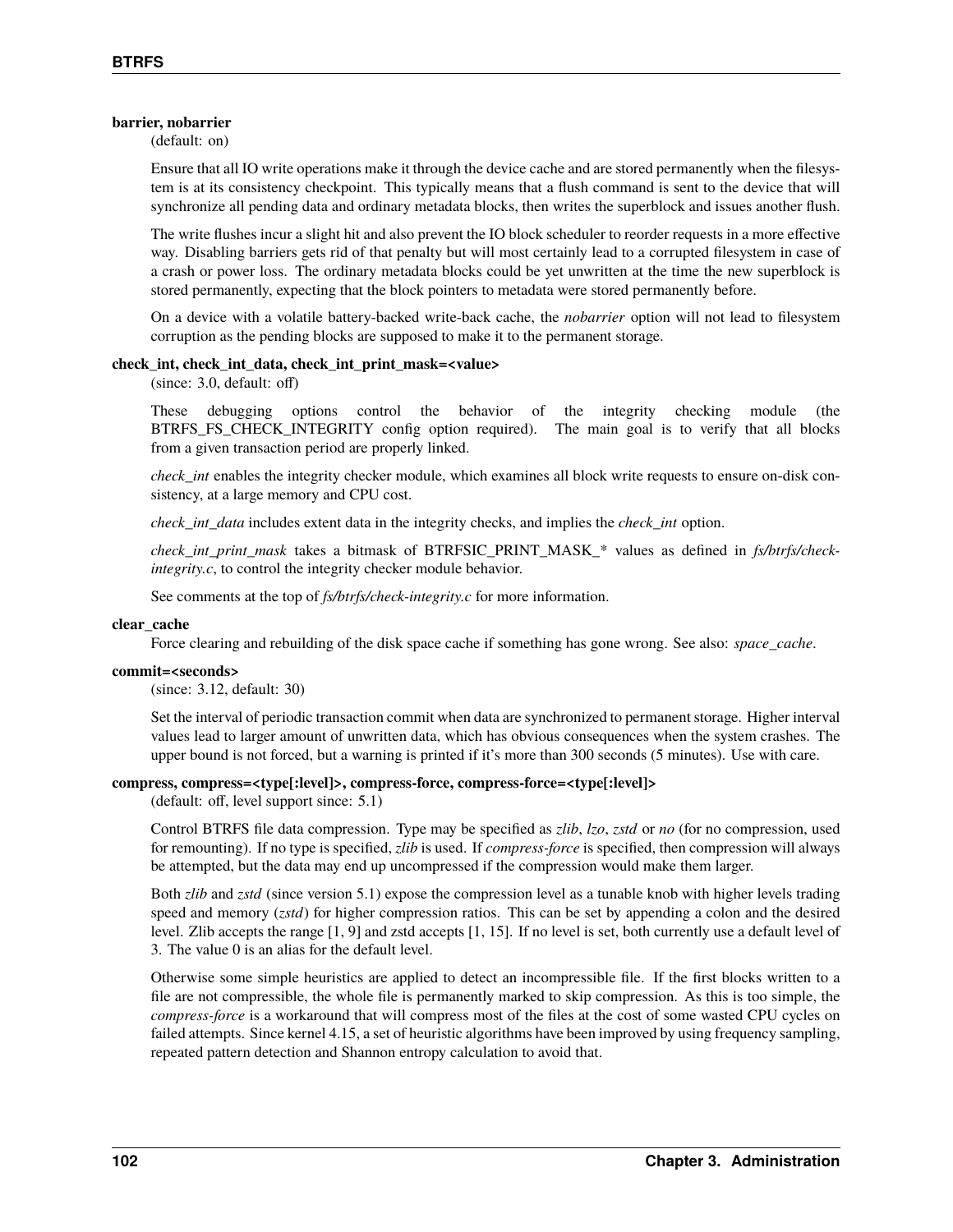**barrier, nobarrier**
(default: on)

Ensure that all IO write operations make it through the device cache and are stored permanently when the filesystem is at its consistency checkpoint. This typically means that a flush command is sent to the device that will synchronize all pending data and ordinary metadata blocks, then writes the superblock and issues another flush.

The write flushes incur a slight hit and also prevent the IO block scheduler to reorder requests in a more effective way. Disabling barriers gets rid of that penalty but will most certainly lead to a corrupted filesystem in case of a crash or power loss. The ordinary metadata blocks could be yet unwritten at the time the new superblock is stored permanently, expecting that the block pointers to metadata were stored permanently before.

On a device with a volatile battery-backed write-back cache, the *nobarrier* option will not lead to filesystem corruption as the pending blocks are supposed to make it to the permanent storage.

**check_int, check_int_data, check_int_print_mask=<value>**
(since: 3.0, default: off)

These debugging options control the behavior of the integrity checking module (the BTRFS_FS_CHECK_INTEGRITY config option required). The main goal is to verify that all blocks from a given transaction period are properly linked.

*check_int* enables the integrity checker module, which examines all block write requests to ensure on-disk consistency, at a large memory and CPU cost.

*check_int_data* includes extent data in the integrity checks, and implies the *check_int* option.

*check_int_print_mask* takes a bitmask of BTRFSIC_PRINT_MASK_* values as defined in *fs/btrfs/check-integrity.c*, to control the integrity checker module behavior.

See comments at the top of *fs/btrfs/check-integrity.c* for more information.

**clear_cache**
Force clearing and rebuilding of the disk space cache if something has gone wrong. See also: *space_cache*.

**commit=<seconds>**
(since: 3.12, default: 30)

Set the interval of periodic transaction commit when data are synchronized to permanent storage. Higher interval values lead to larger amount of unwritten data, which has obvious consequences when the system crashes. The upper bound is not forced, but a warning is printed if it's more than 300 seconds (5 minutes). Use with care.

**compress, compress=<type[:level]>, compress-force, compress-force=<type[:level]>**
(default: off, level support since: 5.1)

Control BTRFS file data compression. Type may be specified as *zlib*, *lzo*, *zstd* or *no* (for no compression, used for remounting). If no type is specified, *zlib* is used. If *compress-force* is specified, then compression will always be attempted, but the data may end up uncompressed if the compression would make them larger.

Both *zlib* and *zstd* (since version 5.1) expose the compression level as a tunable knob with higher levels trading speed and memory (*zstd*) for higher compression ratios. This can be set by appending a colon and the desired level. Zlib accepts the range [1, 9] and zstd accepts [1, 15]. If no level is set, both currently use a default level of 3. The value 0 is an alias for the default level.

Otherwise some simple heuristics are applied to detect an incompressible file. If the first blocks written to a file are not compressible, the whole file is permanently marked to skip compression. As this is too simple, the *compress-force* is a workaround that will compress most of the files at the cost of some wasted CPU cycles on failed attempts. Since kernel 4.15, a set of heuristic algorithms have been improved by using frequency sampling, repeated pattern detection and Shannon entropy calculation to avoid that.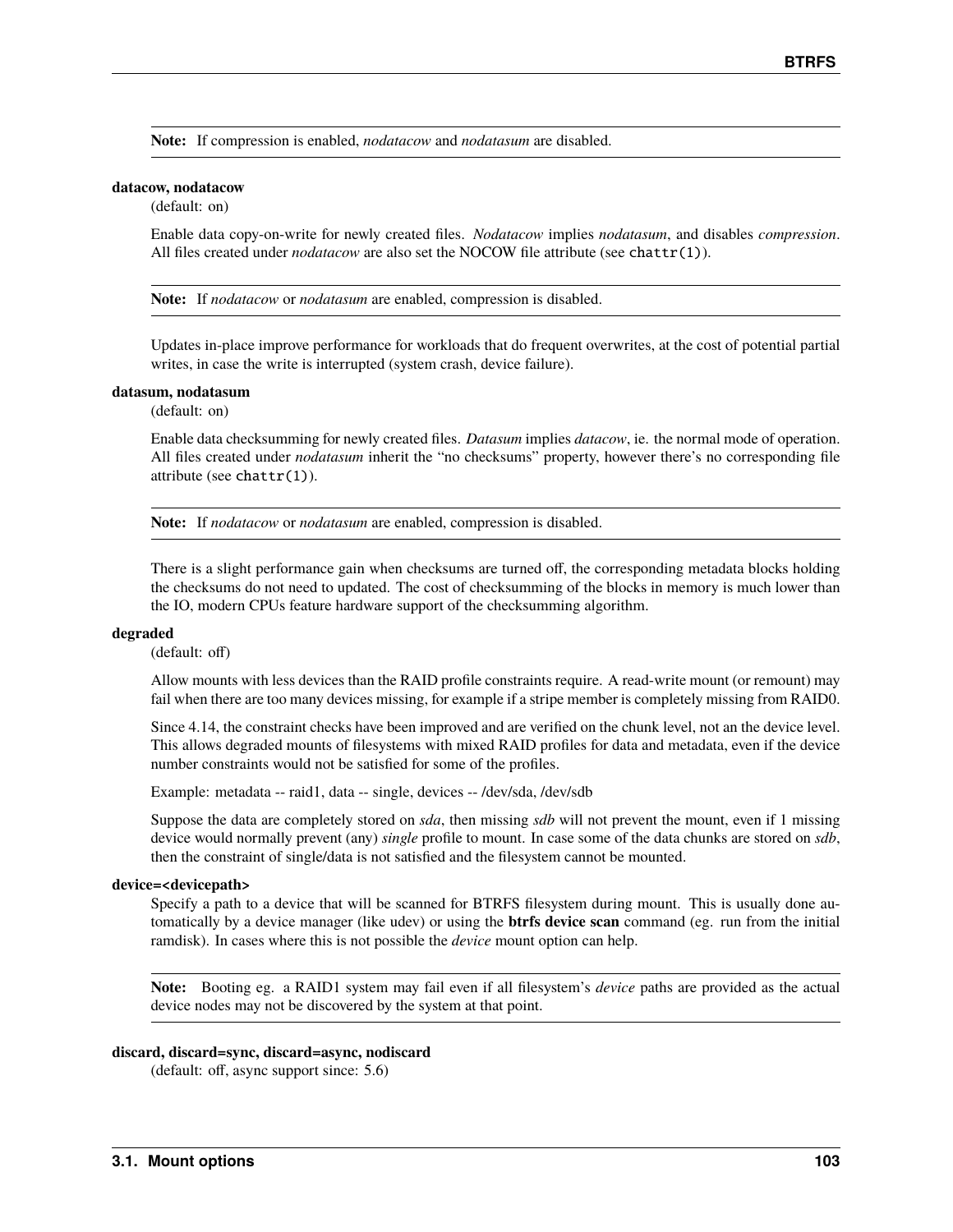**Note:** If compression is enabled, *nodatacow* and *nodatasum* are disabled.

**datacow, nodatacow**

(default: on)

Enable data copy-on-write for newly created files. *Nodatacow* implies *nodatasum*, and disables *compression*. All files created under *nodatacow* are also set the NOCOW file attribute (see `chattr(1)`).

**Note:** If *nodatacow* or *nodatasum* are enabled, compression is disabled.

Updates in-place improve performance for workloads that do frequent overwrites, at the cost of potential partial writes, in case the write is interrupted (system crash, device failure).

**datasum, nodatasum**

(default: on)

Enable data checksumming for newly created files. *Datasum* implies *datacow*, ie. the normal mode of operation. All files created under *nodatasum* inherit the "no checksums" property, however there's no corresponding file attribute (see `chattr(1)`).

**Note:** If *nodatacow* or *nodatasum* are enabled, compression is disabled.

There is a slight performance gain when checksums are turned off, the corresponding metadata blocks holding the checksums do not need to updated. The cost of checksumming of the blocks in memory is much lower than the IO, modern CPUs feature hardware support of the checksumming algorithm.

**degraded**

(default: off)

Allow mounts with less devices than the RAID profile constraints require. A read-write mount (or remount) may fail when there are too many devices missing, for example if a stripe member is completely missing from RAID0.

Since 4.14, the constraint checks have been improved and are verified on the chunk level, not an the device level. This allows degraded mounts of filesystems with mixed RAID profiles for data and metadata, even if the device number constraints would not be satisfied for some of the profiles.

Example: metadata -- raid1, data -- single, devices -- /dev/sda, /dev/sdb

Suppose the data are completely stored on *sda*, then missing *sdb* will not prevent the mount, even if 1 missing device would normally prevent (any) *single* profile to mount. In case some of the data chunks are stored on *sdb*, then the constraint of single/data is not satisfied and the filesystem cannot be mounted.

**device=<devicepath>**

Specify a path to a device that will be scanned for BTRFS filesystem during mount. This is usually done automatically by a device manager (like udev) or using the **btrfs device scan** command (eg. run from the initial ramdisk). In cases where this is not possible the *device* mount option can help.

**Note:** Booting eg. a RAID1 system may fail even if all filesystem's *device* paths are provided as the actual device nodes may not be discovered by the system at that point.

**discard, discard=sync, discard=async, nodiscard**

(default: off, async support since: 5.6)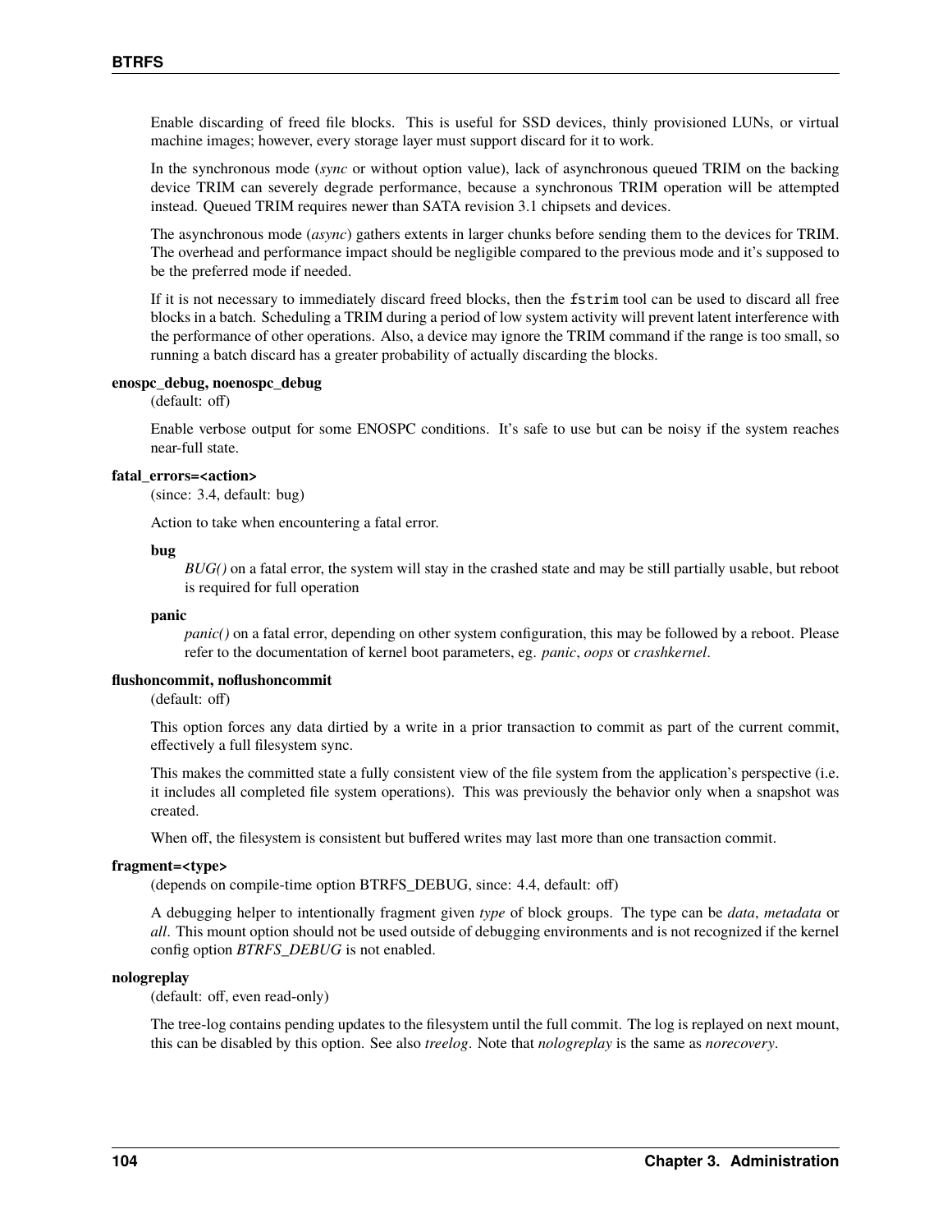Enable discarding of freed file blocks. This is useful for SSD devices, thinly provisioned LUNs, or virtual machine images; however, every storage layer must support discard for it to work.

In the synchronous mode (*sync* or without option value), lack of asynchronous queued TRIM on the backing device TRIM can severely degrade performance, because a synchronous TRIM operation will be attempted instead. Queued TRIM requires newer than SATA revision 3.1 chipsets and devices.

The asynchronous mode (*async*) gathers extents in larger chunks before sending them to the devices for TRIM. The overhead and performance impact should be negligible compared to the previous mode and it's supposed to be the preferred mode if needed.

If it is not necessary to immediately discard freed blocks, then the `fstrim` tool can be used to discard all free blocks in a batch. Scheduling a TRIM during a period of low system activity will prevent latent interference with the performance of other operations. Also, a device may ignore the TRIM command if the range is too small, so running a batch discard has a greater probability of actually discarding the blocks.

**enospc_debug, noenospc_debug**

(default: off)

Enable verbose output for some ENOSPC conditions. It's safe to use but can be noisy if the system reaches near-full state.

**fatal_errors=<action>**

(since: 3.4, default: bug)

Action to take when encountering a fatal error.

**bug**

*BUG()* on a fatal error, the system will stay in the crashed state and may be still partially usable, but reboot is required for full operation

**panic**

*panic()* on a fatal error, depending on other system configuration, this may be followed by a reboot. Please refer to the documentation of kernel boot parameters, eg. *panic*, *oops* or *crashkernel*.

**flushoncommit, noflushoncommit**

(default: off)

This option forces any data dirtied by a write in a prior transaction to commit as part of the current commit, effectively a full filesystem sync.

This makes the committed state a fully consistent view of the file system from the application's perspective (i.e. it includes all completed file system operations). This was previously the behavior only when a snapshot was created.

When off, the filesystem is consistent but buffered writes may last more than one transaction commit.

**fragment=<type>**

(depends on compile-time option BTRFS_DEBUG, since: 4.4, default: off)

A debugging helper to intentionally fragment given *type* of block groups. The type can be *data*, *metadata* or *all*. This mount option should not be used outside of debugging environments and is not recognized if the kernel config option *BTRFS_DEBUG* is not enabled.

**nologreplay**

(default: off, even read-only)

The tree-log contains pending updates to the filesystem until the full commit. The log is replayed on next mount, this can be disabled by this option. See also *treelog*. Note that *nologreplay* is the same as *norecovery*.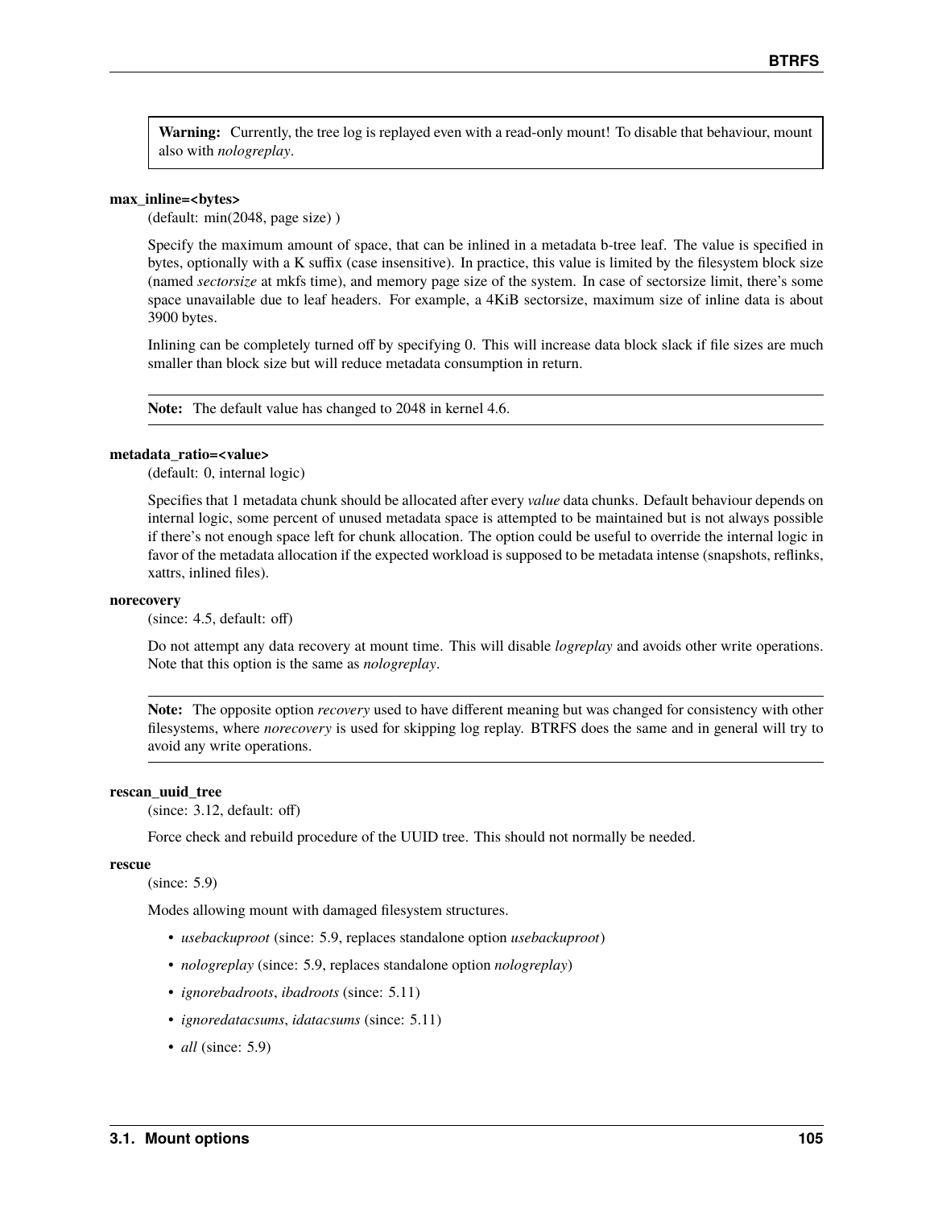**Warning:** Currently, the tree log is replayed even with a read-only mount! To disable that behaviour, mount also with *nologreplay*.

**max_inline=<bytes>**
(default: min(2048, page size) )

Specify the maximum amount of space, that can be inlined in a metadata b-tree leaf. The value is specified in bytes, optionally with a K suffix (case insensitive). In practice, this value is limited by the filesystem block size (named *sectorsize* at mkfs time), and memory page size of the system. In case of sectorsize limit, there's some space unavailable due to leaf headers. For example, a 4KiB sectorsize, maximum size of inline data is about 3900 bytes.

Inlining can be completely turned off by specifying 0. This will increase data block slack if file sizes are much smaller than block size but will reduce metadata consumption in return.

**Note:** The default value has changed to 2048 in kernel 4.6.

**metadata_ratio=<value>**
(default: 0, internal logic)

Specifies that 1 metadata chunk should be allocated after every *value* data chunks. Default behaviour depends on internal logic, some percent of unused metadata space is attempted to be maintained but is not always possible if there's not enough space left for chunk allocation. The option could be useful to override the internal logic in favor of the metadata allocation if the expected workload is supposed to be metadata intense (snapshots, reflinks, xattrs, inlined files).

**norecovery**
(since: 4.5, default: off)

Do not attempt any data recovery at mount time. This will disable *logreplay* and avoids other write operations. Note that this option is the same as *nologreplay*.

**Note:** The opposite option *recovery* used to have different meaning but was changed for consistency with other filesystems, where *norecovery* is used for skipping log replay. BTRFS does the same and in general will try to avoid any write operations.

**rescan_uuid_tree**
(since: 3.12, default: off)

Force check and rebuild procedure of the UUID tree. This should not normally be needed.

**rescue**
(since: 5.9)

Modes allowing mount with damaged filesystem structures.

- *usebackuproot* (since: 5.9, replaces standalone option *usebackuproot*)
- *nologreplay* (since: 5.9, replaces standalone option *nologreplay*)
- *ignorebadroots*, *ibadroots* (since: 5.11)
- *ignoredatacsums*, *idatacsums* (since: 5.11)
- *all* (since: 5.9)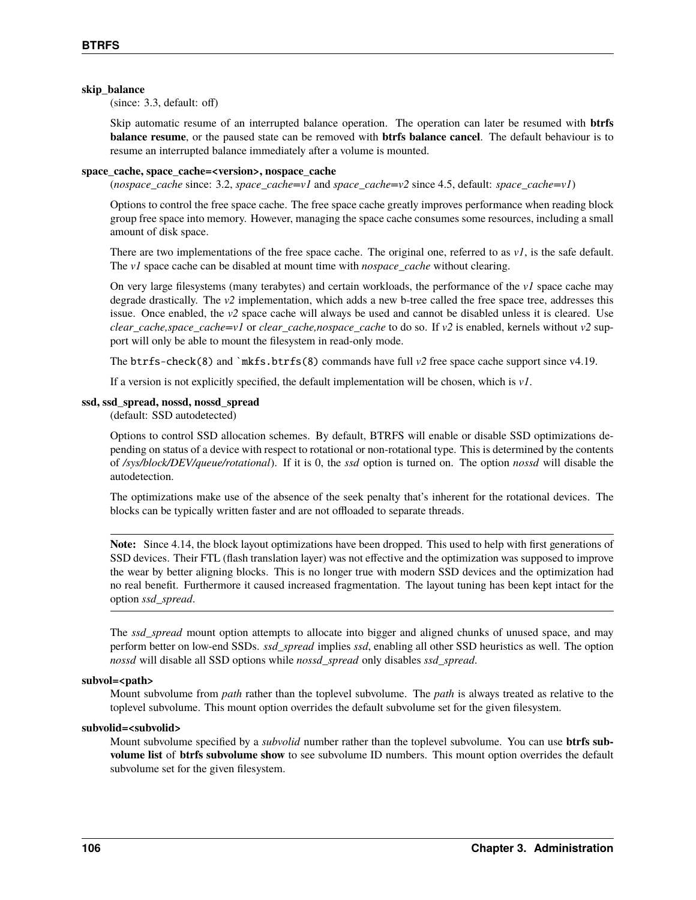**skip_balance**
(since: 3.3, default: off)

Skip automatic resume of an interrupted balance operation. The operation can later be resumed with **btrfs balance resume**, or the paused state can be removed with **btrfs balance cancel**. The default behaviour is to resume an interrupted balance immediately after a volume is mounted.

**space_cache, space_cache=<version>, nospace_cache**
(*nospace_cache* since: 3.2, *space_cache=v1* and *space_cache=v2* since 4.5, default: *space_cache=v1*)

Options to control the free space cache. The free space cache greatly improves performance when reading block group free space into memory. However, managing the space cache consumes some resources, including a small amount of disk space.

There are two implementations of the free space cache. The original one, referred to as *v1*, is the safe default. The *v1* space cache can be disabled at mount time with *nospace_cache* without clearing.

On very large filesystems (many terabytes) and certain workloads, the performance of the *v1* space cache may degrade drastically. The *v2* implementation, which adds a new b-tree called the free space tree, addresses this issue. Once enabled, the *v2* space cache will always be used and cannot be disabled unless it is cleared. Use *clear_cache,space_cache=v1* or *clear_cache,nospace_cache* to do so. If *v2* is enabled, kernels without *v2* support will only be able to mount the filesystem in read-only mode.

The `btrfs-check(8)` and `` `mkfs.btrfs(8)`` commands have full *v2* free space cache support since v4.19.

If a version is not explicitly specified, the default implementation will be chosen, which is *v1*.

**ssd, ssd_spread, nossd, nossd_spread**
(default: SSD autodetected)

Options to control SSD allocation schemes. By default, BTRFS will enable or disable SSD optimizations depending on status of a device with respect to rotational or non-rotational type. This is determined by the contents of */sys/block/DEV/queue/rotational*). If it is 0, the *ssd* option is turned on. The option *nossd* will disable the autodetection.

The optimizations make use of the absence of the seek penalty that's inherent for the rotational devices. The blocks can be typically written faster and are not offloaded to separate threads.

---

**Note:** Since 4.14, the block layout optimizations have been dropped. This used to help with first generations of SSD devices. Their FTL (flash translation layer) was not effective and the optimization was supposed to improve the wear by better aligning blocks. This is no longer true with modern SSD devices and the optimization had no real benefit. Furthermore it caused increased fragmentation. The layout tuning has been kept intact for the option *ssd_spread*.

---

The *ssd_spread* mount option attempts to allocate into bigger and aligned chunks of unused space, and may perform better on low-end SSDs. *ssd_spread* implies *ssd*, enabling all other SSD heuristics as well. The option *nossd* will disable all SSD options while *nossd_spread* only disables *ssd_spread*.

**subvol=<path>**
Mount subvolume from *path* rather than the toplevel subvolume. The *path* is always treated as relative to the toplevel subvolume. This mount option overrides the default subvolume set for the given filesystem.

**subvolid=<subvolid>**
Mount subvolume specified by a *subvolid* number rather than the toplevel subvolume. You can use **btrfs subvolume list** of **btrfs subvolume show** to see subvolume ID numbers. This mount option overrides the default subvolume set for the given filesystem.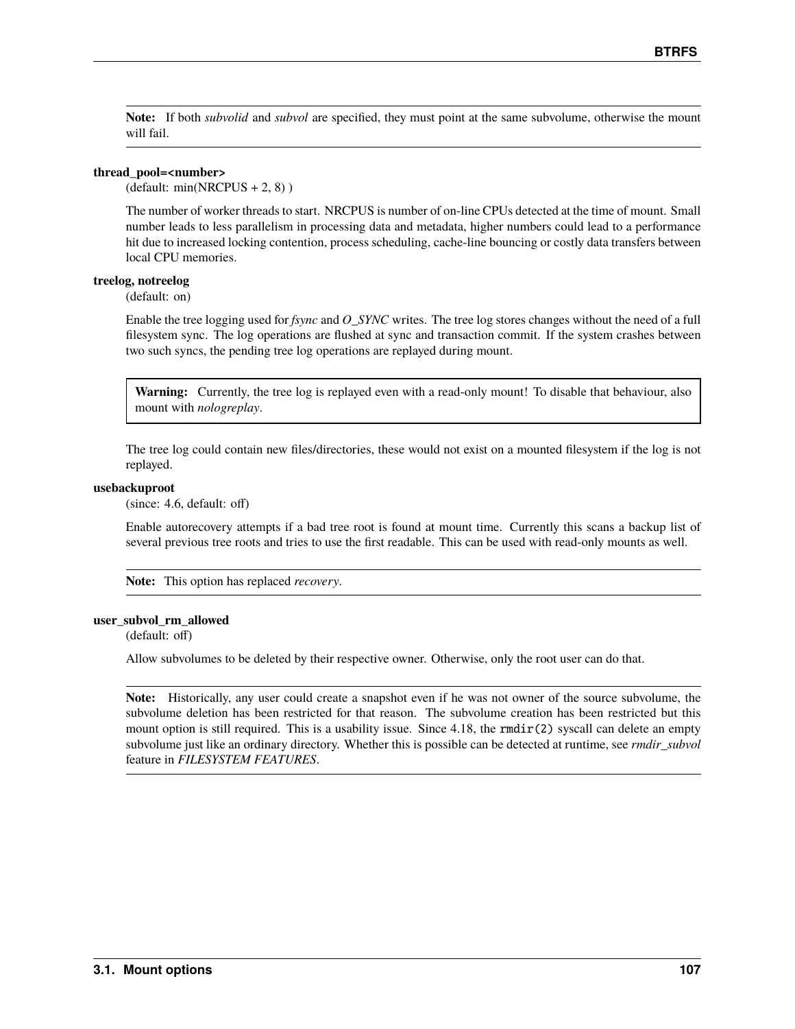**Note:** If both *subvolid* and *subvol* are specified, they must point at the same subvolume, otherwise the mount will fail.

**thread_pool=<number>**

(default: min(NRCPUS + 2, 8) )

The number of worker threads to start. NRCPUS is number of on-line CPUs detected at the time of mount. Small number leads to less parallelism in processing data and metadata, higher numbers could lead to a performance hit due to increased locking contention, process scheduling, cache-line bouncing or costly data transfers between local CPU memories.

**treelog, notreelog**

(default: on)

Enable the tree logging used for *fsync* and *O_SYNC* writes. The tree log stores changes without the need of a full filesystem sync. The log operations are flushed at sync and transaction commit. If the system crashes between two such syncs, the pending tree log operations are replayed during mount.

> **Warning:** Currently, the tree log is replayed even with a read-only mount! To disable that behaviour, also mount with *nologreplay*.

The tree log could contain new files/directories, these would not exist on a mounted filesystem if the log is not replayed.

**usebackuproot**

(since: 4.6, default: off)

Enable autorecovery attempts if a bad tree root is found at mount time. Currently this scans a backup list of several previous tree roots and tries to use the first readable. This can be used with read-only mounts as well.

**Note:** This option has replaced *recovery*.

**user_subvol_rm_allowed**

(default: off)

Allow subvolumes to be deleted by their respective owner. Otherwise, only the root user can do that.

**Note:** Historically, any user could create a snapshot even if he was not owner of the source subvolume, the subvolume deletion has been restricted for that reason. The subvolume creation has been restricted but this mount option is still required. This is a usability issue. Since 4.18, the `rmdir(2)` syscall can delete an empty subvolume just like an ordinary directory. Whether this is possible can be detected at runtime, see *rmdir_subvol* feature in *FILESYSTEM FEATURES*.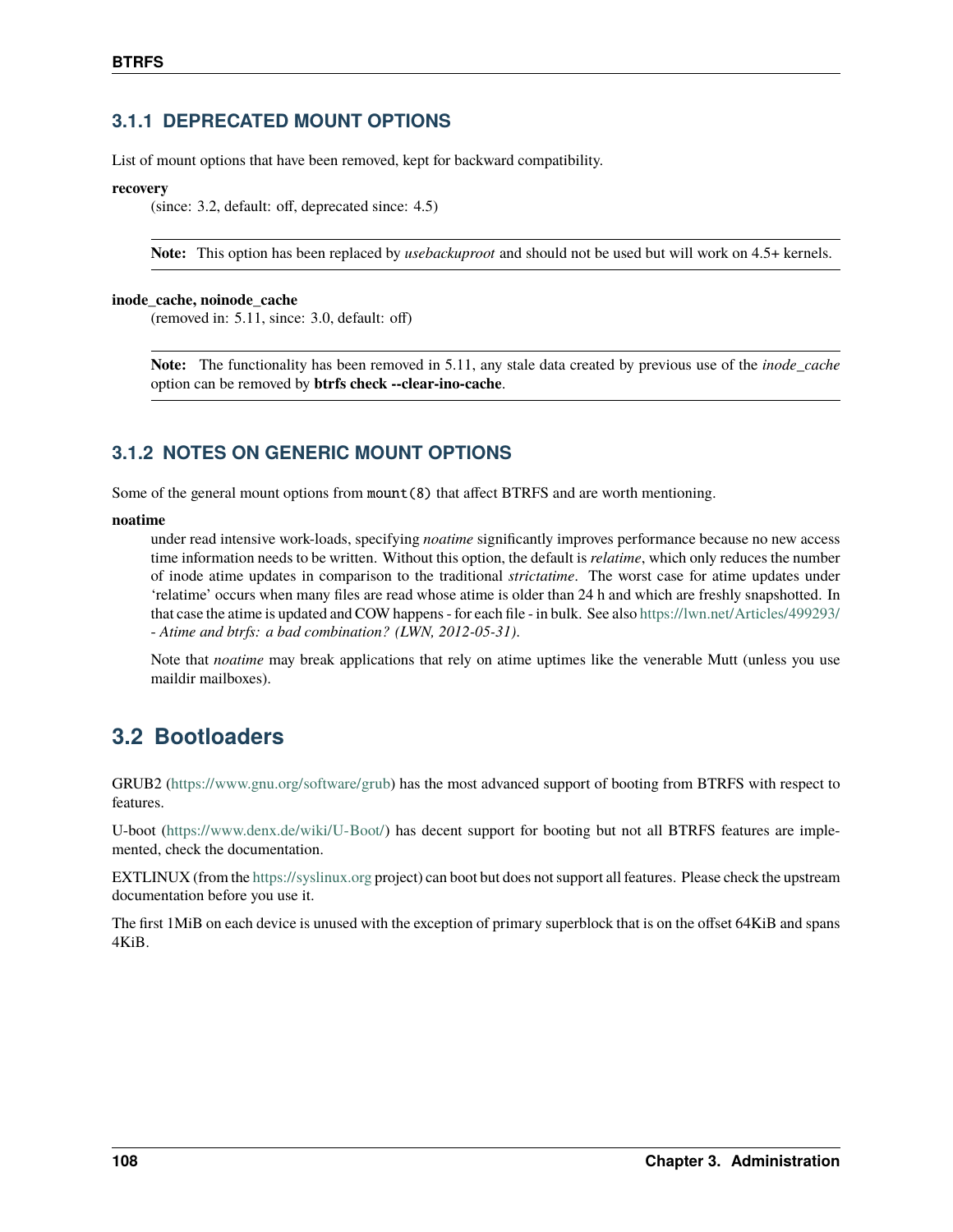### 3.1.1 DEPRECATED MOUNT OPTIONS

List of mount options that have been removed, kept for backward compatibility.

**recovery**
(since: 3.2, default: off, deprecated since: 4.5)

> **Note:** This option has been replaced by *usebackuproot* and should not be used but will work on 4.5+ kernels.

**inode_cache, noinode_cache**
(removed in: 5.11, since: 3.0, default: off)

> **Note:** The functionality has been removed in 5.11, any stale data created by previous use of the *inode_cache* option can be removed by **btrfs check --clear-ino-cache**.

### 3.1.2 NOTES ON GENERIC MOUNT OPTIONS

Some of the general mount options from `mount(8)` that affect BTRFS and are worth mentioning.

**noatime**
under read intensive work-loads, specifying *noatime* significantly improves performance because no new access time information needs to be written. Without this option, the default is *relatime*, which only reduces the number of inode atime updates in comparison to the traditional *strictatime*. The worst case for atime updates under 'relatime' occurs when many files are read whose atime is older than 24 h and which are freshly snapshotted. In that case the atime is updated and COW happens - for each file - in bulk. See also https://lwn.net/Articles/499293/ *- Atime and btrfs: a bad combination? (LWN, 2012-05-31)*.

Note that *noatime* may break applications that rely on atime uptimes like the venerable Mutt (unless you use maildir mailboxes).

## 3.2 Bootloaders

GRUB2 (https://www.gnu.org/software/grub) has the most advanced support of booting from BTRFS with respect to features.

U-boot (https://www.denx.de/wiki/U-Boot/) has decent support for booting but not all BTRFS features are implemented, check the documentation.

EXTLINUX (from the https://syslinux.org project) can boot but does not support all features. Please check the upstream documentation before you use it.

The first 1MiB on each device is unused with the exception of primary superblock that is on the offset 64KiB and spans 4KiB.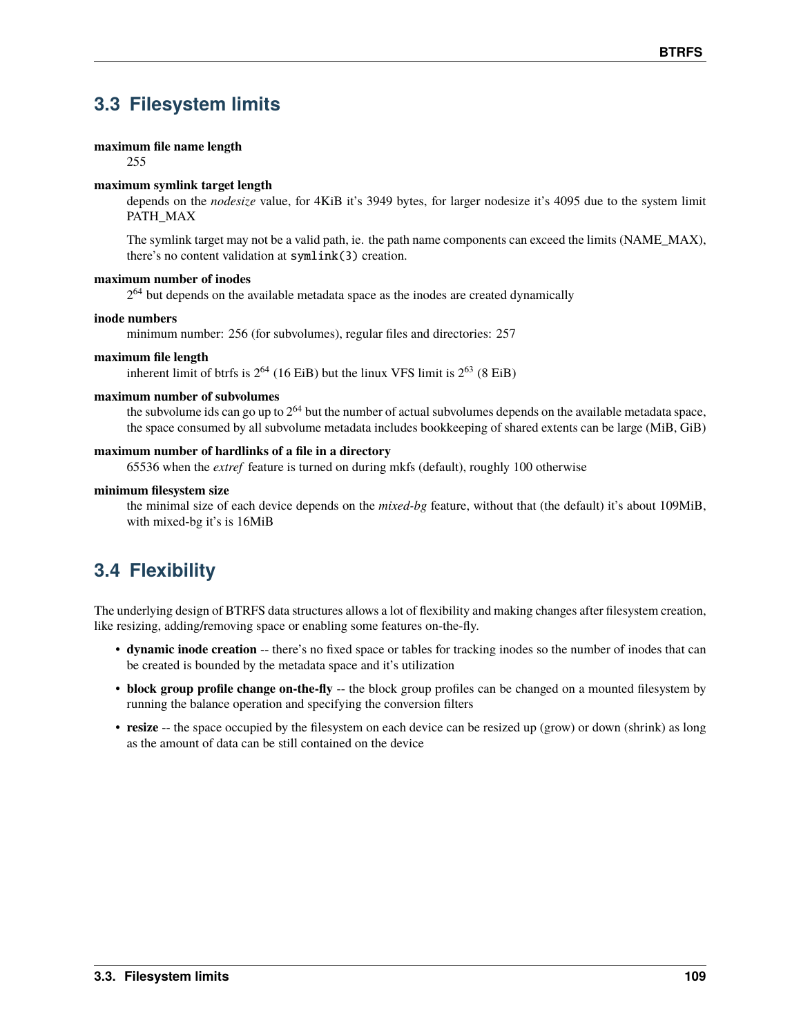## 3.3 Filesystem limits

**maximum file name length**
255

**maximum symlink target length**
depends on the *nodesize* value, for 4KiB it's 3949 bytes, for larger nodesize it's 4095 due to the system limit PATH_MAX

The symlink target may not be a valid path, ie. the path name components can exceed the limits (NAME_MAX), there's no content validation at `symlink(3)` creation.

**maximum number of inodes**
$2^{64}$ but depends on the available metadata space as the inodes are created dynamically

**inode numbers**
minimum number: 256 (for subvolumes), regular files and directories: 257

**maximum file length**
inherent limit of btrfs is $2^{64}$ (16 EiB) but the linux VFS limit is $2^{63}$ (8 EiB)

**maximum number of subvolumes**
the subvolume ids can go up to $2^{64}$ but the number of actual subvolumes depends on the available metadata space, the space consumed by all subvolume metadata includes bookkeeping of shared extents can be large (MiB, GiB)

**maximum number of hardlinks of a file in a directory**
65536 when the *extref* feature is turned on during mkfs (default), roughly 100 otherwise

**minimum filesystem size**
the minimal size of each device depends on the *mixed-bg* feature, without that (the default) it's about 109MiB, with mixed-bg it's is 16MiB

## 3.4 Flexibility

The underlying design of BTRFS data structures allows a lot of flexibility and making changes after filesystem creation, like resizing, adding/removing space or enabling some features on-the-fly.

- **dynamic inode creation** -- there's no fixed space or tables for tracking inodes so the number of inodes that can be created is bounded by the metadata space and it's utilization
- **block group profile change on-the-fly** -- the block group profiles can be changed on a mounted filesystem by running the balance operation and specifying the conversion filters
- **resize** -- the space occupied by the filesystem on each device can be resized up (grow) or down (shrink) as long as the amount of data can be still contained on the device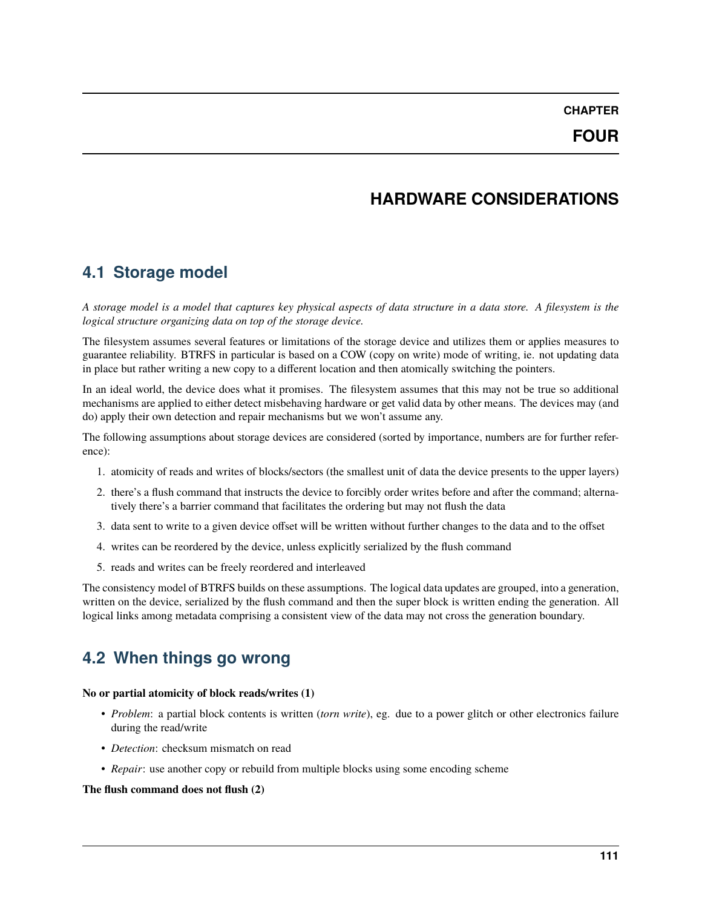# CHAPTER FOUR

# HARDWARE CONSIDERATIONS

## 4.1 Storage model

*A storage model is a model that captures key physical aspects of data structure in a data store. A filesystem is the logical structure organizing data on top of the storage device.*

The filesystem assumes several features or limitations of the storage device and utilizes them or applies measures to guarantee reliability. BTRFS in particular is based on a COW (copy on write) mode of writing, ie. not updating data in place but rather writing a new copy to a different location and then atomically switching the pointers.

In an ideal world, the device does what it promises. The filesystem assumes that this may not be true so additional mechanisms are applied to either detect misbehaving hardware or get valid data by other means. The devices may (and do) apply their own detection and repair mechanisms but we won't assume any.

The following assumptions about storage devices are considered (sorted by importance, numbers are for further reference):

1. atomicity of reads and writes of blocks/sectors (the smallest unit of data the device presents to the upper layers)
2. there's a flush command that instructs the device to forcibly order writes before and after the command; alternatively there's a barrier command that facilitates the ordering but may not flush the data
3. data sent to write to a given device offset will be written without further changes to the data and to the offset
4. writes can be reordered by the device, unless explicitly serialized by the flush command
5. reads and writes can be freely reordered and interleaved

The consistency model of BTRFS builds on these assumptions. The logical data updates are grouped, into a generation, written on the device, serialized by the flush command and then the super block is written ending the generation. All logical links among metadata comprising a consistent view of the data may not cross the generation boundary.

## 4.2 When things go wrong

**No or partial atomicity of block reads/writes (1)**

- *Problem*: a partial block contents is written (*torn write*), eg. due to a power glitch or other electronics failure during the read/write
- *Detection*: checksum mismatch on read
- *Repair*: use another copy or rebuild from multiple blocks using some encoding scheme

**The flush command does not flush (2)**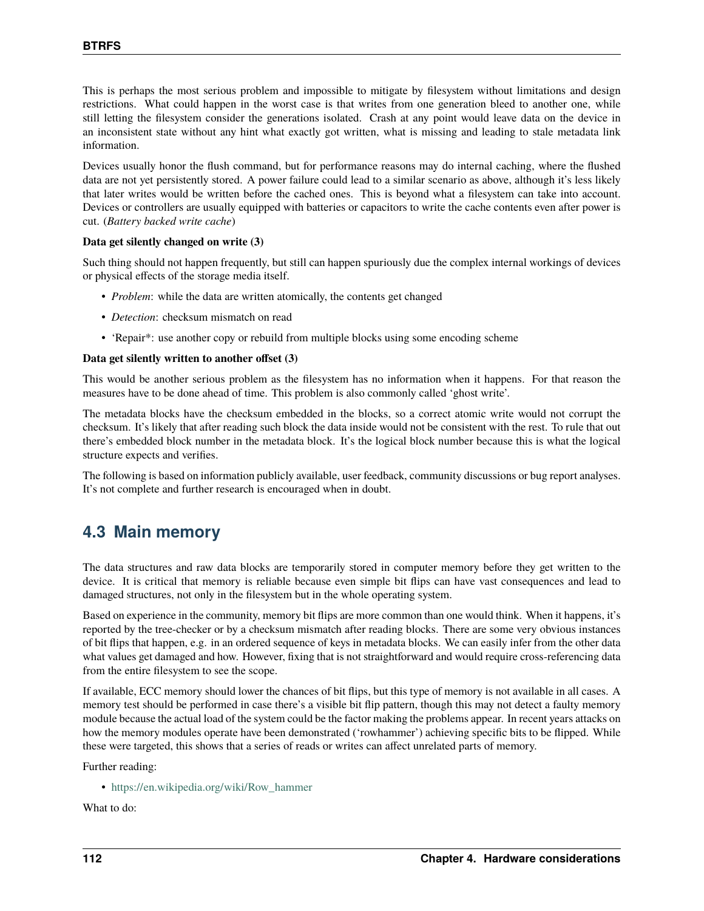This is perhaps the most serious problem and impossible to mitigate by filesystem without limitations and design restrictions. What could happen in the worst case is that writes from one generation bleed to another one, while still letting the filesystem consider the generations isolated. Crash at any point would leave data on the device in an inconsistent state without any hint what exactly got written, what is missing and leading to stale metadata link information.

Devices usually honor the flush command, but for performance reasons may do internal caching, where the flushed data are not yet persistently stored. A power failure could lead to a similar scenario as above, although it's less likely that later writes would be written before the cached ones. This is beyond what a filesystem can take into account. Devices or controllers are usually equipped with batteries or capacitors to write the cache contents even after power is cut. (*Battery backed write cache*)

**Data get silently changed on write (3)**

Such thing should not happen frequently, but still can happen spuriously due the complex internal workings of devices or physical effects of the storage media itself.

- *Problem*: while the data are written atomically, the contents get changed
- *Detection*: checksum mismatch on read
- 'Repair*: use another copy or rebuild from multiple blocks using some encoding scheme

**Data get silently written to another offset (3)**

This would be another serious problem as the filesystem has no information when it happens. For that reason the measures have to be done ahead of time. This problem is also commonly called 'ghost write'.

The metadata blocks have the checksum embedded in the blocks, so a correct atomic write would not corrupt the checksum. It's likely that after reading such block the data inside would not be consistent with the rest. To rule that out there's embedded block number in the metadata block. It's the logical block number because this is what the logical structure expects and verifies.

The following is based on information publicly available, user feedback, community discussions or bug report analyses. It's not complete and further research is encouraged when in doubt.

## 4.3 Main memory

The data structures and raw data blocks are temporarily stored in computer memory before they get written to the device. It is critical that memory is reliable because even simple bit flips can have vast consequences and lead to damaged structures, not only in the filesystem but in the whole operating system.

Based on experience in the community, memory bit flips are more common than one would think. When it happens, it's reported by the tree-checker or by a checksum mismatch after reading blocks. There are some very obvious instances of bit flips that happen, e.g. in an ordered sequence of keys in metadata blocks. We can easily infer from the other data what values get damaged and how. However, fixing that is not straightforward and would require cross-referencing data from the entire filesystem to see the scope.

If available, ECC memory should lower the chances of bit flips, but this type of memory is not available in all cases. A memory test should be performed in case there's a visible bit flip pattern, though this may not detect a faulty memory module because the actual load of the system could be the factor making the problems appear. In recent years attacks on how the memory modules operate have been demonstrated ('rowhammer') achieving specific bits to be flipped. While these were targeted, this shows that a series of reads or writes can affect unrelated parts of memory.

Further reading:

- https://en.wikipedia.org/wiki/Row_hammer

What to do: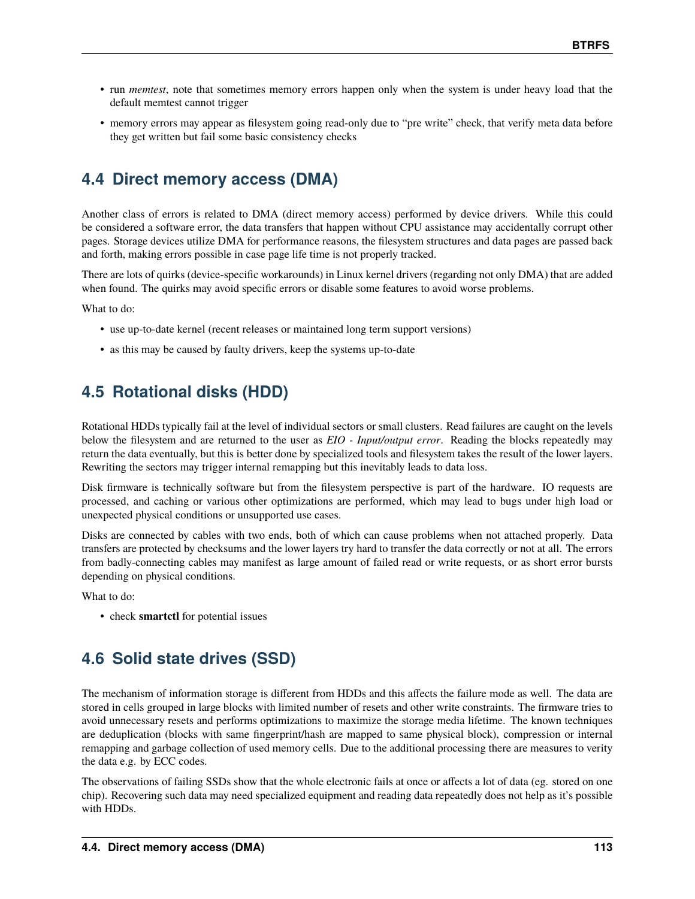- run *memtest*, note that sometimes memory errors happen only when the system is under heavy load that the default memtest cannot trigger
- memory errors may appear as filesystem going read-only due to "pre write" check, that verify meta data before they get written but fail some basic consistency checks

## 4.4 Direct memory access (DMA)

Another class of errors is related to DMA (direct memory access) performed by device drivers. While this could be considered a software error, the data transfers that happen without CPU assistance may accidentally corrupt other pages. Storage devices utilize DMA for performance reasons, the filesystem structures and data pages are passed back and forth, making errors possible in case page life time is not properly tracked.

There are lots of quirks (device-specific workarounds) in Linux kernel drivers (regarding not only DMA) that are added when found. The quirks may avoid specific errors or disable some features to avoid worse problems.

What to do:

- use up-to-date kernel (recent releases or maintained long term support versions)
- as this may be caused by faulty drivers, keep the systems up-to-date

## 4.5 Rotational disks (HDD)

Rotational HDDs typically fail at the level of individual sectors or small clusters. Read failures are caught on the levels below the filesystem and are returned to the user as *EIO - Input/output error*. Reading the blocks repeatedly may return the data eventually, but this is better done by specialized tools and filesystem takes the result of the lower layers. Rewriting the sectors may trigger internal remapping but this inevitably leads to data loss.

Disk firmware is technically software but from the filesystem perspective is part of the hardware. IO requests are processed, and caching or various other optimizations are performed, which may lead to bugs under high load or unexpected physical conditions or unsupported use cases.

Disks are connected by cables with two ends, both of which can cause problems when not attached properly. Data transfers are protected by checksums and the lower layers try hard to transfer the data correctly or not at all. The errors from badly-connecting cables may manifest as large amount of failed read or write requests, or as short error bursts depending on physical conditions.

What to do:

- check **smartctl** for potential issues

## 4.6 Solid state drives (SSD)

The mechanism of information storage is different from HDDs and this affects the failure mode as well. The data are stored in cells grouped in large blocks with limited number of resets and other write constraints. The firmware tries to avoid unnecessary resets and performs optimizations to maximize the storage media lifetime. The known techniques are deduplication (blocks with same fingerprint/hash are mapped to same physical block), compression or internal remapping and garbage collection of used memory cells. Due to the additional processing there are measures to verity the data e.g. by ECC codes.

The observations of failing SSDs show that the whole electronic fails at once or affects a lot of data (eg. stored on one chip). Recovering such data may need specialized equipment and reading data repeatedly does not help as it's possible with HDDs.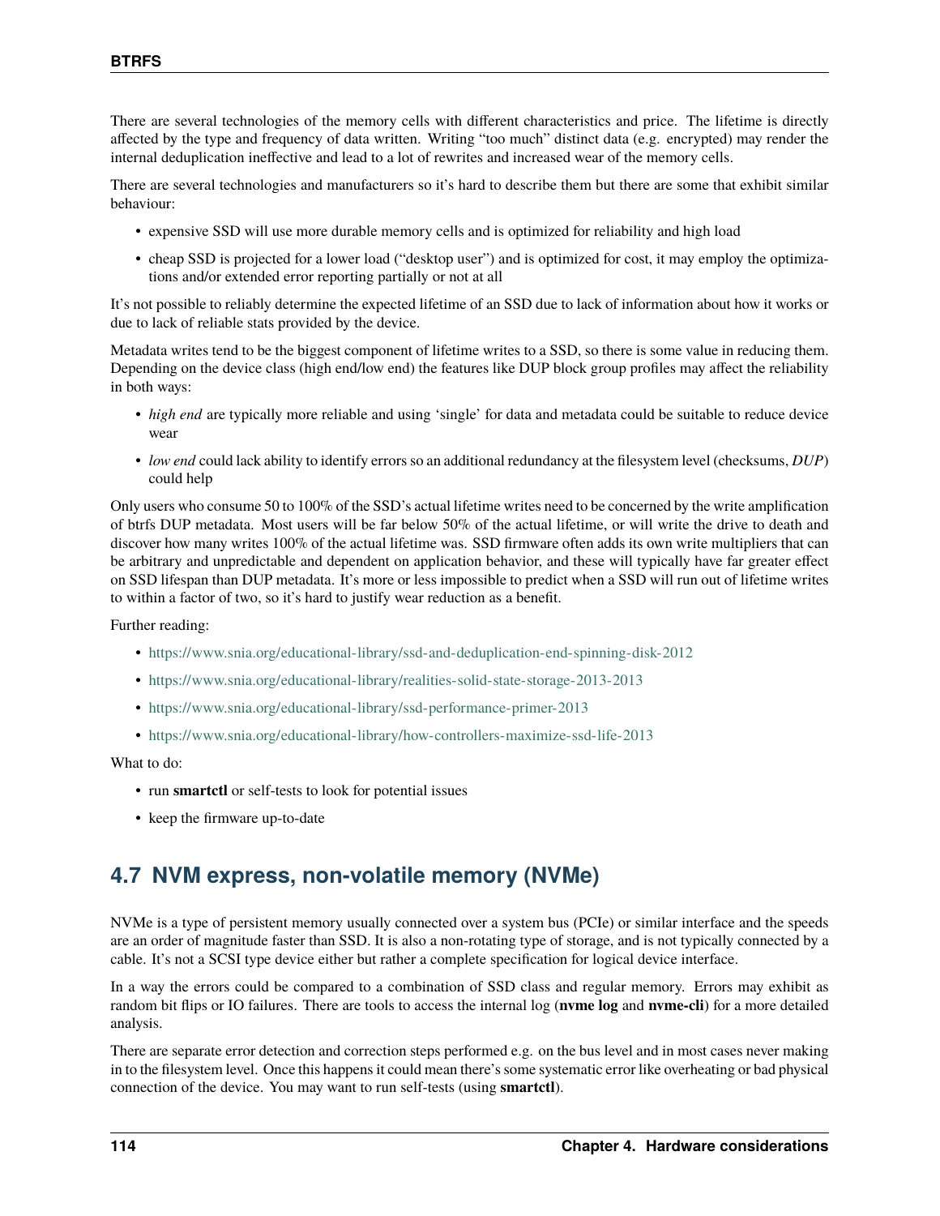There are several technologies of the memory cells with different characteristics and price. The lifetime is directly affected by the type and frequency of data written. Writing "too much" distinct data (e.g. encrypted) may render the internal deduplication ineffective and lead to a lot of rewrites and increased wear of the memory cells.

There are several technologies and manufacturers so it's hard to describe them but there are some that exhibit similar behaviour:

- expensive SSD will use more durable memory cells and is optimized for reliability and high load
- cheap SSD is projected for a lower load ("desktop user") and is optimized for cost, it may employ the optimizations and/or extended error reporting partially or not at all

It's not possible to reliably determine the expected lifetime of an SSD due to lack of information about how it works or due to lack of reliable stats provided by the device.

Metadata writes tend to be the biggest component of lifetime writes to a SSD, so there is some value in reducing them. Depending on the device class (high end/low end) the features like DUP block group profiles may affect the reliability in both ways:

- *high end* are typically more reliable and using 'single' for data and metadata could be suitable to reduce device wear
- *low end* could lack ability to identify errors so an additional redundancy at the filesystem level (checksums, *DUP*) could help

Only users who consume 50 to 100% of the SSD's actual lifetime writes need to be concerned by the write amplification of btrfs DUP metadata. Most users will be far below 50% of the actual lifetime, or will write the drive to death and discover how many writes 100% of the actual lifetime was. SSD firmware often adds its own write multipliers that can be arbitrary and unpredictable and dependent on application behavior, and these will typically have far greater effect on SSD lifespan than DUP metadata. It's more or less impossible to predict when a SSD will run out of lifetime writes to within a factor of two, so it's hard to justify wear reduction as a benefit.

Further reading:

- https://www.snia.org/educational-library/ssd-and-deduplication-end-spinning-disk-2012
- https://www.snia.org/educational-library/realities-solid-state-storage-2013-2013
- https://www.snia.org/educational-library/ssd-performance-primer-2013
- https://www.snia.org/educational-library/how-controllers-maximize-ssd-life-2013

What to do:

- run **smartctl** or self-tests to look for potential issues
- keep the firmware up-to-date

## 4.7 NVM express, non-volatile memory (NVMe)

NVMe is a type of persistent memory usually connected over a system bus (PCIe) or similar interface and the speeds are an order of magnitude faster than SSD. It is also a non-rotating type of storage, and is not typically connected by a cable. It's not a SCSI type device either but rather a complete specification for logical device interface.

In a way the errors could be compared to a combination of SSD class and regular memory. Errors may exhibit as random bit flips or IO failures. There are tools to access the internal log (**nvme log** and **nvme-cli**) for a more detailed analysis.

There are separate error detection and correction steps performed e.g. on the bus level and in most cases never making in to the filesystem level. Once this happens it could mean there's some systematic error like overheating or bad physical connection of the device. You may want to run self-tests (using **smartctl**).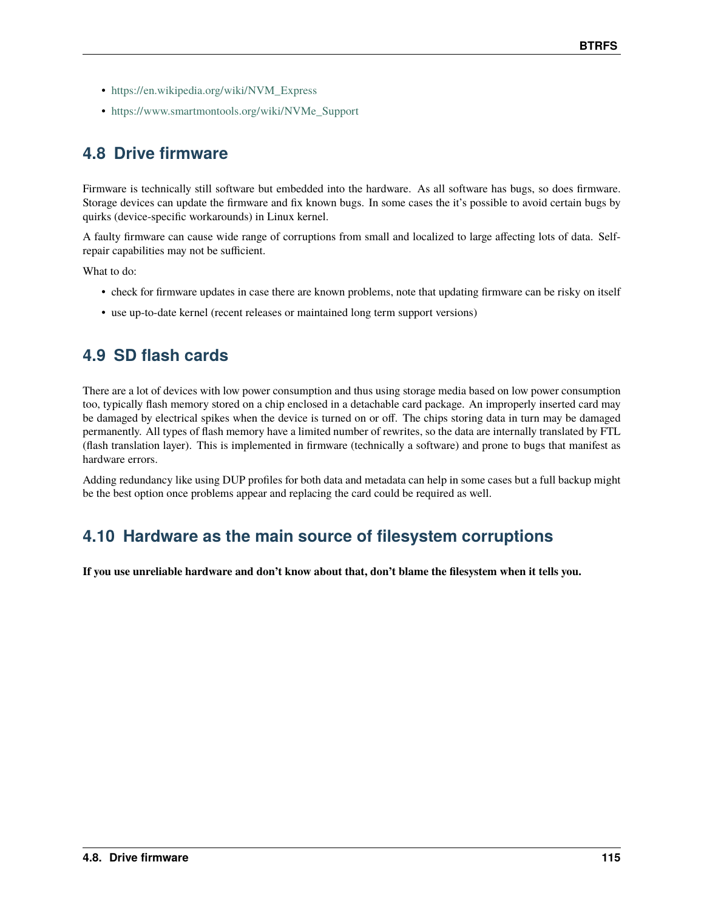- https://en.wikipedia.org/wiki/NVM_Express
- https://www.smartmontools.org/wiki/NVMe_Support

## 4.8 Drive firmware

Firmware is technically still software but embedded into the hardware. As all software has bugs, so does firmware. Storage devices can update the firmware and fix known bugs. In some cases the it's possible to avoid certain bugs by quirks (device-specific workarounds) in Linux kernel.

A faulty firmware can cause wide range of corruptions from small and localized to large affecting lots of data. Self-repair capabilities may not be sufficient.

What to do:

- check for firmware updates in case there are known problems, note that updating firmware can be risky on itself
- use up-to-date kernel (recent releases or maintained long term support versions)

## 4.9 SD flash cards

There are a lot of devices with low power consumption and thus using storage media based on low power consumption too, typically flash memory stored on a chip enclosed in a detachable card package. An improperly inserted card may be damaged by electrical spikes when the device is turned on or off. The chips storing data in turn may be damaged permanently. All types of flash memory have a limited number of rewrites, so the data are internally translated by FTL (flash translation layer). This is implemented in firmware (technically a software) and prone to bugs that manifest as hardware errors.

Adding redundancy like using DUP profiles for both data and metadata can help in some cases but a full backup might be the best option once problems appear and replacing the card could be required as well.

## 4.10 Hardware as the main source of filesystem corruptions

**If you use unreliable hardware and don't know about that, don't blame the filesystem when it tells you.**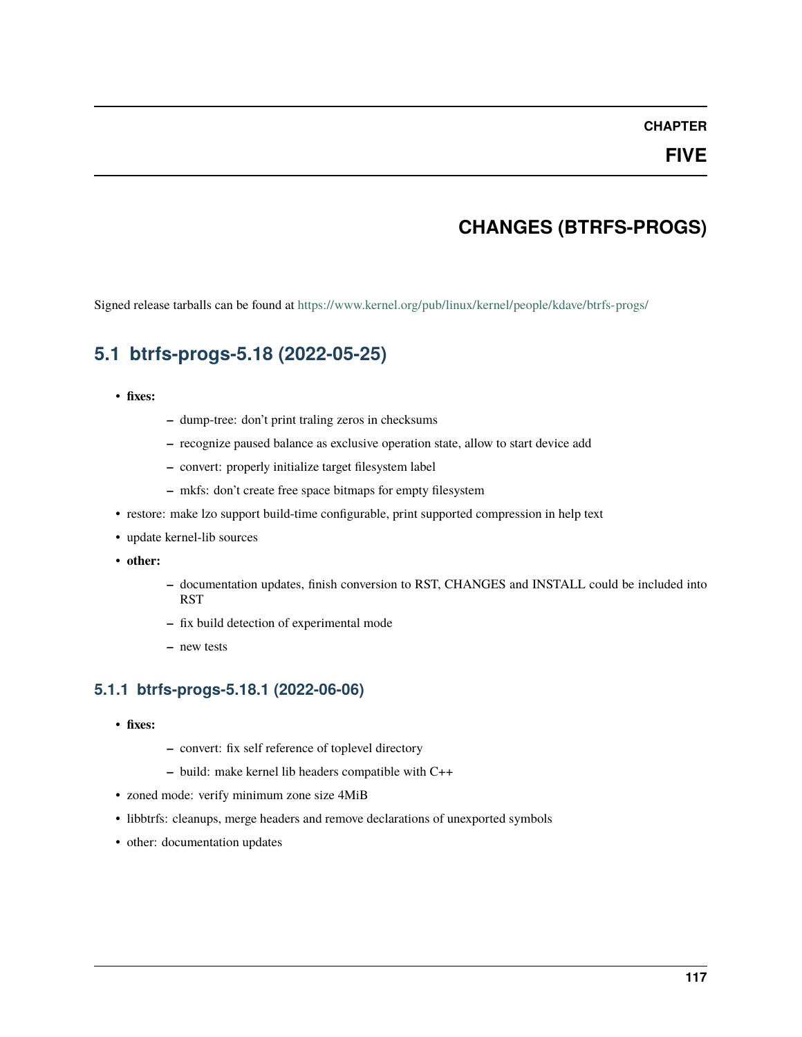# CHAPTER FIVE

# CHANGES (BTRFS-PROGS)

Signed release tarballs can be found at https://www.kernel.org/pub/linux/kernel/people/kdave/btrfs-progs/

## 5.1 btrfs-progs-5.18 (2022-05-25)

- **fixes:**
  - dump-tree: don't print traling zeros in checksums
  - recognize paused balance as exclusive operation state, allow to start device add
  - convert: properly initialize target filesystem label
  - mkfs: don't create free space bitmaps for empty filesystem
- restore: make lzo support build-time configurable, print supported compression in help text
- update kernel-lib sources
- **other:**
  - documentation updates, finish conversion to RST, CHANGES and INSTALL could be included into RST
  - fix build detection of experimental mode
  - new tests

### 5.1.1 btrfs-progs-5.18.1 (2022-06-06)

- **fixes:**
  - convert: fix self reference of toplevel directory
  - build: make kernel lib headers compatible with C++
- zoned mode: verify minimum zone size 4MiB
- libbtrfs: cleanups, merge headers and remove declarations of unexported symbols
- other: documentation updates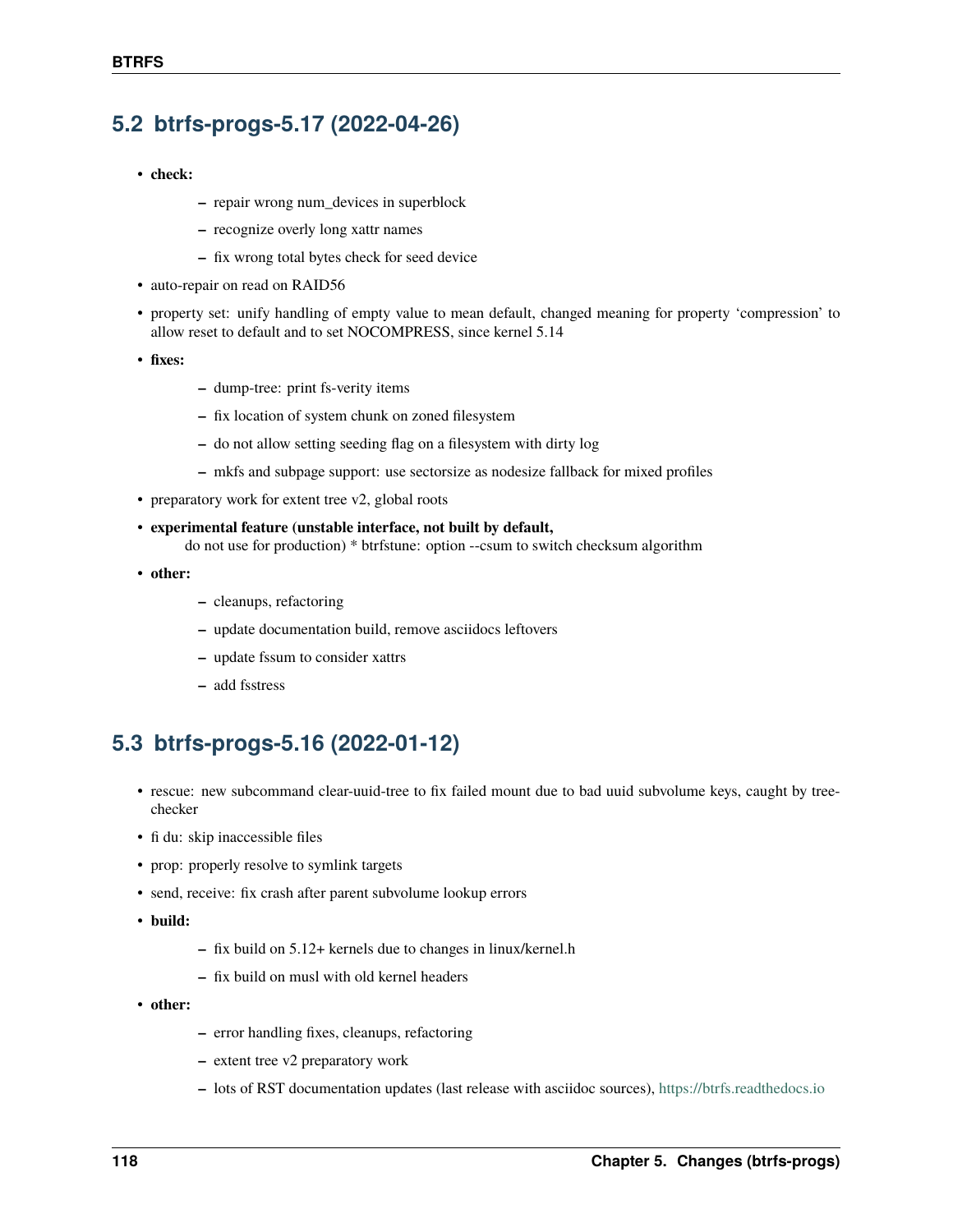## 5.2 btrfs-progs-5.17 (2022-04-26)

- **check:**
  - repair wrong num_devices in superblock
  - recognize overly long xattr names
  - fix wrong total bytes check for seed device
- auto-repair on read on RAID56
- property set: unify handling of empty value to mean default, changed meaning for property 'compression' to allow reset to default and to set NOCOMPRESS, since kernel 5.14
- **fixes:**
  - dump-tree: print fs-verity items
  - fix location of system chunk on zoned filesystem
  - do not allow setting seeding flag on a filesystem with dirty log
  - mkfs and subpage support: use sectorsize as nodesize fallback for mixed profiles
- preparatory work for extent tree v2, global roots
- **experimental feature (unstable interface, not built by default,**
  do not use for production) * btrfstune: option --csum to switch checksum algorithm
- **other:**
  - cleanups, refactoring
  - update documentation build, remove asciidocs leftovers
  - update fssum to consider xattrs
  - add fsstress

## 5.3 btrfs-progs-5.16 (2022-01-12)

- rescue: new subcommand clear-uuid-tree to fix failed mount due to bad uuid subvolume keys, caught by tree-checker
- fi du: skip inaccessible files
- prop: properly resolve to symlink targets
- send, receive: fix crash after parent subvolume lookup errors
- **build:**
  - fix build on 5.12+ kernels due to changes in linux/kernel.h
  - fix build on musl with old kernel headers
- **other:**
  - error handling fixes, cleanups, refactoring
  - extent tree v2 preparatory work
  - lots of RST documentation updates (last release with asciidoc sources), https://btrfs.readthedocs.io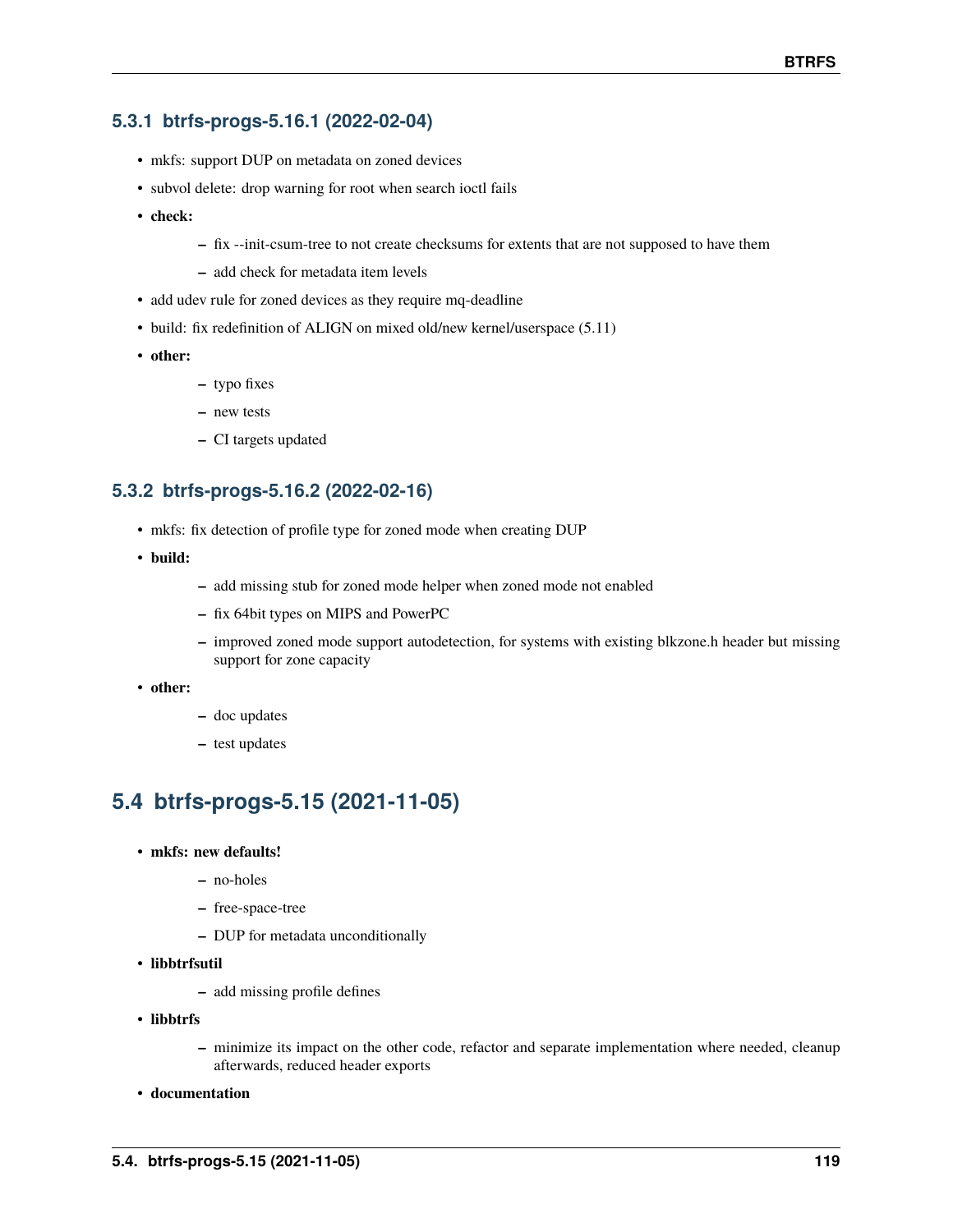### 5.3.1 btrfs-progs-5.16.1 (2022-02-04)

- mkfs: support DUP on metadata on zoned devices
- subvol delete: drop warning for root when search ioctl fails
- **check:**
  - fix --init-csum-tree to not create checksums for extents that are not supposed to have them
  - add check for metadata item levels
- add udev rule for zoned devices as they require mq-deadline
- build: fix redefinition of ALIGN on mixed old/new kernel/userspace (5.11)
- **other:**
  - typo fixes
  - new tests
  - CI targets updated

### 5.3.2 btrfs-progs-5.16.2 (2022-02-16)

- mkfs: fix detection of profile type for zoned mode when creating DUP
- **build:**
  - add missing stub for zoned mode helper when zoned mode not enabled
  - fix 64bit types on MIPS and PowerPC
  - improved zoned mode support autodetection, for systems with existing blkzone.h header but missing support for zone capacity
- **other:**
  - doc updates
  - test updates

## 5.4 btrfs-progs-5.15 (2021-11-05)

- **mkfs: new defaults!**
  - no-holes
  - free-space-tree
  - DUP for metadata unconditionally
- **libbtrfsutil**
  - add missing profile defines
- **libbtrfs**
  - minimize its impact on the other code, refactor and separate implementation where needed, cleanup afterwards, reduced header exports
- **documentation**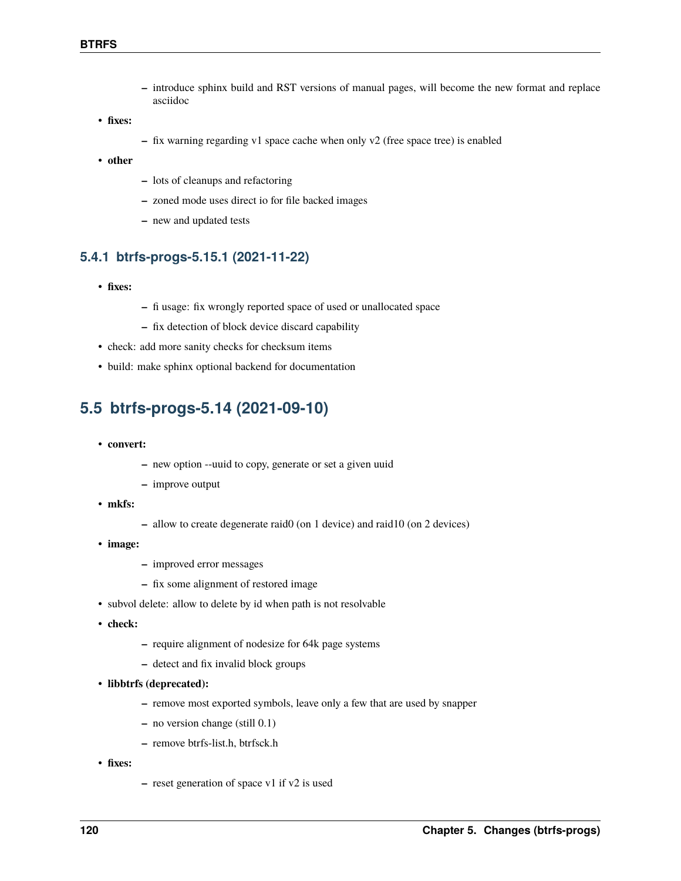- introduce sphinx build and RST versions of manual pages, will become the new format and replace asciidoc

- **fixes:**
   - fix warning regarding v1 space cache when only v2 (free space tree) is enabled
- **other**
   - lots of cleanups and refactoring
   - zoned mode uses direct io for file backed images
   - new and updated tests

### 5.4.1 btrfs-progs-5.15.1 (2021-11-22)

- **fixes:**
   - fi usage: fix wrongly reported space of used or unallocated space
   - fix detection of block device discard capability
- check: add more sanity checks for checksum items
- build: make sphinx optional backend for documentation

## 5.5 btrfs-progs-5.14 (2021-09-10)

- **convert:**
   - new option --uuid to copy, generate or set a given uuid
   - improve output
- **mkfs:**
   - allow to create degenerate raid0 (on 1 device) and raid10 (on 2 devices)
- **image:**
   - improved error messages
   - fix some alignment of restored image
- subvol delete: allow to delete by id when path is not resolvable
- **check:**
   - require alignment of nodesize for 64k page systems
   - detect and fix invalid block groups
- **libbtrfs (deprecated):**
   - remove most exported symbols, leave only a few that are used by snapper
   - no version change (still 0.1)
   - remove btrfs-list.h, btrfsck.h
- **fixes:**
   - reset generation of space v1 if v2 is used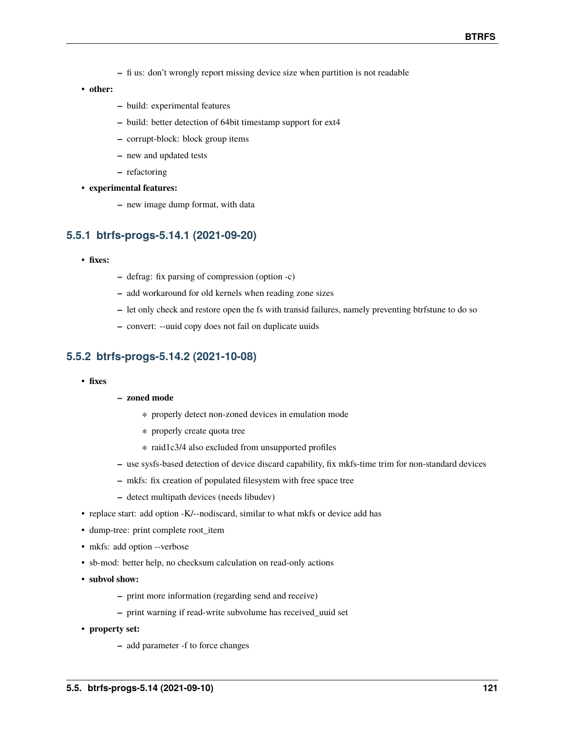- fi us: don't wrongly report missing device size when partition is not readable
- **other:**
  - build: experimental features
  - build: better detection of 64bit timestamp support for ext4
  - corrupt-block: block group items
  - new and updated tests
  - refactoring
- **experimental features:**
  - new image dump format, with data

### 5.5.1 btrfs-progs-5.14.1 (2021-09-20)

- **fixes:**
  - defrag: fix parsing of compression (option -c)
  - add workaround for old kernels when reading zone sizes
  - let only check and restore open the fs with transid failures, namely preventing btrfstune to do so
  - convert: --uuid copy does not fail on duplicate uuids

### 5.5.2 btrfs-progs-5.14.2 (2021-10-08)

- **fixes**
  - **zoned mode**
    * properly detect non-zoned devices in emulation mode
    * properly create quota tree
    * raid1c3/4 also excluded from unsupported profiles
  - use sysfs-based detection of device discard capability, fix mkfs-time trim for non-standard devices
  - mkfs: fix creation of populated filesystem with free space tree
  - detect multipath devices (needs libudev)
- replace start: add option -K/--nodiscard, similar to what mkfs or device add has
- dump-tree: print complete root_item
- mkfs: add option --verbose
- sb-mod: better help, no checksum calculation on read-only actions
- **subvol show:**
  - print more information (regarding send and receive)
  - print warning if read-write subvolume has received_uuid set
- **property set:**
  - add parameter -f to force changes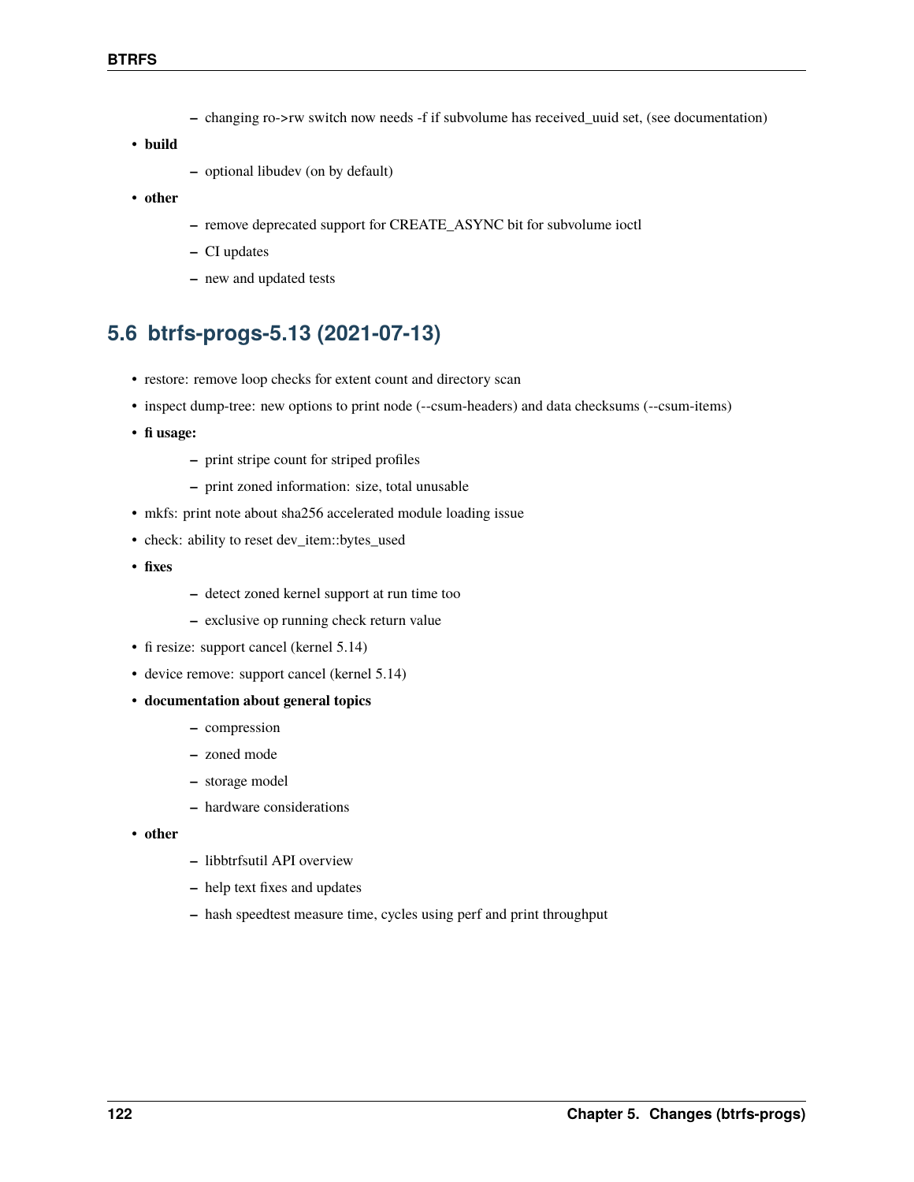- changing ro->rw switch now needs -f if subvolume has received_uuid set, (see documentation)
- **build**
  - optional libudev (on by default)
- **other**
  - remove deprecated support for CREATE_ASYNC bit for subvolume ioctl
  - CI updates
  - new and updated tests

## 5.6 btrfs-progs-5.13 (2021-07-13)

- restore: remove loop checks for extent count and directory scan
- inspect dump-tree: new options to print node (--csum-headers) and data checksums (--csum-items)
- **fi usage:**
  - print stripe count for striped profiles
  - print zoned information: size, total unusable
- mkfs: print note about sha256 accelerated module loading issue
- check: ability to reset dev_item::bytes_used
- **fixes**
  - detect zoned kernel support at run time too
  - exclusive op running check return value
- fi resize: support cancel (kernel 5.14)
- device remove: support cancel (kernel 5.14)
- **documentation about general topics**
  - compression
  - zoned mode
  - storage model
  - hardware considerations
- **other**
  - libbtrfsutil API overview
  - help text fixes and updates
  - hash speedtest measure time, cycles using perf and print throughput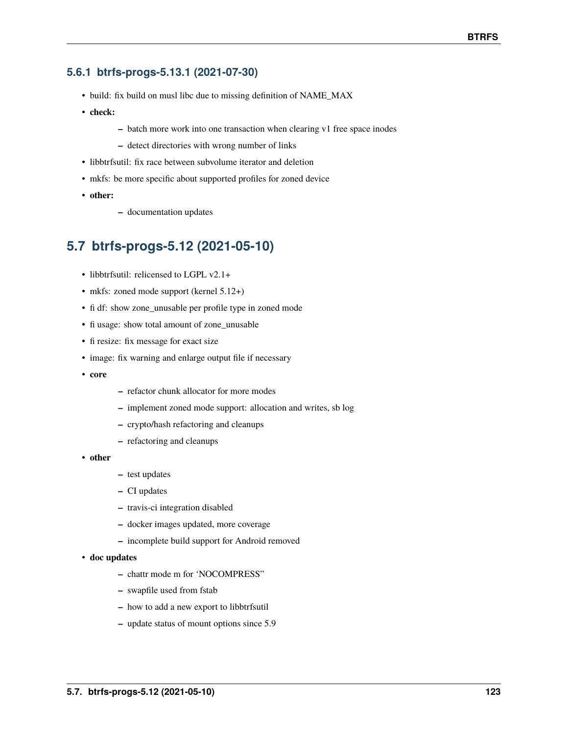### 5.6.1 btrfs-progs-5.13.1 (2021-07-30)

- build: fix build on musl libc due to missing definition of NAME_MAX
- **check:**
  - batch more work into one transaction when clearing v1 free space inodes
  - detect directories with wrong number of links
- libbtrfsutil: fix race between subvolume iterator and deletion
- mkfs: be more specific about supported profiles for zoned device
- **other:**
  - documentation updates

## 5.7 btrfs-progs-5.12 (2021-05-10)

- libbtrfsutil: relicensed to LGPL v2.1+
- mkfs: zoned mode support (kernel 5.12+)
- fi df: show zone_unusable per profile type in zoned mode
- fi usage: show total amount of zone_unusable
- fi resize: fix message for exact size
- image: fix warning and enlarge output file if necessary
- **core**
  - refactor chunk allocator for more modes
  - implement zoned mode support: allocation and writes, sb log
  - crypto/hash refactoring and cleanups
  - refactoring and cleanups
- **other**
  - test updates
  - CI updates
  - travis-ci integration disabled
  - docker images updated, more coverage
  - incomplete build support for Android removed
- **doc updates**
  - chattr mode m for 'NOCOMPRESS"
  - swapfile used from fstab
  - how to add a new export to libbtrfsutil
  - update status of mount options since 5.9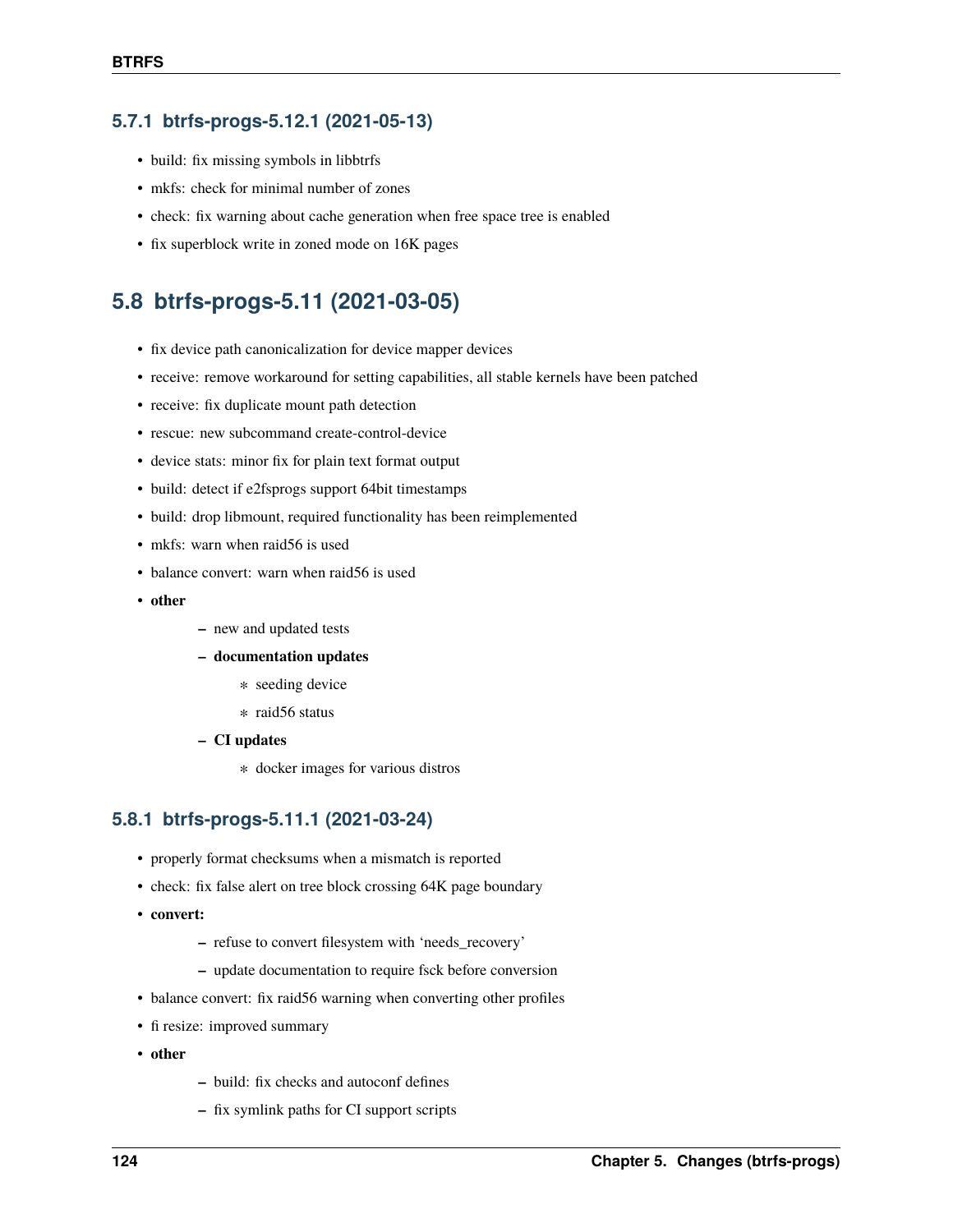### 5.7.1 btrfs-progs-5.12.1 (2021-05-13)

- build: fix missing symbols in libbtrfs
- mkfs: check for minimal number of zones
- check: fix warning about cache generation when free space tree is enabled
- fix superblock write in zoned mode on 16K pages

## 5.8 btrfs-progs-5.11 (2021-03-05)

- fix device path canonicalization for device mapper devices
- receive: remove workaround for setting capabilities, all stable kernels have been patched
- receive: fix duplicate mount path detection
- rescue: new subcommand create-control-device
- device stats: minor fix for plain text format output
- build: detect if e2fsprogs support 64bit timestamps
- build: drop libmount, required functionality has been reimplemented
- mkfs: warn when raid56 is used
- balance convert: warn when raid56 is used
- **other**
  - new and updated tests
  - **documentation updates**
    - seeding device
    - raid56 status
  - **CI updates**
    - docker images for various distros

### 5.8.1 btrfs-progs-5.11.1 (2021-03-24)

- properly format checksums when a mismatch is reported
- check: fix false alert on tree block crossing 64K page boundary
- **convert:**
  - refuse to convert filesystem with 'needs_recovery'
  - update documentation to require fsck before conversion
- balance convert: fix raid56 warning when converting other profiles
- fi resize: improved summary
- **other**
  - build: fix checks and autoconf defines
  - fix symlink paths for CI support scripts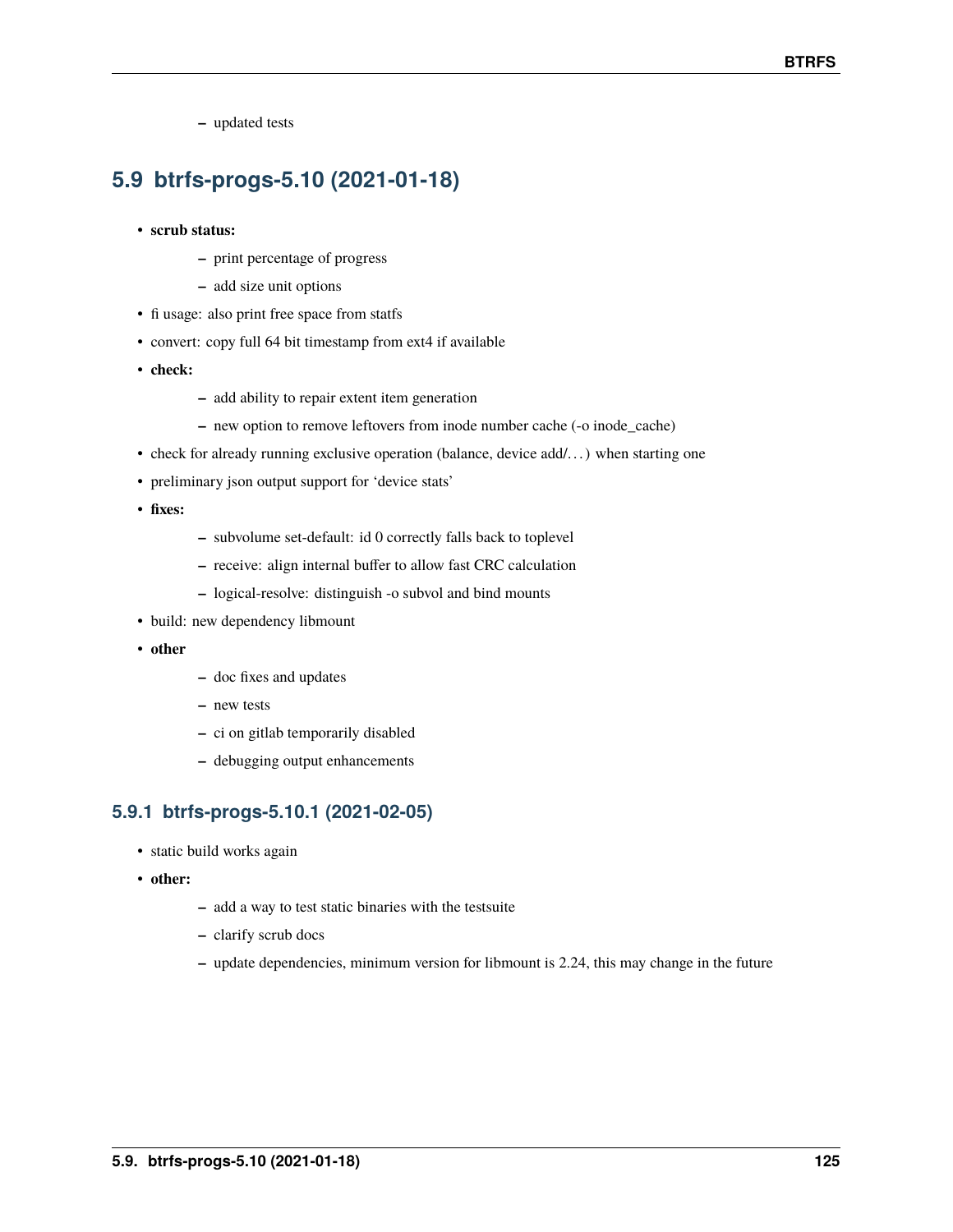- updated tests

## 5.9 btrfs-progs-5.10 (2021-01-18)

- **scrub status:**
  - print percentage of progress
  - add size unit options
- fi usage: also print free space from statfs
- convert: copy full 64 bit timestamp from ext4 if available
- **check:**
  - add ability to repair extent item generation
  - new option to remove leftovers from inode number cache (-o inode_cache)
- check for already running exclusive operation (balance, device add/…) when starting one
- preliminary json output support for 'device stats'
- **fixes:**
  - subvolume set-default: id 0 correctly falls back to toplevel
  - receive: align internal buffer to allow fast CRC calculation
  - logical-resolve: distinguish -o subvol and bind mounts
- build: new dependency libmount
- **other**
  - doc fixes and updates
  - new tests
  - ci on gitlab temporarily disabled
  - debugging output enhancements

### 5.9.1 btrfs-progs-5.10.1 (2021-02-05)

- static build works again
- **other:**
  - add a way to test static binaries with the testsuite
  - clarify scrub docs
  - update dependencies, minimum version for libmount is 2.24, this may change in the future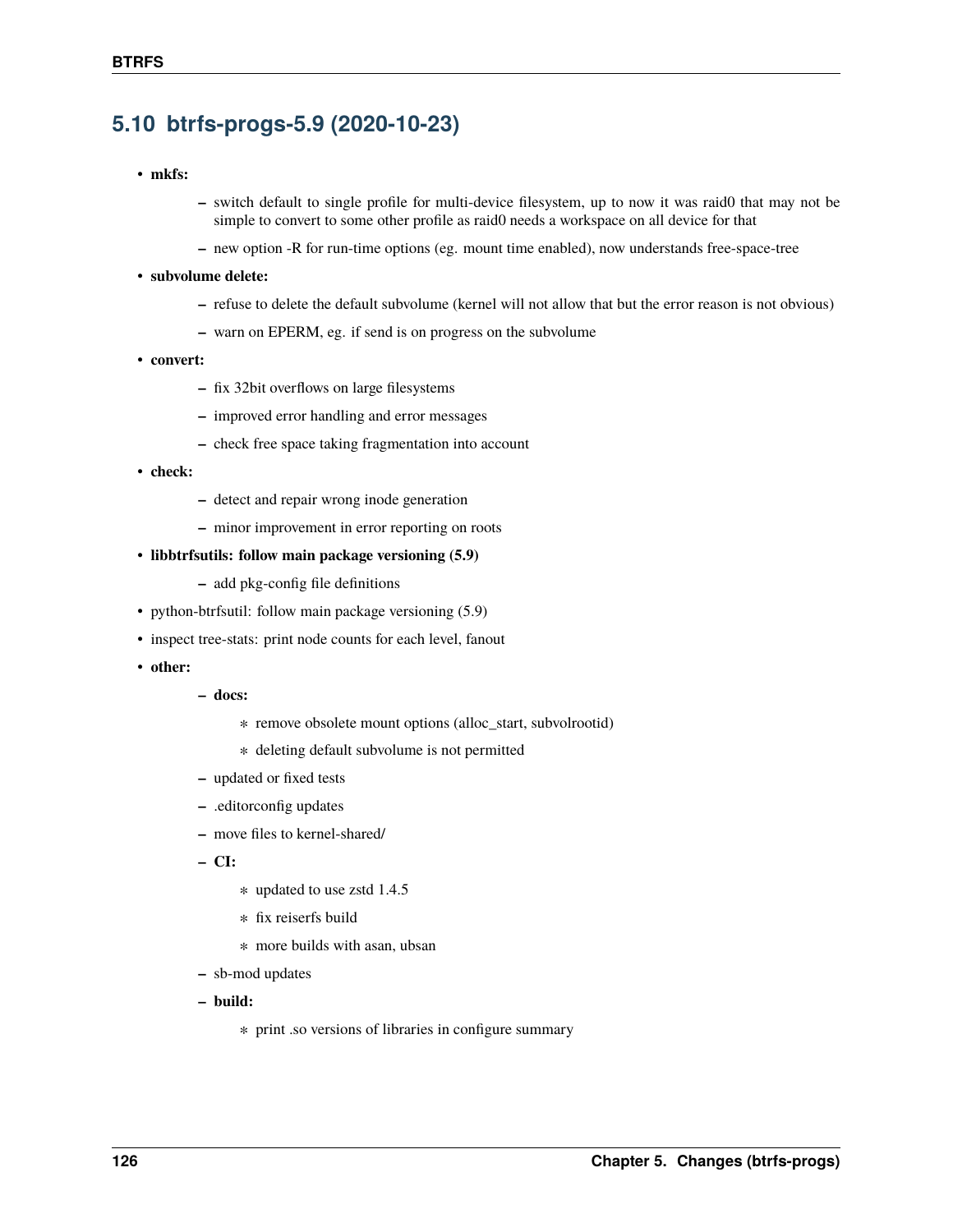## 5.10 btrfs-progs-5.9 (2020-10-23)

- **mkfs:**
  - switch default to single profile for multi-device filesystem, up to now it was raid0 that may not be simple to convert to some other profile as raid0 needs a workspace on all device for that
  - new option -R for run-time options (eg. mount time enabled), now understands free-space-tree
- **subvolume delete:**
  - refuse to delete the default subvolume (kernel will not allow that but the error reason is not obvious)
  - warn on EPERM, eg. if send is on progress on the subvolume
- **convert:**
  - fix 32bit overflows on large filesystems
  - improved error handling and error messages
  - check free space taking fragmentation into account
- **check:**
  - detect and repair wrong inode generation
  - minor improvement in error reporting on roots
- **libbtrfsutils: follow main package versioning (5.9)**
  - add pkg-config file definitions
- python-btrfsutil: follow main package versioning (5.9)
- inspect tree-stats: print node counts for each level, fanout
- **other:**
  - **docs:**
    - remove obsolete mount options (alloc_start, subvolrootid)
    - deleting default subvolume is not permitted
  - updated or fixed tests
  - .editorconfig updates
  - move files to kernel-shared/
  - **CI:**
    - updated to use zstd 1.4.5
    - fix reiserfs build
    - more builds with asan, ubsan
  - sb-mod updates
  - **build:**
    - print .so versions of libraries in configure summary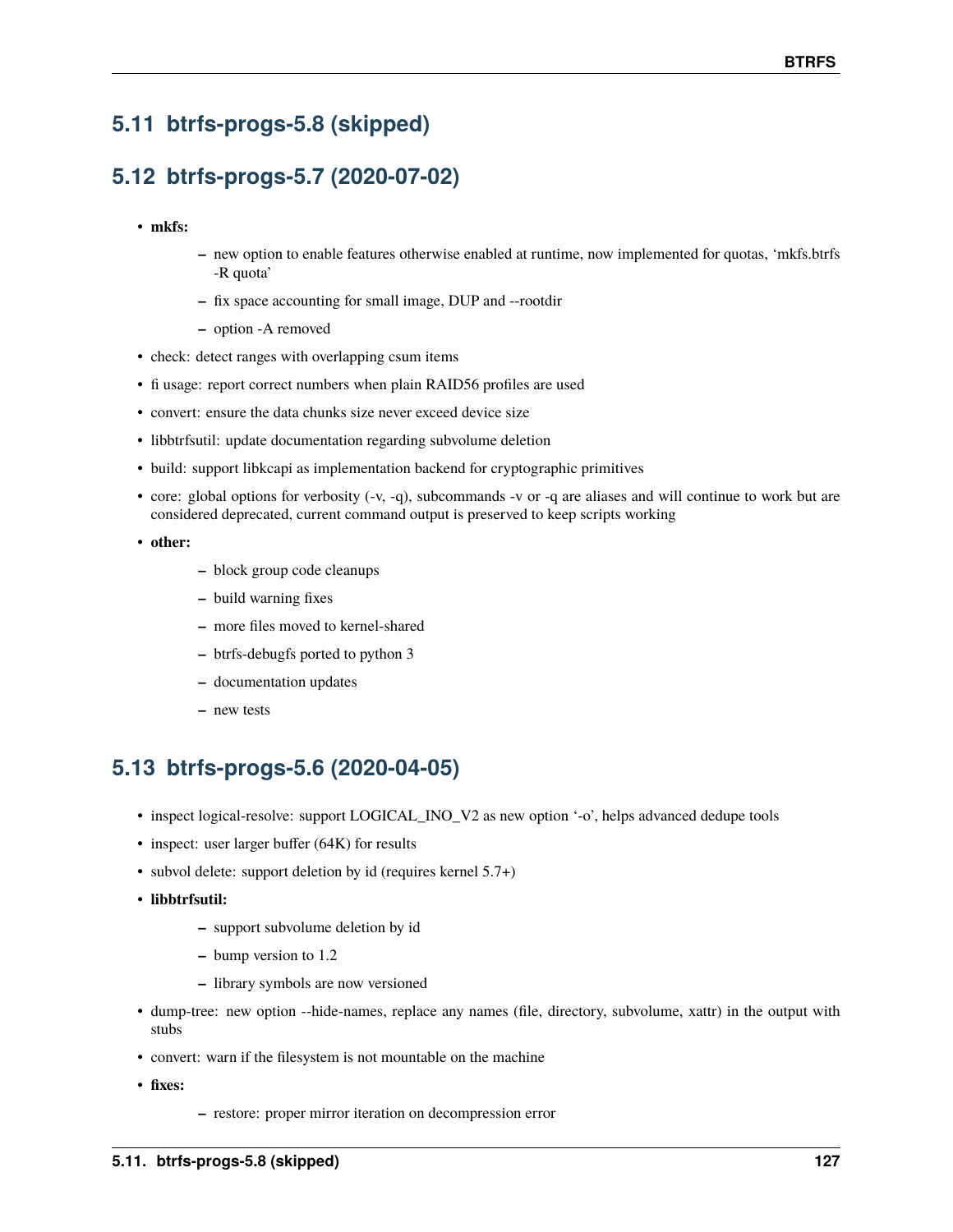## 5.11 btrfs-progs-5.8 (skipped)

## 5.12 btrfs-progs-5.7 (2020-07-02)

- **mkfs:**
  - new option to enable features otherwise enabled at runtime, now implemented for quotas, 'mkfs.btrfs -R quota'
  - fix space accounting for small image, DUP and --rootdir
  - option -A removed
- check: detect ranges with overlapping csum items
- fi usage: report correct numbers when plain RAID56 profiles are used
- convert: ensure the data chunks size never exceed device size
- libbtrfsutil: update documentation regarding subvolume deletion
- build: support libkcapi as implementation backend for cryptographic primitives
- core: global options for verbosity (-v, -q), subcommands -v or -q are aliases and will continue to work but are considered deprecated, current command output is preserved to keep scripts working
- **other:**
  - block group code cleanups
  - build warning fixes
  - more files moved to kernel-shared
  - btrfs-debugfs ported to python 3
  - documentation updates
  - new tests

## 5.13 btrfs-progs-5.6 (2020-04-05)

- inspect logical-resolve: support LOGICAL_INO_V2 as new option '-o', helps advanced dedupe tools
- inspect: user larger buffer (64K) for results
- subvol delete: support deletion by id (requires kernel 5.7+)
- **libbtrfsutil:**
  - support subvolume deletion by id
  - bump version to 1.2
  - library symbols are now versioned
- dump-tree: new option --hide-names, replace any names (file, directory, subvolume, xattr) in the output with stubs
- convert: warn if the filesystem is not mountable on the machine
- **fixes:**
  - restore: proper mirror iteration on decompression error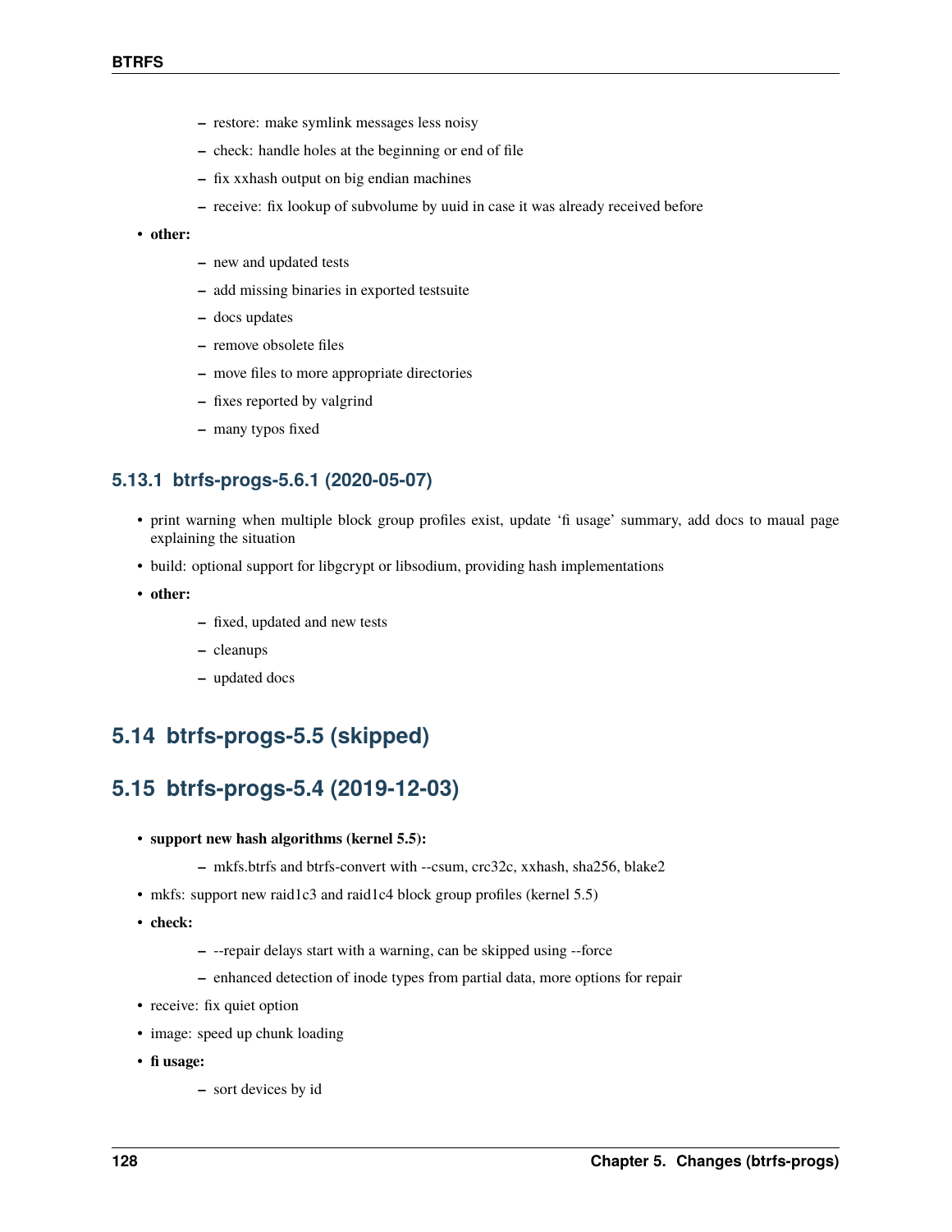- restore: make symlink messages less noisy
   - check: handle holes at the beginning or end of file
   - fix xxhash output on big endian machines
   - receive: fix lookup of subvolume by uuid in case it was already received before
- **other:**
   - new and updated tests
   - add missing binaries in exported testsuite
   - docs updates
   - remove obsolete files
   - move files to more appropriate directories
   - fixes reported by valgrind
   - many typos fixed

### 5.13.1 btrfs-progs-5.6.1 (2020-05-07)

- print warning when multiple block group profiles exist, update 'fi usage' summary, add docs to maual page explaining the situation
- build: optional support for libgcrypt or libsodium, providing hash implementations
- **other:**
   - fixed, updated and new tests
   - cleanups
   - updated docs

## 5.14 btrfs-progs-5.5 (skipped)

## 5.15 btrfs-progs-5.4 (2019-12-03)

- **support new hash algorithms (kernel 5.5):**
   - mkfs.btrfs and btrfs-convert with --csum, crc32c, xxhash, sha256, blake2
- mkfs: support new raid1c3 and raid1c4 block group profiles (kernel 5.5)
- **check:**
   - --repair delays start with a warning, can be skipped using --force
   - enhanced detection of inode types from partial data, more options for repair
- receive: fix quiet option
- image: speed up chunk loading
- **fi usage:**
   - sort devices by id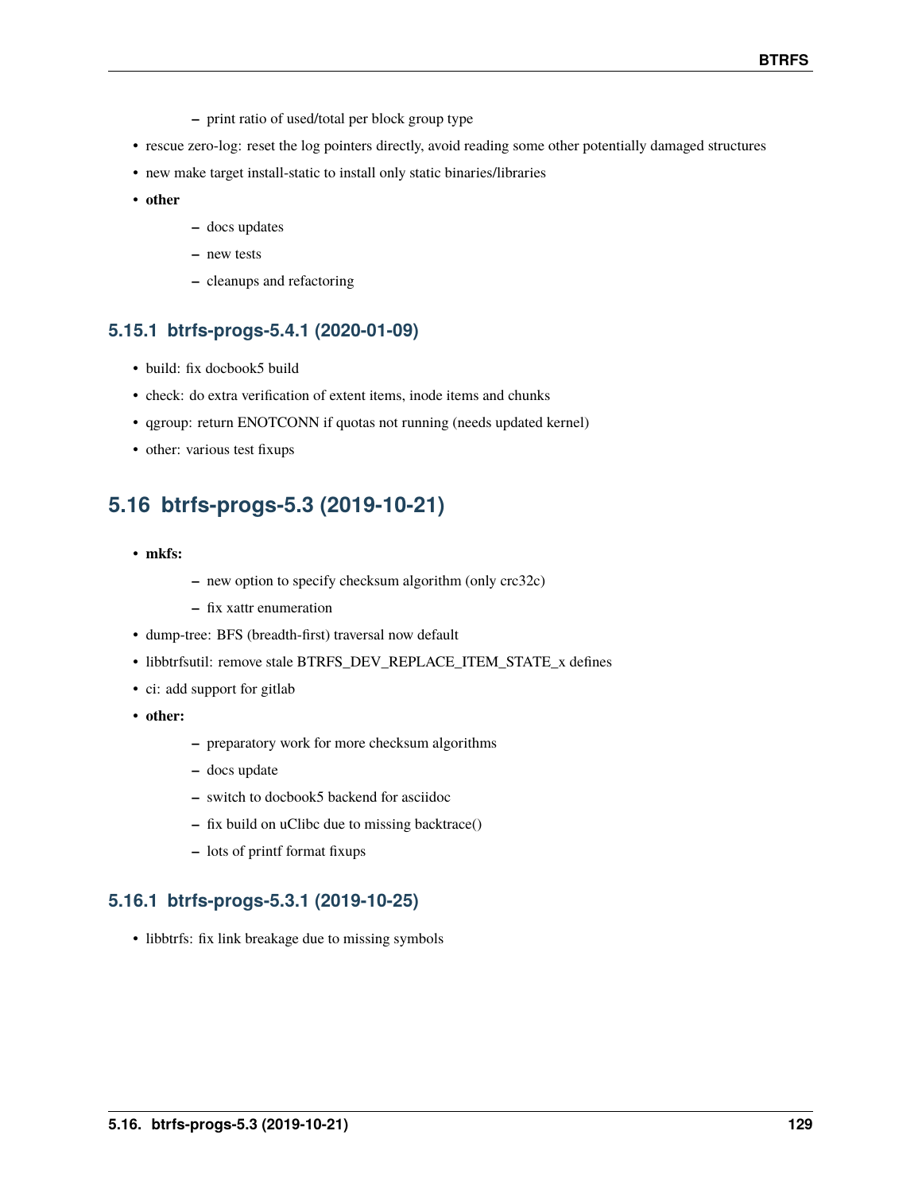- print ratio of used/total per block group type

- rescue zero-log: reset the log pointers directly, avoid reading some other potentially damaged structures
- new make target install-static to install only static binaries/libraries
- **other**
  - docs updates
  - new tests
  - cleanups and refactoring

### 5.15.1 btrfs-progs-5.4.1 (2020-01-09)

- build: fix docbook5 build
- check: do extra verification of extent items, inode items and chunks
- qgroup: return ENOTCONN if quotas not running (needs updated kernel)
- other: various test fixups

## 5.16 btrfs-progs-5.3 (2019-10-21)

- **mkfs:**
  - new option to specify checksum algorithm (only crc32c)
  - fix xattr enumeration
- dump-tree: BFS (breadth-first) traversal now default
- libbtrfsutil: remove stale BTRFS_DEV_REPLACE_ITEM_STATE_x defines
- ci: add support for gitlab
- **other:**
  - preparatory work for more checksum algorithms
  - docs update
  - switch to docbook5 backend for asciidoc
  - fix build on uClibc due to missing backtrace()
  - lots of printf format fixups

### 5.16.1 btrfs-progs-5.3.1 (2019-10-25)

- libbtrfs: fix link breakage due to missing symbols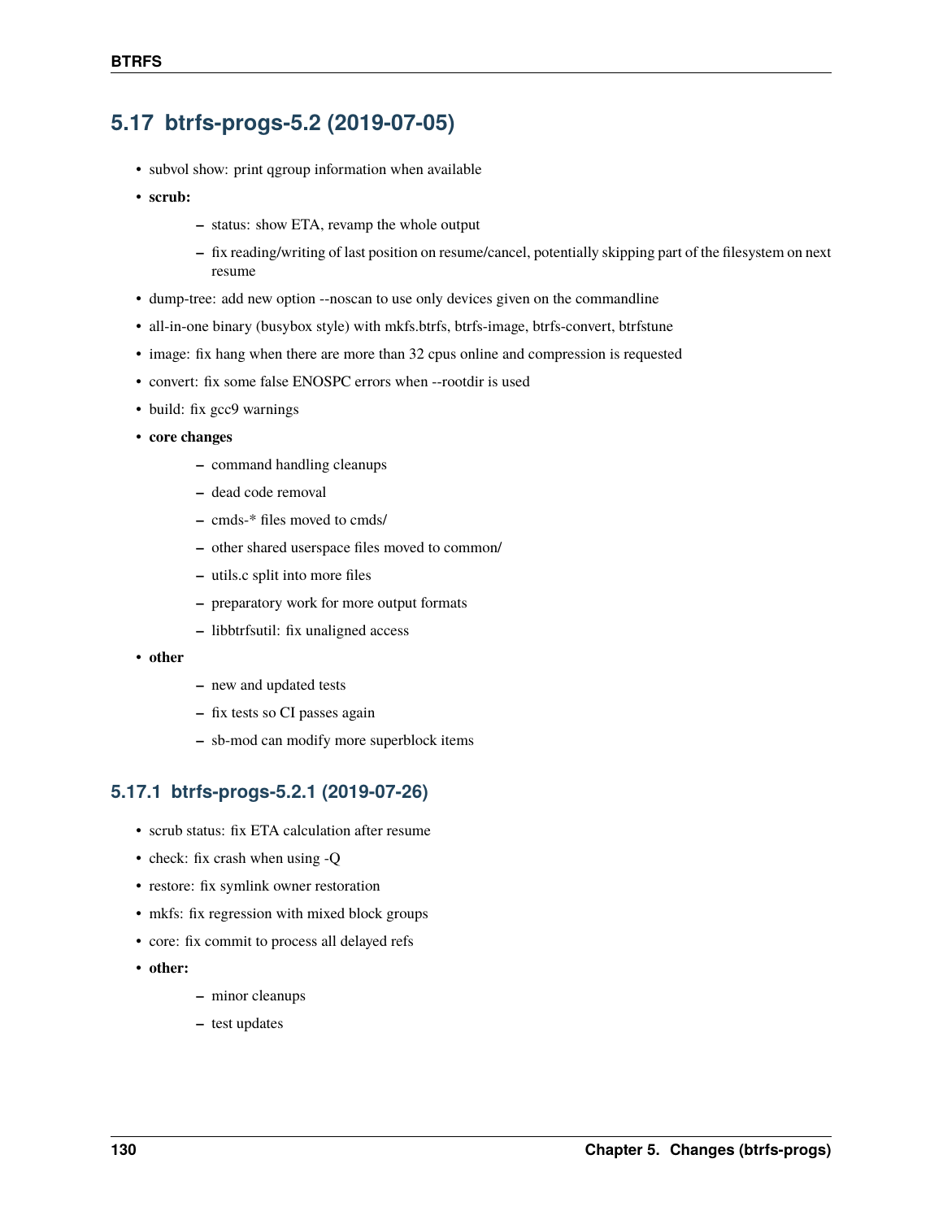## 5.17 btrfs-progs-5.2 (2019-07-05)

- subvol show: print qgroup information when available
- **scrub:**
  - status: show ETA, revamp the whole output
  - fix reading/writing of last position on resume/cancel, potentially skipping part of the filesystem on next resume
- dump-tree: add new option --noscan to use only devices given on the commandline
- all-in-one binary (busybox style) with mkfs.btrfs, btrfs-image, btrfs-convert, btrfstune
- image: fix hang when there are more than 32 cpus online and compression is requested
- convert: fix some false ENOSPC errors when --rootdir is used
- build: fix gcc9 warnings
- **core changes**
  - command handling cleanups
  - dead code removal
  - cmds-* files moved to cmds/
  - other shared userspace files moved to common/
  - utils.c split into more files
  - preparatory work for more output formats
  - libbtrfsutil: fix unaligned access
- **other**
  - new and updated tests
  - fix tests so CI passes again
  - sb-mod can modify more superblock items

### 5.17.1 btrfs-progs-5.2.1 (2019-07-26)

- scrub status: fix ETA calculation after resume
- check: fix crash when using -Q
- restore: fix symlink owner restoration
- mkfs: fix regression with mixed block groups
- core: fix commit to process all delayed refs
- **other:**
  - minor cleanups
  - test updates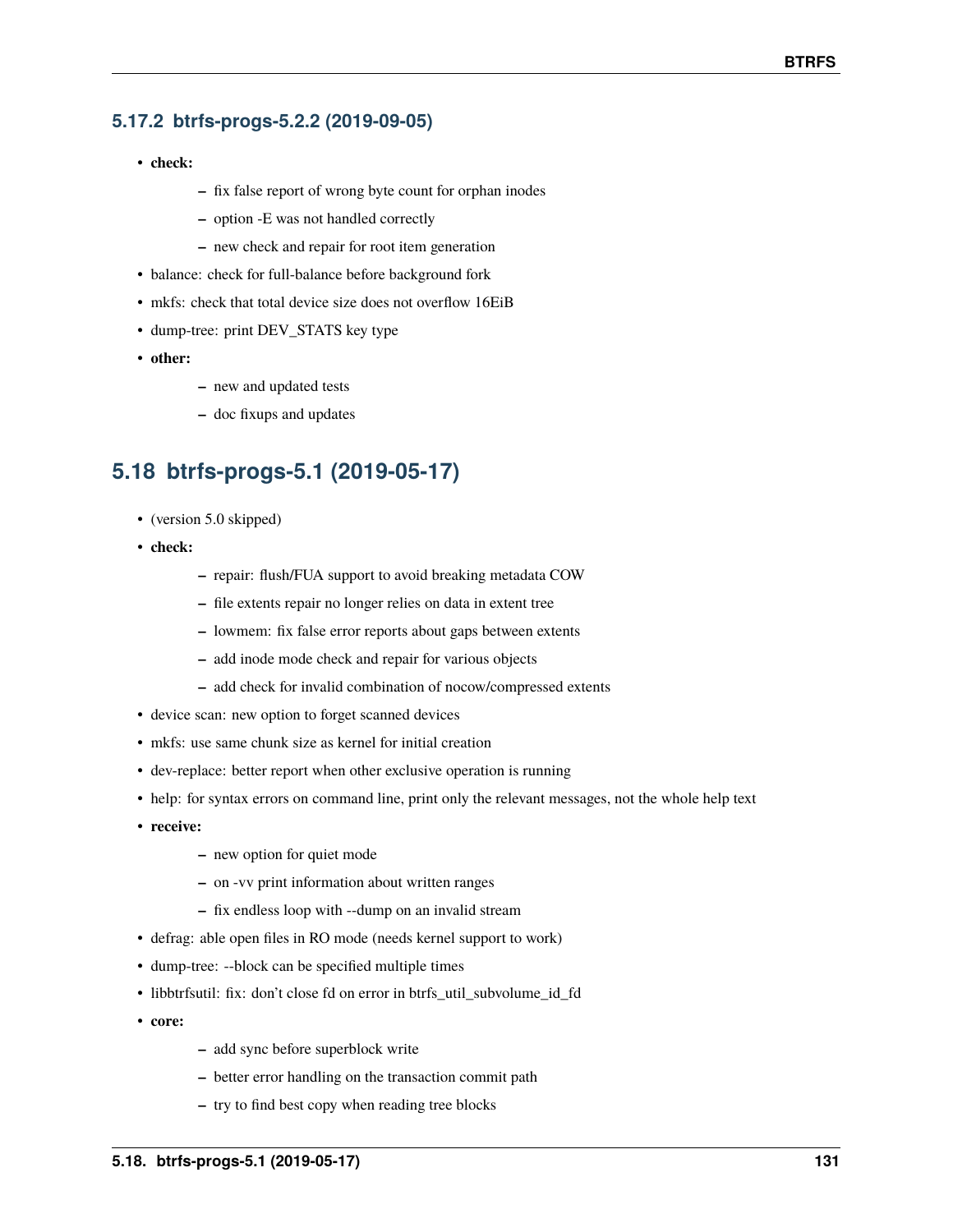### 5.17.2 btrfs-progs-5.2.2 (2019-09-05)

- **check:**
  - fix false report of wrong byte count for orphan inodes
  - option -E was not handled correctly
  - new check and repair for root item generation
- balance: check for full-balance before background fork
- mkfs: check that total device size does not overflow 16EiB
- dump-tree: print DEV_STATS key type
- **other:**
  - new and updated tests
  - doc fixups and updates

## 5.18 btrfs-progs-5.1 (2019-05-17)

- (version 5.0 skipped)
- **check:**
  - repair: flush/FUA support to avoid breaking metadata COW
  - file extents repair no longer relies on data in extent tree
  - lowmem: fix false error reports about gaps between extents
  - add inode mode check and repair for various objects
  - add check for invalid combination of nocow/compressed extents
- device scan: new option to forget scanned devices
- mkfs: use same chunk size as kernel for initial creation
- dev-replace: better report when other exclusive operation is running
- help: for syntax errors on command line, print only the relevant messages, not the whole help text
- **receive:**
  - new option for quiet mode
  - on -vv print information about written ranges
  - fix endless loop with --dump on an invalid stream
- defrag: able open files in RO mode (needs kernel support to work)
- dump-tree: --block can be specified multiple times
- libbtrfsutil: fix: don't close fd on error in btrfs_util_subvolume_id_fd
- **core:**
  - add sync before superblock write
  - better error handling on the transaction commit path
  - try to find best copy when reading tree blocks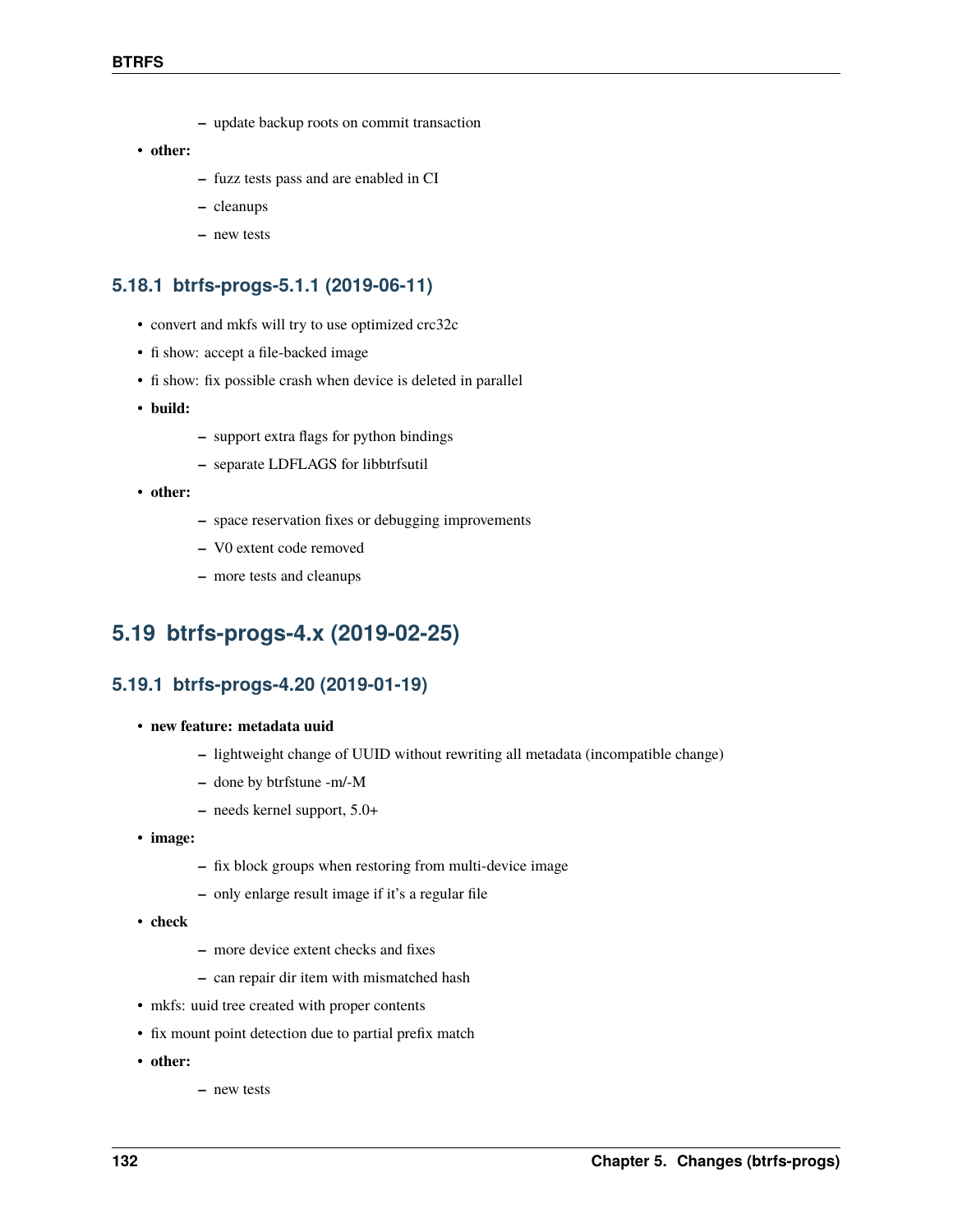- update backup roots on commit transaction

- **other:**
  - fuzz tests pass and are enabled in CI
  - cleanups
  - new tests

### 5.18.1 btrfs-progs-5.1.1 (2019-06-11)

- convert and mkfs will try to use optimized crc32c
- fi show: accept a file-backed image
- fi show: fix possible crash when device is deleted in parallel
- **build:**
  - support extra flags for python bindings
  - separate LDFLAGS for libbtrfsutil
- **other:**
  - space reservation fixes or debugging improvements
  - V0 extent code removed
  - more tests and cleanups

## 5.19 btrfs-progs-4.x (2019-02-25)

### 5.19.1 btrfs-progs-4.20 (2019-01-19)

- **new feature: metadata uuid**
  - lightweight change of UUID without rewriting all metadata (incompatible change)
  - done by btrfstune -m/-M
  - needs kernel support, 5.0+
- **image:**
  - fix block groups when restoring from multi-device image
  - only enlarge result image if it's a regular file
- **check**
  - more device extent checks and fixes
  - can repair dir item with mismatched hash
- mkfs: uuid tree created with proper contents
- fix mount point detection due to partial prefix match
- **other:**
  - new tests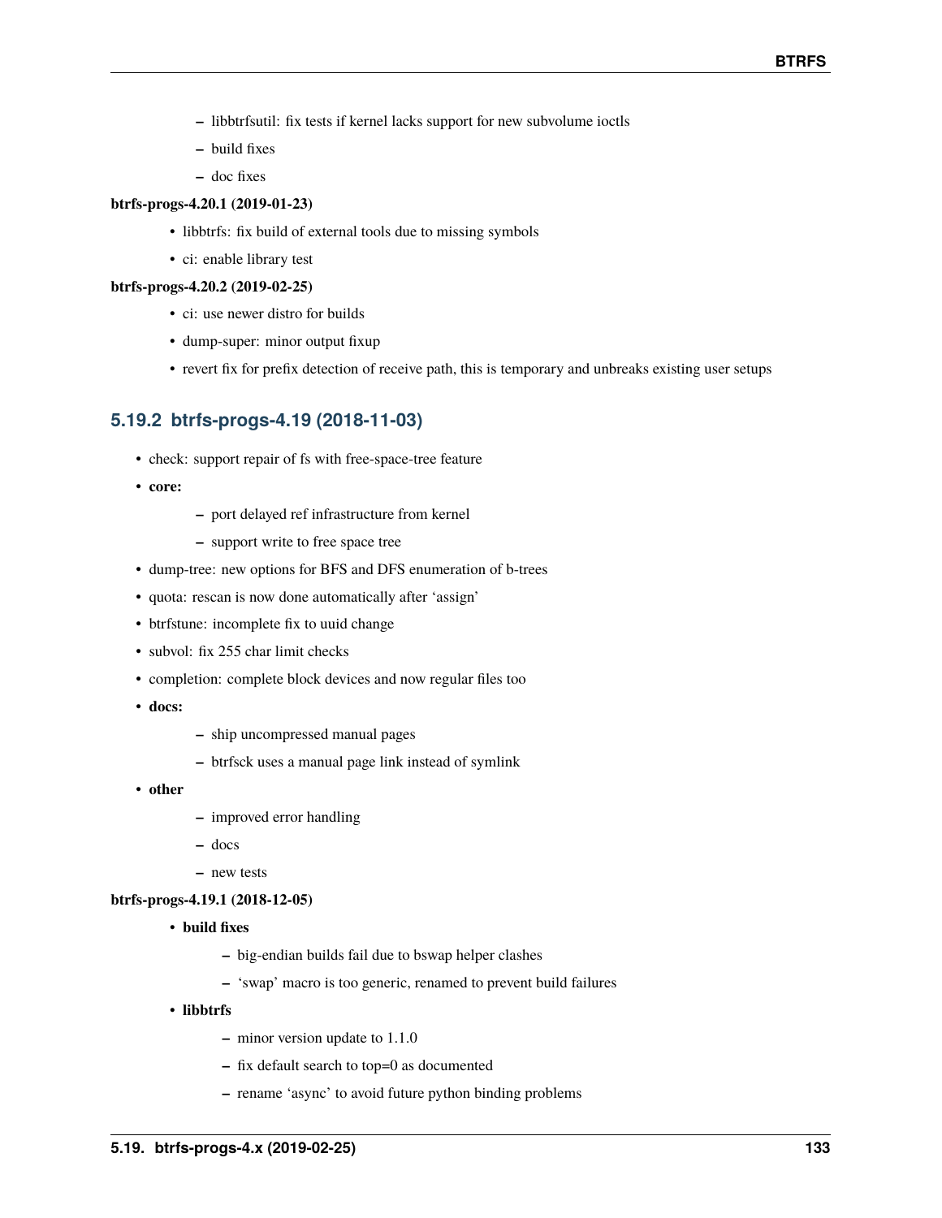- libbtrfsutil: fix tests if kernel lacks support for new subvolume ioctls
   - build fixes
   - doc fixes

**btrfs-progs-4.20.1 (2019-01-23)**

- libbtrfs: fix build of external tools due to missing symbols
- ci: enable library test

**btrfs-progs-4.20.2 (2019-02-25)**

- ci: use newer distro for builds
- dump-super: minor output fixup
- revert fix for prefix detection of receive path, this is temporary and unbreaks existing user setups

### 5.19.2 btrfs-progs-4.19 (2018-11-03)

- check: support repair of fs with free-space-tree feature
- **core:**
  - port delayed ref infrastructure from kernel
  - support write to free space tree
- dump-tree: new options for BFS and DFS enumeration of b-trees
- quota: rescan is now done automatically after 'assign'
- btrfstune: incomplete fix to uuid change
- subvol: fix 255 char limit checks
- completion: complete block devices and now regular files too
- **docs:**
  - ship uncompressed manual pages
  - btrfsck uses a manual page link instead of symlink
- **other**
  - improved error handling
  - docs
  - new tests

**btrfs-progs-4.19.1 (2018-12-05)**

- **build fixes**
  - big-endian builds fail due to bswap helper clashes
  - 'swap' macro is too generic, renamed to prevent build failures
- **libbtrfs**
  - minor version update to 1.1.0
  - fix default search to top=0 as documented
  - rename 'async' to avoid future python binding problems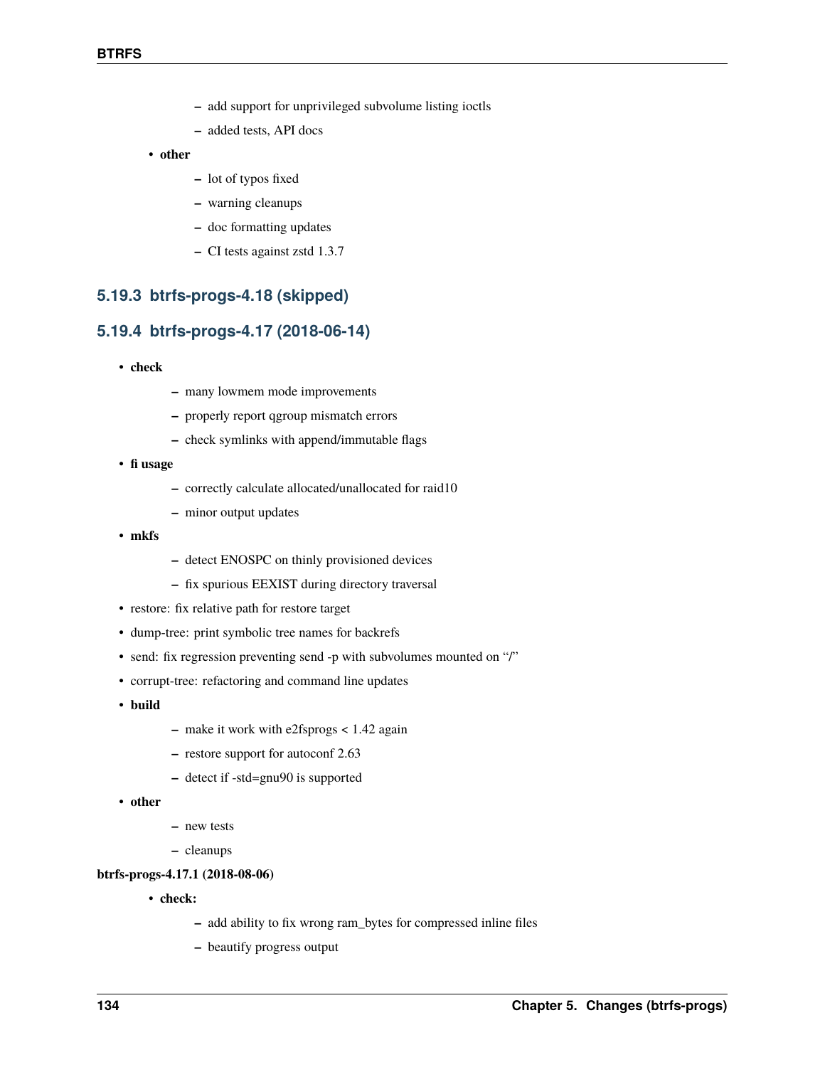- add support for unprivileged subvolume listing ioctls
    - added tests, API docs
  - **other**
    - lot of typos fixed
    - warning cleanups
    - doc formatting updates
    - CI tests against zstd 1.3.7

### 5.19.3 btrfs-progs-4.18 (skipped)

### 5.19.4 btrfs-progs-4.17 (2018-06-14)

- **check**
  - many lowmem mode improvements
  - properly report qgroup mismatch errors
  - check symlinks with append/immutable flags
- **fi usage**
  - correctly calculate allocated/unallocated for raid10
  - minor output updates
- **mkfs**
  - detect ENOSPC on thinly provisioned devices
  - fix spurious EEXIST during directory traversal
- restore: fix relative path for restore target
- dump-tree: print symbolic tree names for backrefs
- send: fix regression preventing send -p with subvolumes mounted on "/"
- corrupt-tree: refactoring and command line updates
- **build**
  - make it work with e2fsprogs < 1.42 again
  - restore support for autoconf 2.63
  - detect if -std=gnu90 is supported
- **other**
  - new tests
  - cleanups

**btrfs-progs-4.17.1 (2018-08-06)**

  - **check:**
    - add ability to fix wrong ram_bytes for compressed inline files
    - beautify progress output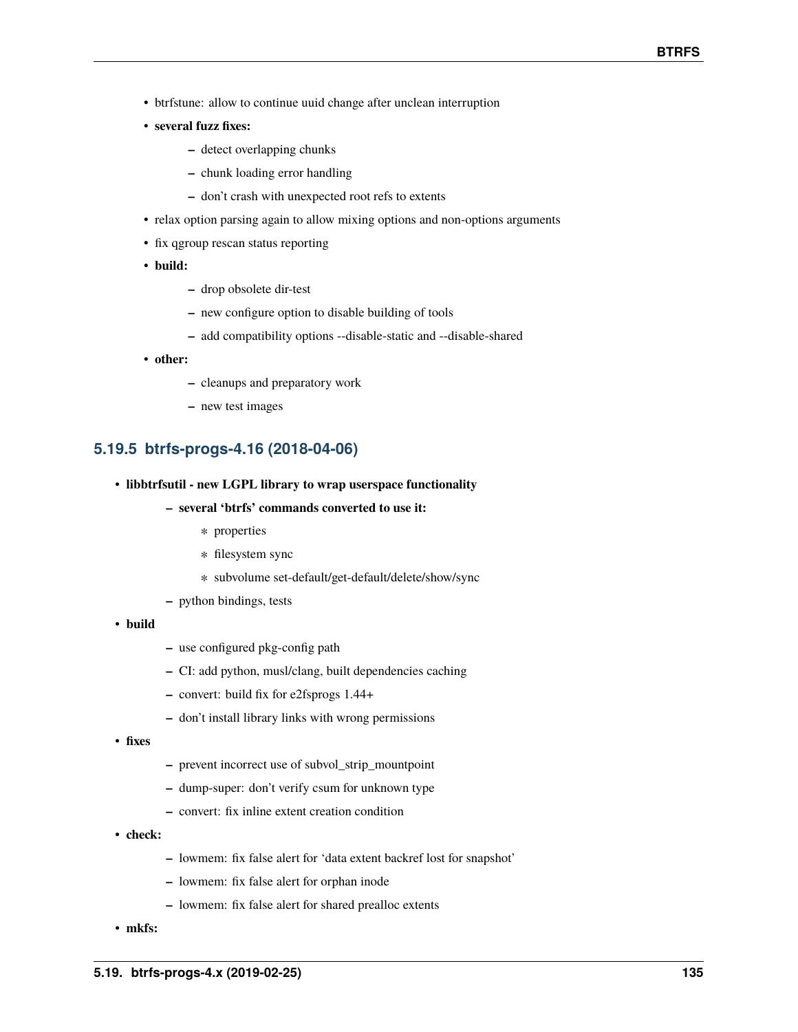- btrfstune: allow to continue uuid change after unclean interruption
- **several fuzz fixes:**
  - detect overlapping chunks
  - chunk loading error handling
  - don't crash with unexpected root refs to extents
- relax option parsing again to allow mixing options and non-options arguments
- fix qgroup rescan status reporting
- **build:**
  - drop obsolete dir-test
  - new configure option to disable building of tools
  - add compatibility options --disable-static and --disable-shared
- **other:**
  - cleanups and preparatory work
  - new test images

### 5.19.5 btrfs-progs-4.16 (2018-04-06)

- **libbtrfsutil - new LGPL library to wrap userspace functionality**
  - **several 'btrfs' commands converted to use it:**
    - properties
    - filesystem sync
    - subvolume set-default/get-default/delete/show/sync
  - python bindings, tests
- **build**
  - use configured pkg-config path
  - CI: add python, musl/clang, built dependencies caching
  - convert: build fix for e2fsprogs 1.44+
  - don't install library links with wrong permissions
- **fixes**
  - prevent incorrect use of subvol_strip_mountpoint
  - dump-super: don't verify csum for unknown type
  - convert: fix inline extent creation condition
- **check:**
  - lowmem: fix false alert for 'data extent backref lost for snapshot'
  - lowmem: fix false alert for orphan inode
  - lowmem: fix false alert for shared prealloc extents
- **mkfs:**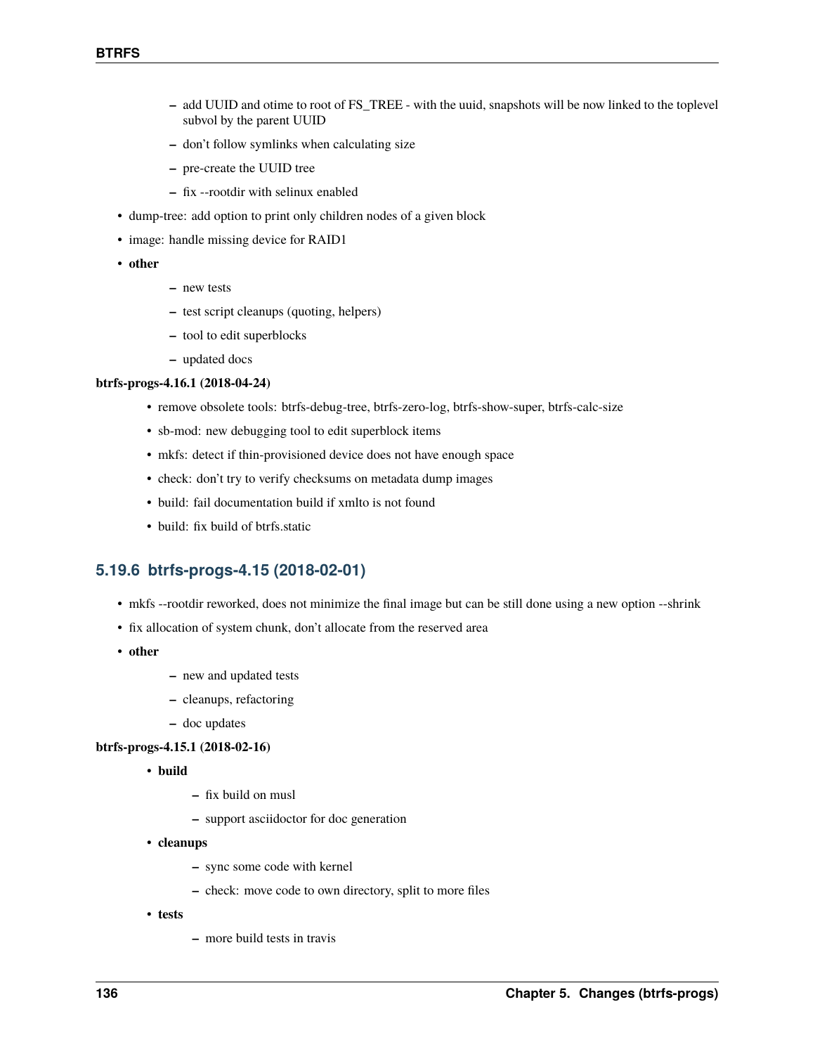- add UUID and otime to root of FS_TREE - with the uuid, snapshots will be now linked to the toplevel subvol by the parent UUID
  - don't follow symlinks when calculating size
  - pre-create the UUID tree
  - fix --rootdir with selinux enabled
- dump-tree: add option to print only children nodes of a given block
- image: handle missing device for RAID1
- **other**
  - new tests
  - test script cleanups (quoting, helpers)
  - tool to edit superblocks
  - updated docs

**btrfs-progs-4.16.1 (2018-04-24)**

- remove obsolete tools: btrfs-debug-tree, btrfs-zero-log, btrfs-show-super, btrfs-calc-size
- sb-mod: new debugging tool to edit superblock items
- mkfs: detect if thin-provisioned device does not have enough space
- check: don't try to verify checksums on metadata dump images
- build: fail documentation build if xmlto is not found
- build: fix build of btrfs.static

### 5.19.6 btrfs-progs-4.15 (2018-02-01)

- mkfs --rootdir reworked, does not minimize the final image but can be still done using a new option --shrink
- fix allocation of system chunk, don't allocate from the reserved area
- **other**
  - new and updated tests
  - cleanups, refactoring
  - doc updates

**btrfs-progs-4.15.1 (2018-02-16)**

- **build**
  - fix build on musl
  - support asciidoctor for doc generation
- **cleanups**
  - sync some code with kernel
  - check: move code to own directory, split to more files
- **tests**
  - more build tests in travis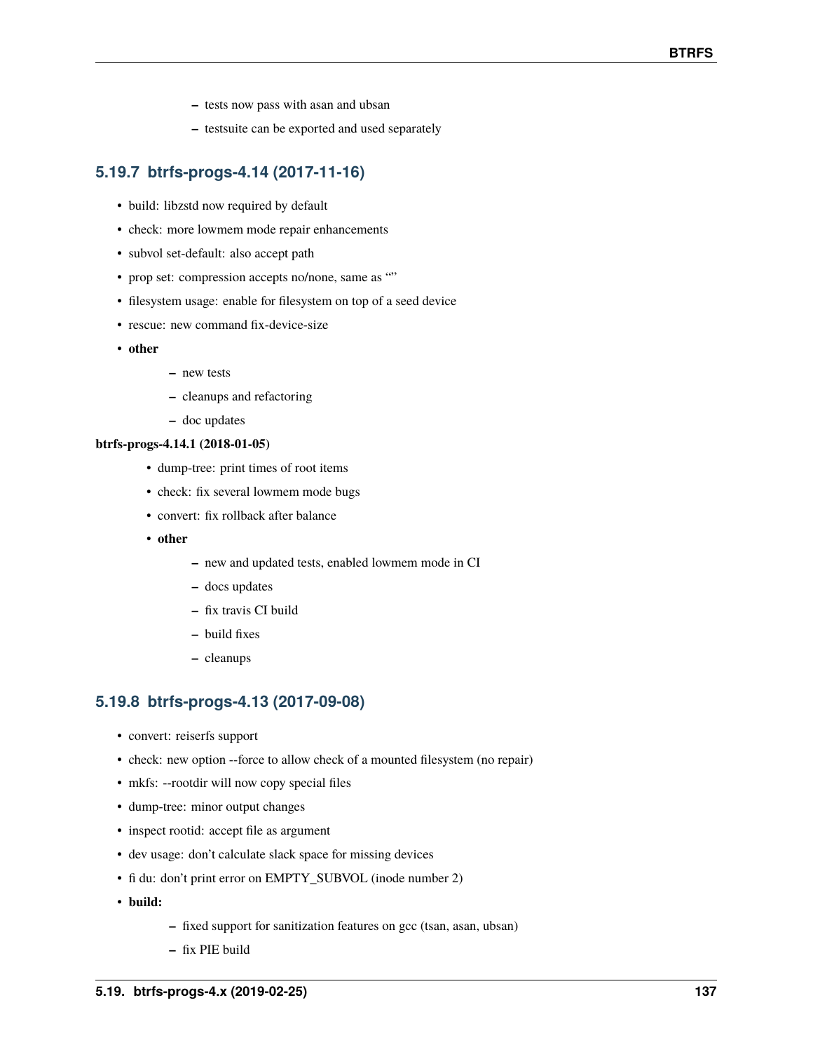- tests now pass with asan and ubsan
   - testsuite can be exported and used separately

### 5.19.7 btrfs-progs-4.14 (2017-11-16)

- build: libzstd now required by default
- check: more lowmem mode repair enhancements
- subvol set-default: also accept path
- prop set: compression accepts no/none, same as ""
- filesystem usage: enable for filesystem on top of a seed device
- rescue: new command fix-device-size
- **other**
   - new tests
   - cleanups and refactoring
   - doc updates

**btrfs-progs-4.14.1 (2018-01-05)**

- dump-tree: print times of root items
- check: fix several lowmem mode bugs
- convert: fix rollback after balance
- **other**
   - new and updated tests, enabled lowmem mode in CI
   - docs updates
   - fix travis CI build
   - build fixes
   - cleanups

### 5.19.8 btrfs-progs-4.13 (2017-09-08)

- convert: reiserfs support
- check: new option --force to allow check of a mounted filesystem (no repair)
- mkfs: --rootdir will now copy special files
- dump-tree: minor output changes
- inspect rootid: accept file as argument
- dev usage: don't calculate slack space for missing devices
- fi du: don't print error on EMPTY_SUBVOL (inode number 2)
- **build:**
   - fixed support for sanitization features on gcc (tsan, asan, ubsan)
   - fix PIE build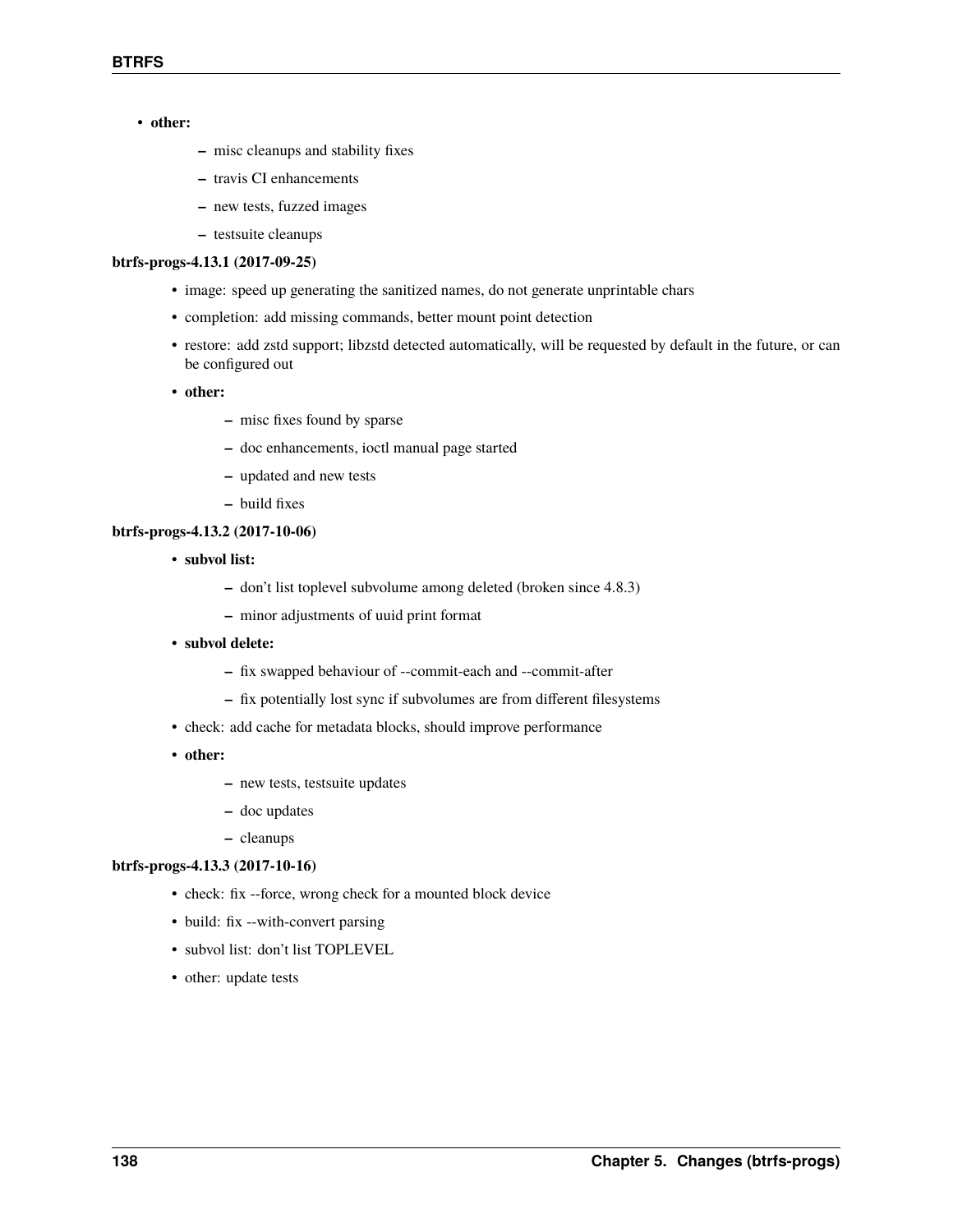- **other:**
  - misc cleanups and stability fixes
  - travis CI enhancements
  - new tests, fuzzed images
  - testsuite cleanups

**btrfs-progs-4.13.1 (2017-09-25)**

- image: speed up generating the sanitized names, do not generate unprintable chars
- completion: add missing commands, better mount point detection
- restore: add zstd support; libzstd detected automatically, will be requested by default in the future, or can be configured out
- **other:**
  - misc fixes found by sparse
  - doc enhancements, ioctl manual page started
  - updated and new tests
  - build fixes

**btrfs-progs-4.13.2 (2017-10-06)**

- **subvol list:**
  - don't list toplevel subvolume among deleted (broken since 4.8.3)
  - minor adjustments of uuid print format
- **subvol delete:**
  - fix swapped behaviour of --commit-each and --commit-after
  - fix potentially lost sync if subvolumes are from different filesystems
- check: add cache for metadata blocks, should improve performance
- **other:**
  - new tests, testsuite updates
  - doc updates
  - cleanups

**btrfs-progs-4.13.3 (2017-10-16)**

- check: fix --force, wrong check for a mounted block device
- build: fix --with-convert parsing
- subvol list: don't list TOPLEVEL
- other: update tests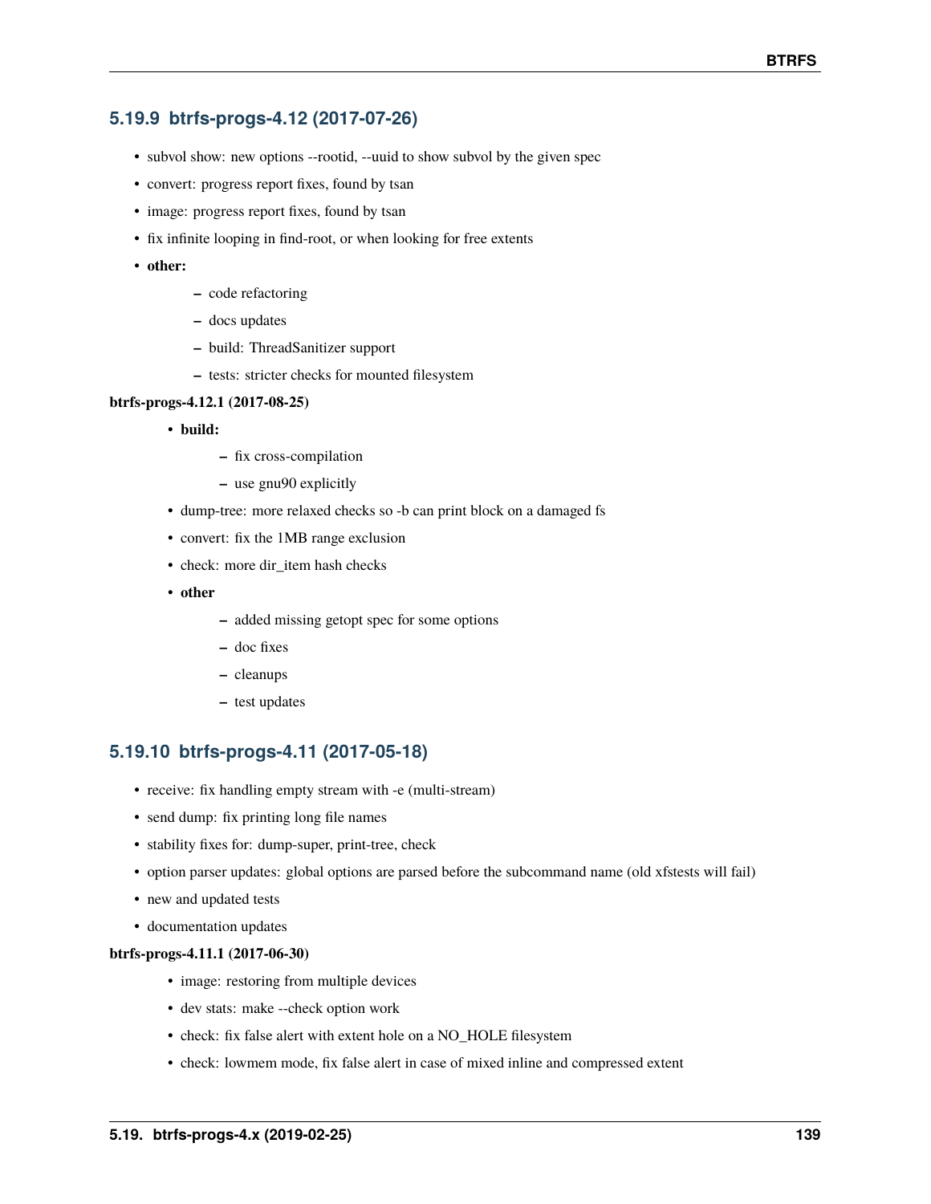### 5.19.9 btrfs-progs-4.12 (2017-07-26)

- subvol show: new options --rootid, --uuid to show subvol by the given spec
- convert: progress report fixes, found by tsan
- image: progress report fixes, found by tsan
- fix infinite looping in find-root, or when looking for free extents
- **other:**
  - code refactoring
  - docs updates
  - build: ThreadSanitizer support
  - tests: stricter checks for mounted filesystem

**btrfs-progs-4.12.1 (2017-08-25)**

- **build:**
  - fix cross-compilation
  - use gnu90 explicitly
- dump-tree: more relaxed checks so -b can print block on a damaged fs
- convert: fix the 1MB range exclusion
- check: more dir_item hash checks
- **other**
  - added missing getopt spec for some options
  - doc fixes
  - cleanups
  - test updates

### 5.19.10 btrfs-progs-4.11 (2017-05-18)

- receive: fix handling empty stream with -e (multi-stream)
- send dump: fix printing long file names
- stability fixes for: dump-super, print-tree, check
- option parser updates: global options are parsed before the subcommand name (old xfstests will fail)
- new and updated tests
- documentation updates

**btrfs-progs-4.11.1 (2017-06-30)**

- image: restoring from multiple devices
- dev stats: make --check option work
- check: fix false alert with extent hole on a NO_HOLE filesystem
- check: lowmem mode, fix false alert in case of mixed inline and compressed extent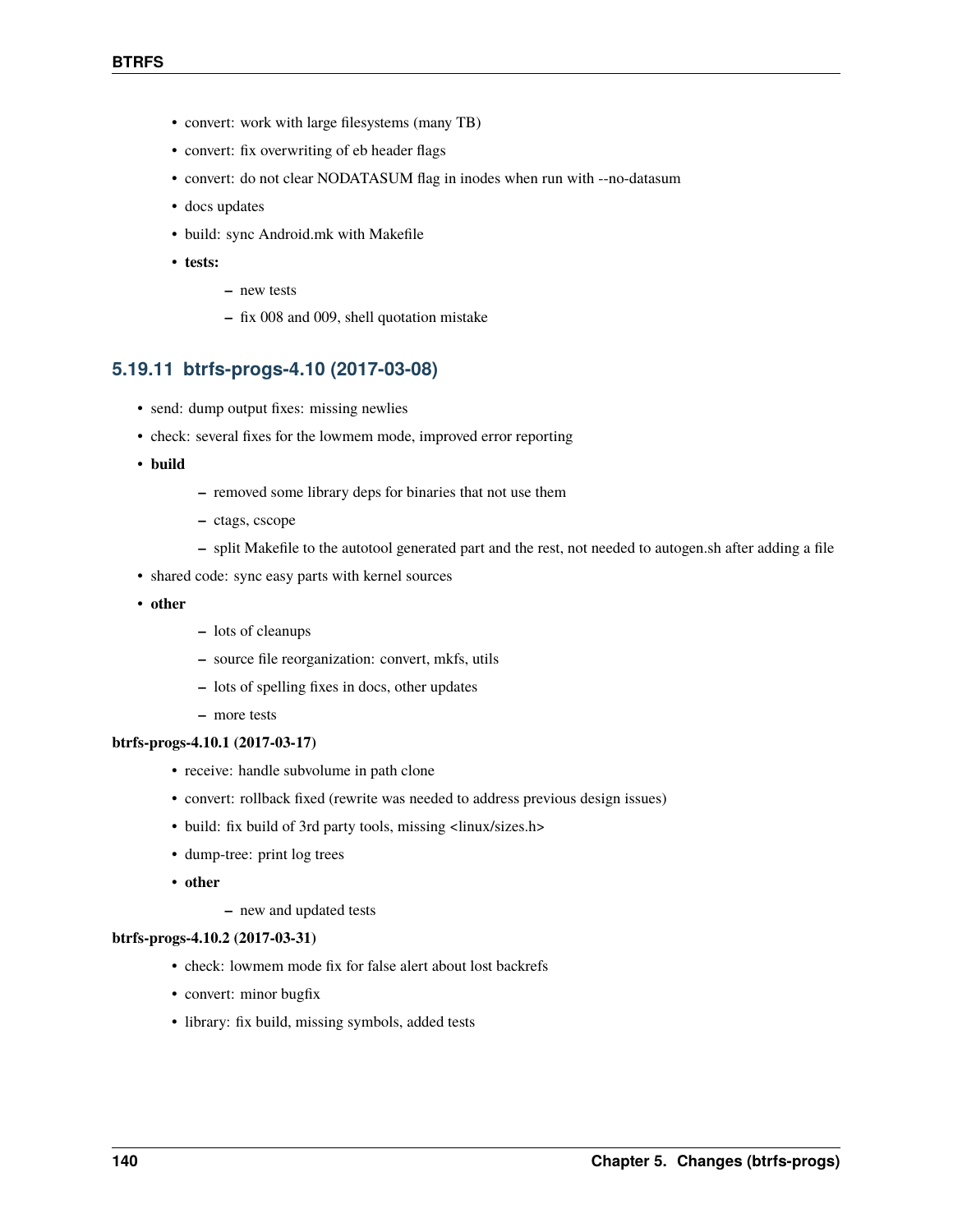- convert: work with large filesystems (many TB)
- convert: fix overwriting of eb header flags
- convert: do not clear NODATASUM flag in inodes when run with --no-datasum
- docs updates
- build: sync Android.mk with Makefile
- **tests:**
  - new tests
  - fix 008 and 009, shell quotation mistake

### 5.19.11 btrfs-progs-4.10 (2017-03-08)

- send: dump output fixes: missing newlies
- check: several fixes for the lowmem mode, improved error reporting
- **build**
  - removed some library deps for binaries that not use them
  - ctags, cscope
  - split Makefile to the autotool generated part and the rest, not needed to autogen.sh after adding a file
- shared code: sync easy parts with kernel sources
- **other**
  - lots of cleanups
  - source file reorganization: convert, mkfs, utils
  - lots of spelling fixes in docs, other updates
  - more tests

**btrfs-progs-4.10.1 (2017-03-17)**

- receive: handle subvolume in path clone
- convert: rollback fixed (rewrite was needed to address previous design issues)
- build: fix build of 3rd party tools, missing <linux/sizes.h>
- dump-tree: print log trees
- **other**
  - new and updated tests

**btrfs-progs-4.10.2 (2017-03-31)**

- check: lowmem mode fix for false alert about lost backrefs
- convert: minor bugfix
- library: fix build, missing symbols, added tests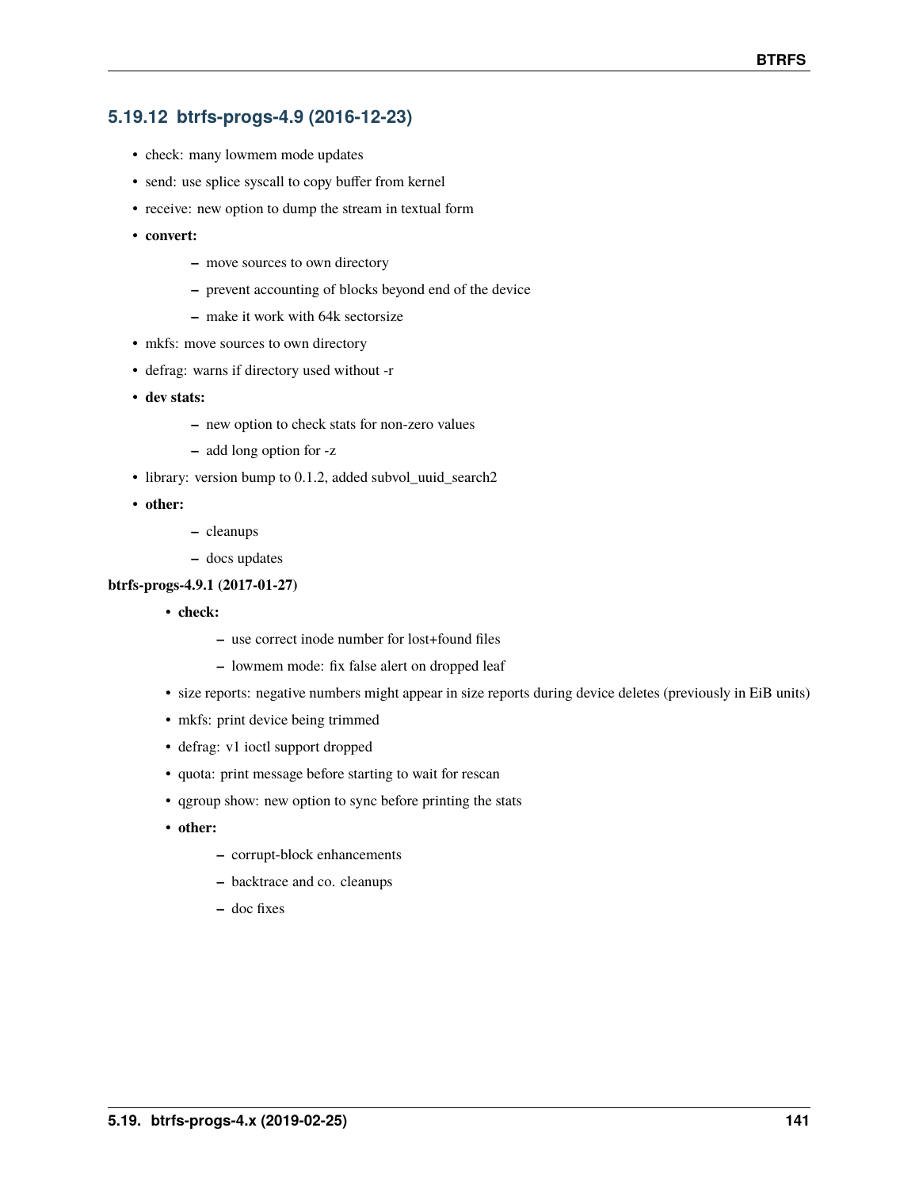### 5.19.12 btrfs-progs-4.9 (2016-12-23)

- check: many lowmem mode updates
- send: use splice syscall to copy buffer from kernel
- receive: new option to dump the stream in textual form
- **convert:**
  - move sources to own directory
  - prevent accounting of blocks beyond end of the device
  - make it work with 64k sectorsize
- mkfs: move sources to own directory
- defrag: warns if directory used without -r
- **dev stats:**
  - new option to check stats for non-zero values
  - add long option for -z
- library: version bump to 0.1.2, added subvol_uuid_search2
- **other:**
  - cleanups
  - docs updates

**btrfs-progs-4.9.1 (2017-01-27)**

- **check:**
  - use correct inode number for lost+found files
  - lowmem mode: fix false alert on dropped leaf
- size reports: negative numbers might appear in size reports during device deletes (previously in EiB units)
- mkfs: print device being trimmed
- defrag: v1 ioctl support dropped
- quota: print message before starting to wait for rescan
- qgroup show: new option to sync before printing the stats
- **other:**
  - corrupt-block enhancements
  - backtrace and co. cleanups
  - doc fixes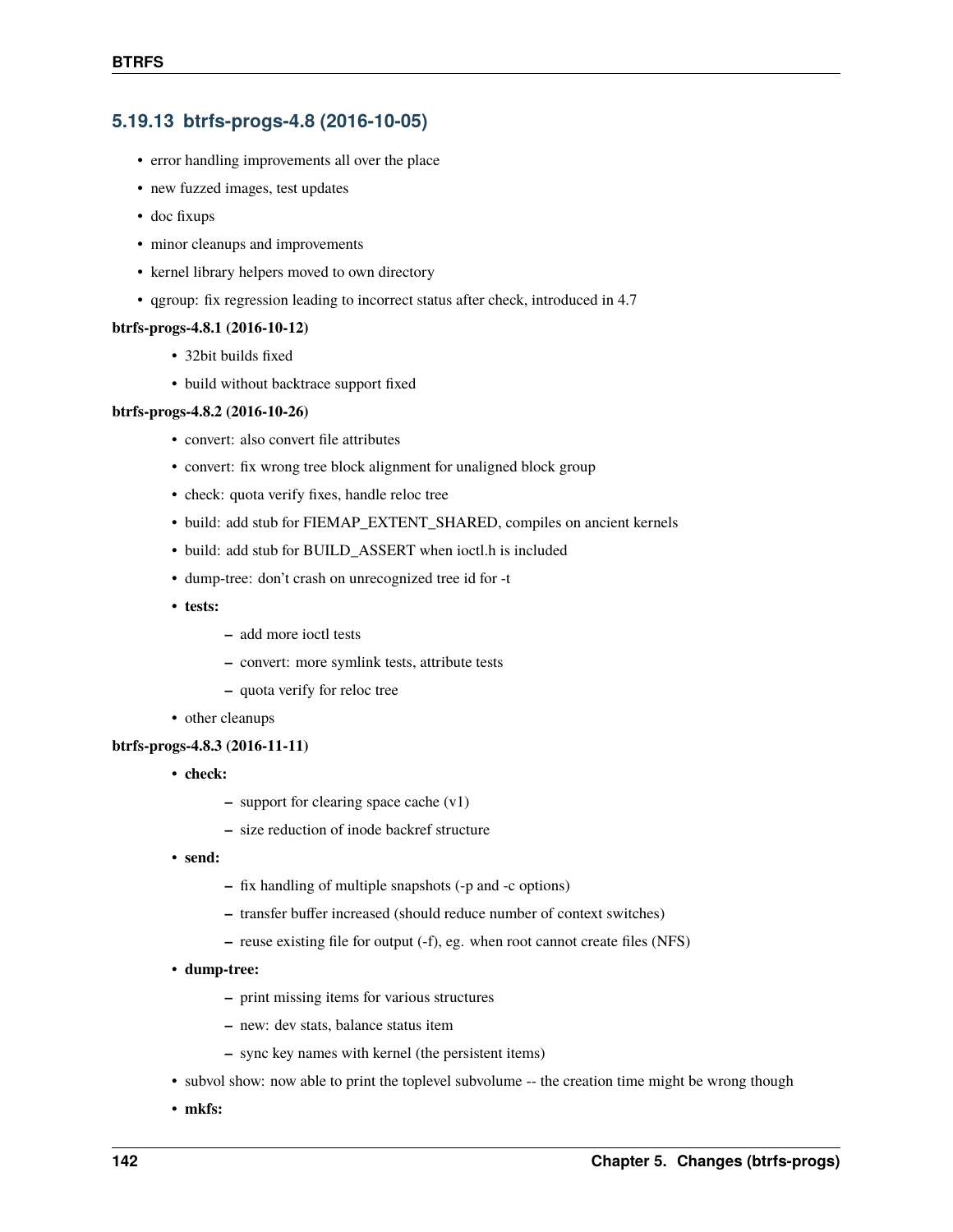### 5.19.13 btrfs-progs-4.8 (2016-10-05)

- error handling improvements all over the place
- new fuzzed images, test updates
- doc fixups
- minor cleanups and improvements
- kernel library helpers moved to own directory
- qgroup: fix regression leading to incorrect status after check, introduced in 4.7

**btrfs-progs-4.8.1 (2016-10-12)**

- 32bit builds fixed
- build without backtrace support fixed

**btrfs-progs-4.8.2 (2016-10-26)**

- convert: also convert file attributes
- convert: fix wrong tree block alignment for unaligned block group
- check: quota verify fixes, handle reloc tree
- build: add stub for FIEMAP_EXTENT_SHARED, compiles on ancient kernels
- build: add stub for BUILD_ASSERT when ioctl.h is included
- dump-tree: don't crash on unrecognized tree id for -t
- **tests:**
  - add more ioctl tests
  - convert: more symlink tests, attribute tests
  - quota verify for reloc tree
- other cleanups

**btrfs-progs-4.8.3 (2016-11-11)**

- **check:**
  - support for clearing space cache (v1)
  - size reduction of inode backref structure
- **send:**
  - fix handling of multiple snapshots (-p and -c options)
  - transfer buffer increased (should reduce number of context switches)
  - reuse existing file for output (-f), eg. when root cannot create files (NFS)
- **dump-tree:**
  - print missing items for various structures
  - new: dev stats, balance status item
  - sync key names with kernel (the persistent items)
- subvol show: now able to print the toplevel subvolume -- the creation time might be wrong though
- **mkfs:**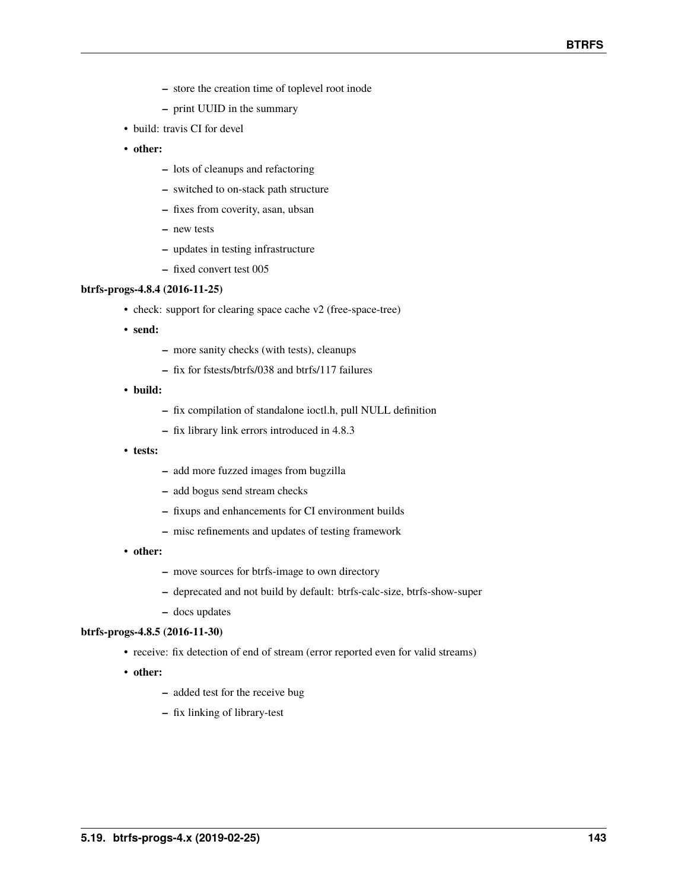- store the creation time of toplevel root inode
- print UUID in the summary

- build: travis CI for devel
- **other:**
  - lots of cleanups and refactoring
  - switched to on-stack path structure
  - fixes from coverity, asan, ubsan
  - new tests
  - updates in testing infrastructure
  - fixed convert test 005

**btrfs-progs-4.8.4 (2016-11-25)**

- check: support for clearing space cache v2 (free-space-tree)
- **send:**
  - more sanity checks (with tests), cleanups
  - fix for fstests/btrfs/038 and btrfs/117 failures
- **build:**
  - fix compilation of standalone ioctl.h, pull NULL definition
  - fix library link errors introduced in 4.8.3
- **tests:**
  - add more fuzzed images from bugzilla
  - add bogus send stream checks
  - fixups and enhancements for CI environment builds
  - misc refinements and updates of testing framework
- **other:**
  - move sources for btrfs-image to own directory
  - deprecated and not build by default: btrfs-calc-size, btrfs-show-super
  - docs updates

**btrfs-progs-4.8.5 (2016-11-30)**

- receive: fix detection of end of stream (error reported even for valid streams)
- **other:**
  - added test for the receive bug
  - fix linking of library-test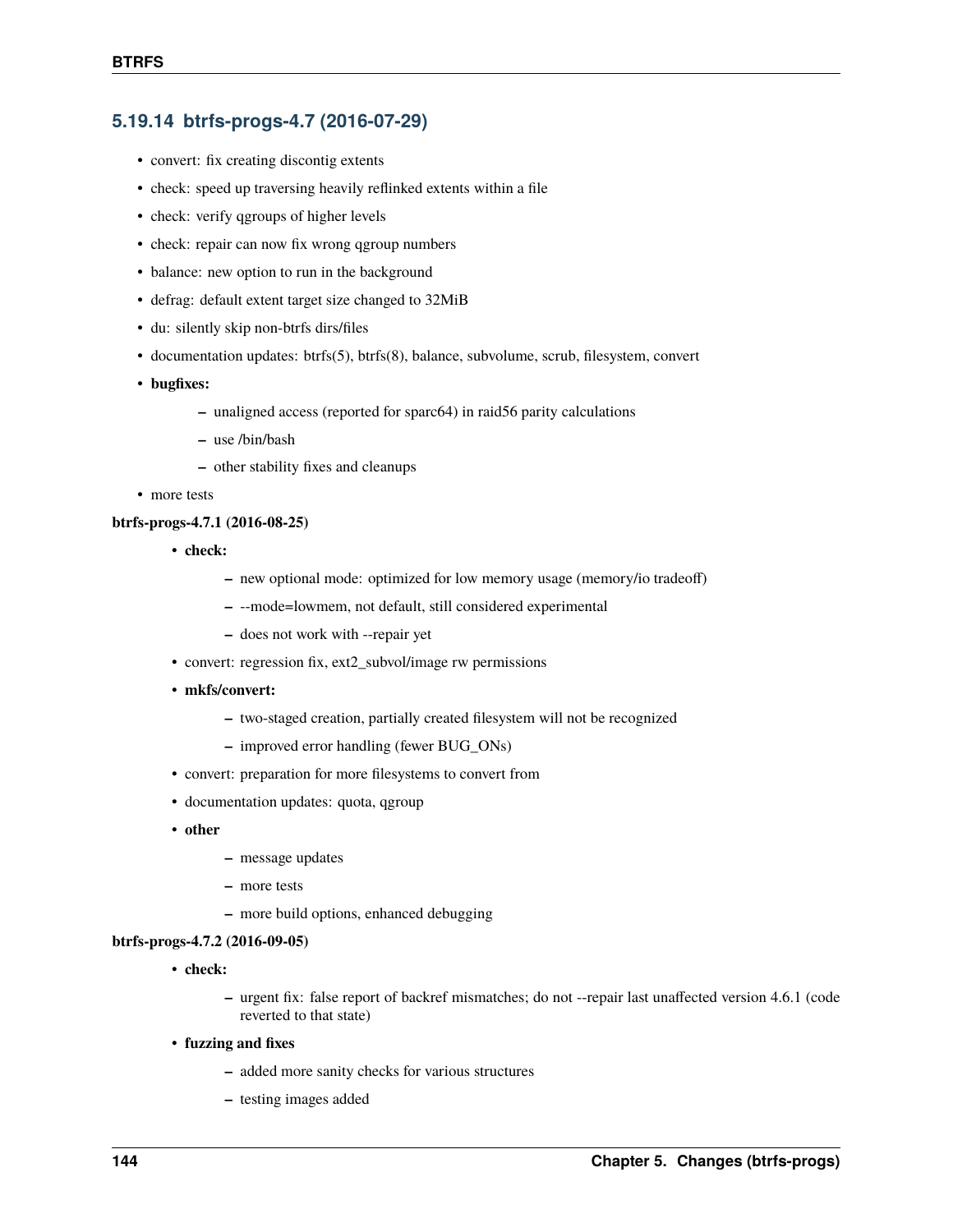### 5.19.14 btrfs-progs-4.7 (2016-07-29)

- convert: fix creating discontig extents
- check: speed up traversing heavily reflinked extents within a file
- check: verify qgroups of higher levels
- check: repair can now fix wrong qgroup numbers
- balance: new option to run in the background
- defrag: default extent target size changed to 32MiB
- du: silently skip non-btrfs dirs/files
- documentation updates: btrfs(5), btrfs(8), balance, subvolume, scrub, filesystem, convert
- **bugfixes:**
  - unaligned access (reported for sparc64) in raid56 parity calculations
  - use /bin/bash
  - other stability fixes and cleanups
- more tests

**btrfs-progs-4.7.1 (2016-08-25)**

- **check:**
  - new optional mode: optimized for low memory usage (memory/io tradeoff)
  - --mode=lowmem, not default, still considered experimental
  - does not work with --repair yet
- convert: regression fix, ext2_subvol/image rw permissions
- **mkfs/convert:**
  - two-staged creation, partially created filesystem will not be recognized
  - improved error handling (fewer BUG_ONs)
- convert: preparation for more filesystems to convert from
- documentation updates: quota, qgroup
- **other**
  - message updates
  - more tests
  - more build options, enhanced debugging

**btrfs-progs-4.7.2 (2016-09-05)**

- **check:**
  - urgent fix: false report of backref mismatches; do not --repair last unaffected version 4.6.1 (code reverted to that state)
- **fuzzing and fixes**
  - added more sanity checks for various structures
  - testing images added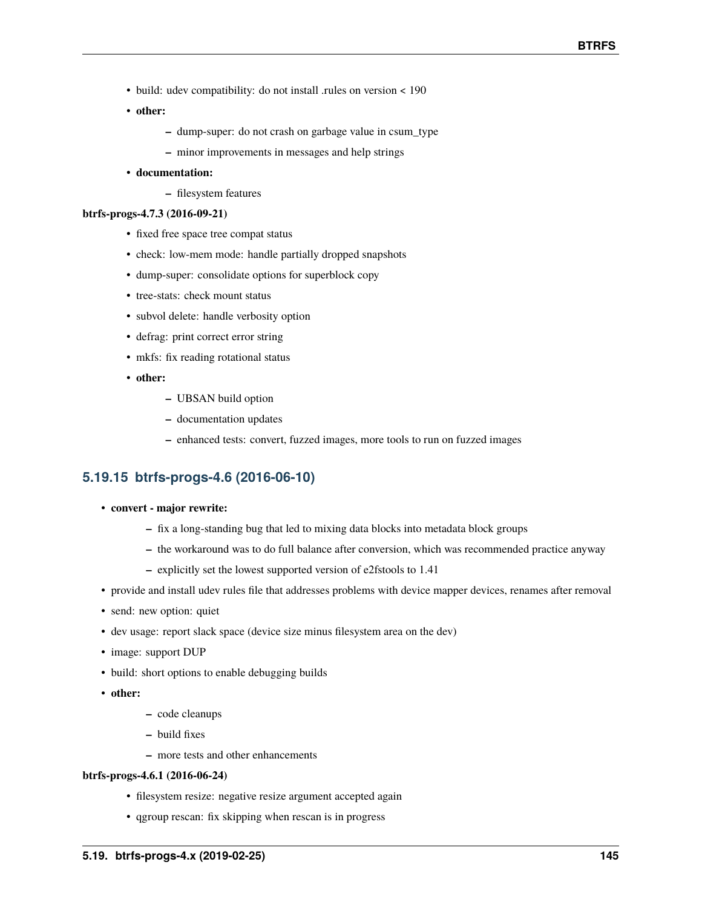- build: udev compatibility: do not install .rules on version < 190
- **other:**
  - dump-super: do not crash on garbage value in csum_type
  - minor improvements in messages and help strings
- **documentation:**
  - filesystem features

**btrfs-progs-4.7.3 (2016-09-21)**

- fixed free space tree compat status
- check: low-mem mode: handle partially dropped snapshots
- dump-super: consolidate options for superblock copy
- tree-stats: check mount status
- subvol delete: handle verbosity option
- defrag: print correct error string
- mkfs: fix reading rotational status
- **other:**
  - UBSAN build option
  - documentation updates
  - enhanced tests: convert, fuzzed images, more tools to run on fuzzed images

### 5.19.15 btrfs-progs-4.6 (2016-06-10)

- **convert - major rewrite:**
  - fix a long-standing bug that led to mixing data blocks into metadata block groups
  - the workaround was to do full balance after conversion, which was recommended practice anyway
  - explicitly set the lowest supported version of e2fstools to 1.41
- provide and install udev rules file that addresses problems with device mapper devices, renames after removal
- send: new option: quiet
- dev usage: report slack space (device size minus filesystem area on the dev)
- image: support DUP
- build: short options to enable debugging builds
- **other:**
  - code cleanups
  - build fixes
  - more tests and other enhancements

**btrfs-progs-4.6.1 (2016-06-24)**

- filesystem resize: negative resize argument accepted again
- qgroup rescan: fix skipping when rescan is in progress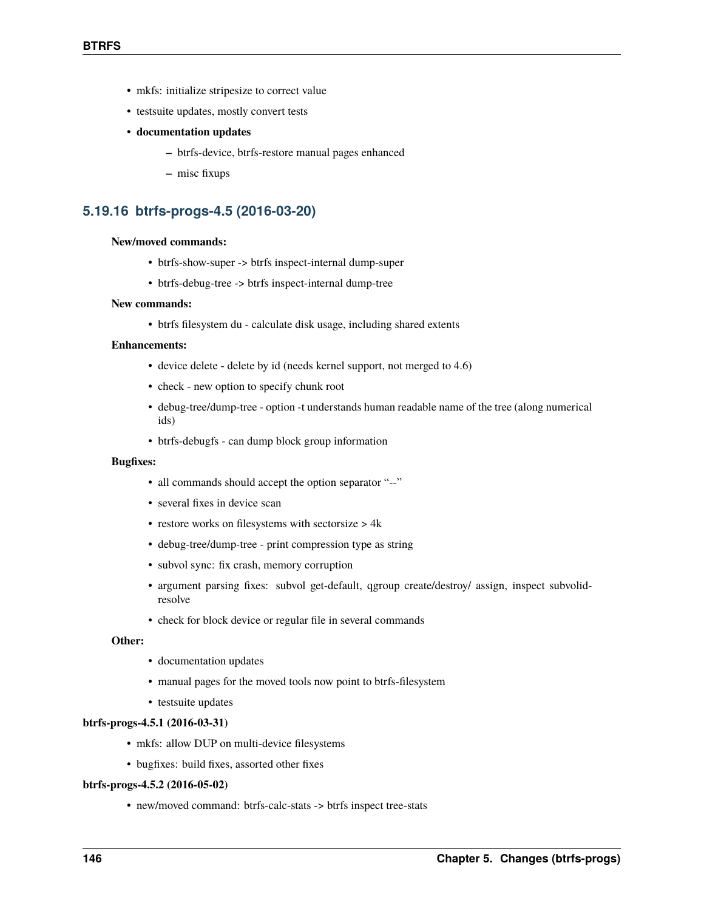- mkfs: initialize stripesize to correct value
- testsuite updates, mostly convert tests
- **documentation updates**
  - btrfs-device, btrfs-restore manual pages enhanced
  - misc fixups

### 5.19.16 btrfs-progs-4.5 (2016-03-20)

**New/moved commands:**

- btrfs-show-super -> btrfs inspect-internal dump-super
- btrfs-debug-tree -> btrfs inspect-internal dump-tree

**New commands:**

- btrfs filesystem du - calculate disk usage, including shared extents

**Enhancements:**

- device delete - delete by id (needs kernel support, not merged to 4.6)
- check - new option to specify chunk root
- debug-tree/dump-tree - option -t understands human readable name of the tree (along numerical ids)
- btrfs-debugfs - can dump block group information

**Bugfixes:**

- all commands should accept the option separator "--"
- several fixes in device scan
- restore works on filesystems with sectorsize > 4k
- debug-tree/dump-tree - print compression type as string
- subvol sync: fix crash, memory corruption
- argument parsing fixes: subvol get-default, qgroup create/destroy/ assign, inspect subvolid-resolve
- check for block device or regular file in several commands

**Other:**

- documentation updates
- manual pages for the moved tools now point to btrfs-filesystem
- testsuite updates

**btrfs-progs-4.5.1 (2016-03-31)**

- mkfs: allow DUP on multi-device filesystems
- bugfixes: build fixes, assorted other fixes

**btrfs-progs-4.5.2 (2016-05-02)**

- new/moved command: btrfs-calc-stats -> btrfs inspect tree-stats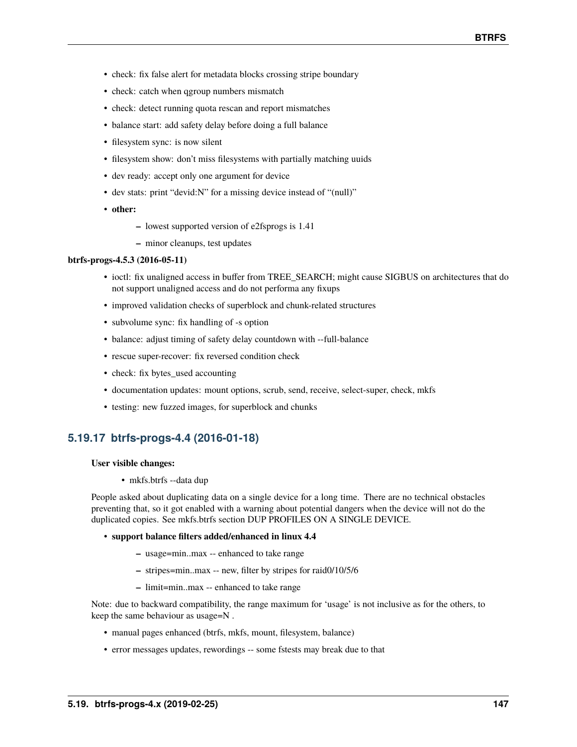- check: fix false alert for metadata blocks crossing stripe boundary
- check: catch when qgroup numbers mismatch
- check: detect running quota rescan and report mismatches
- balance start: add safety delay before doing a full balance
- filesystem sync: is now silent
- filesystem show: don't miss filesystems with partially matching uuids
- dev ready: accept only one argument for device
- dev stats: print "devid:N" for a missing device instead of "(null)"
- **other:**
  - lowest supported version of e2fsprogs is 1.41
  - minor cleanups, test updates

**btrfs-progs-4.5.3 (2016-05-11)**

- ioctl: fix unaligned access in buffer from TREE_SEARCH; might cause SIGBUS on architectures that do not support unaligned access and do not performa any fixups
- improved validation checks of superblock and chunk-related structures
- subvolume sync: fix handling of -s option
- balance: adjust timing of safety delay countdown with --full-balance
- rescue super-recover: fix reversed condition check
- check: fix bytes_used accounting
- documentation updates: mount options, scrub, send, receive, select-super, check, mkfs
- testing: new fuzzed images, for superblock and chunks

## 5.19.17 btrfs-progs-4.4 (2016-01-18)

**User visible changes:**

- mkfs.btrfs --data dup

People asked about duplicating data on a single device for a long time. There are no technical obstacles preventing that, so it got enabled with a warning about potential dangers when the device will not do the duplicated copies. See mkfs.btrfs section DUP PROFILES ON A SINGLE DEVICE.

- **support balance filters added/enhanced in linux 4.4**
  - usage=min..max -- enhanced to take range
  - stripes=min..max -- new, filter by stripes for raid0/10/5/6
  - limit=min..max -- enhanced to take range

Note: due to backward compatibility, the range maximum for 'usage' is not inclusive as for the others, to keep the same behaviour as usage=N .

- manual pages enhanced (btrfs, mkfs, mount, filesystem, balance)
- error messages updates, rewordings -- some fstests may break due to that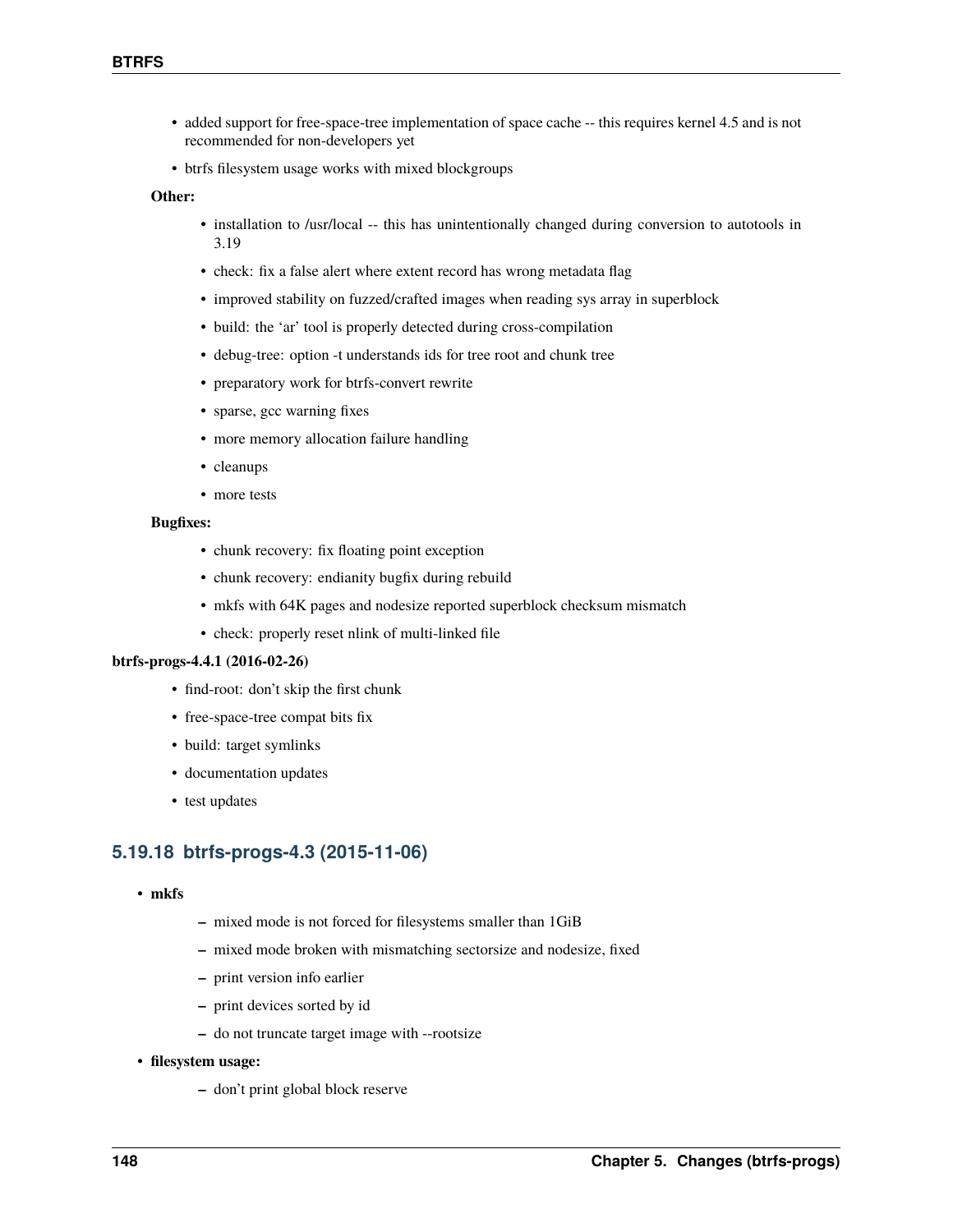- added support for free-space-tree implementation of space cache -- this requires kernel 4.5 and is not recommended for non-developers yet
- btrfs filesystem usage works with mixed blockgroups

**Other:**

- installation to /usr/local -- this has unintentionally changed during conversion to autotools in 3.19
- check: fix a false alert where extent record has wrong metadata flag
- improved stability on fuzzed/crafted images when reading sys array in superblock
- build: the 'ar' tool is properly detected during cross-compilation
- debug-tree: option -t understands ids for tree root and chunk tree
- preparatory work for btrfs-convert rewrite
- sparse, gcc warning fixes
- more memory allocation failure handling
- cleanups
- more tests

**Bugfixes:**

- chunk recovery: fix floating point exception
- chunk recovery: endianity bugfix during rebuild
- mkfs with 64K pages and nodesize reported superblock checksum mismatch
- check: properly reset nlink of multi-linked file

**btrfs-progs-4.4.1 (2016-02-26)**

- find-root: don't skip the first chunk
- free-space-tree compat bits fix
- build: target symlinks
- documentation updates
- test updates

## 5.19.18 btrfs-progs-4.3 (2015-11-06)

- **mkfs**
  - mixed mode is not forced for filesystems smaller than 1GiB
  - mixed mode broken with mismatching sectorsize and nodesize, fixed
  - print version info earlier
  - print devices sorted by id
  - do not truncate target image with --rootsize
- **filesystem usage:**
  - don't print global block reserve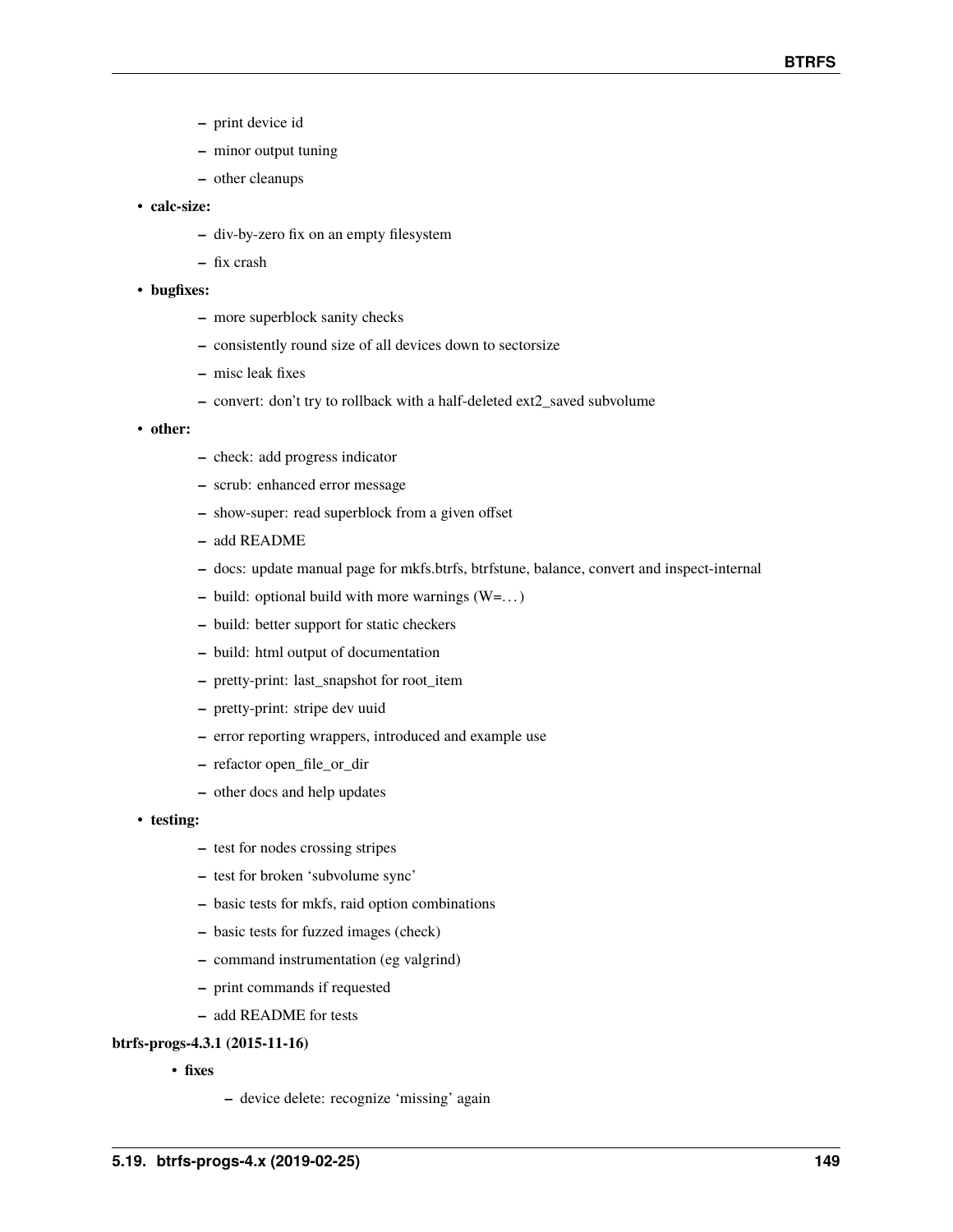- print device id
   - minor output tuning
   - other cleanups

- **calc-size:**
   - div-by-zero fix on an empty filesystem
   - fix crash

- **bugfixes:**
   - more superblock sanity checks
   - consistently round size of all devices down to sectorsize
   - misc leak fixes
   - convert: don't try to rollback with a half-deleted ext2_saved subvolume

- **other:**
   - check: add progress indicator
   - scrub: enhanced error message
   - show-super: read superblock from a given offset
   - add README
   - docs: update manual page for mkfs.btrfs, btrfstune, balance, convert and inspect-internal
   - build: optional build with more warnings (W=…)
   - build: better support for static checkers
   - build: html output of documentation
   - pretty-print: last_snapshot for root_item
   - pretty-print: stripe dev uuid
   - error reporting wrappers, introduced and example use
   - refactor open_file_or_dir
   - other docs and help updates

- **testing:**
   - test for nodes crossing stripes
   - test for broken 'subvolume sync'
   - basic tests for mkfs, raid option combinations
   - basic tests for fuzzed images (check)
   - command instrumentation (eg valgrind)
   - print commands if requested
   - add README for tests

**btrfs-progs-4.3.1 (2015-11-16)**

- **fixes**
   - device delete: recognize 'missing' again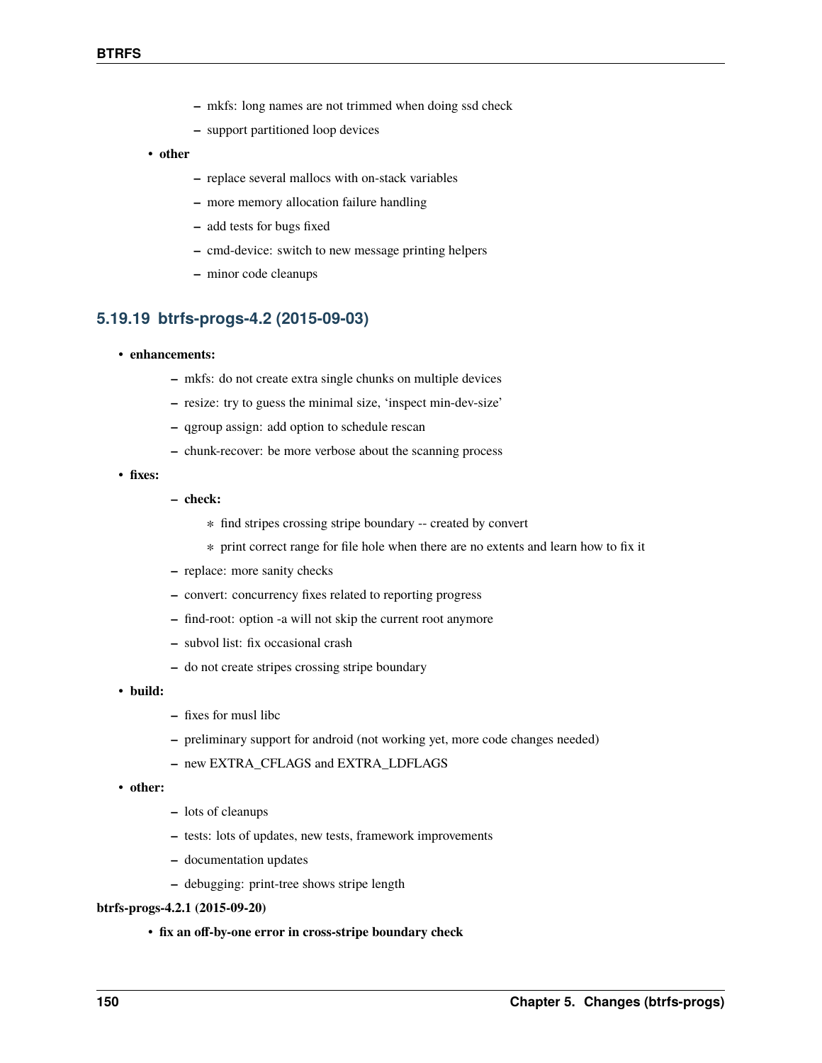- mkfs: long names are not trimmed when doing ssd check
   - support partitioned loop devices

- **other**
   - replace several mallocs with on-stack variables
   - more memory allocation failure handling
   - add tests for bugs fixed
   - cmd-device: switch to new message printing helpers
   - minor code cleanups

## 5.19.19 btrfs-progs-4.2 (2015-09-03)

- **enhancements:**
   - mkfs: do not create extra single chunks on multiple devices
   - resize: try to guess the minimal size, 'inspect min-dev-size'
   - qgroup assign: add option to schedule rescan
   - chunk-recover: be more verbose about the scanning process
- **fixes:**
   - **check:**
      - find stripes crossing stripe boundary -- created by convert
      - print correct range for file hole when there are no extents and learn how to fix it
   - replace: more sanity checks
   - convert: concurrency fixes related to reporting progress
   - find-root: option -a will not skip the current root anymore
   - subvol list: fix occasional crash
   - do not create stripes crossing stripe boundary
- **build:**
   - fixes for musl libc
   - preliminary support for android (not working yet, more code changes needed)
   - new EXTRA_CFLAGS and EXTRA_LDFLAGS
- **other:**
   - lots of cleanups
   - tests: lots of updates, new tests, framework improvements
   - documentation updates
   - debugging: print-tree shows stripe length

**btrfs-progs-4.2.1 (2015-09-20)**

- **fix an off-by-one error in cross-stripe boundary check**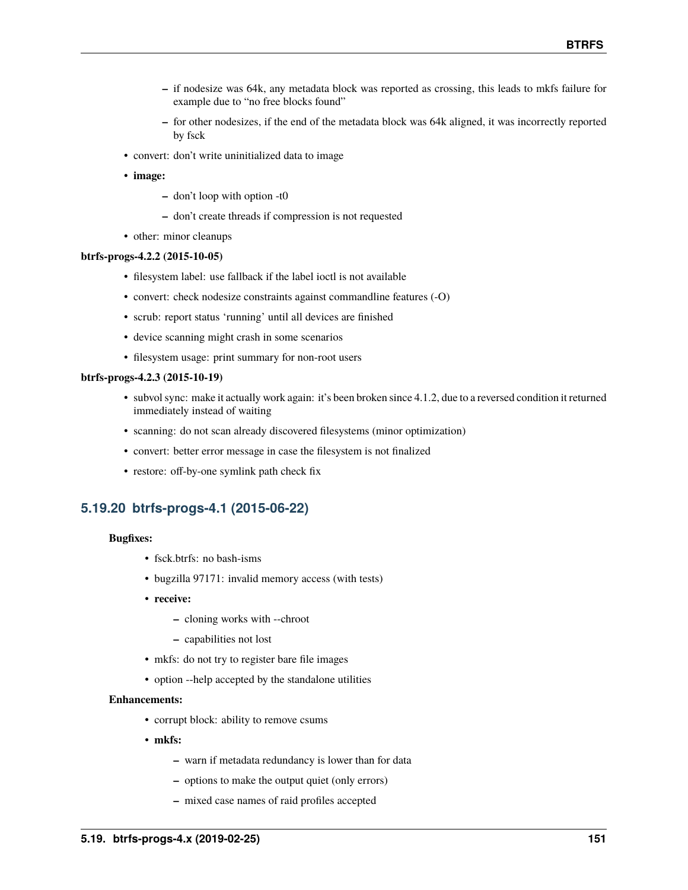- if nodesize was 64k, any metadata block was reported as crossing, this leads to mkfs failure for example due to "no free blocks found"
  - for other nodesizes, if the end of the metadata block was 64k aligned, it was incorrectly reported by fsck
- convert: don't write uninitialized data to image
- **image:**
  - don't loop with option -t0
  - don't create threads if compression is not requested
- other: minor cleanups

**btrfs-progs-4.2.2 (2015-10-05)**

- filesystem label: use fallback if the label ioctl is not available
- convert: check nodesize constraints against commandline features (-O)
- scrub: report status 'running' until all devices are finished
- device scanning might crash in some scenarios
- filesystem usage: print summary for non-root users

**btrfs-progs-4.2.3 (2015-10-19)**

- subvol sync: make it actually work again: it's been broken since 4.1.2, due to a reversed condition it returned immediately instead of waiting
- scanning: do not scan already discovered filesystems (minor optimization)
- convert: better error message in case the filesystem is not finalized
- restore: off-by-one symlink path check fix

## 5.19.20 btrfs-progs-4.1 (2015-06-22)

**Bugfixes:**

- fsck.btrfs: no bash-isms
- bugzilla 97171: invalid memory access (with tests)
- **receive:**
  - cloning works with --chroot
  - capabilities not lost
- mkfs: do not try to register bare file images
- option --help accepted by the standalone utilities

**Enhancements:**

- corrupt block: ability to remove csums
- **mkfs:**
  - warn if metadata redundancy is lower than for data
  - options to make the output quiet (only errors)
  - mixed case names of raid profiles accepted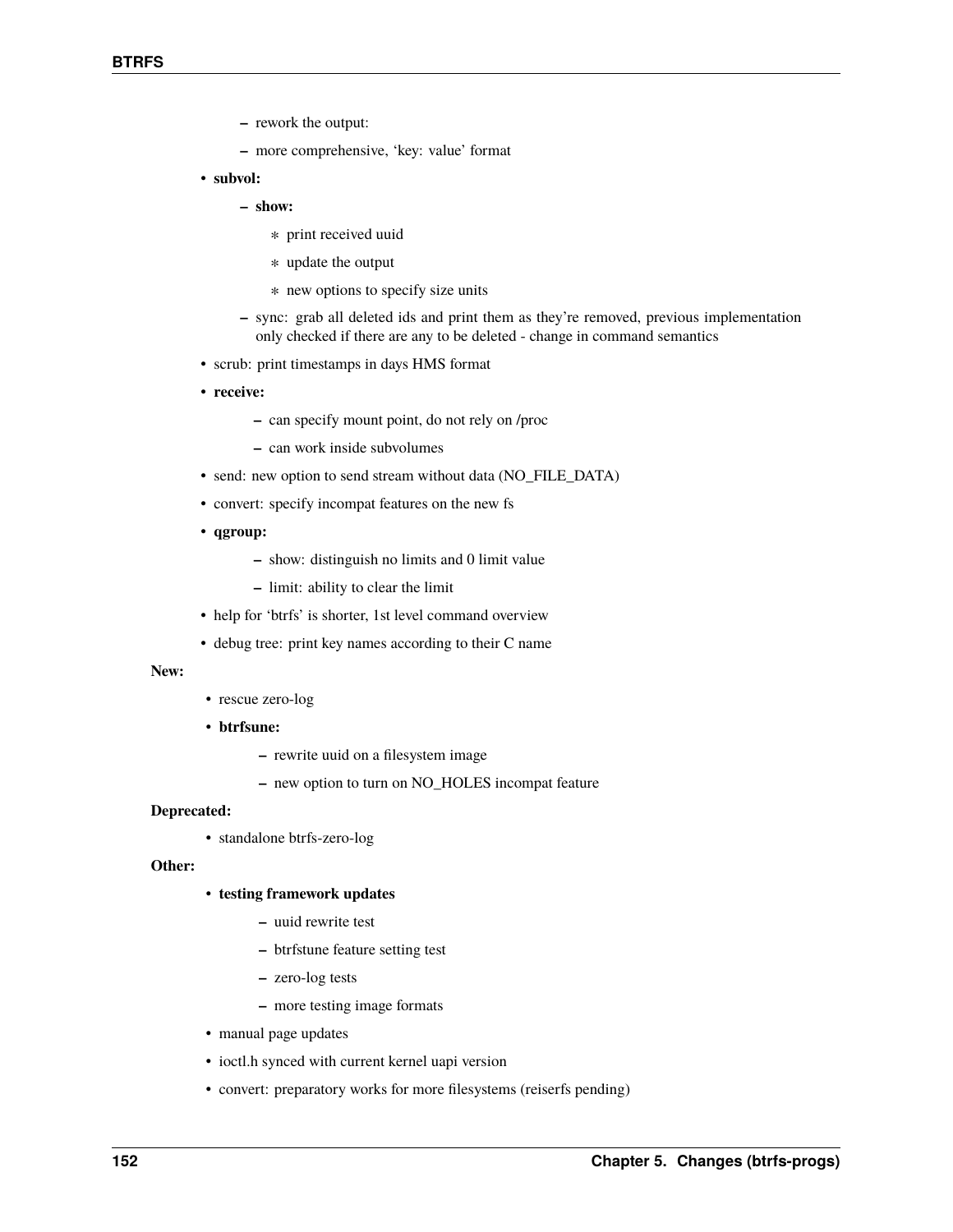- rework the output:
  - more comprehensive, 'key: value' format
- **subvol:**
  - **show:**
    - print received uuid
    - update the output
    - new options to specify size units
  - sync: grab all deleted ids and print them as they're removed, previous implementation only checked if there are any to be deleted - change in command semantics
- scrub: print timestamps in days HMS format
- **receive:**
  - can specify mount point, do not rely on /proc
  - can work inside subvolumes
- send: new option to send stream without data (NO_FILE_DATA)
- convert: specify incompat features on the new fs
- **qgroup:**
  - show: distinguish no limits and 0 limit value
  - limit: ability to clear the limit
- help for 'btrfs' is shorter, 1st level command overview
- debug tree: print key names according to their C name

**New:**

- rescue zero-log
- **btrfsune:**
  - rewrite uuid on a filesystem image
  - new option to turn on NO_HOLES incompat feature

**Deprecated:**

- standalone btrfs-zero-log

**Other:**

- **testing framework updates**
  - uuid rewrite test
  - btrfstune feature setting test
  - zero-log tests
  - more testing image formats
- manual page updates
- ioctl.h synced with current kernel uapi version
- convert: preparatory works for more filesystems (reiserfs pending)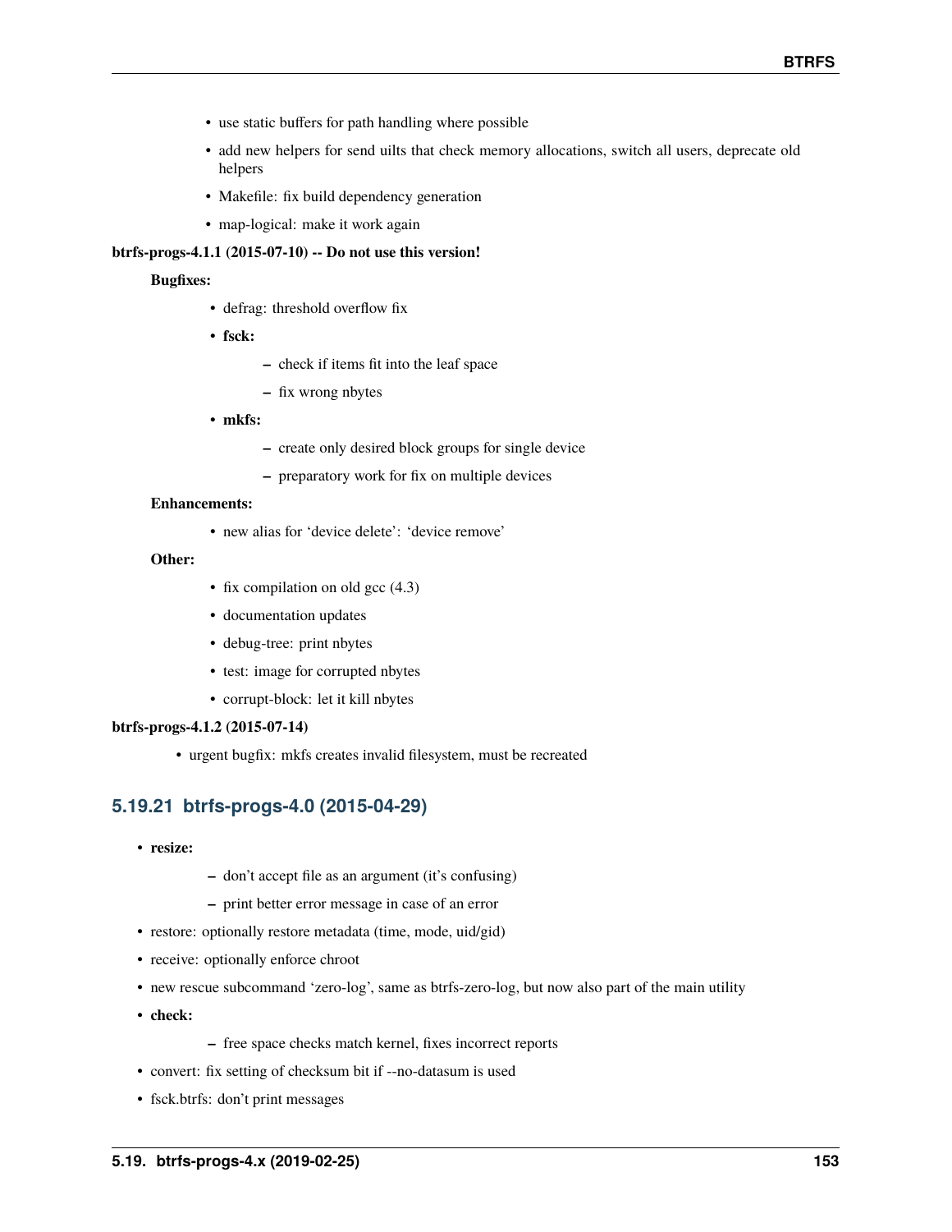- use static buffers for path handling where possible
- add new helpers for send uilts that check memory allocations, switch all users, deprecate old helpers
- Makefile: fix build dependency generation
- map-logical: make it work again

**btrfs-progs-4.1.1 (2015-07-10) -- Do not use this version!**

**Bugfixes:**

- defrag: threshold overflow fix
- **fsck:**
  - check if items fit into the leaf space
  - fix wrong nbytes
- **mkfs:**
  - create only desired block groups for single device
  - preparatory work for fix on multiple devices

**Enhancements:**

- new alias for 'device delete': 'device remove'

**Other:**

- fix compilation on old gcc (4.3)
- documentation updates
- debug-tree: print nbytes
- test: image for corrupted nbytes
- corrupt-block: let it kill nbytes

**btrfs-progs-4.1.2 (2015-07-14)**

- urgent bugfix: mkfs creates invalid filesystem, must be recreated

## 5.19.21 btrfs-progs-4.0 (2015-04-29)

- **resize:**
  - don't accept file as an argument (it's confusing)
  - print better error message in case of an error
- restore: optionally restore metadata (time, mode, uid/gid)
- receive: optionally enforce chroot
- new rescue subcommand 'zero-log', same as btrfs-zero-log, but now also part of the main utility
- **check:**
  - free space checks match kernel, fixes incorrect reports
- convert: fix setting of checksum bit if --no-datasum is used
- fsck.btrfs: don't print messages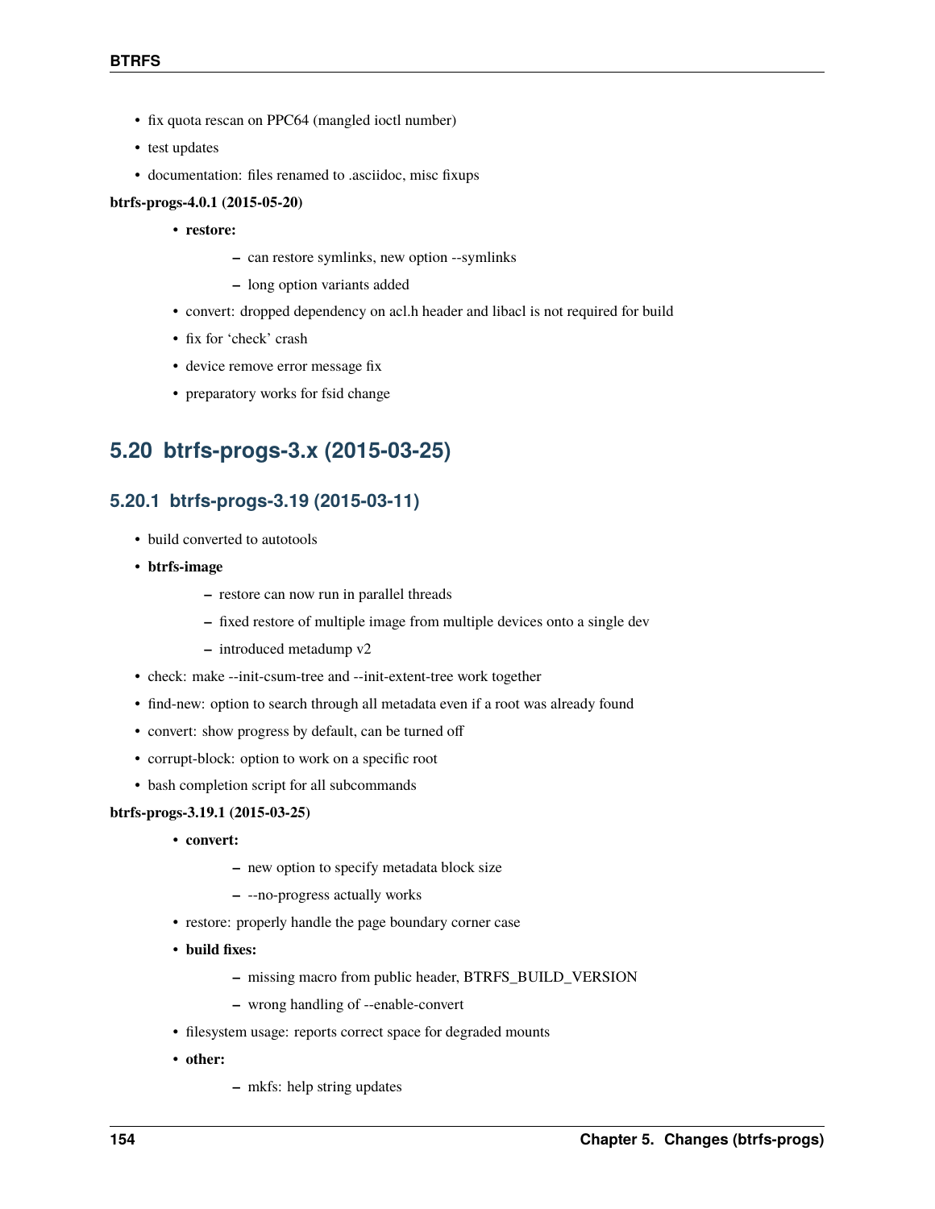- fix quota rescan on PPC64 (mangled ioctl number)
- test updates
- documentation: files renamed to .asciidoc, misc fixups

**btrfs-progs-4.0.1 (2015-05-20)**

- **restore:**
  - can restore symlinks, new option --symlinks
  - long option variants added
- convert: dropped dependency on acl.h header and libacl is not required for build
- fix for 'check' crash
- device remove error message fix
- preparatory works for fsid change

## 5.20 btrfs-progs-3.x (2015-03-25)

### 5.20.1 btrfs-progs-3.19 (2015-03-11)

- build converted to autotools
- **btrfs-image**
  - restore can now run in parallel threads
  - fixed restore of multiple image from multiple devices onto a single dev
  - introduced metadump v2
- check: make --init-csum-tree and --init-extent-tree work together
- find-new: option to search through all metadata even if a root was already found
- convert: show progress by default, can be turned off
- corrupt-block: option to work on a specific root
- bash completion script for all subcommands

**btrfs-progs-3.19.1 (2015-03-25)**

- **convert:**
  - new option to specify metadata block size
  - --no-progress actually works
- restore: properly handle the page boundary corner case
- **build fixes:**
  - missing macro from public header, BTRFS_BUILD_VERSION
  - wrong handling of --enable-convert
- filesystem usage: reports correct space for degraded mounts
- **other:**
  - mkfs: help string updates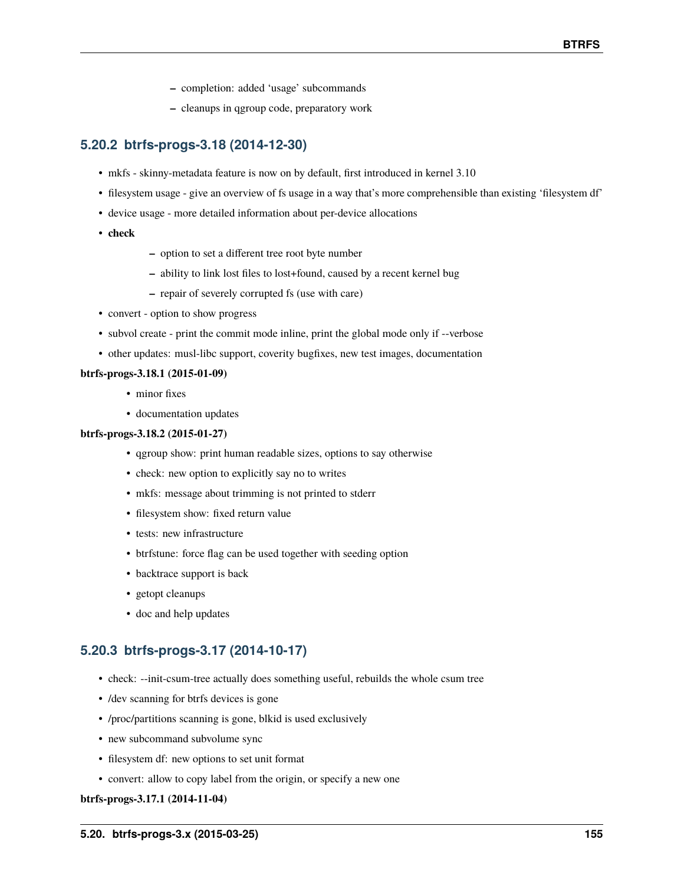- completion: added 'usage' subcommands
- cleanups in qgroup code, preparatory work

### 5.20.2 btrfs-progs-3.18 (2014-12-30)

- mkfs - skinny-metadata feature is now on by default, first introduced in kernel 3.10
- filesystem usage - give an overview of fs usage in a way that's more comprehensible than existing 'filesystem df'
- device usage - more detailed information about per-device allocations
- **check**
  - option to set a different tree root byte number
  - ability to link lost files to lost+found, caused by a recent kernel bug
  - repair of severely corrupted fs (use with care)
- convert - option to show progress
- subvol create - print the commit mode inline, print the global mode only if --verbose
- other updates: musl-libc support, coverity bugfixes, new test images, documentation

**btrfs-progs-3.18.1 (2015-01-09)**

- minor fixes
- documentation updates

**btrfs-progs-3.18.2 (2015-01-27)**

- qgroup show: print human readable sizes, options to say otherwise
- check: new option to explicitly say no to writes
- mkfs: message about trimming is not printed to stderr
- filesystem show: fixed return value
- tests: new infrastructure
- btrfstune: force flag can be used together with seeding option
- backtrace support is back
- getopt cleanups
- doc and help updates

### 5.20.3 btrfs-progs-3.17 (2014-10-17)

- check: --init-csum-tree actually does something useful, rebuilds the whole csum tree
- /dev scanning for btrfs devices is gone
- /proc/partitions scanning is gone, blkid is used exclusively
- new subcommand subvolume sync
- filesystem df: new options to set unit format
- convert: allow to copy label from the origin, or specify a new one

**btrfs-progs-3.17.1 (2014-11-04)**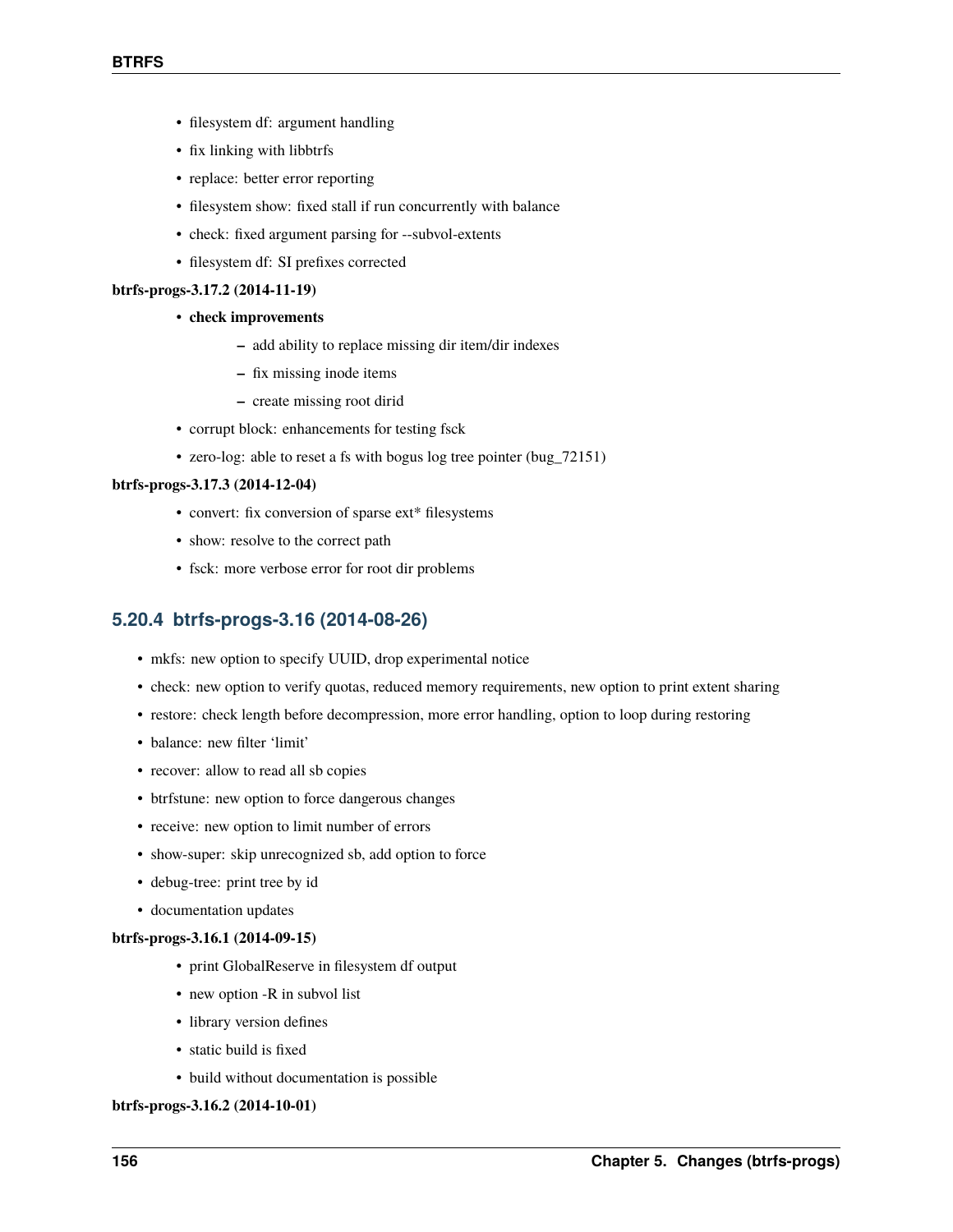- filesystem df: argument handling
- fix linking with libbtrfs
- replace: better error reporting
- filesystem show: fixed stall if run concurrently with balance
- check: fixed argument parsing for --subvol-extents
- filesystem df: SI prefixes corrected

**btrfs-progs-3.17.2 (2014-11-19)**

- **check improvements**
  - add ability to replace missing dir item/dir indexes
  - fix missing inode items
  - create missing root dirid
- corrupt block: enhancements for testing fsck
- zero-log: able to reset a fs with bogus log tree pointer (bug_72151)

**btrfs-progs-3.17.3 (2014-12-04)**

- convert: fix conversion of sparse ext* filesystems
- show: resolve to the correct path
- fsck: more verbose error for root dir problems

### 5.20.4 btrfs-progs-3.16 (2014-08-26)

- mkfs: new option to specify UUID, drop experimental notice
- check: new option to verify quotas, reduced memory requirements, new option to print extent sharing
- restore: check length before decompression, more error handling, option to loop during restoring
- balance: new filter 'limit'
- recover: allow to read all sb copies
- btrfstune: new option to force dangerous changes
- receive: new option to limit number of errors
- show-super: skip unrecognized sb, add option to force
- debug-tree: print tree by id
- documentation updates

**btrfs-progs-3.16.1 (2014-09-15)**

- print GlobalReserve in filesystem df output
- new option -R in subvol list
- library version defines
- static build is fixed
- build without documentation is possible

**btrfs-progs-3.16.2 (2014-10-01)**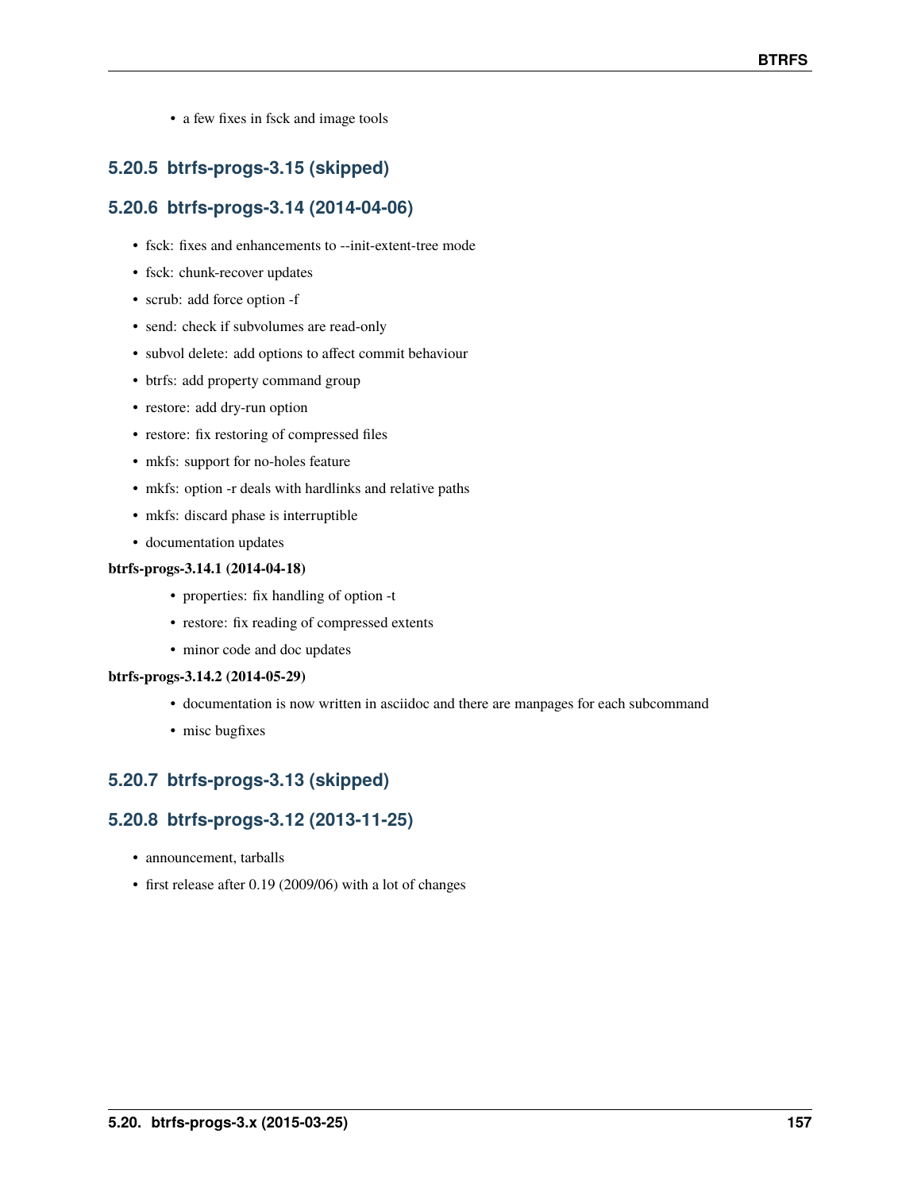- a few fixes in fsck and image tools

### 5.20.5 btrfs-progs-3.15 (skipped)

### 5.20.6 btrfs-progs-3.14 (2014-04-06)

- fsck: fixes and enhancements to --init-extent-tree mode
- fsck: chunk-recover updates
- scrub: add force option -f
- send: check if subvolumes are read-only
- subvol delete: add options to affect commit behaviour
- btrfs: add property command group
- restore: add dry-run option
- restore: fix restoring of compressed files
- mkfs: support for no-holes feature
- mkfs: option -r deals with hardlinks and relative paths
- mkfs: discard phase is interruptible
- documentation updates

**btrfs-progs-3.14.1 (2014-04-18)**

- properties: fix handling of option -t
- restore: fix reading of compressed extents
- minor code and doc updates

**btrfs-progs-3.14.2 (2014-05-29)**

- documentation is now written in asciidoc and there are manpages for each subcommand
- misc bugfixes

### 5.20.7 btrfs-progs-3.13 (skipped)

### 5.20.8 btrfs-progs-3.12 (2013-11-25)

- announcement, tarballs
- first release after 0.19 (2009/06) with a lot of changes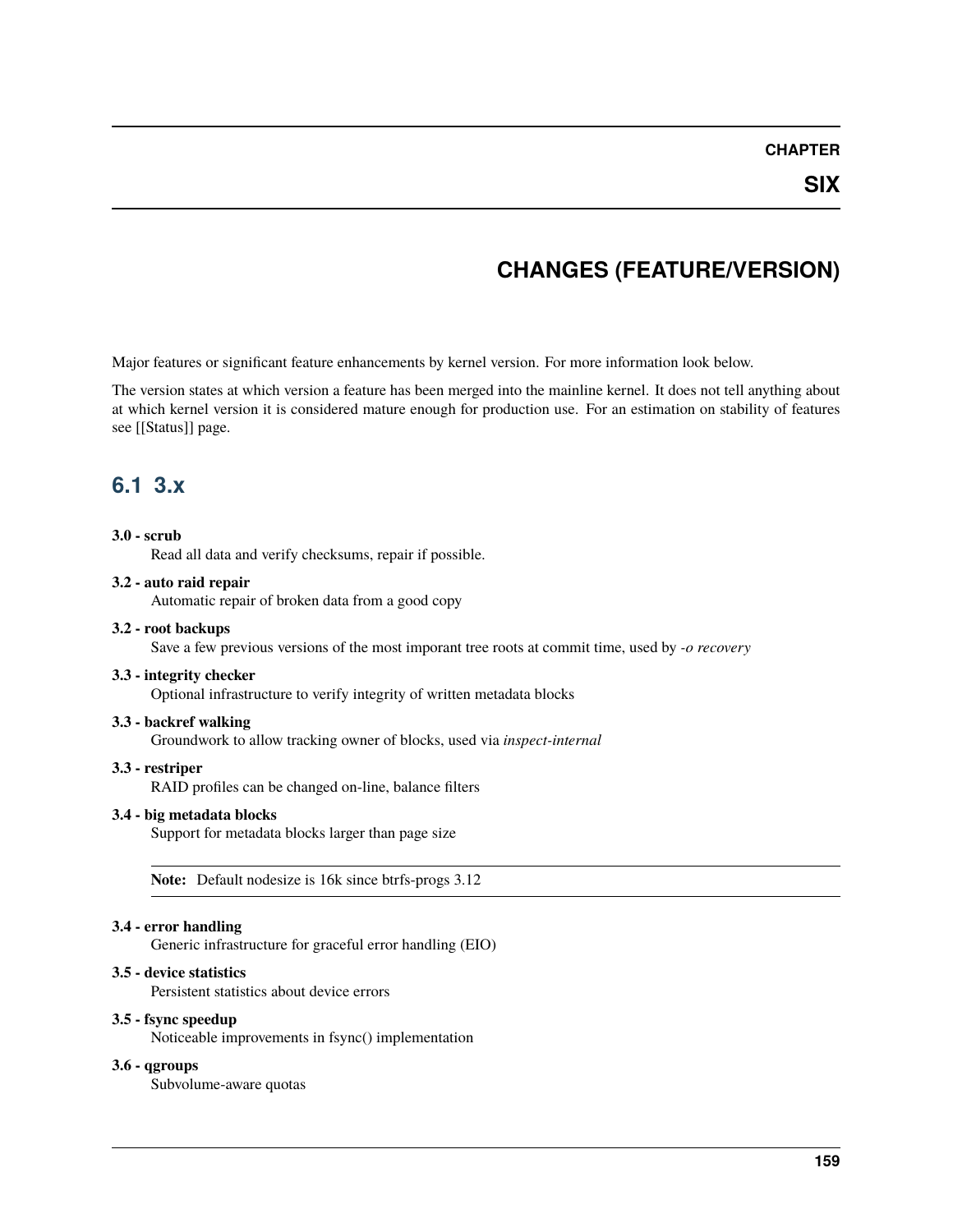# CHAPTER SIX

# CHANGES (FEATURE/VERSION)

Major features or significant feature enhancements by kernel version. For more information look below.

The version states at which version a feature has been merged into the mainline kernel. It does not tell anything about at which kernel version it is considered mature enough for production use. For an estimation on stability of features see [[Status]] page.

## 6.1 3.x

**3.0 - scrub**
Read all data and verify checksums, repair if possible.

**3.2 - auto raid repair**
Automatic repair of broken data from a good copy

**3.2 - root backups**
Save a few previous versions of the most imporant tree roots at commit time, used by *-o recovery*

**3.3 - integrity checker**
Optional infrastructure to verify integrity of written metadata blocks

**3.3 - backref walking**
Groundwork to allow tracking owner of blocks, used via *inspect-internal*

**3.3 - restriper**
RAID profiles can be changed on-line, balance filters

**3.4 - big metadata blocks**
Support for metadata blocks larger than page size

> **Note:** Default nodesize is 16k since btrfs-progs 3.12

**3.4 - error handling**
Generic infrastructure for graceful error handling (EIO)

**3.5 - device statistics**
Persistent statistics about device errors

**3.5 - fsync speedup**
Noticeable improvements in fsync() implementation

**3.6 - qgroups**
Subvolume-aware quotas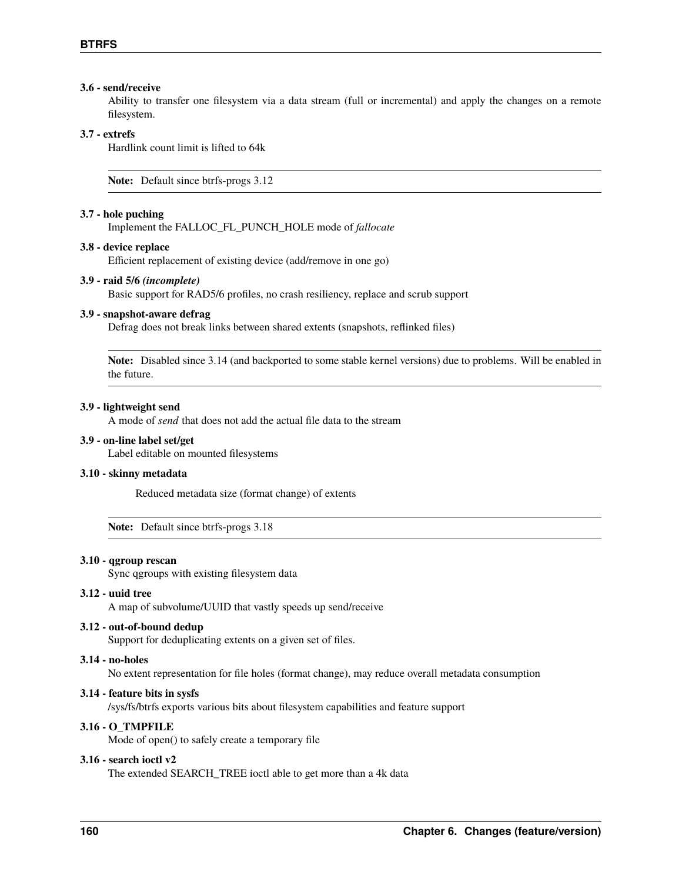**3.6 - send/receive**
: Ability to transfer one filesystem via a data stream (full or incremental) and apply the changes on a remote filesystem.

**3.7 - extrefs**
: Hardlink count limit is lifted to 64k

> **Note:** Default since btrfs-progs 3.12

**3.7 - hole puching**
: Implement the FALLOC_FL_PUNCH_HOLE mode of *fallocate*

**3.8 - device replace**
: Efficient replacement of existing device (add/remove in one go)

**3.9 - raid 5/6** ***(incomplete)***
: Basic support for RAD5/6 profiles, no crash resiliency, replace and scrub support

**3.9 - snapshot-aware defrag**
: Defrag does not break links between shared extents (snapshots, reflinked files)

> **Note:** Disabled since 3.14 (and backported to some stable kernel versions) due to problems. Will be enabled in the future.

**3.9 - lightweight send**
: A mode of *send* that does not add the actual file data to the stream

**3.9 - on-line label set/get**
: Label editable on mounted filesystems

**3.10 - skinny metadata**
: Reduced metadata size (format change) of extents

> **Note:** Default since btrfs-progs 3.18

**3.10 - qgroup rescan**
: Sync qgroups with existing filesystem data

**3.12 - uuid tree**
: A map of subvolume/UUID that vastly speeds up send/receive

**3.12 - out-of-bound dedup**
: Support for deduplicating extents on a given set of files.

**3.14 - no-holes**
: No extent representation for file holes (format change), may reduce overall metadata consumption

**3.14 - feature bits in sysfs**
: /sys/fs/btrfs exports various bits about filesystem capabilities and feature support

**3.16 - O_TMPFILE**
: Mode of open() to safely create a temporary file

**3.16 - search ioctl v2**
: The extended SEARCH_TREE ioctl able to get more than a 4k data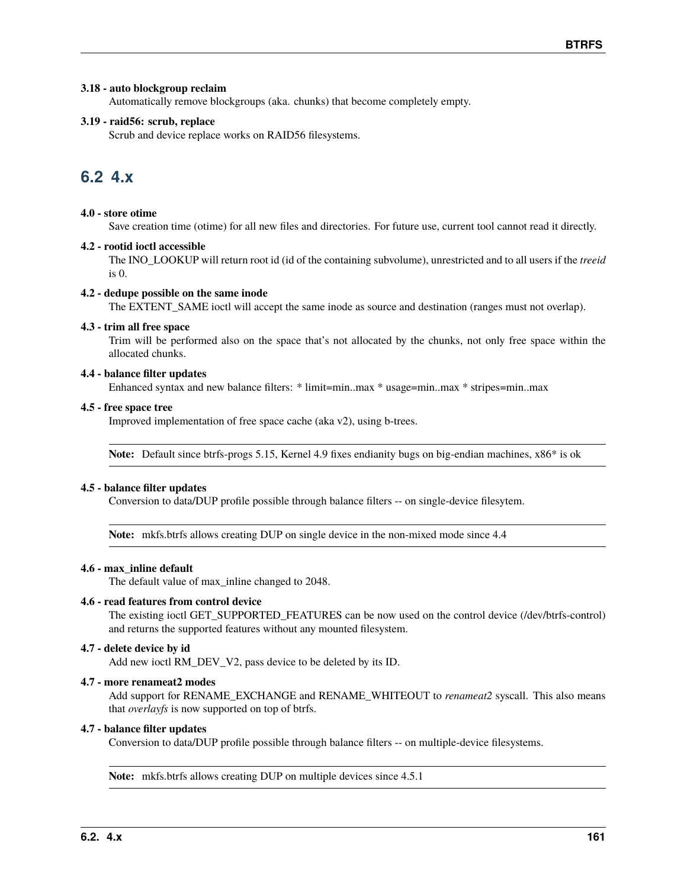**3.18 - auto blockgroup reclaim**
Automatically remove blockgroups (aka. chunks) that become completely empty.

**3.19 - raid56: scrub, replace**
Scrub and device replace works on RAID56 filesystems.

## 6.2 4.x

**4.0 - store otime**
Save creation time (otime) for all new files and directories. For future use, current tool cannot read it directly.

**4.2 - rootid ioctl accessible**
The INO_LOOKUP will return root id (id of the containing subvolume), unrestricted and to all users if the *treeid* is 0.

**4.2 - dedupe possible on the same inode**
The EXTENT_SAME ioctl will accept the same inode as source and destination (ranges must not overlap).

**4.3 - trim all free space**
Trim will be performed also on the space that's not allocated by the chunks, not only free space within the allocated chunks.

**4.4 - balance filter updates**
Enhanced syntax and new balance filters: * limit=min..max * usage=min..max * stripes=min..max

**4.5 - free space tree**
Improved implementation of free space cache (aka v2), using b-trees.

**Note:** Default since btrfs-progs 5.15, Kernel 4.9 fixes endianity bugs on big-endian machines, x86* is ok

**4.5 - balance filter updates**
Conversion to data/DUP profile possible through balance filters -- on single-device filesytem.

**Note:** mkfs.btrfs allows creating DUP on single device in the non-mixed mode since 4.4

**4.6 - max_inline default**
The default value of max_inline changed to 2048.

**4.6 - read features from control device**
The existing ioctl GET_SUPPORTED_FEATURES can be now used on the control device (/dev/btrfs-control) and returns the supported features without any mounted filesystem.

**4.7 - delete device by id**
Add new ioctl RM_DEV_V2, pass device to be deleted by its ID.

**4.7 - more renameat2 modes**
Add support for RENAME_EXCHANGE and RENAME_WHITEOUT to *renameat2* syscall. This also means that *overlayfs* is now supported on top of btrfs.

**4.7 - balance filter updates**
Conversion to data/DUP profile possible through balance filters -- on multiple-device filesystems.

**Note:** mkfs.btrfs allows creating DUP on multiple devices since 4.5.1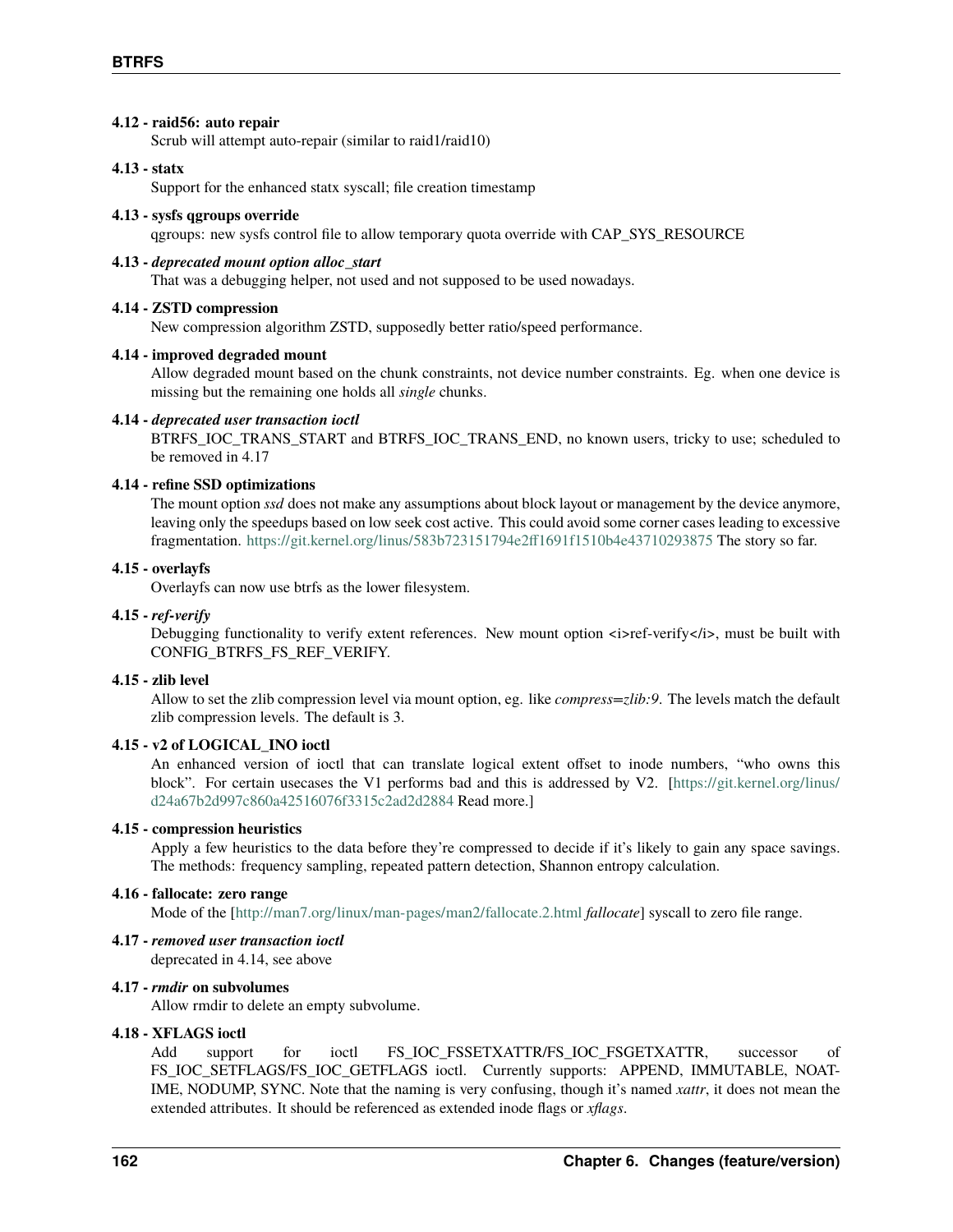**4.12 - raid56: auto repair**
Scrub will attempt auto-repair (similar to raid1/raid10)

**4.13 - statx**
Support for the enhanced statx syscall; file creation timestamp

**4.13 - sysfs qgroups override**
qgroups: new sysfs control file to allow temporary quota override with CAP_SYS_RESOURCE

**4.13 - *deprecated mount option alloc_start***
That was a debugging helper, not used and not supposed to be used nowadays.

**4.14 - ZSTD compression**
New compression algorithm ZSTD, supposedly better ratio/speed performance.

**4.14 - improved degraded mount**
Allow degraded mount based on the chunk constraints, not device number constraints. Eg. when one device is missing but the remaining one holds all *single* chunks.

**4.14 - *deprecated user transaction ioctl***
BTRFS_IOC_TRANS_START and BTRFS_IOC_TRANS_END, no known users, tricky to use; scheduled to be removed in 4.17

**4.14 - refine SSD optimizations**
The mount option *ssd* does not make any assumptions about block layout or management by the device anymore, leaving only the speedups based on low seek cost active. This could avoid some corner cases leading to excessive fragmentation. https://git.kernel.org/linus/583b723151794e2ff1691f1510b4e43710293875 The story so far.

**4.15 - overlayfs**
Overlayfs can now use btrfs as the lower filesystem.

**4.15 - *ref-verify***
Debugging functionality to verify extent references. New mount option <i>ref-verify</i>, must be built with CONFIG_BTRFS_FS_REF_VERIFY.

**4.15 - zlib level**
Allow to set the zlib compression level via mount option, eg. like *compress=zlib:9*. The levels match the default zlib compression levels. The default is 3.

**4.15 - v2 of LOGICAL_INO ioctl**
An enhanced version of ioctl that can translate logical extent offset to inode numbers, "who owns this block". For certain usecases the V1 performs bad and this is addressed by V2. [https://git.kernel.org/linus/d24a67b2d997c860a42516076f3315c2ad2d2884 Read more.]

**4.15 - compression heuristics**
Apply a few heuristics to the data before they're compressed to decide if it's likely to gain any space savings. The methods: frequency sampling, repeated pattern detection, Shannon entropy calculation.

**4.16 - fallocate: zero range**
Mode of the [http://man7.org/linux/man-pages/man2/fallocate.2.html *fallocate*] syscall to zero file range.

**4.17 - *removed user transaction ioctl***
deprecated in 4.14, see above

**4.17 - *rmdir* on subvolumes**
Allow rmdir to delete an empty subvolume.

**4.18 - XFLAGS ioctl**
Add support for ioctl FS_IOC_FSSETXATTR/FS_IOC_FSGETXATTR, successor of FS_IOC_SETFLAGS/FS_IOC_GETFLAGS ioctl. Currently supports: APPEND, IMMUTABLE, NOATIME, NODUMP, SYNC. Note that the naming is very confusing, though it's named *xattr*, it does not mean the extended attributes. It should be referenced as extended inode flags or *xflags*.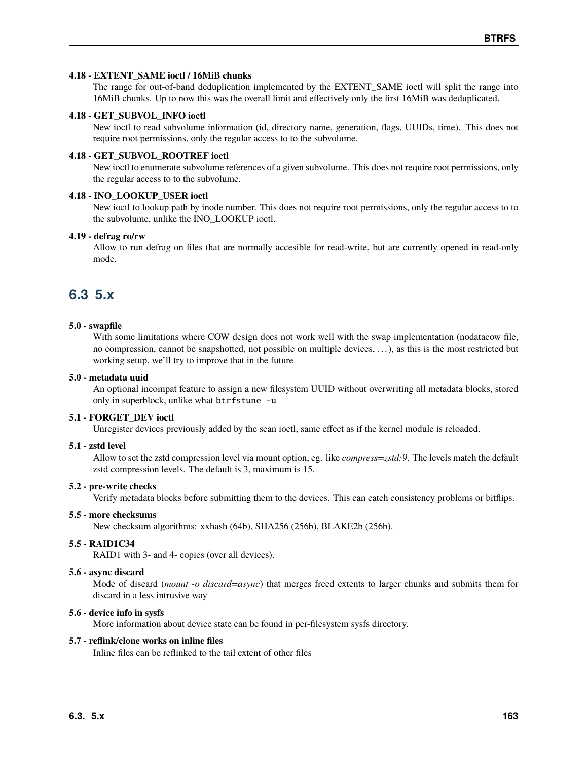**4.18 - EXTENT_SAME ioctl / 16MiB chunks**
The range for out-of-band deduplication implemented by the EXTENT_SAME ioctl will split the range into 16MiB chunks. Up to now this was the overall limit and effectively only the first 16MiB was deduplicated.

**4.18 - GET_SUBVOL_INFO ioctl**
New ioctl to read subvolume information (id, directory name, generation, flags, UUIDs, time). This does not require root permissions, only the regular access to to the subvolume.

**4.18 - GET_SUBVOL_ROOTREF ioctl**
New ioctl to enumerate subvolume references of a given subvolume. This does not require root permissions, only the regular access to to the subvolume.

**4.18 - INO_LOOKUP_USER ioctl**
New ioctl to lookup path by inode number. This does not require root permissions, only the regular access to to the subvolume, unlike the INO_LOOKUP ioctl.

**4.19 - defrag ro/rw**
Allow to run defrag on files that are normally accesible for read-write, but are currently opened in read-only mode.

## 6.3 5.x

**5.0 - swapfile**
With some limitations where COW design does not work well with the swap implementation (nodatacow file, no compression, cannot be snapshotted, not possible on multiple devices, ...), as this is the most restricted but working setup, we'll try to improve that in the future

**5.0 - metadata uuid**
An optional incompat feature to assign a new filesystem UUID without overwriting all metadata blocks, stored only in superblock, unlike what `btrfstune -u`

**5.1 - FORGET_DEV ioctl**
Unregister devices previously added by the scan ioctl, same effect as if the kernel module is reloaded.

**5.1 - zstd level**
Allow to set the zstd compression level via mount option, eg. like *compress=zstd:9*. The levels match the default zstd compression levels. The default is 3, maximum is 15.

**5.2 - pre-write checks**
Verify metadata blocks before submitting them to the devices. This can catch consistency problems or bitflips.

**5.5 - more checksums**
New checksum algorithms: xxhash (64b), SHA256 (256b), BLAKE2b (256b).

**5.5 - RAID1C34**
RAID1 with 3- and 4- copies (over all devices).

**5.6 - async discard**
Mode of discard (*mount -o discard=async*) that merges freed extents to larger chunks and submits them for discard in a less intrusive way

**5.6 - device info in sysfs**
More information about device state can be found in per-filesystem sysfs directory.

**5.7 - reflink/clone works on inline files**
Inline files can be reflinked to the tail extent of other files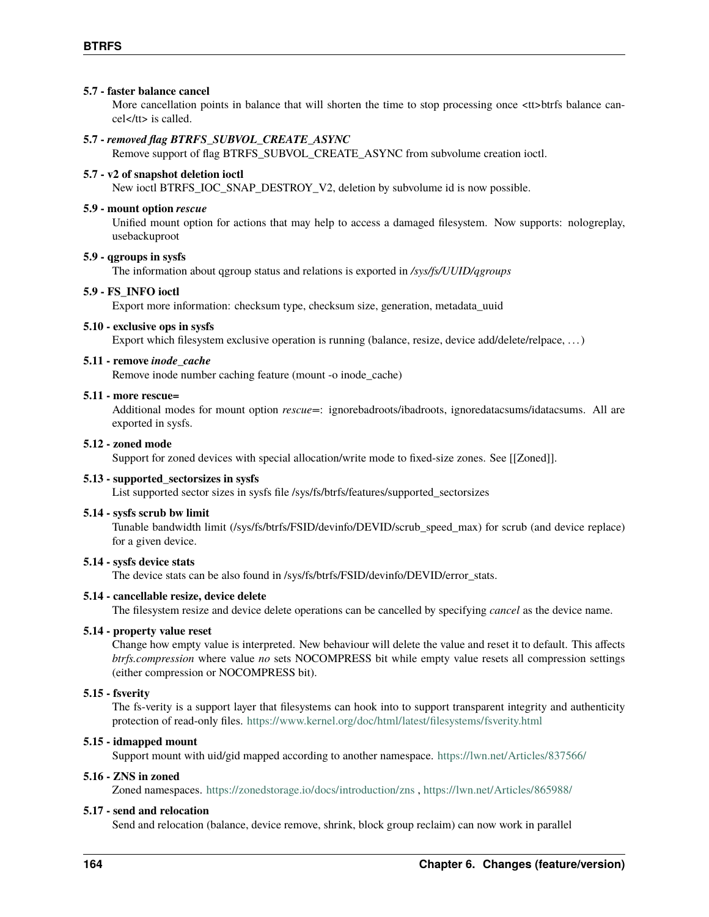**5.7 - faster balance cancel**
: More cancellation points in balance that will shorten the time to stop processing once <tt>btrfs balance cancel</tt> is called.

**5.7 - *removed flag BTRFS_SUBVOL_CREATE_ASYNC***
: Remove support of flag BTRFS_SUBVOL_CREATE_ASYNC from subvolume creation ioctl.

**5.7 - v2 of snapshot deletion ioctl**
: New ioctl BTRFS_IOC_SNAP_DESTROY_V2, deletion by subvolume id is now possible.

**5.9 - mount option *rescue***
: Unified mount option for actions that may help to access a damaged filesystem. Now supports: nologreplay, usebackuproot

**5.9 - qgroups in sysfs**
: The information about qgroup status and relations is exported in */sys/fs/UUID/qgroups*

**5.9 - FS_INFO ioctl**
: Export more information: checksum type, checksum size, generation, metadata_uuid

**5.10 - exclusive ops in sysfs**
: Export which filesystem exclusive operation is running (balance, resize, device add/delete/relpace, ...)

**5.11 - remove *inode_cache***
: Remove inode number caching feature (mount -o inode_cache)

**5.11 - more rescue=**
: Additional modes for mount option *rescue=*: ignorebadroots/ibadroots, ignoredatacsums/idatacsums. All are exported in sysfs.

**5.12 - zoned mode**
: Support for zoned devices with special allocation/write mode to fixed-size zones. See [[Zoned]].

**5.13 - supported_sectorsizes in sysfs**
: List supported sector sizes in sysfs file /sys/fs/btrfs/features/supported_sectorsizes

**5.14 - sysfs scrub bw limit**
: Tunable bandwidth limit (/sys/fs/btrfs/FSID/devinfo/DEVID/scrub_speed_max) for scrub (and device replace) for a given device.

**5.14 - sysfs device stats**
: The device stats can be also found in /sys/fs/btrfs/FSID/devinfo/DEVID/error_stats.

**5.14 - cancellable resize, device delete**
: The filesystem resize and device delete operations can be cancelled by specifying *cancel* as the device name.

**5.14 - property value reset**
: Change how empty value is interpreted. New behaviour will delete the value and reset it to default. This affects *btrfs.compression* where value *no* sets NOCOMPRESS bit while empty value resets all compression settings (either compression or NOCOMPRESS bit).

**5.15 - fsverity**
: The fs-verity is a support layer that filesystems can hook into to support transparent integrity and authenticity protection of read-only files. https://www.kernel.org/doc/html/latest/filesystems/fsverity.html

**5.15 - idmapped mount**
: Support mount with uid/gid mapped according to another namespace. https://lwn.net/Articles/837566/

**5.16 - ZNS in zoned**
: Zoned namespaces. https://zonedstorage.io/docs/introduction/zns , https://lwn.net/Articles/865988/

**5.17 - send and relocation**
: Send and relocation (balance, device remove, shrink, block group reclaim) can now work in parallel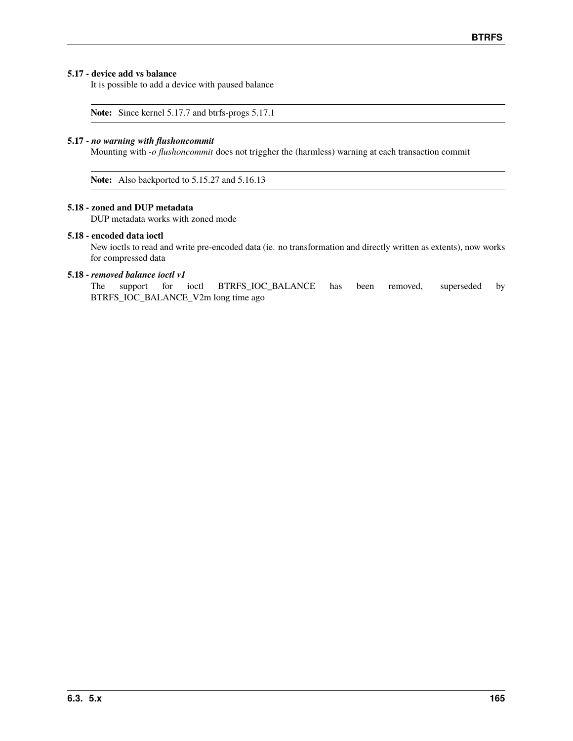**5.17 - device add vs balance**

It is possible to add a device with paused balance

> **Note:** Since kernel 5.17.7 and btrfs-progs 5.17.1

**5.17 - *no warning with flushoncommit***

Mounting with *-o flushoncommit* does not triggher the (harmless) warning at each transaction commit

> **Note:** Also backported to 5.15.27 and 5.16.13

**5.18 - zoned and DUP metadata**

DUP metadata works with zoned mode

**5.18 - encoded data ioctl**

New ioctls to read and write pre-encoded data (ie. no transformation and directly written as extents), now works for compressed data

**5.18 - *removed balance ioctl v1***

The support for ioctl BTRFS_IOC_BALANCE has been removed, superseded by BTRFS_IOC_BALANCE_V2m long time ago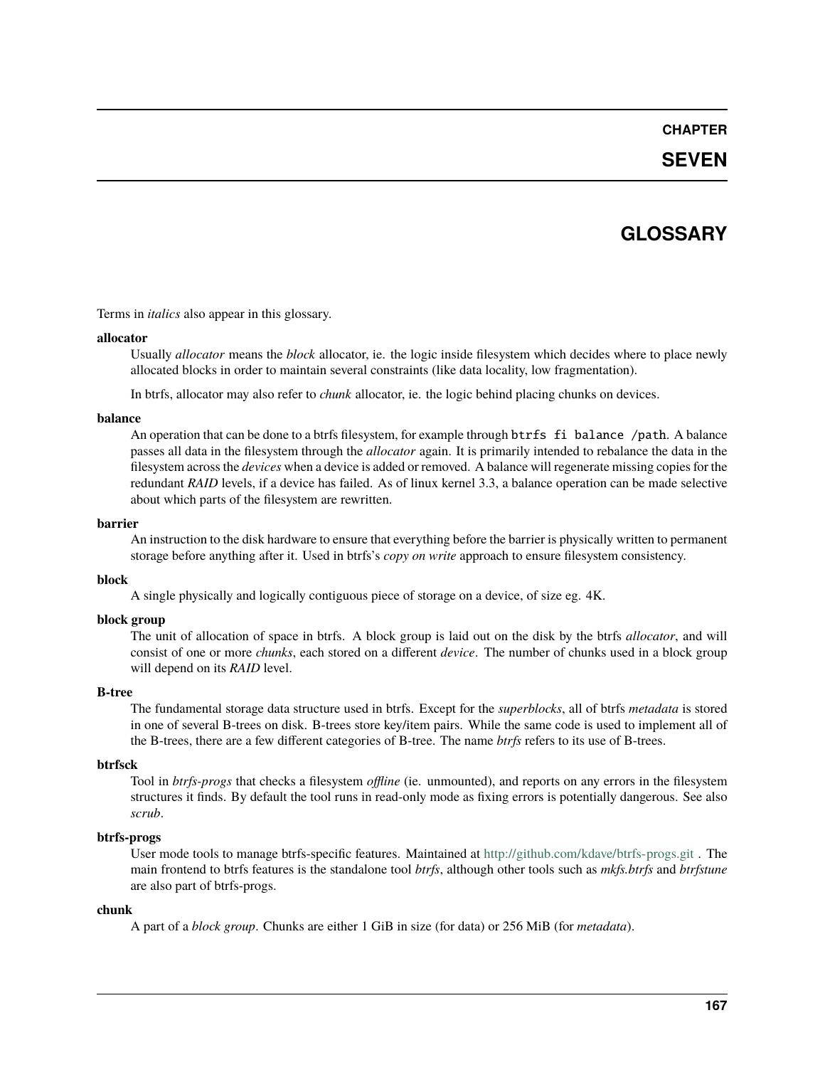# CHAPTER SEVEN

# GLOSSARY

Terms in *italics* also appear in this glossary.

**allocator**
: Usually *allocator* means the *block* allocator, ie. the logic inside filesystem which decides where to place newly allocated blocks in order to maintain several constraints (like data locality, low fragmentation).

  In btrfs, allocator may also refer to *chunk* allocator, ie. the logic behind placing chunks on devices.

**balance**
: An operation that can be done to a btrfs filesystem, for example through `btrfs fi balance /path`. A balance passes all data in the filesystem through the *allocator* again. It is primarily intended to rebalance the data in the filesystem across the *devices* when a device is added or removed. A balance will regenerate missing copies for the redundant *RAID* levels, if a device has failed. As of linux kernel 3.3, a balance operation can be made selective about which parts of the filesystem are rewritten.

**barrier**
: An instruction to the disk hardware to ensure that everything before the barrier is physically written to permanent storage before anything after it. Used in btrfs's *copy on write* approach to ensure filesystem consistency.

**block**
: A single physically and logically contiguous piece of storage on a device, of size eg. 4K.

**block group**
: The unit of allocation of space in btrfs. A block group is laid out on the disk by the btrfs *allocator*, and will consist of one or more *chunks*, each stored on a different *device*. The number of chunks used in a block group will depend on its *RAID* level.

**B-tree**
: The fundamental storage data structure used in btrfs. Except for the *superblocks*, all of btrfs *metadata* is stored in one of several B-trees on disk. B-trees store key/item pairs. While the same code is used to implement all of the B-trees, there are a few different categories of B-tree. The name *btrfs* refers to its use of B-trees.

**btrfsck**
: Tool in *btrfs-progs* that checks a filesystem *offline* (ie. unmounted), and reports on any errors in the filesystem structures it finds. By default the tool runs in read-only mode as fixing errors is potentially dangerous. See also *scrub*.

**btrfs-progs**
: User mode tools to manage btrfs-specific features. Maintained at http://github.com/kdave/btrfs-progs.git . The main frontend to btrfs features is the standalone tool *btrfs*, although other tools such as *mkfs.btrfs* and *btrfstune* are also part of btrfs-progs.

**chunk**
: A part of a *block group*. Chunks are either 1 GiB in size (for data) or 256 MiB (for *metadata*).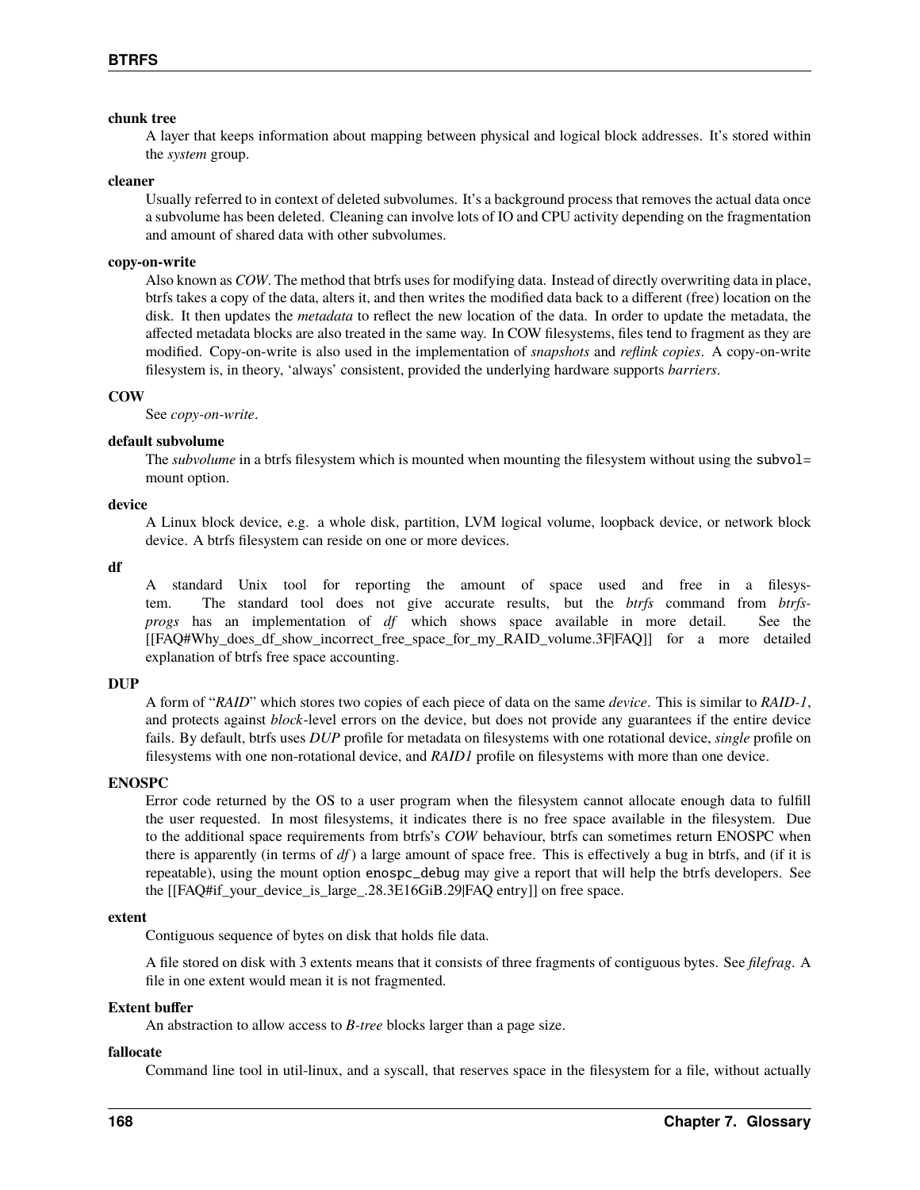**chunk tree**

A layer that keeps information about mapping between physical and logical block addresses. It's stored within the *system* group.

**cleaner**

Usually referred to in context of deleted subvolumes. It's a background process that removes the actual data once a subvolume has been deleted. Cleaning can involve lots of IO and CPU activity depending on the fragmentation and amount of shared data with other subvolumes.

**copy-on-write**

Also known as *COW*. The method that btrfs uses for modifying data. Instead of directly overwriting data in place, btrfs takes a copy of the data, alters it, and then writes the modified data back to a different (free) location on the disk. It then updates the *metadata* to reflect the new location of the data. In order to update the metadata, the affected metadata blocks are also treated in the same way. In COW filesystems, files tend to fragment as they are modified. Copy-on-write is also used in the implementation of *snapshots* and *reflink copies*. A copy-on-write filesystem is, in theory, 'always' consistent, provided the underlying hardware supports *barriers*.

**COW**

See *copy-on-write*.

**default subvolume**

The *subvolume* in a btrfs filesystem which is mounted when mounting the filesystem without using the `subvol=` mount option.

**device**

A Linux block device, e.g. a whole disk, partition, LVM logical volume, loopback device, or network block device. A btrfs filesystem can reside on one or more devices.

**df**

A standard Unix tool for reporting the amount of space used and free in a filesystem. The standard tool does not give accurate results, but the *btrfs* command from *btrfs-progs* has an implementation of *df* which shows space available in more detail. See the [[FAQ#Why_does_df_show_incorrect_free_space_for_my_RAID_volume.3F|FAQ]] for a more detailed explanation of btrfs free space accounting.

**DUP**

A form of "*RAID*" which stores two copies of each piece of data on the same *device*. This is similar to *RAID-1*, and protects against *block*-level errors on the device, but does not provide any guarantees if the entire device fails. By default, btrfs uses *DUP* profile for metadata on filesystems with one rotational device, *single* profile on filesystems with one non-rotational device, and *RAID1* profile on filesystems with more than one device.

**ENOSPC**

Error code returned by the OS to a user program when the filesystem cannot allocate enough data to fulfill the user requested. In most filesystems, it indicates there is no free space available in the filesystem. Due to the additional space requirements from btrfs's *COW* behaviour, btrfs can sometimes return ENOSPC when there is apparently (in terms of *df*) a large amount of space free. This is effectively a bug in btrfs, and (if it is repeatable), using the mount option `enospc_debug` may give a report that will help the btrfs developers. See the [[FAQ#if_your_device_is_large_.28.3E16GiB.29|FAQ entry]] on free space.

**extent**

Contiguous sequence of bytes on disk that holds file data.

A file stored on disk with 3 extents means that it consists of three fragments of contiguous bytes. See *filefrag*. A file in one extent would mean it is not fragmented.

**Extent buffer**

An abstraction to allow access to *B-tree* blocks larger than a page size.

**fallocate**

Command line tool in util-linux, and a syscall, that reserves space in the filesystem for a file, without actually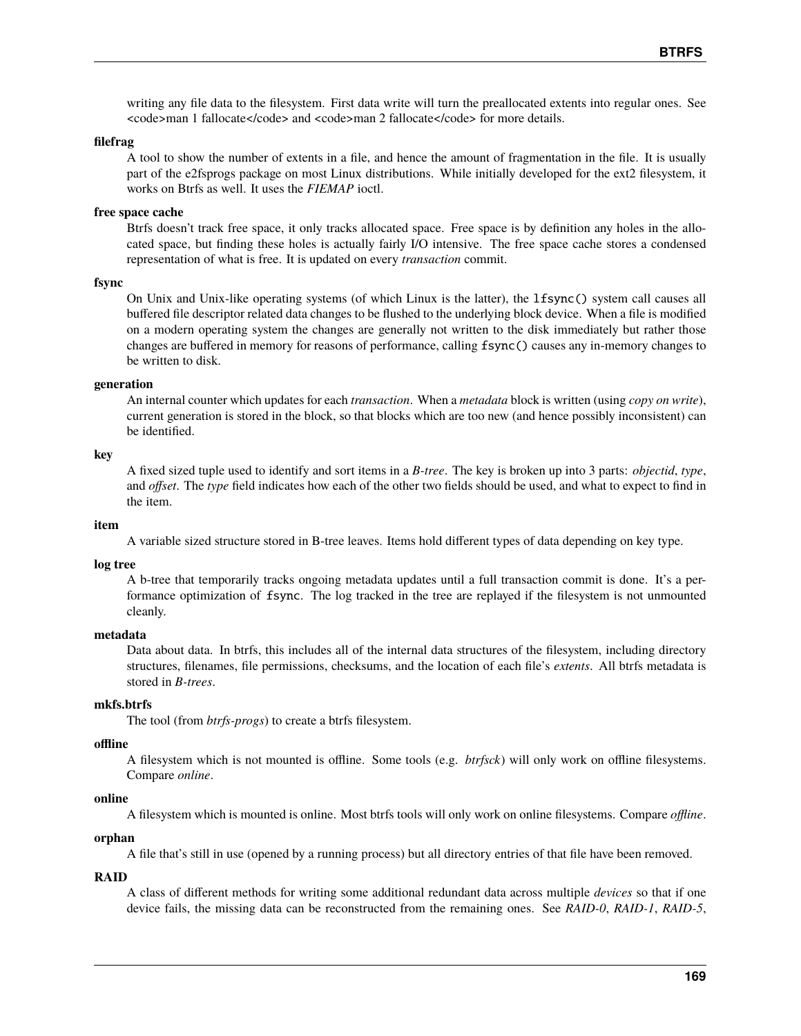writing any file data to the filesystem. First data write will turn the preallocated extents into regular ones. See <code>man 1 fallocate</code> and <code>man 2 fallocate</code> for more details.

**filefrag**

A tool to show the number of extents in a file, and hence the amount of fragmentation in the file. It is usually part of the e2fsprogs package on most Linux distributions. While initially developed for the ext2 filesystem, it works on Btrfs as well. It uses the *FIEMAP* ioctl.

**free space cache**

Btrfs doesn't track free space, it only tracks allocated space. Free space is by definition any holes in the allocated space, but finding these holes is actually fairly I/O intensive. The free space cache stores a condensed representation of what is free. It is updated on every *transaction* commit.

**fsync**

On Unix and Unix-like operating systems (of which Linux is the latter), the `lfsync()` system call causes all buffered file descriptor related data changes to be flushed to the underlying block device. When a file is modified on a modern operating system the changes are generally not written to the disk immediately but rather those changes are buffered in memory for reasons of performance, calling `fsync()` causes any in-memory changes to be written to disk.

**generation**

An internal counter which updates for each *transaction*. When a *metadata* block is written (using *copy on write*), current generation is stored in the block, so that blocks which are too new (and hence possibly inconsistent) can be identified.

**key**

A fixed sized tuple used to identify and sort items in a *B-tree*. The key is broken up into 3 parts: *objectid*, *type*, and *offset*. The *type* field indicates how each of the other two fields should be used, and what to expect to find in the item.

**item**

A variable sized structure stored in B-tree leaves. Items hold different types of data depending on key type.

**log tree**

A b-tree that temporarily tracks ongoing metadata updates until a full transaction commit is done. It's a performance optimization of `fsync`. The log tracked in the tree are replayed if the filesystem is not unmounted cleanly.

**metadata**

Data about data. In btrfs, this includes all of the internal data structures of the filesystem, including directory structures, filenames, file permissions, checksums, and the location of each file's *extents*. All btrfs metadata is stored in *B-trees*.

**mkfs.btrfs**

The tool (from *btrfs-progs*) to create a btrfs filesystem.

**offline**

A filesystem which is not mounted is offline. Some tools (e.g. *btrfsck*) will only work on offline filesystems. Compare *online*.

**online**

A filesystem which is mounted is online. Most btrfs tools will only work on online filesystems. Compare *offline*.

**orphan**

A file that's still in use (opened by a running process) but all directory entries of that file have been removed.

**RAID**

A class of different methods for writing some additional redundant data across multiple *devices* so that if one device fails, the missing data can be reconstructed from the remaining ones. See *RAID-0*, *RAID-1*, *RAID-5*,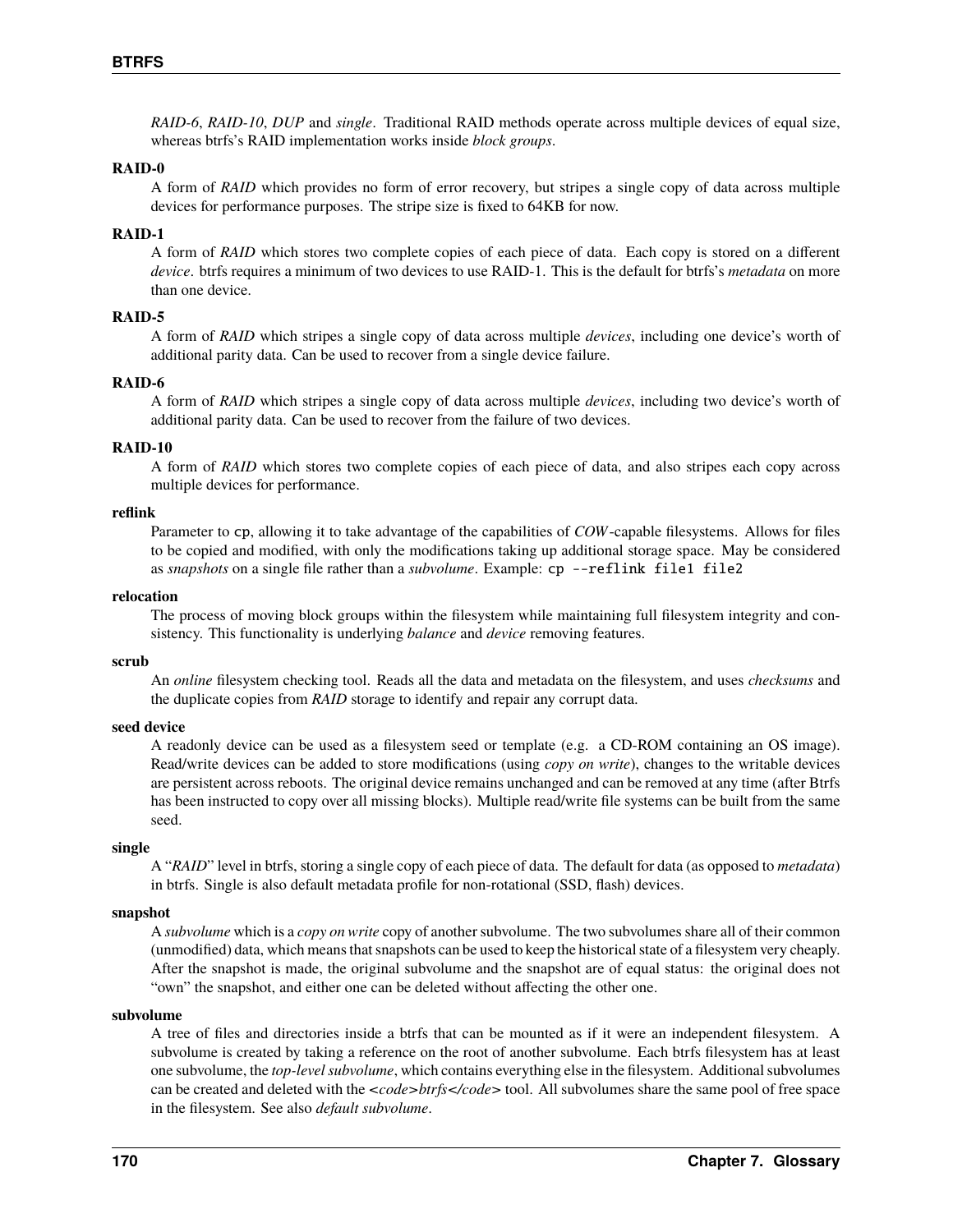*RAID-6*, *RAID-10*, *DUP* and *single*. Traditional RAID methods operate across multiple devices of equal size, whereas btrfs's RAID implementation works inside *block groups*.

**RAID-0**
: A form of *RAID* which provides no form of error recovery, but stripes a single copy of data across multiple devices for performance purposes. The stripe size is fixed to 64KB for now.

**RAID-1**
: A form of *RAID* which stores two complete copies of each piece of data. Each copy is stored on a different *device*. btrfs requires a minimum of two devices to use RAID-1. This is the default for btrfs's *metadata* on more than one device.

**RAID-5**
: A form of *RAID* which stripes a single copy of data across multiple *devices*, including one device's worth of additional parity data. Can be used to recover from a single device failure.

**RAID-6**
: A form of *RAID* which stripes a single copy of data across multiple *devices*, including two device's worth of additional parity data. Can be used to recover from the failure of two devices.

**RAID-10**
: A form of *RAID* which stores two complete copies of each piece of data, and also stripes each copy across multiple devices for performance.

**reflink**
: Parameter to `cp`, allowing it to take advantage of the capabilities of *COW*-capable filesystems. Allows for files to be copied and modified, with only the modifications taking up additional storage space. May be considered as *snapshots* on a single file rather than a *subvolume*. Example: `cp --reflink file1 file2`

**relocation**
: The process of moving block groups within the filesystem while maintaining full filesystem integrity and consistency. This functionality is underlying *balance* and *device* removing features.

**scrub**
: An *online* filesystem checking tool. Reads all the data and metadata on the filesystem, and uses *checksums* and the duplicate copies from *RAID* storage to identify and repair any corrupt data.

**seed device**
: A readonly device can be used as a filesystem seed or template (e.g. a CD-ROM containing an OS image). Read/write devices can be added to store modifications (using *copy on write*), changes to the writable devices are persistent across reboots. The original device remains unchanged and can be removed at any time (after Btrfs has been instructed to copy over all missing blocks). Multiple read/write file systems can be built from the same seed.

**single**
: A "*RAID*" level in btrfs, storing a single copy of each piece of data. The default for data (as opposed to *metadata*) in btrfs. Single is also default metadata profile for non-rotational (SSD, flash) devices.

**snapshot**
: A *subvolume* which is a *copy on write* copy of another subvolume. The two subvolumes share all of their common (unmodified) data, which means that snapshots can be used to keep the historical state of a filesystem very cheaply. After the snapshot is made, the original subvolume and the snapshot are of equal status: the original does not "own" the snapshot, and either one can be deleted without affecting the other one.

**subvolume**
: A tree of files and directories inside a btrfs that can be mounted as if it were an independent filesystem. A subvolume is created by taking a reference on the root of another subvolume. Each btrfs filesystem has at least one subvolume, the *top-level subvolume*, which contains everything else in the filesystem. Additional subvolumes can be created and deleted with the *<code>btrfs</code>* tool. All subvolumes share the same pool of free space in the filesystem. See also *default subvolume*.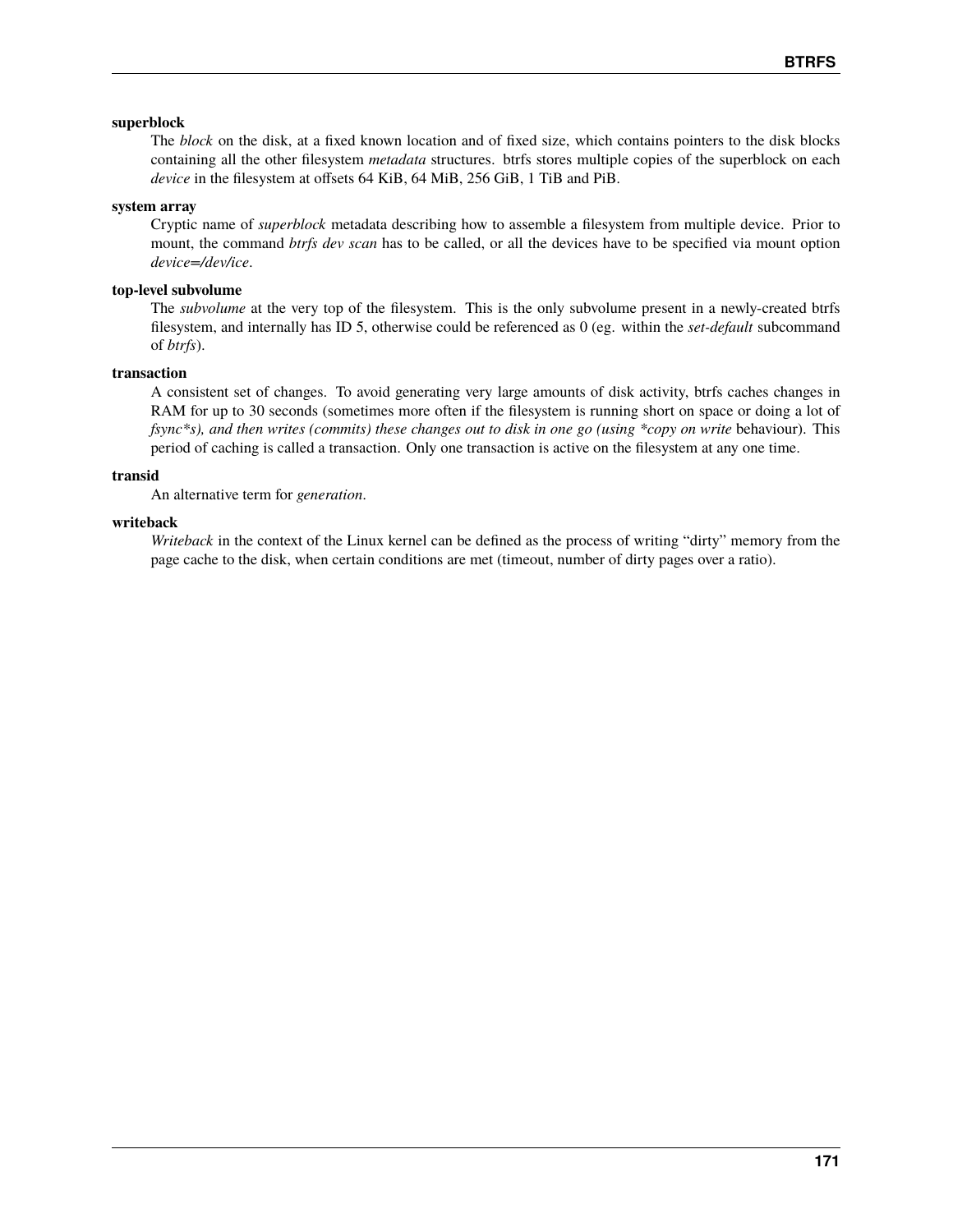**superblock**
: The *block* on the disk, at a fixed known location and of fixed size, which contains pointers to the disk blocks containing all the other filesystem *metadata* structures. btrfs stores multiple copies of the superblock on each *device* in the filesystem at offsets 64 KiB, 64 MiB, 256 GiB, 1 TiB and PiB.

**system array**
: Cryptic name of *superblock* metadata describing how to assemble a filesystem from multiple device. Prior to mount, the command *btrfs dev scan* has to be called, or all the devices have to be specified via mount option *device=/dev/ice*.

**top-level subvolume**
: The *subvolume* at the very top of the filesystem. This is the only subvolume present in a newly-created btrfs filesystem, and internally has ID 5, otherwise could be referenced as 0 (eg. within the *set-default* subcommand of *btrfs*).

**transaction**
: A consistent set of changes. To avoid generating very large amounts of disk activity, btrfs caches changes in RAM for up to 30 seconds (sometimes more often if the filesystem is running short on space or doing a lot of *fsync*s), and then writes (commits) these changes out to disk in one go (using *copy on write* behaviour). This period of caching is called a transaction. Only one transaction is active on the filesystem at any one time.

**transid**
: An alternative term for *generation*.

**writeback**
: *Writeback* in the context of the Linux kernel can be defined as the process of writing "dirty" memory from the page cache to the disk, when certain conditions are met (timeout, number of dirty pages over a ratio).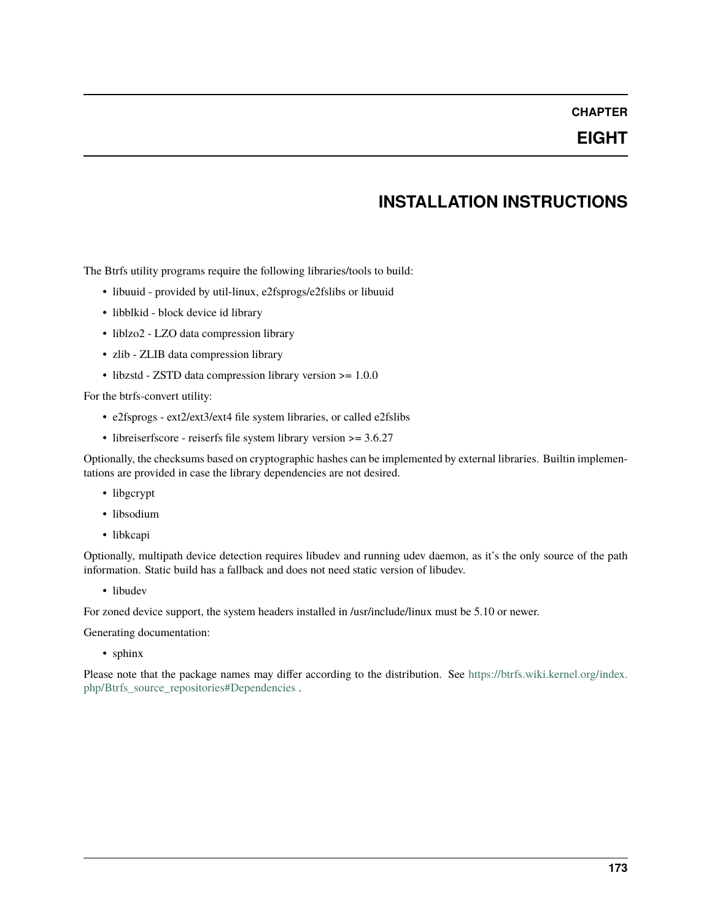# CHAPTER EIGHT

# INSTALLATION INSTRUCTIONS

The Btrfs utility programs require the following libraries/tools to build:

- libuuid - provided by util-linux, e2fsprogs/e2fslibs or libuuid
- libblkid - block device id library
- liblzo2 - LZO data compression library
- zlib - ZLIB data compression library
- libzstd - ZSTD data compression library version >= 1.0.0

For the btrfs-convert utility:

- e2fsprogs - ext2/ext3/ext4 file system libraries, or called e2fslibs
- libreiserfscore - reiserfs file system library version >= 3.6.27

Optionally, the checksums based on cryptographic hashes can be implemented by external libraries. Builtin implementations are provided in case the library dependencies are not desired.

- libgcrypt
- libsodium
- libkcapi

Optionally, multipath device detection requires libudev and running udev daemon, as it's the only source of the path information. Static build has a fallback and does not need static version of libudev.

- libudev

For zoned device support, the system headers installed in /usr/include/linux must be 5.10 or newer.

Generating documentation:

- sphinx

Please note that the package names may differ according to the distribution. See https://btrfs.wiki.kernel.org/index.php/Btrfs_source_repositories#Dependencies .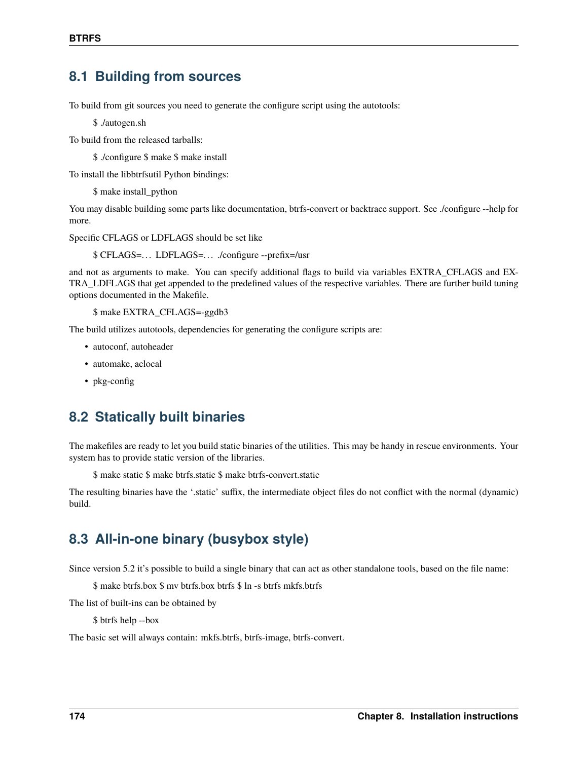## 8.1 Building from sources

To build from git sources you need to generate the configure script using the autotools:

> $ ./autogen.sh

To build from the released tarballs:

> $ ./configure $ make $ make install

To install the libbtrfsutil Python bindings:

> $ make install_python

You may disable building some parts like documentation, btrfs-convert or backtrace support. See ./configure --help for more.

Specific CFLAGS or LDFLAGS should be set like

> $ CFLAGS=… LDFLAGS=… ./configure --prefix=/usr

and not as arguments to make. You can specify additional flags to build via variables EXTRA_CFLAGS and EXTRA_LDFLAGS that get appended to the predefined values of the respective variables. There are further build tuning options documented in the Makefile.

> $ make EXTRA_CFLAGS=-ggdb3

The build utilizes autotools, dependencies for generating the configure scripts are:

- autoconf, autoheader
- automake, aclocal
- pkg-config

## 8.2 Statically built binaries

The makefiles are ready to let you build static binaries of the utilities. This may be handy in rescue environments. Your system has to provide static version of the libraries.

> $ make static $ make btrfs.static $ make btrfs-convert.static

The resulting binaries have the '.static' suffix, the intermediate object files do not conflict with the normal (dynamic) build.

## 8.3 All-in-one binary (busybox style)

Since version 5.2 it's possible to build a single binary that can act as other standalone tools, based on the file name:

> $ make btrfs.box $ mv btrfs.box btrfs $ ln -s btrfs mkfs.btrfs

The list of built-ins can be obtained by

> $ btrfs help --box

The basic set will always contain: mkfs.btrfs, btrfs-image, btrfs-convert.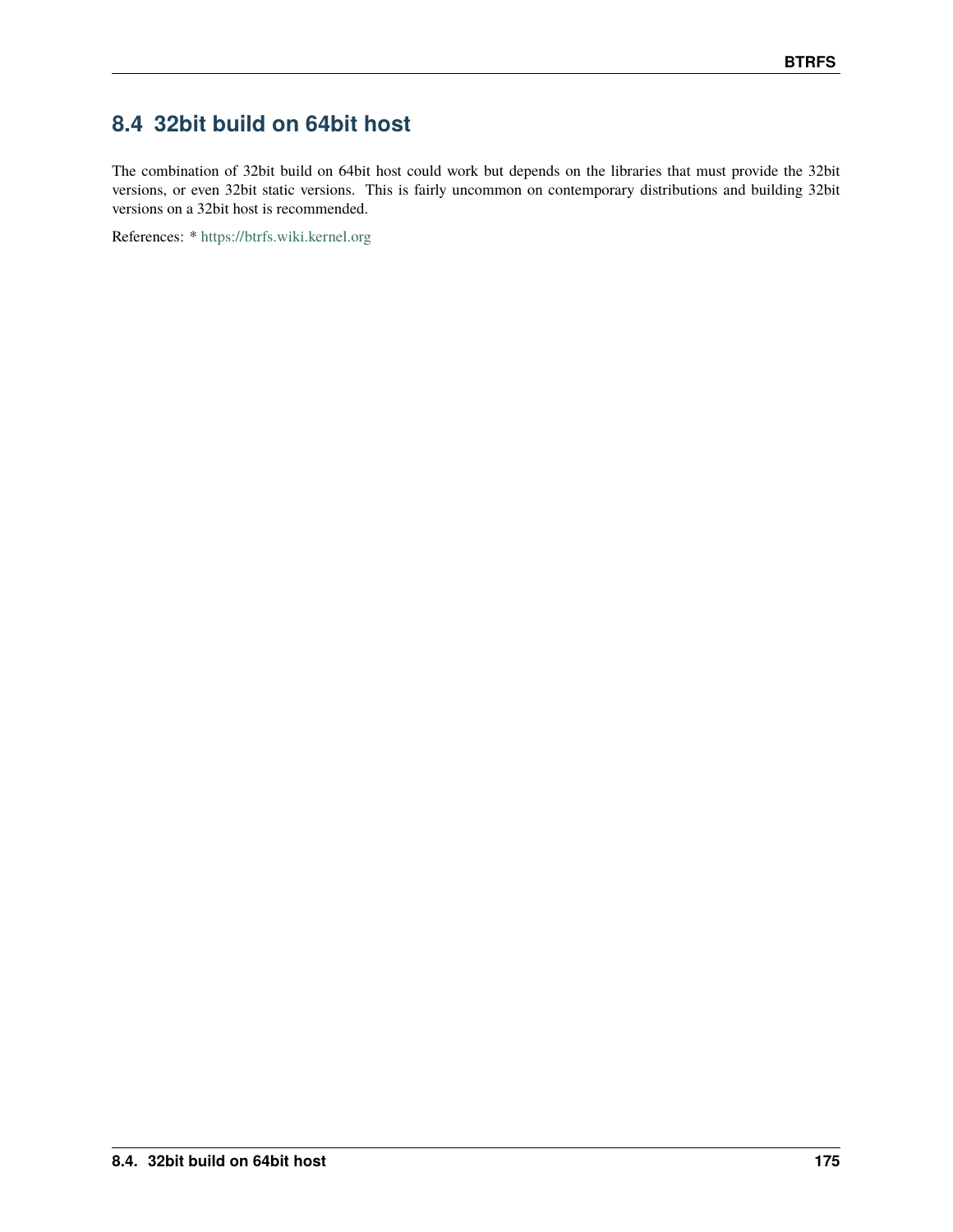## 8.4 32bit build on 64bit host

The combination of 32bit build on 64bit host could work but depends on the libraries that must provide the 32bit versions, or even 32bit static versions. This is fairly uncommon on contemporary distributions and building 32bit versions on a 32bit host is recommended.

References: * https://btrfs.wiki.kernel.org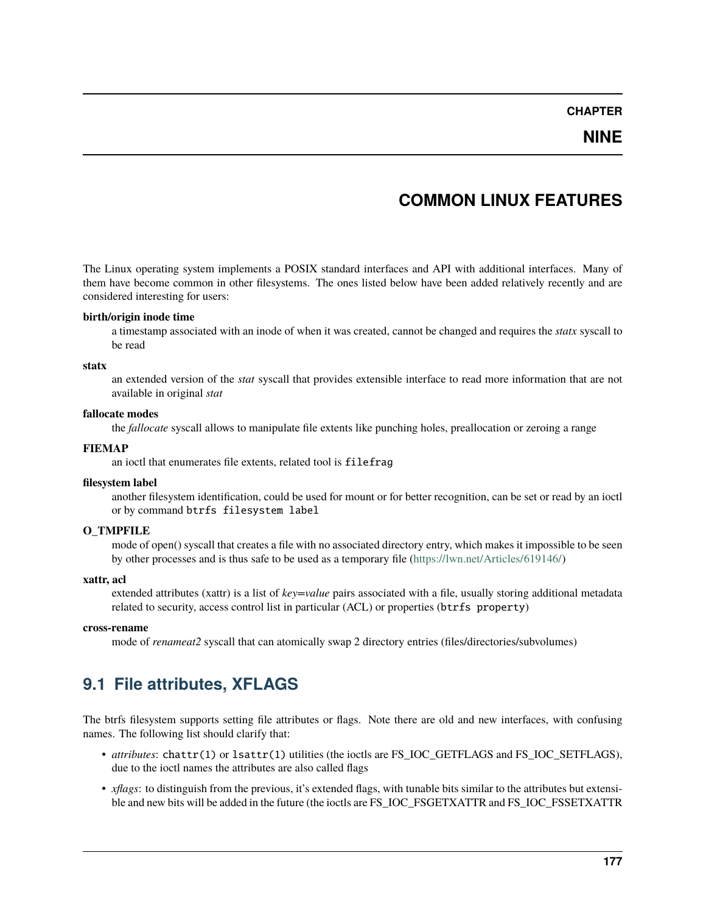# CHAPTER NINE

# COMMON LINUX FEATURES

The Linux operating system implements a POSIX standard interfaces and API with additional interfaces. Many of them have become common in other filesystems. The ones listed below have been added relatively recently and are considered interesting for users:

**birth/origin inode time**
: a timestamp associated with an inode of when it was created, cannot be changed and requires the *statx* syscall to be read

**statx**
: an extended version of the *stat* syscall that provides extensible interface to read more information that are not available in original *stat*

**fallocate modes**
: the *fallocate* syscall allows to manipulate file extents like punching holes, preallocation or zeroing a range

**FIEMAP**
: an ioctl that enumerates file extents, related tool is `filefrag`

**filesystem label**
: another filesystem identification, could be used for mount or for better recognition, can be set or read by an ioctl or by command `btrfs filesystem label`

**O_TMPFILE**
: mode of open() syscall that creates a file with no associated directory entry, which makes it impossible to be seen by other processes and is thus safe to be used as a temporary file (https://lwn.net/Articles/619146/)

**xattr, acl**
: extended attributes (xattr) is a list of *key=value* pairs associated with a file, usually storing additional metadata related to security, access control list in particular (ACL) or properties (`btrfs property`)

**cross-rename**
: mode of *renameat2* syscall that can atomically swap 2 directory entries (files/directories/subvolumes)

## 9.1 File attributes, XFLAGS

The btrfs filesystem supports setting file attributes or flags. Note there are old and new interfaces, with confusing names. The following list should clarify that:

- *attributes*: `chattr(1)` or `lsattr(1)` utilities (the ioctls are FS_IOC_GETFLAGS and FS_IOC_SETFLAGS), due to the ioctl names the attributes are also called flags
- *xflags*: to distinguish from the previous, it's extended flags, with tunable bits similar to the attributes but extensible and new bits will be added in the future (the ioctls are FS_IOC_FSGETXATTR and FS_IOC_FSSETXATTR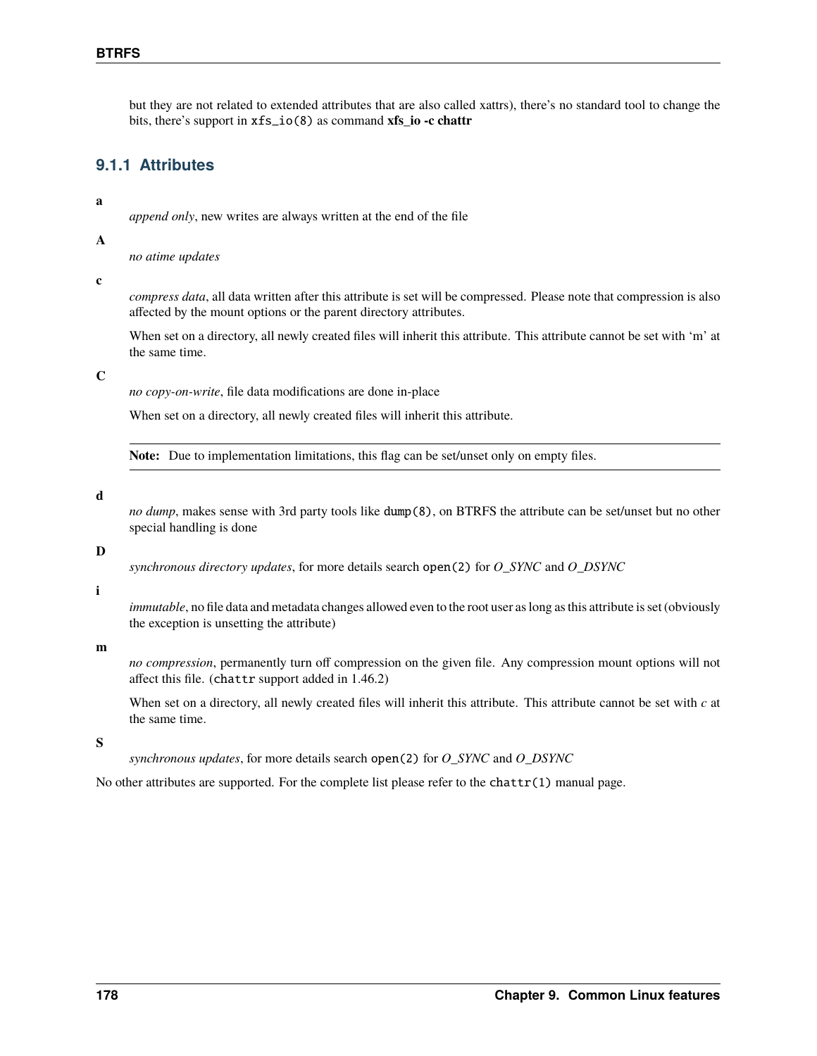but they are not related to extended attributes that are also called xattrs), there's no standard tool to change the bits, there's support in `xfs_io(8)` as command **xfs_io -c chattr**

### 9.1.1 Attributes

**a**

: *append only*, new writes are always written at the end of the file

**A**

: *no atime updates*

**c**

: *compress data*, all data written after this attribute is set will be compressed. Please note that compression is also affected by the mount options or the parent directory attributes.

  When set on a directory, all newly created files will inherit this attribute. This attribute cannot be set with 'm' at the same time.

**C**

: *no copy-on-write*, file data modifications are done in-place

  When set on a directory, all newly created files will inherit this attribute.

  **Note:** Due to implementation limitations, this flag can be set/unset only on empty files.

**d**

: *no dump*, makes sense with 3rd party tools like `dump(8)`, on BTRFS the attribute can be set/unset but no other special handling is done

**D**

: *synchronous directory updates*, for more details search `open(2)` for *O_SYNC* and *O_DSYNC*

**i**

: *immutable*, no file data and metadata changes allowed even to the root user as long as this attribute is set (obviously the exception is unsetting the attribute)

**m**

: *no compression*, permanently turn off compression on the given file. Any compression mount options will not affect this file. (`chattr` support added in 1.46.2)

  When set on a directory, all newly created files will inherit this attribute. This attribute cannot be set with *c* at the same time.

**S**

: *synchronous updates*, for more details search `open(2)` for *O_SYNC* and *O_DSYNC*

No other attributes are supported. For the complete list please refer to the `chattr(1)` manual page.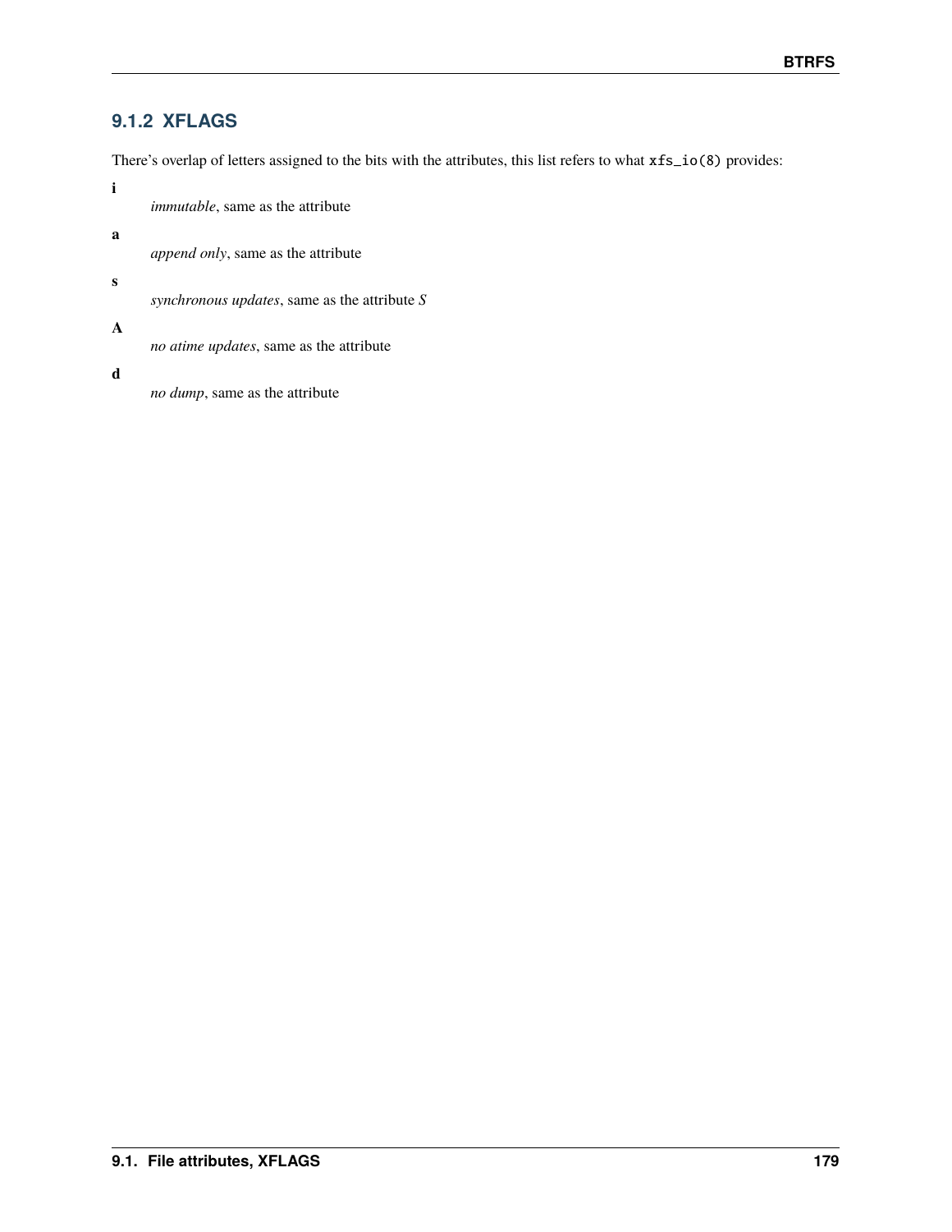### 9.1.2 XFLAGS

There's overlap of letters assigned to the bits with the attributes, this list refers to what `xfs_io(8)` provides:

**i**
: *immutable*, same as the attribute

**a**
: *append only*, same as the attribute

**s**
: *synchronous updates*, same as the attribute *S*

**A**
: *no atime updates*, same as the attribute

**d**
: *no dump*, same as the attribute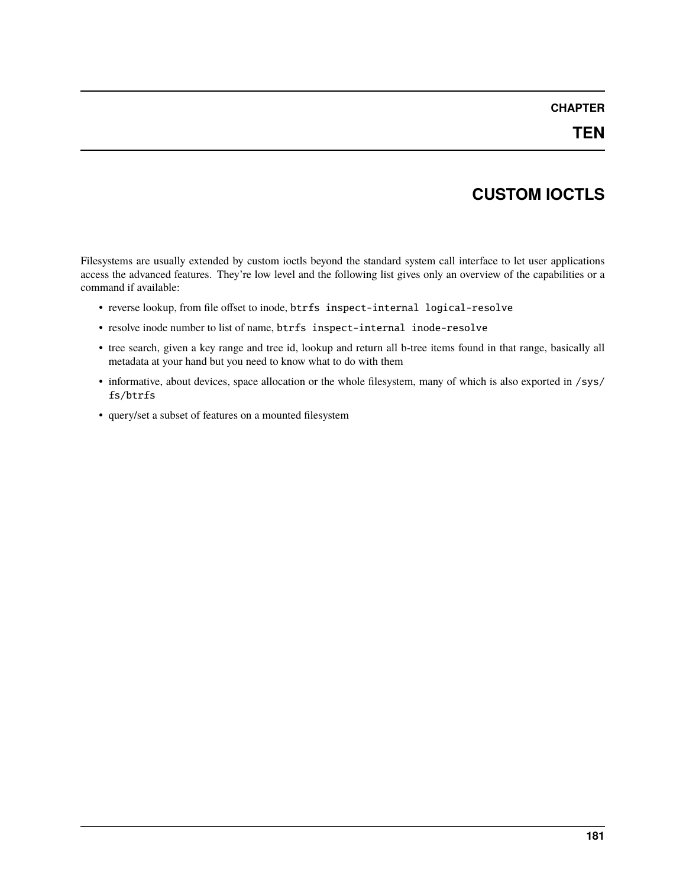# CHAPTER TEN

# CUSTOM IOCTLS

Filesystems are usually extended by custom ioctls beyond the standard system call interface to let user applications access the advanced features. They're low level and the following list gives only an overview of the capabilities or a command if available:

- reverse lookup, from file offset to inode, `btrfs inspect-internal logical-resolve`
- resolve inode number to list of name, `btrfs inspect-internal inode-resolve`
- tree search, given a key range and tree id, lookup and return all b-tree items found in that range, basically all metadata at your hand but you need to know what to do with them
- informative, about devices, space allocation or the whole filesystem, many of which is also exported in `/sys/fs/btrfs`
- query/set a subset of features on a mounted filesystem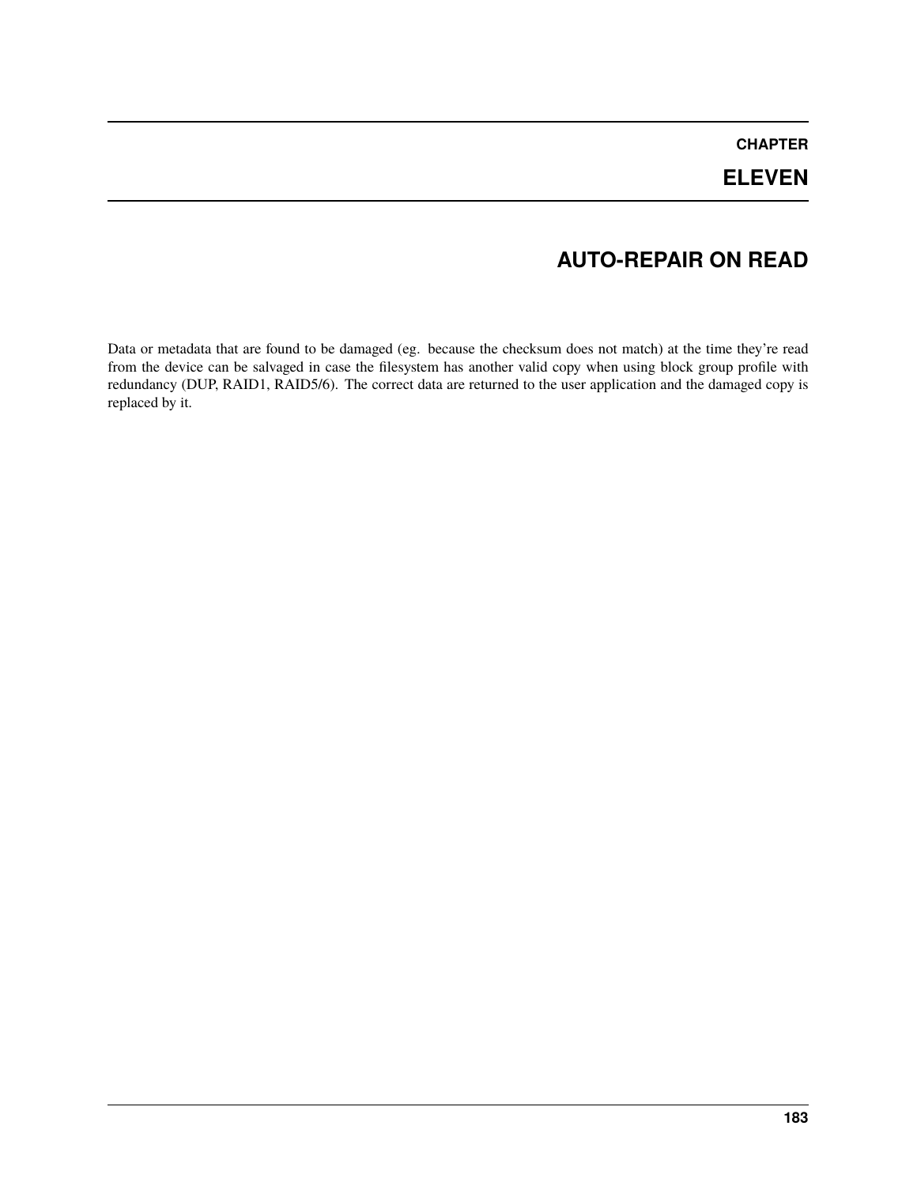# CHAPTER ELEVEN

# AUTO-REPAIR ON READ

Data or metadata that are found to be damaged (eg. because the checksum does not match) at the time they're read from the device can be salvaged in case the filesystem has another valid copy when using block group profile with redundancy (DUP, RAID1, RAID5/6). The correct data are returned to the user application and the damaged copy is replaced by it.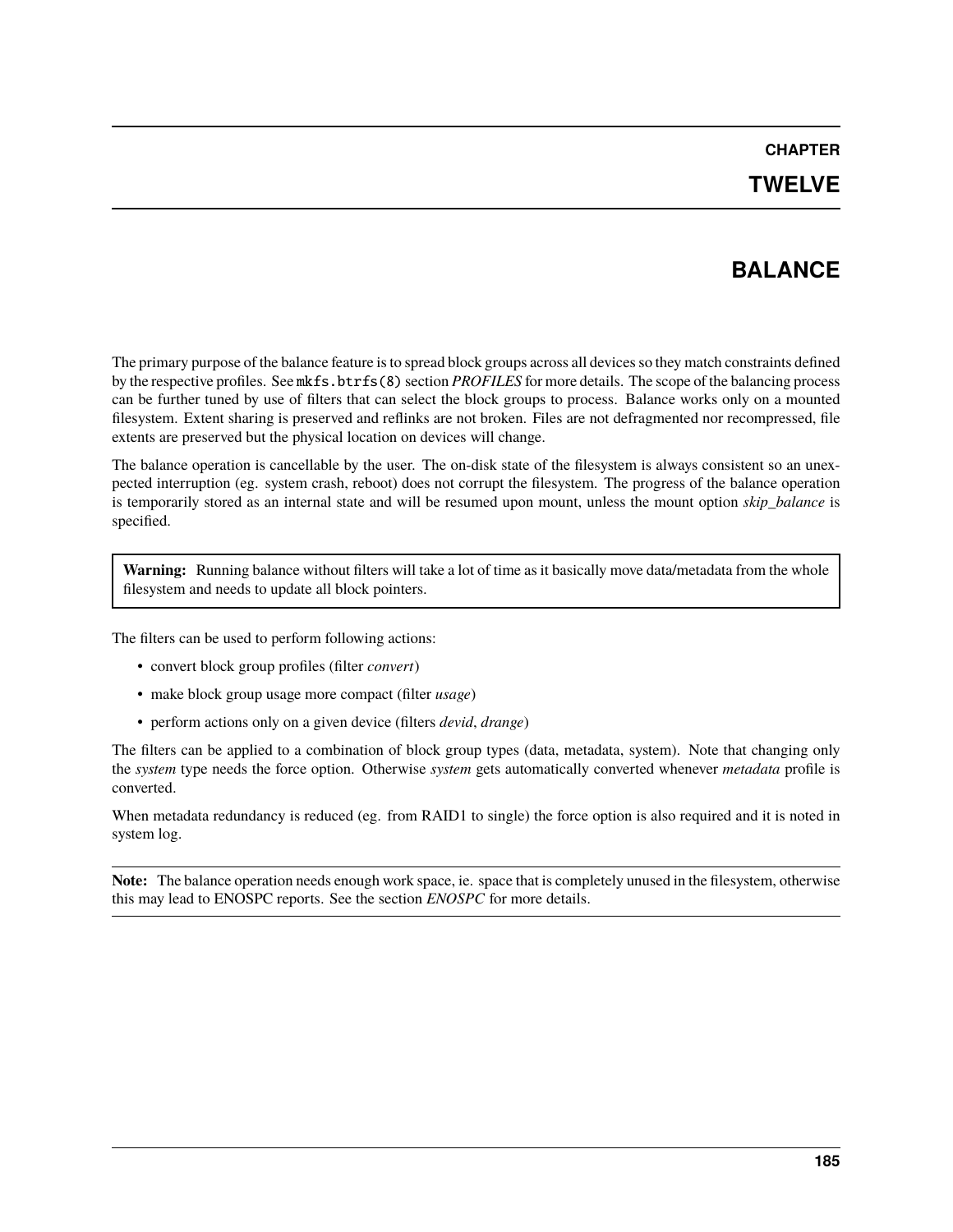# CHAPTER TWELVE

# BALANCE

The primary purpose of the balance feature is to spread block groups across all devices so they match constraints defined by the respective profiles. See `mkfs.btrfs(8)` section *PROFILES* for more details. The scope of the balancing process can be further tuned by use of filters that can select the block groups to process. Balance works only on a mounted filesystem. Extent sharing is preserved and reflinks are not broken. Files are not defragmented nor recompressed, file extents are preserved but the physical location on devices will change.

The balance operation is cancellable by the user. The on-disk state of the filesystem is always consistent so an unexpected interruption (eg. system crash, reboot) does not corrupt the filesystem. The progress of the balance operation is temporarily stored as an internal state and will be resumed upon mount, unless the mount option *skip_balance* is specified.

> **Warning:** Running balance without filters will take a lot of time as it basically move data/metadata from the whole filesystem and needs to update all block pointers.

The filters can be used to perform following actions:

- convert block group profiles (filter *convert*)
- make block group usage more compact (filter *usage*)
- perform actions only on a given device (filters *devid*, *drange*)

The filters can be applied to a combination of block group types (data, metadata, system). Note that changing only the *system* type needs the force option. Otherwise *system* gets automatically converted whenever *metadata* profile is converted.

When metadata redundancy is reduced (eg. from RAID1 to single) the force option is also required and it is noted in system log.

> **Note:** The balance operation needs enough work space, ie. space that is completely unused in the filesystem, otherwise this may lead to ENOSPC reports. See the section *ENOSPC* for more details.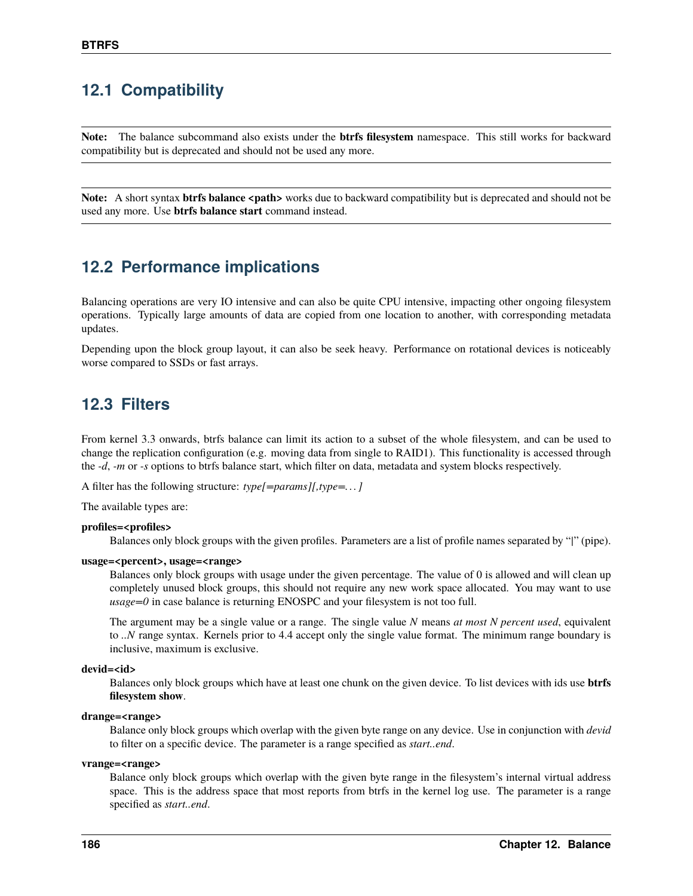## 12.1 Compatibility

**Note:** The balance subcommand also exists under the **btrfs filesystem** namespace. This still works for backward compatibility but is deprecated and should not be used any more.

**Note:** A short syntax **btrfs balance <path>** works due to backward compatibility but is deprecated and should not be used any more. Use **btrfs balance start** command instead.

## 12.2 Performance implications

Balancing operations are very IO intensive and can also be quite CPU intensive, impacting other ongoing filesystem operations. Typically large amounts of data are copied from one location to another, with corresponding metadata updates.

Depending upon the block group layout, it can also be seek heavy. Performance on rotational devices is noticeably worse compared to SSDs or fast arrays.

## 12.3 Filters

From kernel 3.3 onwards, btrfs balance can limit its action to a subset of the whole filesystem, and can be used to change the replication configuration (e.g. moving data from single to RAID1). This functionality is accessed through the *-d*, *-m* or *-s* options to btrfs balance start, which filter on data, metadata and system blocks respectively.

A filter has the following structure: *type[=params][,type=...]*

The available types are:

**profiles=<profiles>**
: Balances only block groups with the given profiles. Parameters are a list of profile names separated by "|" (pipe).

**usage=<percent>, usage=<range>**
: Balances only block groups with usage under the given percentage. The value of 0 is allowed and will clean up completely unused block groups, this should not require any new work space allocated. You may want to use *usage=0* in case balance is returning ENOSPC and your filesystem is not too full.

  The argument may be a single value or a range. The single value *N* means *at most N percent used*, equivalent to *..N* range syntax. Kernels prior to 4.4 accept only the single value format. The minimum range boundary is inclusive, maximum is exclusive.

**devid=<id>**
: Balances only block groups which have at least one chunk on the given device. To list devices with ids use **btrfs filesystem show**.

**drange=<range>**
: Balance only block groups which overlap with the given byte range on any device. Use in conjunction with *devid* to filter on a specific device. The parameter is a range specified as *start..end*.

**vrange=<range>**
: Balance only block groups which overlap with the given byte range in the filesystem's internal virtual address space. This is the address space that most reports from btrfs in the kernel log use. The parameter is a range specified as *start..end*.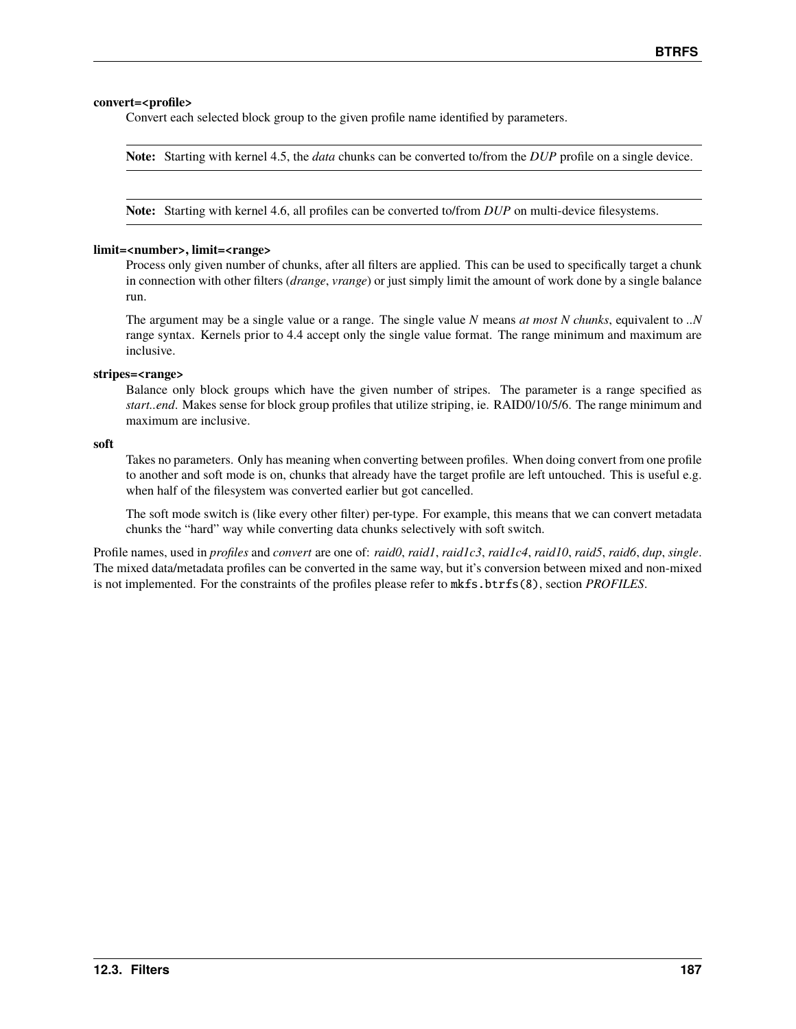**convert=<profile>**

Convert each selected block group to the given profile name identified by parameters.

> **Note:** Starting with kernel 4.5, the *data* chunks can be converted to/from the *DUP* profile on a single device.

> **Note:** Starting with kernel 4.6, all profiles can be converted to/from *DUP* on multi-device filesystems.

**limit=<number>, limit=<range>**

Process only given number of chunks, after all filters are applied. This can be used to specifically target a chunk in connection with other filters (*drange*, *vrange*) or just simply limit the amount of work done by a single balance run.

The argument may be a single value or a range. The single value *N* means *at most N chunks*, equivalent to *..N* range syntax. Kernels prior to 4.4 accept only the single value format. The range minimum and maximum are inclusive.

**stripes=<range>**

Balance only block groups which have the given number of stripes. The parameter is a range specified as *start..end*. Makes sense for block group profiles that utilize striping, ie. RAID0/10/5/6. The range minimum and maximum are inclusive.

**soft**

Takes no parameters. Only has meaning when converting between profiles. When doing convert from one profile to another and soft mode is on, chunks that already have the target profile are left untouched. This is useful e.g. when half of the filesystem was converted earlier but got cancelled.

The soft mode switch is (like every other filter) per-type. For example, this means that we can convert metadata chunks the "hard" way while converting data chunks selectively with soft switch.

Profile names, used in *profiles* and *convert* are one of: *raid0*, *raid1*, *raid1c3*, *raid1c4*, *raid10*, *raid5*, *raid6*, *dup*, *single*. The mixed data/metadata profiles can be converted in the same way, but it's conversion between mixed and non-mixed is not implemented. For the constraints of the profiles please refer to `mkfs.btrfs(8)`, section *PROFILES*.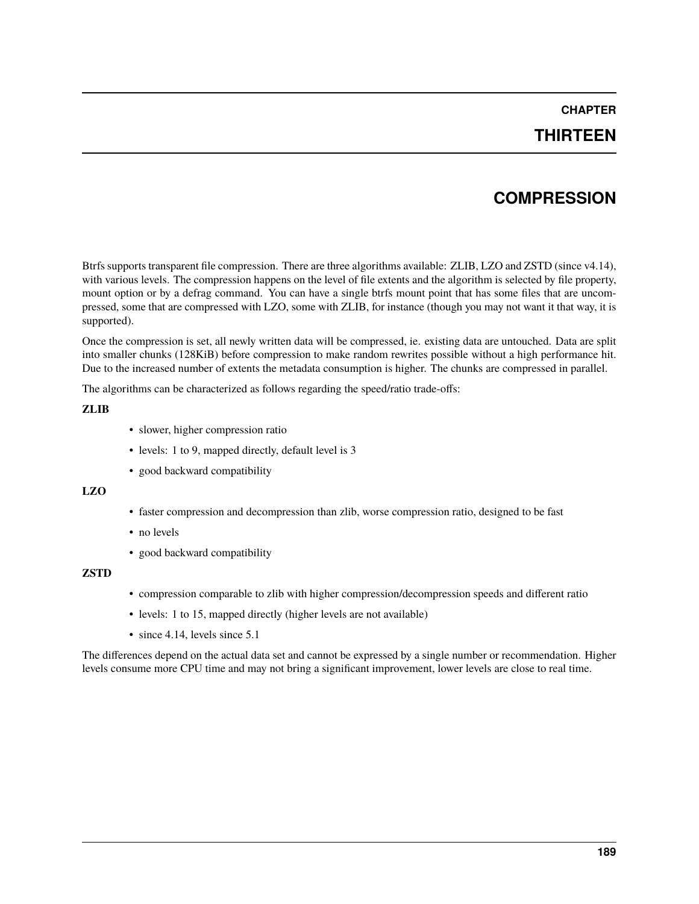# CHAPTER THIRTEEN

# COMPRESSION

Btrfs supports transparent file compression. There are three algorithms available: ZLIB, LZO and ZSTD (since v4.14), with various levels. The compression happens on the level of file extents and the algorithm is selected by file property, mount option or by a defrag command. You can have a single btrfs mount point that has some files that are uncompressed, some that are compressed with LZO, some with ZLIB, for instance (though you may not want it that way, it is supported).

Once the compression is set, all newly written data will be compressed, ie. existing data are untouched. Data are split into smaller chunks (128KiB) before compression to make random rewrites possible without a high performance hit. Due to the increased number of extents the metadata consumption is higher. The chunks are compressed in parallel.

The algorithms can be characterized as follows regarding the speed/ratio trade-offs:

**ZLIB**

- slower, higher compression ratio
- levels: 1 to 9, mapped directly, default level is 3
- good backward compatibility

**LZO**

- faster compression and decompression than zlib, worse compression ratio, designed to be fast
- no levels
- good backward compatibility

**ZSTD**

- compression comparable to zlib with higher compression/decompression speeds and different ratio
- levels: 1 to 15, mapped directly (higher levels are not available)
- since 4.14, levels since 5.1

The differences depend on the actual data set and cannot be expressed by a single number or recommendation. Higher levels consume more CPU time and may not bring a significant improvement, lower levels are close to real time.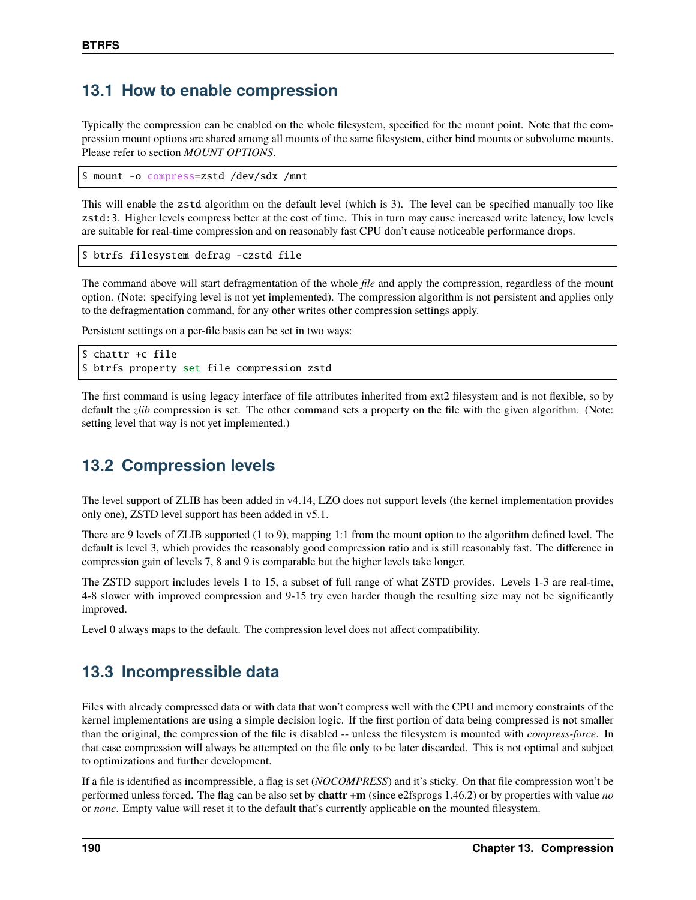## 13.1 How to enable compression

Typically the compression can be enabled on the whole filesystem, specified for the mount point. Note that the compression mount options are shared among all mounts of the same filesystem, either bind mounts or subvolume mounts. Please refer to section *MOUNT OPTIONS*.

```
$ mount -o compress=zstd /dev/sdx /mnt
```

This will enable the `zstd` algorithm on the default level (which is 3). The level can be specified manually too like `zstd:3`. Higher levels compress better at the cost of time. This in turn may cause increased write latency, low levels are suitable for real-time compression and on reasonably fast CPU don't cause noticeable performance drops.

```
$ btrfs filesystem defrag -czstd file
```

The command above will start defragmentation of the whole *file* and apply the compression, regardless of the mount option. (Note: specifying level is not yet implemented). The compression algorithm is not persistent and applies only to the defragmentation command, for any other writes other compression settings apply.

Persistent settings on a per-file basis can be set in two ways:

```
$ chattr +c file
$ btrfs property set file compression zstd
```

The first command is using legacy interface of file attributes inherited from ext2 filesystem and is not flexible, so by default the *zlib* compression is set. The other command sets a property on the file with the given algorithm. (Note: setting level that way is not yet implemented.)

## 13.2 Compression levels

The level support of ZLIB has been added in v4.14, LZO does not support levels (the kernel implementation provides only one), ZSTD level support has been added in v5.1.

There are 9 levels of ZLIB supported (1 to 9), mapping 1:1 from the mount option to the algorithm defined level. The default is level 3, which provides the reasonably good compression ratio and is still reasonably fast. The difference in compression gain of levels 7, 8 and 9 is comparable but the higher levels take longer.

The ZSTD support includes levels 1 to 15, a subset of full range of what ZSTD provides. Levels 1-3 are real-time, 4-8 slower with improved compression and 9-15 try even harder though the resulting size may not be significantly improved.

Level 0 always maps to the default. The compression level does not affect compatibility.

## 13.3 Incompressible data

Files with already compressed data or with data that won't compress well with the CPU and memory constraints of the kernel implementations are using a simple decision logic. If the first portion of data being compressed is not smaller than the original, the compression of the file is disabled -- unless the filesystem is mounted with *compress-force*. In that case compression will always be attempted on the file only to be later discarded. This is not optimal and subject to optimizations and further development.

If a file is identified as incompressible, a flag is set (*NOCOMPRESS*) and it's sticky. On that file compression won't be performed unless forced. The flag can be also set by **chattr +m** (since e2fsprogs 1.46.2) or by properties with value *no* or *none*. Empty value will reset it to the default that's currently applicable on the mounted filesystem.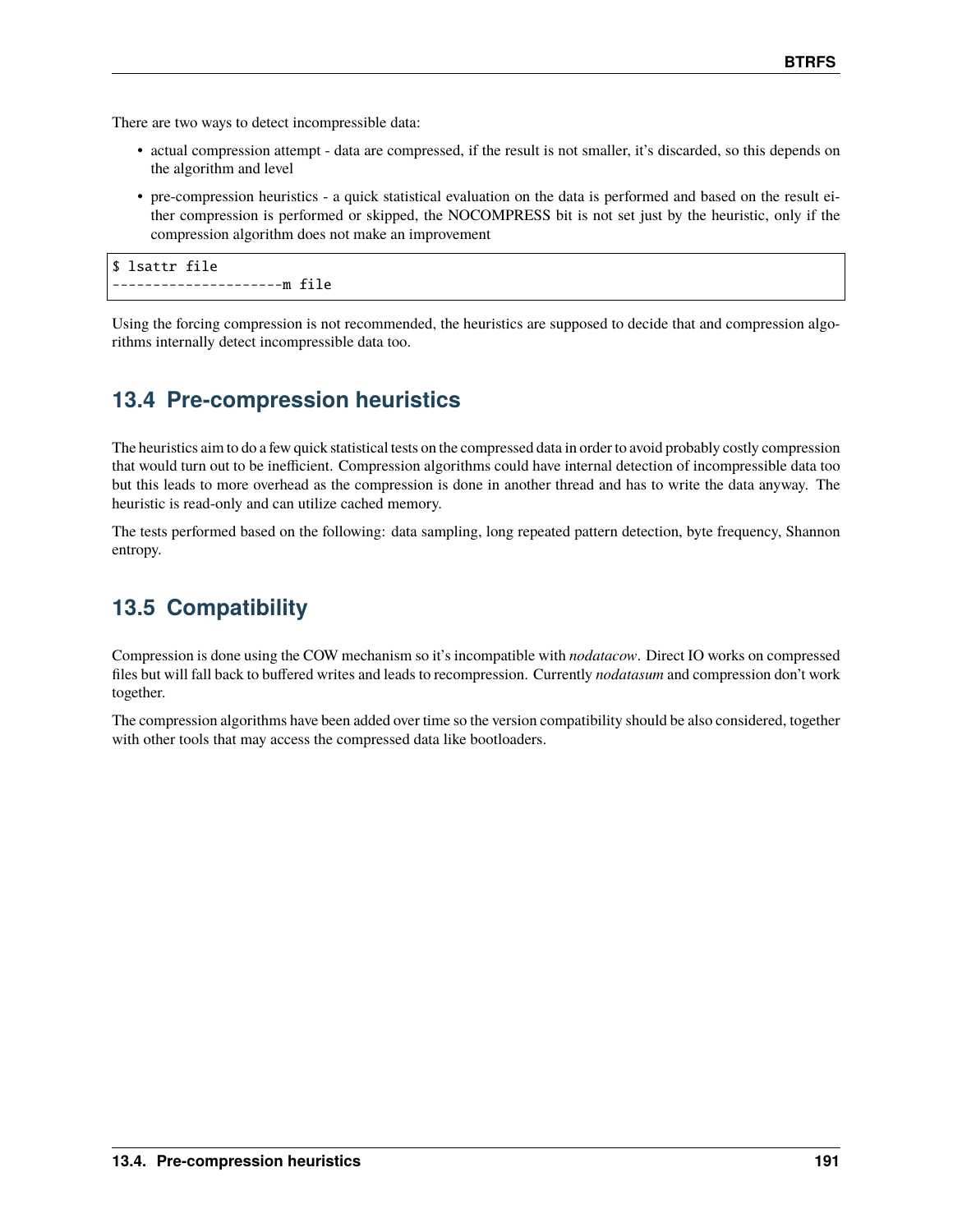There are two ways to detect incompressible data:

- actual compression attempt - data are compressed, if the result is not smaller, it's discarded, so this depends on the algorithm and level
- pre-compression heuristics - a quick statistical evaluation on the data is performed and based on the result either compression is performed or skipped, the NOCOMPRESS bit is not set just by the heuristic, only if the compression algorithm does not make an improvement

```
$ lsattr file
---------------------m file
```

Using the forcing compression is not recommended, the heuristics are supposed to decide that and compression algorithms internally detect incompressible data too.

## 13.4 Pre-compression heuristics

The heuristics aim to do a few quick statistical tests on the compressed data in order to avoid probably costly compression that would turn out to be inefficient. Compression algorithms could have internal detection of incompressible data too but this leads to more overhead as the compression is done in another thread and has to write the data anyway. The heuristic is read-only and can utilize cached memory.

The tests performed based on the following: data sampling, long repeated pattern detection, byte frequency, Shannon entropy.

## 13.5 Compatibility

Compression is done using the COW mechanism so it's incompatible with *nodatacow*. Direct IO works on compressed files but will fall back to buffered writes and leads to recompression. Currently *nodatasum* and compression don't work together.

The compression algorithms have been added over time so the version compatibility should be also considered, together with other tools that may access the compressed data like bootloaders.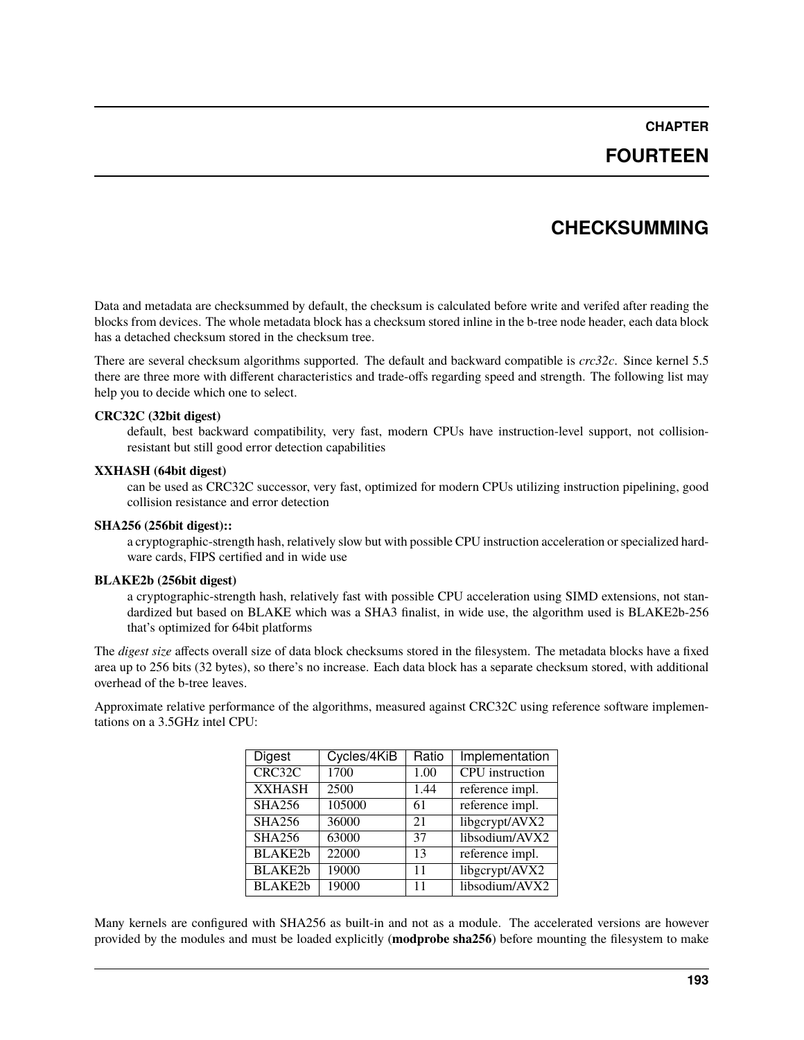# CHAPTER FOURTEEN

# CHECKSUMMING

Data and metadata are checksummed by default, the checksum is calculated before write and verifed after reading the blocks from devices. The whole metadata block has a checksum stored inline in the b-tree node header, each data block has a detached checksum stored in the checksum tree.

There are several checksum algorithms supported. The default and backward compatible is *crc32c*. Since kernel 5.5 there are three more with different characteristics and trade-offs regarding speed and strength. The following list may help you to decide which one to select.

**CRC32C (32bit digest)**
: default, best backward compatibility, very fast, modern CPUs have instruction-level support, not collision-resistant but still good error detection capabilities

**XXHASH (64bit digest)**
: can be used as CRC32C successor, very fast, optimized for modern CPUs utilizing instruction pipelining, good collision resistance and error detection

**SHA256 (256bit digest)::**
: a cryptographic-strength hash, relatively slow but with possible CPU instruction acceleration or specialized hardware cards, FIPS certified and in wide use

**BLAKE2b (256bit digest)**
: a cryptographic-strength hash, relatively fast with possible CPU acceleration using SIMD extensions, not standardized but based on BLAKE which was a SHA3 finalist, in wide use, the algorithm used is BLAKE2b-256 that's optimized for 64bit platforms

The *digest size* affects overall size of data block checksums stored in the filesystem. The metadata blocks have a fixed area up to 256 bits (32 bytes), so there's no increase. Each data block has a separate checksum stored, with additional overhead of the b-tree leaves.

Approximate relative performance of the algorithms, measured against CRC32C using reference software implementations on a 3.5GHz intel CPU:

| Digest | Cycles/4KiB | Ratio | Implementation |
|---|---|---|---|
| CRC32C | 1700 | 1.00 | CPU instruction |
| XXHASH | 2500 | 1.44 | reference impl. |
| SHA256 | 105000 | 61 | reference impl. |
| SHA256 | 36000 | 21 | libgcrypt/AVX2 |
| SHA256 | 63000 | 37 | libsodium/AVX2 |
| BLAKE2b | 22000 | 13 | reference impl. |
| BLAKE2b | 19000 | 11 | libgcrypt/AVX2 |
| BLAKE2b | 19000 | 11 | libsodium/AVX2 |

Many kernels are configured with SHA256 as built-in and not as a module. The accelerated versions are however provided by the modules and must be loaded explicitly (**modprobe sha256**) before mounting the filesystem to make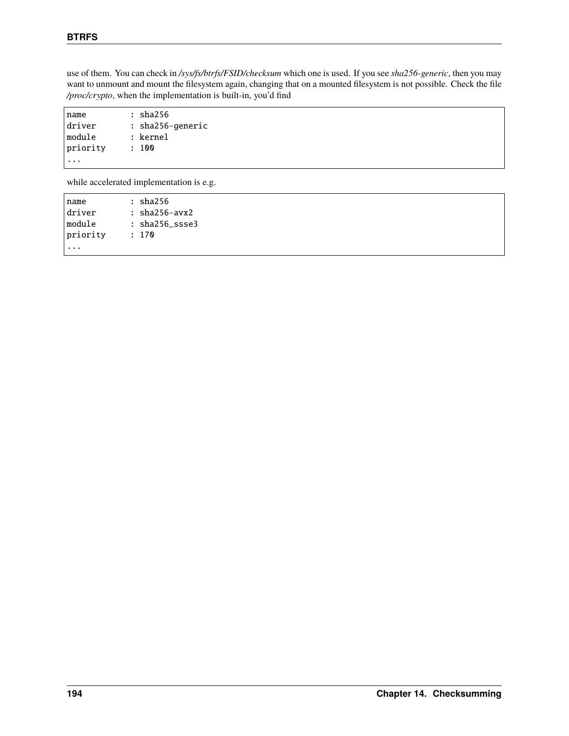use of them. You can check in */sys/fs/btrfs/FSID/checksum* which one is used. If you see *sha256-generic*, then you may want to unmount and mount the filesystem again, changing that on a mounted filesystem is not possible. Check the file */proc/crypto*, when the implementation is built-in, you'd find

```
name         : sha256
driver       : sha256-generic
module       : kernel
priority     : 100
...
```

while accelerated implementation is e.g.

```
name         : sha256
driver       : sha256-avx2
module       : sha256_ssse3
priority     : 170
...
```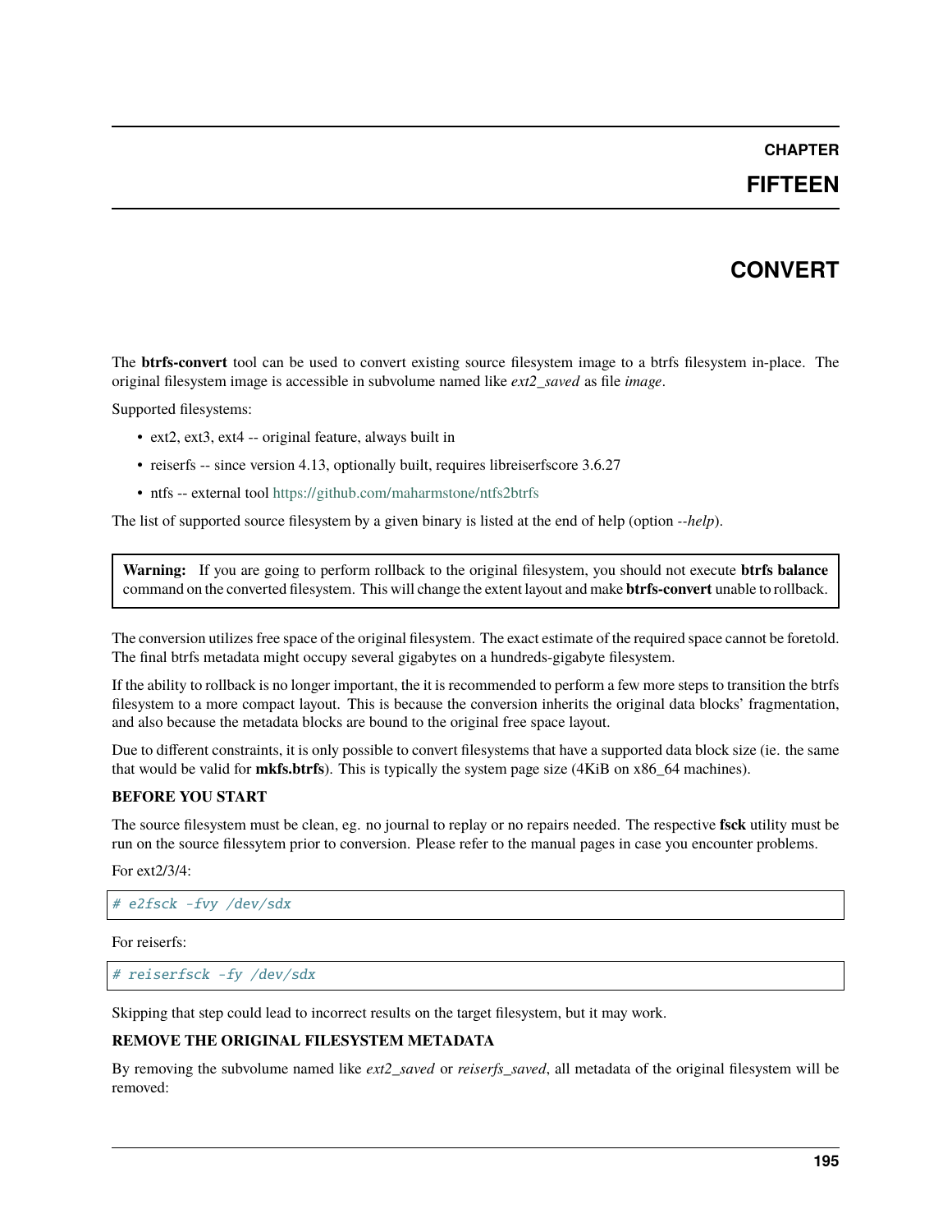# CHAPTER FIFTEEN

# CONVERT

The **btrfs-convert** tool can be used to convert existing source filesystem image to a btrfs filesystem in-place. The original filesystem image is accessible in subvolume named like *ext2_saved* as file *image*.

Supported filesystems:

- ext2, ext3, ext4 -- original feature, always built in
- reiserfs -- since version 4.13, optionally built, requires libreiserfscore 3.6.27
- ntfs -- external tool https://github.com/maharmstone/ntfs2btrfs

The list of supported source filesystem by a given binary is listed at the end of help (option *--help*).

> **Warning:** If you are going to perform rollback to the original filesystem, you should not execute **btrfs balance** command on the converted filesystem. This will change the extent layout and make **btrfs-convert** unable to rollback.

The conversion utilizes free space of the original filesystem. The exact estimate of the required space cannot be foretold. The final btrfs metadata might occupy several gigabytes on a hundreds-gigabyte filesystem.

If the ability to rollback is no longer important, the it is recommended to perform a few more steps to transition the btrfs filesystem to a more compact layout. This is because the conversion inherits the original data blocks' fragmentation, and also because the metadata blocks are bound to the original free space layout.

Due to different constraints, it is only possible to convert filesystems that have a supported data block size (ie. the same that would be valid for **mkfs.btrfs**). This is typically the system page size (4KiB on x86_64 machines).

**BEFORE YOU START**

The source filesystem must be clean, eg. no journal to replay or no repairs needed. The respective **fsck** utility must be run on the source filessytem prior to conversion. Please refer to the manual pages in case you encounter problems.

For ext2/3/4:

```
# e2fsck -fvy /dev/sdx
```

For reiserfs:

```
# reiserfsck -fy /dev/sdx
```

Skipping that step could lead to incorrect results on the target filesystem, but it may work.

**REMOVE THE ORIGINAL FILESYSTEM METADATA**

By removing the subvolume named like *ext2_saved* or *reiserfs_saved*, all metadata of the original filesystem will be removed: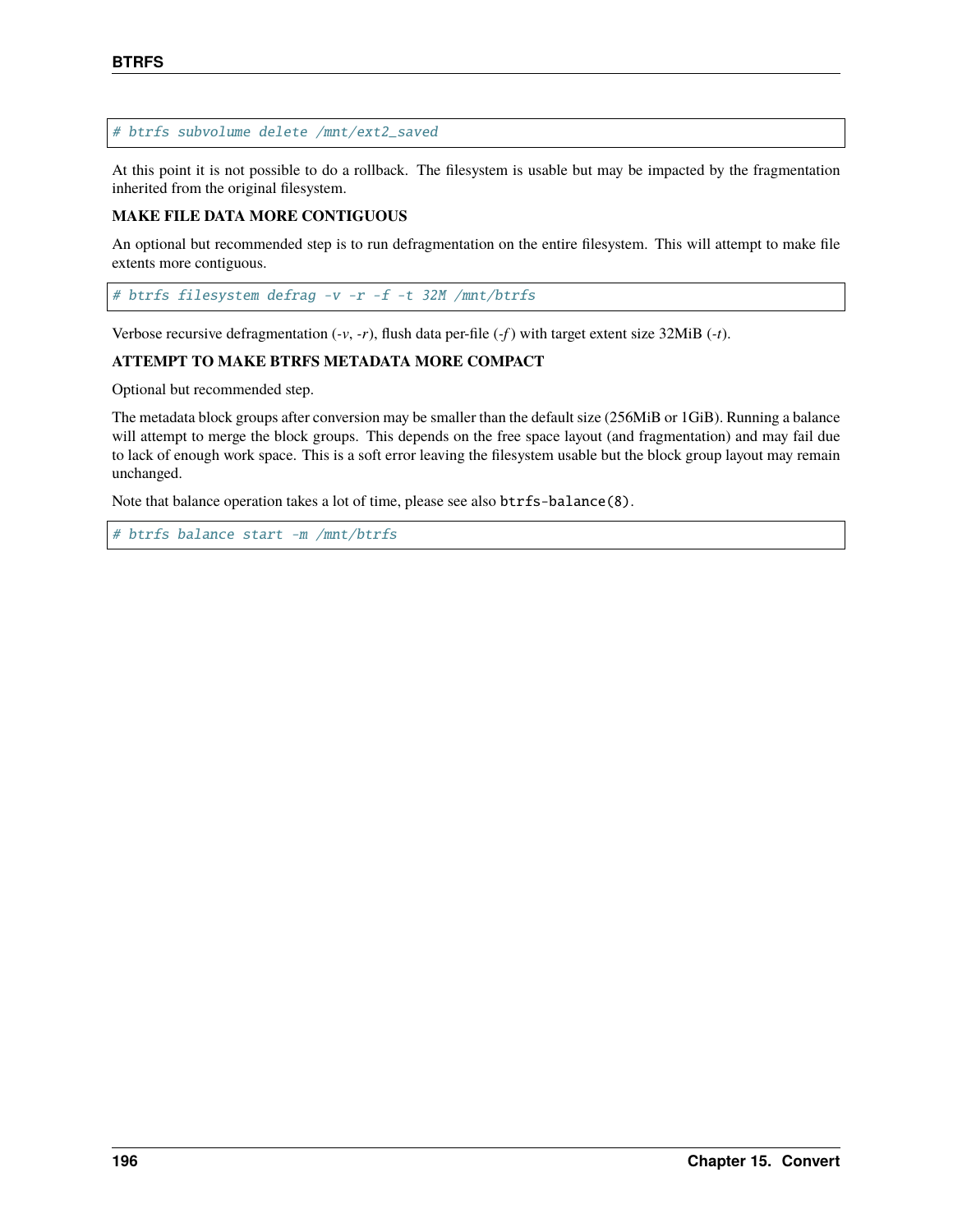```
# btrfs subvolume delete /mnt/ext2_saved
```

At this point it is not possible to do a rollback. The filesystem is usable but may be impacted by the fragmentation inherited from the original filesystem.

**MAKE FILE DATA MORE CONTIGUOUS**

An optional but recommended step is to run defragmentation on the entire filesystem. This will attempt to make file extents more contiguous.

```
# btrfs filesystem defrag -v -r -f -t 32M /mnt/btrfs
```

Verbose recursive defragmentation (*-v*, *-r*), flush data per-file (*-f*) with target extent size 32MiB (*-t*).

**ATTEMPT TO MAKE BTRFS METADATA MORE COMPACT**

Optional but recommended step.

The metadata block groups after conversion may be smaller than the default size (256MiB or 1GiB). Running a balance will attempt to merge the block groups. This depends on the free space layout (and fragmentation) and may fail due to lack of enough work space. This is a soft error leaving the filesystem usable but the block group layout may remain unchanged.

Note that balance operation takes a lot of time, please see also `btrfs-balance(8)`.

```
# btrfs balance start -m /mnt/btrfs
```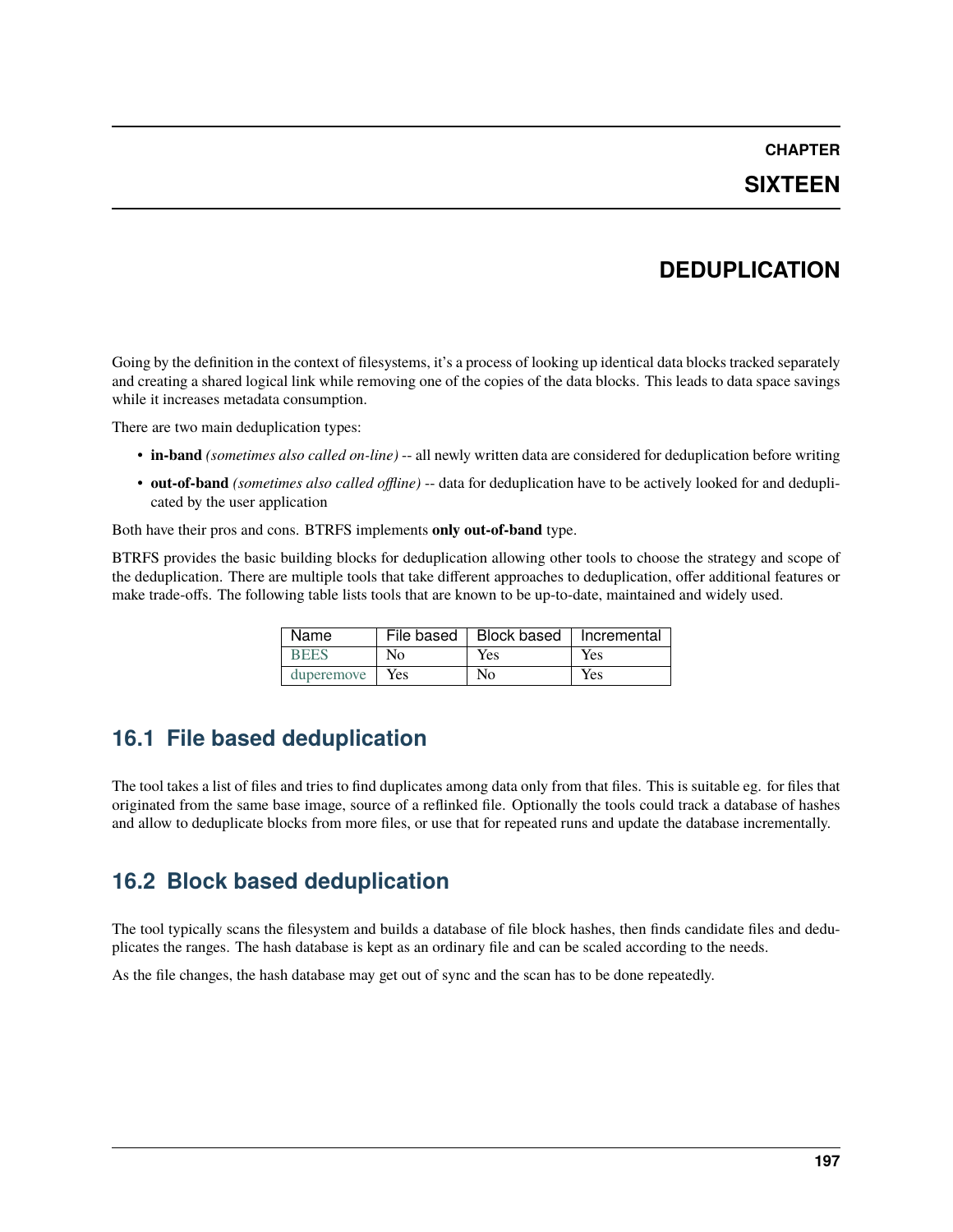# CHAPTER SIXTEEN

# DEDUPLICATION

Going by the definition in the context of filesystems, it's a process of looking up identical data blocks tracked separately and creating a shared logical link while removing one of the copies of the data blocks. This leads to data space savings while it increases metadata consumption.

There are two main deduplication types:

- **in-band** *(sometimes also called on-line)* -- all newly written data are considered for deduplication before writing
- **out-of-band** *(sometimes also called offline)* -- data for deduplication have to be actively looked for and deduplicated by the user application

Both have their pros and cons. BTRFS implements **only out-of-band** type.

BTRFS provides the basic building blocks for deduplication allowing other tools to choose the strategy and scope of the deduplication. There are multiple tools that take different approaches to deduplication, offer additional features or make trade-offs. The following table lists tools that are known to be up-to-date, maintained and widely used.

| Name | File based | Block based | Incremental |
|---|---|---|---|
| BEES | No | Yes | Yes |
| duperemove | Yes | No | Yes |

## 16.1 File based deduplication

The tool takes a list of files and tries to find duplicates among data only from that files. This is suitable eg. for files that originated from the same base image, source of a reflinked file. Optionally the tools could track a database of hashes and allow to deduplicate blocks from more files, or use that for repeated runs and update the database incrementally.

## 16.2 Block based deduplication

The tool typically scans the filesystem and builds a database of file block hashes, then finds candidate files and deduplicates the ranges. The hash database is kept as an ordinary file and can be scaled according to the needs.

As the file changes, the hash database may get out of sync and the scan has to be done repeatedly.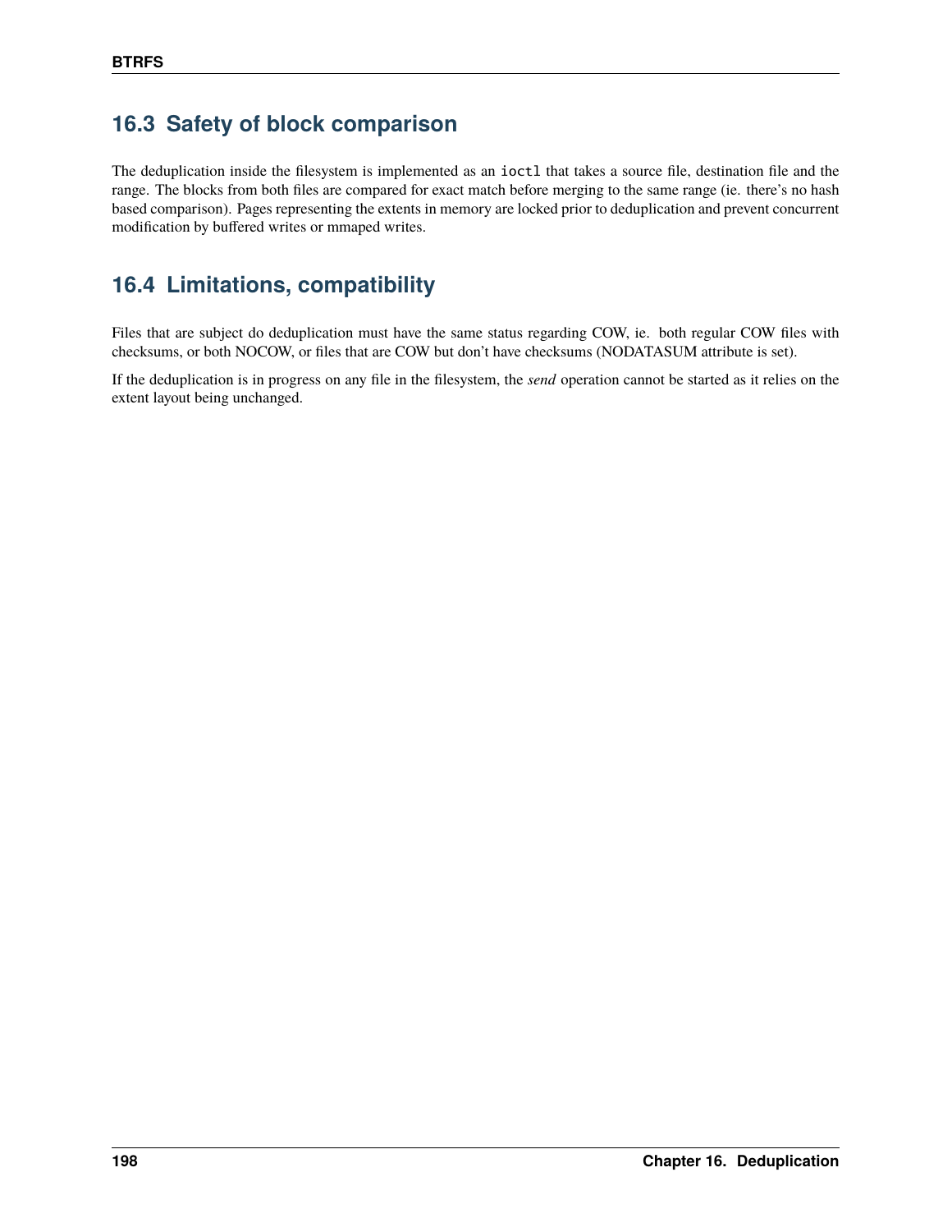## 16.3 Safety of block comparison

The deduplication inside the filesystem is implemented as an `ioctl` that takes a source file, destination file and the range. The blocks from both files are compared for exact match before merging to the same range (ie. there's no hash based comparison). Pages representing the extents in memory are locked prior to deduplication and prevent concurrent modification by buffered writes or mmaped writes.

## 16.4 Limitations, compatibility

Files that are subject do deduplication must have the same status regarding COW, ie. both regular COW files with checksums, or both NOCOW, or files that are COW but don't have checksums (NODATASUM attribute is set).

If the deduplication is in progress on any file in the filesystem, the *send* operation cannot be started as it relies on the extent layout being unchanged.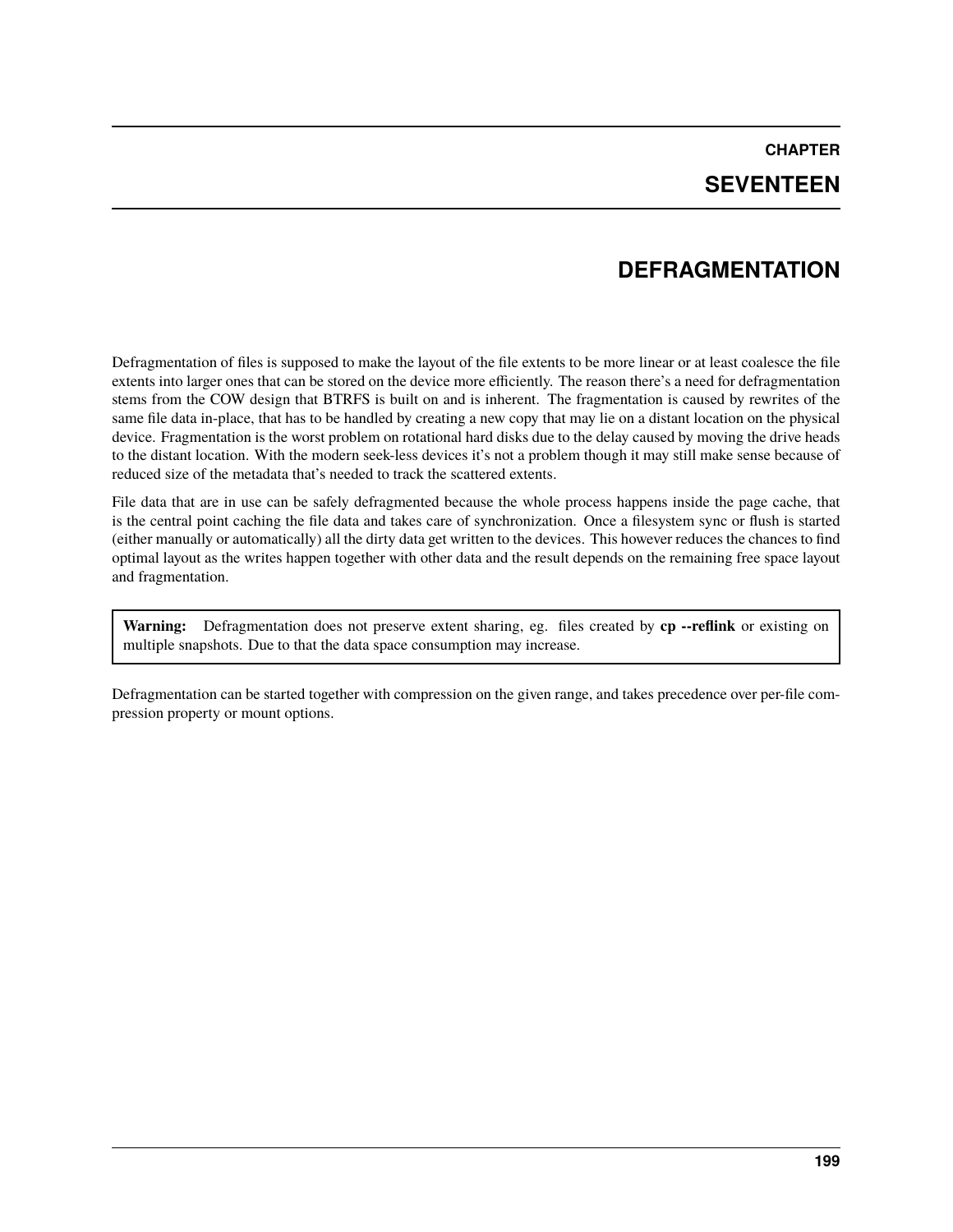# CHAPTER SEVENTEEN

# DEFRAGMENTATION

Defragmentation of files is supposed to make the layout of the file extents to be more linear or at least coalesce the file extents into larger ones that can be stored on the device more efficiently. The reason there's a need for defragmentation stems from the COW design that BTRFS is built on and is inherent. The fragmentation is caused by rewrites of the same file data in-place, that has to be handled by creating a new copy that may lie on a distant location on the physical device. Fragmentation is the worst problem on rotational hard disks due to the delay caused by moving the drive heads to the distant location. With the modern seek-less devices it's not a problem though it may still make sense because of reduced size of the metadata that's needed to track the scattered extents.

File data that are in use can be safely defragmented because the whole process happens inside the page cache, that is the central point caching the file data and takes care of synchronization. Once a filesystem sync or flush is started (either manually or automatically) all the dirty data get written to the devices. This however reduces the chances to find optimal layout as the writes happen together with other data and the result depends on the remaining free space layout and fragmentation.

> **Warning:** Defragmentation does not preserve extent sharing, eg. files created by **cp --reflink** or existing on multiple snapshots. Due to that the data space consumption may increase.

Defragmentation can be started together with compression on the given range, and takes precedence over per-file compression property or mount options.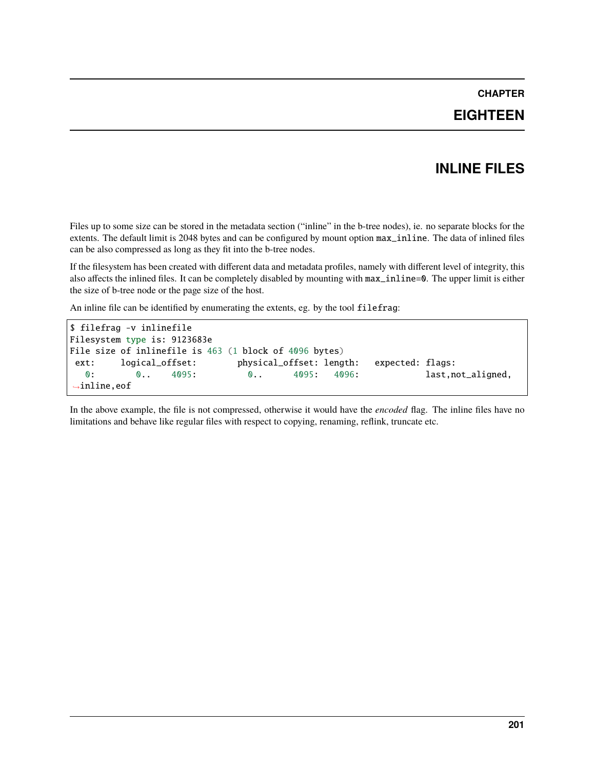# CHAPTER EIGHTEEN

# INLINE FILES

Files up to some size can be stored in the metadata section ("inline" in the b-tree nodes), ie. no separate blocks for the extents. The default limit is 2048 bytes and can be configured by mount option max_inline. The data of inlined files can be also compressed as long as they fit into the b-tree nodes.

If the filesystem has been created with different data and metadata profiles, namely with different level of integrity, this also affects the inlined files. It can be completely disabled by mounting with max_inline=0. The upper limit is either the size of b-tree node or the page size of the host.

An inline file can be identified by enumerating the extents, eg. by the tool filefrag:

```
$ filefrag -v inlinefile
Filesystem type is: 9123683e
File size of inlinefile is 463 (1 block of 4096 bytes)
 ext:     logical_offset:        physical_offset: length:   expected: flags:
   0:        0..    4095:          0..      4095:   4096:             last,not_aligned,
→inline,eof
```

In the above example, the file is not compressed, otherwise it would have the *encoded* flag. The inline files have no limitations and behave like regular files with respect to copying, renaming, reflink, truncate etc.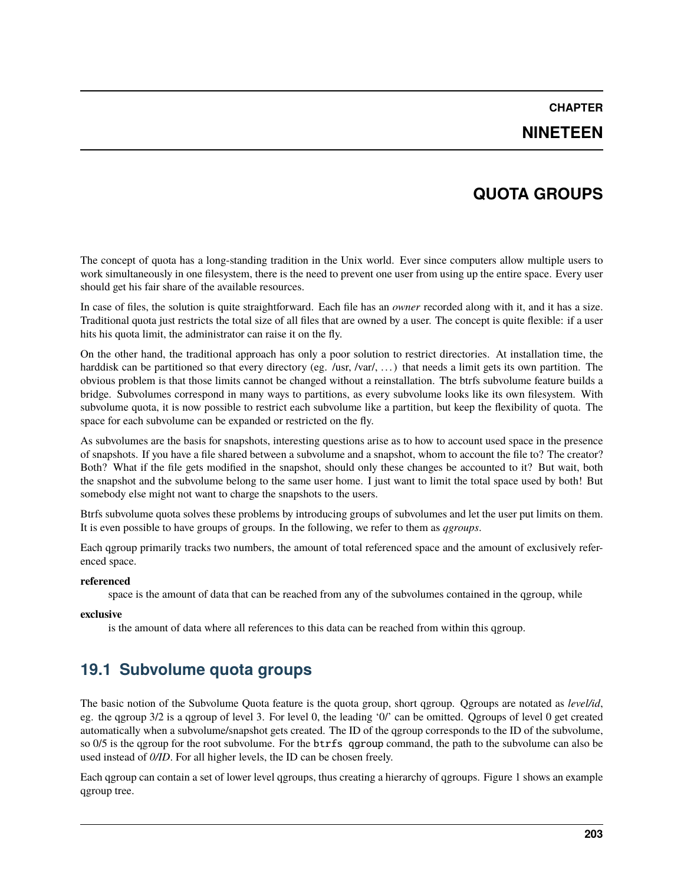# CHAPTER NINETEEN

# QUOTA GROUPS

The concept of quota has a long-standing tradition in the Unix world. Ever since computers allow multiple users to work simultaneously in one filesystem, there is the need to prevent one user from using up the entire space. Every user should get his fair share of the available resources.

In case of files, the solution is quite straightforward. Each file has an *owner* recorded along with it, and it has a size. Traditional quota just restricts the total size of all files that are owned by a user. The concept is quite flexible: if a user hits his quota limit, the administrator can raise it on the fly.

On the other hand, the traditional approach has only a poor solution to restrict directories. At installation time, the harddisk can be partitioned so that every directory (eg. /usr, /var/, …) that needs a limit gets its own partition. The obvious problem is that those limits cannot be changed without a reinstallation. The btrfs subvolume feature builds a bridge. Subvolumes correspond in many ways to partitions, as every subvolume looks like its own filesystem. With subvolume quota, it is now possible to restrict each subvolume like a partition, but keep the flexibility of quota. The space for each subvolume can be expanded or restricted on the fly.

As subvolumes are the basis for snapshots, interesting questions arise as to how to account used space in the presence of snapshots. If you have a file shared between a subvolume and a snapshot, whom to account the file to? The creator? Both? What if the file gets modified in the snapshot, should only these changes be accounted to it? But wait, both the snapshot and the subvolume belong to the same user home. I just want to limit the total space used by both! But somebody else might not want to charge the snapshots to the users.

Btrfs subvolume quota solves these problems by introducing groups of subvolumes and let the user put limits on them. It is even possible to have groups of groups. In the following, we refer to them as *qgroups*.

Each qgroup primarily tracks two numbers, the amount of total referenced space and the amount of exclusively referenced space.

**referenced**
: space is the amount of data that can be reached from any of the subvolumes contained in the qgroup, while

**exclusive**
: is the amount of data where all references to this data can be reached from within this qgroup.

## 19.1 Subvolume quota groups

The basic notion of the Subvolume Quota feature is the quota group, short qgroup. Qgroups are notated as *level/id*, eg. the qgroup 3/2 is a qgroup of level 3. For level 0, the leading '0/' can be omitted. Qgroups of level 0 get created automatically when a subvolume/snapshot gets created. The ID of the qgroup corresponds to the ID of the subvolume, so 0/5 is the qgroup for the root subvolume. For the `btrfs qgroup` command, the path to the subvolume can also be used instead of *0/ID*. For all higher levels, the ID can be chosen freely.

Each qgroup can contain a set of lower level qgroups, thus creating a hierarchy of qgroups. Figure 1 shows an example qgroup tree.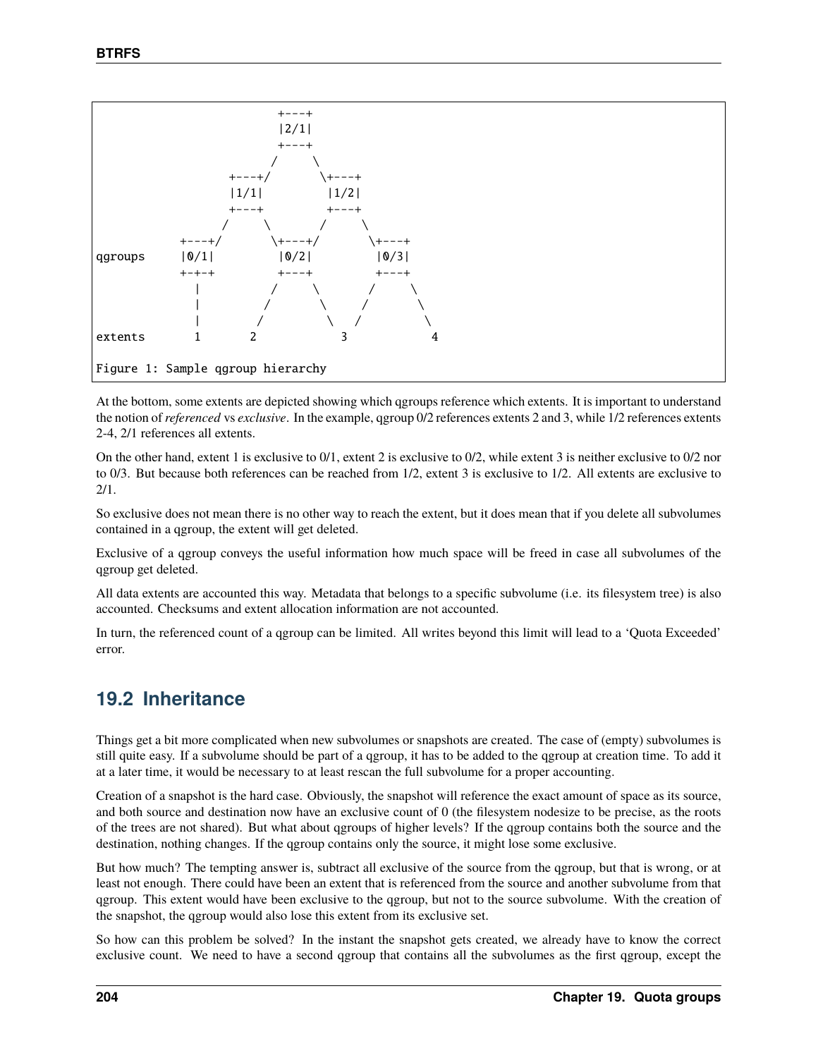```
                          +---+
                          |2/1|
                          +---+
                         /     \
                   +---+/       \+---+
                   |1/1|         |1/2|
                   +---+         +---+
                  /     \       /     \
            +---+/       \+---+/       \+---+
qgroups     |0/1|         |0/2|         |0/3|
            +-+-+         +---+         +---+
              |          /     \       /     \
              |         /       \     /       \
              |        /         \   /         \
extents       1       2            3            4

Figure 1: Sample qgroup hierarchy
```

At the bottom, some extents are depicted showing which qgroups reference which extents. It is important to understand the notion of *referenced* vs *exclusive*. In the example, qgroup 0/2 references extents 2 and 3, while 1/2 references extents 2-4, 2/1 references all extents.

On the other hand, extent 1 is exclusive to 0/1, extent 2 is exclusive to 0/2, while extent 3 is neither exclusive to 0/2 nor to 0/3. But because both references can be reached from 1/2, extent 3 is exclusive to 1/2. All extents are exclusive to 2/1.

So exclusive does not mean there is no other way to reach the extent, but it does mean that if you delete all subvolumes contained in a qgroup, the extent will get deleted.

Exclusive of a qgroup conveys the useful information how much space will be freed in case all subvolumes of the qgroup get deleted.

All data extents are accounted this way. Metadata that belongs to a specific subvolume (i.e. its filesystem tree) is also accounted. Checksums and extent allocation information are not accounted.

In turn, the referenced count of a qgroup can be limited. All writes beyond this limit will lead to a 'Quota Exceeded' error.

## 19.2 Inheritance

Things get a bit more complicated when new subvolumes or snapshots are created. The case of (empty) subvolumes is still quite easy. If a subvolume should be part of a qgroup, it has to be added to the qgroup at creation time. To add it at a later time, it would be necessary to at least rescan the full subvolume for a proper accounting.

Creation of a snapshot is the hard case. Obviously, the snapshot will reference the exact amount of space as its source, and both source and destination now have an exclusive count of 0 (the filesystem nodesize to be precise, as the roots of the trees are not shared). But what about qgroups of higher levels? If the qgroup contains both the source and the destination, nothing changes. If the qgroup contains only the source, it might lose some exclusive.

But how much? The tempting answer is, subtract all exclusive of the source from the qgroup, but that is wrong, or at least not enough. There could have been an extent that is referenced from the source and another subvolume from that qgroup. This extent would have been exclusive to the qgroup, but not to the source subvolume. With the creation of the snapshot, the qgroup would also lose this extent from its exclusive set.

So how can this problem be solved? In the instant the snapshot gets created, we already have to know the correct exclusive count. We need to have a second qgroup that contains all the subvolumes as the first qgroup, except the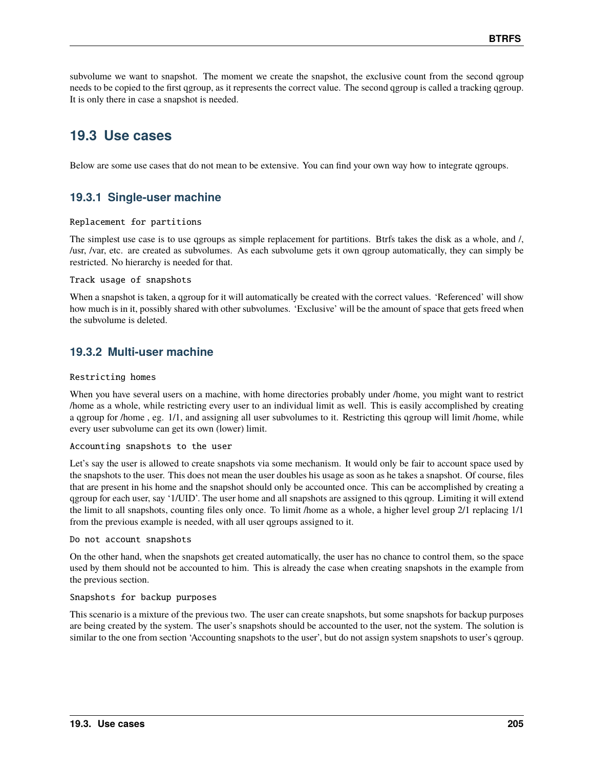subvolume we want to snapshot. The moment we create the snapshot, the exclusive count from the second qgroup needs to be copied to the first qgroup, as it represents the correct value. The second qgroup is called a tracking qgroup. It is only there in case a snapshot is needed.

## 19.3 Use cases

Below are some use cases that do not mean to be extensive. You can find your own way how to integrate qgroups.

### 19.3.1 Single-user machine

`Replacement for partitions`

The simplest use case is to use qgroups as simple replacement for partitions. Btrfs takes the disk as a whole, and /, /usr, /var, etc. are created as subvolumes. As each subvolume gets it own qgroup automatically, they can simply be restricted. No hierarchy is needed for that.

`Track usage of snapshots`

When a snapshot is taken, a qgroup for it will automatically be created with the correct values. 'Referenced' will show how much is in it, possibly shared with other subvolumes. 'Exclusive' will be the amount of space that gets freed when the subvolume is deleted.

### 19.3.2 Multi-user machine

`Restricting homes`

When you have several users on a machine, with home directories probably under /home, you might want to restrict /home as a whole, while restricting every user to an individual limit as well. This is easily accomplished by creating a qgroup for /home , eg. 1/1, and assigning all user subvolumes to it. Restricting this qgroup will limit /home, while every user subvolume can get its own (lower) limit.

`Accounting snapshots to the user`

Let's say the user is allowed to create snapshots via some mechanism. It would only be fair to account space used by the snapshots to the user. This does not mean the user doubles his usage as soon as he takes a snapshot. Of course, files that are present in his home and the snapshot should only be accounted once. This can be accomplished by creating a qgroup for each user, say '1/UID'. The user home and all snapshots are assigned to this qgroup. Limiting it will extend the limit to all snapshots, counting files only once. To limit /home as a whole, a higher level group 2/1 replacing 1/1 from the previous example is needed, with all user qgroups assigned to it.

`Do not account snapshots`

On the other hand, when the snapshots get created automatically, the user has no chance to control them, so the space used by them should not be accounted to him. This is already the case when creating snapshots in the example from the previous section.

`Snapshots for backup purposes`

This scenario is a mixture of the previous two. The user can create snapshots, but some snapshots for backup purposes are being created by the system. The user's snapshots should be accounted to the user, not the system. The solution is similar to the one from section 'Accounting snapshots to the user', but do not assign system snapshots to user's qgroup.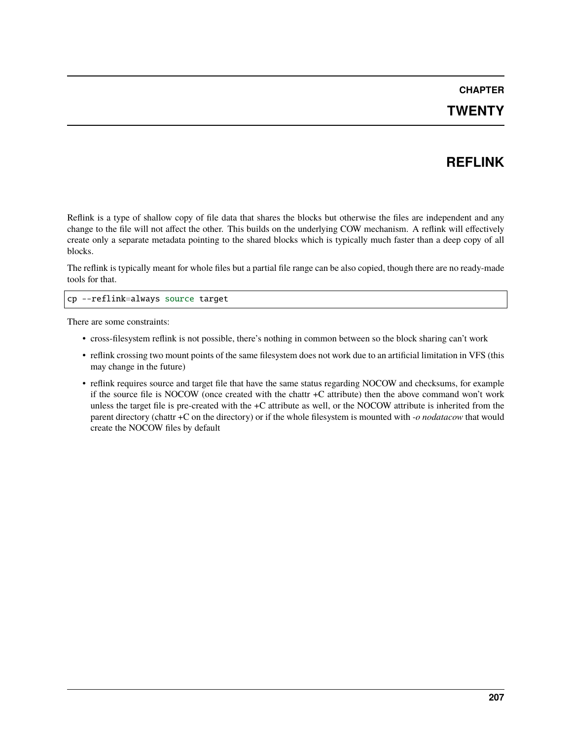# CHAPTER TWENTY

# REFLINK

Reflink is a type of shallow copy of file data that shares the blocks but otherwise the files are independent and any change to the file will not affect the other. This builds on the underlying COW mechanism. A reflink will effectively create only a separate metadata pointing to the shared blocks which is typically much faster than a deep copy of all blocks.

The reflink is typically meant for whole files but a partial file range can be also copied, though there are no ready-made tools for that.

```
cp --reflink=always source target
```

There are some constraints:

- cross-filesystem reflink is not possible, there's nothing in common between so the block sharing can't work
- reflink crossing two mount points of the same filesystem does not work due to an artificial limitation in VFS (this may change in the future)
- reflink requires source and target file that have the same status regarding NOCOW and checksums, for example if the source file is NOCOW (once created with the chattr +C attribute) then the above command won't work unless the target file is pre-created with the +C attribute as well, or the NOCOW attribute is inherited from the parent directory (chattr +C on the directory) or if the whole filesystem is mounted with *-o nodatacow* that would create the NOCOW files by default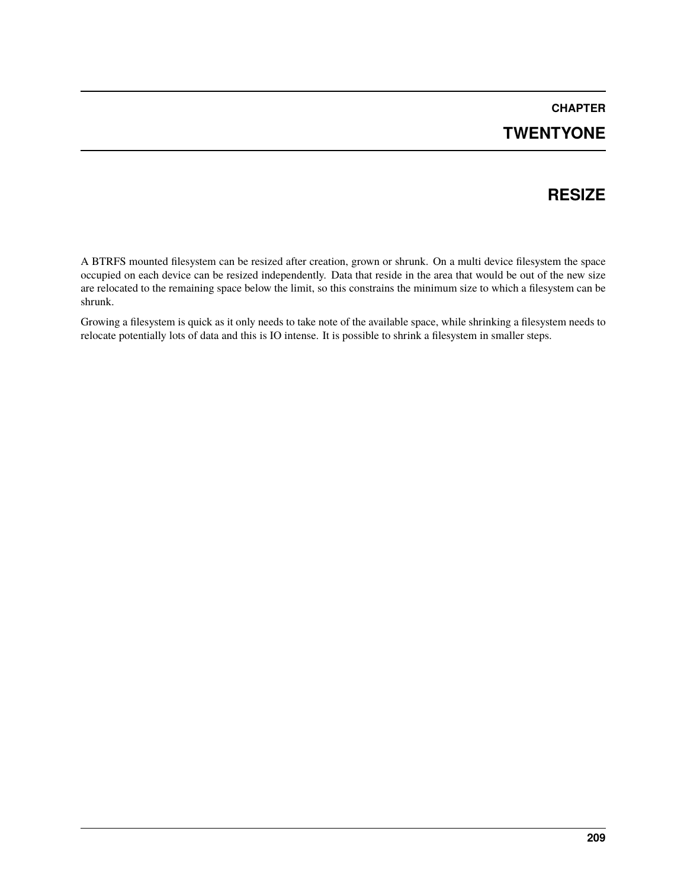# CHAPTER TWENTYONE

# RESIZE

A BTRFS mounted filesystem can be resized after creation, grown or shrunk. On a multi device filesystem the space occupied on each device can be resized independently. Data that reside in the area that would be out of the new size are relocated to the remaining space below the limit, so this constrains the minimum size to which a filesystem can be shrunk.

Growing a filesystem is quick as it only needs to take note of the available space, while shrinking a filesystem needs to relocate potentially lots of data and this is IO intense. It is possible to shrink a filesystem in smaller steps.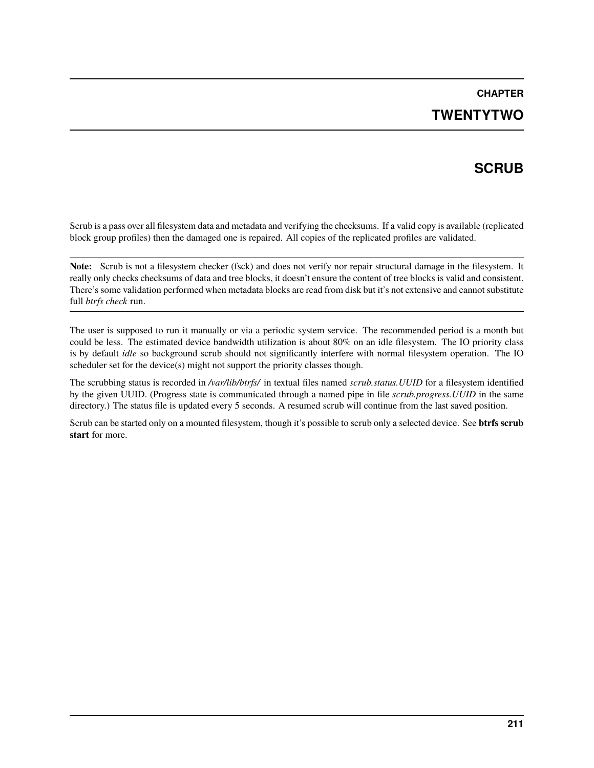# CHAPTER TWENTYTWO

# SCRUB

Scrub is a pass over all filesystem data and metadata and verifying the checksums. If a valid copy is available (replicated block group profiles) then the damaged one is repaired. All copies of the replicated profiles are validated.

---

**Note:** Scrub is not a filesystem checker (fsck) and does not verify nor repair structural damage in the filesystem. It really only checks checksums of data and tree blocks, it doesn't ensure the content of tree blocks is valid and consistent. There's some validation performed when metadata blocks are read from disk but it's not extensive and cannot substitute full *btrfs check* run.

---

The user is supposed to run it manually or via a periodic system service. The recommended period is a month but could be less. The estimated device bandwidth utilization is about 80% on an idle filesystem. The IO priority class is by default *idle* so background scrub should not significantly interfere with normal filesystem operation. The IO scheduler set for the device(s) might not support the priority classes though.

The scrubbing status is recorded in */var/lib/btrfs/* in textual files named *scrub.status.UUID* for a filesystem identified by the given UUID. (Progress state is communicated through a named pipe in file *scrub.progress.UUID* in the same directory.) The status file is updated every 5 seconds. A resumed scrub will continue from the last saved position.

Scrub can be started only on a mounted filesystem, though it's possible to scrub only a selected device. See **btrfs scrub start** for more.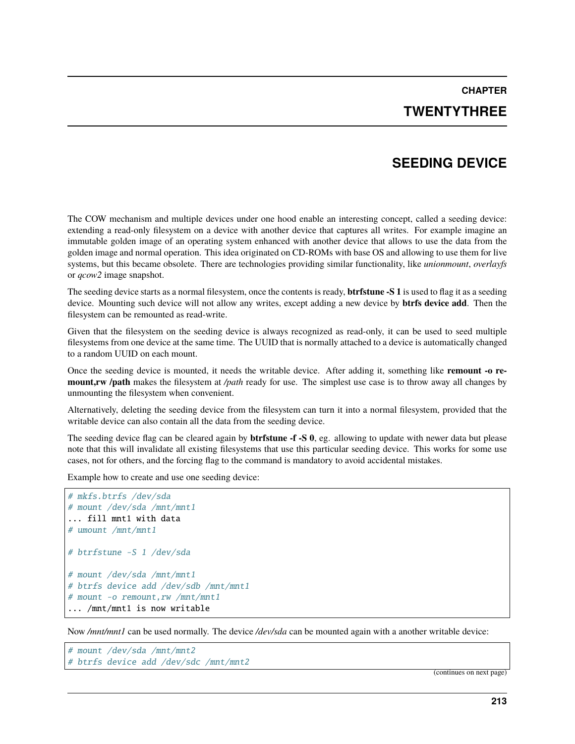# CHAPTER TWENTYTHREE

# SEEDING DEVICE

The COW mechanism and multiple devices under one hood enable an interesting concept, called a seeding device: extending a read-only filesystem on a device with another device that captures all writes. For example imagine an immutable golden image of an operating system enhanced with another device that allows to use the data from the golden image and normal operation. This idea originated on CD-ROMs with base OS and allowing to use them for live systems, but this became obsolete. There are technologies providing similar functionality, like *unionmount*, *overlayfs* or *qcow2* image snapshot.

The seeding device starts as a normal filesystem, once the contents is ready, **btrfstune -S 1** is used to flag it as a seeding device. Mounting such device will not allow any writes, except adding a new device by **btrfs device add**. Then the filesystem can be remounted as read-write.

Given that the filesystem on the seeding device is always recognized as read-only, it can be used to seed multiple filesystems from one device at the same time. The UUID that is normally attached to a device is automatically changed to a random UUID on each mount.

Once the seeding device is mounted, it needs the writable device. After adding it, something like **remount -o remount,rw /path** makes the filesystem at */path* ready for use. The simplest use case is to throw away all changes by unmounting the filesystem when convenient.

Alternatively, deleting the seeding device from the filesystem can turn it into a normal filesystem, provided that the writable device can also contain all the data from the seeding device.

The seeding device flag can be cleared again by **btrfstune -f -S 0**, eg. allowing to update with newer data but please note that this will invalidate all existing filesystems that use this particular seeding device. This works for some use cases, not for others, and the forcing flag to the command is mandatory to avoid accidental mistakes.

Example how to create and use one seeding device:

```
# mkfs.btrfs /dev/sda
# mount /dev/sda /mnt/mnt1
... fill mnt1 with data
# umount /mnt/mnt1

# btrfstune -S 1 /dev/sda

# mount /dev/sda /mnt/mnt1
# btrfs device add /dev/sdb /mnt/mnt1
# mount -o remount,rw /mnt/mnt1
... /mnt/mnt1 is now writable
```

Now */mnt/mnt1* can be used normally. The device */dev/sda* can be mounted again with a another writable device:

```
# mount /dev/sda /mnt/mnt2
# btrfs device add /dev/sdc /mnt/mnt2
```

(continues on next page)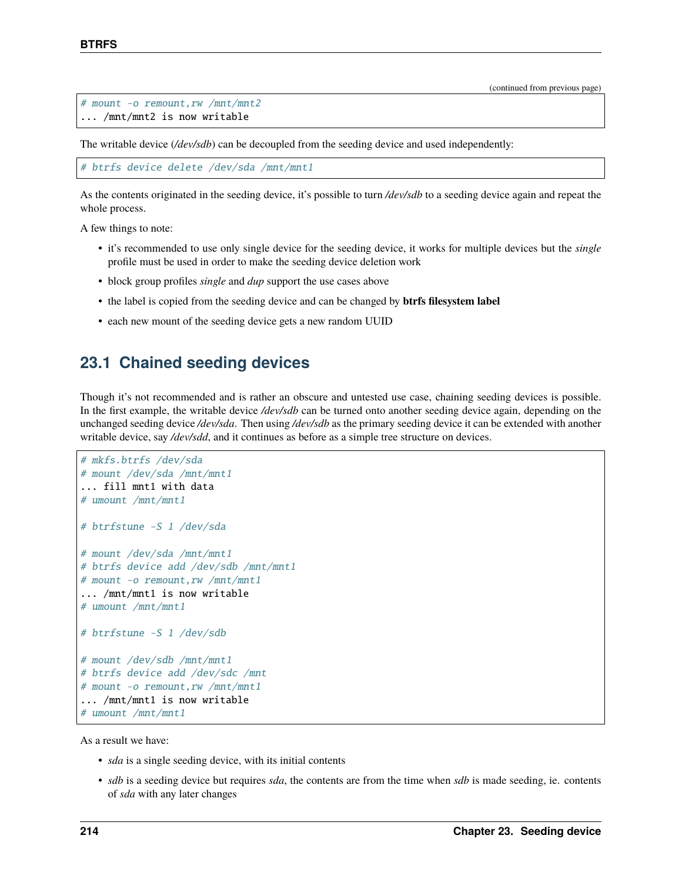(continued from previous page)

```
# mount -o remount,rw /mnt/mnt2
... /mnt/mnt2 is now writable
```

The writable device (*/dev/sdb*) can be decoupled from the seeding device and used independently:

```
# btrfs device delete /dev/sda /mnt/mnt1
```

As the contents originated in the seeding device, it's possible to turn */dev/sdb* to a seeding device again and repeat the whole process.

A few things to note:

- it's recommended to use only single device for the seeding device, it works for multiple devices but the *single* profile must be used in order to make the seeding device deletion work
- block group profiles *single* and *dup* support the use cases above
- the label is copied from the seeding device and can be changed by **btrfs filesystem label**
- each new mount of the seeding device gets a new random UUID

## 23.1 Chained seeding devices

Though it's not recommended and is rather an obscure and untested use case, chaining seeding devices is possible. In the first example, the writable device */dev/sdb* can be turned onto another seeding device again, depending on the unchanged seeding device */dev/sda*. Then using */dev/sdb* as the primary seeding device it can be extended with another writable device, say */dev/sdd*, and it continues as before as a simple tree structure on devices.

```
# mkfs.btrfs /dev/sda
# mount /dev/sda /mnt/mnt1
... fill mnt1 with data
# umount /mnt/mnt1

# btrfstune -S 1 /dev/sda

# mount /dev/sda /mnt/mnt1
# btrfs device add /dev/sdb /mnt/mnt1
# mount -o remount,rw /mnt/mnt1
... /mnt/mnt1 is now writable
# umount /mnt/mnt1

# btrfstune -S 1 /dev/sdb

# mount /dev/sdb /mnt/mnt1
# btrfs device add /dev/sdc /mnt
# mount -o remount,rw /mnt/mnt1
... /mnt/mnt1 is now writable
# umount /mnt/mnt1
```

As a result we have:

- *sda* is a single seeding device, with its initial contents
- *sdb* is a seeding device but requires *sda*, the contents are from the time when *sdb* is made seeding, ie. contents of *sda* with any later changes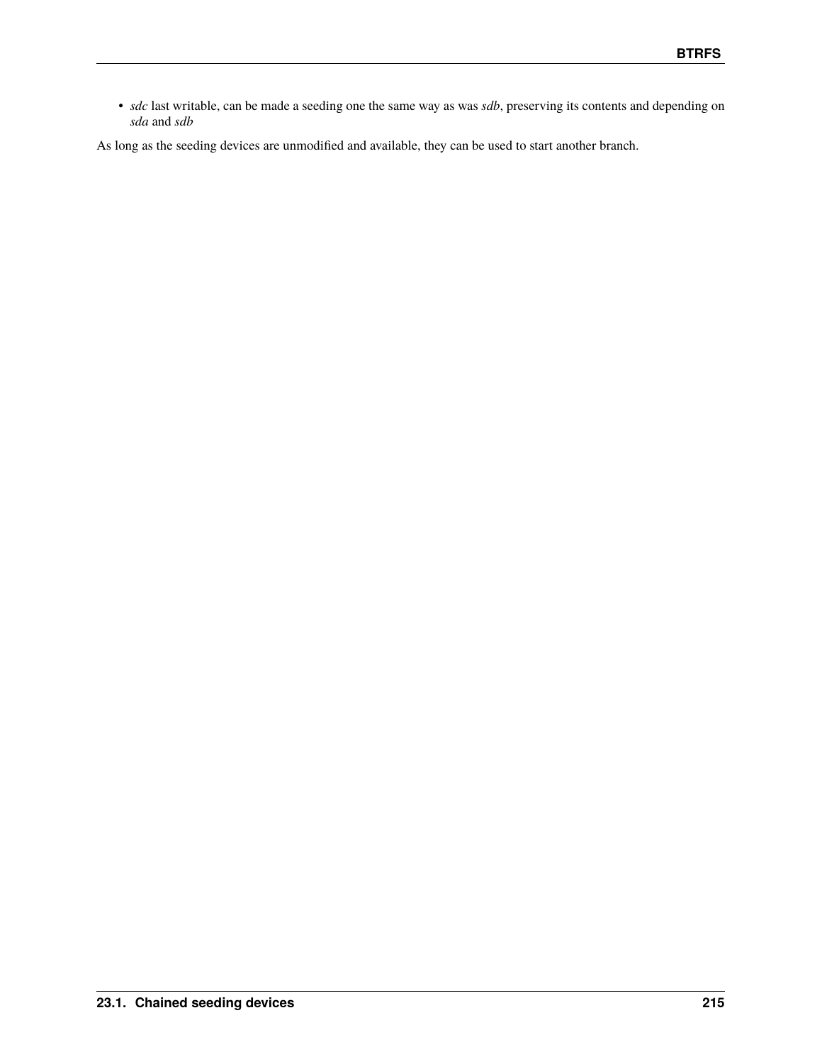- *sdc* last writable, can be made a seeding one the same way as was *sdb*, preserving its contents and depending on *sda* and *sdb*

As long as the seeding devices are unmodified and available, they can be used to start another branch.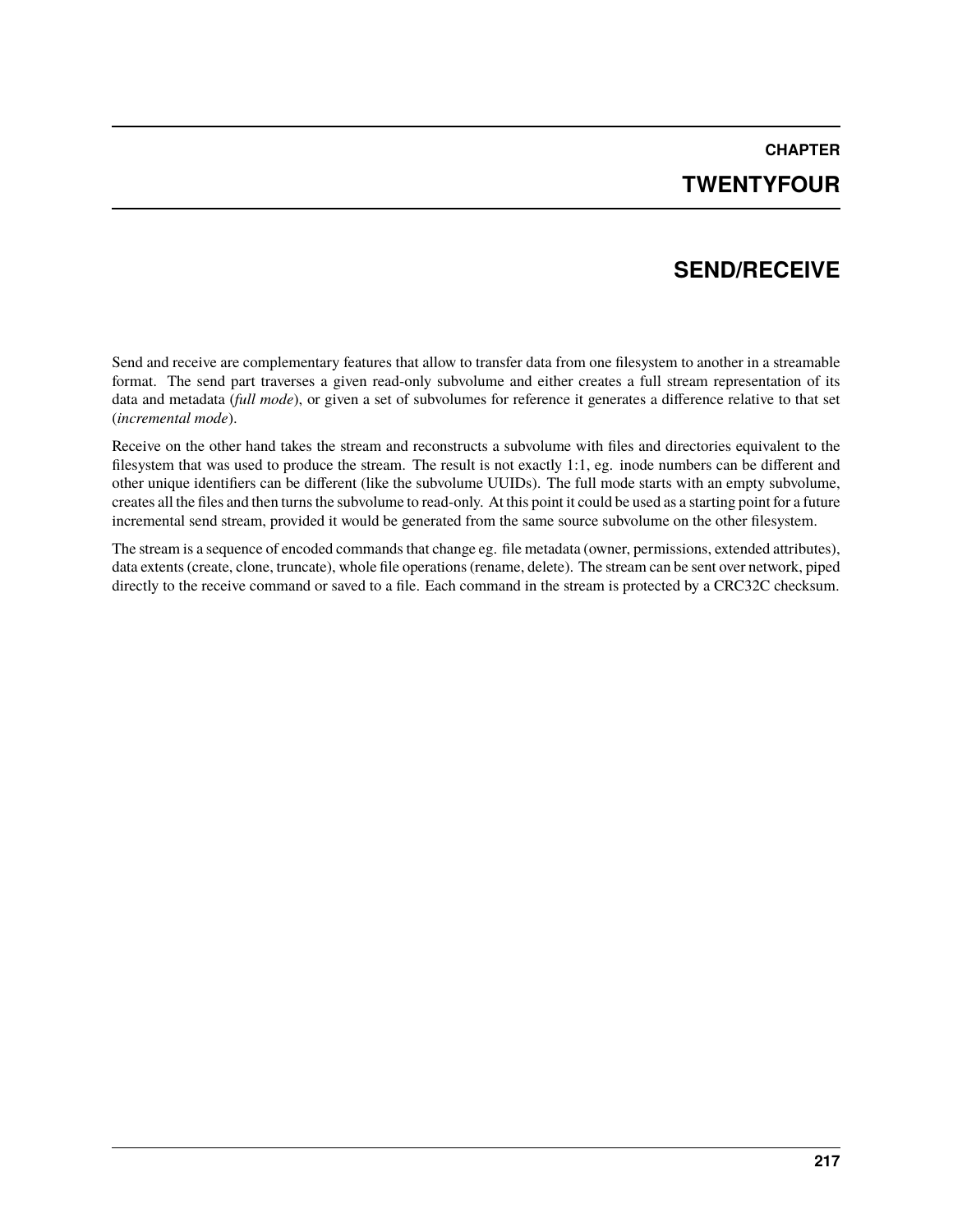# CHAPTER TWENTYFOUR

# SEND/RECEIVE

Send and receive are complementary features that allow to transfer data from one filesystem to another in a streamable format. The send part traverses a given read-only subvolume and either creates a full stream representation of its data and metadata (*full mode*), or given a set of subvolumes for reference it generates a difference relative to that set (*incremental mode*).

Receive on the other hand takes the stream and reconstructs a subvolume with files and directories equivalent to the filesystem that was used to produce the stream. The result is not exactly 1:1, eg. inode numbers can be different and other unique identifiers can be different (like the subvolume UUIDs). The full mode starts with an empty subvolume, creates all the files and then turns the subvolume to read-only. At this point it could be used as a starting point for a future incremental send stream, provided it would be generated from the same source subvolume on the other filesystem.

The stream is a sequence of encoded commands that change eg. file metadata (owner, permissions, extended attributes), data extents (create, clone, truncate), whole file operations (rename, delete). The stream can be sent over network, piped directly to the receive command or saved to a file. Each command in the stream is protected by a CRC32C checksum.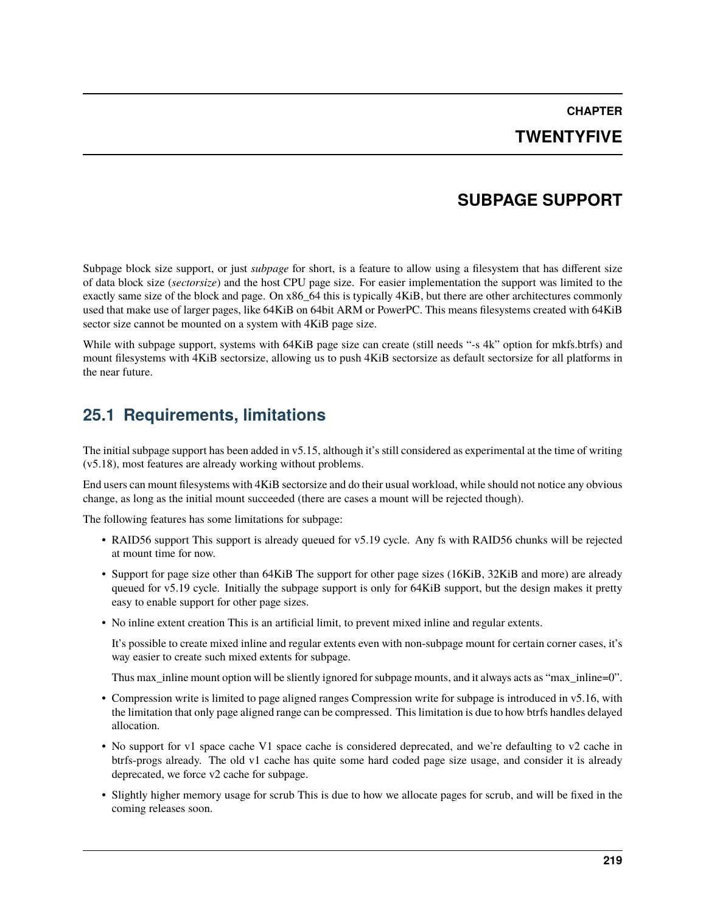# CHAPTER TWENTYFIVE

# SUBPAGE SUPPORT

Subpage block size support, or just *subpage* for short, is a feature to allow using a filesystem that has different size of data block size (*sectorsize*) and the host CPU page size. For easier implementation the support was limited to the exactly same size of the block and page. On x86_64 this is typically 4KiB, but there are other architectures commonly used that make use of larger pages, like 64KiB on 64bit ARM or PowerPC. This means filesystems created with 64KiB sector size cannot be mounted on a system with 4KiB page size.

While with subpage support, systems with 64KiB page size can create (still needs "-s 4k" option for mkfs.btrfs) and mount filesystems with 4KiB sectorsize, allowing us to push 4KiB sectorsize as default sectorsize for all platforms in the near future.

## 25.1 Requirements, limitations

The initial subpage support has been added in v5.15, although it's still considered as experimental at the time of writing (v5.18), most features are already working without problems.

End users can mount filesystems with 4KiB sectorsize and do their usual workload, while should not notice any obvious change, as long as the initial mount succeeded (there are cases a mount will be rejected though).

The following features has some limitations for subpage:

- RAID56 support This support is already queued for v5.19 cycle. Any fs with RAID56 chunks will be rejected at mount time for now.
- Support for page size other than 64KiB The support for other page sizes (16KiB, 32KiB and more) are already queued for v5.19 cycle. Initially the subpage support is only for 64KiB support, but the design makes it pretty easy to enable support for other page sizes.
- No inline extent creation This is an artificial limit, to prevent mixed inline and regular extents.

  It's possible to create mixed inline and regular extents even with non-subpage mount for certain corner cases, it's way easier to create such mixed extents for subpage.

  Thus max_inline mount option will be sliently ignored for subpage mounts, and it always acts as "max_inline=0".
- Compression write is limited to page aligned ranges Compression write for subpage is introduced in v5.16, with the limitation that only page aligned range can be compressed. This limitation is due to how btrfs handles delayed allocation.
- No support for v1 space cache V1 space cache is considered deprecated, and we're defaulting to v2 cache in btrfs-progs already. The old v1 cache has quite some hard coded page size usage, and consider it is already deprecated, we force v2 cache for subpage.
- Slightly higher memory usage for scrub This is due to how we allocate pages for scrub, and will be fixed in the coming releases soon.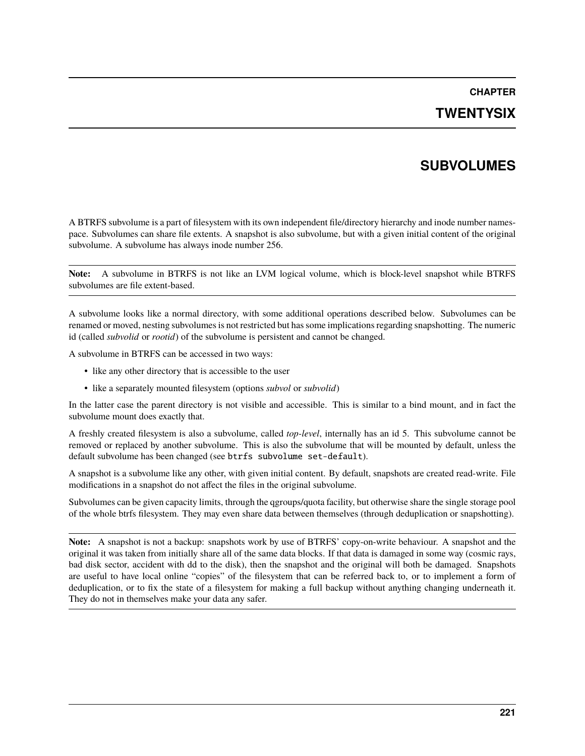# CHAPTER TWENTYSIX

# SUBVOLUMES

A BTRFS subvolume is a part of filesystem with its own independent file/directory hierarchy and inode number namespace. Subvolumes can share file extents. A snapshot is also subvolume, but with a given initial content of the original subvolume. A subvolume has always inode number 256.

**Note:** A subvolume in BTRFS is not like an LVM logical volume, which is block-level snapshot while BTRFS subvolumes are file extent-based.

A subvolume looks like a normal directory, with some additional operations described below. Subvolumes can be renamed or moved, nesting subvolumes is not restricted but has some implications regarding snapshotting. The numeric id (called *subvolid* or *rootid*) of the subvolume is persistent and cannot be changed.

A subvolume in BTRFS can be accessed in two ways:

- like any other directory that is accessible to the user
- like a separately mounted filesystem (options *subvol* or *subvolid*)

In the latter case the parent directory is not visible and accessible. This is similar to a bind mount, and in fact the subvolume mount does exactly that.

A freshly created filesystem is also a subvolume, called *top-level*, internally has an id 5. This subvolume cannot be removed or replaced by another subvolume. This is also the subvolume that will be mounted by default, unless the default subvolume has been changed (see `btrfs subvolume set-default`).

A snapshot is a subvolume like any other, with given initial content. By default, snapshots are created read-write. File modifications in a snapshot do not affect the files in the original subvolume.

Subvolumes can be given capacity limits, through the qgroups/quota facility, but otherwise share the single storage pool of the whole btrfs filesystem. They may even share data between themselves (through deduplication or snapshotting).

**Note:** A snapshot is not a backup: snapshots work by use of BTRFS' copy-on-write behaviour. A snapshot and the original it was taken from initially share all of the same data blocks. If that data is damaged in some way (cosmic rays, bad disk sector, accident with dd to the disk), then the snapshot and the original will both be damaged. Snapshots are useful to have local online "copies" of the filesystem that can be referred back to, or to implement a form of deduplication, or to fix the state of a filesystem for making a full backup without anything changing underneath it. They do not in themselves make your data any safer.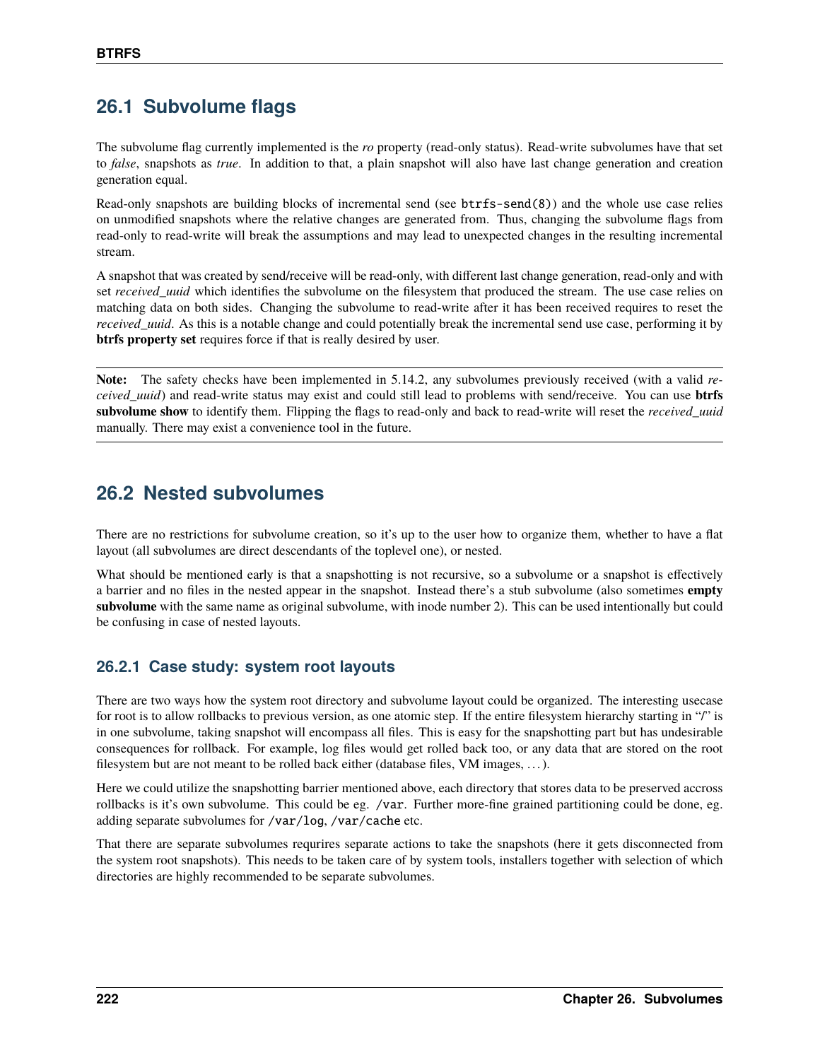## 26.1 Subvolume flags

The subvolume flag currently implemented is the *ro* property (read-only status). Read-write subvolumes have that set to *false*, snapshots as *true*. In addition to that, a plain snapshot will also have last change generation and creation generation equal.

Read-only snapshots are building blocks of incremental send (see `btrfs-send(8)`) and the whole use case relies on unmodified snapshots where the relative changes are generated from. Thus, changing the subvolume flags from read-only to read-write will break the assumptions and may lead to unexpected changes in the resulting incremental stream.

A snapshot that was created by send/receive will be read-only, with different last change generation, read-only and with set *received_uuid* which identifies the subvolume on the filesystem that produced the stream. The use case relies on matching data on both sides. Changing the subvolume to read-write after it has been received requires to reset the *received_uuid*. As this is a notable change and could potentially break the incremental send use case, performing it by **btrfs property set** requires force if that is really desired by user.

---

**Note:** The safety checks have been implemented in 5.14.2, any subvolumes previously received (with a valid *received_uuid*) and read-write status may exist and could still lead to problems with send/receive. You can use **btrfs subvolume show** to identify them. Flipping the flags to read-only and back to read-write will reset the *received_uuid* manually. There may exist a convenience tool in the future.

---

## 26.2 Nested subvolumes

There are no restrictions for subvolume creation, so it's up to the user how to organize them, whether to have a flat layout (all subvolumes are direct descendants of the toplevel one), or nested.

What should be mentioned early is that a snapshotting is not recursive, so a subvolume or a snapshot is effectively a barrier and no files in the nested appear in the snapshot. Instead there's a stub subvolume (also sometimes **empty subvolume** with the same name as original subvolume, with inode number 2). This can be used intentionally but could be confusing in case of nested layouts.

### 26.2.1 Case study: system root layouts

There are two ways how the system root directory and subvolume layout could be organized. The interesting usecase for root is to allow rollbacks to previous version, as one atomic step. If the entire filesystem hierarchy starting in "/" is in one subvolume, taking snapshot will encompass all files. This is easy for the snapshotting part but has undesirable consequences for rollback. For example, log files would get rolled back too, or any data that are stored on the root filesystem but are not meant to be rolled back either (database files, VM images, …).

Here we could utilize the snapshotting barrier mentioned above, each directory that stores data to be preserved accross rollbacks is it's own subvolume. This could be eg. `/var`. Further more-fine grained partitioning could be done, eg. adding separate subvolumes for `/var/log`, `/var/cache` etc.

That there are separate subvolumes requrires separate actions to take the snapshots (here it gets disconnected from the system root snapshots). This needs to be taken care of by system tools, installers together with selection of which directories are highly recommended to be separate subvolumes.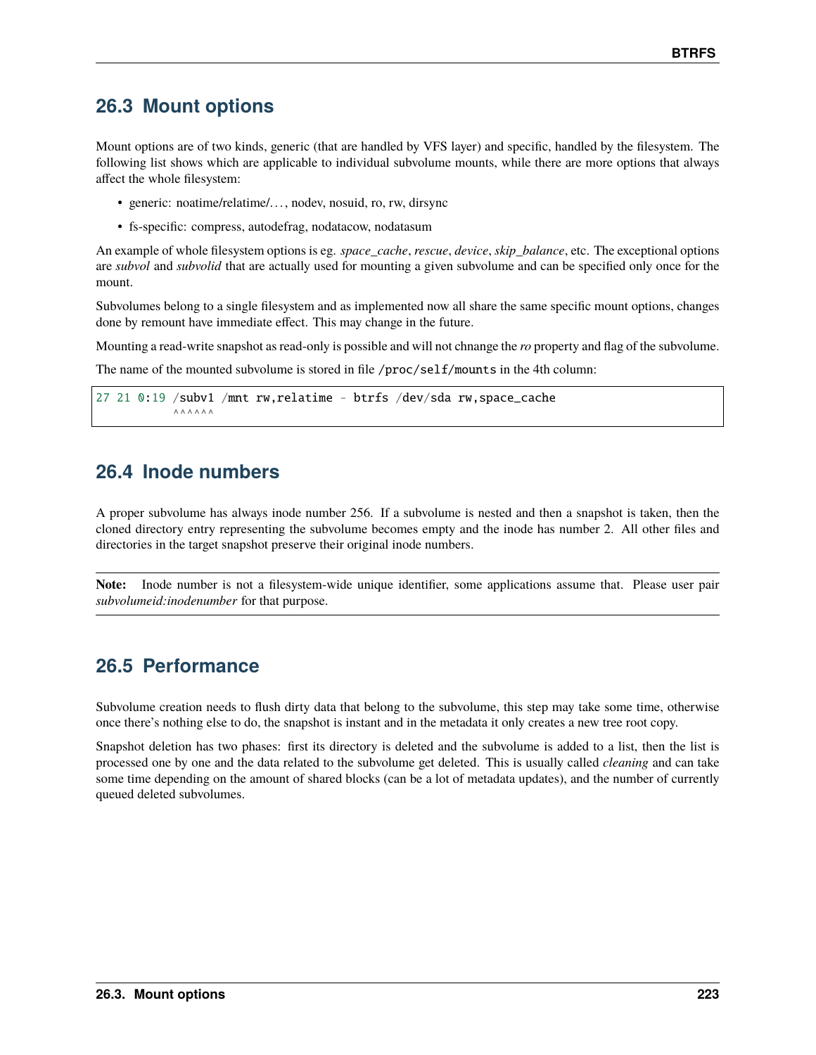## 26.3 Mount options

Mount options are of two kinds, generic (that are handled by VFS layer) and specific, handled by the filesystem. The following list shows which are applicable to individual subvolume mounts, while there are more options that always affect the whole filesystem:

- generic: noatime/relatime/…, nodev, nosuid, ro, rw, dirsync
- fs-specific: compress, autodefrag, nodatacow, nodatasum

An example of whole filesystem options is eg. *space_cache*, *rescue*, *device*, *skip_balance*, etc. The exceptional options are *subvol* and *subvolid* that are actually used for mounting a given subvolume and can be specified only once for the mount.

Subvolumes belong to a single filesystem and as implemented now all share the same specific mount options, changes done by remount have immediate effect. This may change in the future.

Mounting a read-write snapshot as read-only is possible and will not chnange the *ro* property and flag of the subvolume.

The name of the mounted subvolume is stored in file `/proc/self/mounts` in the 4th column:

```
27 21 0:19 /subv1 /mnt rw,relatime - btrfs /dev/sda rw,space_cache
           ^^^^^^
```

## 26.4 Inode numbers

A proper subvolume has always inode number 256. If a subvolume is nested and then a snapshot is taken, then the cloned directory entry representing the subvolume becomes empty and the inode has number 2. All other files and directories in the target snapshot preserve their original inode numbers.

**Note:** Inode number is not a filesystem-wide unique identifier, some applications assume that. Please user pair *subvolumeid:inodenumber* for that purpose.

## 26.5 Performance

Subvolume creation needs to flush dirty data that belong to the subvolume, this step may take some time, otherwise once there's nothing else to do, the snapshot is instant and in the metadata it only creates a new tree root copy.

Snapshot deletion has two phases: first its directory is deleted and the subvolume is added to a list, then the list is processed one by one and the data related to the subvolume get deleted. This is usually called *cleaning* and can take some time depending on the amount of shared blocks (can be a lot of metadata updates), and the number of currently queued deleted subvolumes.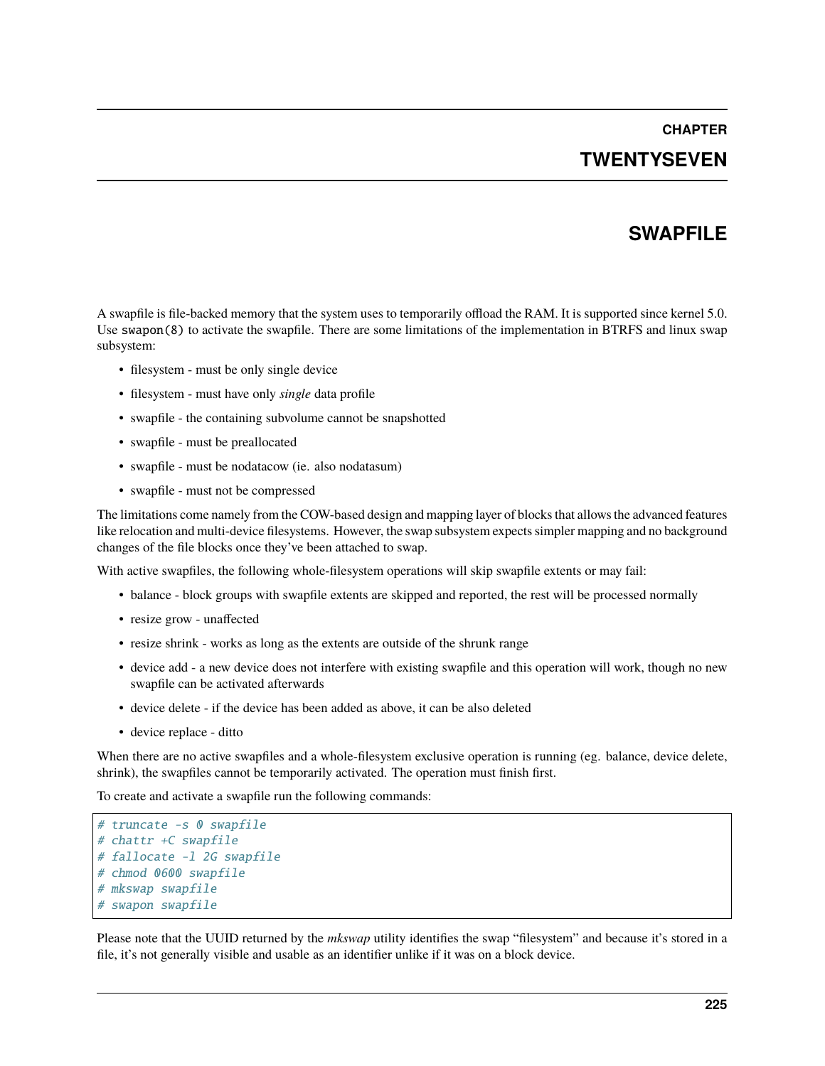# CHAPTER TWENTYSEVEN

# SWAPFILE

A swapfile is file-backed memory that the system uses to temporarily offload the RAM. It is supported since kernel 5.0. Use `swapon(8)` to activate the swapfile. There are some limitations of the implementation in BTRFS and linux swap subsystem:

- filesystem - must be only single device
- filesystem - must have only *single* data profile
- swapfile - the containing subvolume cannot be snapshotted
- swapfile - must be preallocated
- swapfile - must be nodatacow (ie. also nodatasum)
- swapfile - must not be compressed

The limitations come namely from the COW-based design and mapping layer of blocks that allows the advanced features like relocation and multi-device filesystems. However, the swap subsystem expects simpler mapping and no background changes of the file blocks once they've been attached to swap.

With active swapfiles, the following whole-filesystem operations will skip swapfile extents or may fail:

- balance - block groups with swapfile extents are skipped and reported, the rest will be processed normally
- resize grow - unaffected
- resize shrink - works as long as the extents are outside of the shrunk range
- device add - a new device does not interfere with existing swapfile and this operation will work, though no new swapfile can be activated afterwards
- device delete - if the device has been added as above, it can be also deleted
- device replace - ditto

When there are no active swapfiles and a whole-filesystem exclusive operation is running (eg. balance, device delete, shrink), the swapfiles cannot be temporarily activated. The operation must finish first.

To create and activate a swapfile run the following commands:

```
# truncate -s 0 swapfile
# chattr +C swapfile
# fallocate -l 2G swapfile
# chmod 0600 swapfile
# mkswap swapfile
# swapon swapfile
```

Please note that the UUID returned by the *mkswap* utility identifies the swap "filesystem" and because it's stored in a file, it's not generally visible and usable as an identifier unlike if it was on a block device.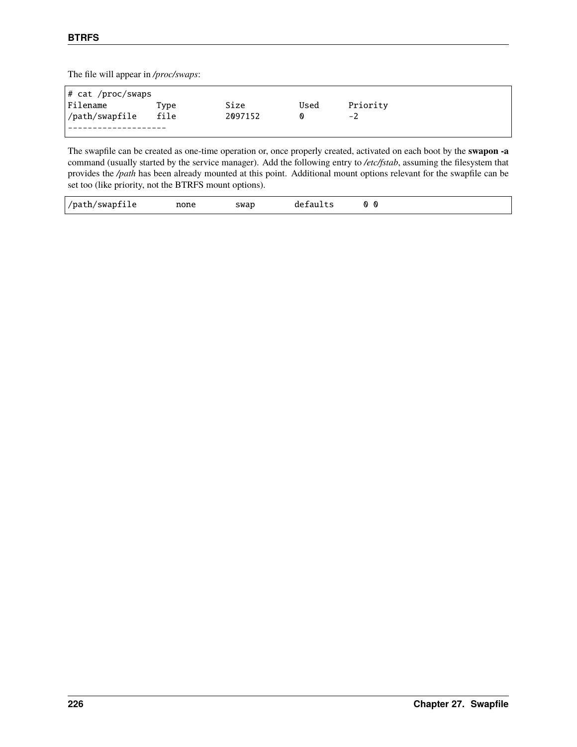The file will appear in */proc/swaps*:

```
# cat /proc/swaps
Filename          Type          Size          Used      Priority
/path/swapfile    file          2097152       0         -2
--------------------
```

The swapfile can be created as one-time operation or, once properly created, activated on each boot by the **swapon -a** command (usually started by the service manager). Add the following entry to */etc/fstab*, assuming the filesystem that provides the */path* has been already mounted at this point. Additional mount options relevant for the swapfile can be set too (like priority, not the BTRFS mount options).

```
/path/swapfile        none         swap         defaults       0 0
```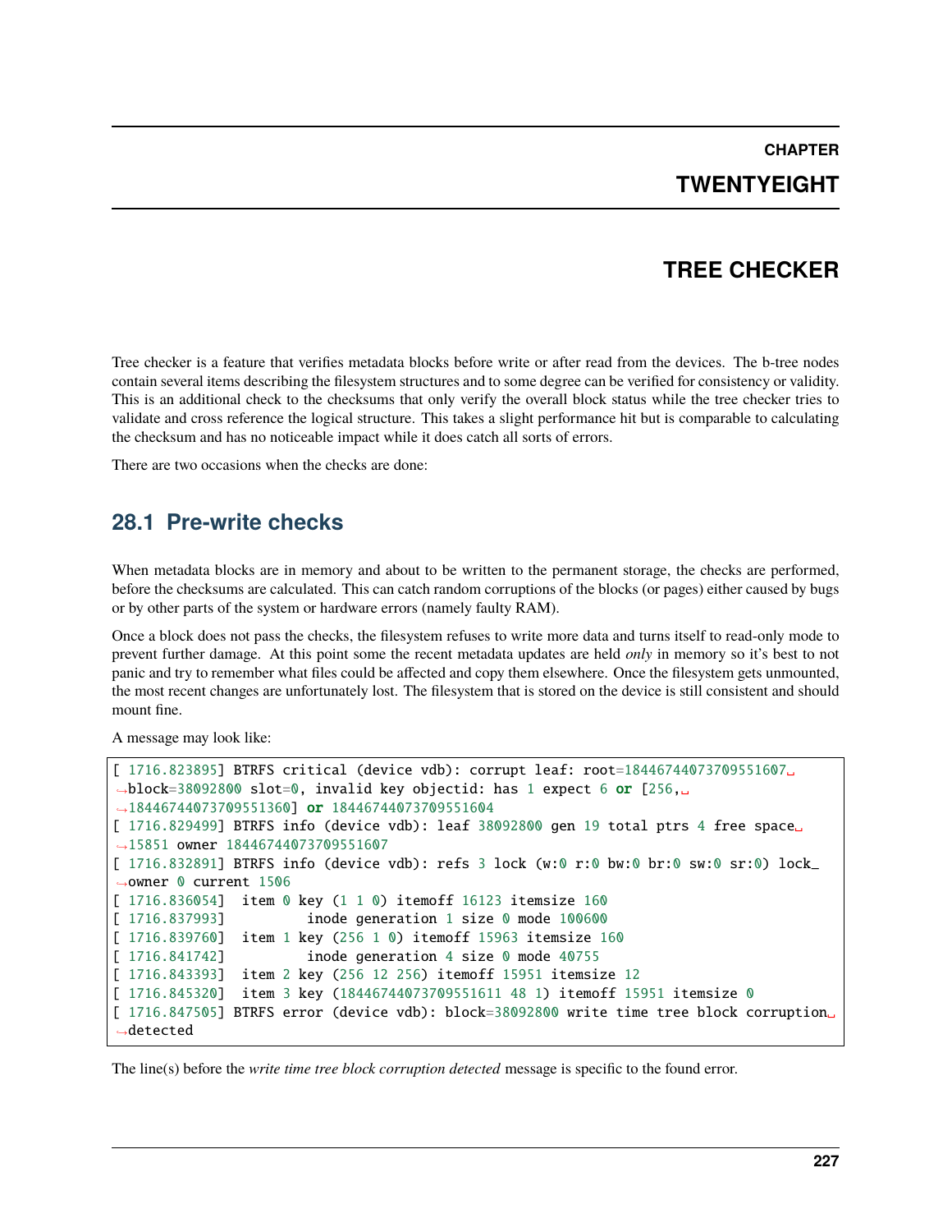# CHAPTER TWENTYEIGHT

# TREE CHECKER

Tree checker is a feature that verifies metadata blocks before write or after read from the devices. The b-tree nodes contain several items describing the filesystem structures and to some degree can be verified for consistency or validity. This is an additional check to the checksums that only verify the overall block status while the tree checker tries to validate and cross reference the logical structure. This takes a slight performance hit but is comparable to calculating the checksum and has no noticeable impact while it does catch all sorts of errors.

There are two occasions when the checks are done:

## 28.1 Pre-write checks

When metadata blocks are in memory and about to be written to the permanent storage, the checks are performed, before the checksums are calculated. This can catch random corruptions of the blocks (or pages) either caused by bugs or by other parts of the system or hardware errors (namely faulty RAM).

Once a block does not pass the checks, the filesystem refuses to write more data and turns itself to read-only mode to prevent further damage. At this point some the recent metadata updates are held *only* in memory so it's best to not panic and try to remember what files could be affected and copy them elsewhere. Once the filesystem gets unmounted, the most recent changes are unfortunately lost. The filesystem that is stored on the device is still consistent and should mount fine.

A message may look like:

```
[ 1716.823895] BTRFS critical (device vdb): corrupt leaf: root=18446744073709551607 block=38092800 slot=0, invalid key objectid: has 1 expect 6 or [256, 18446744073709551360] or 18446744073709551604
[ 1716.829499] BTRFS info (device vdb): leaf 38092800 gen 19 total ptrs 4 free space 15851 owner 18446744073709551607
[ 1716.832891] BTRFS info (device vdb): refs 3 lock (w:0 r:0 bw:0 br:0 sw:0 sr:0) lock_owner 0 current 1506
[ 1716.836054]  item 0 key (1 1 0) itemoff 16123 itemsize 160
[ 1716.837993]          inode generation 1 size 0 mode 100600
[ 1716.839760]  item 1 key (256 1 0) itemoff 15963 itemsize 160
[ 1716.841742]          inode generation 4 size 0 mode 40755
[ 1716.843393]  item 2 key (256 12 256) itemoff 15951 itemsize 12
[ 1716.845320]  item 3 key (18446744073709551611 48 1) itemoff 15951 itemsize 0
[ 1716.847505] BTRFS error (device vdb): block=38092800 write time tree block corruption detected
```

The line(s) before the *write time tree block corruption detected* message is specific to the found error.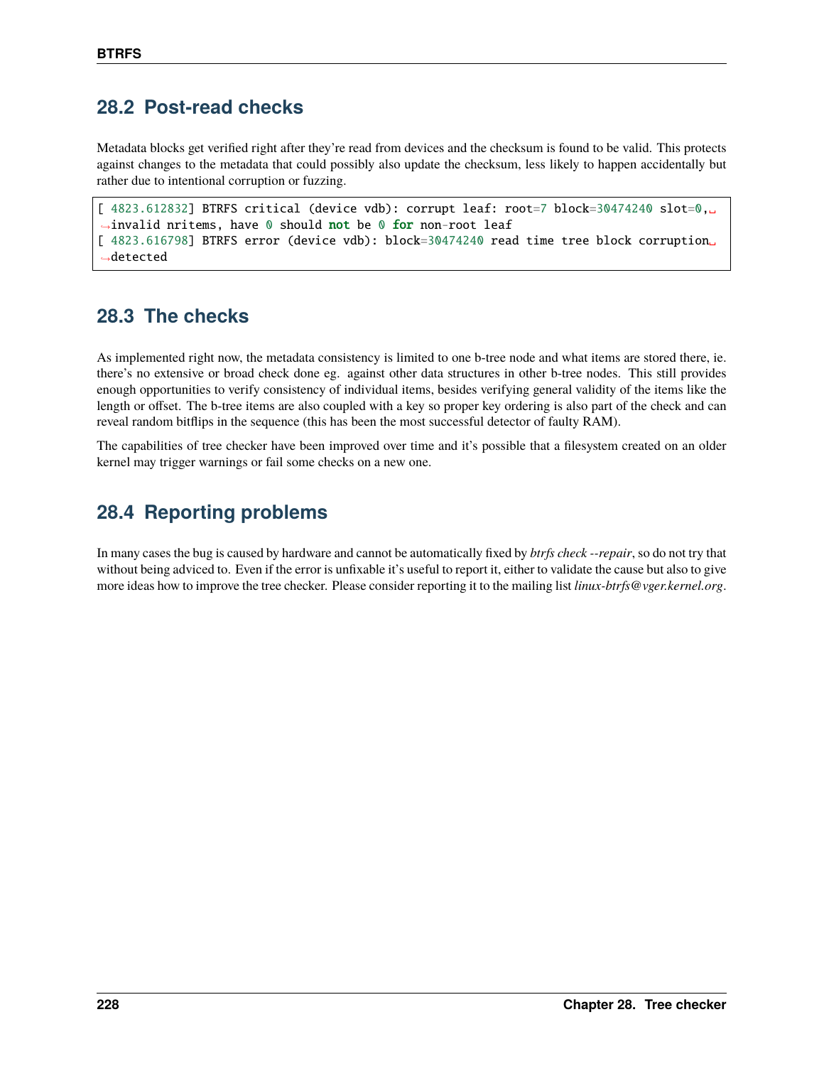## 28.2 Post-read checks

Metadata blocks get verified right after they're read from devices and the checksum is found to be valid. This protects against changes to the metadata that could possibly also update the checksum, less likely to happen accidentally but rather due to intentional corruption or fuzzing.

```
[ 4823.612832] BTRFS critical (device vdb): corrupt leaf: root=7 block=30474240 slot=0, invalid nritems, have 0 should not be 0 for non-root leaf
[ 4823.616798] BTRFS error (device vdb): block=30474240 read time tree block corruption detected
```

## 28.3 The checks

As implemented right now, the metadata consistency is limited to one b-tree node and what items are stored there, ie. there's no extensive or broad check done eg. against other data structures in other b-tree nodes. This still provides enough opportunities to verify consistency of individual items, besides verifying general validity of the items like the length or offset. The b-tree items are also coupled with a key so proper key ordering is also part of the check and can reveal random bitflips in the sequence (this has been the most successful detector of faulty RAM).

The capabilities of tree checker have been improved over time and it's possible that a filesystem created on an older kernel may trigger warnings or fail some checks on a new one.

## 28.4 Reporting problems

In many cases the bug is caused by hardware and cannot be automatically fixed by *btrfs check --repair*, so do not try that without being adviced to. Even if the error is unfixable it's useful to report it, either to validate the cause but also to give more ideas how to improve the tree checker. Please consider reporting it to the mailing list *linux-btrfs@vger.kernel.org*.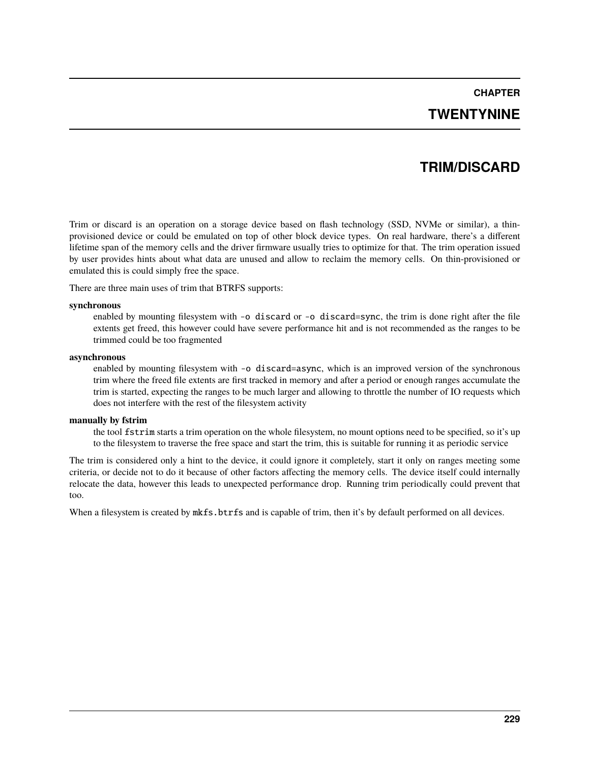# CHAPTER TWENTYNINE

# TRIM/DISCARD

Trim or discard is an operation on a storage device based on flash technology (SSD, NVMe or similar), a thin-provisioned device or could be emulated on top of other block device types. On real hardware, there's a different lifetime span of the memory cells and the driver firmware usually tries to optimize for that. The trim operation issued by user provides hints about what data are unused and allow to reclaim the memory cells. On thin-provisioned or emulated this is could simply free the space.

There are three main uses of trim that BTRFS supports:

**synchronous**
: enabled by mounting filesystem with `-o discard` or `-o discard=sync`, the trim is done right after the file extents get freed, this however could have severe performance hit and is not recommended as the ranges to be trimmed could be too fragmented

**asynchronous**
: enabled by mounting filesystem with `-o discard=async`, which is an improved version of the synchronous trim where the freed file extents are first tracked in memory and after a period or enough ranges accumulate the trim is started, expecting the ranges to be much larger and allowing to throttle the number of IO requests which does not interfere with the rest of the filesystem activity

**manually by fstrim**
: the tool `fstrim` starts a trim operation on the whole filesystem, no mount options need to be specified, so it's up to the filesystem to traverse the free space and start the trim, this is suitable for running it as periodic service

The trim is considered only a hint to the device, it could ignore it completely, start it only on ranges meeting some criteria, or decide not to do it because of other factors affecting the memory cells. The device itself could internally relocate the data, however this leads to unexpected performance drop. Running trim periodically could prevent that too.

When a filesystem is created by `mkfs.btrfs` and is capable of trim, then it's by default performed on all devices.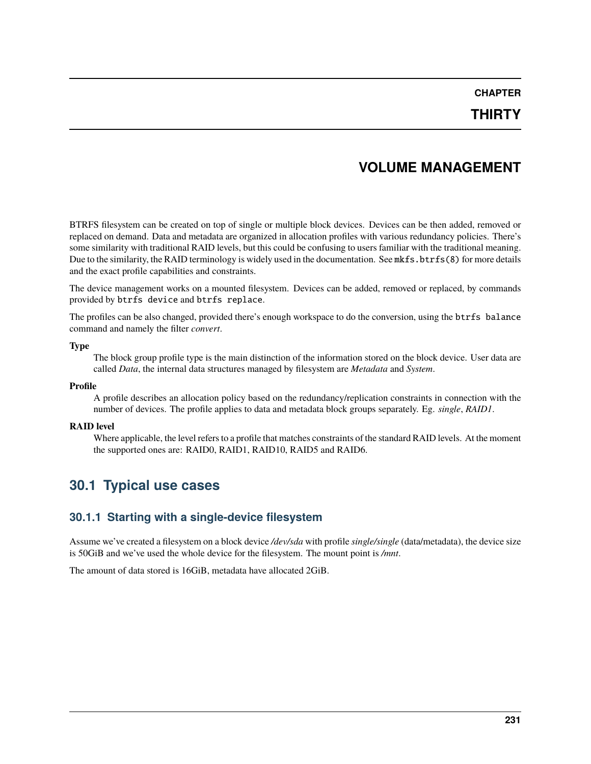# CHAPTER THIRTY

# VOLUME MANAGEMENT

BTRFS filesystem can be created on top of single or multiple block devices. Devices can be then added, removed or replaced on demand. Data and metadata are organized in allocation profiles with various redundancy policies. There's some similarity with traditional RAID levels, but this could be confusing to users familiar with the traditional meaning. Due to the similarity, the RAID terminology is widely used in the documentation. See `mkfs.btrfs(8)` for more details and the exact profile capabilities and constraints.

The device management works on a mounted filesystem. Devices can be added, removed or replaced, by commands provided by `btrfs device` and `btrfs replace`.

The profiles can be also changed, provided there's enough workspace to do the conversion, using the `btrfs balance` command and namely the filter *convert*.

**Type**
: The block group profile type is the main distinction of the information stored on the block device. User data are called *Data*, the internal data structures managed by filesystem are *Metadata* and *System*.

**Profile**
: A profile describes an allocation policy based on the redundancy/replication constraints in connection with the number of devices. The profile applies to data and metadata block groups separately. Eg. *single*, *RAID1*.

**RAID level**
: Where applicable, the level refers to a profile that matches constraints of the standard RAID levels. At the moment the supported ones are: RAID0, RAID1, RAID10, RAID5 and RAID6.

## 30.1 Typical use cases

### 30.1.1 Starting with a single-device filesystem

Assume we've created a filesystem on a block device */dev/sda* with profile *single/single* (data/metadata), the device size is 50GiB and we've used the whole device for the filesystem. The mount point is */mnt*.

The amount of data stored is 16GiB, metadata have allocated 2GiB.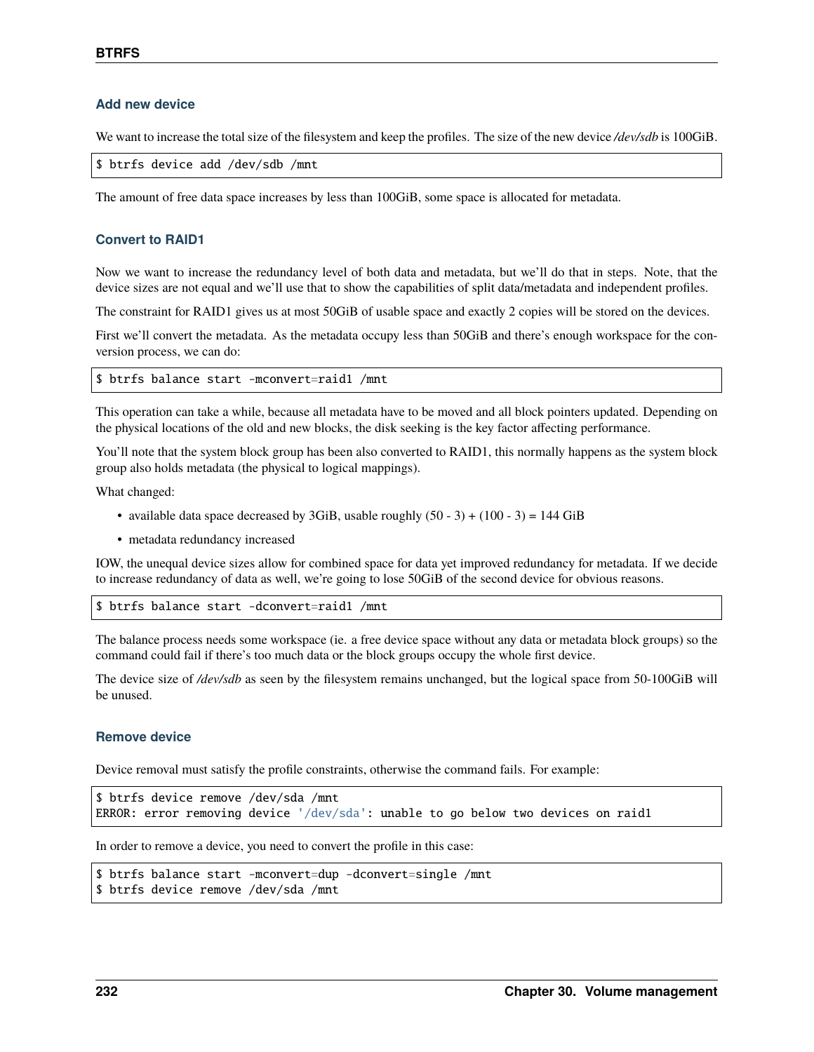### Add new device

We want to increase the total size of the filesystem and keep the profiles. The size of the new device */dev/sdb* is 100GiB.

```
$ btrfs device add /dev/sdb /mnt
```

The amount of free data space increases by less than 100GiB, some space is allocated for metadata.

### Convert to RAID1

Now we want to increase the redundancy level of both data and metadata, but we'll do that in steps. Note, that the device sizes are not equal and we'll use that to show the capabilities of split data/metadata and independent profiles.

The constraint for RAID1 gives us at most 50GiB of usable space and exactly 2 copies will be stored on the devices.

First we'll convert the metadata. As the metadata occupy less than 50GiB and there's enough workspace for the conversion process, we can do:

```
$ btrfs balance start -mconvert=raid1 /mnt
```

This operation can take a while, because all metadata have to be moved and all block pointers updated. Depending on the physical locations of the old and new blocks, the disk seeking is the key factor affecting performance.

You'll note that the system block group has been also converted to RAID1, this normally happens as the system block group also holds metadata (the physical to logical mappings).

What changed:

- available data space decreased by 3GiB, usable roughly (50 - 3) + (100 - 3) = 144 GiB
- metadata redundancy increased

IOW, the unequal device sizes allow for combined space for data yet improved redundancy for metadata. If we decide to increase redundancy of data as well, we're going to lose 50GiB of the second device for obvious reasons.

```
$ btrfs balance start -dconvert=raid1 /mnt
```

The balance process needs some workspace (ie. a free device space without any data or metadata block groups) so the command could fail if there's too much data or the block groups occupy the whole first device.

The device size of */dev/sdb* as seen by the filesystem remains unchanged, but the logical space from 50-100GiB will be unused.

### Remove device

Device removal must satisfy the profile constraints, otherwise the command fails. For example:

```
$ btrfs device remove /dev/sda /mnt
ERROR: error removing device '/dev/sda': unable to go below two devices on raid1
```

In order to remove a device, you need to convert the profile in this case:

```
$ btrfs balance start -mconvert=dup -dconvert=single /mnt
$ btrfs device remove /dev/sda /mnt
```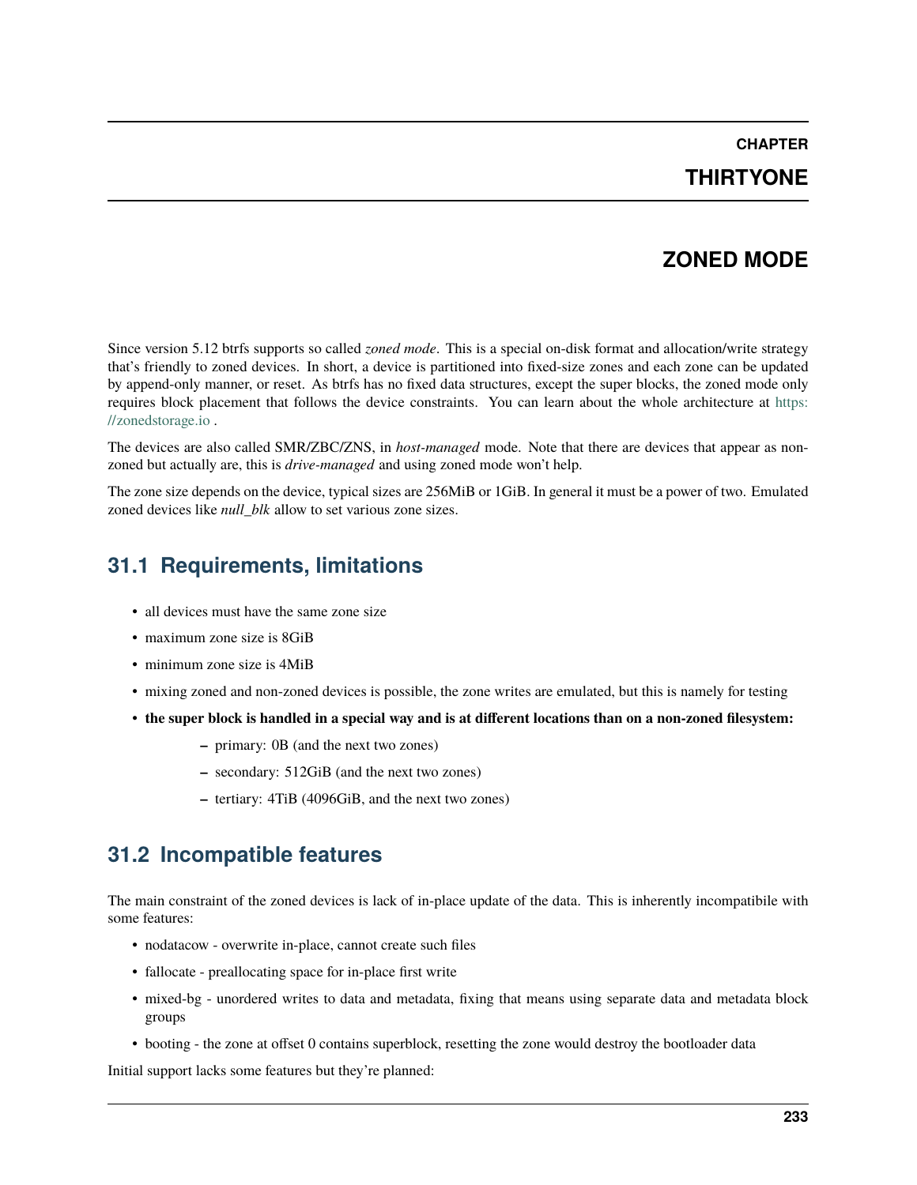# CHAPTER THIRTYONE

# ZONED MODE

Since version 5.12 btrfs supports so called *zoned mode*. This is a special on-disk format and allocation/write strategy that's friendly to zoned devices. In short, a device is partitioned into fixed-size zones and each zone can be updated by append-only manner, or reset. As btrfs has no fixed data structures, except the super blocks, the zoned mode only requires block placement that follows the device constraints. You can learn about the whole architecture at https://zonedstorage.io .

The devices are also called SMR/ZBC/ZNS, in *host-managed* mode. Note that there are devices that appear as non-zoned but actually are, this is *drive-managed* and using zoned mode won't help.

The zone size depends on the device, typical sizes are 256MiB or 1GiB. In general it must be a power of two. Emulated zoned devices like *null_blk* allow to set various zone sizes.

## 31.1 Requirements, limitations

- all devices must have the same zone size
- maximum zone size is 8GiB
- minimum zone size is 4MiB
- mixing zoned and non-zoned devices is possible, the zone writes are emulated, but this is namely for testing
- **the super block is handled in a special way and is at different locations than on a non-zoned filesystem:**
  - primary: 0B (and the next two zones)
  - secondary: 512GiB (and the next two zones)
  - tertiary: 4TiB (4096GiB, and the next two zones)

## 31.2 Incompatible features

The main constraint of the zoned devices is lack of in-place update of the data. This is inherently incompatibile with some features:

- nodatacow - overwrite in-place, cannot create such files
- fallocate - preallocating space for in-place first write
- mixed-bg - unordered writes to data and metadata, fixing that means using separate data and metadata block groups
- booting - the zone at offset 0 contains superblock, resetting the zone would destroy the bootloader data

Initial support lacks some features but they're planned: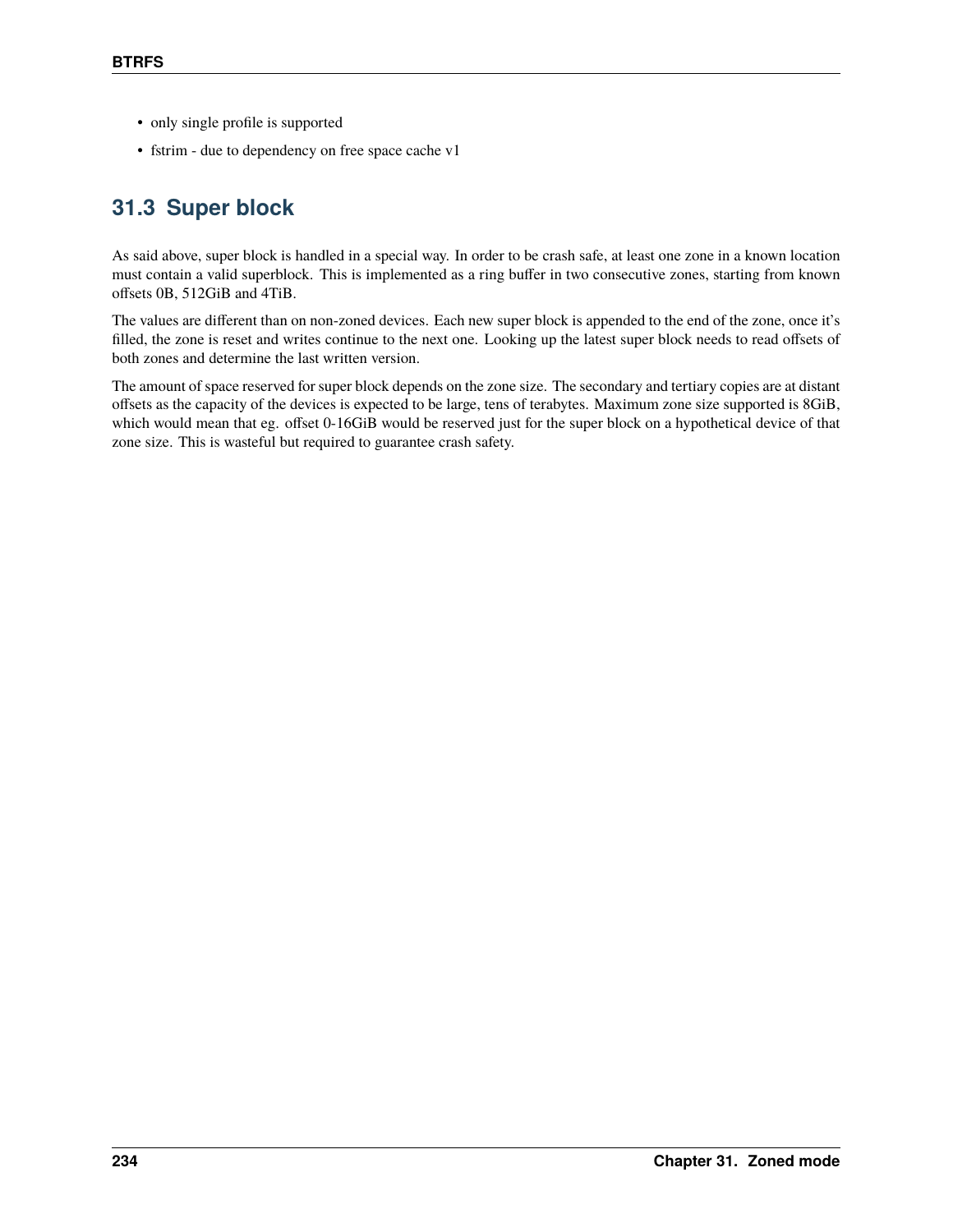- only single profile is supported
- fstrim - due to dependency on free space cache v1

## 31.3 Super block

As said above, super block is handled in a special way. In order to be crash safe, at least one zone in a known location must contain a valid superblock. This is implemented as a ring buffer in two consecutive zones, starting from known offsets 0B, 512GiB and 4TiB.

The values are different than on non-zoned devices. Each new super block is appended to the end of the zone, once it's filled, the zone is reset and writes continue to the next one. Looking up the latest super block needs to read offsets of both zones and determine the last written version.

The amount of space reserved for super block depends on the zone size. The secondary and tertiary copies are at distant offsets as the capacity of the devices is expected to be large, tens of terabytes. Maximum zone size supported is 8GiB, which would mean that eg. offset 0-16GiB would be reserved just for the super block on a hypothetical device of that zone size. This is wasteful but required to guarantee crash safety.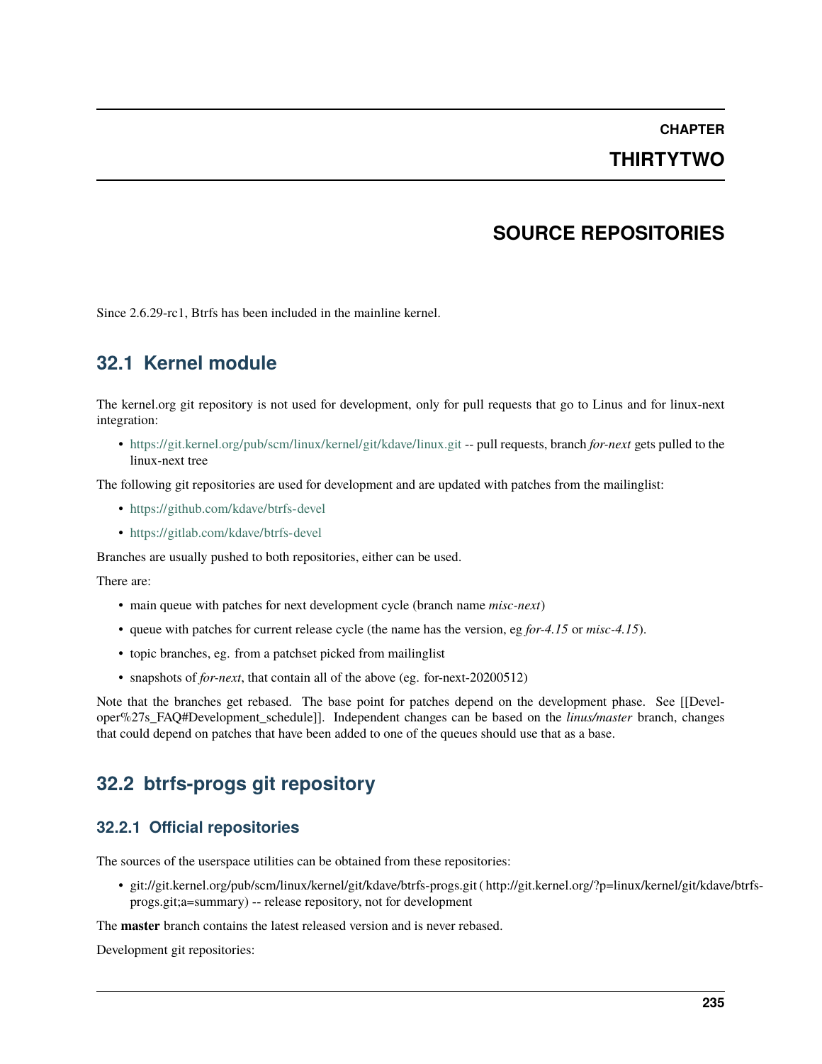# CHAPTER THIRTYTWO

# SOURCE REPOSITORIES

Since 2.6.29-rc1, Btrfs has been included in the mainline kernel.

## 32.1 Kernel module

The kernel.org git repository is not used for development, only for pull requests that go to Linus and for linux-next integration:

- https://git.kernel.org/pub/scm/linux/kernel/git/kdave/linux.git -- pull requests, branch *for-next* gets pulled to the linux-next tree

The following git repositories are used for development and are updated with patches from the mailinglist:

- https://github.com/kdave/btrfs-devel
- https://gitlab.com/kdave/btrfs-devel

Branches are usually pushed to both repositories, either can be used.

There are:

- main queue with patches for next development cycle (branch name *misc-next*)
- queue with patches for current release cycle (the name has the version, eg *for-4.15* or *misc-4.15*).
- topic branches, eg. from a patchset picked from mailinglist
- snapshots of *for-next*, that contain all of the above (eg. for-next-20200512)

Note that the branches get rebased. The base point for patches depend on the development phase. See [[Developer%27s_FAQ#Development_schedule]]. Independent changes can be based on the *linus/master* branch, changes that could depend on patches that have been added to one of the queues should use that as a base.

## 32.2 btrfs-progs git repository

### 32.2.1 Official repositories

The sources of the userspace utilities can be obtained from these repositories:

- git://git.kernel.org/pub/scm/linux/kernel/git/kdave/btrfs-progs.git ( http://git.kernel.org/?p=linux/kernel/git/kdave/btrfs-progs.git;a=summary) -- release repository, not for development

The **master** branch contains the latest released version and is never rebased.

Development git repositories: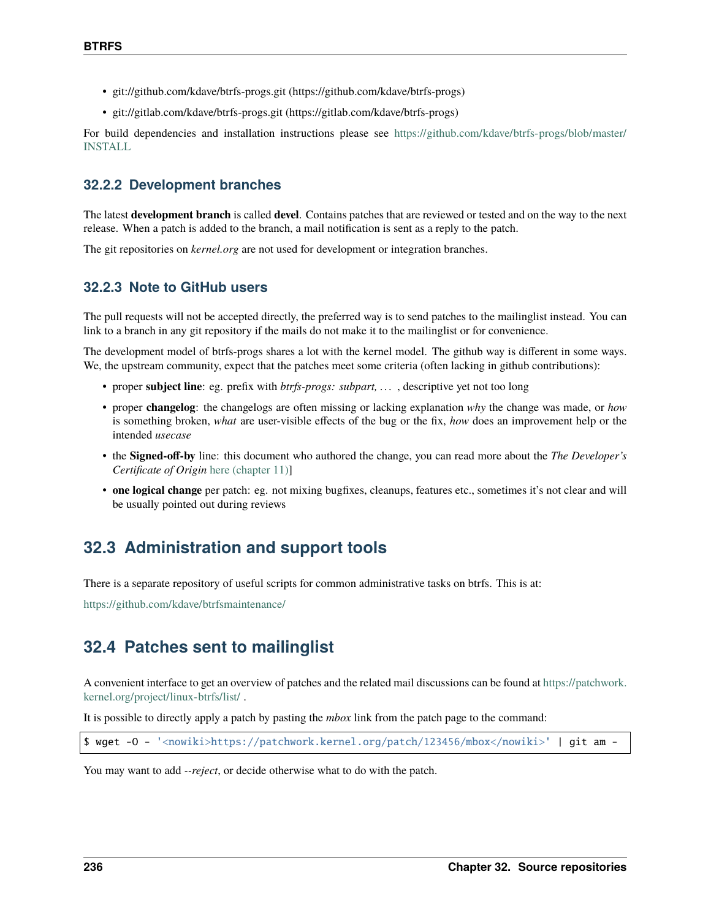- git://github.com/kdave/btrfs-progs.git (https://github.com/kdave/btrfs-progs)
- git://gitlab.com/kdave/btrfs-progs.git (https://gitlab.com/kdave/btrfs-progs)

For build dependencies and installation instructions please see https://github.com/kdave/btrfs-progs/blob/master/INSTALL

### 32.2.2 Development branches

The latest **development branch** is called **devel**. Contains patches that are reviewed or tested and on the way to the next release. When a patch is added to the branch, a mail notification is sent as a reply to the patch.

The git repositories on *kernel.org* are not used for development or integration branches.

### 32.2.3 Note to GitHub users

The pull requests will not be accepted directly, the preferred way is to send patches to the mailinglist instead. You can link to a branch in any git repository if the mails do not make it to the mailinglist or for convenience.

The development model of btrfs-progs shares a lot with the kernel model. The github way is different in some ways. We, the upstream community, expect that the patches meet some criteria (often lacking in github contributions):

- proper **subject line**: eg. prefix with *btrfs-progs: subpart, …* , descriptive yet not too long
- proper **changelog**: the changelogs are often missing or lacking explanation *why* the change was made, or *how* is something broken, *what* are user-visible effects of the bug or the fix, *how* does an improvement help or the intended *usecase*
- the **Signed-off-by** line: this document who authored the change, you can read more about the *The Developer's Certificate of Origin* here (chapter 11)]
- **one logical change** per patch: eg. not mixing bugfixes, cleanups, features etc., sometimes it's not clear and will be usually pointed out during reviews

## 32.3 Administration and support tools

There is a separate repository of useful scripts for common administrative tasks on btrfs. This is at:

https://github.com/kdave/btrfsmaintenance/

## 32.4 Patches sent to mailinglist

A convenient interface to get an overview of patches and the related mail discussions can be found at https://patchwork.kernel.org/project/linux-btrfs/list/ .

It is possible to directly apply a patch by pasting the *mbox* link from the patch page to the command:

```
$ wget -O - '<nowiki>https://patchwork.kernel.org/patch/123456/mbox</nowiki>' | git am -
```

You may want to add *--reject*, or decide otherwise what to do with the patch.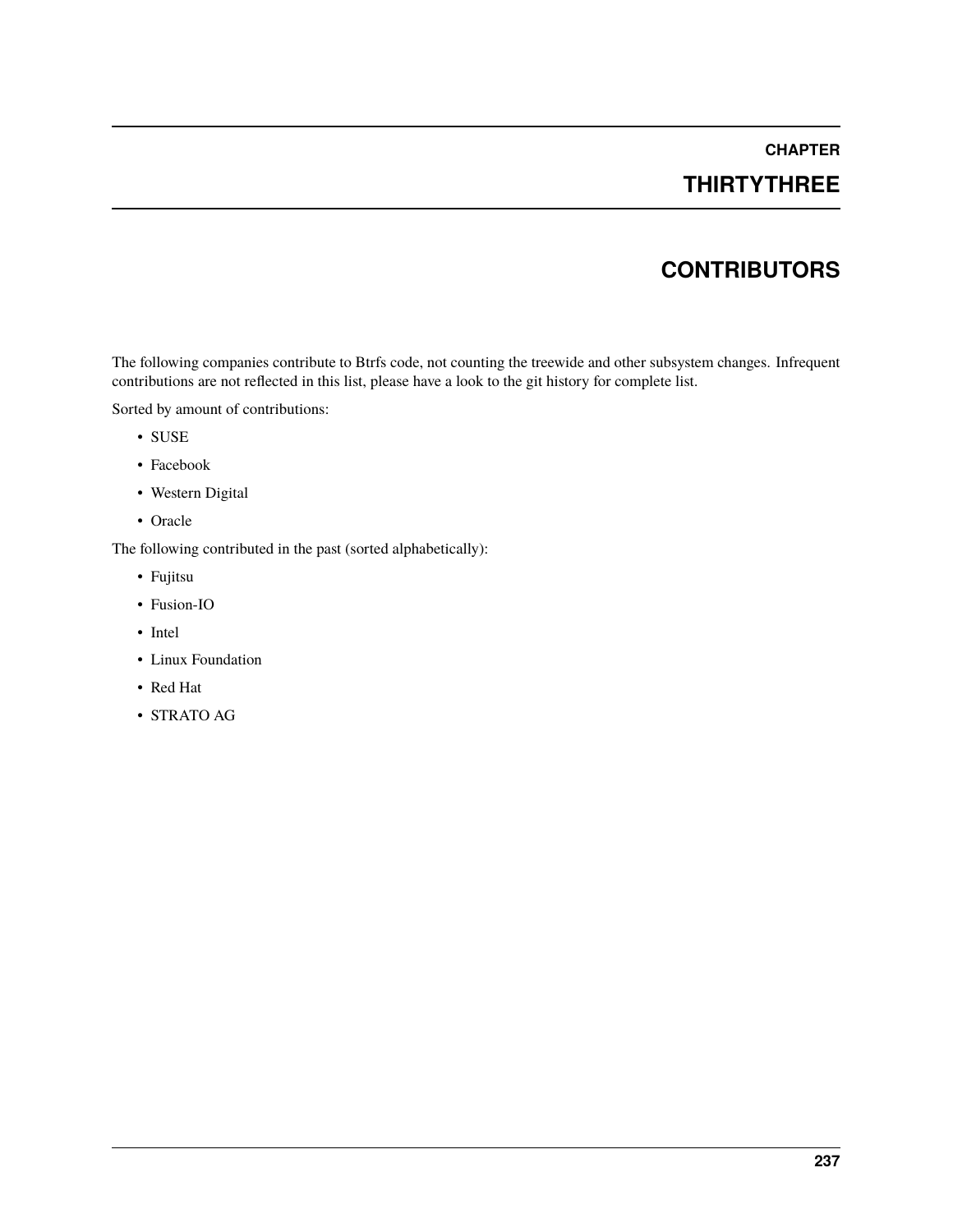# CHAPTER THIRTYTHREE

# CONTRIBUTORS

The following companies contribute to Btrfs code, not counting the treewide and other subsystem changes. Infrequent contributions are not reflected in this list, please have a look to the git history for complete list.

Sorted by amount of contributions:

- SUSE
- Facebook
- Western Digital
- Oracle

The following contributed in the past (sorted alphabetically):

- Fujitsu
- Fusion-IO
- Intel
- Linux Foundation
- Red Hat
- STRATO AG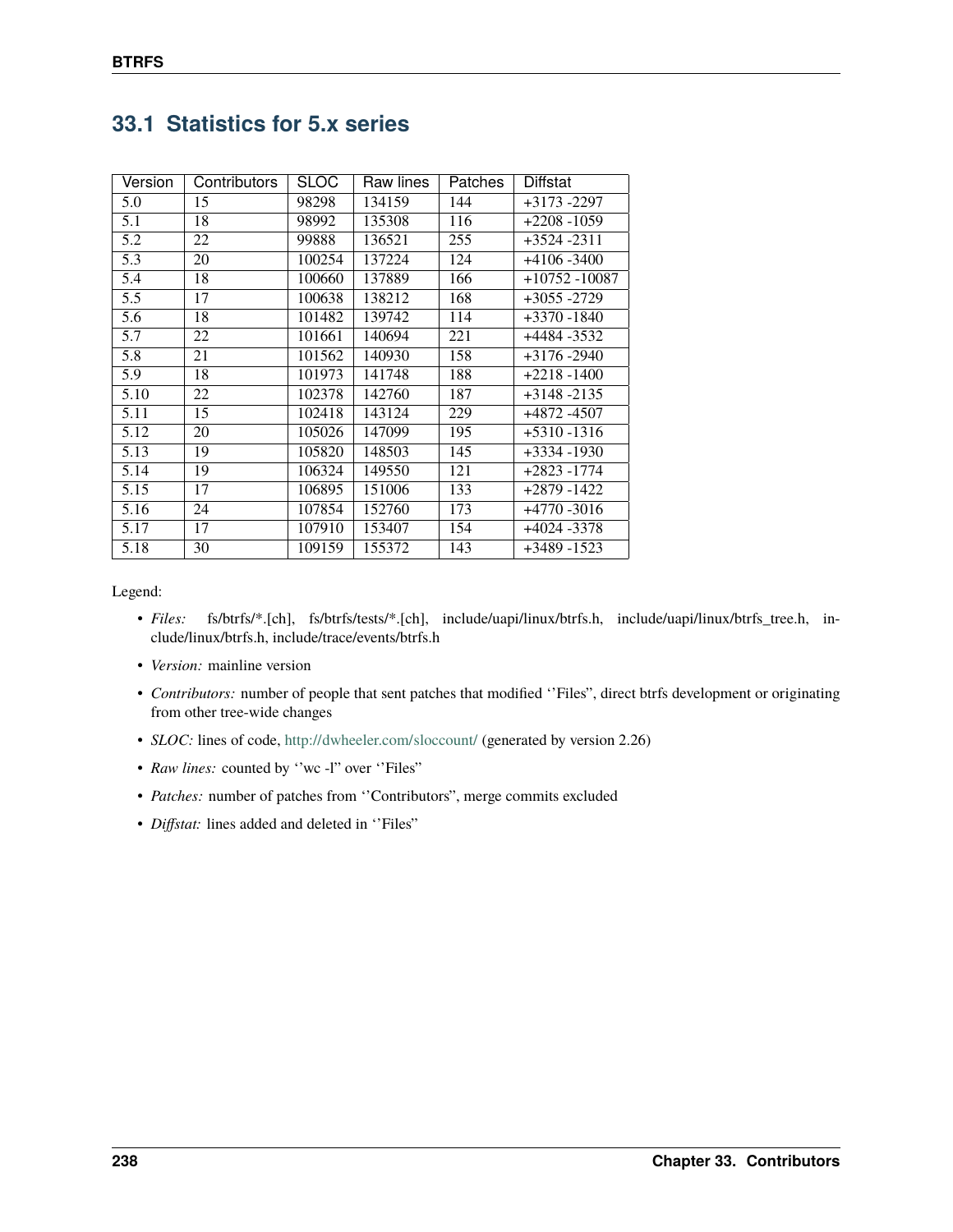## 33.1 Statistics for 5.x series

| Version | Contributors | SLOC | Raw lines | Patches | Diffstat |
|---|---|---|---|---|---|
| 5.0 | 15 | 98298 | 134159 | 144 | +3173 -2297 |
| 5.1 | 18 | 98992 | 135308 | 116 | +2208 -1059 |
| 5.2 | 22 | 99888 | 136521 | 255 | +3524 -2311 |
| 5.3 | 20 | 100254 | 137224 | 124 | +4106 -3400 |
| 5.4 | 18 | 100660 | 137889 | 166 | +10752 -10087 |
| 5.5 | 17 | 100638 | 138212 | 168 | +3055 -2729 |
| 5.6 | 18 | 101482 | 139742 | 114 | +3370 -1840 |
| 5.7 | 22 | 101661 | 140694 | 221 | +4484 -3532 |
| 5.8 | 21 | 101562 | 140930 | 158 | +3176 -2940 |
| 5.9 | 18 | 101973 | 141748 | 188 | +2218 -1400 |
| 5.10 | 22 | 102378 | 142760 | 187 | +3148 -2135 |
| 5.11 | 15 | 102418 | 143124 | 229 | +4872 -4507 |
| 5.12 | 20 | 105026 | 147099 | 195 | +5310 -1316 |
| 5.13 | 19 | 105820 | 148503 | 145 | +3334 -1930 |
| 5.14 | 19 | 106324 | 149550 | 121 | +2823 -1774 |
| 5.15 | 17 | 106895 | 151006 | 133 | +2879 -1422 |
| 5.16 | 24 | 107854 | 152760 | 173 | +4770 -3016 |
| 5.17 | 17 | 107910 | 153407 | 154 | +4024 -3378 |
| 5.18 | 30 | 109159 | 155372 | 143 | +3489 -1523 |

Legend:

- *Files:* fs/btrfs/*.[ch], fs/btrfs/tests/*.[ch], include/uapi/linux/btrfs.h, include/uapi/linux/btrfs_tree.h, include/linux/btrfs.h, include/trace/events/btrfs.h
- *Version:* mainline version
- *Contributors:* number of people that sent patches that modified ''Files", direct btrfs development or originating from other tree-wide changes
- *SLOC:* lines of code, http://dwheeler.com/sloccount/ (generated by version 2.26)
- *Raw lines:* counted by ''wc -l" over ''Files"
- *Patches:* number of patches from ''Contributors", merge commits excluded
- *Diffstat:* lines added and deleted in ''Files"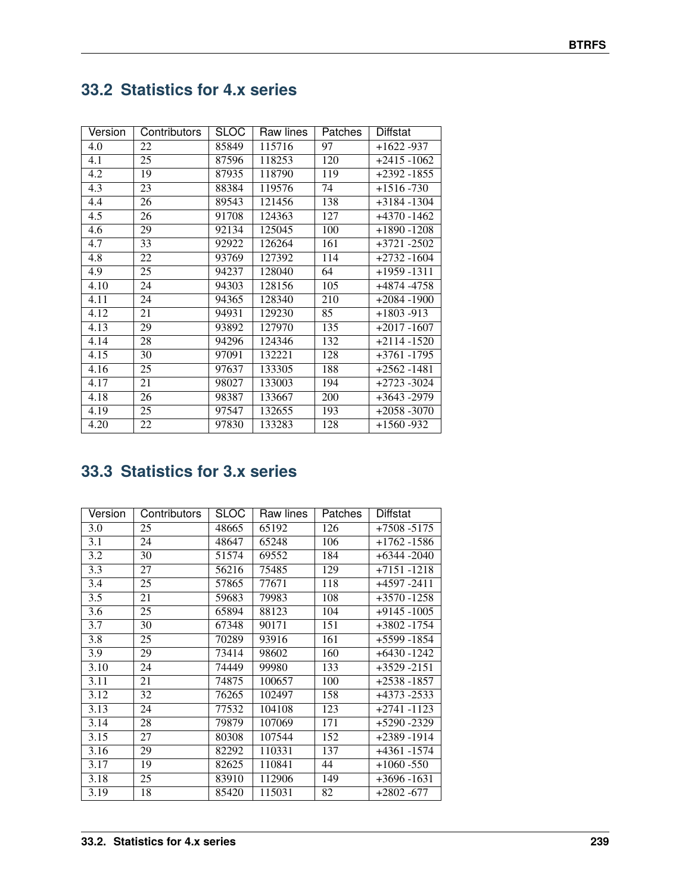## 33.2 Statistics for 4.x series

| Version | Contributors | SLOC | Raw lines | Patches | Diffstat |
|---|---|---|---|---|---|
| 4.0 | 22 | 85849 | 115716 | 97 | +1622 -937 |
| 4.1 | 25 | 87596 | 118253 | 120 | +2415 -1062 |
| 4.2 | 19 | 87935 | 118790 | 119 | +2392 -1855 |
| 4.3 | 23 | 88384 | 119576 | 74 | +1516 -730 |
| 4.4 | 26 | 89543 | 121456 | 138 | +3184 -1304 |
| 4.5 | 26 | 91708 | 124363 | 127 | +4370 -1462 |
| 4.6 | 29 | 92134 | 125045 | 100 | +1890 -1208 |
| 4.7 | 33 | 92922 | 126264 | 161 | +3721 -2502 |
| 4.8 | 22 | 93769 | 127392 | 114 | +2732 -1604 |
| 4.9 | 25 | 94237 | 128040 | 64 | +1959 -1311 |
| 4.10 | 24 | 94303 | 128156 | 105 | +4874 -4758 |
| 4.11 | 24 | 94365 | 128340 | 210 | +2084 -1900 |
| 4.12 | 21 | 94931 | 129230 | 85 | +1803 -913 |
| 4.13 | 29 | 93892 | 127970 | 135 | +2017 -1607 |
| 4.14 | 28 | 94296 | 124346 | 132 | +2114 -1520 |
| 4.15 | 30 | 97091 | 132221 | 128 | +3761 -1795 |
| 4.16 | 25 | 97637 | 133305 | 188 | +2562 -1481 |
| 4.17 | 21 | 98027 | 133003 | 194 | +2723 -3024 |
| 4.18 | 26 | 98387 | 133667 | 200 | +3643 -2979 |
| 4.19 | 25 | 97547 | 132655 | 193 | +2058 -3070 |
| 4.20 | 22 | 97830 | 133283 | 128 | +1560 -932 |

## 33.3 Statistics for 3.x series

| Version | Contributors | SLOC | Raw lines | Patches | Diffstat |
|---|---|---|---|---|---|
| 3.0 | 25 | 48665 | 65192 | 126 | +7508 -5175 |
| 3.1 | 24 | 48647 | 65248 | 106 | +1762 -1586 |
| 3.2 | 30 | 51574 | 69552 | 184 | +6344 -2040 |
| 3.3 | 27 | 56216 | 75485 | 129 | +7151 -1218 |
| 3.4 | 25 | 57865 | 77671 | 118 | +4597 -2411 |
| 3.5 | 21 | 59683 | 79983 | 108 | +3570 -1258 |
| 3.6 | 25 | 65894 | 88123 | 104 | +9145 -1005 |
| 3.7 | 30 | 67348 | 90171 | 151 | +3802 -1754 |
| 3.8 | 25 | 70289 | 93916 | 161 | +5599 -1854 |
| 3.9 | 29 | 73414 | 98602 | 160 | +6430 -1242 |
| 3.10 | 24 | 74449 | 99980 | 133 | +3529 -2151 |
| 3.11 | 21 | 74875 | 100657 | 100 | +2538 -1857 |
| 3.12 | 32 | 76265 | 102497 | 158 | +4373 -2533 |
| 3.13 | 24 | 77532 | 104108 | 123 | +2741 -1123 |
| 3.14 | 28 | 79879 | 107069 | 171 | +5290 -2329 |
| 3.15 | 27 | 80308 | 107544 | 152 | +2389 -1914 |
| 3.16 | 29 | 82292 | 110331 | 137 | +4361 -1574 |
| 3.17 | 19 | 82625 | 110841 | 44 | +1060 -550 |
| 3.18 | 25 | 83910 | 112906 | 149 | +3696 -1631 |
| 3.19 | 18 | 85420 | 115031 | 82 | +2802 -677 |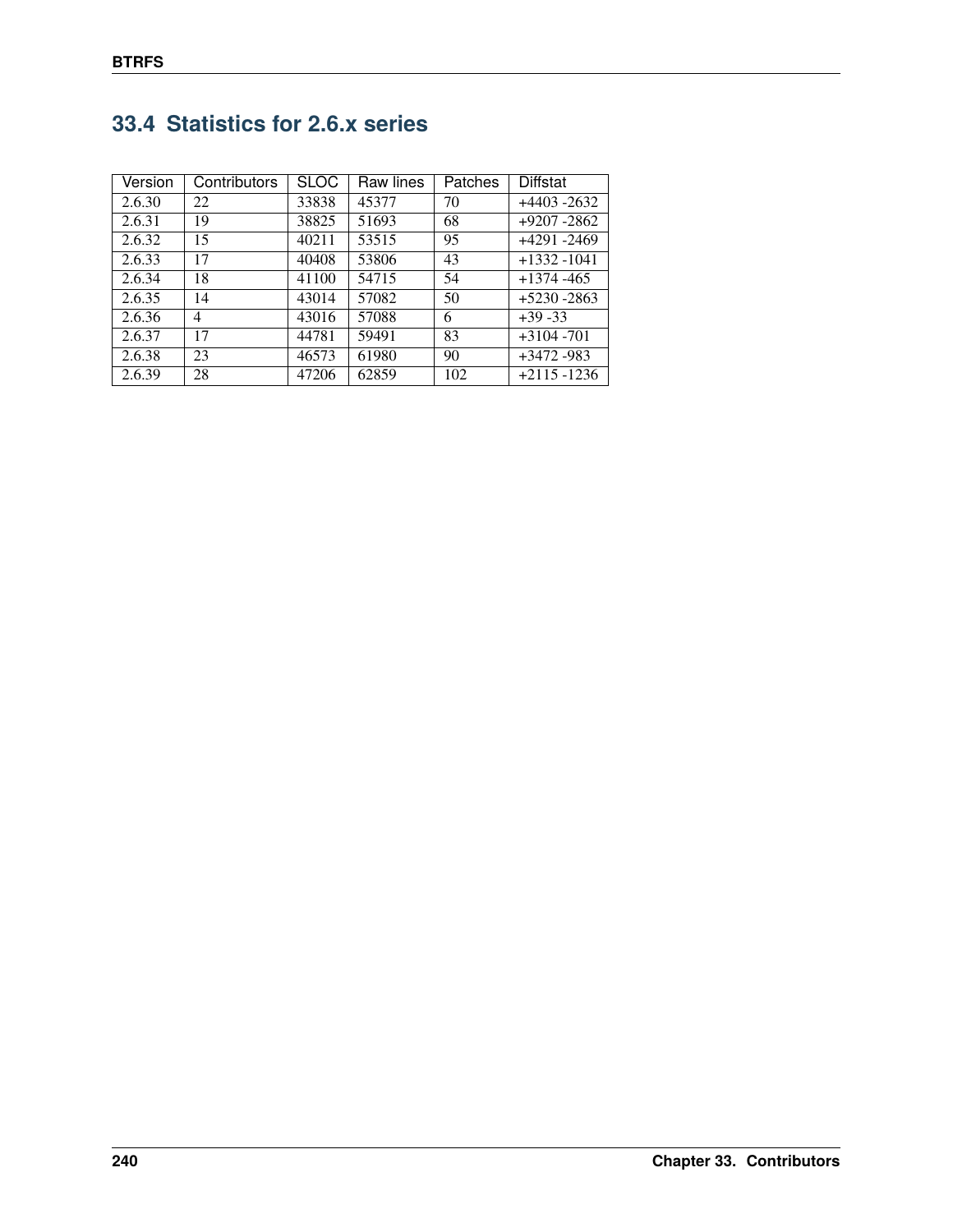## 33.4 Statistics for 2.6.x series

| Version | Contributors | SLOC | Raw lines | Patches | Diffstat |
|---|---|---|---|---|---|
| 2.6.30 | 22 | 33838 | 45377 | 70 | +4403 -2632 |
| 2.6.31 | 19 | 38825 | 51693 | 68 | +9207 -2862 |
| 2.6.32 | 15 | 40211 | 53515 | 95 | +4291 -2469 |
| 2.6.33 | 17 | 40408 | 53806 | 43 | +1332 -1041 |
| 2.6.34 | 18 | 41100 | 54715 | 54 | +1374 -465 |
| 2.6.35 | 14 | 43014 | 57082 | 50 | +5230 -2863 |
| 2.6.36 | 4 | 43016 | 57088 | 6 | +39 -33 |
| 2.6.37 | 17 | 44781 | 59491 | 83 | +3104 -701 |
| 2.6.38 | 23 | 46573 | 61980 | 90 | +3472 -983 |
| 2.6.39 | 28 | 47206 | 62859 | 102 | +2115 -1236 |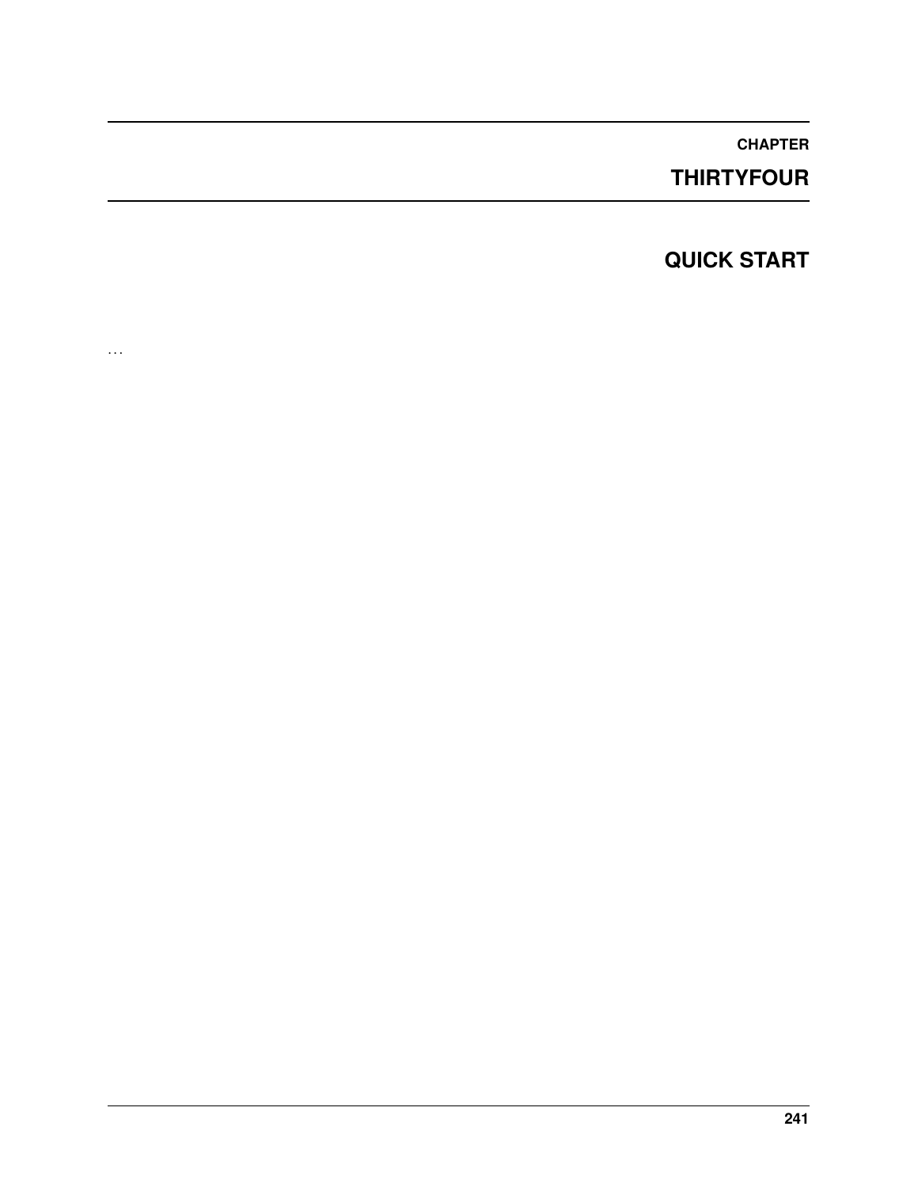# CHAPTER THIRTYFOUR

## QUICK START

...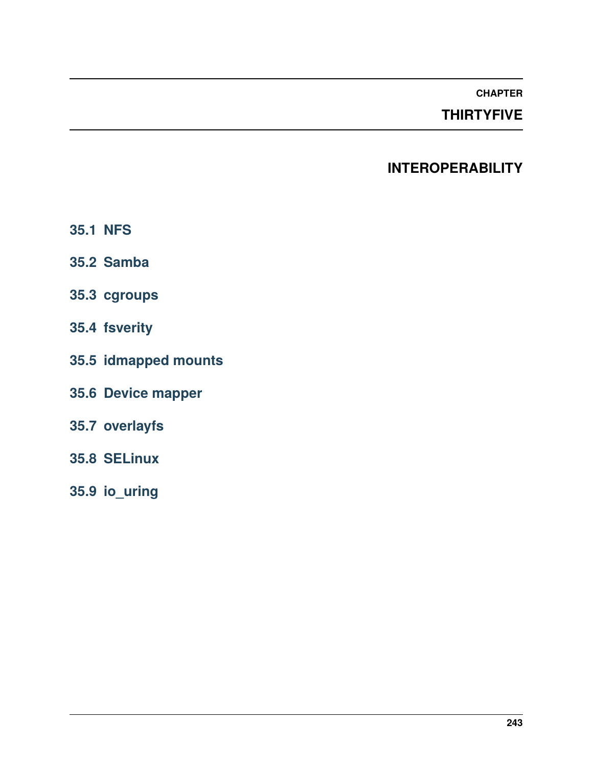# CHAPTER THIRTYFIVE

# INTEROPERABILITY

## 35.1 NFS

## 35.2 Samba

## 35.3 cgroups

## 35.4 fsverity

## 35.5 idmapped mounts

## 35.6 Device mapper

## 35.7 overlayfs

## 35.8 SELinux

## 35.9 io_uring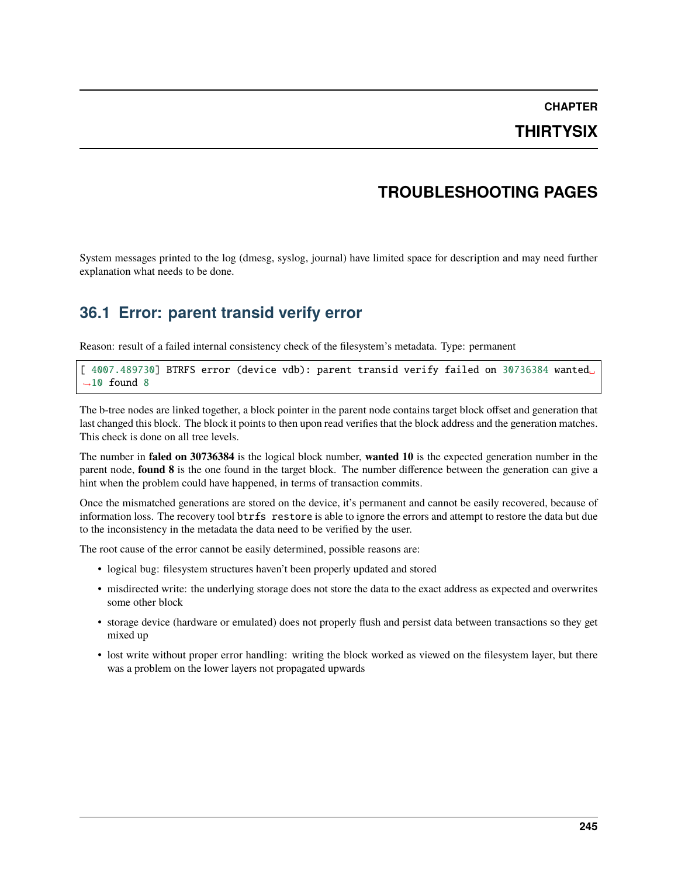# CHAPTER THIRTYSIX

# TROUBLESHOOTING PAGES

System messages printed to the log (dmesg, syslog, journal) have limited space for description and may need further explanation what needs to be done.

## 36.1 Error: parent transid verify error

Reason: result of a failed internal consistency check of the filesystem's metadata. Type: permanent

```
[ 4007.489730] BTRFS error (device vdb): parent transid verify failed on 30736384 wanted 10 found 8
```

The b-tree nodes are linked together, a block pointer in the parent node contains target block offset and generation that last changed this block. The block it points to then upon read verifies that the block address and the generation matches. This check is done on all tree levels.

The number in **faled on 30736384** is the logical block number, **wanted 10** is the expected generation number in the parent node, **found 8** is the one found in the target block. The number difference between the generation can give a hint when the problem could have happened, in terms of transaction commits.

Once the mismatched generations are stored on the device, it's permanent and cannot be easily recovered, because of information loss. The recovery tool `btrfs restore` is able to ignore the errors and attempt to restore the data but due to the inconsistency in the metadata the data need to be verified by the user.

The root cause of the error cannot be easily determined, possible reasons are:

- logical bug: filesystem structures haven't been properly updated and stored
- misdirected write: the underlying storage does not store the data to the exact address as expected and overwrites some other block
- storage device (hardware or emulated) does not properly flush and persist data between transactions so they get mixed up
- lost write without proper error handling: writing the block worked as viewed on the filesystem layer, but there was a problem on the lower layers not propagated upwards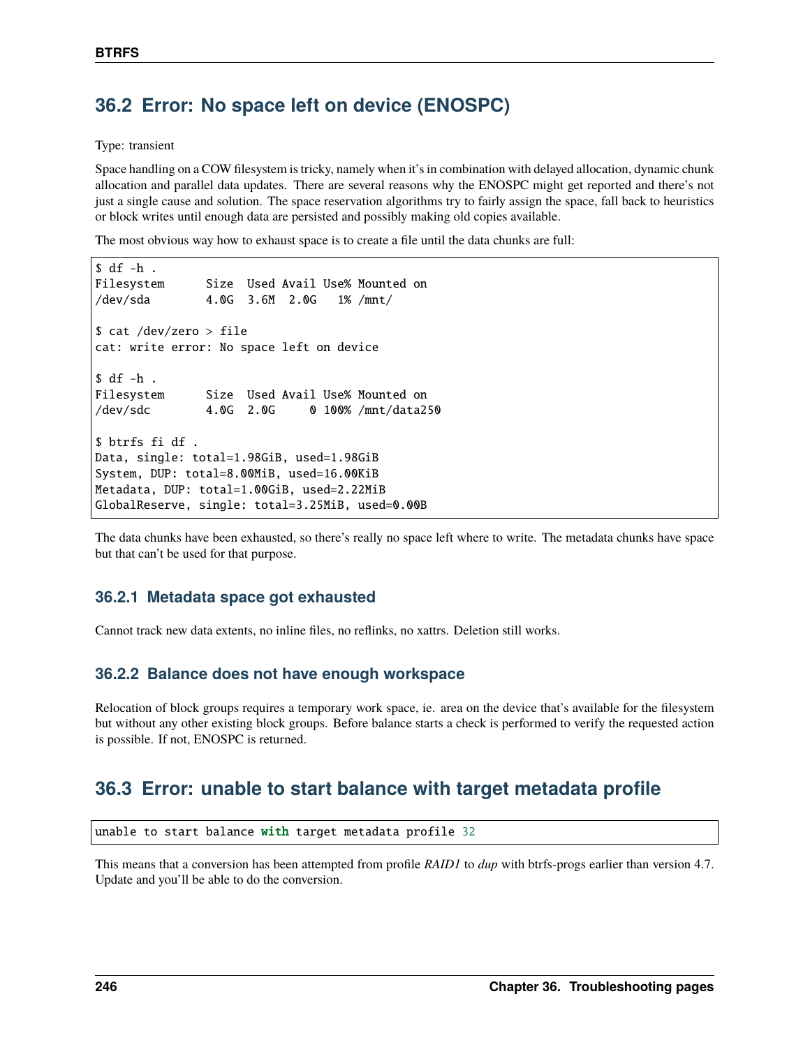## 36.2 Error: No space left on device (ENOSPC)

Type: transient

Space handling on a COW filesystem is tricky, namely when it's in combination with delayed allocation, dynamic chunk allocation and parallel data updates. There are several reasons why the ENOSPC might get reported and there's not just a single cause and solution. The space reservation algorithms try to fairly assign the space, fall back to heuristics or block writes until enough data are persisted and possibly making old copies available.

The most obvious way how to exhaust space is to create a file until the data chunks are full:

```
$ df -h .
Filesystem      Size  Used Avail Use% Mounted on
/dev/sda        4.0G  3.6M  2.0G   1% /mnt/

$ cat /dev/zero > file
cat: write error: No space left on device

$ df -h .
Filesystem      Size  Used Avail Use% Mounted on
/dev/sdc        4.0G  2.0G     0 100% /mnt/data250

$ btrfs fi df .
Data, single: total=1.98GiB, used=1.98GiB
System, DUP: total=8.00MiB, used=16.00KiB
Metadata, DUP: total=1.00GiB, used=2.22MiB
GlobalReserve, single: total=3.25MiB, used=0.00B
```

The data chunks have been exhausted, so there's really no space left where to write. The metadata chunks have space but that can't be used for that purpose.

### 36.2.1 Metadata space got exhausted

Cannot track new data extents, no inline files, no reflinks, no xattrs. Deletion still works.

### 36.2.2 Balance does not have enough workspace

Relocation of block groups requires a temporary work space, ie. area on the device that's available for the filesystem but without any other existing block groups. Before balance starts a check is performed to verify the requested action is possible. If not, ENOSPC is returned.

## 36.3 Error: unable to start balance with target metadata profile

```
unable to start balance with target metadata profile 32
```

This means that a conversion has been attempted from profile *RAID1* to *dup* with btrfs-progs earlier than version 4.7. Update and you'll be able to do the conversion.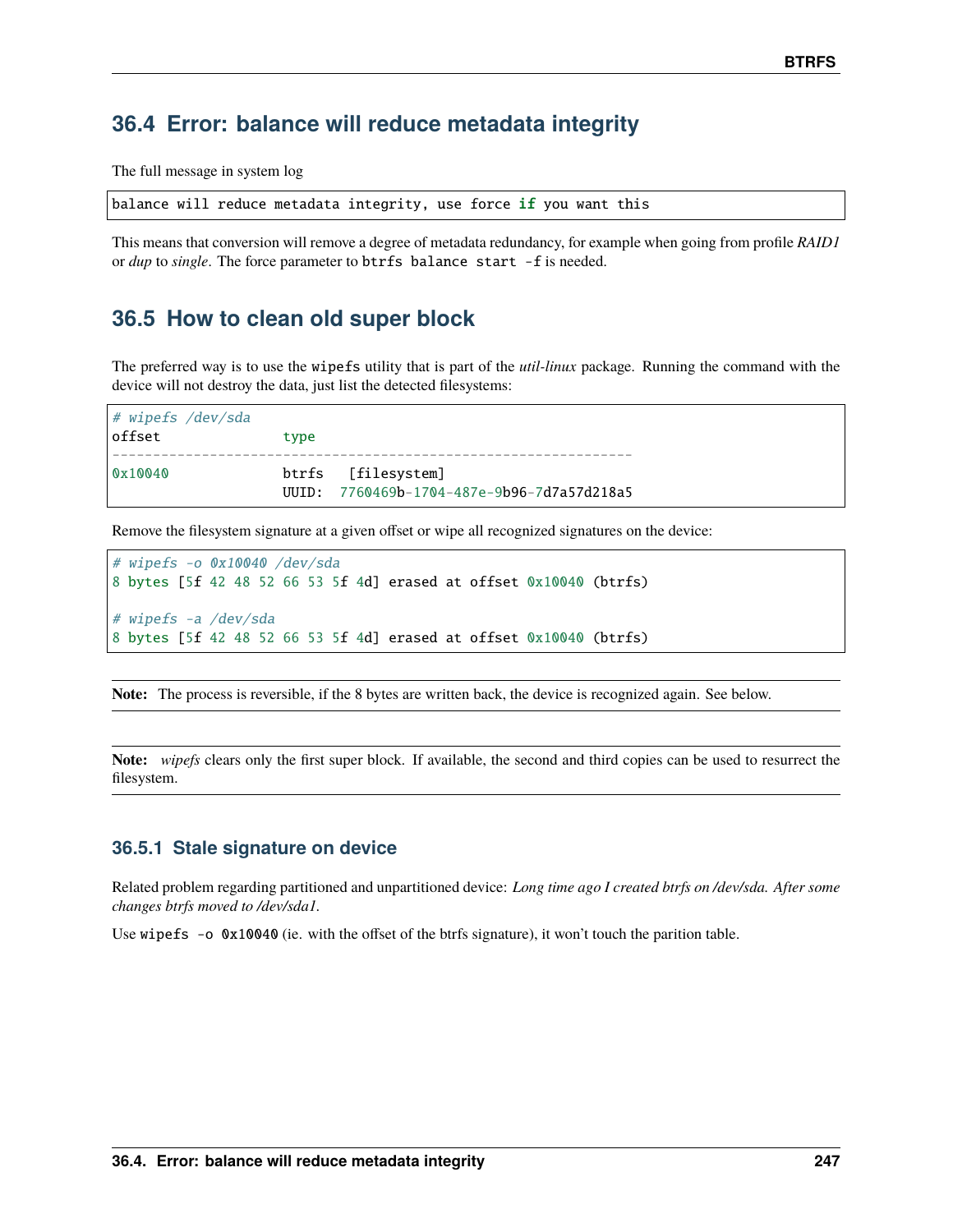## 36.4 Error: balance will reduce metadata integrity

The full message in system log

```
balance will reduce metadata integrity, use force if you want this
```

This means that conversion will remove a degree of metadata redundancy, for example when going from profile *RAID1* or *dup* to *single*. The force parameter to `btrfs balance start -f` is needed.

## 36.5 How to clean old super block

The preferred way is to use the `wipefs` utility that is part of the *util-linux* package. Running the command with the device will not destroy the data, just list the detected filesystems:

```
# wipefs /dev/sda
offset               type
----------------------------------------------------------------
0x10040              btrfs   [filesystem]
                     UUID:  7760469b-1704-487e-9b96-7d7a57d218a5
```

Remove the filesystem signature at a given offset or wipe all recognized signatures on the device:

```
# wipefs -o 0x10040 /dev/sda
8 bytes [5f 42 48 52 66 53 5f 4d] erased at offset 0x10040 (btrfs)

# wipefs -a /dev/sda
8 bytes [5f 42 48 52 66 53 5f 4d] erased at offset 0x10040 (btrfs)
```

**Note:** The process is reversible, if the 8 bytes are written back, the device is recognized again. See below.

**Note:** *wipefs* clears only the first super block. If available, the second and third copies can be used to resurrect the filesystem.

### 36.5.1 Stale signature on device

Related problem regarding partitioned and unpartitioned device: *Long time ago I created btrfs on /dev/sda. After some changes btrfs moved to /dev/sda1.*

Use `wipefs -o 0x10040` (ie. with the offset of the btrfs signature), it won't touch the parition table.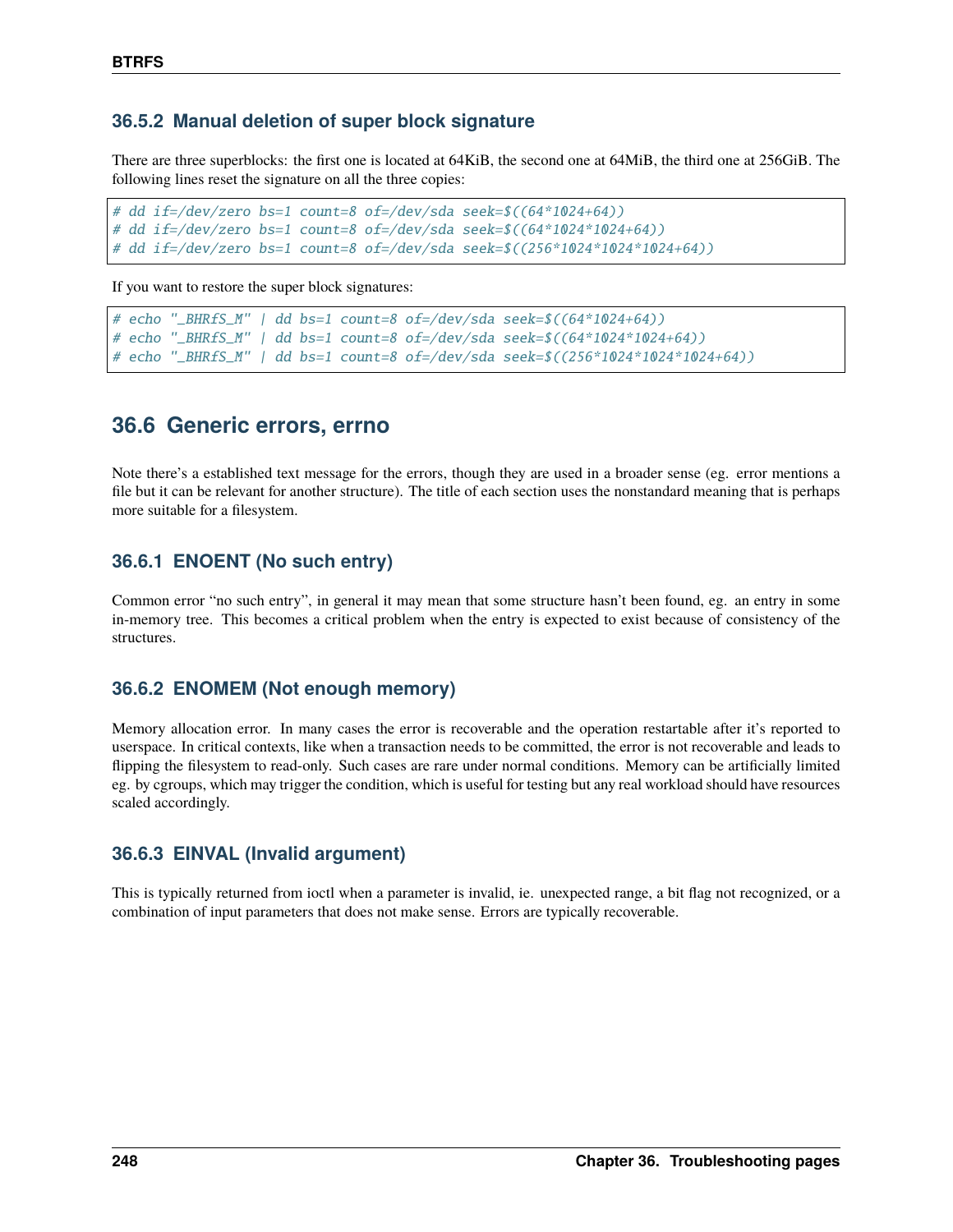### 36.5.2 Manual deletion of super block signature

There are three superblocks: the first one is located at 64KiB, the second one at 64MiB, the third one at 256GiB. The following lines reset the signature on all the three copies:

```
# dd if=/dev/zero bs=1 count=8 of=/dev/sda seek=$((64*1024+64))
# dd if=/dev/zero bs=1 count=8 of=/dev/sda seek=$((64*1024*1024+64))
# dd if=/dev/zero bs=1 count=8 of=/dev/sda seek=$((256*1024*1024*1024+64))
```

If you want to restore the super block signatures:

```
# echo "_BHRfS_M" | dd bs=1 count=8 of=/dev/sda seek=$((64*1024+64))
# echo "_BHRfS_M" | dd bs=1 count=8 of=/dev/sda seek=$((64*1024*1024+64))
# echo "_BHRfS_M" | dd bs=1 count=8 of=/dev/sda seek=$((256*1024*1024*1024+64))
```

## 36.6 Generic errors, errno

Note there's a established text message for the errors, though they are used in a broader sense (eg. error mentions a file but it can be relevant for another structure). The title of each section uses the nonstandard meaning that is perhaps more suitable for a filesystem.

### 36.6.1 ENOENT (No such entry)

Common error "no such entry", in general it may mean that some structure hasn't been found, eg. an entry in some in-memory tree. This becomes a critical problem when the entry is expected to exist because of consistency of the structures.

### 36.6.2 ENOMEM (Not enough memory)

Memory allocation error. In many cases the error is recoverable and the operation restartable after it's reported to userspace. In critical contexts, like when a transaction needs to be committed, the error is not recoverable and leads to flipping the filesystem to read-only. Such cases are rare under normal conditions. Memory can be artificially limited eg. by cgroups, which may trigger the condition, which is useful for testing but any real workload should have resources scaled accordingly.

### 36.6.3 EINVAL (Invalid argument)

This is typically returned from ioctl when a parameter is invalid, ie. unexpected range, a bit flag not recognized, or a combination of input parameters that does not make sense. Errors are typically recoverable.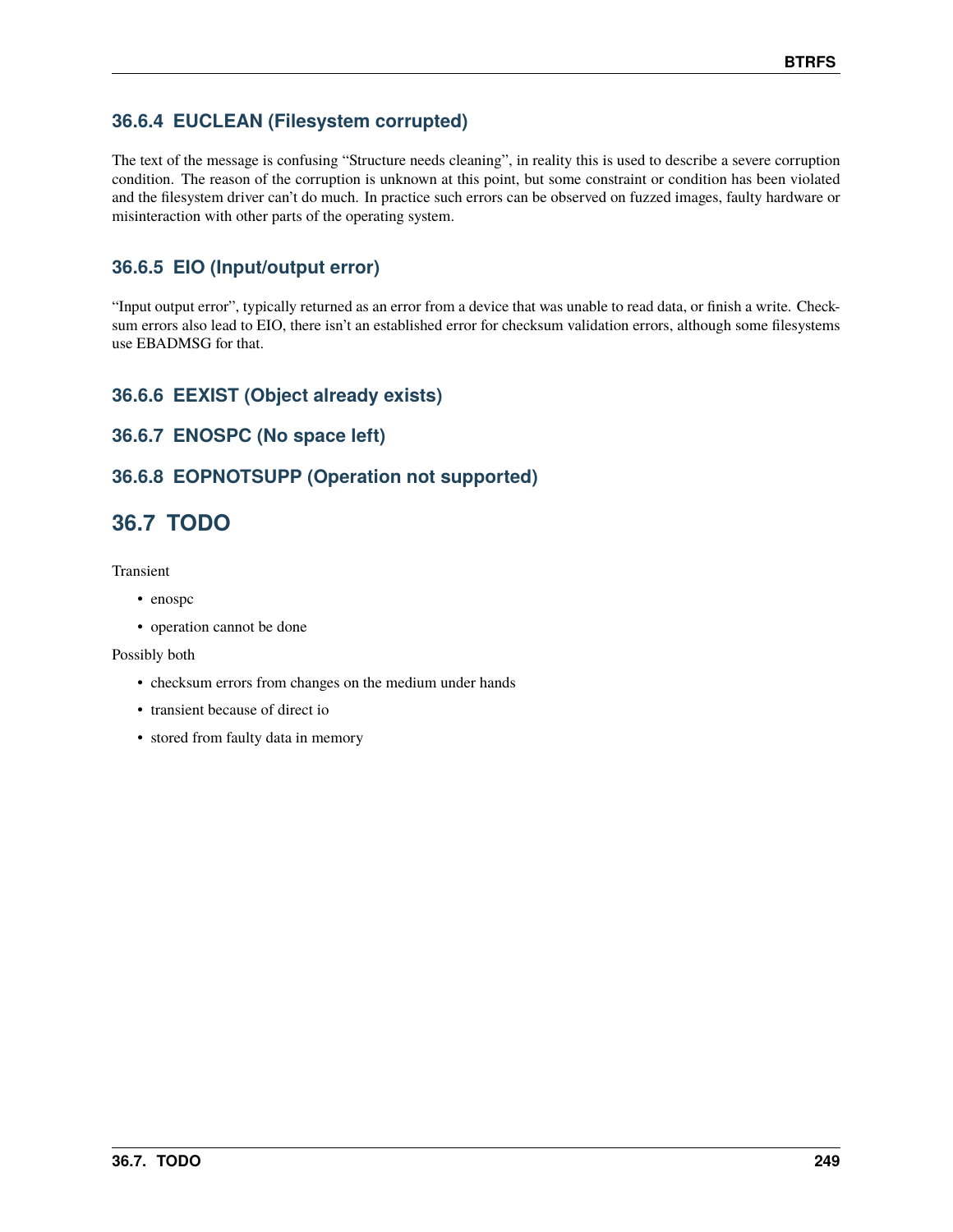### 36.6.4 EUCLEAN (Filesystem corrupted)

The text of the message is confusing "Structure needs cleaning", in reality this is used to describe a severe corruption condition. The reason of the corruption is unknown at this point, but some constraint or condition has been violated and the filesystem driver can't do much. In practice such errors can be observed on fuzzed images, faulty hardware or misinteraction with other parts of the operating system.

### 36.6.5 EIO (Input/output error)

"Input output error", typically returned as an error from a device that was unable to read data, or finish a write. Checksum errors also lead to EIO, there isn't an established error for checksum validation errors, although some filesystems use EBADMSG for that.

### 36.6.6 EEXIST (Object already exists)

### 36.6.7 ENOSPC (No space left)

### 36.6.8 EOPNOTSUPP (Operation not supported)

## 36.7 TODO

Transient

- enospc
- operation cannot be done

Possibly both

- checksum errors from changes on the medium under hands
- transient because of direct io
- stored from faulty data in memory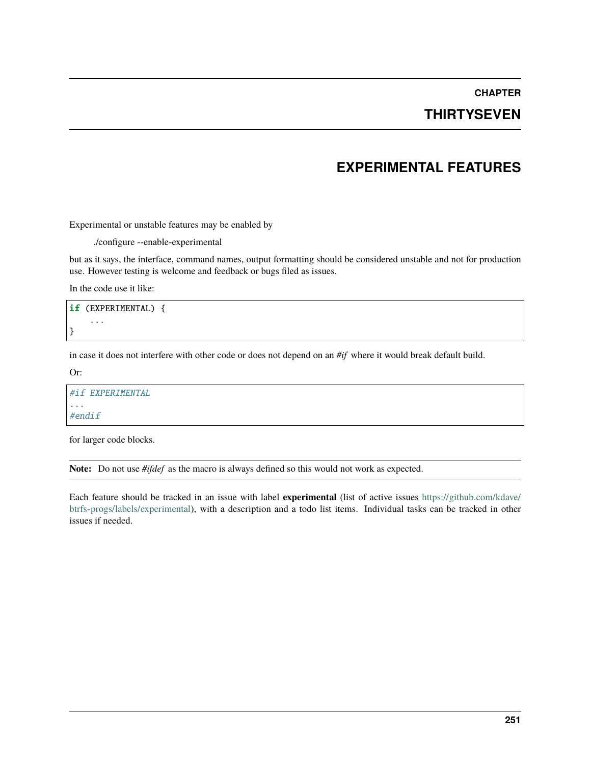# CHAPTER THIRTYSEVEN

# EXPERIMENTAL FEATURES

Experimental or unstable features may be enabled by

./configure --enable-experimental

but as it says, the interface, command names, output formatting should be considered unstable and not for production use. However testing is welcome and feedback or bugs filed as issues.

In the code use it like:

```
if (EXPERIMENTAL) {
    ...
}
```

in case it does not interfere with other code or does not depend on an *#if* where it would break default build.

Or:

```
#if EXPERIMENTAL
...
#endif
```

for larger code blocks.

**Note:** Do not use *#ifdef* as the macro is always defined so this would not work as expected.

Each feature should be tracked in an issue with label **experimental** (list of active issues https://github.com/kdave/btrfs-progs/labels/experimental), with a description and a todo list items. Individual tasks can be tracked in other issues if needed.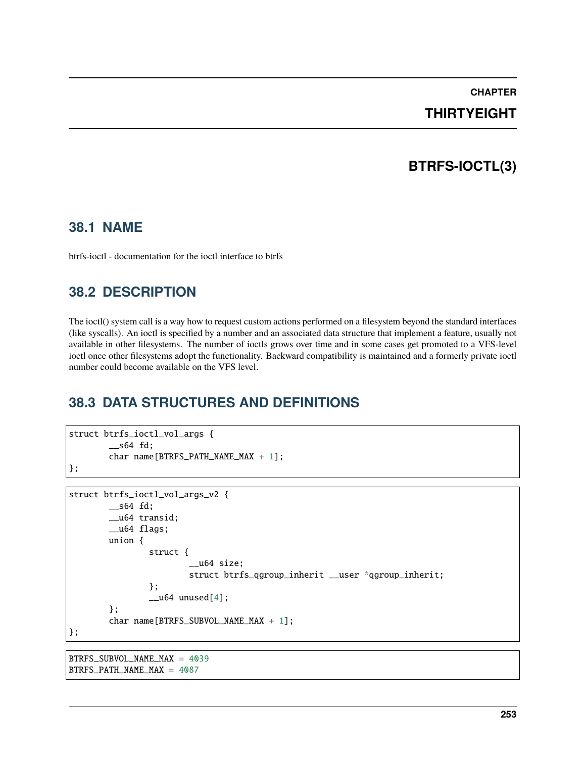# CHAPTER THIRTYEIGHT

# BTRFS-IOCTL(3)

## 38.1 NAME

btrfs-ioctl - documentation for the ioctl interface to btrfs

## 38.2 DESCRIPTION

The ioctl() system call is a way how to request custom actions performed on a filesystem beyond the standard interfaces (like syscalls). An ioctl is specified by a number and an associated data structure that implement a feature, usually not available in other filesystems. The number of ioctls grows over time and in some cases get promoted to a VFS-level ioctl once other filesystems adopt the functionality. Backward compatibility is maintained and a formerly private ioctl number could become available on the VFS level.

## 38.3 DATA STRUCTURES AND DEFINITIONS

```
struct btrfs_ioctl_vol_args {
        __s64 fd;
        char name[BTRFS_PATH_NAME_MAX + 1];
};
```

```
struct btrfs_ioctl_vol_args_v2 {
        __s64 fd;
        __u64 transid;
        __u64 flags;
        union {
                struct {
                        __u64 size;
                        struct btrfs_qgroup_inherit __user *qgroup_inherit;
                };
                __u64 unused[4];
        };
        char name[BTRFS_SUBVOL_NAME_MAX + 1];
};
```

```
BTRFS_SUBVOL_NAME_MAX = 4039
BTRFS_PATH_NAME_MAX = 4087
```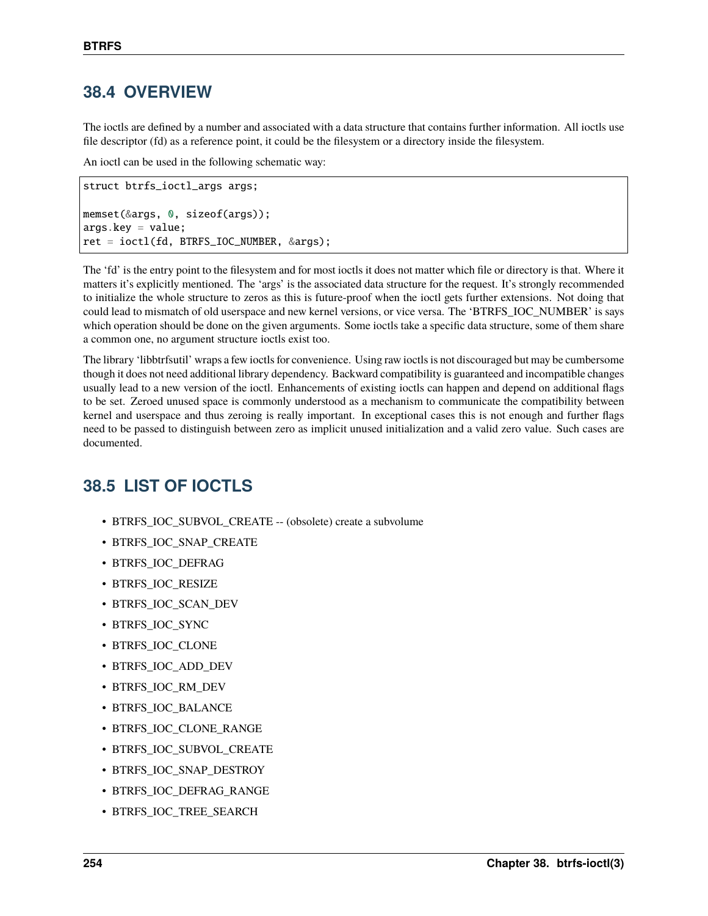## 38.4 OVERVIEW

The ioctls are defined by a number and associated with a data structure that contains further information. All ioctls use file descriptor (fd) as a reference point, it could be the filesystem or a directory inside the filesystem.

An ioctl can be used in the following schematic way:

```
struct btrfs_ioctl_args args;

memset(&args, 0, sizeof(args));
args.key = value;
ret = ioctl(fd, BTRFS_IOC_NUMBER, &args);
```

The 'fd' is the entry point to the filesystem and for most ioctls it does not matter which file or directory is that. Where it matters it's explicitly mentioned. The 'args' is the associated data structure for the request. It's strongly recommended to initialize the whole structure to zeros as this is future-proof when the ioctl gets further extensions. Not doing that could lead to mismatch of old userspace and new kernel versions, or vice versa. The 'BTRFS_IOC_NUMBER' is says which operation should be done on the given arguments. Some ioctls take a specific data structure, some of them share a common one, no argument structure ioctls exist too.

The library 'libbtrfsutil' wraps a few ioctls for convenience. Using raw ioctls is not discouraged but may be cumbersome though it does not need additional library dependency. Backward compatibility is guaranteed and incompatible changes usually lead to a new version of the ioctl. Enhancements of existing ioctls can happen and depend on additional flags to be set. Zeroed unused space is commonly understood as a mechanism to communicate the compatibility between kernel and userspace and thus zeroing is really important. In exceptional cases this is not enough and further flags need to be passed to distinguish between zero as implicit unused initialization and a valid zero value. Such cases are documented.

## 38.5 LIST OF IOCTLS

- BTRFS_IOC_SUBVOL_CREATE -- (obsolete) create a subvolume
- BTRFS_IOC_SNAP_CREATE
- BTRFS_IOC_DEFRAG
- BTRFS_IOC_RESIZE
- BTRFS_IOC_SCAN_DEV
- BTRFS_IOC_SYNC
- BTRFS_IOC_CLONE
- BTRFS_IOC_ADD_DEV
- BTRFS_IOC_RM_DEV
- BTRFS_IOC_BALANCE
- BTRFS_IOC_CLONE_RANGE
- BTRFS_IOC_SUBVOL_CREATE
- BTRFS_IOC_SNAP_DESTROY
- BTRFS_IOC_DEFRAG_RANGE
- BTRFS_IOC_TREE_SEARCH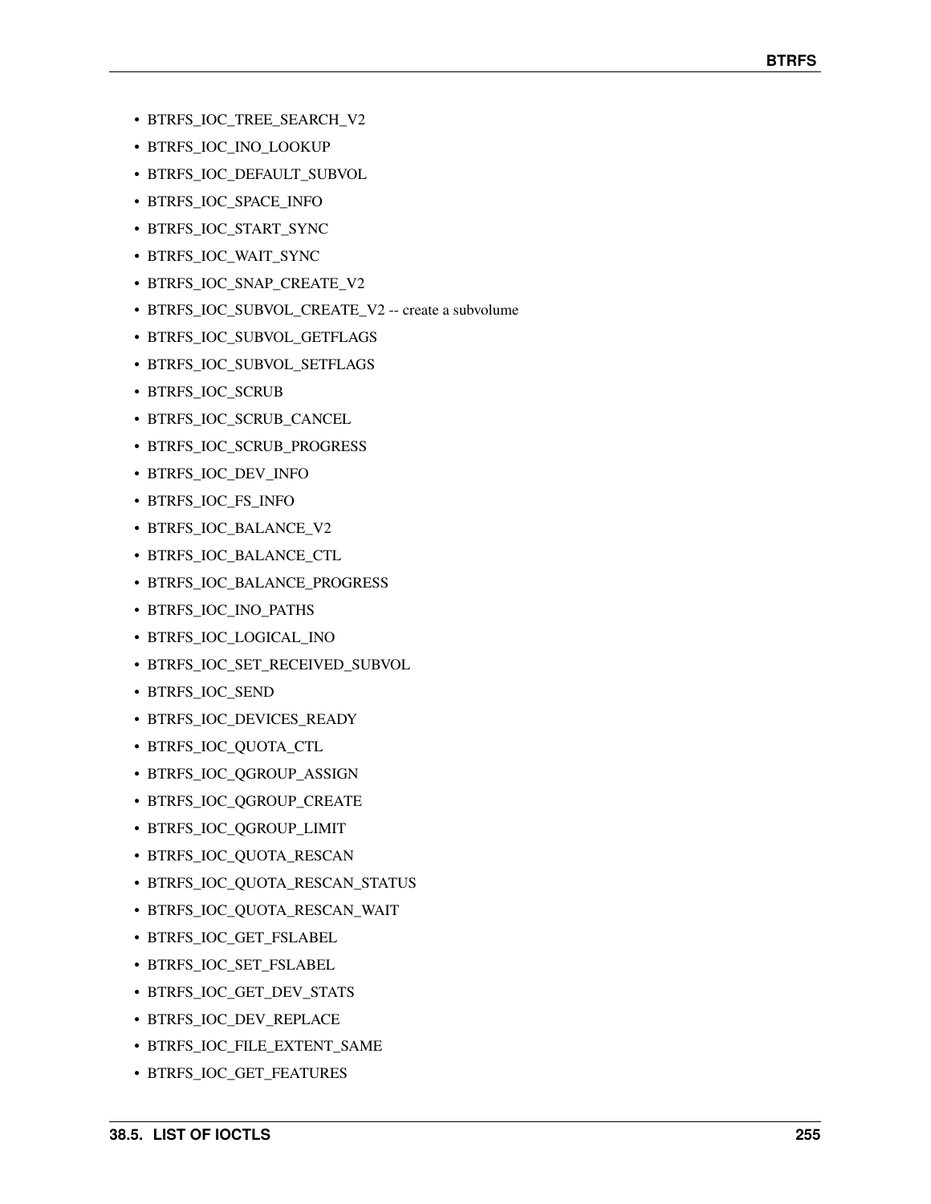- BTRFS_IOC_TREE_SEARCH_V2
- BTRFS_IOC_INO_LOOKUP
- BTRFS_IOC_DEFAULT_SUBVOL
- BTRFS_IOC_SPACE_INFO
- BTRFS_IOC_START_SYNC
- BTRFS_IOC_WAIT_SYNC
- BTRFS_IOC_SNAP_CREATE_V2
- BTRFS_IOC_SUBVOL_CREATE_V2 -- create a subvolume
- BTRFS_IOC_SUBVOL_GETFLAGS
- BTRFS_IOC_SUBVOL_SETFLAGS
- BTRFS_IOC_SCRUB
- BTRFS_IOC_SCRUB_CANCEL
- BTRFS_IOC_SCRUB_PROGRESS
- BTRFS_IOC_DEV_INFO
- BTRFS_IOC_FS_INFO
- BTRFS_IOC_BALANCE_V2
- BTRFS_IOC_BALANCE_CTL
- BTRFS_IOC_BALANCE_PROGRESS
- BTRFS_IOC_INO_PATHS
- BTRFS_IOC_LOGICAL_INO
- BTRFS_IOC_SET_RECEIVED_SUBVOL
- BTRFS_IOC_SEND
- BTRFS_IOC_DEVICES_READY
- BTRFS_IOC_QUOTA_CTL
- BTRFS_IOC_QGROUP_ASSIGN
- BTRFS_IOC_QGROUP_CREATE
- BTRFS_IOC_QGROUP_LIMIT
- BTRFS_IOC_QUOTA_RESCAN
- BTRFS_IOC_QUOTA_RESCAN_STATUS
- BTRFS_IOC_QUOTA_RESCAN_WAIT
- BTRFS_IOC_GET_FSLABEL
- BTRFS_IOC_SET_FSLABEL
- BTRFS_IOC_GET_DEV_STATS
- BTRFS_IOC_DEV_REPLACE
- BTRFS_IOC_FILE_EXTENT_SAME
- BTRFS_IOC_GET_FEATURES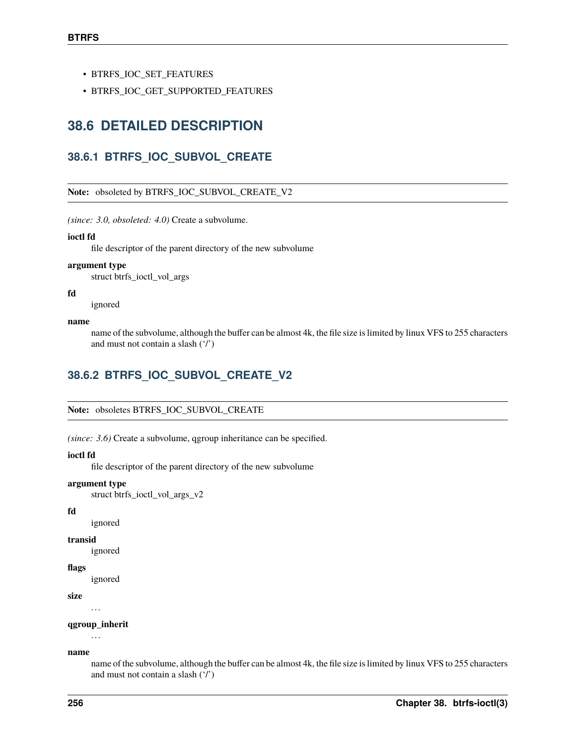- BTRFS_IOC_SET_FEATURES
- BTRFS_IOC_GET_SUPPORTED_FEATURES

## 38.6 DETAILED DESCRIPTION

### 38.6.1 BTRFS_IOC_SUBVOL_CREATE

**Note:** obsoleted by BTRFS_IOC_SUBVOL_CREATE_V2

*(since: 3.0, obsoleted: 4.0)* Create a subvolume.

**ioctl fd**
file descriptor of the parent directory of the new subvolume

**argument type**
struct btrfs_ioctl_vol_args

**fd**
ignored

**name**
name of the subvolume, although the buffer can be almost 4k, the file size is limited by linux VFS to 255 characters and must not contain a slash ('/')

### 38.6.2 BTRFS_IOC_SUBVOL_CREATE_V2

**Note:** obsoletes BTRFS_IOC_SUBVOL_CREATE

*(since: 3.6)* Create a subvolume, qgroup inheritance can be specified.

**ioctl fd**
file descriptor of the parent directory of the new subvolume

**argument type**
struct btrfs_ioctl_vol_args_v2

**fd**
ignored

**transid**
ignored

**flags**
ignored

**size**
...

**qgroup_inherit**
...

**name**
name of the subvolume, although the buffer can be almost 4k, the file size is limited by linux VFS to 255 characters and must not contain a slash ('/')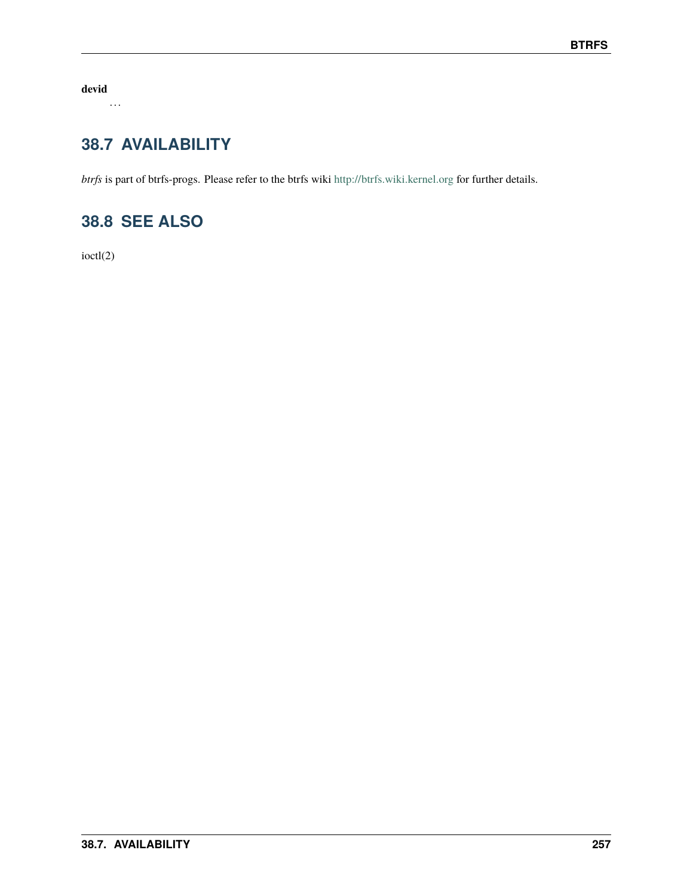**devid**

…

## 38.7 AVAILABILITY

*btrfs* is part of btrfs-progs. Please refer to the btrfs wiki http://btrfs.wiki.kernel.org for further details.

## 38.8 SEE ALSO

ioctl(2)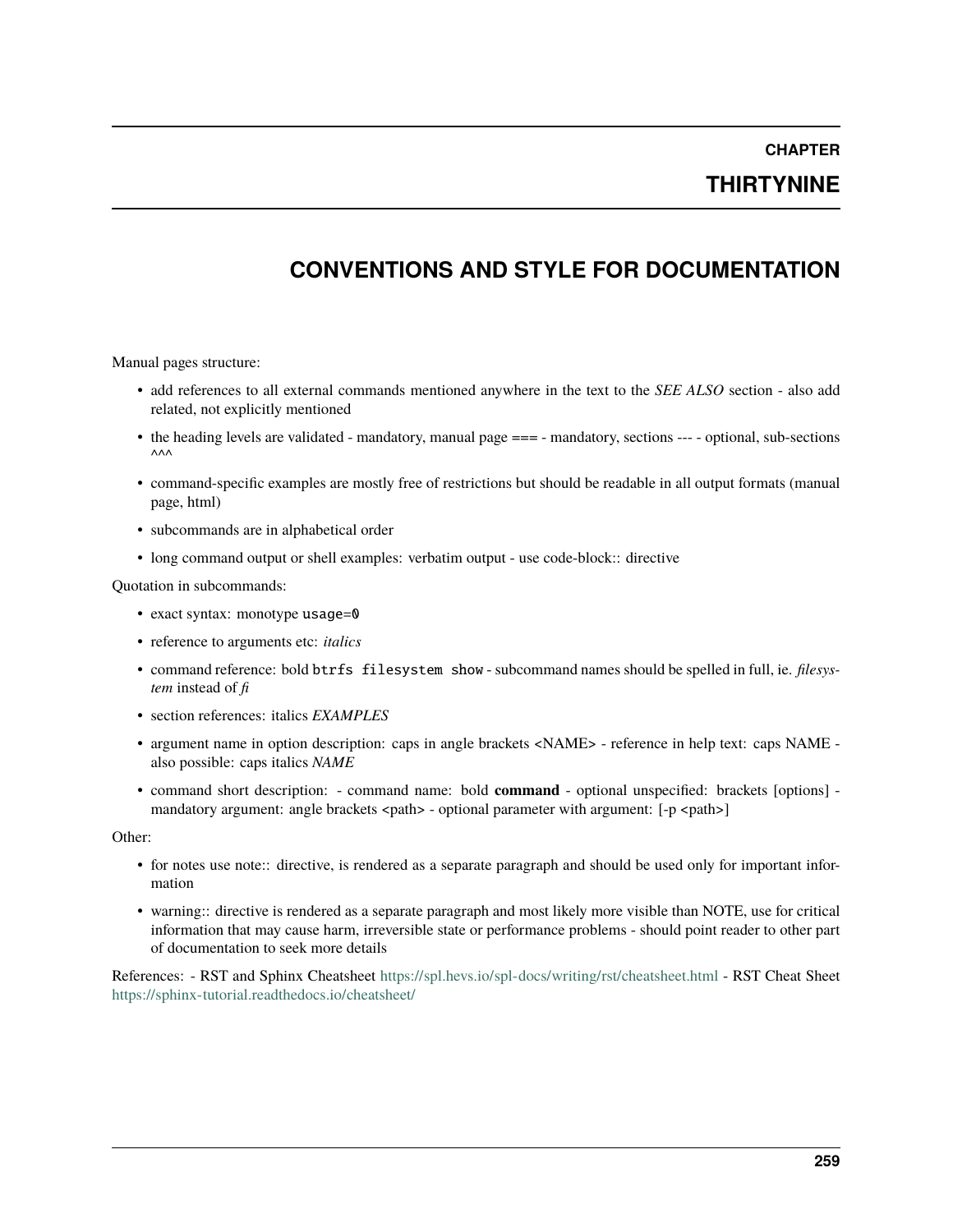# CHAPTER THIRTYNINE

# CONVENTIONS AND STYLE FOR DOCUMENTATION

Manual pages structure:

- add references to all external commands mentioned anywhere in the text to the *SEE ALSO* section - also add related, not explicitly mentioned
- the heading levels are validated - mandatory, manual page === - mandatory, sections --- - optional, sub-sections ^^^
- command-specific examples are mostly free of restrictions but should be readable in all output formats (manual page, html)
- subcommands are in alphabetical order
- long command output or shell examples: verbatim output - use code-block:: directive

Quotation in subcommands:

- exact syntax: monotype `usage=0`
- reference to arguments etc: *italics*
- command reference: bold `btrfs filesystem show` - subcommand names should be spelled in full, ie. *filesystem* instead of *fi*
- section references: italics *EXAMPLES*
- argument name in option description: caps in angle brackets <NAME> - reference in help text: caps NAME - also possible: caps italics *NAME*
- command short description: - command name: bold **command** - optional unspecified: brackets [options] - mandatory argument: angle brackets <path> - optional parameter with argument: [-p <path>]

Other:

- for notes use note:: directive, is rendered as a separate paragraph and should be used only for important information
- warning:: directive is rendered as a separate paragraph and most likely more visible than NOTE, use for critical information that may cause harm, irreversible state or performance problems - should point reader to other part of documentation to seek more details

References: - RST and Sphinx Cheatsheet https://spl.hevs.io/spl-docs/writing/rst/cheatsheet.html - RST Cheat Sheet https://sphinx-tutorial.readthedocs.io/cheatsheet/